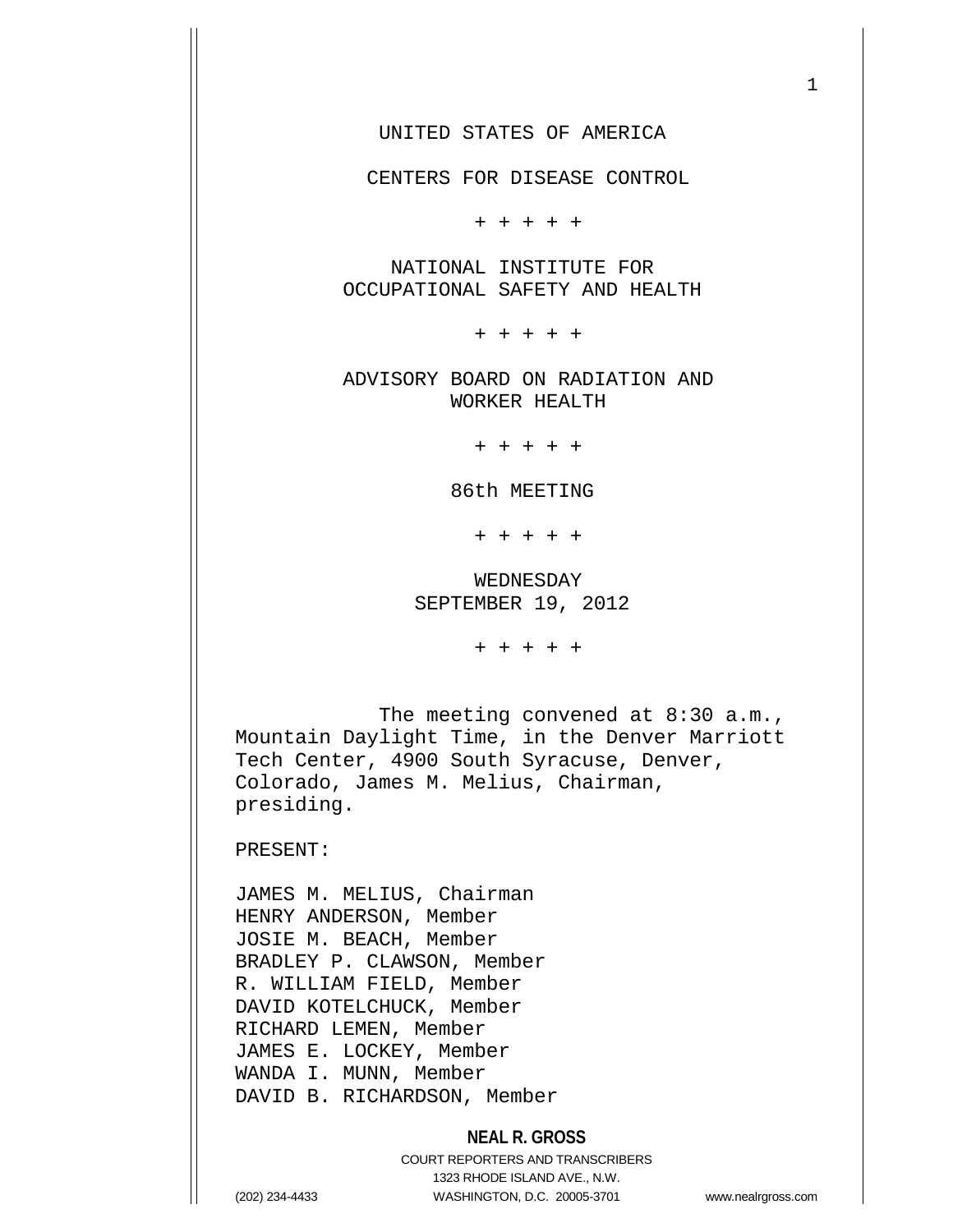UNITED STATES OF AMERICA

CENTERS FOR DISEASE CONTROL

+ + + + +

NATIONAL INSTITUTE FOR
OCCUPATIONAL SAFETY AND HEALTH

+ + + + +

ADVISORY BOARD ON RADIATION AND
WORKER HEALTH

+ + + + +

86th MEETING

+ + + + +

WEDNESDAY
SEPTEMBER 19, 2012

+ + + + +

The meeting convened at 8:30 a.m., Mountain Daylight Time, in the Denver Marriott Tech Center, 4900 South Syracuse, Denver, Colorado, James M. Melius, Chairman, presiding.

PRESENT:

JAMES M. MELIUS, Chairman
HENRY ANDERSON, Member
JOSIE M. BEACH, Member
BRADLEY P. CLAWSON, Member
R. WILLIAM FIELD, Member
DAVID KOTELCHUCK, Member
RICHARD LEMEN, Member
JAMES E. LOCKEY, Member
WANDA I. MUNN, Member
DAVID B. RICHARDSON, Member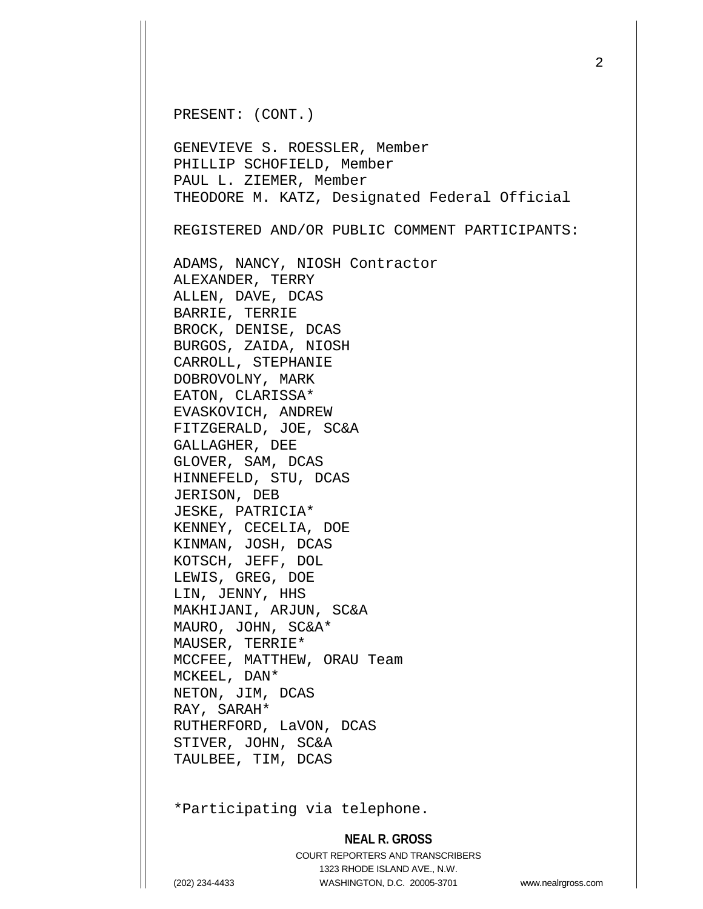PRESENT: (CONT.)

GENEVIEVE S. ROESSLER, Member
PHILLIP SCHOFIELD, Member
PAUL L. ZIEMER, Member
THEODORE M. KATZ, Designated Federal Official

REGISTERED AND/OR PUBLIC COMMENT PARTICIPANTS:

ADAMS, NANCY, NIOSH Contractor
ALEXANDER, TERRY
ALLEN, DAVE, DCAS
BARRIE, TERRIE
BROCK, DENISE, DCAS
BURGOS, ZAIDA, NIOSH
CARROLL, STEPHANIE
DOBROVOLNY, MARK
EATON, CLARISSA*
EVASKOVICH, ANDREW
FITZGERALD, JOE, SC&A
GALLAGHER, DEE
GLOVER, SAM, DCAS
HINNEFELD, STU, DCAS
JERISON, DEB
JESKE, PATRICIA*
KENNEY, CECELIA, DOE
KINMAN, JOSH, DCAS
KOTSCH, JEFF, DOL
LEWIS, GREG, DOE
LIN, JENNY, HHS
MAKHIJANI, ARJUN, SC&A
MAURO, JOHN, SC&A*
MAUSER, TERRIE*
MCCFEE, MATTHEW, ORAU Team
MCKEEL, DAN*
NETON, JIM, DCAS
RAY, SARAH*
RUTHERFORD, LaVON, DCAS
STIVER, JOHN, SC&A
TAULBEE, TIM, DCAS

*Participating via telephone.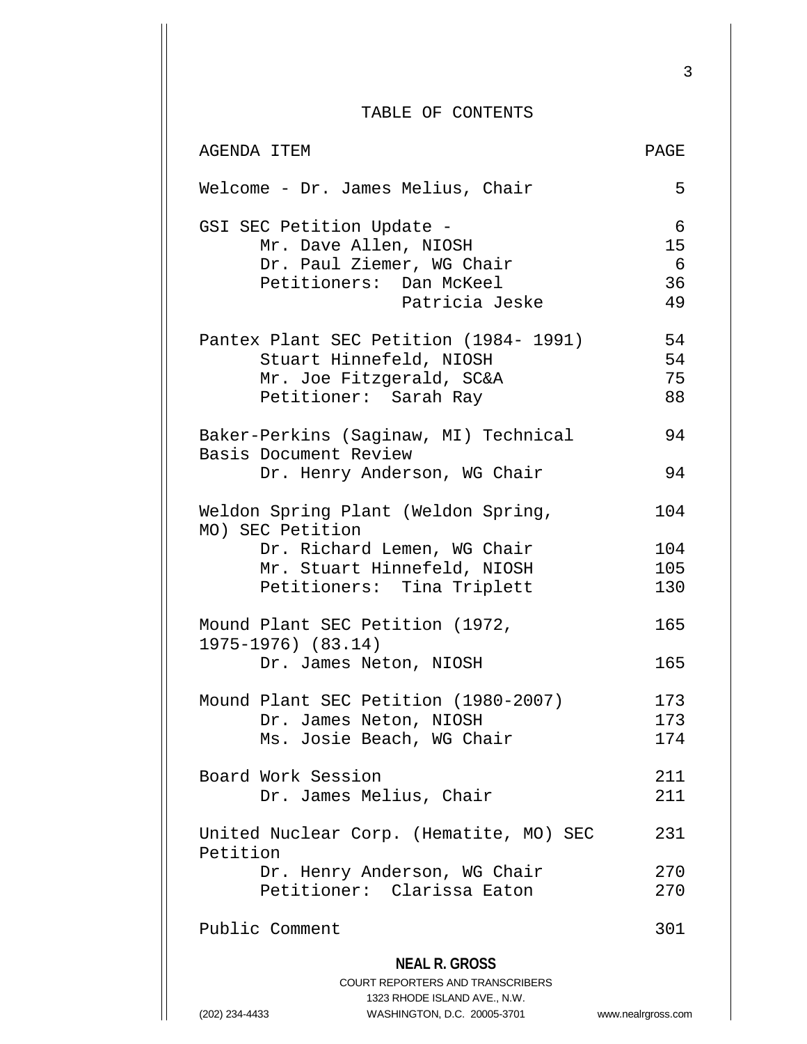# TABLE OF CONTENTS

| AGENDA ITEM | PAGE |
|---|---|
| Welcome - Dr. James Melius, Chair | 5 |
| GSI SEC Petition Update - | 6 |
| Mr. Dave Allen, NIOSH | 15 |
| Dr. Paul Ziemer, WG Chair | 6 |
| Petitioners: Dan McKeel | 36 |
| Patricia Jeske | 49 |
| Pantex Plant SEC Petition (1984- 1991) | 54 |
| Stuart Hinnefeld, NIOSH | 54 |
| Mr. Joe Fitzgerald, SC&A | 75 |
| Petitioner: Sarah Ray | 88 |
| Baker-Perkins (Saginaw, MI) Technical Basis Document Review | 94 |
| Dr. Henry Anderson, WG Chair | 94 |
| Weldon Spring Plant (Weldon Spring, MO) SEC Petition | 104 |
| Dr. Richard Lemen, WG Chair | 104 |
| Mr. Stuart Hinnefeld, NIOSH | 105 |
| Petitioners: Tina Triplett | 130 |
| Mound Plant SEC Petition (1972, 1975-1976) (83.14) | 165 |
| Dr. James Neton, NIOSH | 165 |
| Mound Plant SEC Petition (1980-2007) | 173 |
| Dr. James Neton, NIOSH | 173 |
| Ms. Josie Beach, WG Chair | 174 |
| Board Work Session | 211 |
| Dr. James Melius, Chair | 211 |
| United Nuclear Corp. (Hematite, MO) SEC Petition | 231 |
| Dr. Henry Anderson, WG Chair | 270 |
| Petitioner: Clarissa Eaton | 270 |
| Public Comment | 301 |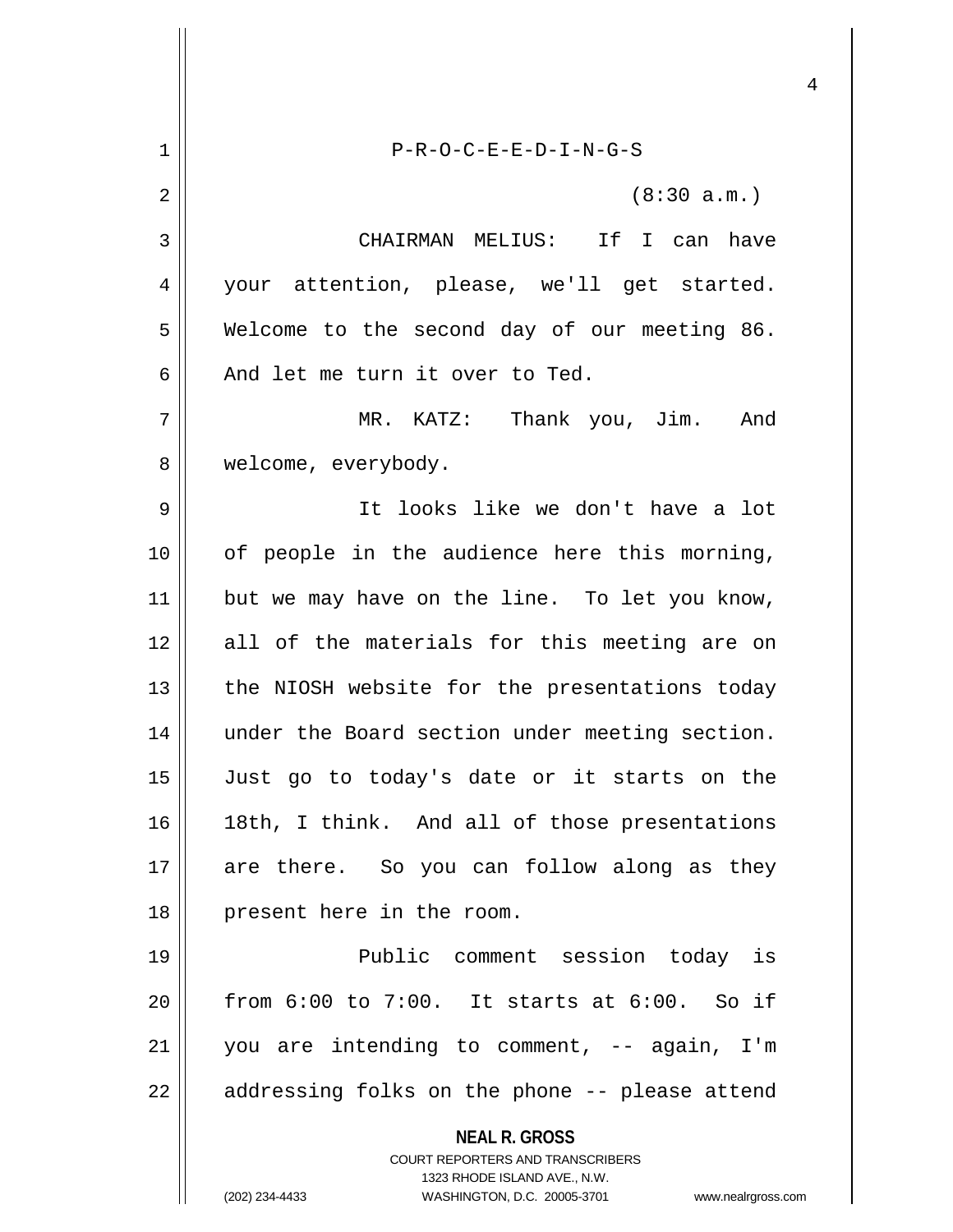P-R-O-C-E-E-D-I-N-G-S

(8:30 a.m.)

CHAIRMAN MELIUS: If I can have your attention, please, we'll get started. Welcome to the second day of our meeting 86. And let me turn it over to Ted.

MR. KATZ: Thank you, Jim. And welcome, everybody.

It looks like we don't have a lot of people in the audience here this morning, but we may have on the line. To let you know, all of the materials for this meeting are on the NIOSH website for the presentations today under the Board section under meeting section. Just go to today's date or it starts on the 18th, I think. And all of those presentations are there. So you can follow along as they present here in the room.

Public comment session today is from 6:00 to 7:00. It starts at 6:00. So if you are intending to comment, -- again, I'm addressing folks on the phone -- please attend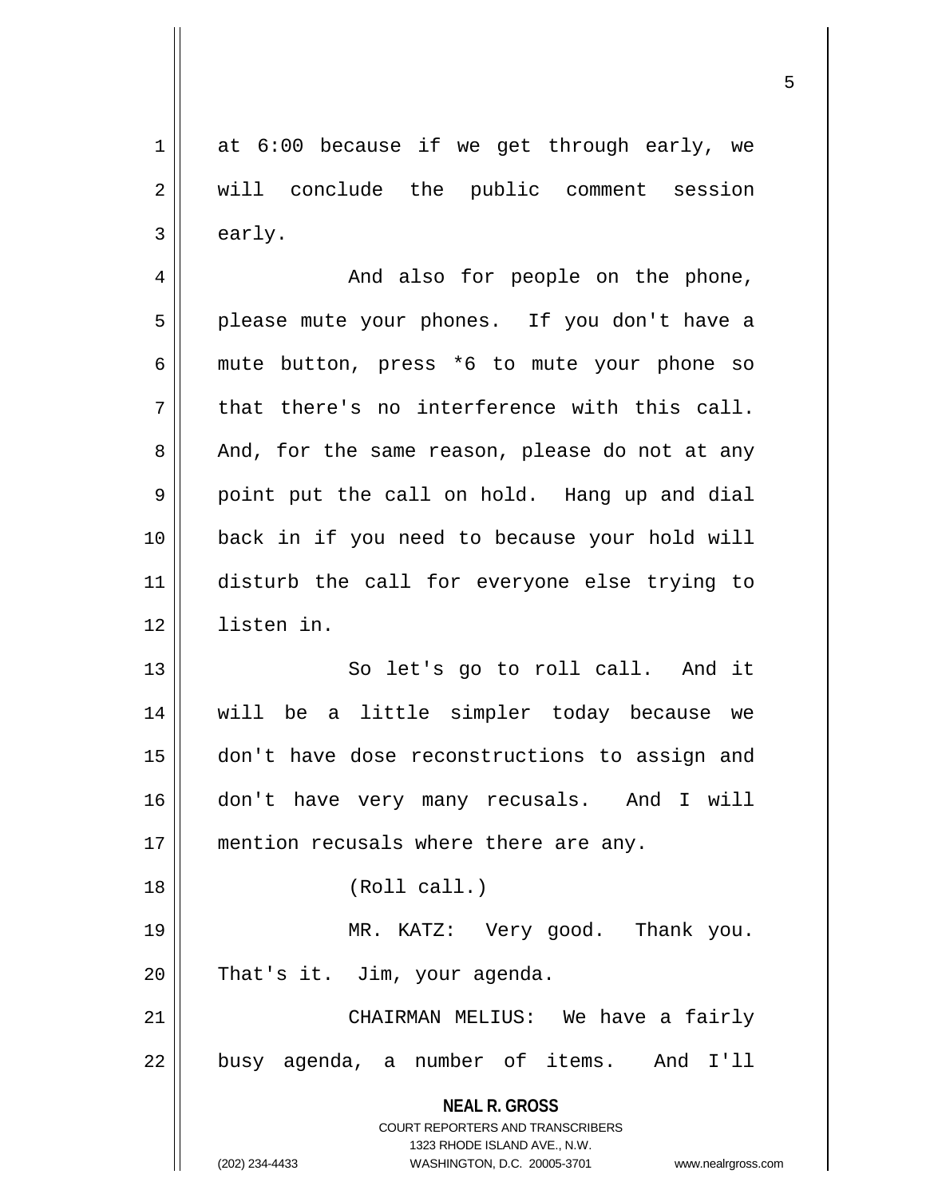at 6:00 because if we get through early, we will conclude the public comment session early.

And also for people on the phone, please mute your phones. If you don't have a mute button, press *6 to mute your phone so that there's no interference with this call. And, for the same reason, please do not at any point put the call on hold. Hang up and dial back in if you need to because your hold will disturb the call for everyone else trying to listen in.

So let's go to roll call. And it will be a little simpler today because we don't have dose reconstructions to assign and don't have very many recusals. And I will mention recusals where there are any.

(Roll call.)

MR. KATZ: Very good. Thank you. That's it. Jim, your agenda.

CHAIRMAN MELIUS: We have a fairly busy agenda, a number of items. And I'll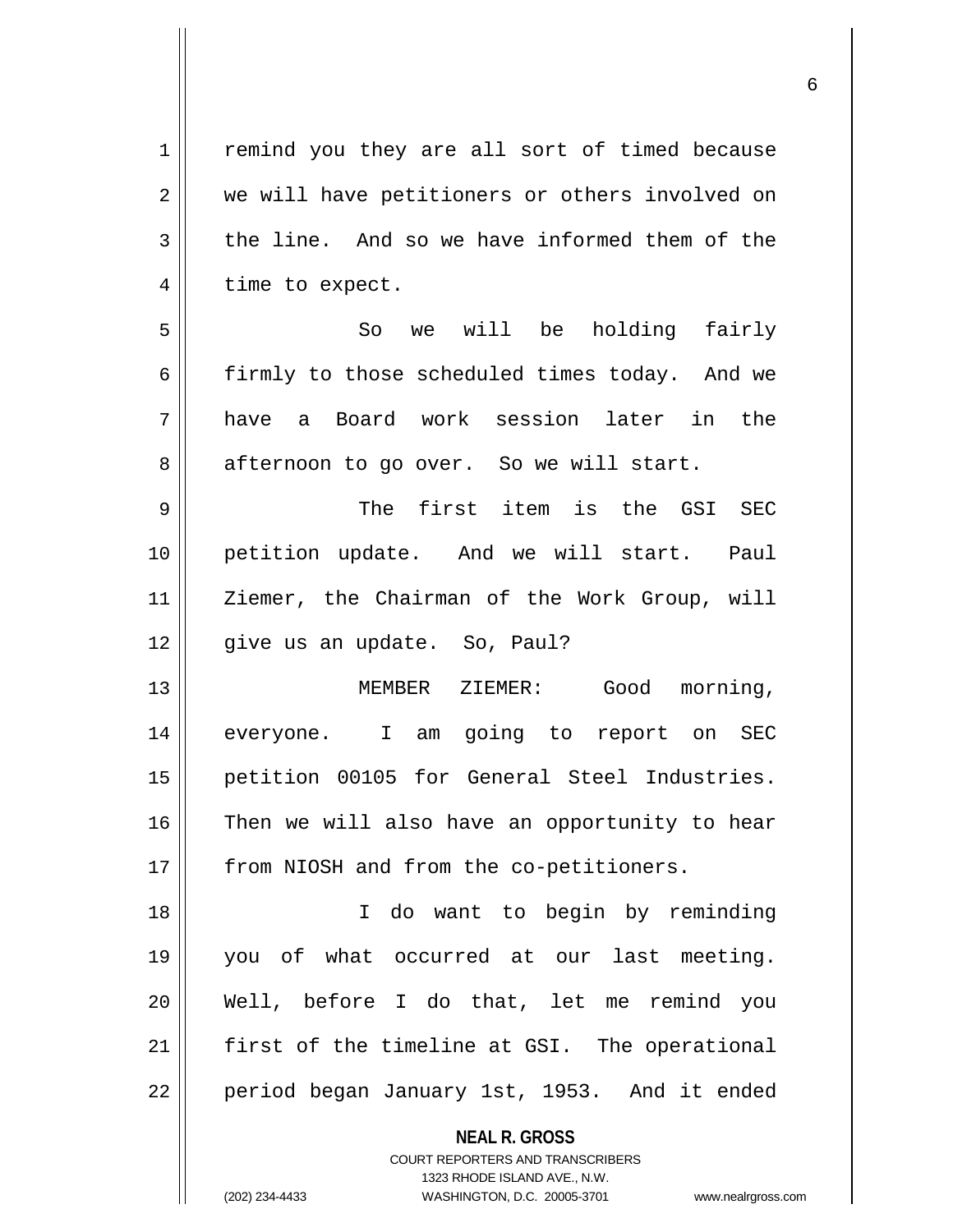remind you they are all sort of timed because we will have petitioners or others involved on the line. And so we have informed them of the time to expect.

So we will be holding fairly firmly to those scheduled times today. And we have a Board work session later in the afternoon to go over. So we will start.

The first item is the GSI SEC petition update. And we will start. Paul Ziemer, the Chairman of the Work Group, will give us an update. So, Paul?

MEMBER ZIEMER: Good morning, everyone. I am going to report on SEC petition 00105 for General Steel Industries. Then we will also have an opportunity to hear from NIOSH and from the co-petitioners.

I do want to begin by reminding you of what occurred at our last meeting. Well, before I do that, let me remind you first of the timeline at GSI. The operational period began January 1st, 1953. And it ended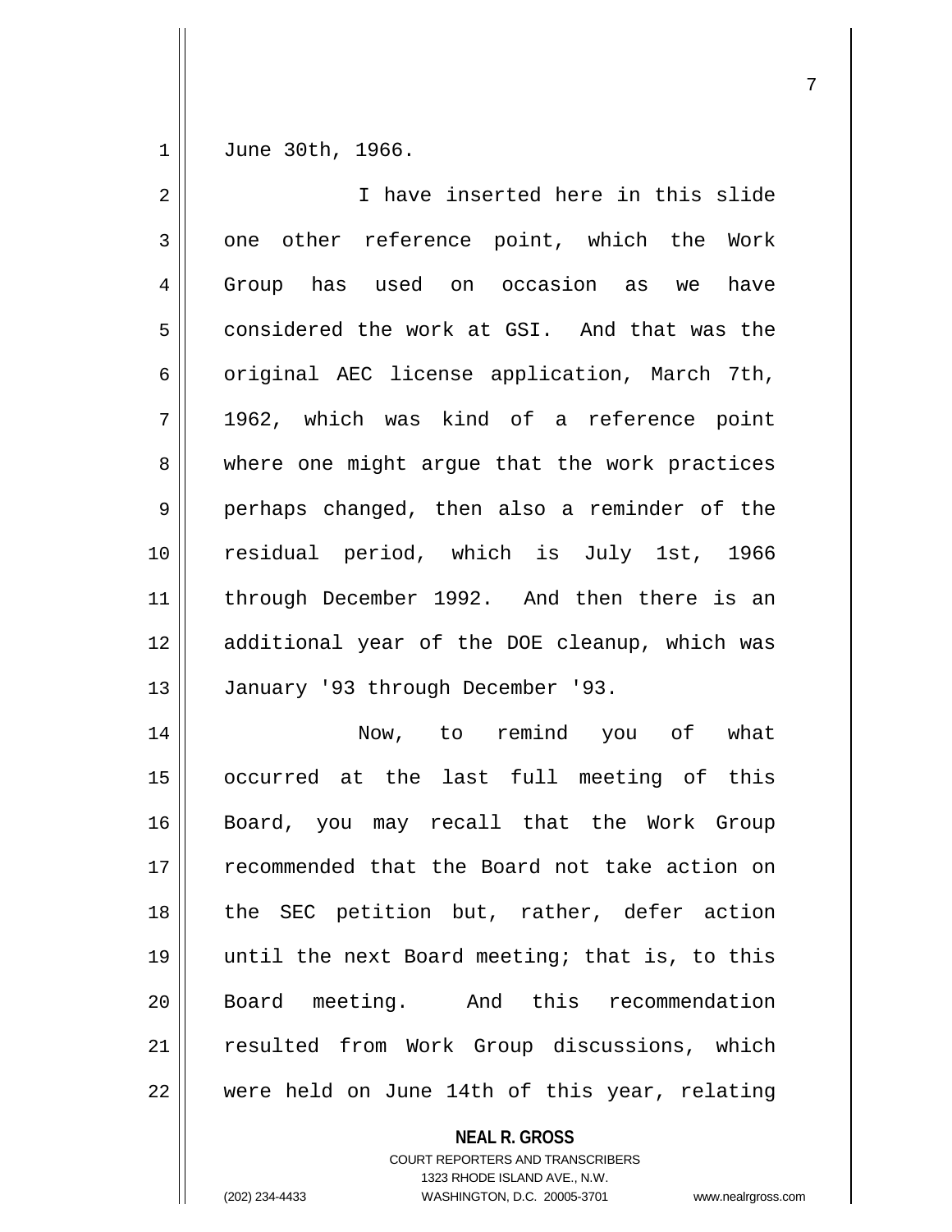June 30th, 1966.

I have inserted here in this slide one other reference point, which the Work Group has used on occasion as we have considered the work at GSI. And that was the original AEC license application, March 7th, 1962, which was kind of a reference point where one might argue that the work practices perhaps changed, then also a reminder of the residual period, which is July 1st, 1966 through December 1992. And then there is an additional year of the DOE cleanup, which was January '93 through December '93.

Now, to remind you of what occurred at the last full meeting of this Board, you may recall that the Work Group recommended that the Board not take action on the SEC petition but, rather, defer action until the next Board meeting; that is, to this Board meeting. And this recommendation resulted from Work Group discussions, which were held on June 14th of this year, relating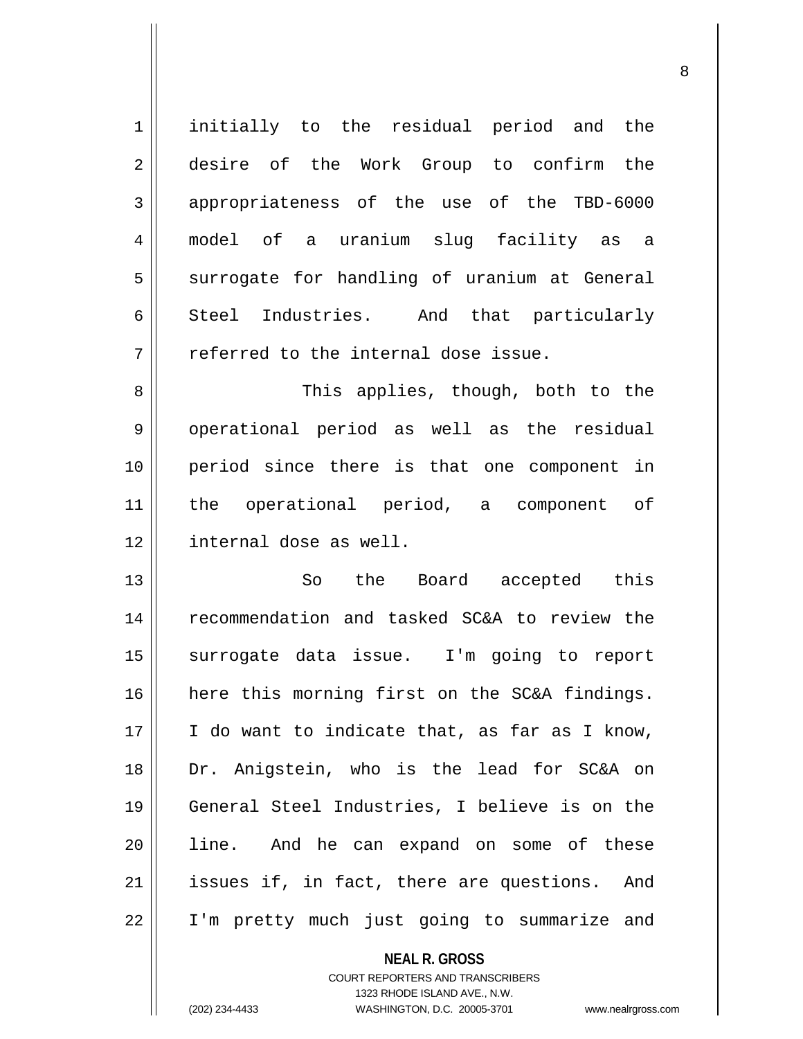initially to the residual period and the desire of the Work Group to confirm the appropriateness of the use of the TBD-6000 model of a uranium slug facility as a surrogate for handling of uranium at General Steel Industries. And that particularly referred to the internal dose issue.

This applies, though, both to the operational period as well as the residual period since there is that one component in the operational period, a component of internal dose as well.

So the Board accepted this recommendation and tasked SC&A to review the surrogate data issue. I'm going to report here this morning first on the SC&A findings. I do want to indicate that, as far as I know, Dr. Anigstein, who is the lead for SC&A on General Steel Industries, I believe is on the line. And he can expand on some of these issues if, in fact, there are questions. And I'm pretty much just going to summarize and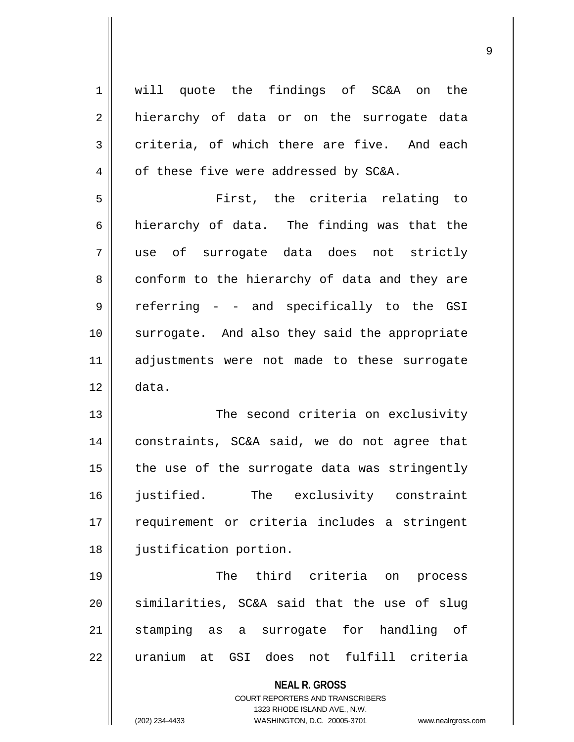will quote the findings of SC&A on the hierarchy of data or on the surrogate data criteria, of which there are five. And each of these five were addressed by SC&A.

First, the criteria relating to hierarchy of data. The finding was that the use of surrogate data does not strictly conform to the hierarchy of data and they are referring - - and specifically to the GSI surrogate. And also they said the appropriate adjustments were not made to these surrogate data.

The second criteria on exclusivity constraints, SC&A said, we do not agree that the use of the surrogate data was stringently justified. The exclusivity constraint requirement or criteria includes a stringent justification portion.

The third criteria on process similarities, SC&A said that the use of slug stamping as a surrogate for handling of uranium at GSI does not fulfill criteria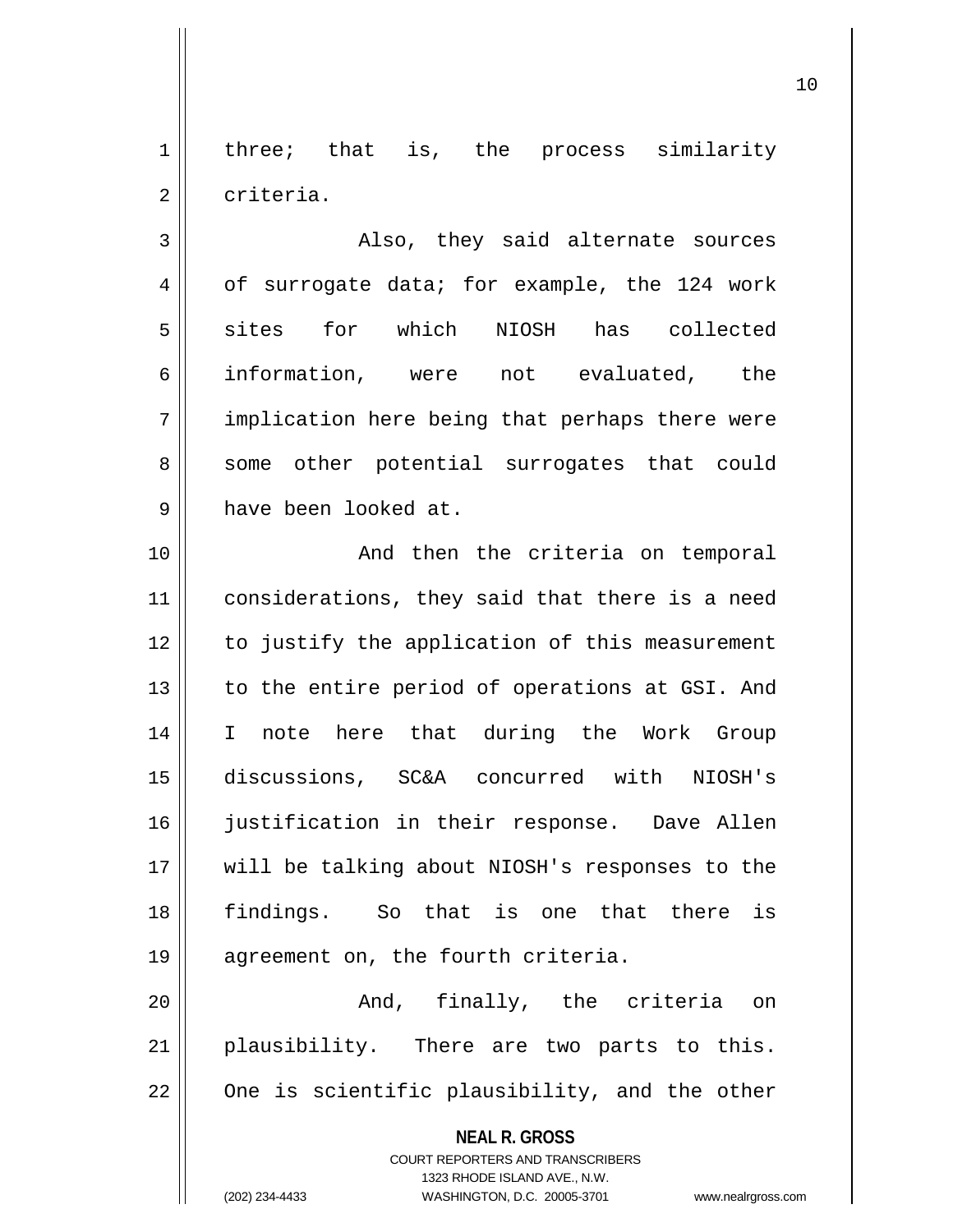three; that is, the process similarity criteria.

Also, they said alternate sources of surrogate data; for example, the 124 work sites for which NIOSH has collected information, were not evaluated, the implication here being that perhaps there were some other potential surrogates that could have been looked at.

And then the criteria on temporal considerations, they said that there is a need to justify the application of this measurement to the entire period of operations at GSI. And I note here that during the Work Group discussions, SC&A concurred with NIOSH's justification in their response. Dave Allen will be talking about NIOSH's responses to the findings. So that is one that there is agreement on, the fourth criteria.

And, finally, the criteria on plausibility. There are two parts to this. One is scientific plausibility, and the other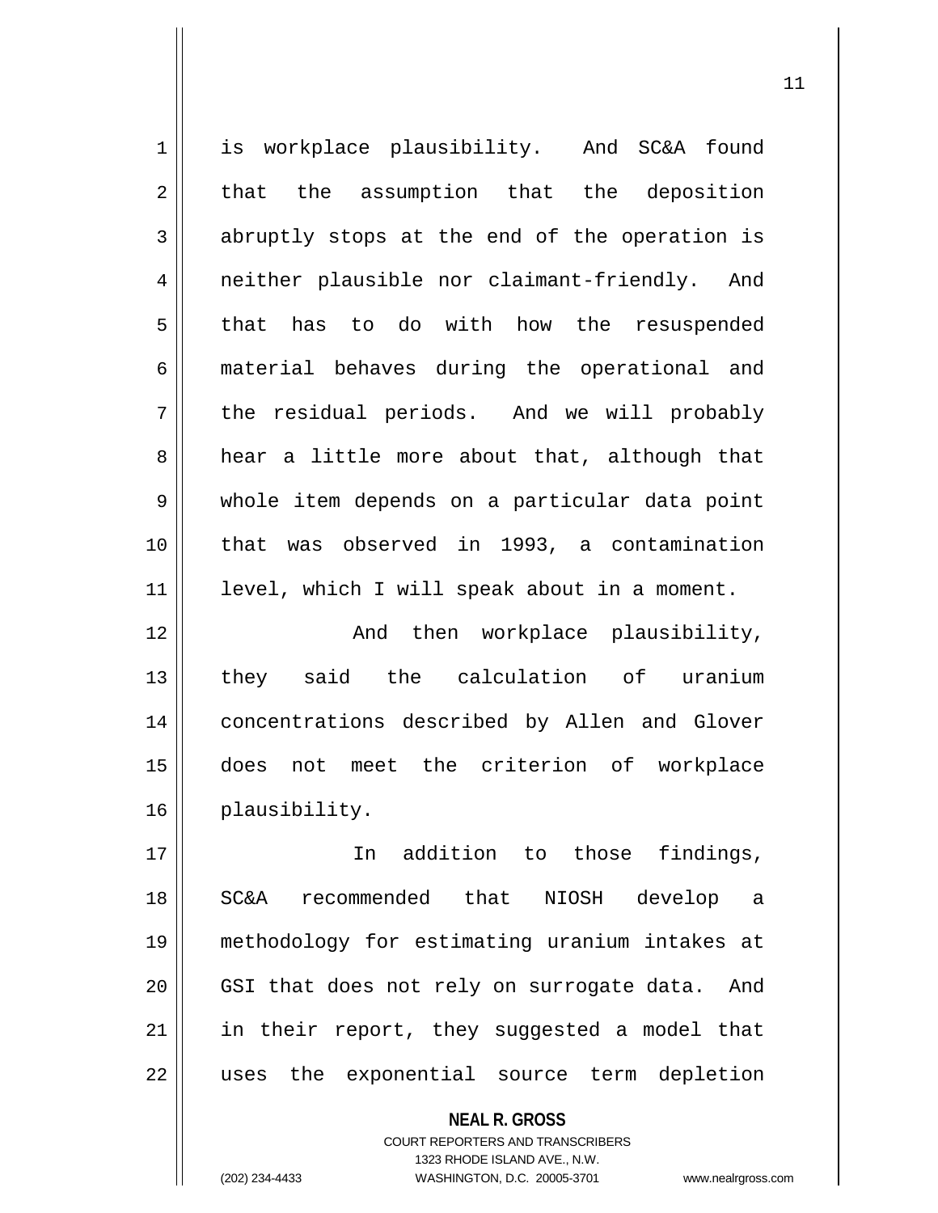is workplace plausibility. And SC&A found that the assumption that the deposition abruptly stops at the end of the operation is neither plausible nor claimant-friendly. And that has to do with how the resuspended material behaves during the operational and the residual periods. And we will probably hear a little more about that, although that whole item depends on a particular data point that was observed in 1993, a contamination level, which I will speak about in a moment.

And then workplace plausibility, they said the calculation of uranium concentrations described by Allen and Glover does not meet the criterion of workplace plausibility.

In addition to those findings, SC&A recommended that NIOSH develop a methodology for estimating uranium intakes at GSI that does not rely on surrogate data. And in their report, they suggested a model that uses the exponential source term depletion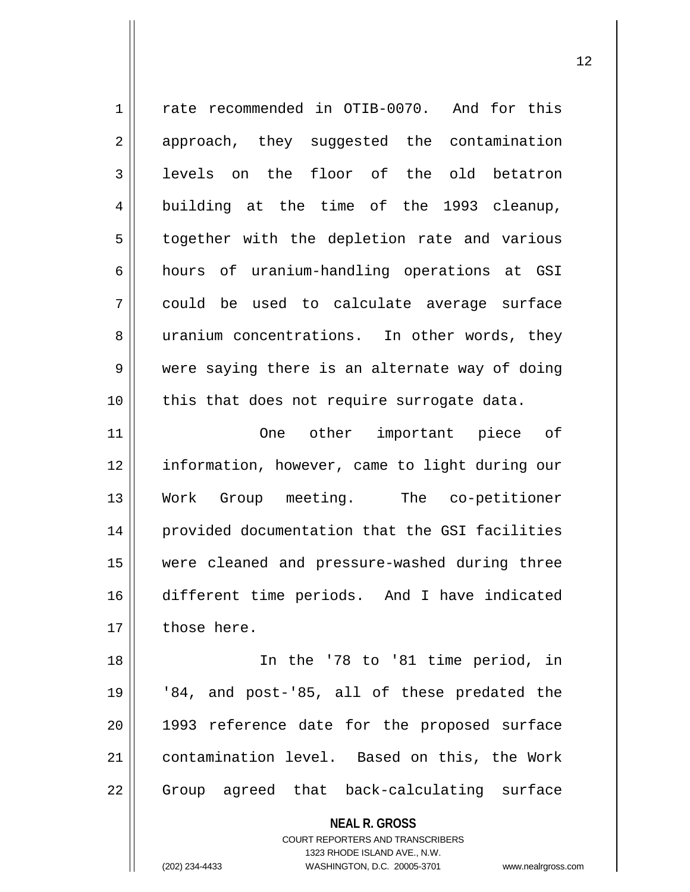rate recommended in OTIB-0070. And for this approach, they suggested the contamination levels on the floor of the old betatron building at the time of the 1993 cleanup, together with the depletion rate and various hours of uranium-handling operations at GSI could be used to calculate average surface uranium concentrations. In other words, they were saying there is an alternate way of doing this that does not require surrogate data.

One other important piece of information, however, came to light during our Work Group meeting. The co-petitioner provided documentation that the GSI facilities were cleaned and pressure-washed during three different time periods. And I have indicated those here.

In the '78 to '81 time period, in '84, and post-'85, all of these predated the 1993 reference date for the proposed surface contamination level. Based on this, the Work Group agreed that back-calculating surface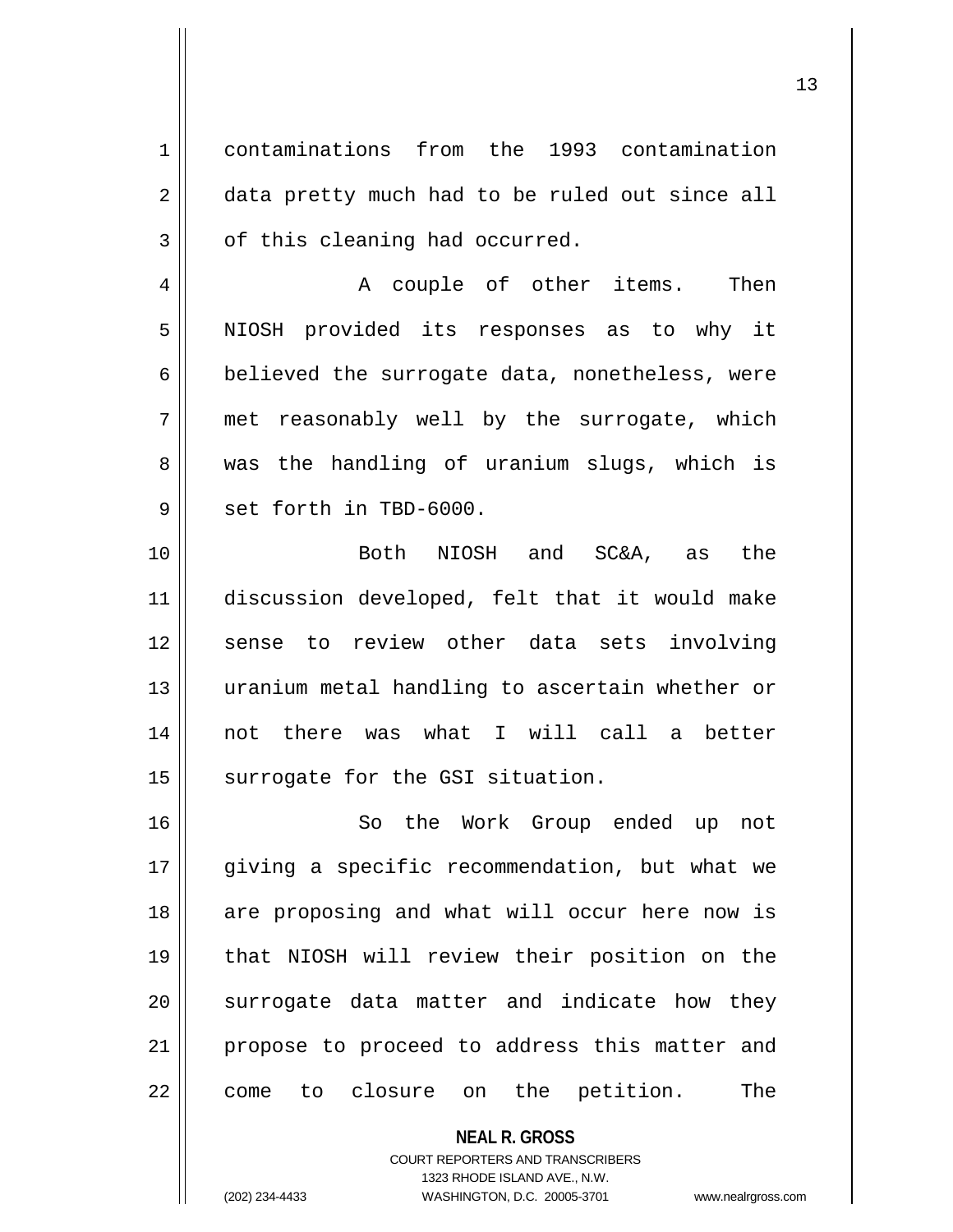contaminations from the 1993 contamination data pretty much had to be ruled out since all of this cleaning had occurred.

A couple of other items. Then NIOSH provided its responses as to why it believed the surrogate data, nonetheless, were met reasonably well by the surrogate, which was the handling of uranium slugs, which is set forth in TBD-6000.

Both NIOSH and SC&A, as the discussion developed, felt that it would make sense to review other data sets involving uranium metal handling to ascertain whether or not there was what I will call a better surrogate for the GSI situation.

So the Work Group ended up not giving a specific recommendation, but what we are proposing and what will occur here now is that NIOSH will review their position on the surrogate data matter and indicate how they propose to proceed to address this matter and come to closure on the petition. The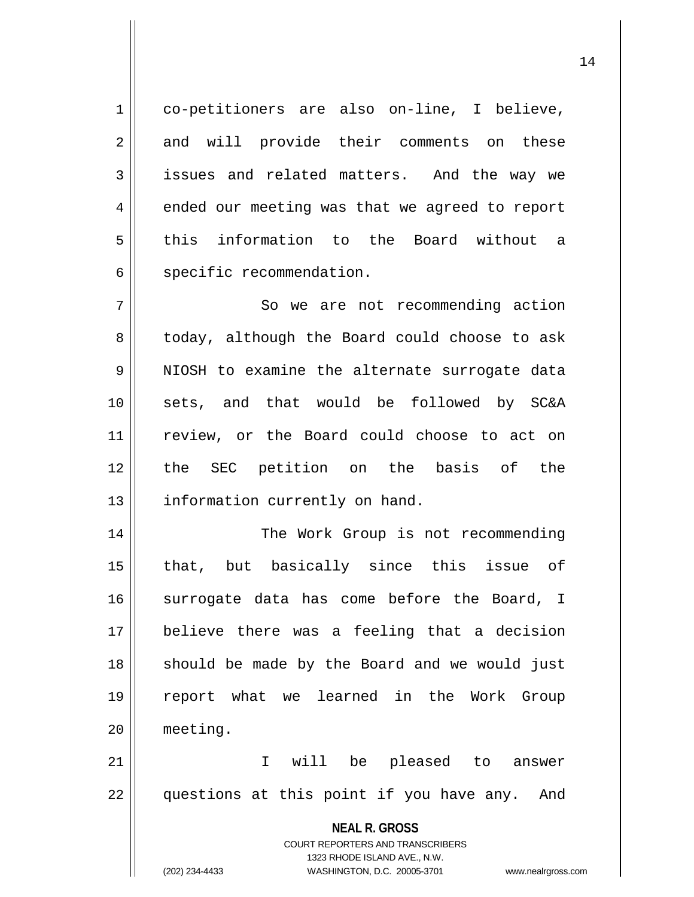co-petitioners are also on-line, I believe, and will provide their comments on these issues and related matters. And the way we ended our meeting was that we agreed to report this information to the Board without a specific recommendation.

So we are not recommending action today, although the Board could choose to ask NIOSH to examine the alternate surrogate data sets, and that would be followed by SC&A review, or the Board could choose to act on the SEC petition on the basis of the information currently on hand.

The Work Group is not recommending that, but basically since this issue of surrogate data has come before the Board, I believe there was a feeling that a decision should be made by the Board and we would just report what we learned in the Work Group meeting.

I will be pleased to answer questions at this point if you have any. And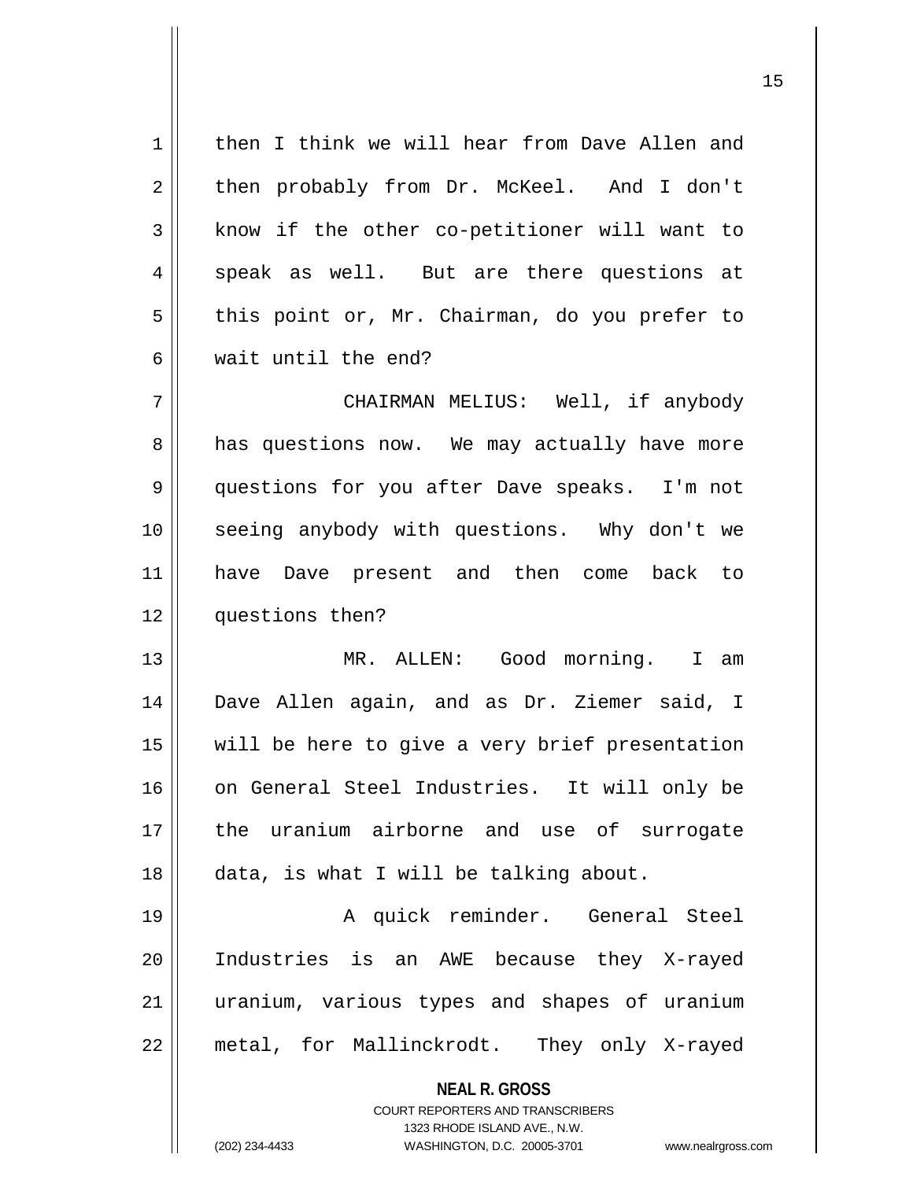then I think we will hear from Dave Allen and then probably from Dr. McKeel. And I don't know if the other co-petitioner will want to speak as well. But are there questions at this point or, Mr. Chairman, do you prefer to wait until the end?

CHAIRMAN MELIUS: Well, if anybody has questions now. We may actually have more questions for you after Dave speaks. I'm not seeing anybody with questions. Why don't we have Dave present and then come back to questions then?

MR. ALLEN: Good morning. I am Dave Allen again, and as Dr. Ziemer said, I will be here to give a very brief presentation on General Steel Industries. It will only be the uranium airborne and use of surrogate data, is what I will be talking about.

A quick reminder. General Steel Industries is an AWE because they X-rayed uranium, various types and shapes of uranium metal, for Mallinckrodt. They only X-rayed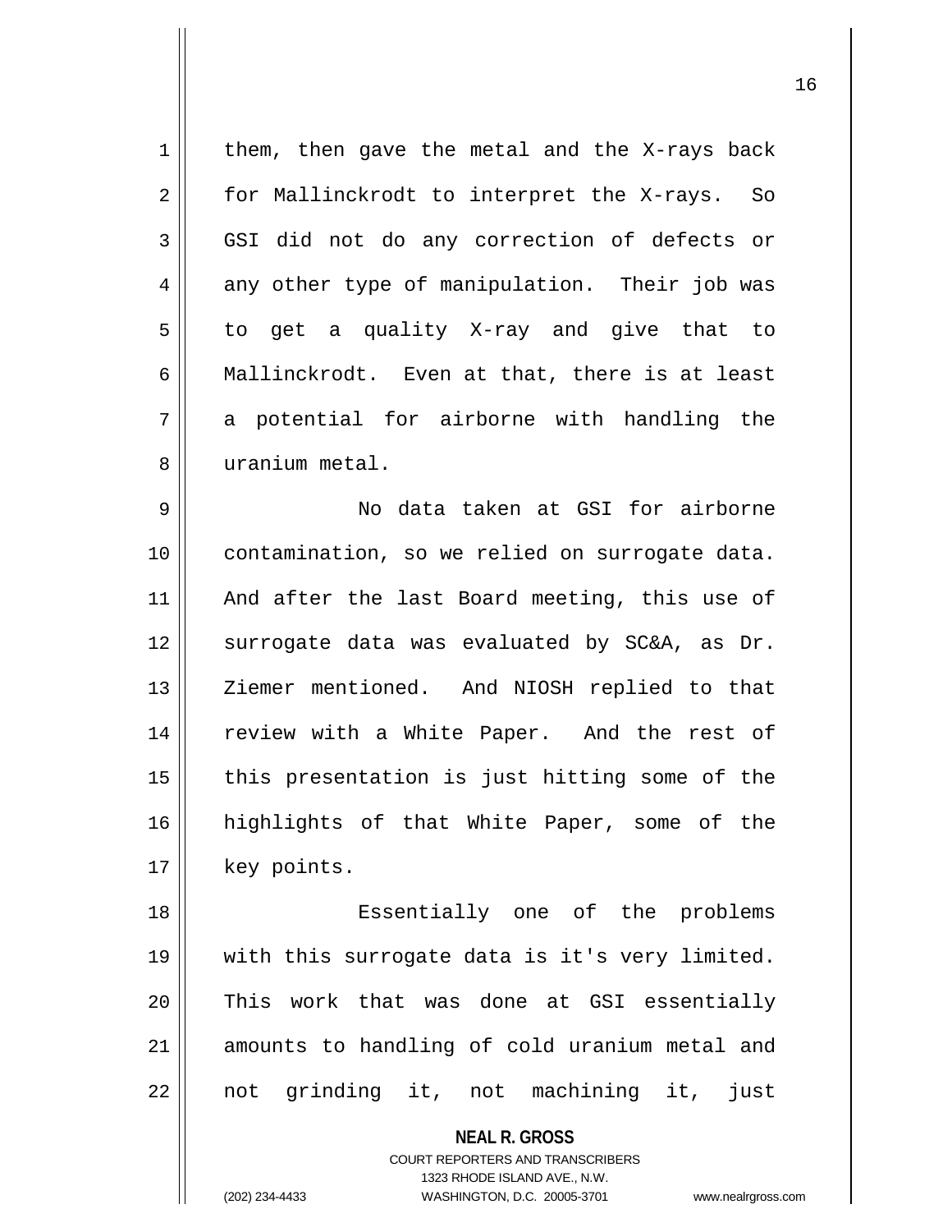them, then gave the metal and the X-rays back for Mallinckrodt to interpret the X-rays. So GSI did not do any correction of defects or any other type of manipulation. Their job was to get a quality X-ray and give that to Mallinckrodt. Even at that, there is at least a potential for airborne with handling the uranium metal.

No data taken at GSI for airborne contamination, so we relied on surrogate data. And after the last Board meeting, this use of surrogate data was evaluated by SC&A, as Dr. Ziemer mentioned. And NIOSH replied to that review with a White Paper. And the rest of this presentation is just hitting some of the highlights of that White Paper, some of the key points.

Essentially one of the problems with this surrogate data is it's very limited. This work that was done at GSI essentially amounts to handling of cold uranium metal and not grinding it, not machining it, just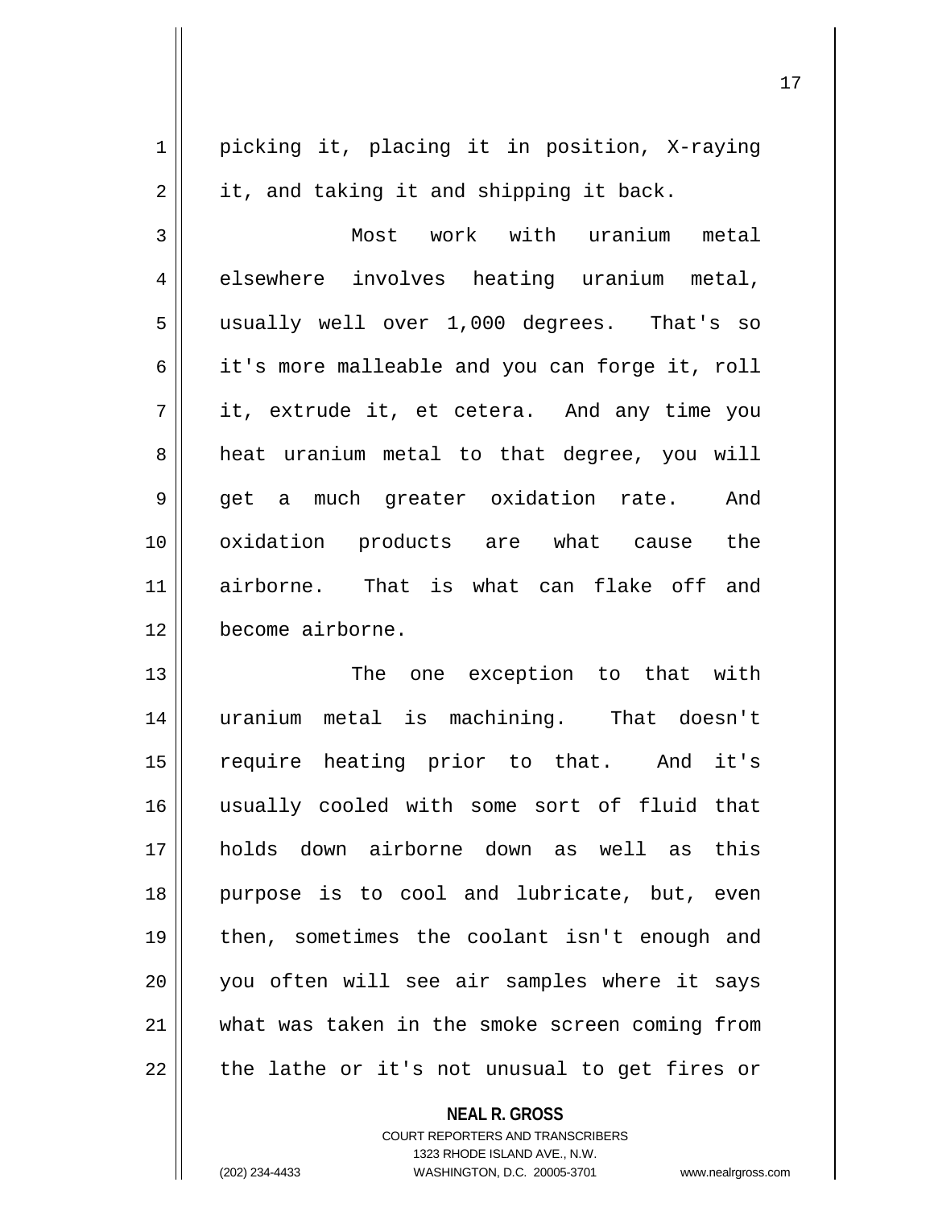picking it, placing it in position, X-raying it, and taking it and shipping it back.

Most work with uranium metal elsewhere involves heating uranium metal, usually well over 1,000 degrees. That's so it's more malleable and you can forge it, roll it, extrude it, et cetera. And any time you heat uranium metal to that degree, you will get a much greater oxidation rate. And oxidation products are what cause the airborne. That is what can flake off and become airborne.

The one exception to that with uranium metal is machining. That doesn't require heating prior to that. And it's usually cooled with some sort of fluid that holds down airborne down as well as this purpose is to cool and lubricate, but, even then, sometimes the coolant isn't enough and you often will see air samples where it says what was taken in the smoke screen coming from the lathe or it's not unusual to get fires or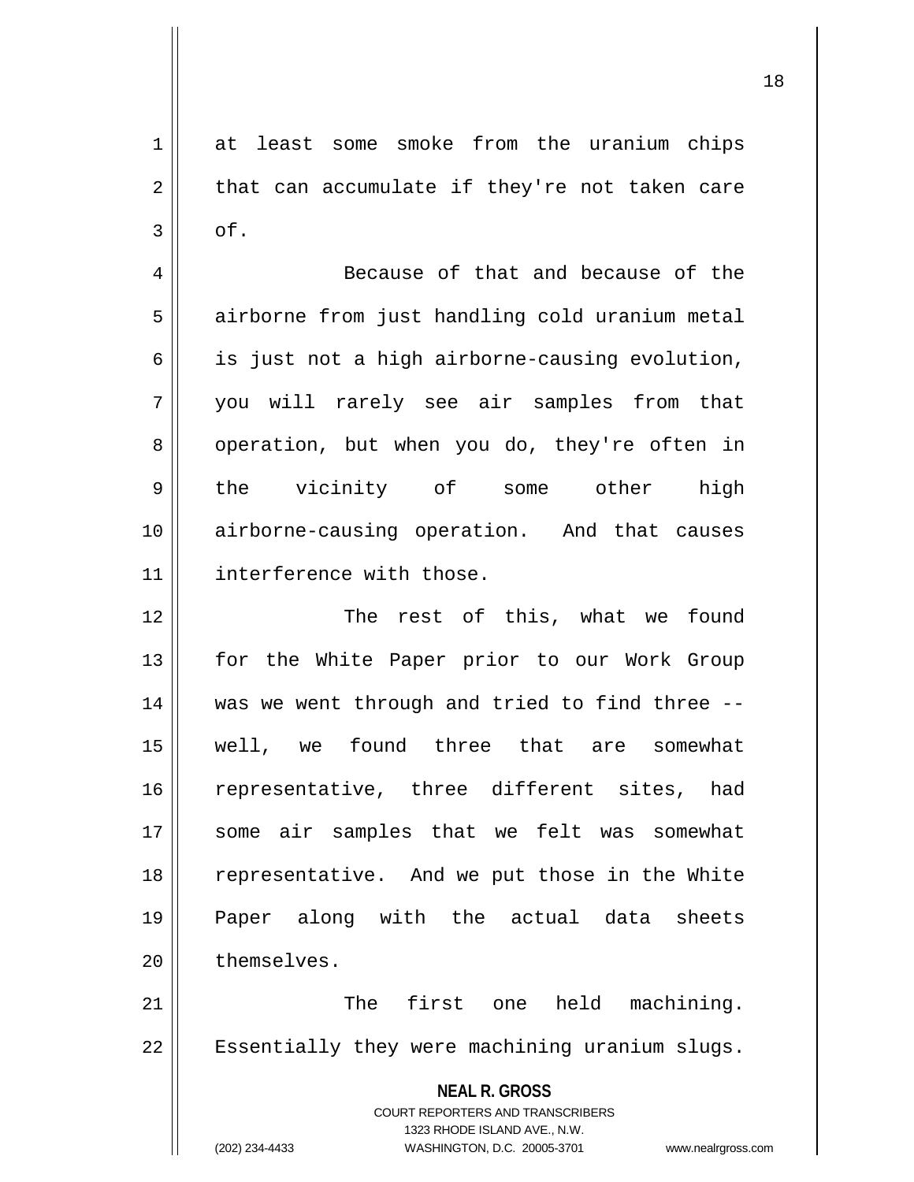at least some smoke from the uranium chips that can accumulate if they're not taken care of.

Because of that and because of the airborne from just handling cold uranium metal is just not a high airborne-causing evolution, you will rarely see air samples from that operation, but when you do, they're often in the vicinity of some other high airborne-causing operation. And that causes interference with those.

The rest of this, what we found for the White Paper prior to our Work Group was we went through and tried to find three -- well, we found three that are somewhat representative, three different sites, had some air samples that we felt was somewhat representative. And we put those in the White Paper along with the actual data sheets themselves.

The first one held machining. Essentially they were machining uranium slugs.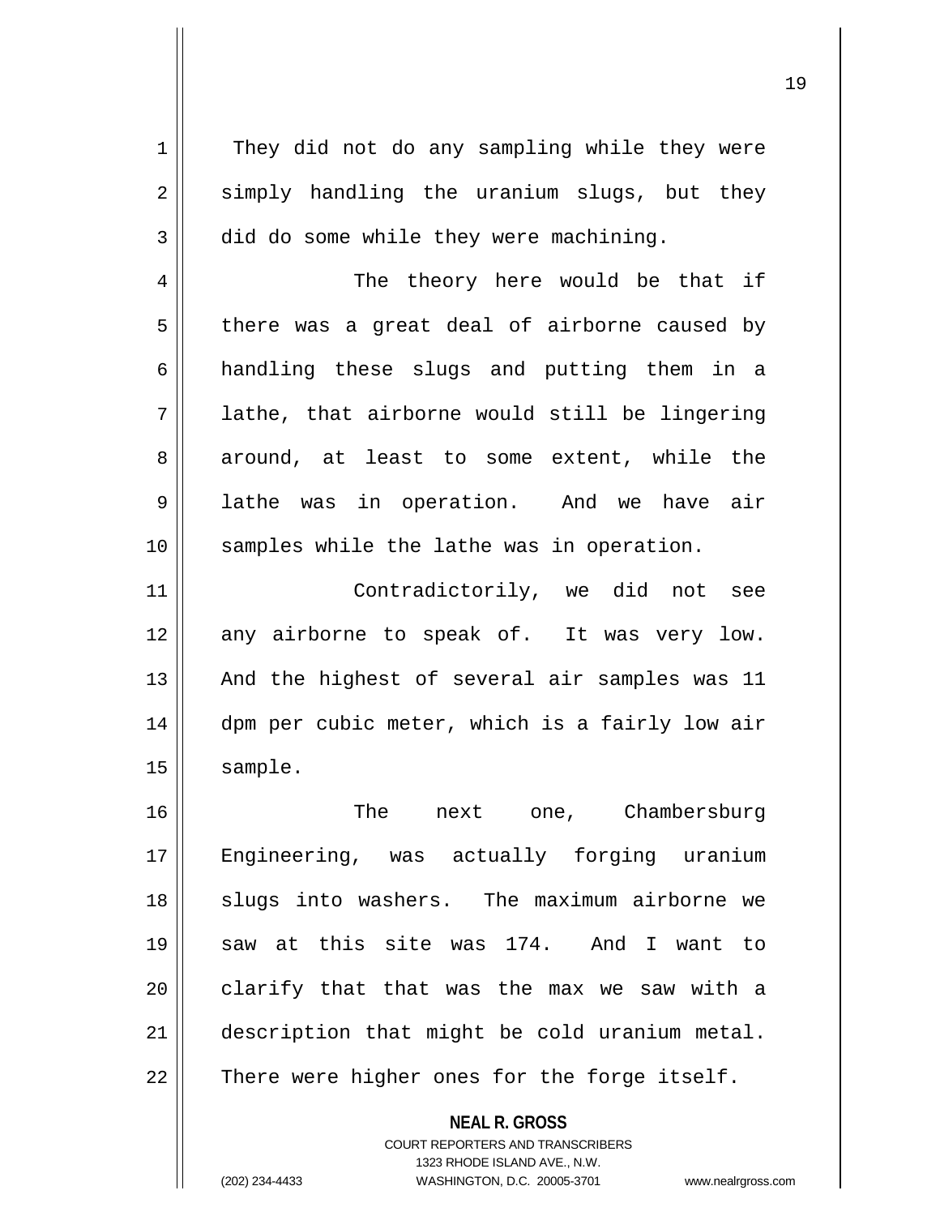They did not do any sampling while they were simply handling the uranium slugs, but they did do some while they were machining.

The theory here would be that if there was a great deal of airborne caused by handling these slugs and putting them in a lathe, that airborne would still be lingering around, at least to some extent, while the lathe was in operation. And we have air samples while the lathe was in operation.

Contradictorily, we did not see any airborne to speak of. It was very low. And the highest of several air samples was 11 dpm per cubic meter, which is a fairly low air sample.

The next one, Chambersburg Engineering, was actually forging uranium slugs into washers. The maximum airborne we saw at this site was 174. And I want to clarify that that was the max we saw with a description that might be cold uranium metal. There were higher ones for the forge itself.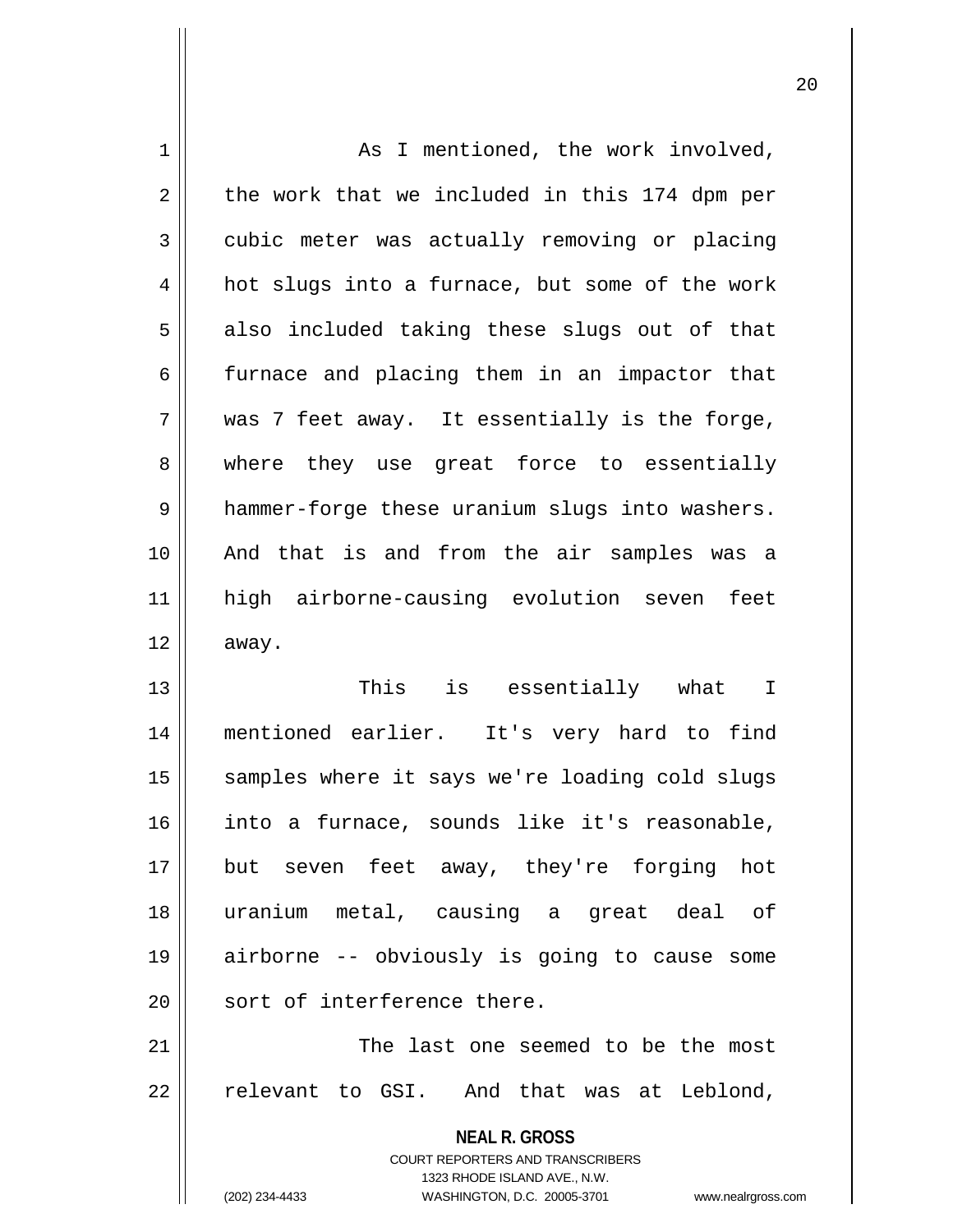As I mentioned, the work involved, the work that we included in this 174 dpm per cubic meter was actually removing or placing hot slugs into a furnace, but some of the work also included taking these slugs out of that furnace and placing them in an impactor that was 7 feet away. It essentially is the forge, where they use great force to essentially hammer-forge these uranium slugs into washers. And that is and from the air samples was a high airborne-causing evolution seven feet away.

This is essentially what I mentioned earlier. It's very hard to find samples where it says we're loading cold slugs into a furnace, sounds like it's reasonable, but seven feet away, they're forging hot uranium metal, causing a great deal of airborne -- obviously is going to cause some sort of interference there.

The last one seemed to be the most relevant to GSI. And that was at Leblond,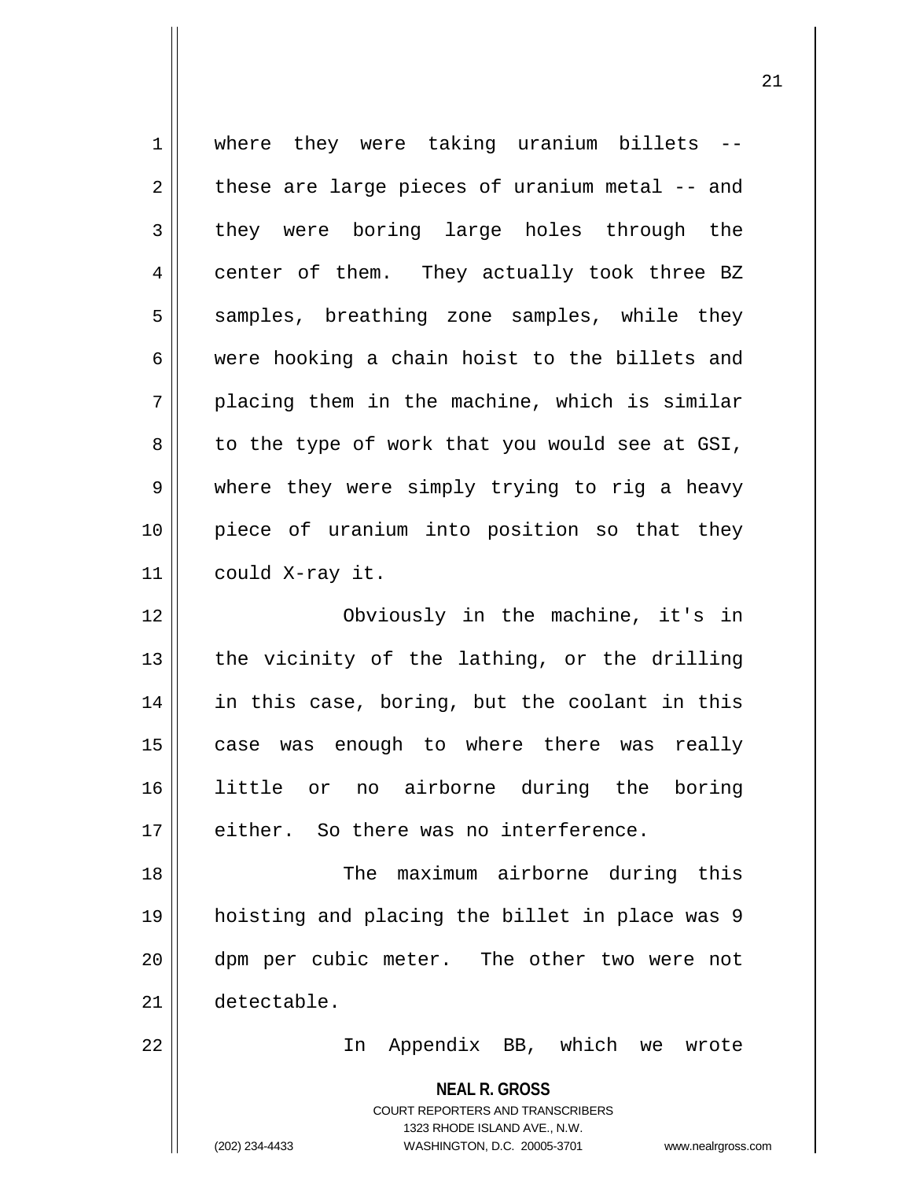where they were taking uranium billets -- these are large pieces of uranium metal -- and they were boring large holes through the center of them. They actually took three BZ samples, breathing zone samples, while they were hooking a chain hoist to the billets and placing them in the machine, which is similar to the type of work that you would see at GSI, where they were simply trying to rig a heavy piece of uranium into position so that they could X-ray it.

Obviously in the machine, it's in the vicinity of the lathing, or the drilling in this case, boring, but the coolant in this case was enough to where there was really little or no airborne during the boring either. So there was no interference.

The maximum airborne during this hoisting and placing the billet in place was 9 dpm per cubic meter. The other two were not detectable.

In Appendix BB, which we wrote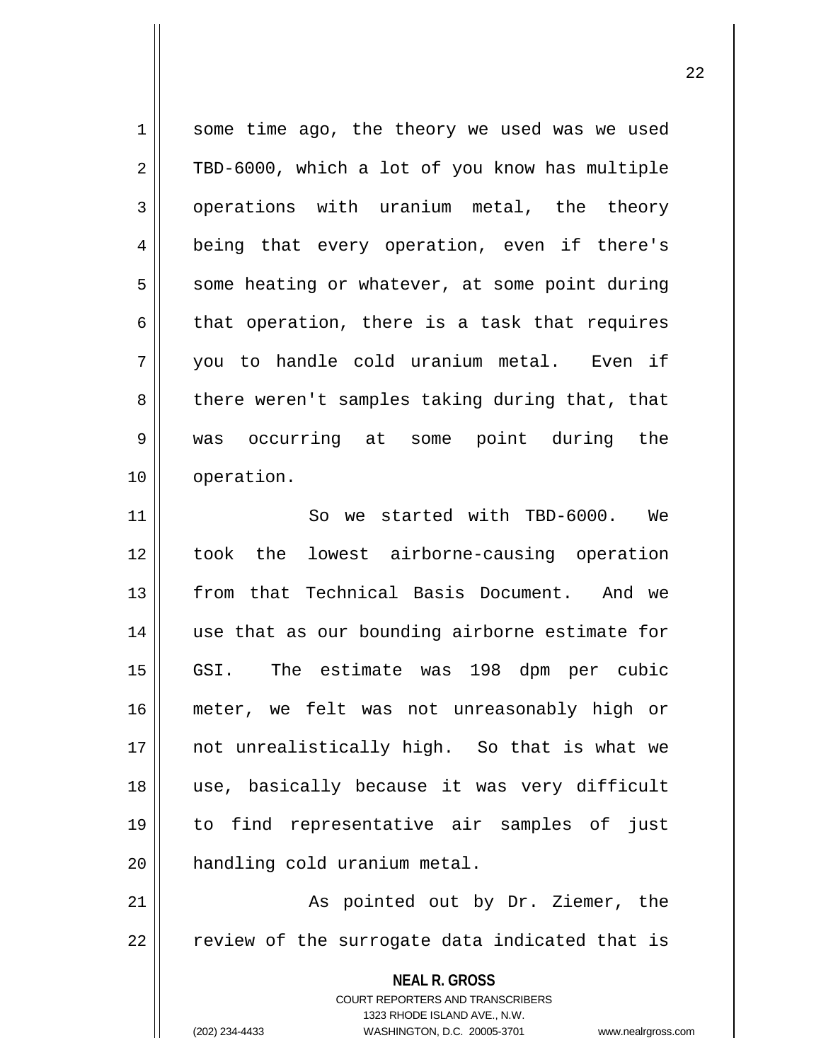some time ago, the theory we used was we used TBD-6000, which a lot of you know has multiple operations with uranium metal, the theory being that every operation, even if there's some heating or whatever, at some point during that operation, there is a task that requires you to handle cold uranium metal. Even if there weren't samples taking during that, that was occurring at some point during the operation.

So we started with TBD-6000. We took the lowest airborne-causing operation from that Technical Basis Document. And we use that as our bounding airborne estimate for GSI. The estimate was 198 dpm per cubic meter, we felt was not unreasonably high or not unrealistically high. So that is what we use, basically because it was very difficult to find representative air samples of just handling cold uranium metal.

As pointed out by Dr. Ziemer, the review of the surrogate data indicated that is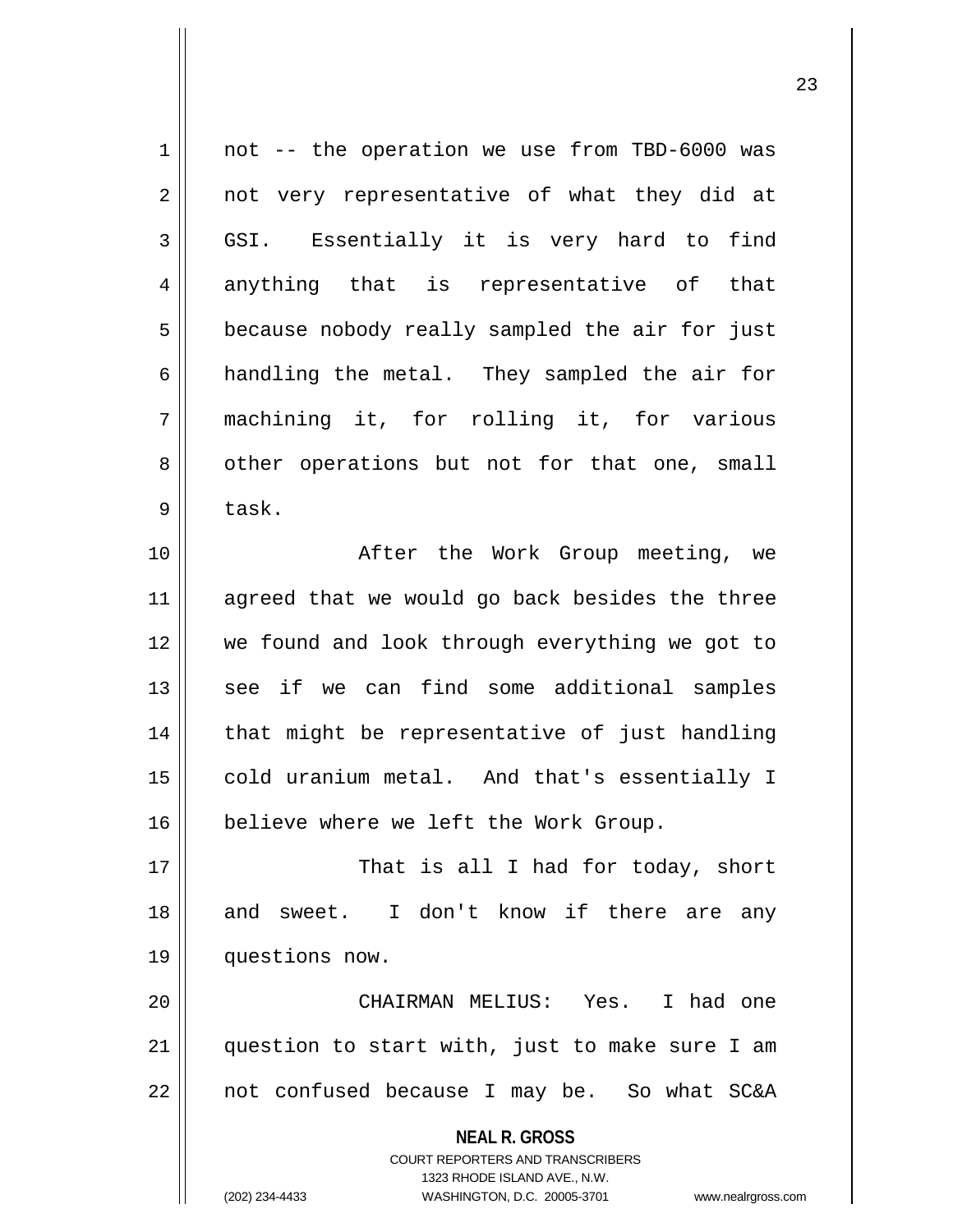not -- the operation we use from TBD-6000 was not very representative of what they did at GSI. Essentially it is very hard to find anything that is representative of that because nobody really sampled the air for just handling the metal. They sampled the air for machining it, for rolling it, for various other operations but not for that one, small task.

After the Work Group meeting, we agreed that we would go back besides the three we found and look through everything we got to see if we can find some additional samples that might be representative of just handling cold uranium metal. And that's essentially I believe where we left the Work Group.

That is all I had for today, short and sweet. I don't know if there are any questions now.

CHAIRMAN MELIUS: Yes. I had one question to start with, just to make sure I am not confused because I may be. So what SC&A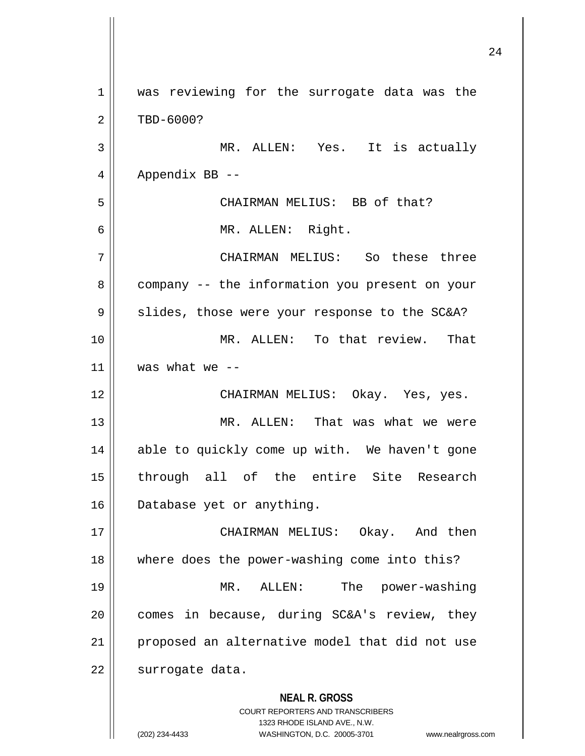was reviewing for the surrogate data was the TBD-6000?

MR. ALLEN: Yes. It is actually Appendix BB --

CHAIRMAN MELIUS: BB of that?

MR. ALLEN: Right.

CHAIRMAN MELIUS: So these three company -- the information you present on your slides, those were your response to the SC&A?

MR. ALLEN: To that review. That was what we --

CHAIRMAN MELIUS: Okay. Yes, yes.

MR. ALLEN: That was what we were able to quickly come up with. We haven't gone through all of the entire Site Research Database yet or anything.

CHAIRMAN MELIUS: Okay. And then where does the power-washing come into this?

MR. ALLEN: The power-washing comes in because, during SC&A's review, they proposed an alternative model that did not use surrogate data.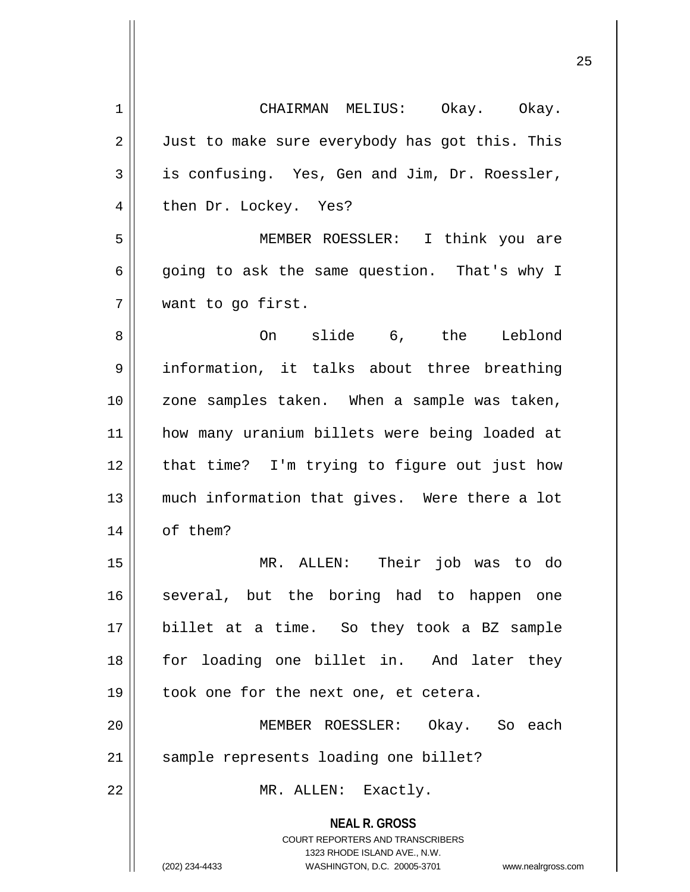CHAIRMAN MELIUS: Okay. Okay. Just to make sure everybody has got this. This is confusing. Yes, Gen and Jim, Dr. Roessler, then Dr. Lockey. Yes?

MEMBER ROESSLER: I think you are going to ask the same question. That's why I want to go first.

On slide 6, the Leblond information, it talks about three breathing zone samples taken. When a sample was taken, how many uranium billets were being loaded at that time? I'm trying to figure out just how much information that gives. Were there a lot of them?

MR. ALLEN: Their job was to do several, but the boring had to happen one billet at a time. So they took a BZ sample for loading one billet in. And later they took one for the next one, et cetera.

MEMBER ROESSLER: Okay. So each sample represents loading one billet?

MR. ALLEN: Exactly.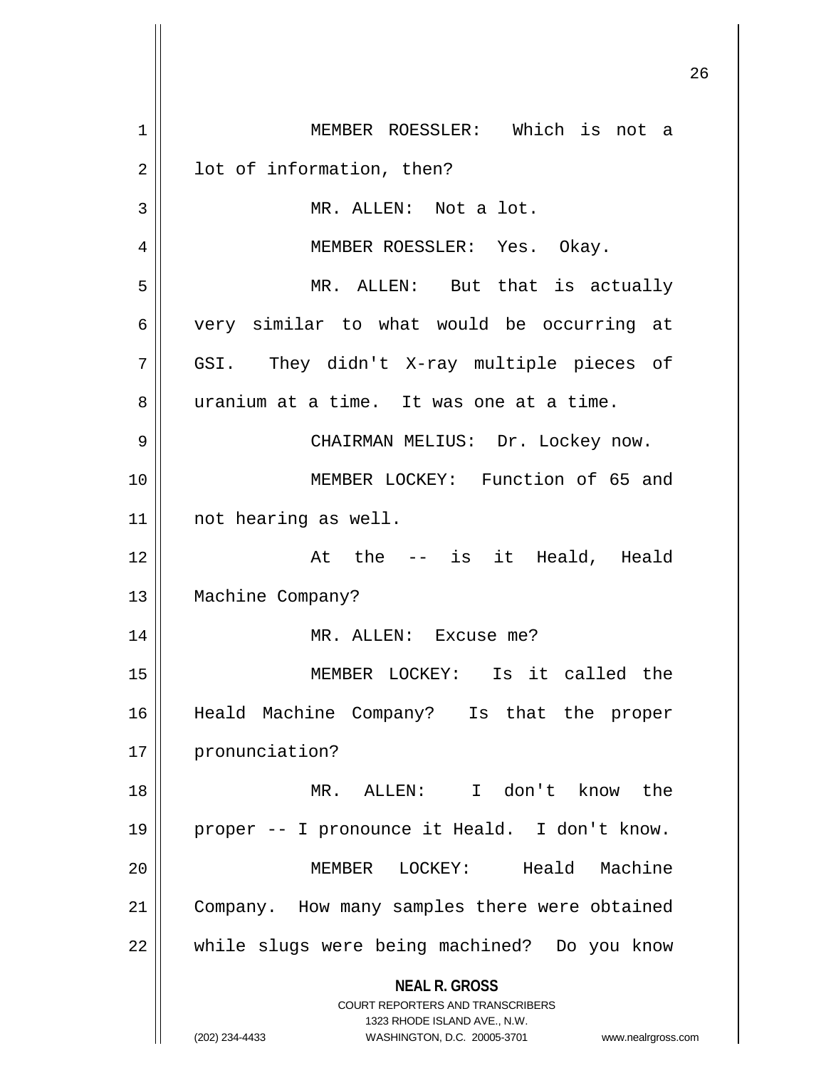MEMBER ROESSLER: Which is not a lot of information, then?

MR. ALLEN: Not a lot.

MEMBER ROESSLER: Yes. Okay.

MR. ALLEN: But that is actually very similar to what would be occurring at GSI. They didn't X-ray multiple pieces of uranium at a time. It was one at a time.

CHAIRMAN MELIUS: Dr. Lockey now.

MEMBER LOCKEY: Function of 65 and not hearing as well.

At the -- is it Heald, Heald Machine Company?

MR. ALLEN: Excuse me?

MEMBER LOCKEY: Is it called the Heald Machine Company? Is that the proper pronunciation?

MR. ALLEN: I don't know the proper -- I pronounce it Heald. I don't know.

MEMBER LOCKEY: Heald Machine Company. How many samples there were obtained while slugs were being machined? Do you know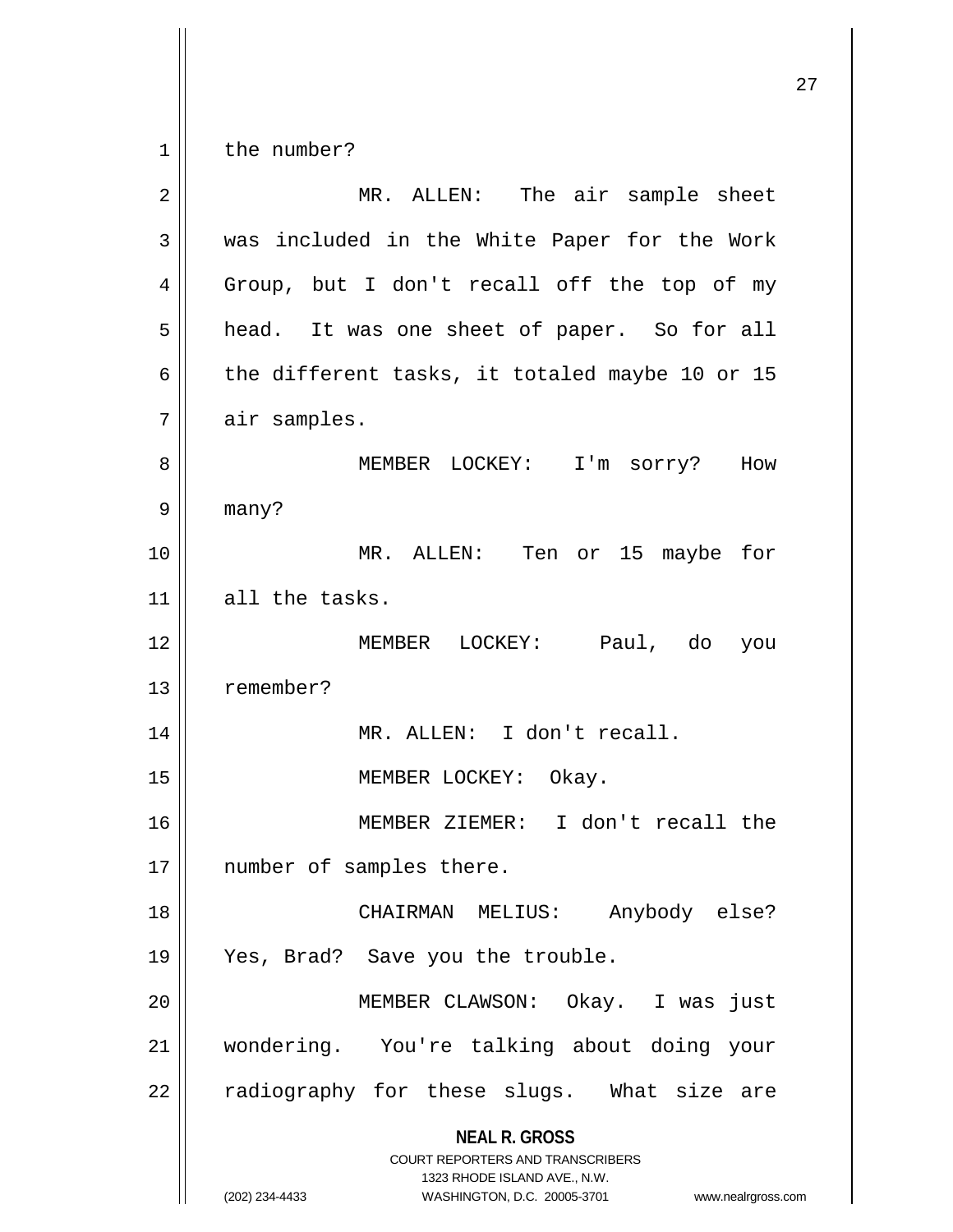the number?

MR. ALLEN: The air sample sheet was included in the White Paper for the Work Group, but I don't recall off the top of my head. It was one sheet of paper. So for all the different tasks, it totaled maybe 10 or 15 air samples.

MEMBER LOCKEY: I'm sorry? How many?

MR. ALLEN: Ten or 15 maybe for all the tasks.

MEMBER LOCKEY: Paul, do you remember?

MR. ALLEN: I don't recall.

MEMBER LOCKEY: Okay.

MEMBER ZIEMER: I don't recall the number of samples there.

CHAIRMAN MELIUS: Anybody else? Yes, Brad? Save you the trouble.

MEMBER CLAWSON: Okay. I was just wondering. You're talking about doing your radiography for these slugs. What size are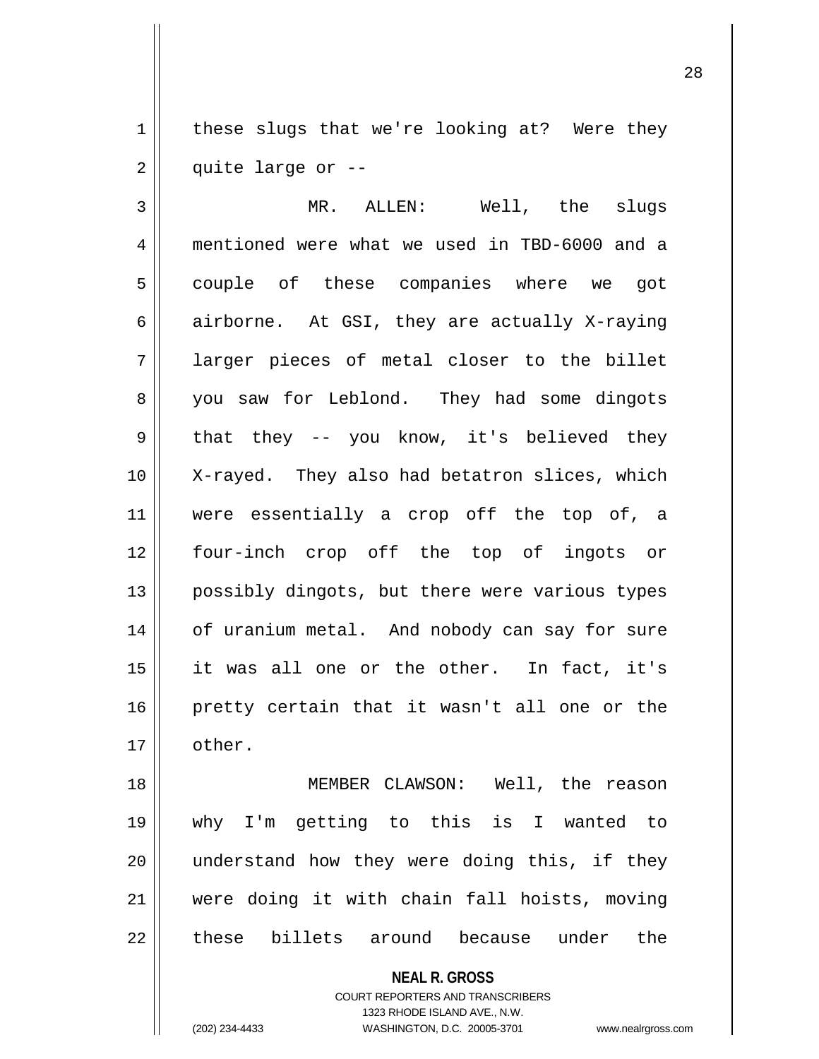these slugs that we're looking at? Were they quite large or --

MR. ALLEN: Well, the slugs mentioned were what we used in TBD-6000 and a couple of these companies where we got airborne. At GSI, they are actually X-raying larger pieces of metal closer to the billet you saw for Leblond. They had some dingots that they -- you know, it's believed they X-rayed. They also had betatron slices, which were essentially a crop off the top of, a four-inch crop off the top of ingots or possibly dingots, but there were various types of uranium metal. And nobody can say for sure it was all one or the other. In fact, it's pretty certain that it wasn't all one or the other.

MEMBER CLAWSON: Well, the reason why I'm getting to this is I wanted to understand how they were doing this, if they were doing it with chain fall hoists, moving these billets around because under the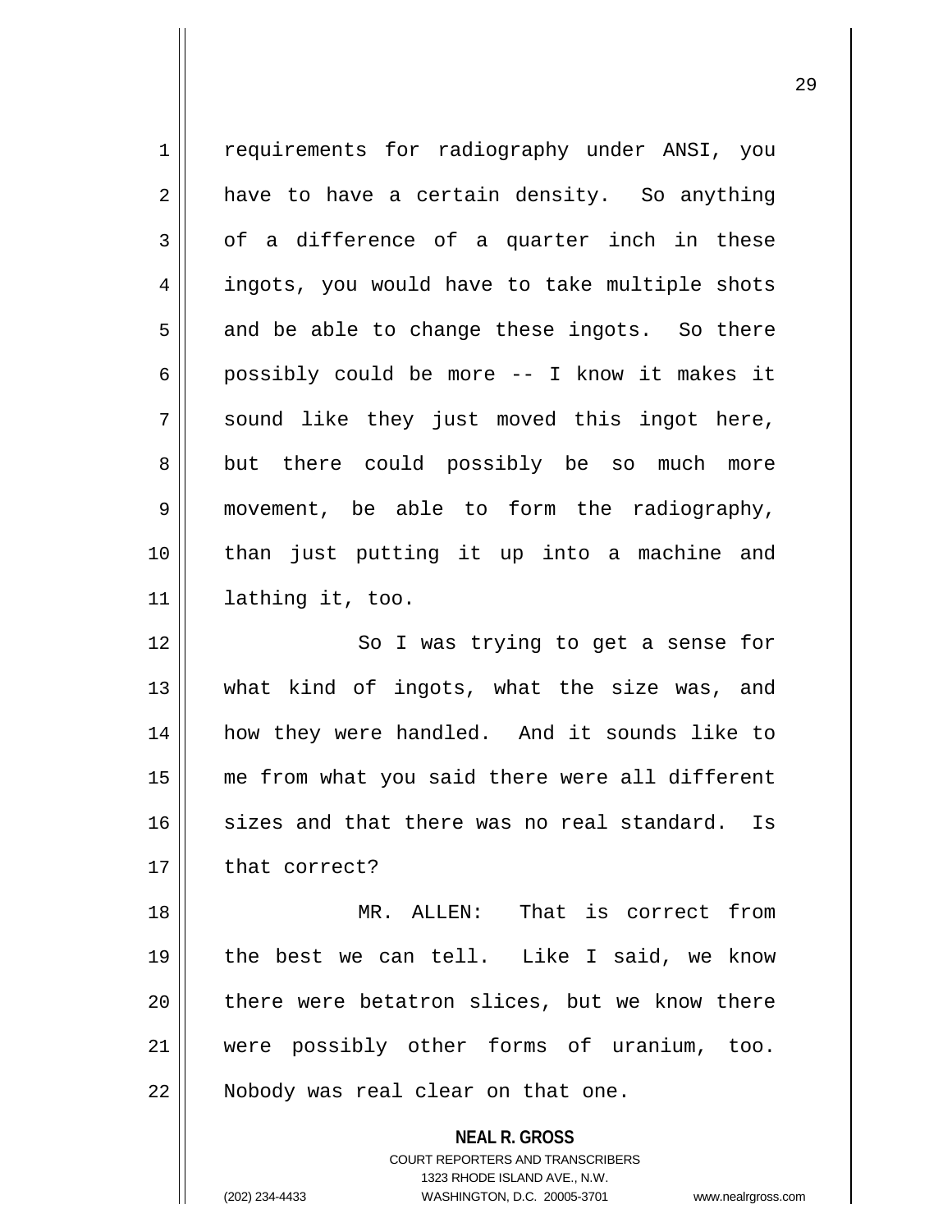requirements for radiography under ANSI, you have to have a certain density. So anything of a difference of a quarter inch in these ingots, you would have to take multiple shots and be able to change these ingots. So there possibly could be more -- I know it makes it sound like they just moved this ingot here, but there could possibly be so much more movement, be able to form the radiography, than just putting it up into a machine and lathing it, too.

So I was trying to get a sense for what kind of ingots, what the size was, and how they were handled. And it sounds like to me from what you said there were all different sizes and that there was no real standard. Is that correct?

MR. ALLEN: That is correct from the best we can tell. Like I said, we know there were betatron slices, but we know there were possibly other forms of uranium, too. Nobody was real clear on that one.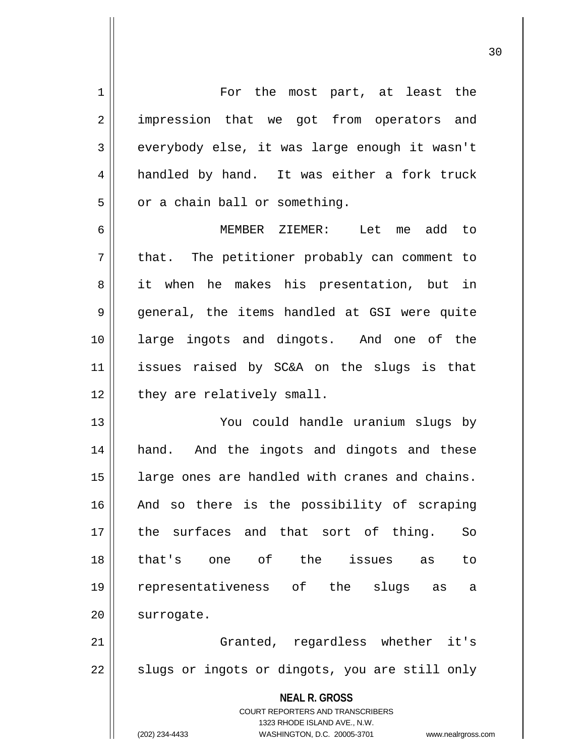For the most part, at least the impression that we got from operators and everybody else, it was large enough it wasn't handled by hand. It was either a fork truck or a chain ball or something.

MEMBER ZIEMER: Let me add to that. The petitioner probably can comment to it when he makes his presentation, but in general, the items handled at GSI were quite large ingots and dingots. And one of the issues raised by SC&A on the slugs is that they are relatively small.

You could handle uranium slugs by hand. And the ingots and dingots and these large ones are handled with cranes and chains. And so there is the possibility of scraping the surfaces and that sort of thing. So that's one of the issues as to representativeness of the slugs as a surrogate.

Granted, regardless whether it's slugs or ingots or dingots, you are still only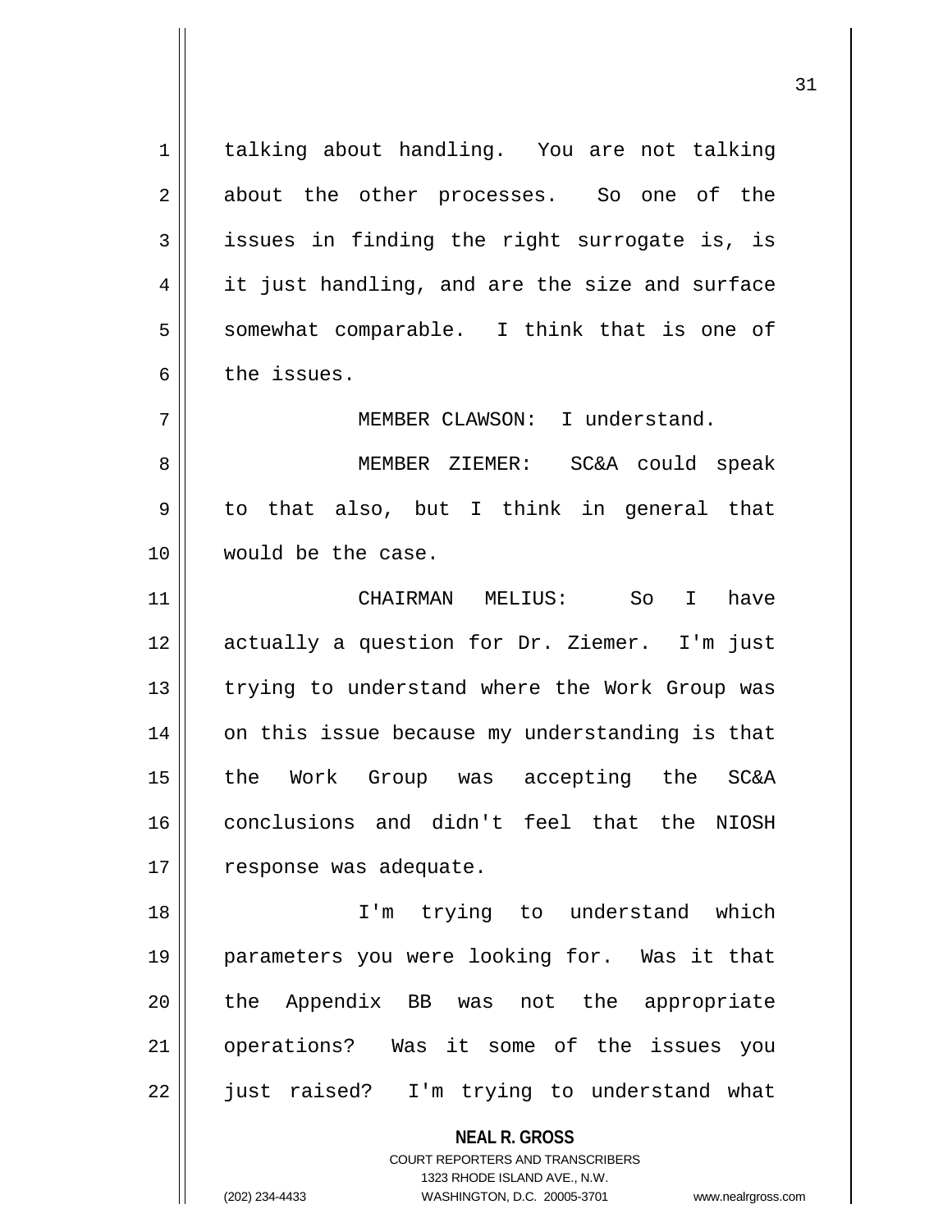talking about handling. You are not talking about the other processes. So one of the issues in finding the right surrogate is, is it just handling, and are the size and surface somewhat comparable. I think that is one of the issues.

MEMBER CLAWSON: I understand.

MEMBER ZIEMER: SC&A could speak to that also, but I think in general that would be the case.

CHAIRMAN MELIUS: So I have actually a question for Dr. Ziemer. I'm just trying to understand where the Work Group was on this issue because my understanding is that the Work Group was accepting the SC&A conclusions and didn't feel that the NIOSH response was adequate.

I'm trying to understand which parameters you were looking for. Was it that the Appendix BB was not the appropriate operations? Was it some of the issues you just raised? I'm trying to understand what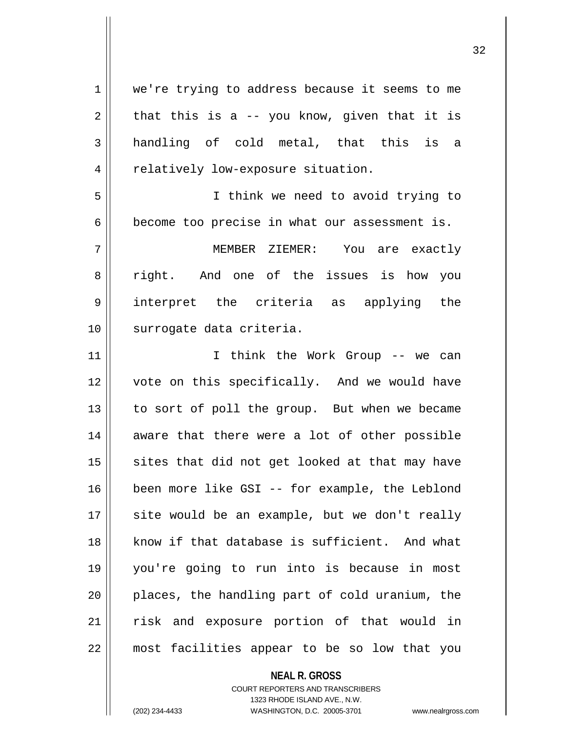we're trying to address because it seems to me that this is a -- you know, given that it is handling of cold metal, that this is a relatively low-exposure situation.

I think we need to avoid trying to become too precise in what our assessment is.

MEMBER ZIEMER: You are exactly right. And one of the issues is how you interpret the criteria as applying the surrogate data criteria.

I think the Work Group -- we can vote on this specifically. And we would have to sort of poll the group. But when we became aware that there were a lot of other possible sites that did not get looked at that may have been more like GSI -- for example, the Leblond site would be an example, but we don't really know if that database is sufficient. And what you're going to run into is because in most places, the handling part of cold uranium, the risk and exposure portion of that would in most facilities appear to be so low that you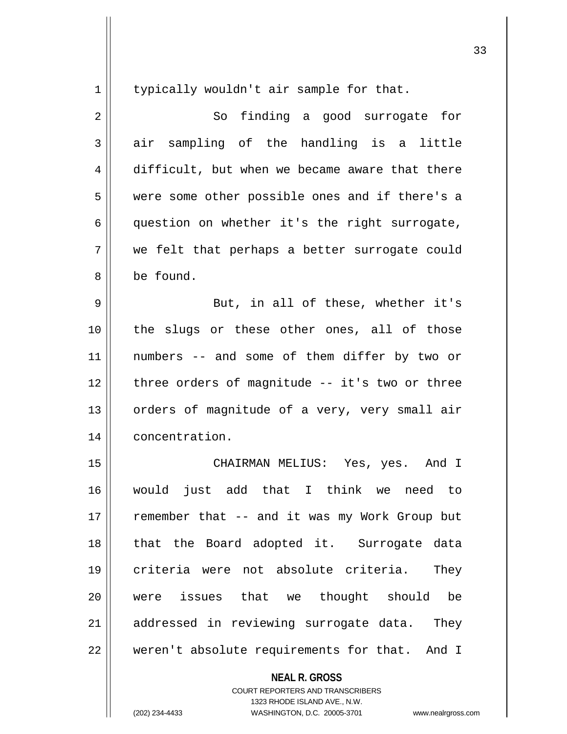typically wouldn't air sample for that.

So finding a good surrogate for air sampling of the handling is a little difficult, but when we became aware that there were some other possible ones and if there's a question on whether it's the right surrogate, we felt that perhaps a better surrogate could be found.

But, in all of these, whether it's the slugs or these other ones, all of those numbers -- and some of them differ by two or three orders of magnitude -- it's two or three orders of magnitude of a very, very small air concentration.

CHAIRMAN MELIUS: Yes, yes. And I would just add that I think we need to remember that -- and it was my Work Group but that the Board adopted it. Surrogate data criteria were not absolute criteria. They were issues that we thought should be addressed in reviewing surrogate data. They weren't absolute requirements for that. And I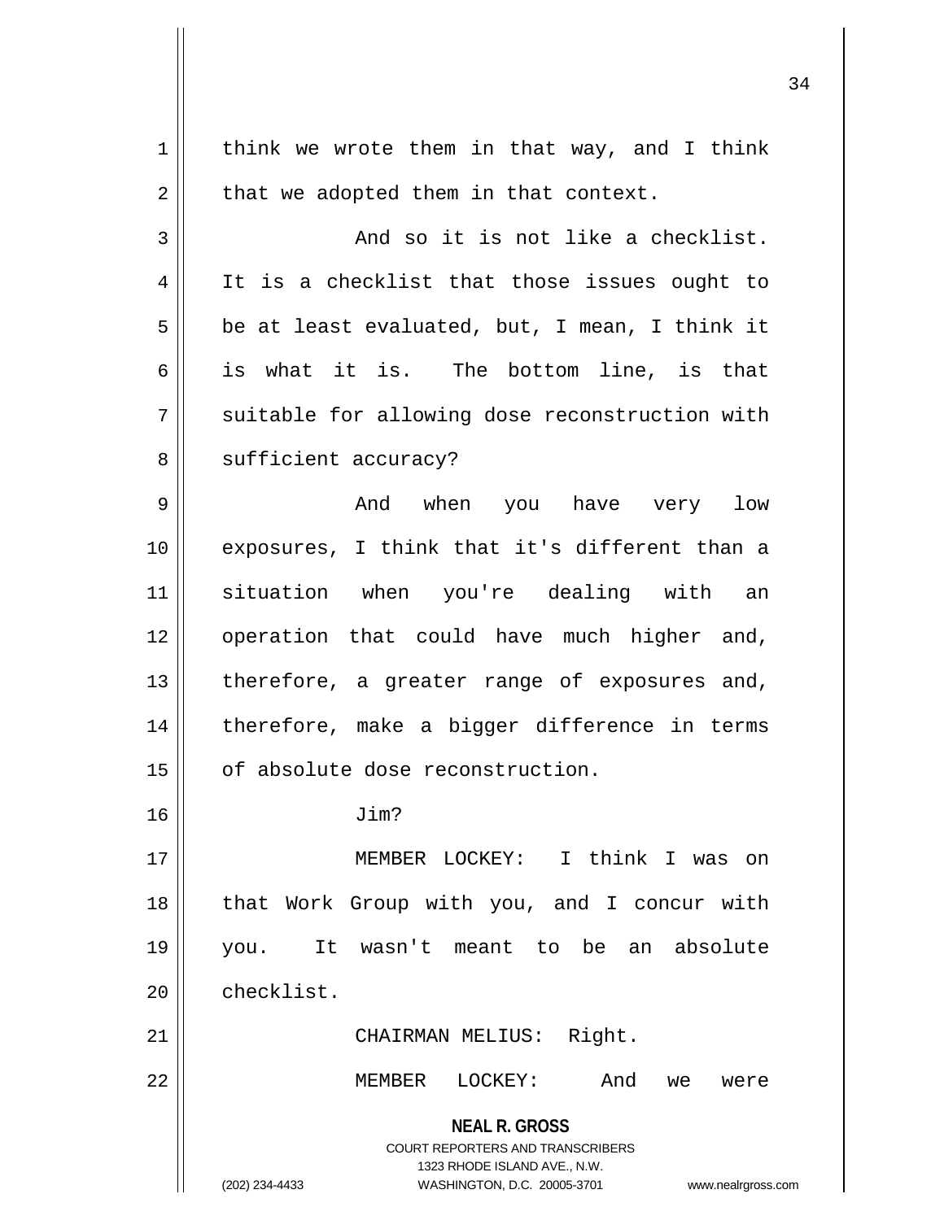think we wrote them in that way, and I think that we adopted them in that context.

And so it is not like a checklist. It is a checklist that those issues ought to be at least evaluated, but, I mean, I think it is what it is. The bottom line, is that suitable for allowing dose reconstruction with sufficient accuracy?

And when you have very low exposures, I think that it's different than a situation when you're dealing with an operation that could have much higher and, therefore, a greater range of exposures and, therefore, make a bigger difference in terms of absolute dose reconstruction.

Jim?

MEMBER LOCKEY: I think I was on that Work Group with you, and I concur with you. It wasn't meant to be an absolute checklist.

CHAIRMAN MELIUS: Right.

MEMBER LOCKEY: And we were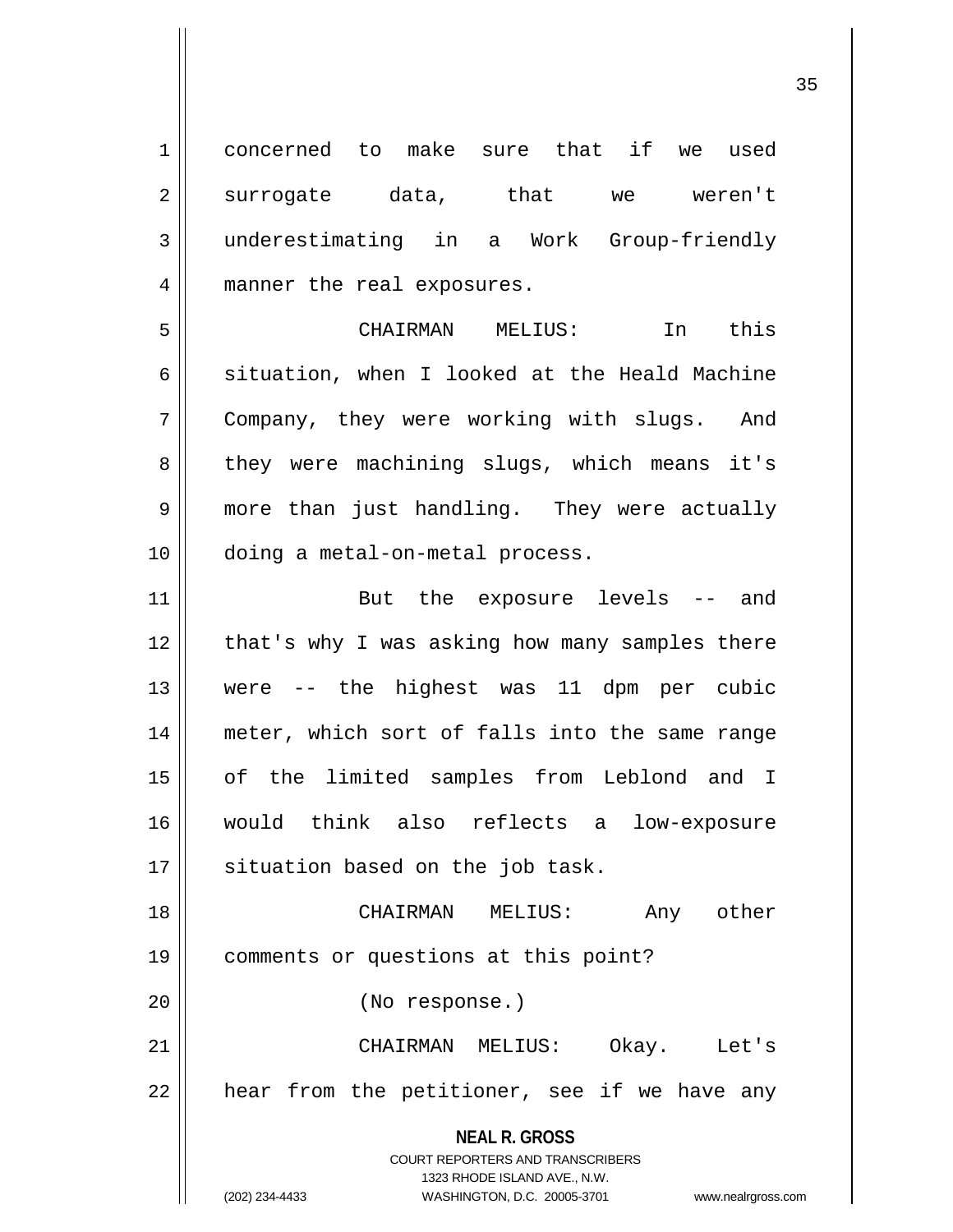concerned to make sure that if we used surrogate data, that we weren't underestimating in a Work Group-friendly manner the real exposures.

CHAIRMAN MELIUS: In this situation, when I looked at the Heald Machine Company, they were working with slugs. And they were machining slugs, which means it's more than just handling. They were actually doing a metal-on-metal process.

But the exposure levels -- and that's why I was asking how many samples there were -- the highest was 11 dpm per cubic meter, which sort of falls into the same range of the limited samples from Leblond and I would think also reflects a low-exposure situation based on the job task.

CHAIRMAN MELIUS: Any other comments or questions at this point?

(No response.)

CHAIRMAN MELIUS: Okay. Let's hear from the petitioner, see if we have any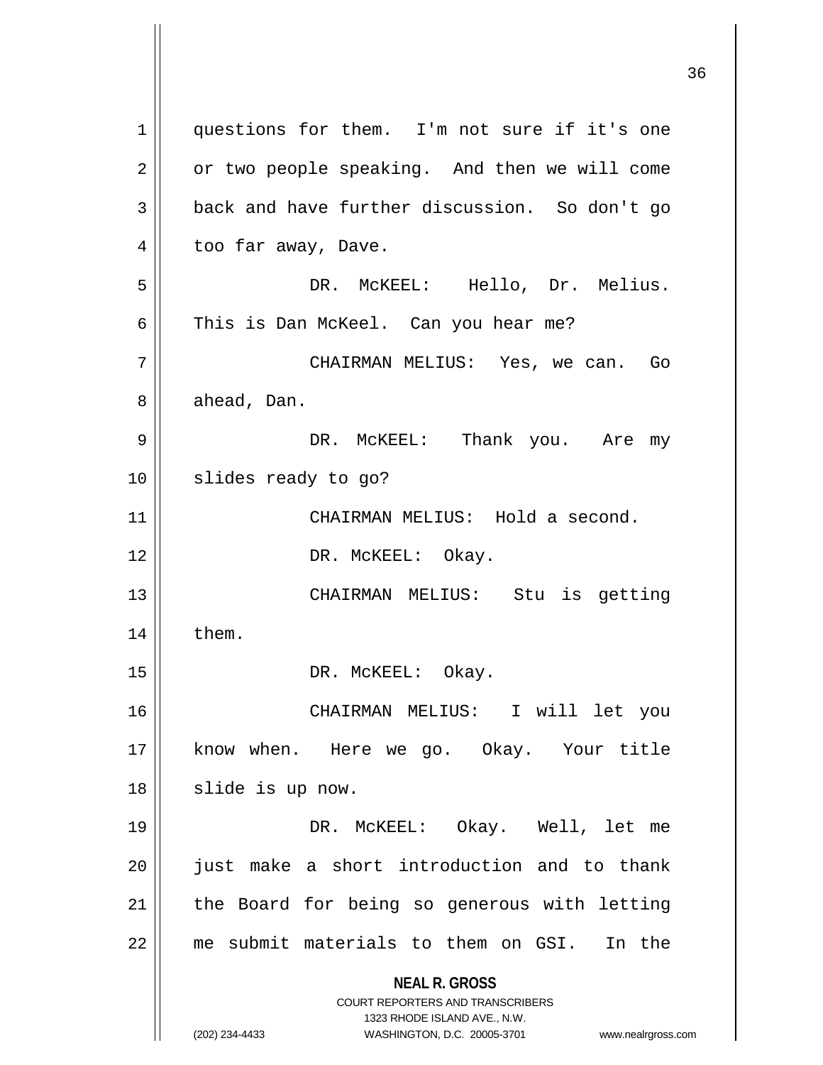questions for them. I'm not sure if it's one or two people speaking. And then we will come back and have further discussion. So don't go too far away, Dave.

DR. McKEEL: Hello, Dr. Melius. This is Dan McKeel. Can you hear me?

CHAIRMAN MELIUS: Yes, we can. Go ahead, Dan.

DR. McKEEL: Thank you. Are my slides ready to go?

CHAIRMAN MELIUS: Hold a second.

DR. McKEEL: Okay.

CHAIRMAN MELIUS: Stu is getting them.

DR. McKEEL: Okay.

CHAIRMAN MELIUS: I will let you know when. Here we go. Okay. Your title slide is up now.

DR. McKEEL: Okay. Well, let me just make a short introduction and to thank the Board for being so generous with letting me submit materials to them on GSI. In the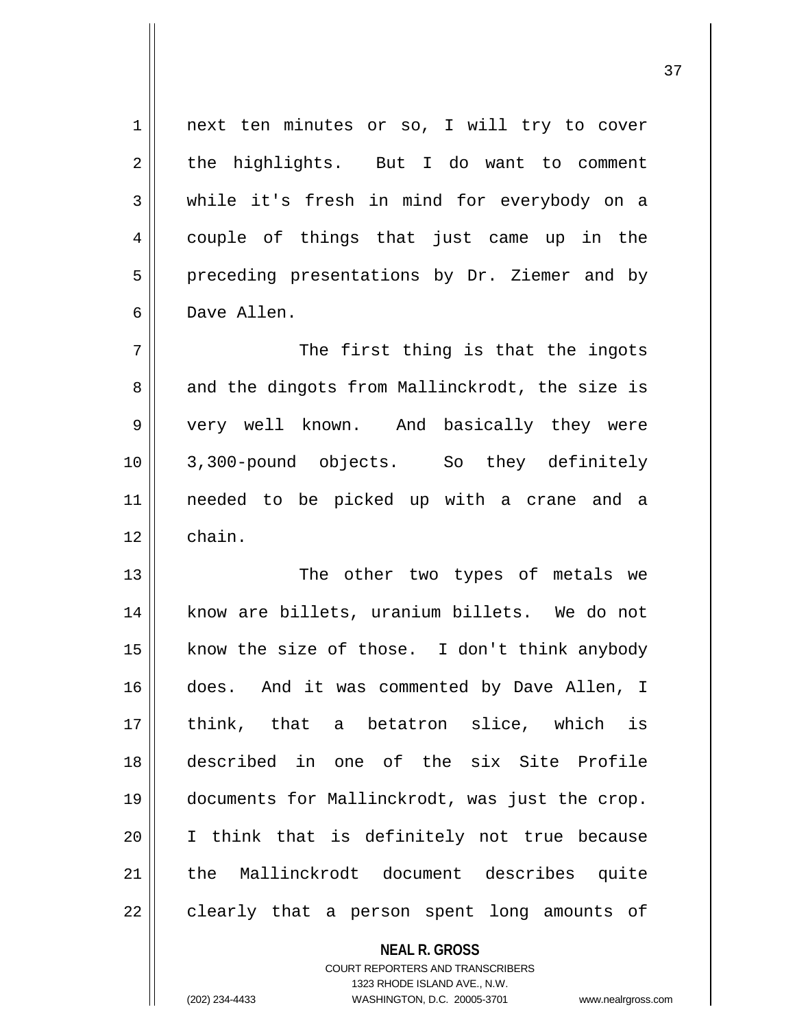next ten minutes or so, I will try to cover the highlights. But I do want to comment while it's fresh in mind for everybody on a couple of things that just came up in the preceding presentations by Dr. Ziemer and by Dave Allen.

The first thing is that the ingots and the dingots from Mallinckrodt, the size is very well known. And basically they were 3,300-pound objects. So they definitely needed to be picked up with a crane and a chain.

The other two types of metals we know are billets, uranium billets. We do not know the size of those. I don't think anybody does. And it was commented by Dave Allen, I think, that a betatron slice, which is described in one of the six Site Profile documents for Mallinckrodt, was just the crop. I think that is definitely not true because the Mallinckrodt document describes quite clearly that a person spent long amounts of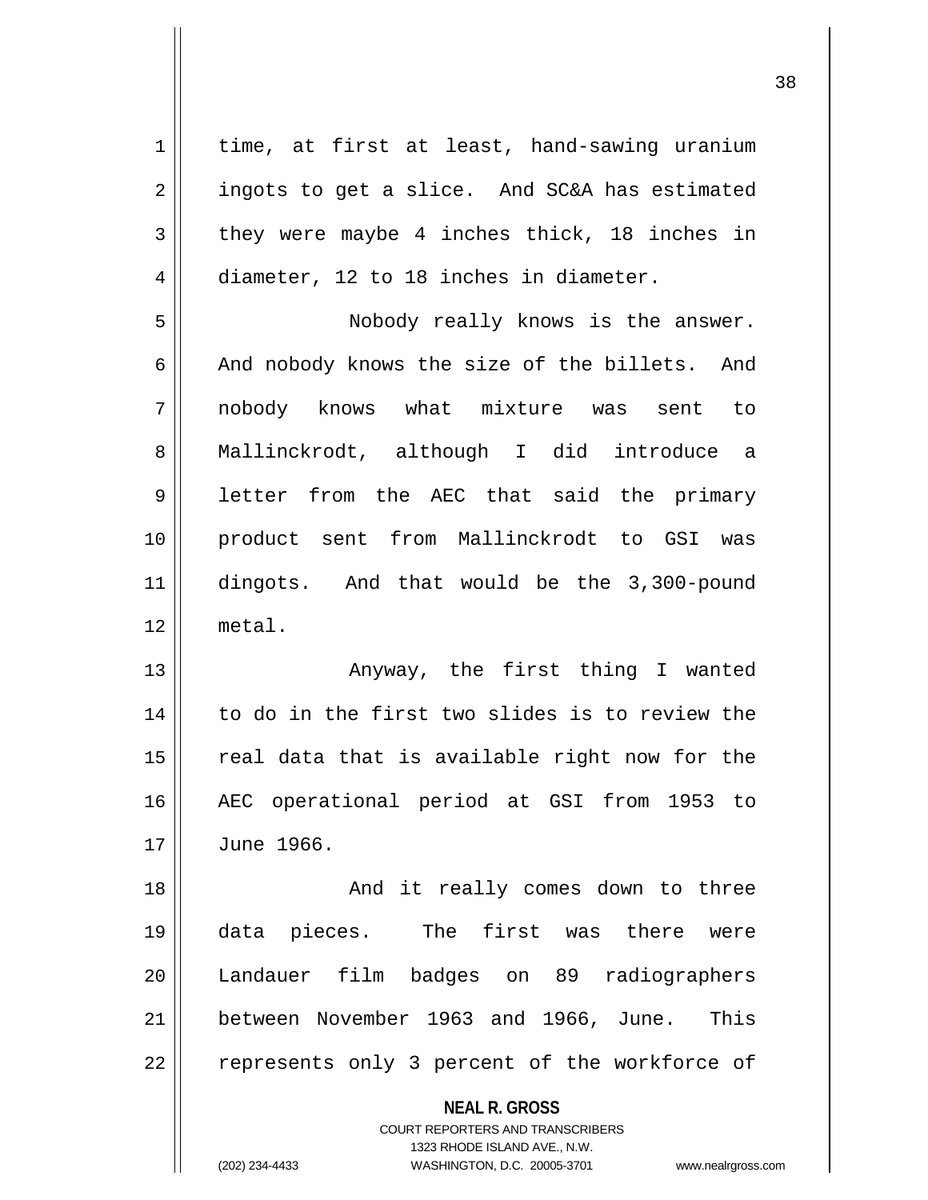time, at first at least, hand-sawing uranium ingots to get a slice. And SC&A has estimated they were maybe 4 inches thick, 18 inches in diameter, 12 to 18 inches in diameter.

Nobody really knows is the answer. And nobody knows the size of the billets. And nobody knows what mixture was sent to Mallinckrodt, although I did introduce a letter from the AEC that said the primary product sent from Mallinckrodt to GSI was dingots. And that would be the 3,300-pound metal.

Anyway, the first thing I wanted to do in the first two slides is to review the real data that is available right now for the AEC operational period at GSI from 1953 to June 1966.

And it really comes down to three data pieces. The first was there were Landauer film badges on 89 radiographers between November 1963 and 1966, June. This represents only 3 percent of the workforce of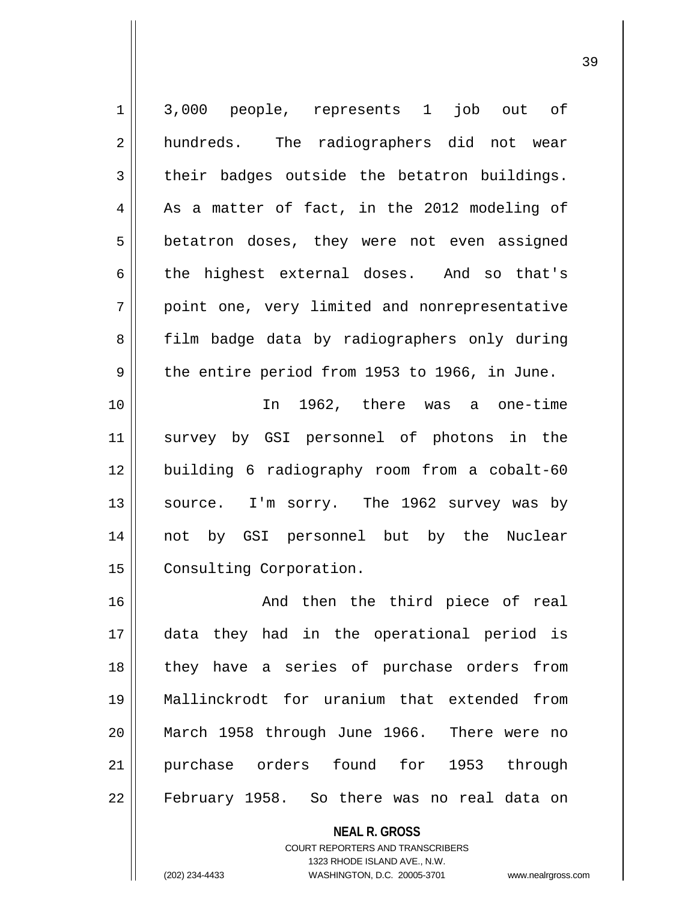3,000 people, represents 1 job out of hundreds. The radiographers did not wear their badges outside the betatron buildings. As a matter of fact, in the 2012 modeling of betatron doses, they were not even assigned the highest external doses. And so that's point one, very limited and nonrepresentative film badge data by radiographers only during the entire period from 1953 to 1966, in June.

In 1962, there was a one-time survey by GSI personnel of photons in the building 6 radiography room from a cobalt-60 source. I'm sorry. The 1962 survey was by not by GSI personnel but by the Nuclear Consulting Corporation.

And then the third piece of real data they had in the operational period is they have a series of purchase orders from Mallinckrodt for uranium that extended from March 1958 through June 1966. There were no purchase orders found for 1953 through February 1958. So there was no real data on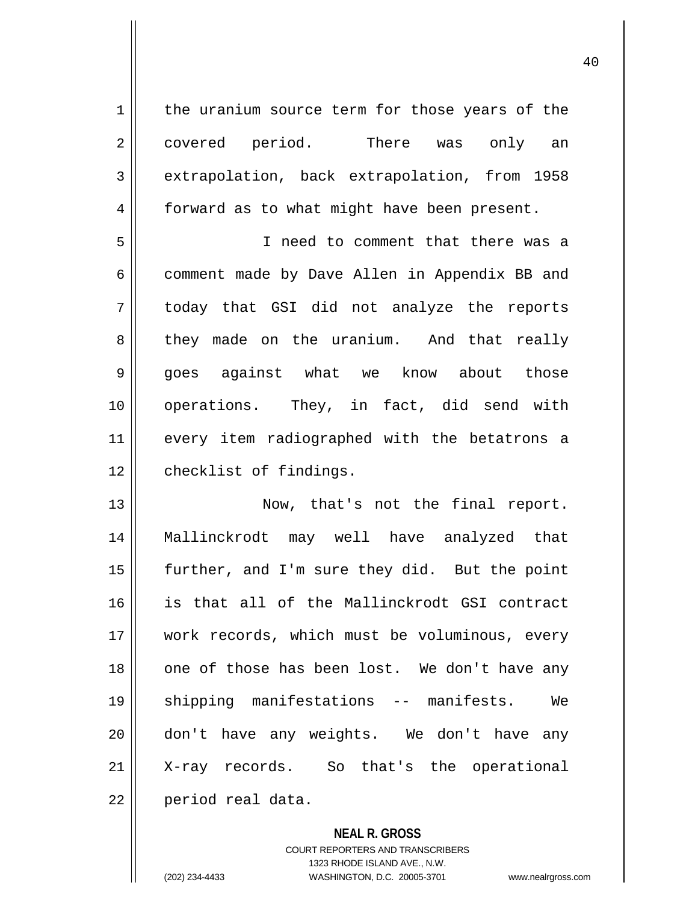the uranium source term for those years of the covered period. There was only an extrapolation, back extrapolation, from 1958 forward as to what might have been present.

I need to comment that there was a comment made by Dave Allen in Appendix BB and today that GSI did not analyze the reports they made on the uranium. And that really goes against what we know about those operations. They, in fact, did send with every item radiographed with the betatrons a checklist of findings.

Now, that's not the final report. Mallinckrodt may well have analyzed that further, and I'm sure they did. But the point is that all of the Mallinckrodt GSI contract work records, which must be voluminous, every one of those has been lost. We don't have any shipping manifestations -- manifests. We don't have any weights. We don't have any X-ray records. So that's the operational period real data.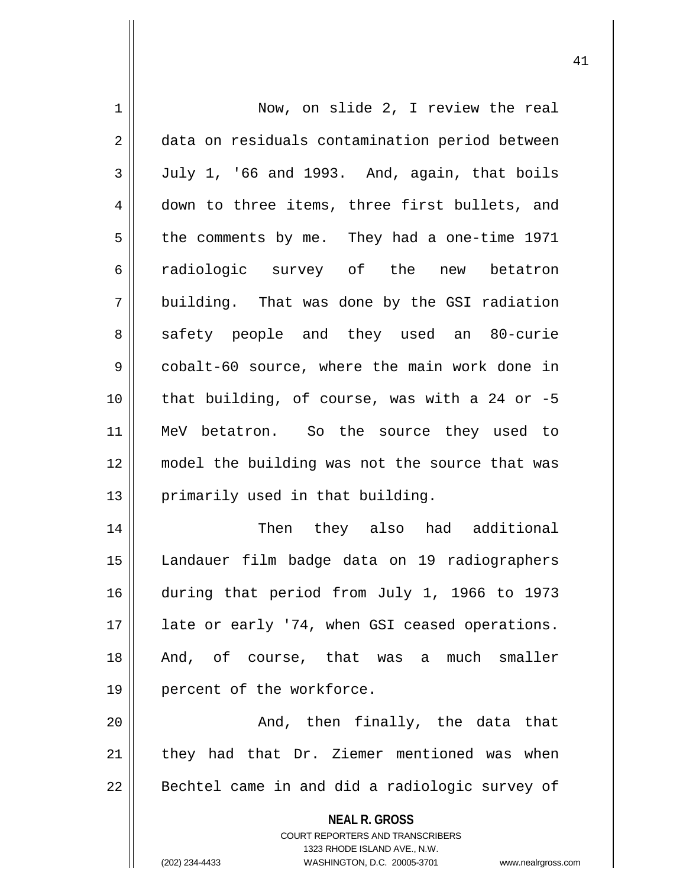Now, on slide 2, I review the real data on residuals contamination period between July 1, '66 and 1993. And, again, that boils down to three items, three first bullets, and the comments by me. They had a one-time 1971 radiologic survey of the new betatron building. That was done by the GSI radiation safety people and they used an 80-curie cobalt-60 source, where the main work done in that building, of course, was with a 24 or -5 MeV betatron. So the source they used to model the building was not the source that was primarily used in that building.

Then they also had additional Landauer film badge data on 19 radiographers during that period from July 1, 1966 to 1973 late or early '74, when GSI ceased operations. And, of course, that was a much smaller percent of the workforce.

And, then finally, the data that they had that Dr. Ziemer mentioned was when Bechtel came in and did a radiologic survey of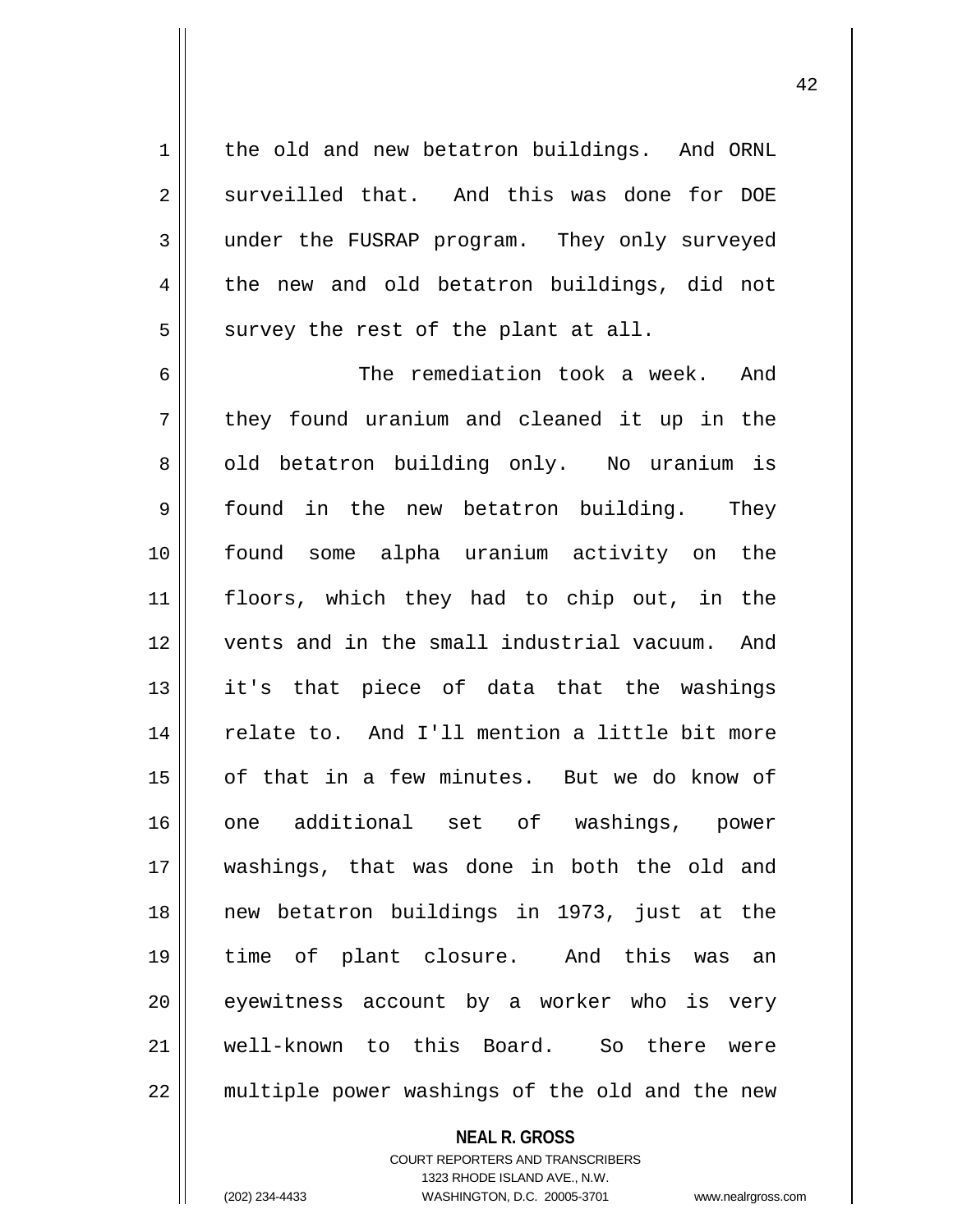the old and new betatron buildings. And ORNL surveilled that. And this was done for DOE under the FUSRAP program. They only surveyed the new and old betatron buildings, did not survey the rest of the plant at all.

The remediation took a week. And they found uranium and cleaned it up in the old betatron building only. No uranium is found in the new betatron building. They found some alpha uranium activity on the floors, which they had to chip out, in the vents and in the small industrial vacuum. And it's that piece of data that the washings relate to. And I'll mention a little bit more of that in a few minutes. But we do know of one additional set of washings, power washings, that was done in both the old and new betatron buildings in 1973, just at the time of plant closure. And this was an eyewitness account by a worker who is very well-known to this Board. So there were multiple power washings of the old and the new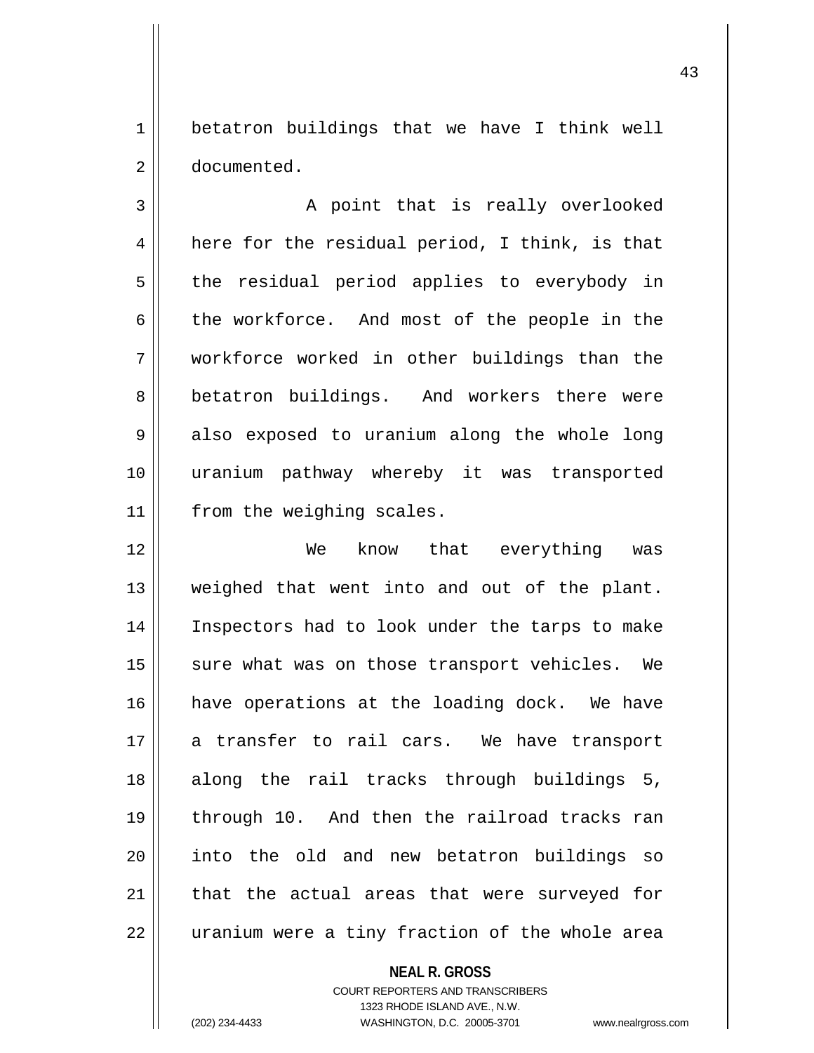betatron buildings that we have I think well documented.

A point that is really overlooked here for the residual period, I think, is that the residual period applies to everybody in the workforce. And most of the people in the workforce worked in other buildings than the betatron buildings. And workers there were also exposed to uranium along the whole long uranium pathway whereby it was transported from the weighing scales.

We know that everything was weighed that went into and out of the plant. Inspectors had to look under the tarps to make sure what was on those transport vehicles. We have operations at the loading dock. We have a transfer to rail cars. We have transport along the rail tracks through buildings 5, through 10. And then the railroad tracks ran into the old and new betatron buildings so that the actual areas that were surveyed for uranium were a tiny fraction of the whole area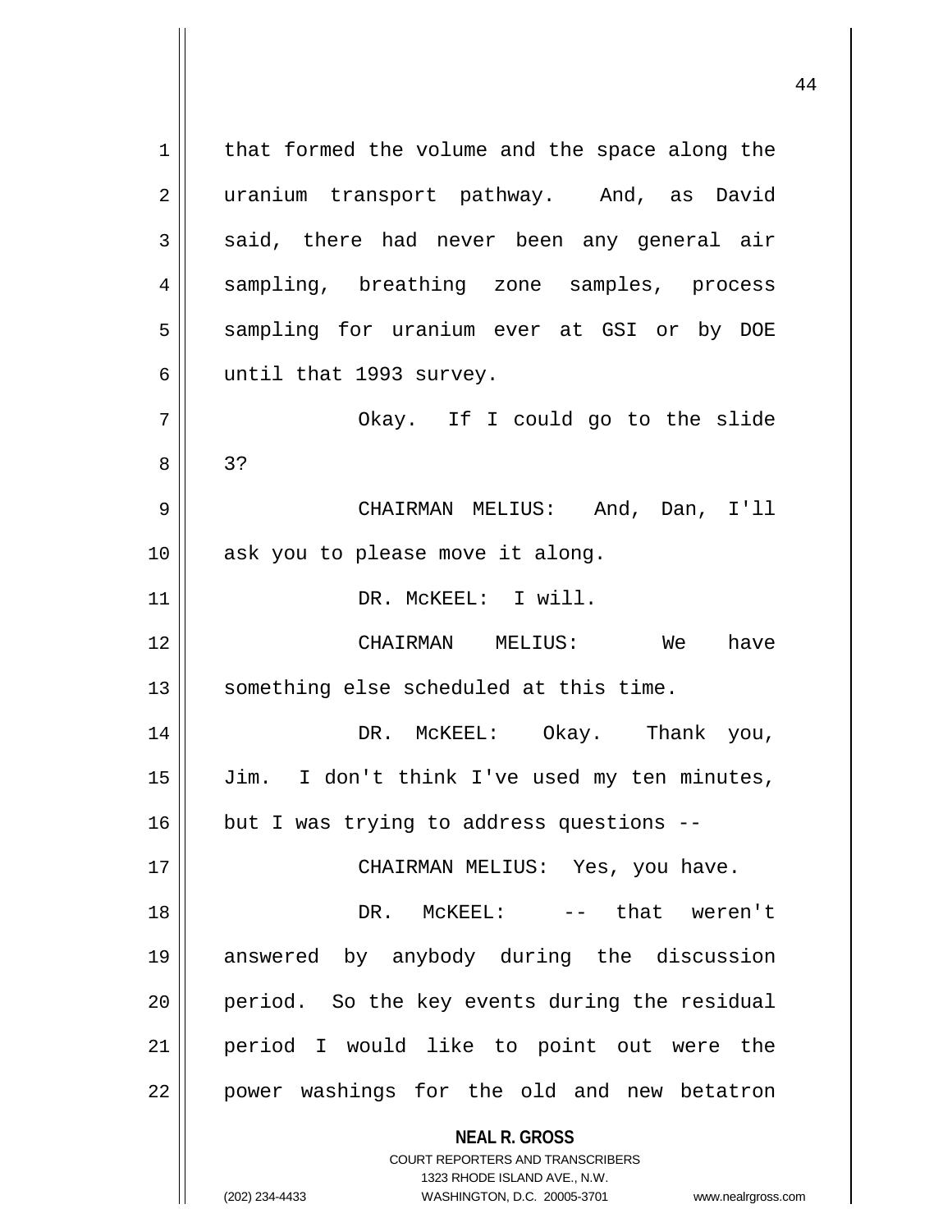that formed the volume and the space along the uranium transport pathway. And, as David said, there had never been any general air sampling, breathing zone samples, process sampling for uranium ever at GSI or by DOE until that 1993 survey.

Okay. If I could go to the slide 3?

CHAIRMAN MELIUS: And, Dan, I'll ask you to please move it along.

DR. McKEEL: I will.

CHAIRMAN MELIUS: We have something else scheduled at this time.

DR. McKEEL: Okay. Thank you, Jim. I don't think I've used my ten minutes, but I was trying to address questions --

CHAIRMAN MELIUS: Yes, you have.

DR. McKEEL: -- that weren't answered by anybody during the discussion period. So the key events during the residual period I would like to point out were the power washings for the old and new betatron

**NEAL R. GROSS**
COURT REPORTERS AND TRANSCRIBERS
1323 RHODE ISLAND AVE., N.W.
(202) 234-4433 WASHINGTON, D.C. 20005-3701 www.nealrgross.com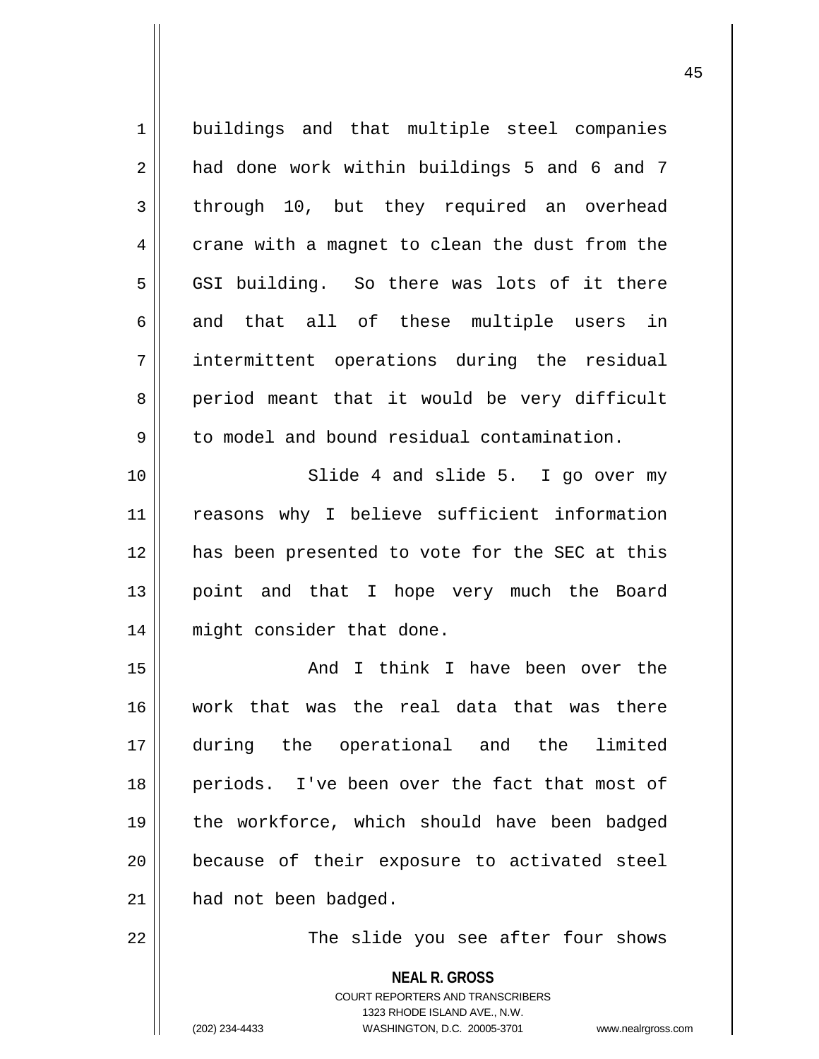buildings and that multiple steel companies had done work within buildings 5 and 6 and 7 through 10, but they required an overhead crane with a magnet to clean the dust from the GSI building. So there was lots of it there and that all of these multiple users in intermittent operations during the residual period meant that it would be very difficult to model and bound residual contamination.

Slide 4 and slide 5. I go over my reasons why I believe sufficient information has been presented to vote for the SEC at this point and that I hope very much the Board might consider that done.

And I think I have been over the work that was the real data that was there during the operational and the limited periods. I've been over the fact that most of the workforce, which should have been badged because of their exposure to activated steel had not been badged.

The slide you see after four shows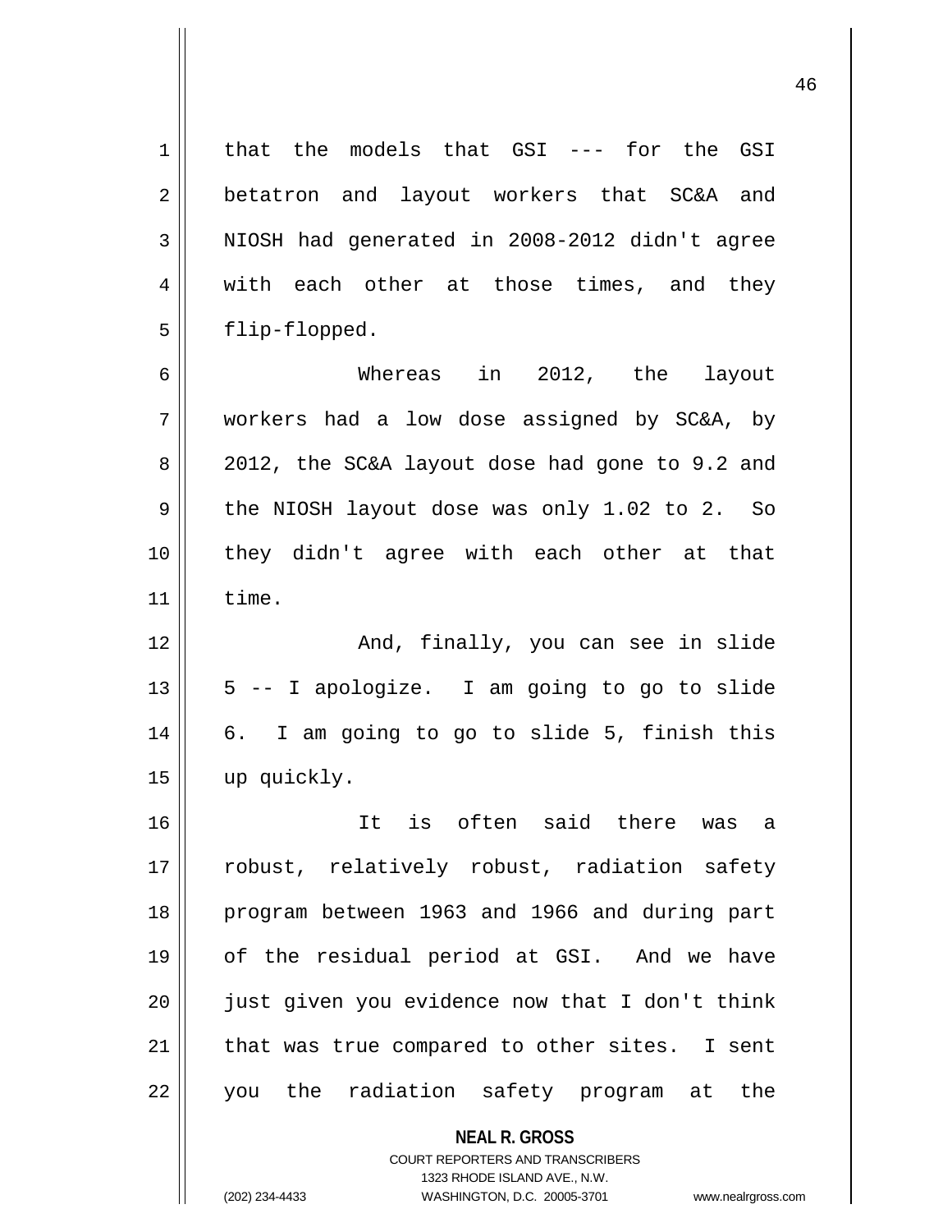that the models that GSI --- for the GSI betatron and layout workers that SC&A and NIOSH had generated in 2008-2012 didn't agree with each other at those times, and they flip-flopped.

Whereas in 2012, the layout workers had a low dose assigned by SC&A, by 2012, the SC&A layout dose had gone to 9.2 and the NIOSH layout dose was only 1.02 to 2. So they didn't agree with each other at that time.

And, finally, you can see in slide 5 -- I apologize. I am going to go to slide 6. I am going to go to slide 5, finish this up quickly.

It is often said there was a robust, relatively robust, radiation safety program between 1963 and 1966 and during part of the residual period at GSI. And we have just given you evidence now that I don't think that was true compared to other sites. I sent you the radiation safety program at the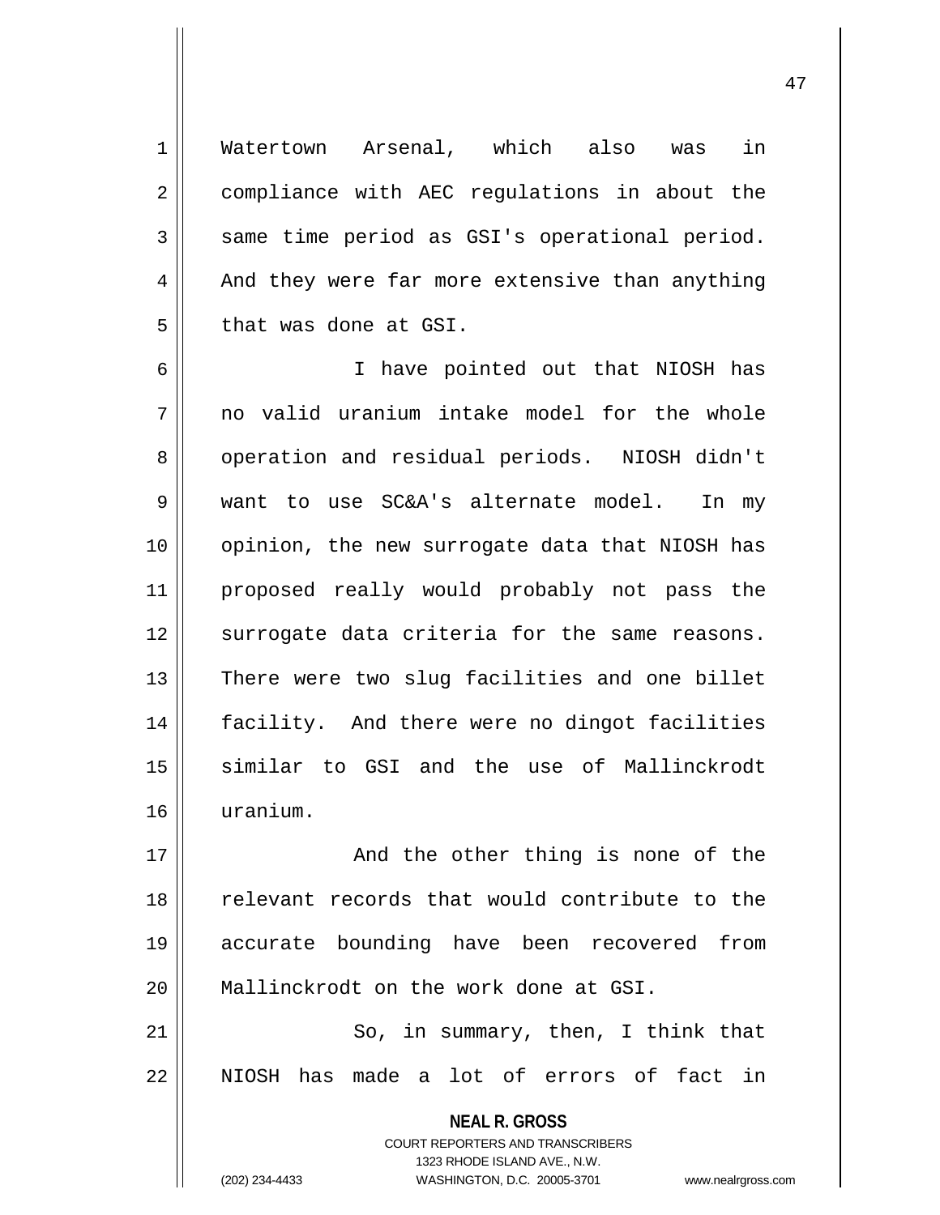Watertown Arsenal, which also was in compliance with AEC regulations in about the same time period as GSI's operational period. And they were far more extensive than anything that was done at GSI.

I have pointed out that NIOSH has no valid uranium intake model for the whole operation and residual periods. NIOSH didn't want to use SC&A's alternate model. In my opinion, the new surrogate data that NIOSH has proposed really would probably not pass the surrogate data criteria for the same reasons. There were two slug facilities and one billet facility. And there were no dingot facilities similar to GSI and the use of Mallinckrodt uranium.

And the other thing is none of the relevant records that would contribute to the accurate bounding have been recovered from Mallinckrodt on the work done at GSI.

So, in summary, then, I think that NIOSH has made a lot of errors of fact in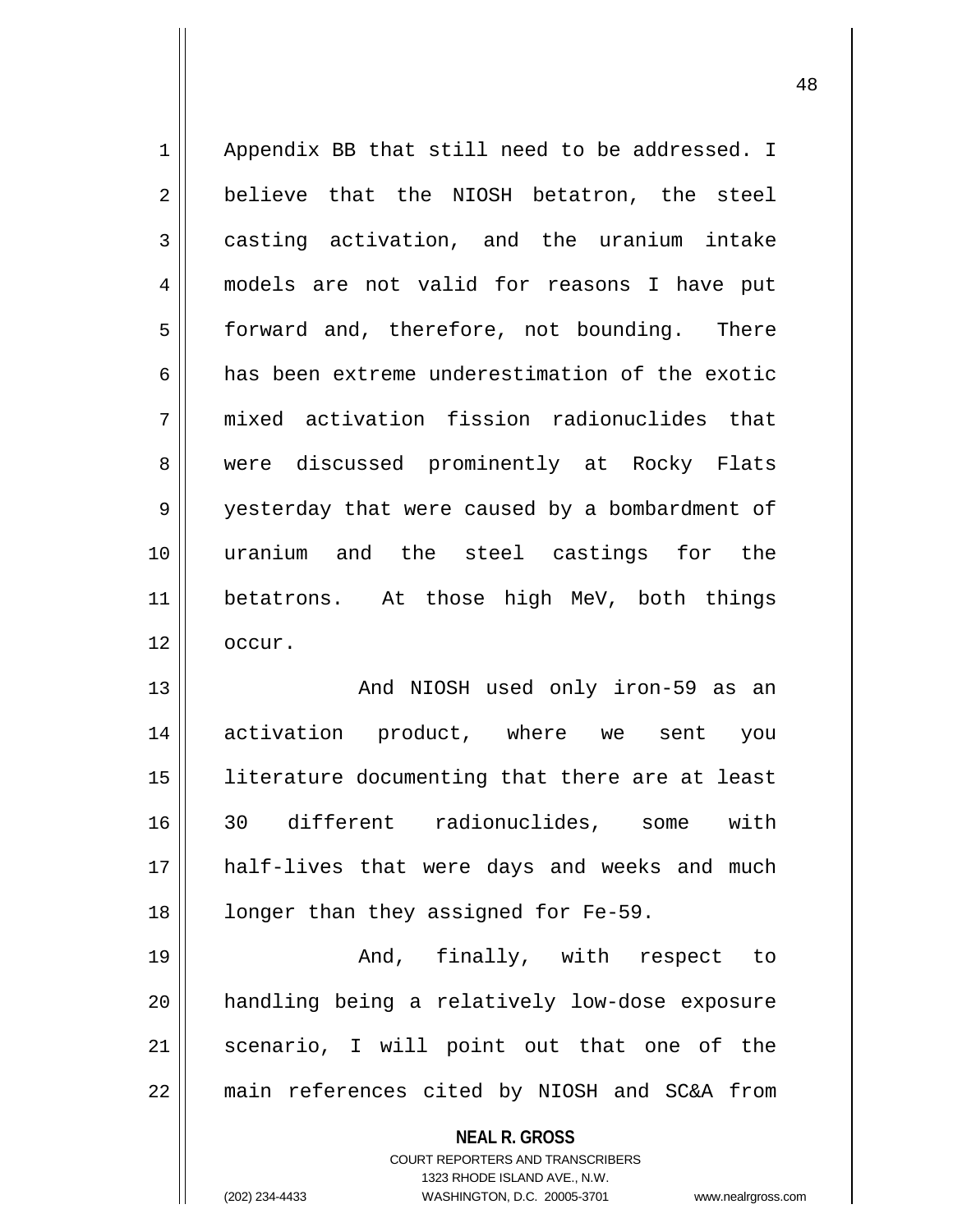Appendix BB that still need to be addressed. I believe that the NIOSH betatron, the steel casting activation, and the uranium intake models are not valid for reasons I have put forward and, therefore, not bounding. There has been extreme underestimation of the exotic mixed activation fission radionuclides that were discussed prominently at Rocky Flats yesterday that were caused by a bombardment of uranium and the steel castings for the betatrons. At those high MeV, both things occur.

And NIOSH used only iron-59 as an activation product, where we sent you literature documenting that there are at least 30 different radionuclides, some with half-lives that were days and weeks and much longer than they assigned for Fe-59.

And, finally, with respect to handling being a relatively low-dose exposure scenario, I will point out that one of the main references cited by NIOSH and SC&A from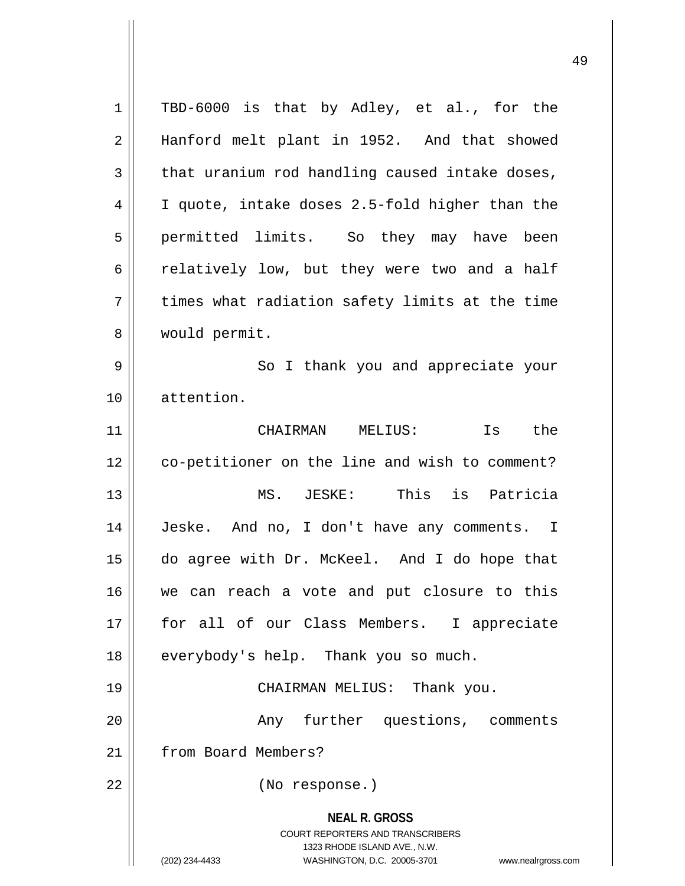TBD-6000 is that by Adley, et al., for the Hanford melt plant in 1952. And that showed that uranium rod handling caused intake doses, I quote, intake doses 2.5-fold higher than the permitted limits. So they may have been relatively low, but they were two and a half times what radiation safety limits at the time would permit.

So I thank you and appreciate your attention.

CHAIRMAN MELIUS: Is the co-petitioner on the line and wish to comment?

MS. JESKE: This is Patricia Jeske. And no, I don't have any comments. I do agree with Dr. McKeel. And I do hope that we can reach a vote and put closure to this for all of our Class Members. I appreciate everybody's help. Thank you so much.

CHAIRMAN MELIUS: Thank you.

Any further questions, comments from Board Members?

(No response.)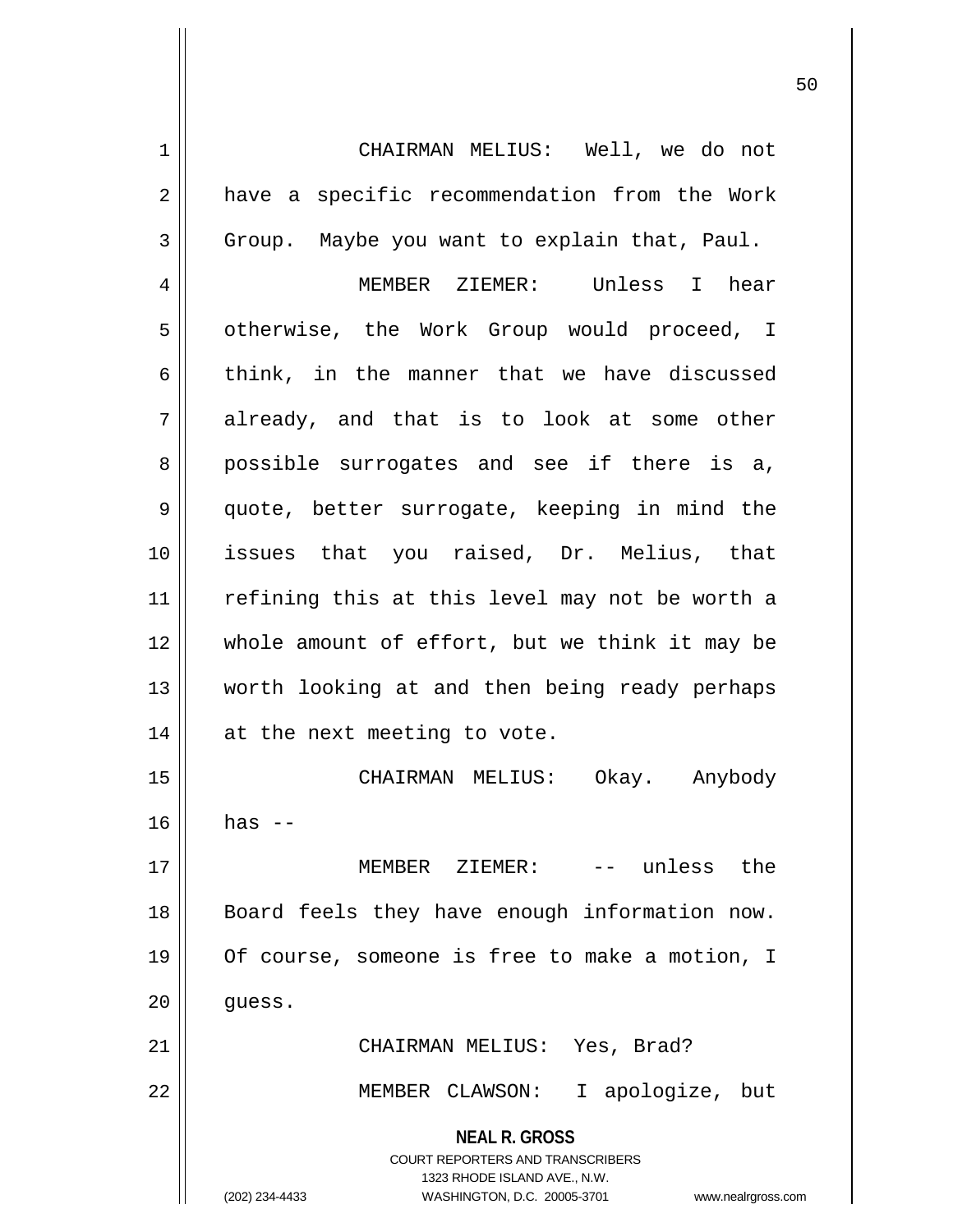CHAIRMAN MELIUS: Well, we do not have a specific recommendation from the Work Group. Maybe you want to explain that, Paul.

MEMBER ZIEMER: Unless I hear otherwise, the Work Group would proceed, I think, in the manner that we have discussed already, and that is to look at some other possible surrogates and see if there is a, quote, better surrogate, keeping in mind the issues that you raised, Dr. Melius, that refining this at this level may not be worth a whole amount of effort, but we think it may be worth looking at and then being ready perhaps at the next meeting to vote.

CHAIRMAN MELIUS: Okay. Anybody has --

MEMBER ZIEMER: -- unless the Board feels they have enough information now. Of course, someone is free to make a motion, I guess.

CHAIRMAN MELIUS: Yes, Brad?

MEMBER CLAWSON: I apologize, but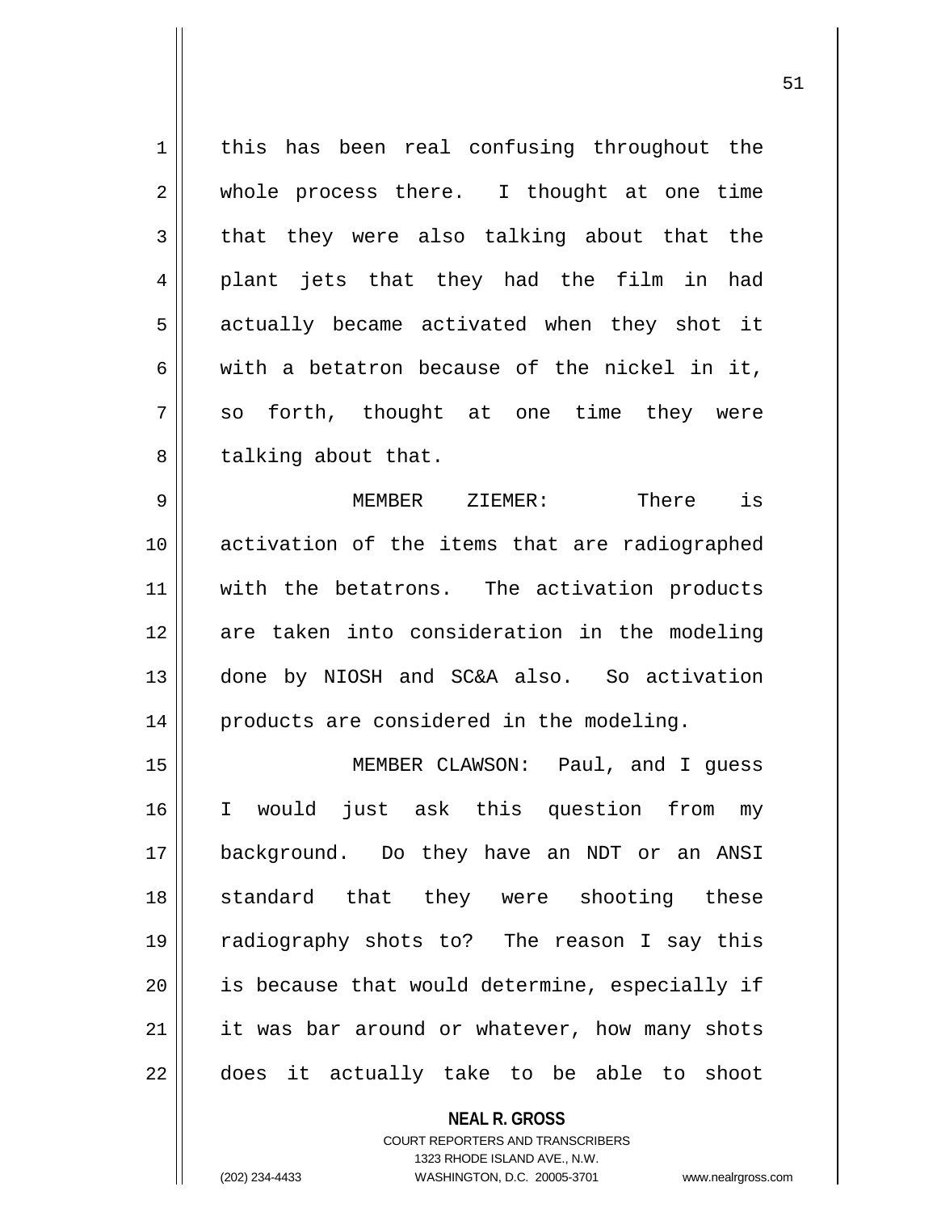this has been real confusing throughout the whole process there. I thought at one time that they were also talking about that the plant jets that they had the film in had actually became activated when they shot it with a betatron because of the nickel in it, so forth, thought at one time they were talking about that.

MEMBER ZIEMER: There is activation of the items that are radiographed with the betatrons. The activation products are taken into consideration in the modeling done by NIOSH and SC&A also. So activation products are considered in the modeling.

MEMBER CLAWSON: Paul, and I guess I would just ask this question from my background. Do they have an NDT or an ANSI standard that they were shooting these radiography shots to? The reason I say this is because that would determine, especially if it was bar around or whatever, how many shots does it actually take to be able to shoot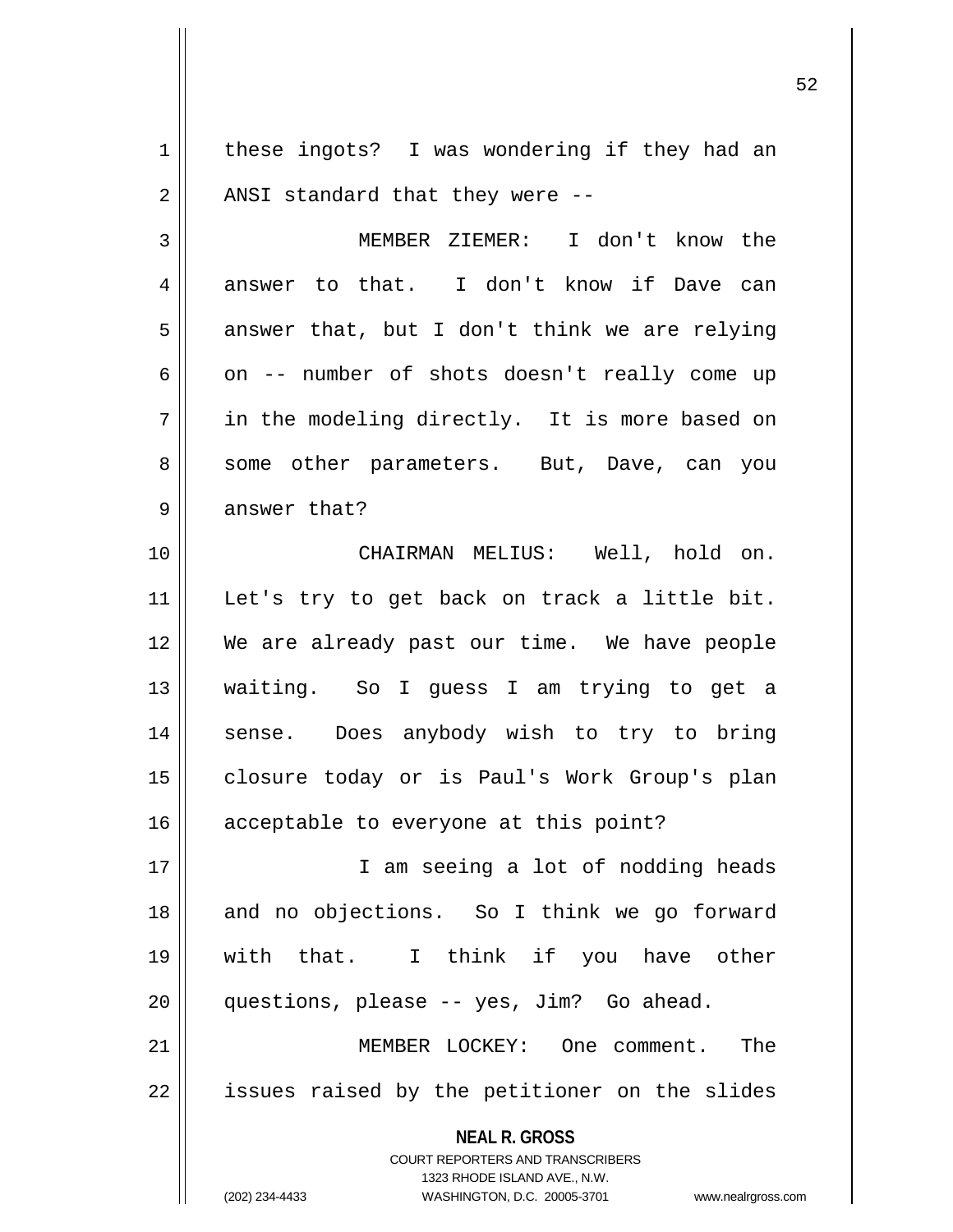these ingots? I was wondering if they had an ANSI standard that they were --

MEMBER ZIEMER: I don't know the answer to that. I don't know if Dave can answer that, but I don't think we are relying on -- number of shots doesn't really come up in the modeling directly. It is more based on some other parameters. But, Dave, can you answer that?

CHAIRMAN MELIUS: Well, hold on. Let's try to get back on track a little bit. We are already past our time. We have people waiting. So I guess I am trying to get a sense. Does anybody wish to try to bring closure today or is Paul's Work Group's plan acceptable to everyone at this point?

I am seeing a lot of nodding heads and no objections. So I think we go forward with that. I think if you have other questions, please -- yes, Jim? Go ahead.

MEMBER LOCKEY: One comment. The issues raised by the petitioner on the slides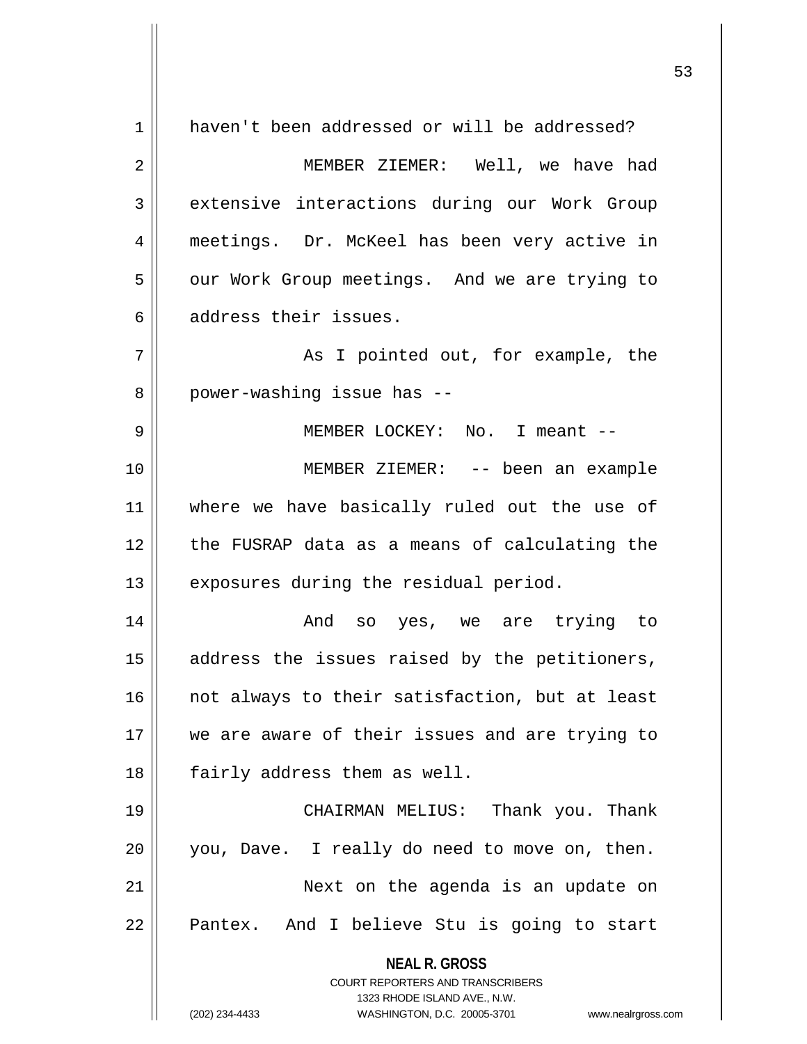haven't been addressed or will be addressed?

MEMBER ZIEMER: Well, we have had extensive interactions during our Work Group meetings. Dr. McKeel has been very active in our Work Group meetings. And we are trying to address their issues.

As I pointed out, for example, the power-washing issue has --

MEMBER LOCKEY: No. I meant --

MEMBER ZIEMER: -- been an example where we have basically ruled out the use of the FUSRAP data as a means of calculating the exposures during the residual period.

And so yes, we are trying to address the issues raised by the petitioners, not always to their satisfaction, but at least we are aware of their issues and are trying to fairly address them as well.

CHAIRMAN MELIUS: Thank you. Thank you, Dave. I really do need to move on, then.

Next on the agenda is an update on Pantex. And I believe Stu is going to start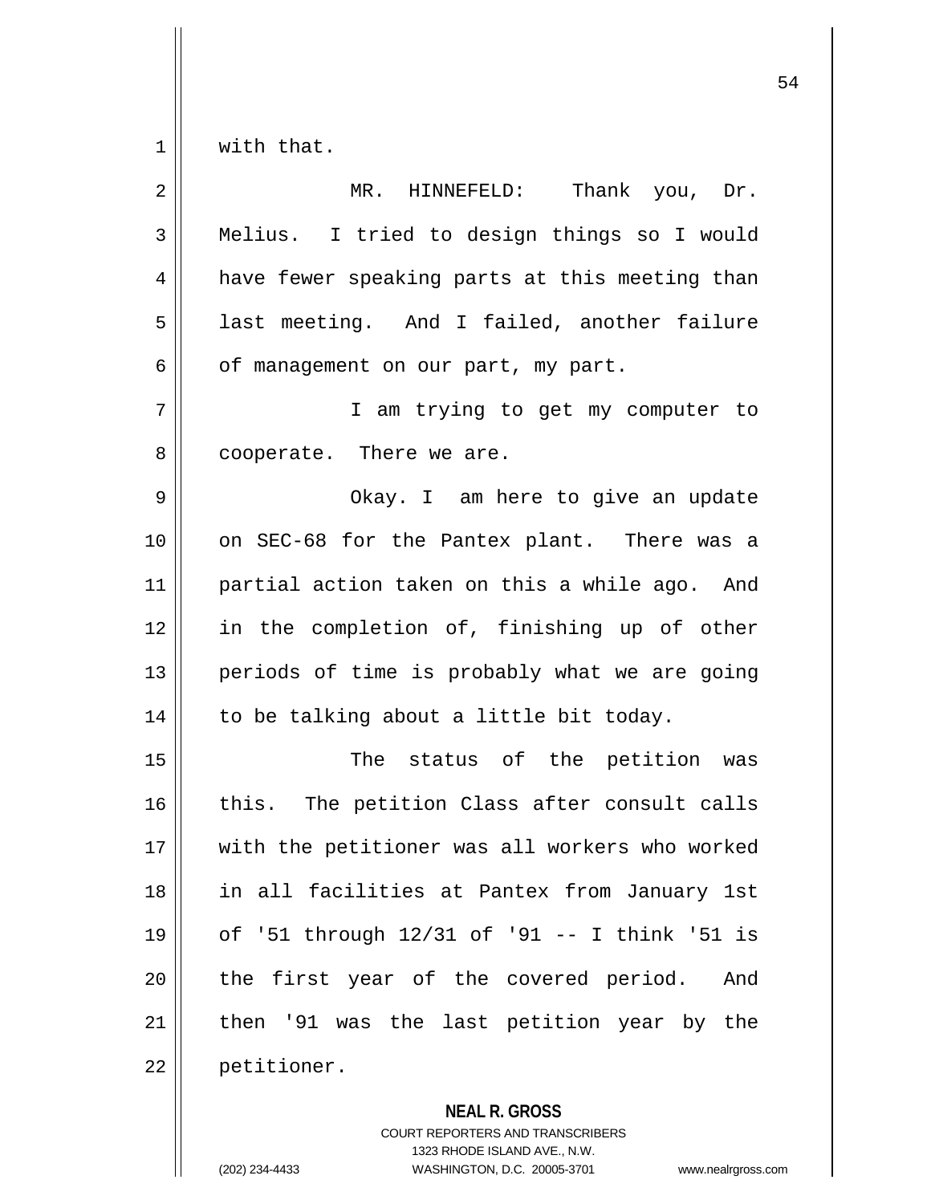with that.

MR. HINNEFELD: Thank you, Dr. Melius. I tried to design things so I would have fewer speaking parts at this meeting than last meeting. And I failed, another failure of management on our part, my part.

I am trying to get my computer to cooperate. There we are.

Okay. I am here to give an update on SEC-68 for the Pantex plant. There was a partial action taken on this a while ago. And in the completion of, finishing up of other periods of time is probably what we are going to be talking about a little bit today.

The status of the petition was this. The petition Class after consult calls with the petitioner was all workers who worked in all facilities at Pantex from January 1st of '51 through 12/31 of '91 -- I think '51 is the first year of the covered period. And then '91 was the last petition year by the petitioner.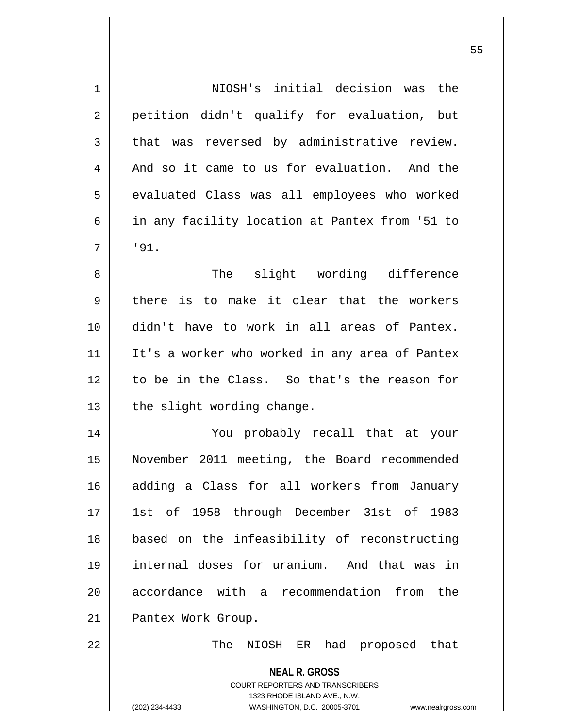NIOSH's initial decision was the petition didn't qualify for evaluation, but that was reversed by administrative review. And so it came to us for evaluation. And the evaluated Class was all employees who worked in any facility location at Pantex from '51 to '91.

The slight wording difference there is to make it clear that the workers didn't have to work in all areas of Pantex. It's a worker who worked in any area of Pantex to be in the Class. So that's the reason for the slight wording change.

You probably recall that at your November 2011 meeting, the Board recommended adding a Class for all workers from January 1st of 1958 through December 31st of 1983 based on the infeasibility of reconstructing internal doses for uranium. And that was in accordance with a recommendation from the Pantex Work Group.

The NIOSH ER had proposed that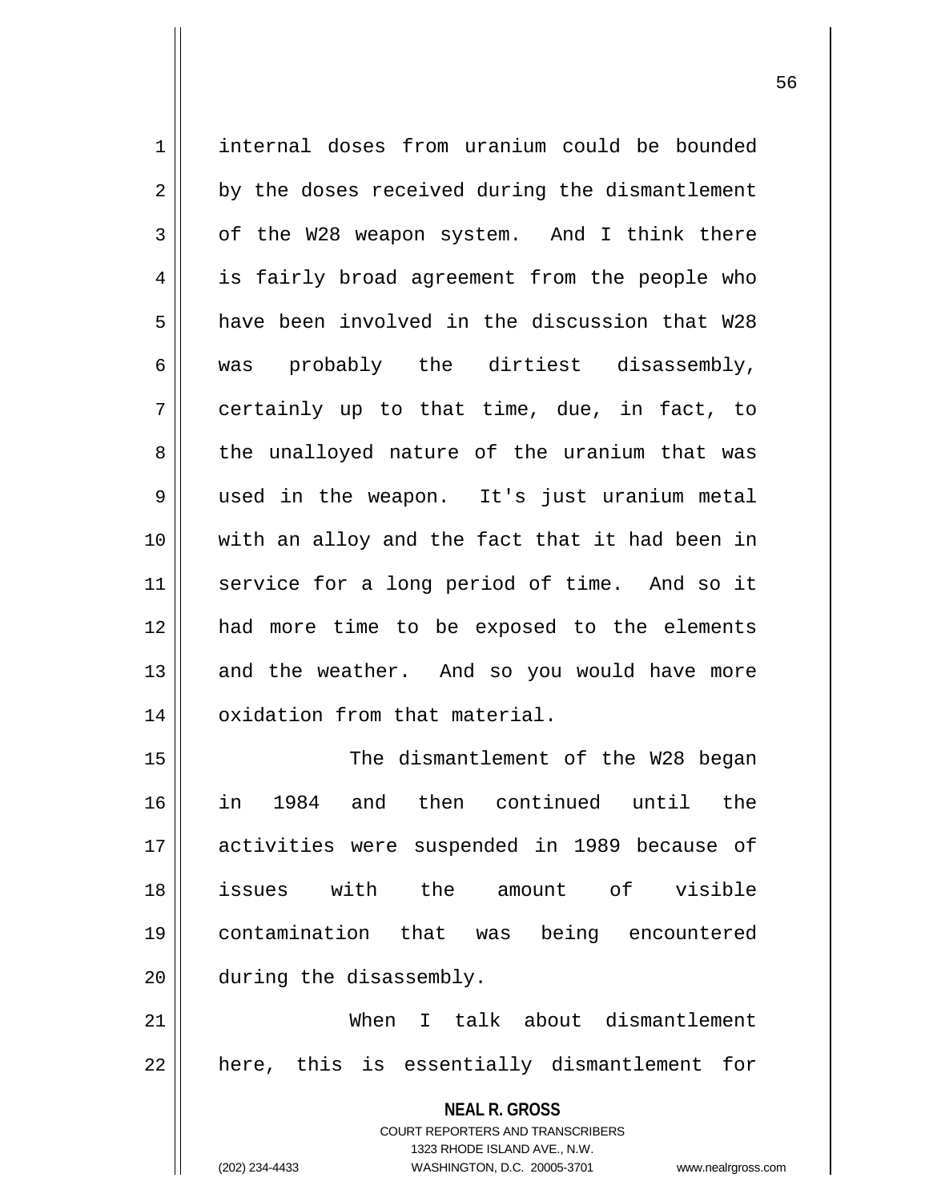internal doses from uranium could be bounded by the doses received during the dismantlement of the W28 weapon system. And I think there is fairly broad agreement from the people who have been involved in the discussion that W28 was probably the dirtiest disassembly, certainly up to that time, due, in fact, to the unalloyed nature of the uranium that was used in the weapon. It's just uranium metal with an alloy and the fact that it had been in service for a long period of time. And so it had more time to be exposed to the elements and the weather. And so you would have more oxidation from that material.

The dismantlement of the W28 began in 1984 and then continued until the activities were suspended in 1989 because of issues with the amount of visible contamination that was being encountered during the disassembly.

When I talk about dismantlement here, this is essentially dismantlement for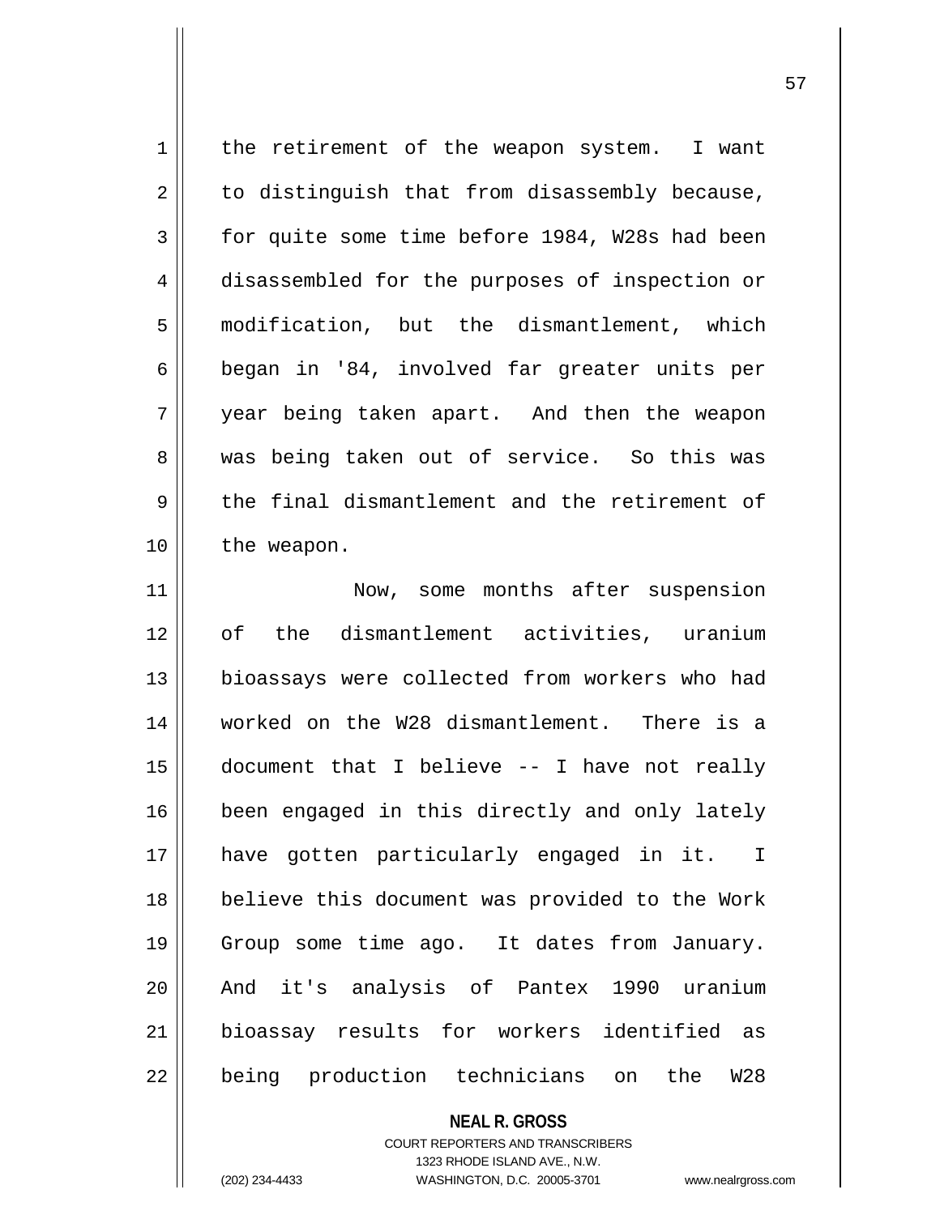the retirement of the weapon system. I want to distinguish that from disassembly because, for quite some time before 1984, W28s had been disassembled for the purposes of inspection or modification, but the dismantlement, which began in '84, involved far greater units per year being taken apart. And then the weapon was being taken out of service. So this was the final dismantlement and the retirement of the weapon.

Now, some months after suspension of the dismantlement activities, uranium bioassays were collected from workers who had worked on the W28 dismantlement. There is a document that I believe -- I have not really been engaged in this directly and only lately have gotten particularly engaged in it. I believe this document was provided to the Work Group some time ago. It dates from January. And it's analysis of Pantex 1990 uranium bioassay results for workers identified as being production technicians on the W28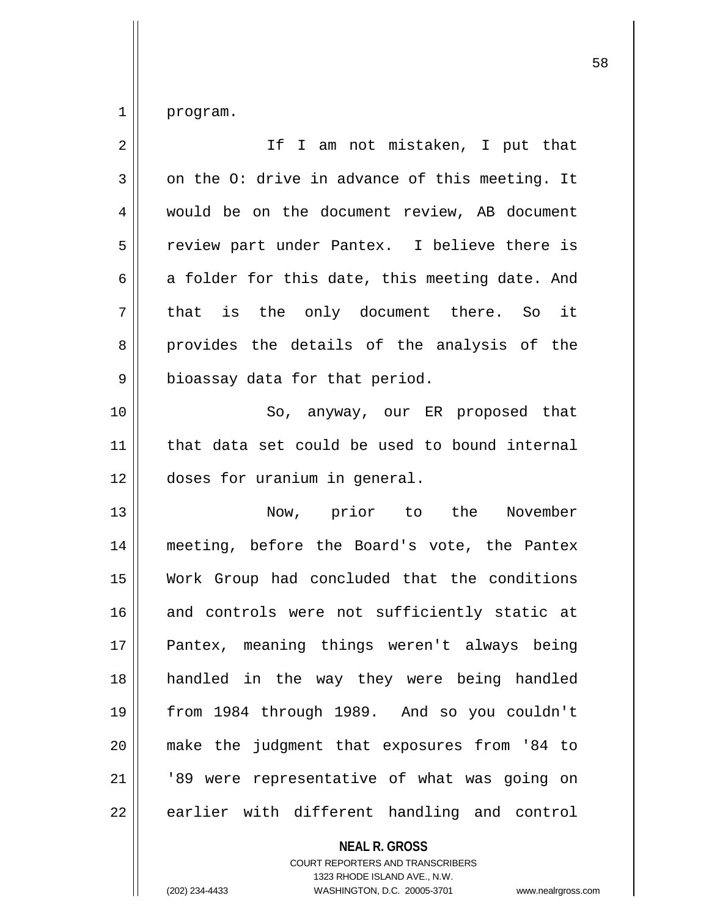program.

If I am not mistaken, I put that on the O: drive in advance of this meeting. It would be on the document review, AB document review part under Pantex. I believe there is a folder for this date, this meeting date. And that is the only document there. So it provides the details of the analysis of the bioassay data for that period.

So, anyway, our ER proposed that that data set could be used to bound internal doses for uranium in general.

Now, prior to the November meeting, before the Board's vote, the Pantex Work Group had concluded that the conditions and controls were not sufficiently static at Pantex, meaning things weren't always being handled in the way they were being handled from 1984 through 1989. And so you couldn't make the judgment that exposures from '84 to '89 were representative of what was going on earlier with different handling and control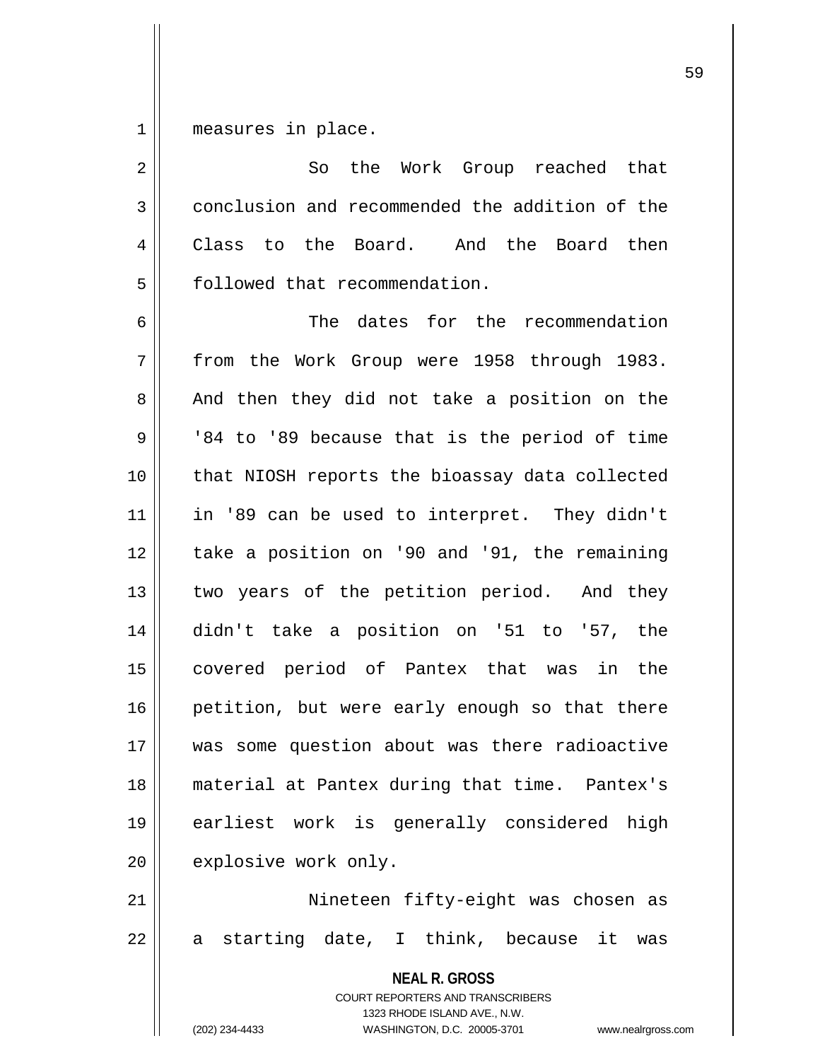measures in place.

So the Work Group reached that conclusion and recommended the addition of the Class to the Board. And the Board then followed that recommendation.

The dates for the recommendation from the Work Group were 1958 through 1983. And then they did not take a position on the '84 to '89 because that is the period of time that NIOSH reports the bioassay data collected in '89 can be used to interpret. They didn't take a position on '90 and '91, the remaining two years of the petition period. And they didn't take a position on '51 to '57, the covered period of Pantex that was in the petition, but were early enough so that there was some question about was there radioactive material at Pantex during that time. Pantex's earliest work is generally considered high explosive work only.

Nineteen fifty-eight was chosen as a starting date, I think, because it was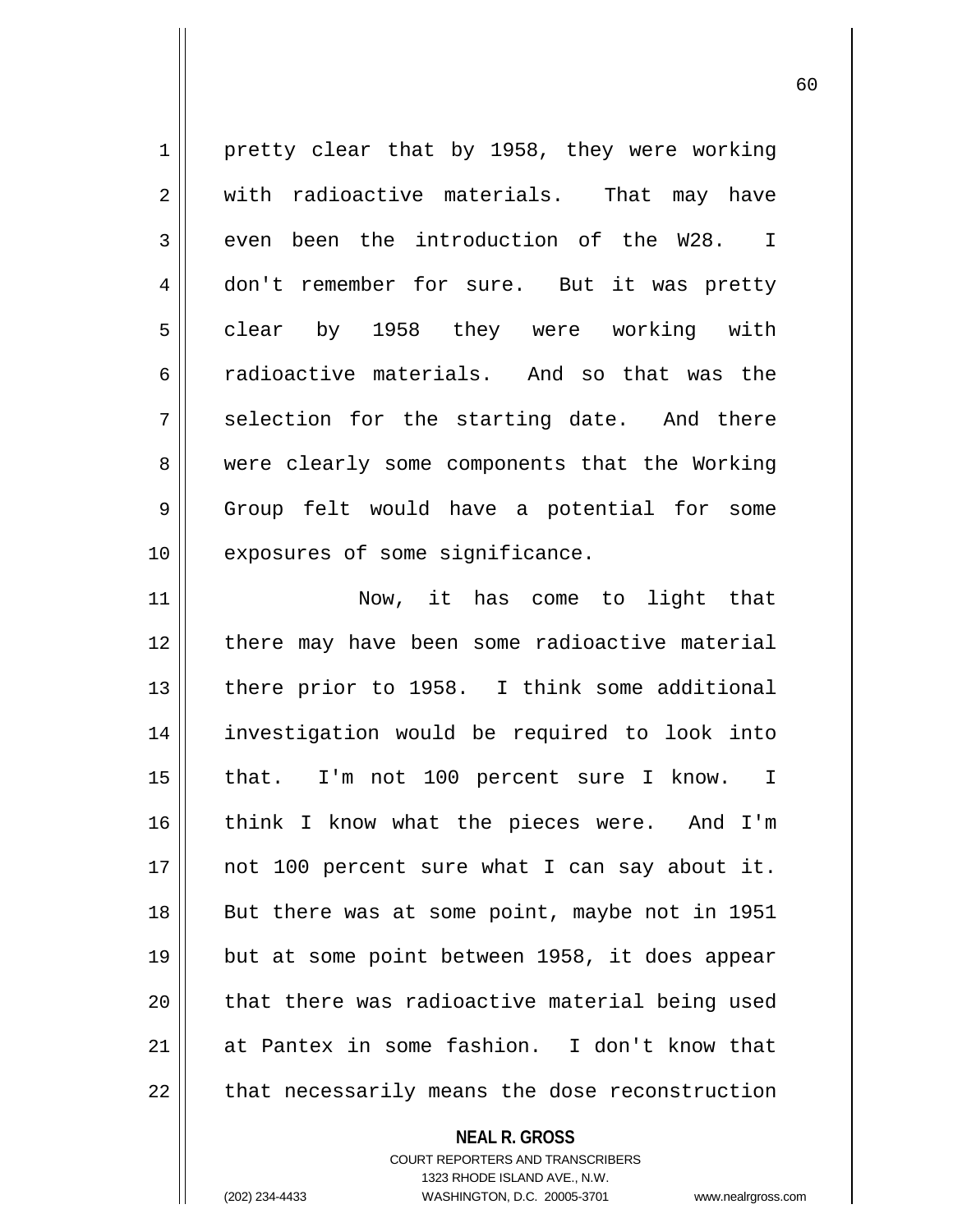pretty clear that by 1958, they were working with radioactive materials. That may have even been the introduction of the W28. I don't remember for sure. But it was pretty clear by 1958 they were working with radioactive materials. And so that was the selection for the starting date. And there were clearly some components that the Working Group felt would have a potential for some exposures of some significance.

Now, it has come to light that there may have been some radioactive material there prior to 1958. I think some additional investigation would be required to look into that. I'm not 100 percent sure I know. I think I know what the pieces were. And I'm not 100 percent sure what I can say about it. But there was at some point, maybe not in 1951 but at some point between 1958, it does appear that there was radioactive material being used at Pantex in some fashion. I don't know that that necessarily means the dose reconstruction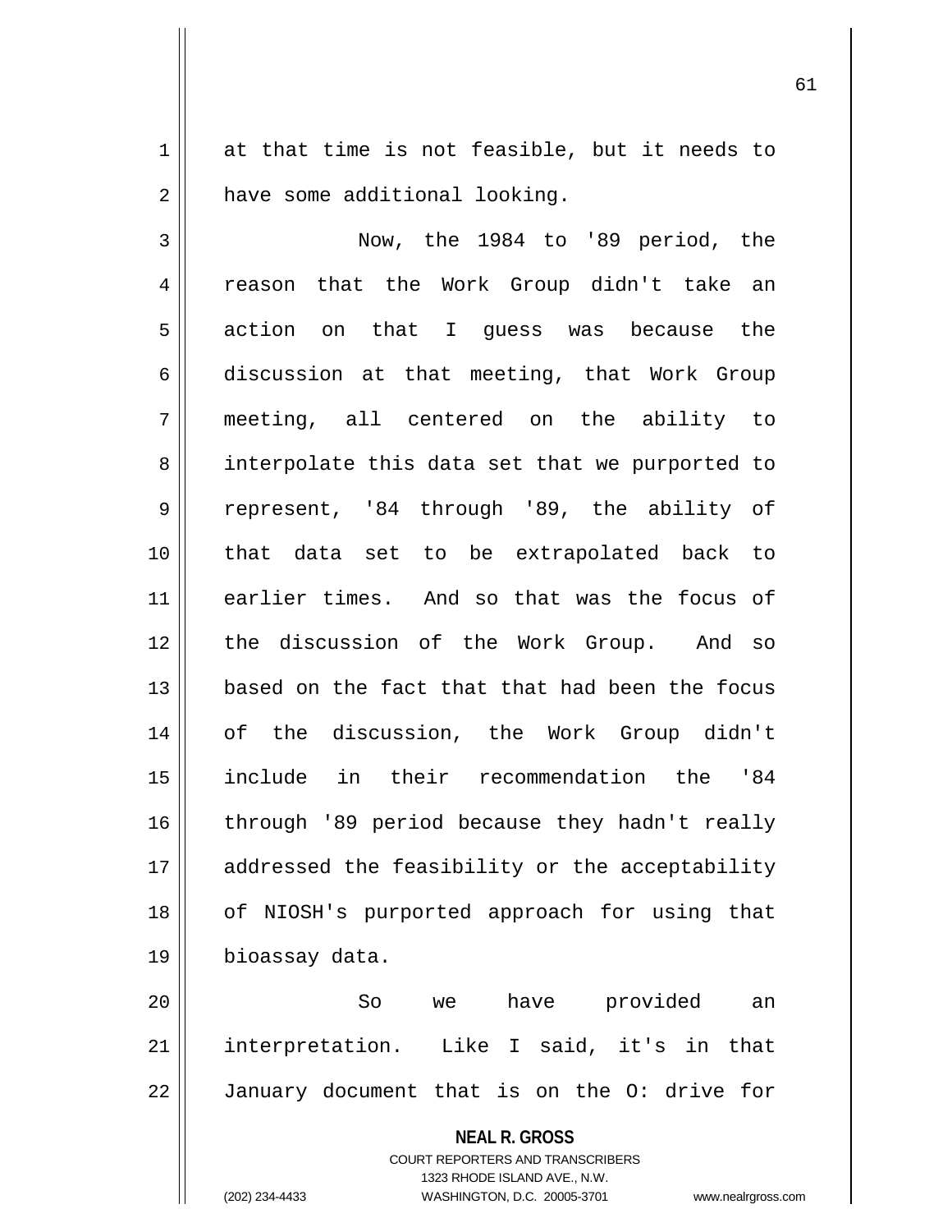at that time is not feasible, but it needs to have some additional looking.

Now, the 1984 to '89 period, the reason that the Work Group didn't take an action on that I guess was because the discussion at that meeting, that Work Group meeting, all centered on the ability to interpolate this data set that we purported to represent, '84 through '89, the ability of that data set to be extrapolated back to earlier times. And so that was the focus of the discussion of the Work Group. And so based on the fact that that had been the focus of the discussion, the Work Group didn't include in their recommendation the '84 through '89 period because they hadn't really addressed the feasibility or the acceptability of NIOSH's purported approach for using that bioassay data.

So we have provided an interpretation. Like I said, it's in that January document that is on the O: drive for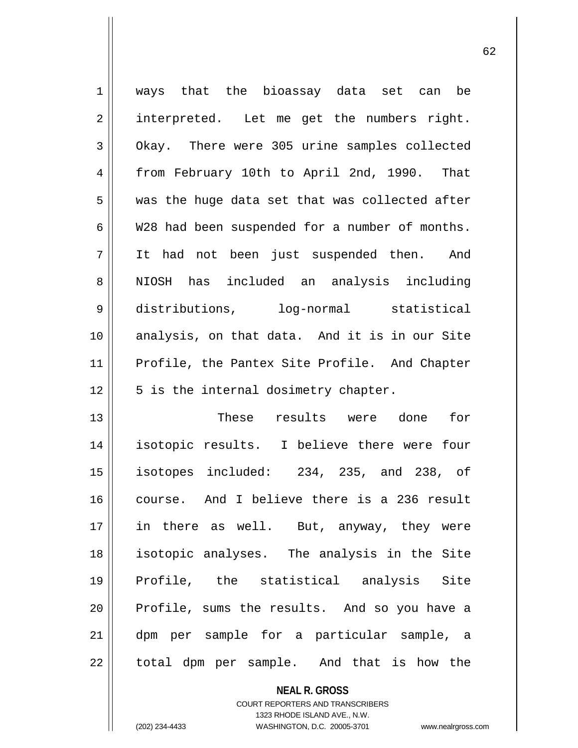ways that the bioassay data set can be interpreted. Let me get the numbers right. Okay. There were 305 urine samples collected from February 10th to April 2nd, 1990. That was the huge data set that was collected after W28 had been suspended for a number of months. It had not been just suspended then. And NIOSH has included an analysis including distributions, log-normal statistical analysis, on that data. And it is in our Site Profile, the Pantex Site Profile. And Chapter 5 is the internal dosimetry chapter.

These results were done for isotopic results. I believe there were four isotopes included: 234, 235, and 238, of course. And I believe there is a 236 result in there as well. But, anyway, they were isotopic analyses. The analysis in the Site Profile, the statistical analysis Site Profile, sums the results. And so you have a dpm per sample for a particular sample, a total dpm per sample. And that is how the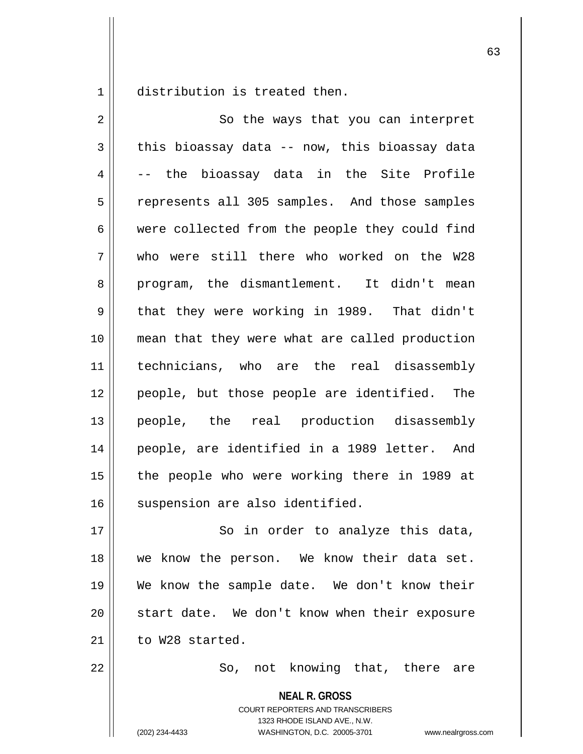distribution is treated then.

So the ways that you can interpret this bioassay data -- now, this bioassay data -- the bioassay data in the Site Profile represents all 305 samples. And those samples were collected from the people they could find who were still there who worked on the W28 program, the dismantlement. It didn't mean that they were working in 1989. That didn't mean that they were what are called production technicians, who are the real disassembly people, but those people are identified. The people, the real production disassembly people, are identified in a 1989 letter. And the people who were working there in 1989 at suspension are also identified.

So in order to analyze this data, we know the person. We know their data set. We know the sample date. We don't know their start date. We don't know when their exposure to W28 started.

So, not knowing that, there are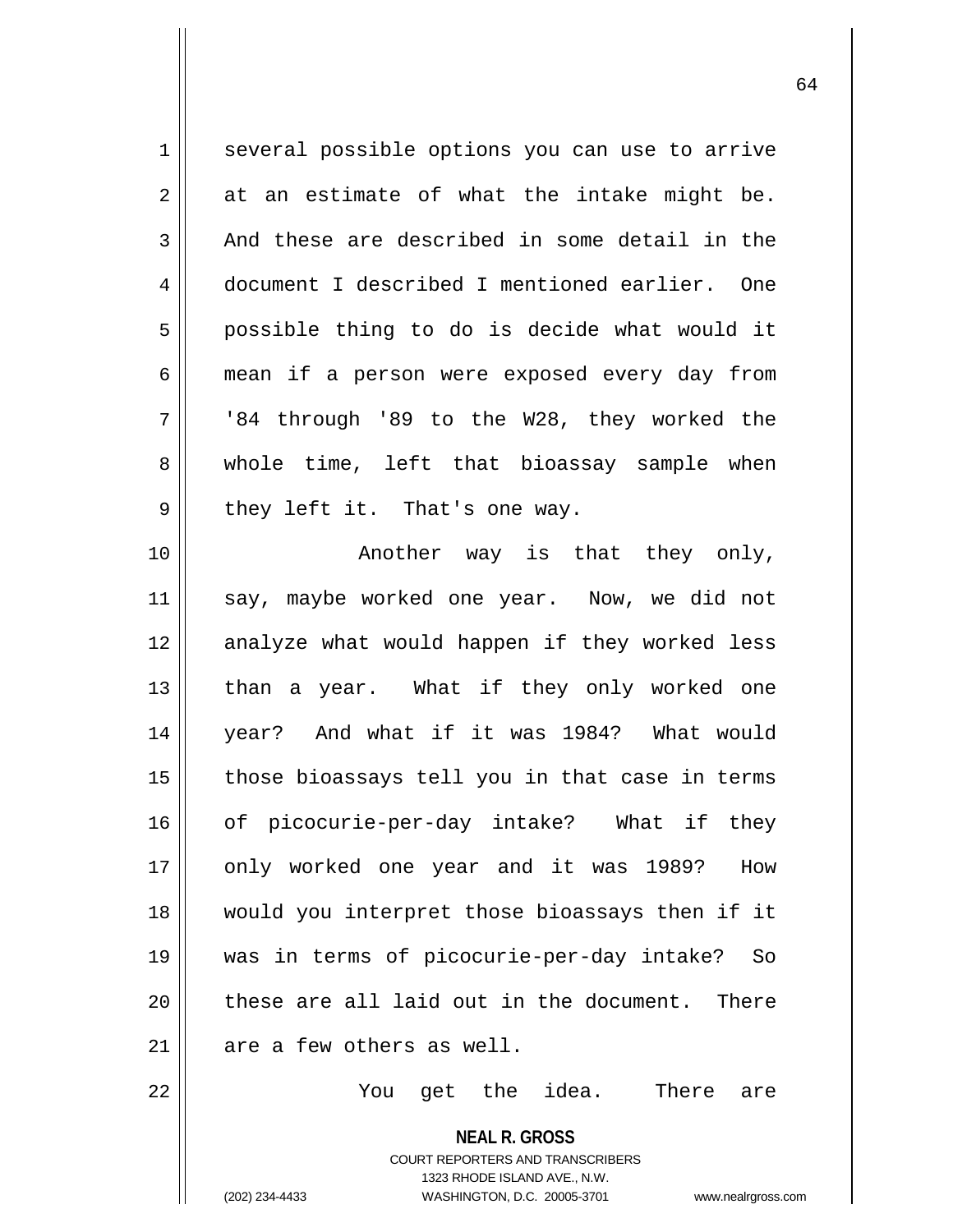several possible options you can use to arrive at an estimate of what the intake might be. And these are described in some detail in the document I described I mentioned earlier. One possible thing to do is decide what would it mean if a person were exposed every day from '84 through '89 to the W28, they worked the whole time, left that bioassay sample when they left it. That's one way.

Another way is that they only, say, maybe worked one year. Now, we did not analyze what would happen if they worked less than a year. What if they only worked one year? And what if it was 1984? What would those bioassays tell you in that case in terms of picocurie-per-day intake? What if they only worked one year and it was 1989? How would you interpret those bioassays then if it was in terms of picocurie-per-day intake? So these are all laid out in the document. There are a few others as well.

You get the idea. There are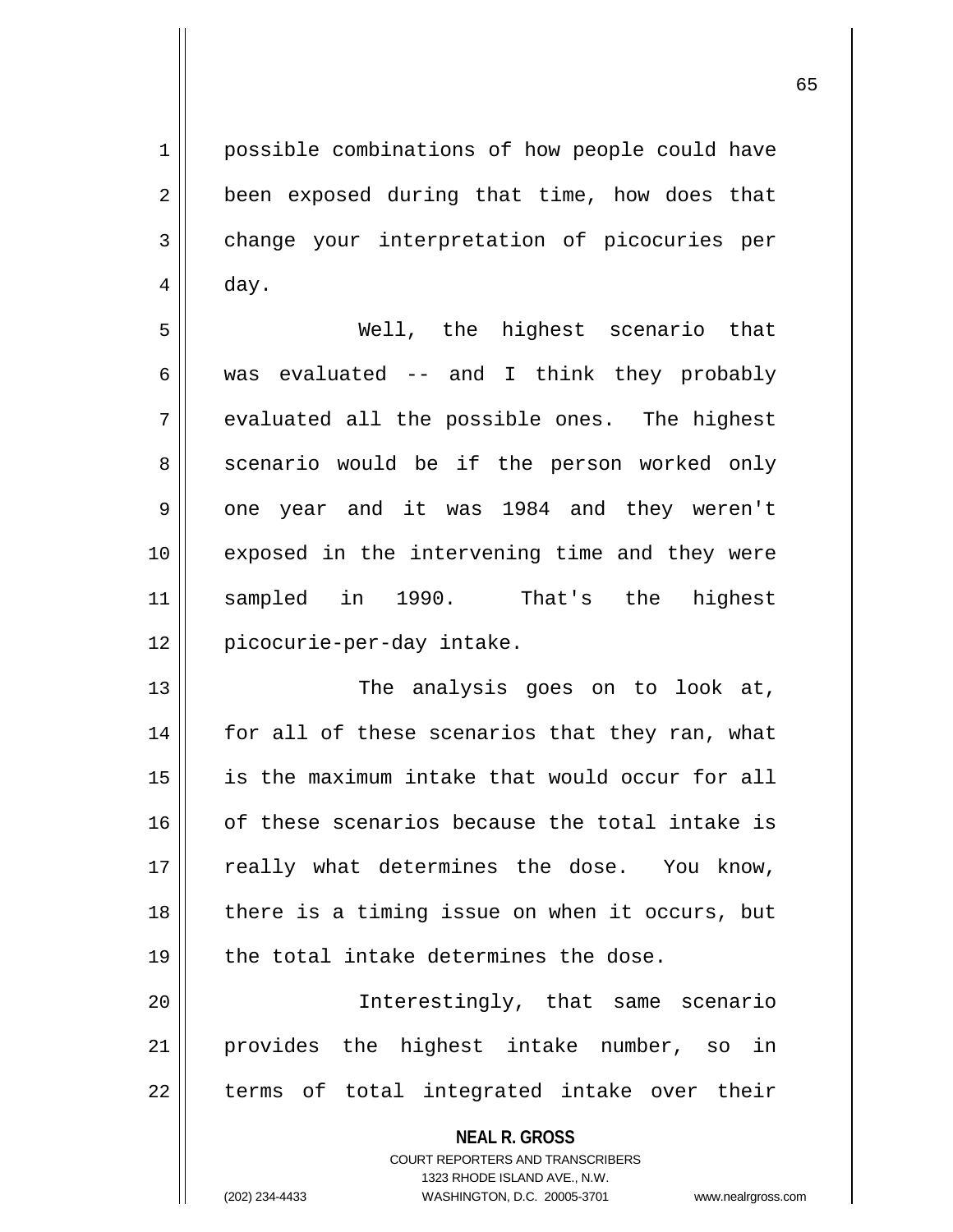possible combinations of how people could have been exposed during that time, how does that change your interpretation of picocuries per day.

Well, the highest scenario that was evaluated -- and I think they probably evaluated all the possible ones. The highest scenario would be if the person worked only one year and it was 1984 and they weren't exposed in the intervening time and they were sampled in 1990. That's the highest picocurie-per-day intake.

The analysis goes on to look at, for all of these scenarios that they ran, what is the maximum intake that would occur for all of these scenarios because the total intake is really what determines the dose. You know, there is a timing issue on when it occurs, but the total intake determines the dose.

Interestingly, that same scenario provides the highest intake number, so in terms of total integrated intake over their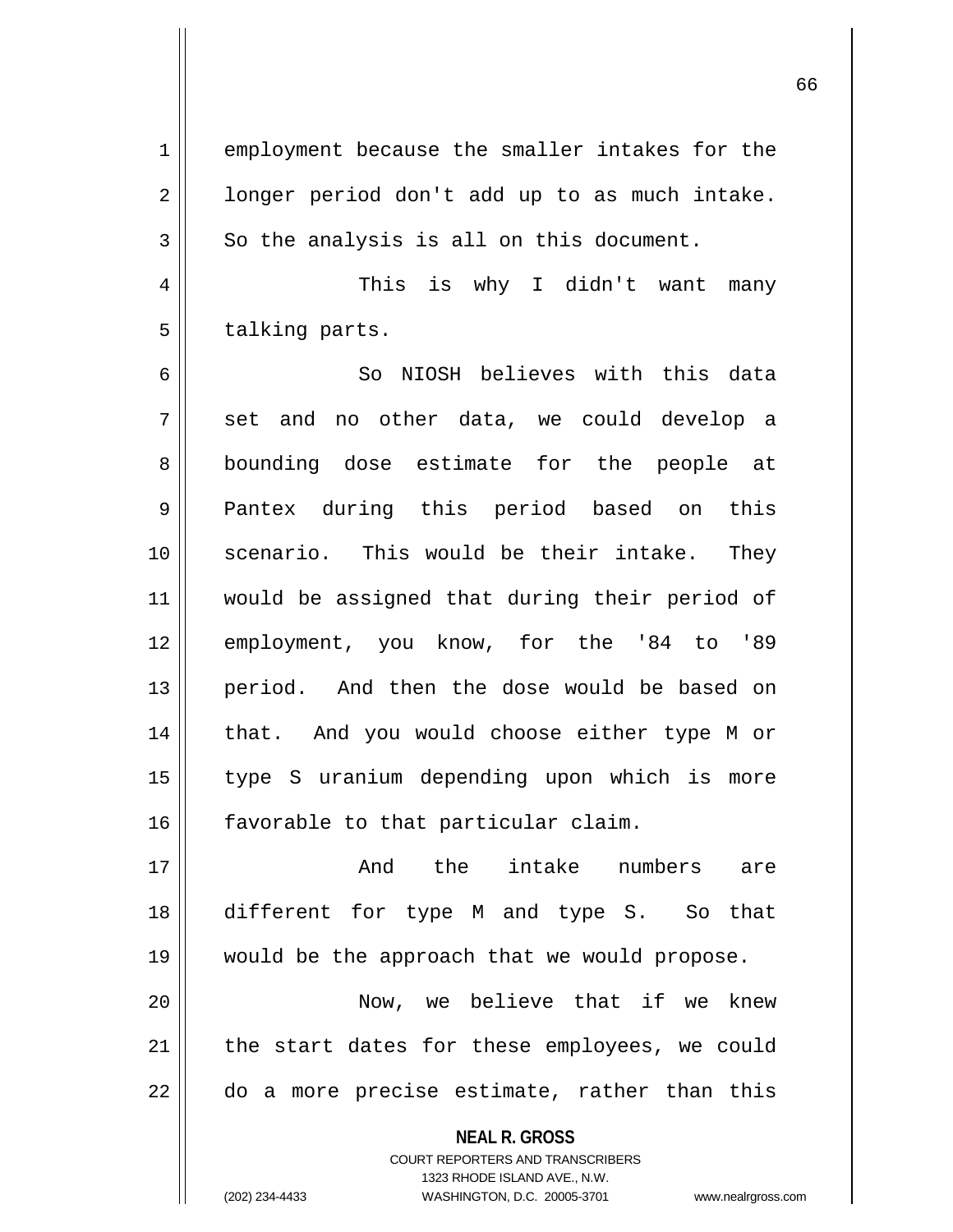employment because the smaller intakes for the longer period don't add up to as much intake. So the analysis is all on this document.

This is why I didn't want many talking parts.

So NIOSH believes with this data set and no other data, we could develop a bounding dose estimate for the people at Pantex during this period based on this scenario. This would be their intake. They would be assigned that during their period of employment, you know, for the '84 to '89 period. And then the dose would be based on that. And you would choose either type M or type S uranium depending upon which is more favorable to that particular claim.

And the intake numbers are different for type M and type S. So that would be the approach that we would propose.

Now, we believe that if we knew the start dates for these employees, we could do a more precise estimate, rather than this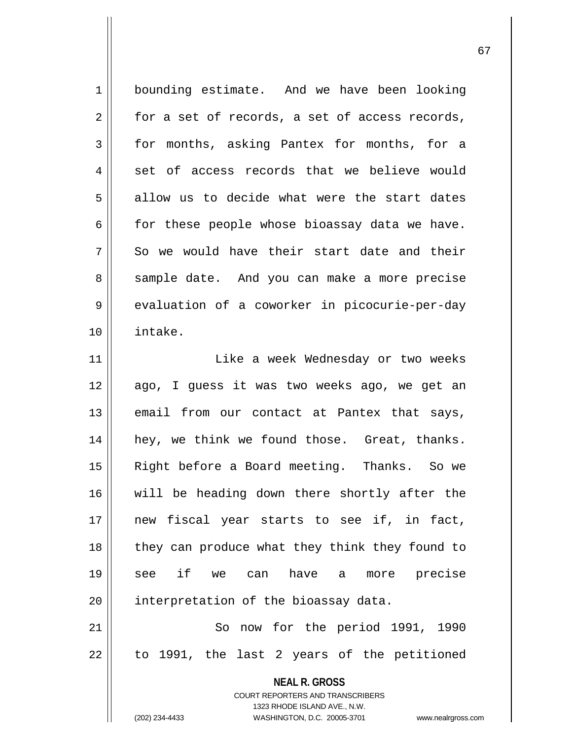bounding estimate. And we have been looking for a set of records, a set of access records, for months, asking Pantex for months, for a set of access records that we believe would allow us to decide what were the start dates for these people whose bioassay data we have. So we would have their start date and their sample date. And you can make a more precise evaluation of a coworker in picocurie-per-day intake.

Like a week Wednesday or two weeks ago, I guess it was two weeks ago, we get an email from our contact at Pantex that says, hey, we think we found those. Great, thanks. Right before a Board meeting. Thanks. So we will be heading down there shortly after the new fiscal year starts to see if, in fact, they can produce what they think they found to see if we can have a more precise interpretation of the bioassay data.

So now for the period 1991, 1990 to 1991, the last 2 years of the petitioned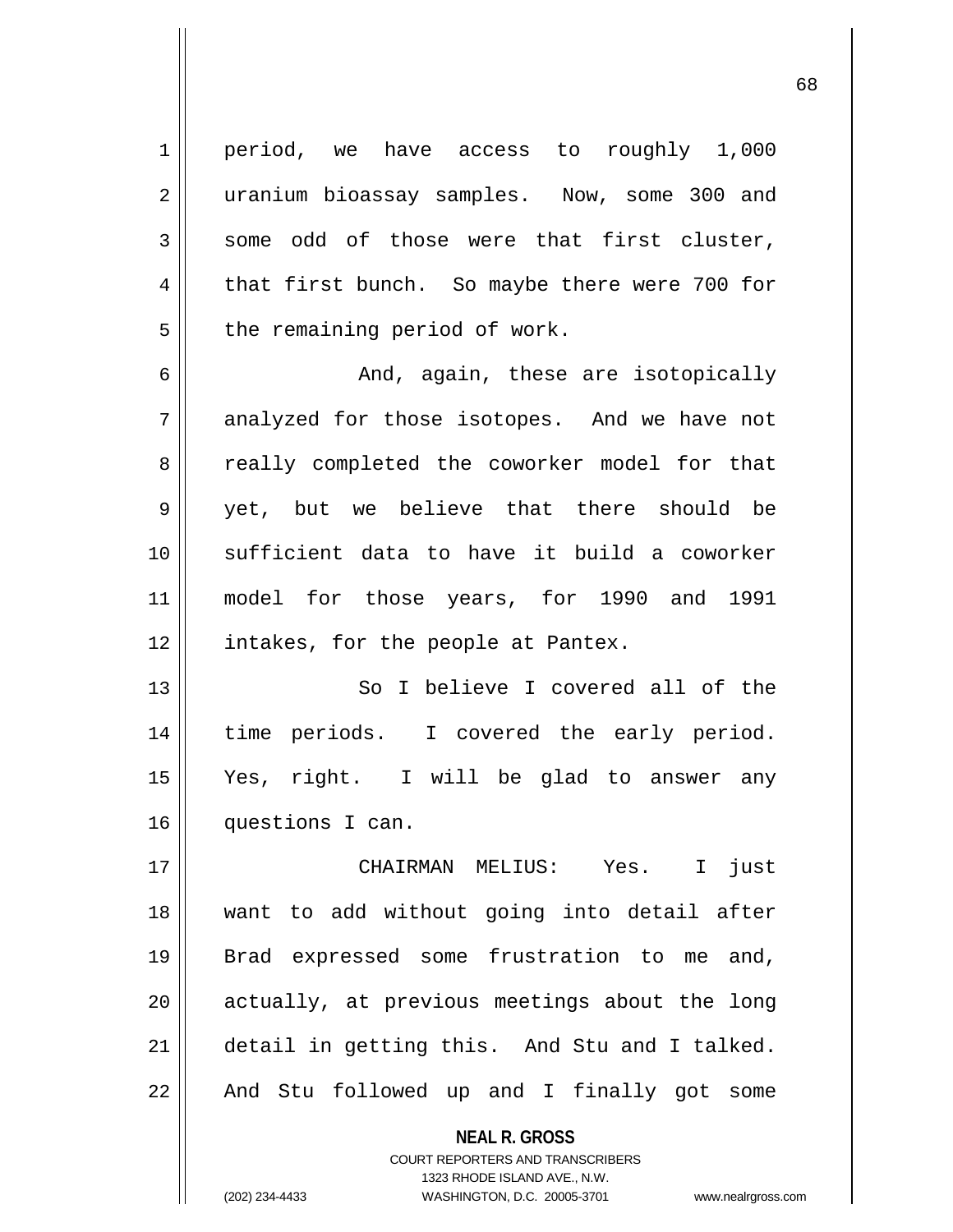period, we have access to roughly 1,000 uranium bioassay samples. Now, some 300 and some odd of those were that first cluster, that first bunch. So maybe there were 700 for the remaining period of work.

And, again, these are isotopically analyzed for those isotopes. And we have not really completed the coworker model for that yet, but we believe that there should be sufficient data to have it build a coworker model for those years, for 1990 and 1991 intakes, for the people at Pantex.

So I believe I covered all of the time periods. I covered the early period. Yes, right. I will be glad to answer any questions I can.

CHAIRMAN MELIUS: Yes. I just want to add without going into detail after Brad expressed some frustration to me and, actually, at previous meetings about the long detail in getting this. And Stu and I talked. And Stu followed up and I finally got some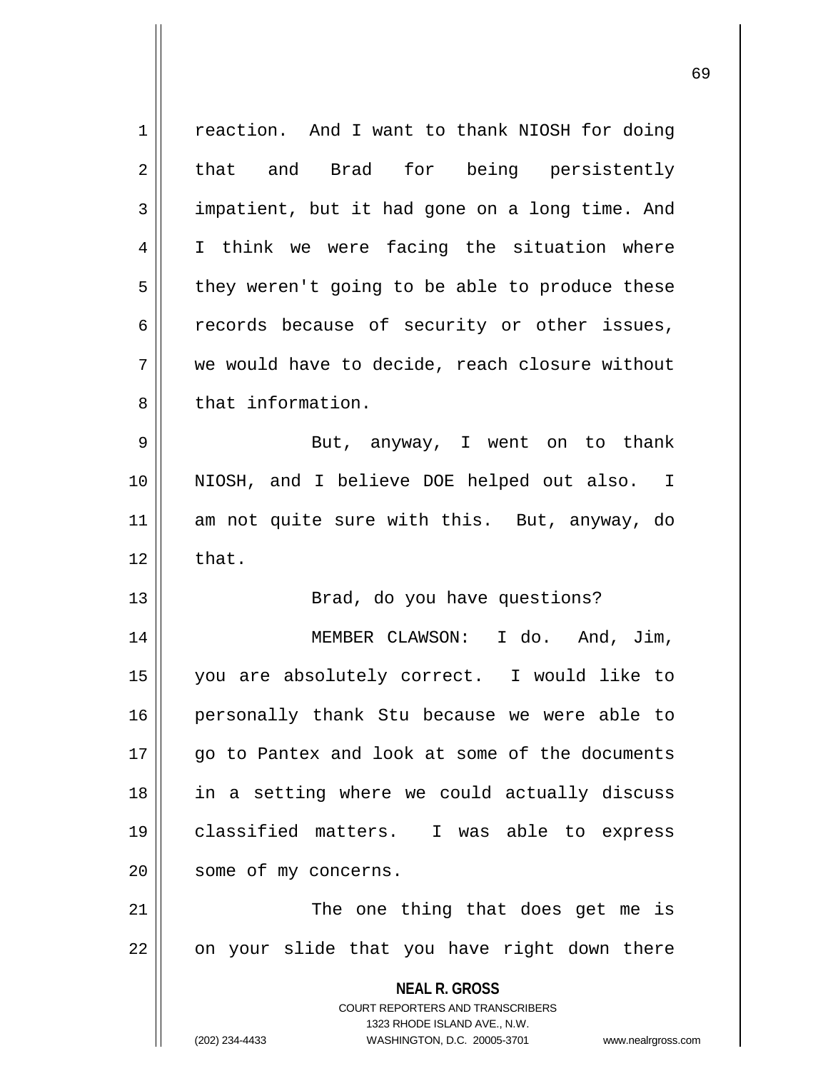reaction. And I want to thank NIOSH for doing that and Brad for being persistently impatient, but it had gone on a long time. And I think we were facing the situation where they weren't going to be able to produce these records because of security or other issues, we would have to decide, reach closure without that information.

But, anyway, I went on to thank NIOSH, and I believe DOE helped out also. I am not quite sure with this. But, anyway, do that.

Brad, do you have questions?

MEMBER CLAWSON: I do. And, Jim, you are absolutely correct. I would like to personally thank Stu because we were able to go to Pantex and look at some of the documents in a setting where we could actually discuss classified matters. I was able to express some of my concerns.

The one thing that does get me is on your slide that you have right down there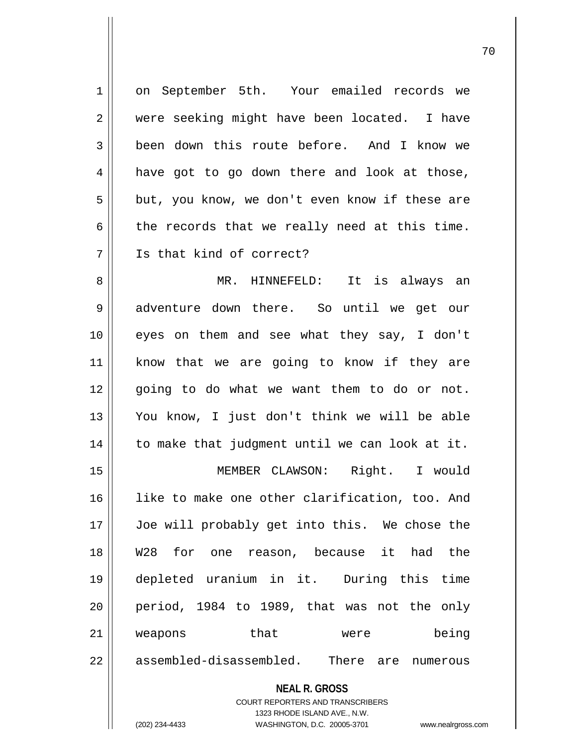on September 5th. Your emailed records we were seeking might have been located. I have been down this route before. And I know we have got to go down there and look at those, but, you know, we don't even know if these are the records that we really need at this time. Is that kind of correct?

MR. HINNEFELD: It is always an adventure down there. So until we get our eyes on them and see what they say, I don't know that we are going to know if they are going to do what we want them to do or not. You know, I just don't think we will be able to make that judgment until we can look at it.

MEMBER CLAWSON: Right. I would like to make one other clarification, too. And Joe will probably get into this. We chose the W28 for one reason, because it had the depleted uranium in it. During this time period, 1984 to 1989, that was not the only weapons that were being assembled-disassembled. There are numerous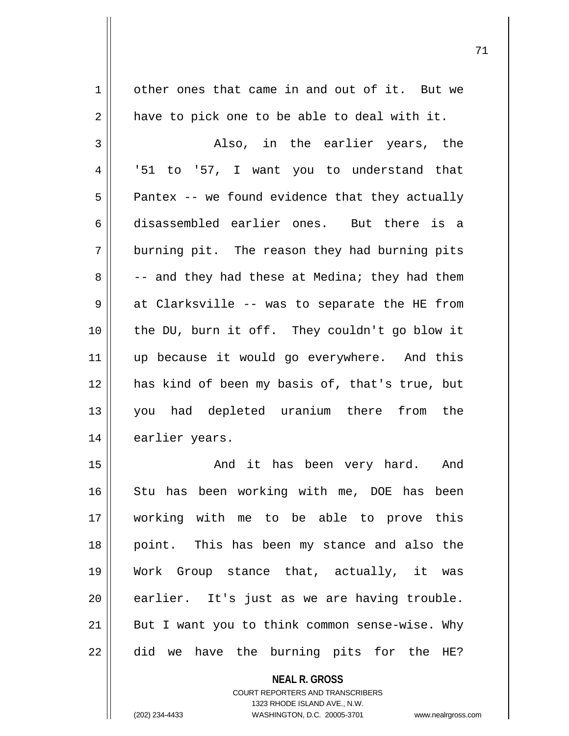other ones that came in and out of it. But we have to pick one to be able to deal with it.

Also, in the earlier years, the '51 to '57, I want you to understand that Pantex -- we found evidence that they actually disassembled earlier ones. But there is a burning pit. The reason they had burning pits -- and they had these at Medina; they had them at Clarksville -- was to separate the HE from the DU, burn it off. They couldn't go blow it up because it would go everywhere. And this has kind of been my basis of, that's true, but you had depleted uranium there from the earlier years.

And it has been very hard. And Stu has been working with me, DOE has been working with me to be able to prove this point. This has been my stance and also the Work Group stance that, actually, it was earlier. It's just as we are having trouble. But I want you to think common sense-wise. Why did we have the burning pits for the HE?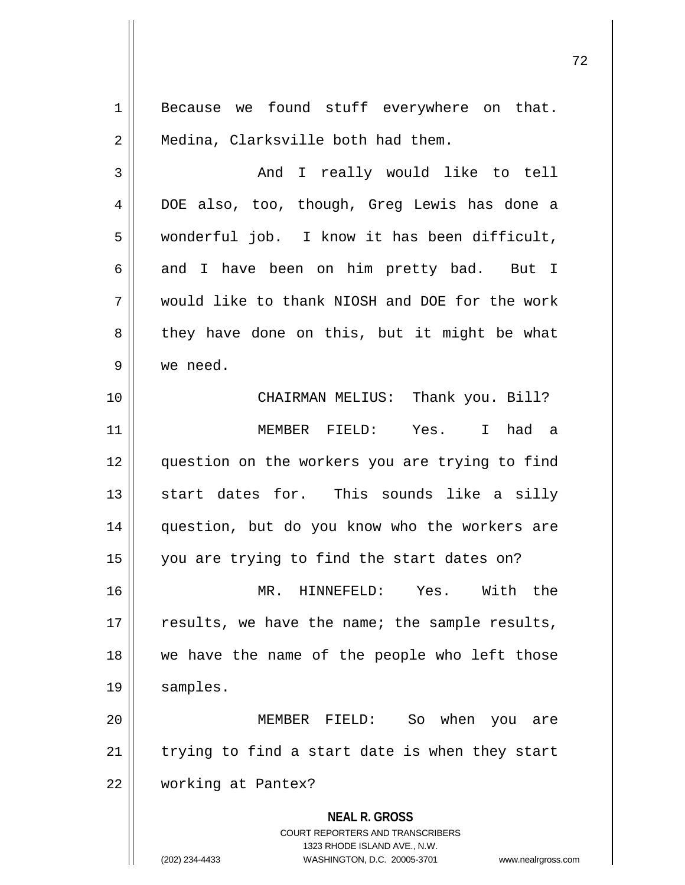Because we found stuff everywhere on that. Medina, Clarksville both had them.

And I really would like to tell DOE also, too, though, Greg Lewis has done a wonderful job. I know it has been difficult, and I have been on him pretty bad. But I would like to thank NIOSH and DOE for the work they have done on this, but it might be what we need.

CHAIRMAN MELIUS: Thank you. Bill?

MEMBER FIELD: Yes. I had a question on the workers you are trying to find start dates for. This sounds like a silly question, but do you know who the workers are you are trying to find the start dates on?

MR. HINNEFELD: Yes. With the results, we have the name; the sample results, we have the name of the people who left those samples.

MEMBER FIELD: So when you are trying to find a start date is when they start working at Pantex?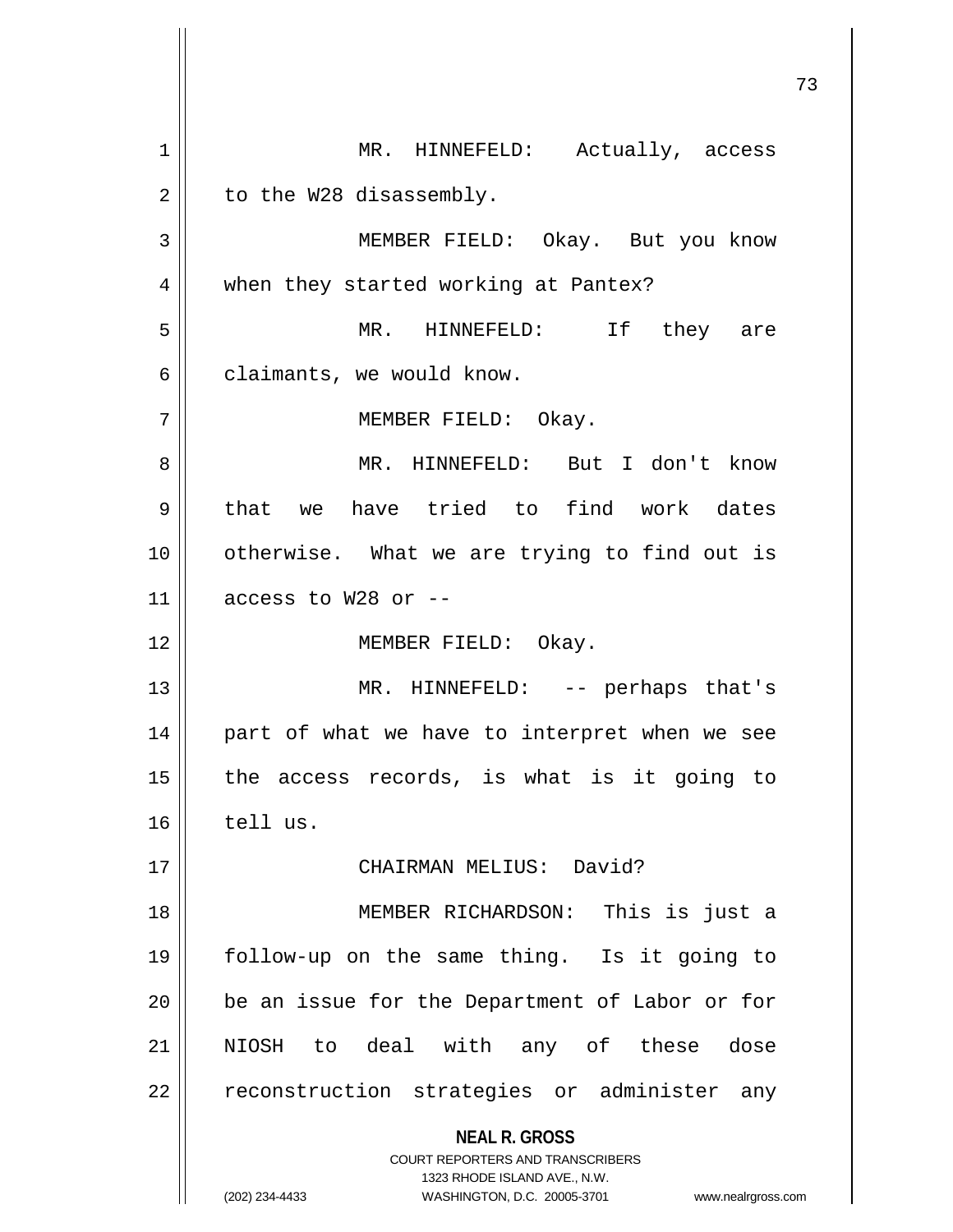MR. HINNEFELD: Actually, access to the W28 disassembly.

MEMBER FIELD: Okay. But you know when they started working at Pantex?

MR. HINNEFELD: If they are claimants, we would know.

MEMBER FIELD: Okay.

MR. HINNEFELD: But I don't know that we have tried to find work dates otherwise. What we are trying to find out is access to W28 or --

MEMBER FIELD: Okay.

MR. HINNEFELD: -- perhaps that's part of what we have to interpret when we see the access records, is what is it going to tell us.

CHAIRMAN MELIUS: David?

MEMBER RICHARDSON: This is just a follow-up on the same thing. Is it going to be an issue for the Department of Labor or for NIOSH to deal with any of these dose reconstruction strategies or administer any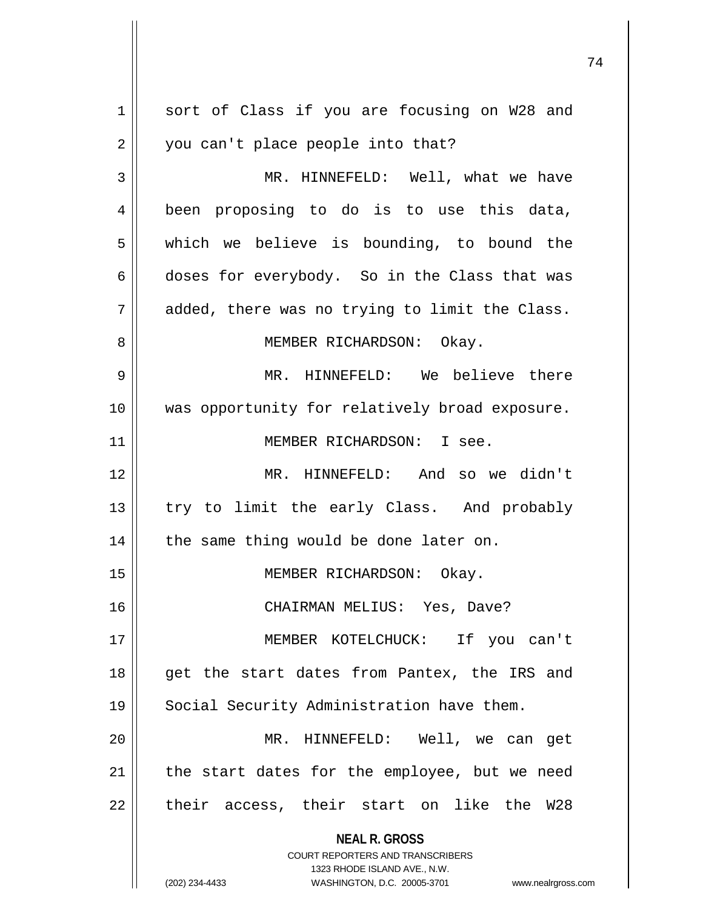sort of Class if you are focusing on W28 and you can't place people into that?

MR. HINNEFELD: Well, what we have been proposing to do is to use this data, which we believe is bounding, to bound the doses for everybody. So in the Class that was added, there was no trying to limit the Class.

MEMBER RICHARDSON: Okay.

MR. HINNEFELD: We believe there was opportunity for relatively broad exposure.

MEMBER RICHARDSON: I see.

MR. HINNEFELD: And so we didn't try to limit the early Class. And probably the same thing would be done later on.

MEMBER RICHARDSON: Okay.

CHAIRMAN MELIUS: Yes, Dave?

MEMBER KOTELCHUCK: If you can't get the start dates from Pantex, the IRS and Social Security Administration have them.

MR. HINNEFELD: Well, we can get the start dates for the employee, but we need their access, their start on like the W28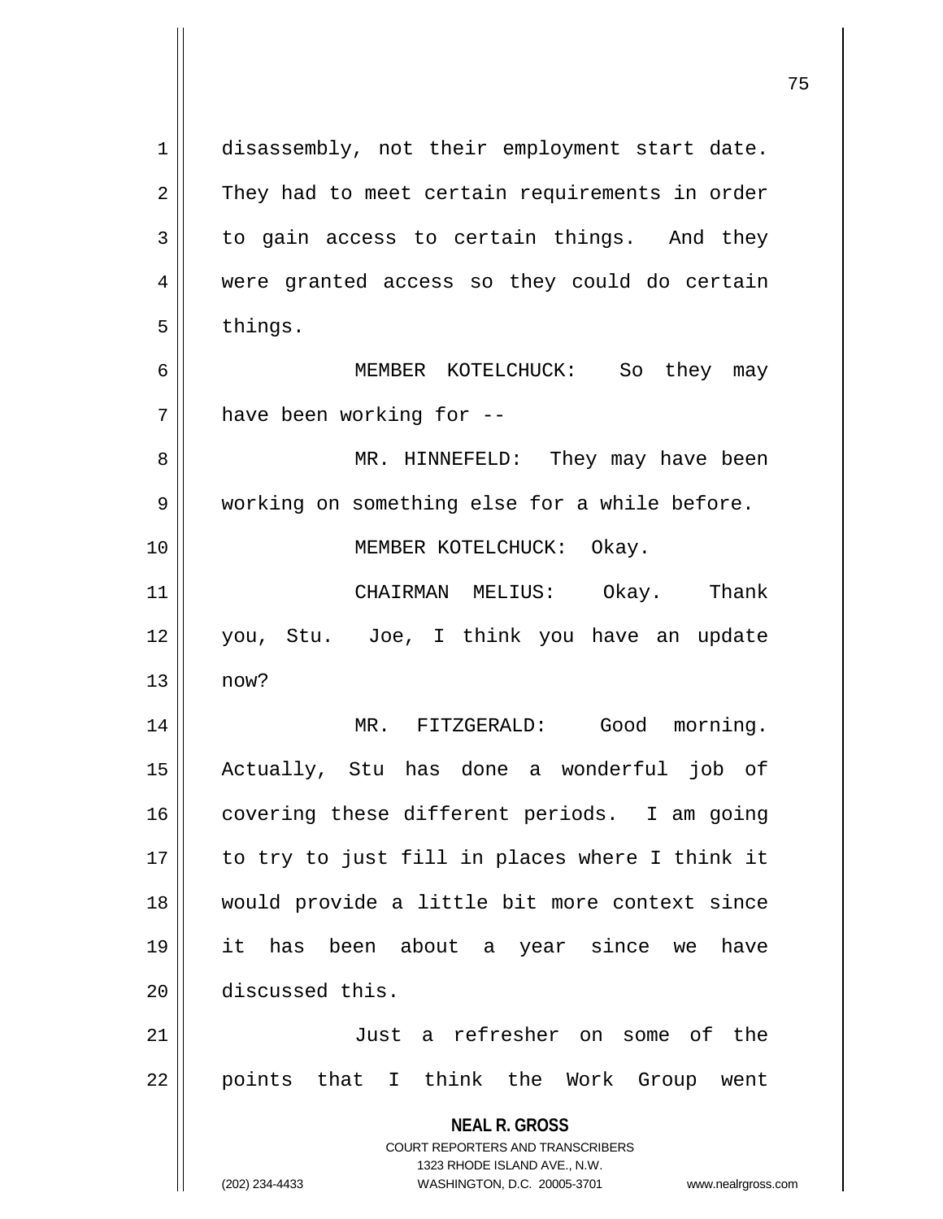disassembly, not their employment start date. They had to meet certain requirements in order to gain access to certain things. And they were granted access so they could do certain things.

MEMBER KOTELCHUCK: So they may have been working for --

MR. HINNEFELD: They may have been working on something else for a while before.

MEMBER KOTELCHUCK: Okay.

CHAIRMAN MELIUS: Okay. Thank you, Stu. Joe, I think you have an update now?

MR. FITZGERALD: Good morning. Actually, Stu has done a wonderful job of covering these different periods. I am going to try to just fill in places where I think it would provide a little bit more context since it has been about a year since we have discussed this.

Just a refresher on some of the points that I think the Work Group went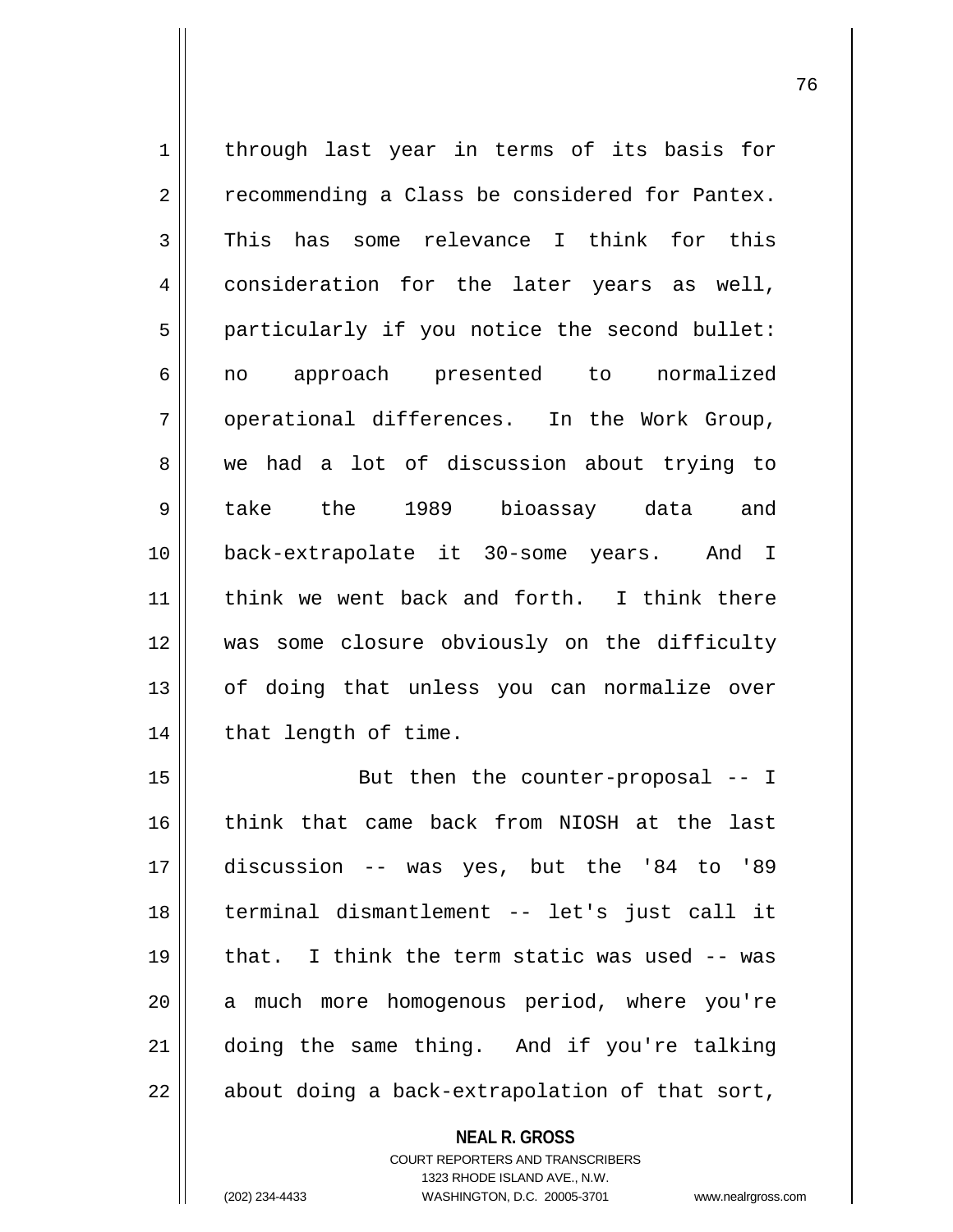through last year in terms of its basis for recommending a Class be considered for Pantex. This has some relevance I think for this consideration for the later years as well, particularly if you notice the second bullet: no approach presented to normalized operational differences. In the Work Group, we had a lot of discussion about trying to take the 1989 bioassay data and back-extrapolate it 30-some years. And I think we went back and forth. I think there was some closure obviously on the difficulty of doing that unless you can normalize over that length of time.

But then the counter-proposal -- I think that came back from NIOSH at the last discussion -- was yes, but the '84 to '89 terminal dismantlement -- let's just call it that. I think the term static was used -- was a much more homogenous period, where you're doing the same thing. And if you're talking about doing a back-extrapolation of that sort,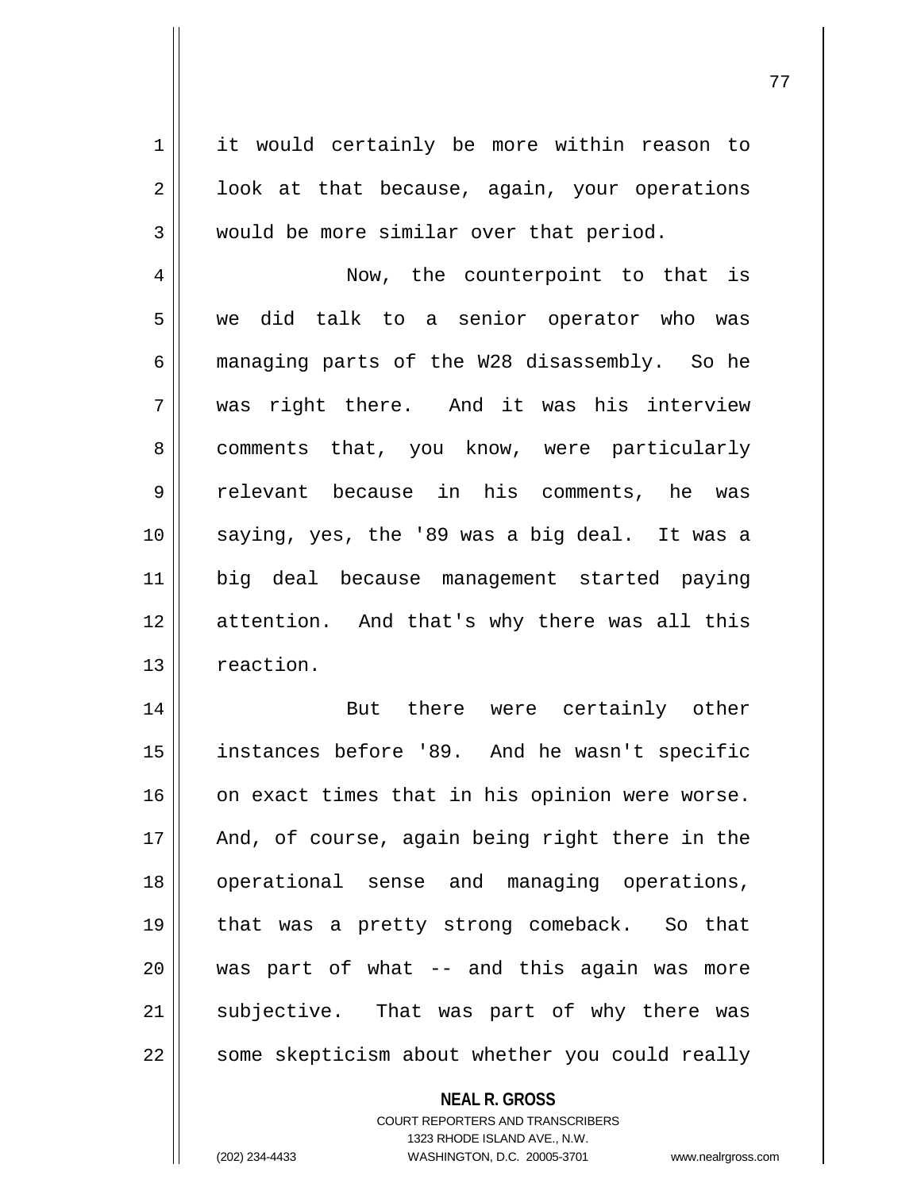it would certainly be more within reason to look at that because, again, your operations would be more similar over that period.

Now, the counterpoint to that is we did talk to a senior operator who was managing parts of the W28 disassembly. So he was right there. And it was his interview comments that, you know, were particularly relevant because in his comments, he was saying, yes, the '89 was a big deal. It was a big deal because management started paying attention. And that's why there was all this reaction.

But there were certainly other instances before '89. And he wasn't specific on exact times that in his opinion were worse. And, of course, again being right there in the operational sense and managing operations, that was a pretty strong comeback. So that was part of what -- and this again was more subjective. That was part of why there was some skepticism about whether you could really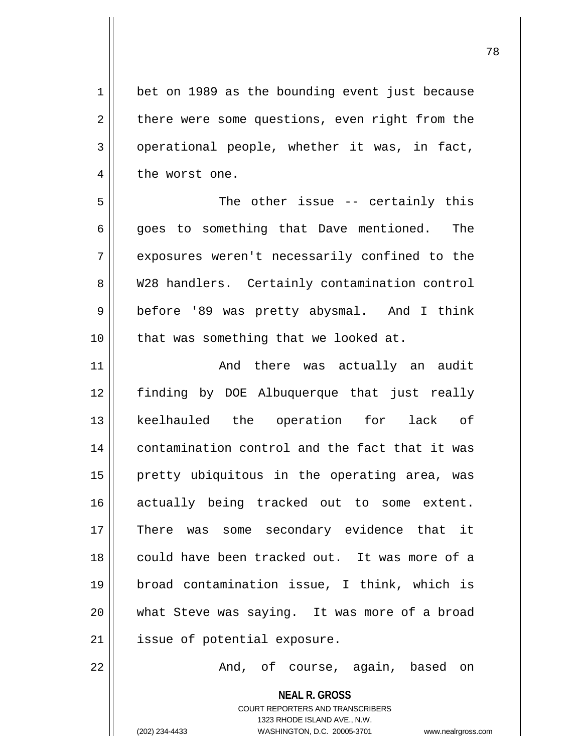bet on 1989 as the bounding event just because there were some questions, even right from the operational people, whether it was, in fact, the worst one.

The other issue -- certainly this goes to something that Dave mentioned. The exposures weren't necessarily confined to the W28 handlers. Certainly contamination control before '89 was pretty abysmal. And I think that was something that we looked at.

And there was actually an audit finding by DOE Albuquerque that just really keelhauled the operation for lack of contamination control and the fact that it was pretty ubiquitous in the operating area, was actually being tracked out to some extent. There was some secondary evidence that it could have been tracked out. It was more of a broad contamination issue, I think, which is what Steve was saying. It was more of a broad issue of potential exposure.

And, of course, again, based on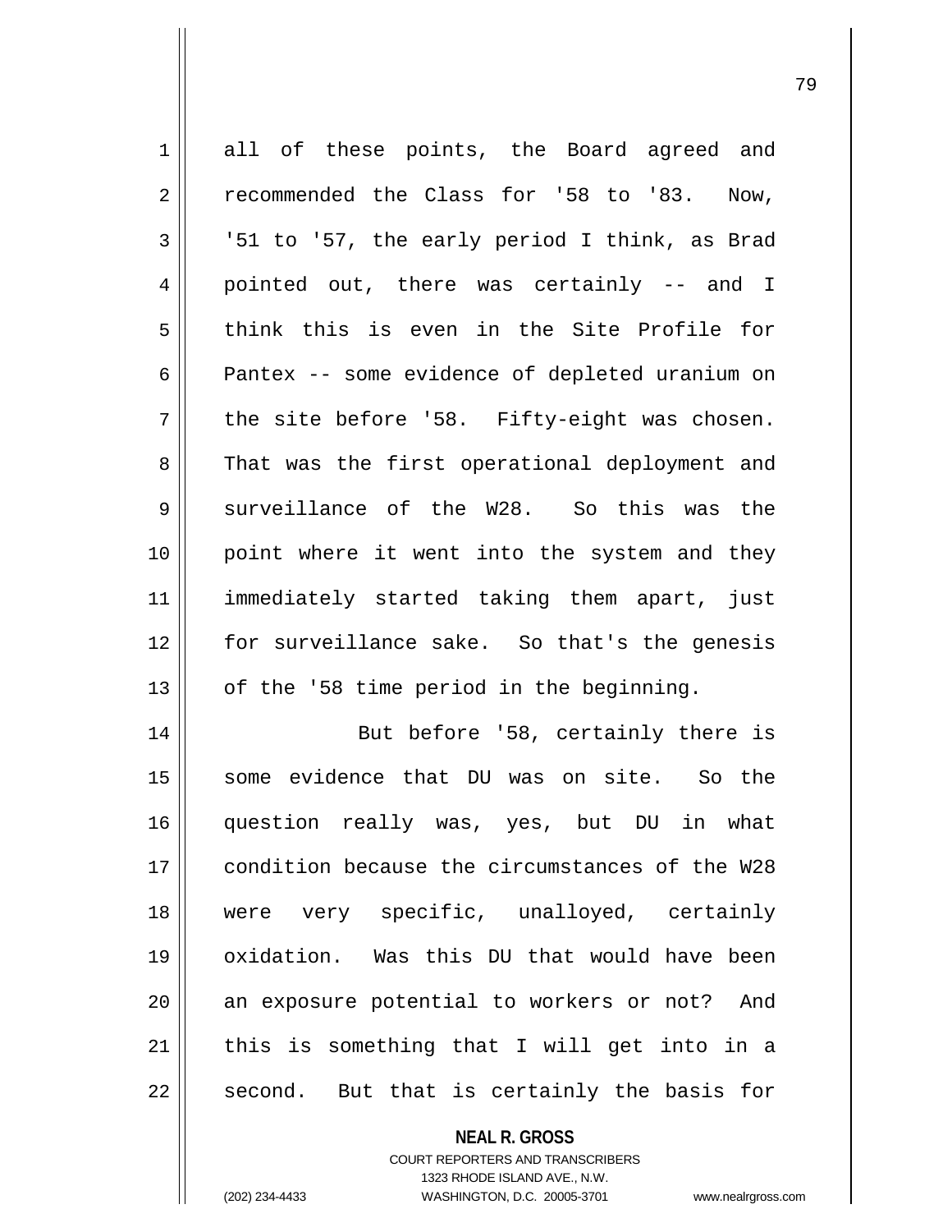all of these points, the Board agreed and recommended the Class for '58 to '83. Now, '51 to '57, the early period I think, as Brad pointed out, there was certainly -- and I think this is even in the Site Profile for Pantex -- some evidence of depleted uranium on the site before '58. Fifty-eight was chosen. That was the first operational deployment and surveillance of the W28. So this was the point where it went into the system and they immediately started taking them apart, just for surveillance sake. So that's the genesis of the '58 time period in the beginning.

But before '58, certainly there is some evidence that DU was on site. So the question really was, yes, but DU in what condition because the circumstances of the W28 were very specific, unalloyed, certainly oxidation. Was this DU that would have been an exposure potential to workers or not? And this is something that I will get into in a second. But that is certainly the basis for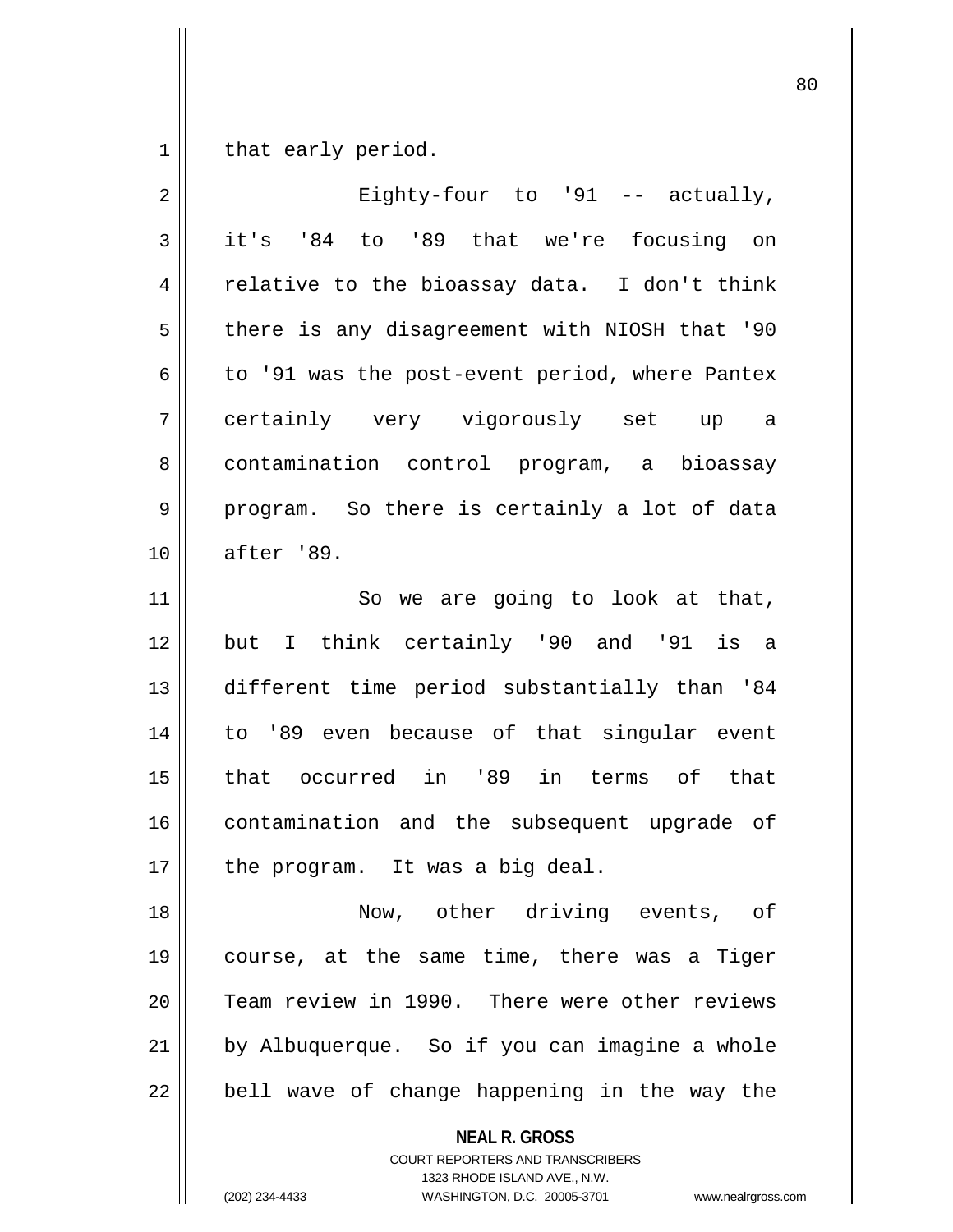that early period.

Eighty-four to '91 -- actually, it's '84 to '89 that we're focusing on relative to the bioassay data. I don't think there is any disagreement with NIOSH that '90 to '91 was the post-event period, where Pantex certainly very vigorously set up a contamination control program, a bioassay program. So there is certainly a lot of data after '89.

So we are going to look at that, but I think certainly '90 and '91 is a different time period substantially than '84 to '89 even because of that singular event that occurred in '89 in terms of that contamination and the subsequent upgrade of the program. It was a big deal.

Now, other driving events, of course, at the same time, there was a Tiger Team review in 1990. There were other reviews by Albuquerque. So if you can imagine a whole bell wave of change happening in the way the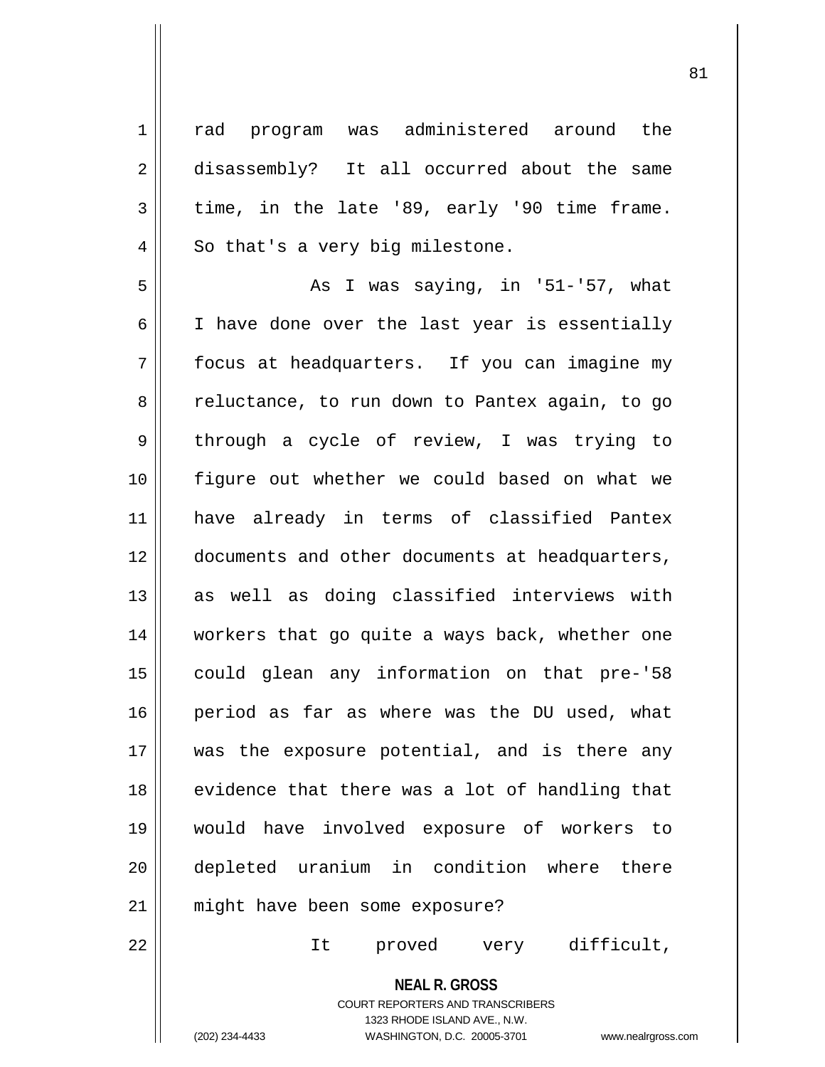rad program was administered around the disassembly? It all occurred about the same time, in the late '89, early '90 time frame. So that's a very big milestone.

As I was saying, in '51-'57, what I have done over the last year is essentially focus at headquarters. If you can imagine my reluctance, to run down to Pantex again, to go through a cycle of review, I was trying to figure out whether we could based on what we have already in terms of classified Pantex documents and other documents at headquarters, as well as doing classified interviews with workers that go quite a ways back, whether one could glean any information on that pre-'58 period as far as where was the DU used, what was the exposure potential, and is there any evidence that there was a lot of handling that would have involved exposure of workers to depleted uranium in condition where there might have been some exposure?

It proved very difficult,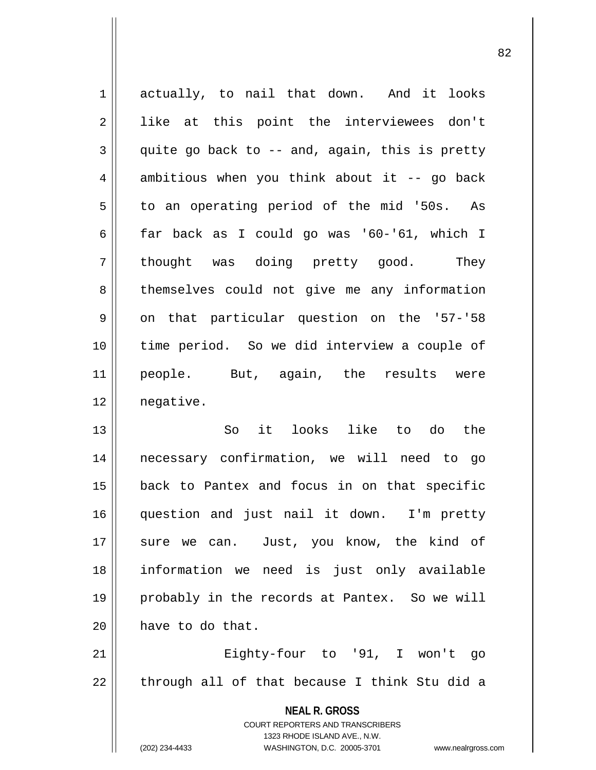actually, to nail that down. And it looks like at this point the interviewees don't quite go back to -- and, again, this is pretty ambitious when you think about it -- go back to an operating period of the mid '50s. As far back as I could go was '60-'61, which I thought was doing pretty good. They themselves could not give me any information on that particular question on the '57-'58 time period. So we did interview a couple of people. But, again, the results were negative.

So it looks like to do the necessary confirmation, we will need to go back to Pantex and focus in on that specific question and just nail it down. I'm pretty sure we can. Just, you know, the kind of information we need is just only available probably in the records at Pantex. So we will have to do that.

Eighty-four to '91, I won't go through all of that because I think Stu did a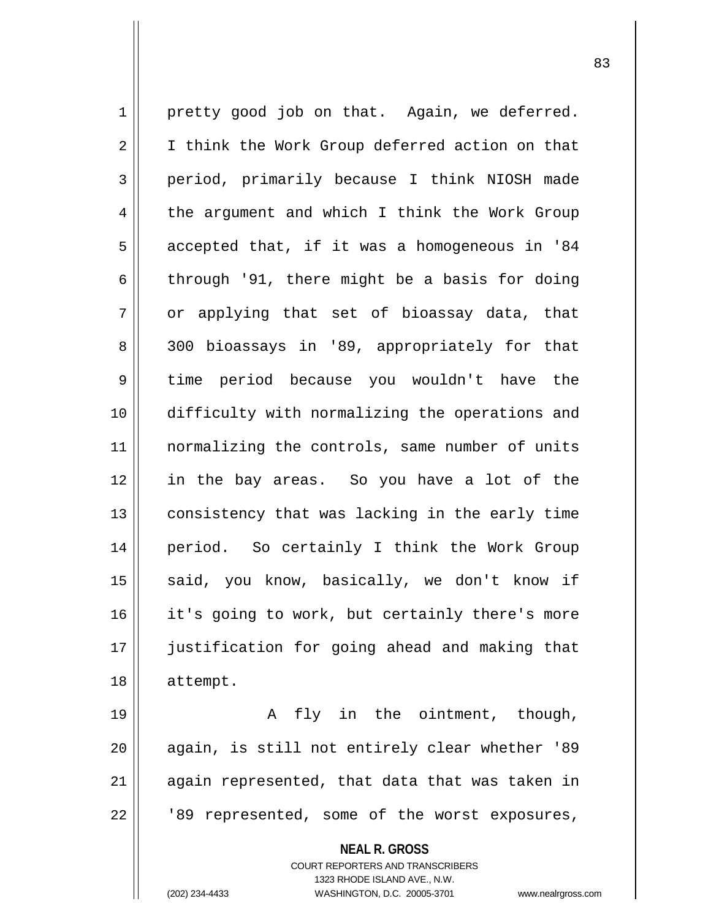pretty good job on that. Again, we deferred. I think the Work Group deferred action on that period, primarily because I think NIOSH made the argument and which I think the Work Group accepted that, if it was a homogeneous in '84 through '91, there might be a basis for doing or applying that set of bioassay data, that 300 bioassays in '89, appropriately for that time period because you wouldn't have the difficulty with normalizing the operations and normalizing the controls, same number of units in the bay areas. So you have a lot of the consistency that was lacking in the early time period. So certainly I think the Work Group said, you know, basically, we don't know if it's going to work, but certainly there's more justification for going ahead and making that attempt.

A fly in the ointment, though, again, is still not entirely clear whether '89 again represented, that data that was taken in '89 represented, some of the worst exposures,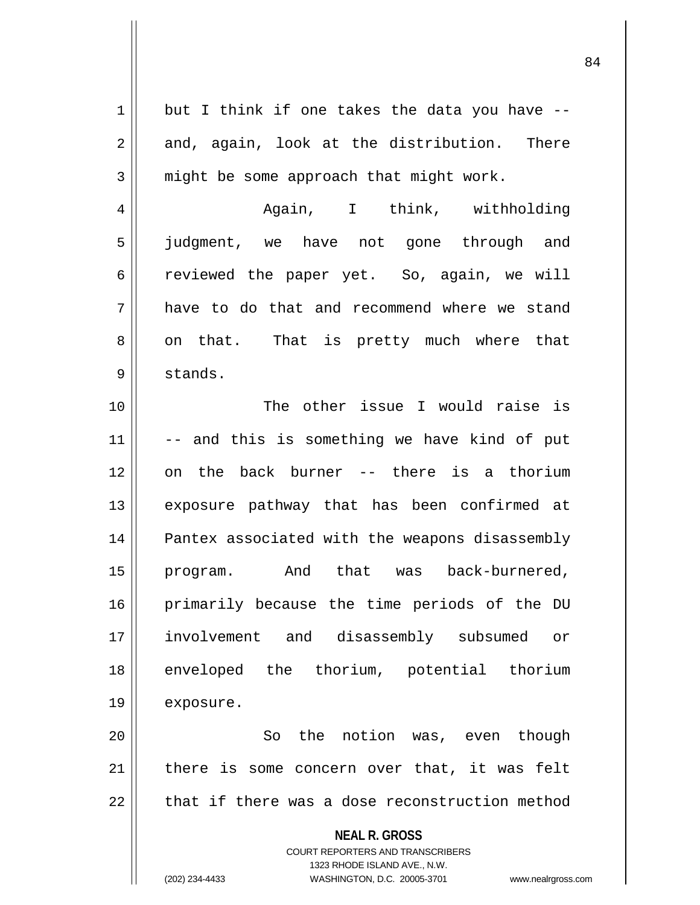but I think if one takes the data you have -- and, again, look at the distribution. There might be some approach that might work.

Again, I think, withholding judgment, we have not gone through and reviewed the paper yet. So, again, we will have to do that and recommend where we stand on that. That is pretty much where that stands.

The other issue I would raise is -- and this is something we have kind of put on the back burner -- there is a thorium exposure pathway that has been confirmed at Pantex associated with the weapons disassembly program. And that was back-burnered, primarily because the time periods of the DU involvement and disassembly subsumed or enveloped the thorium, potential thorium exposure.

So the notion was, even though there is some concern over that, it was felt that if there was a dose reconstruction method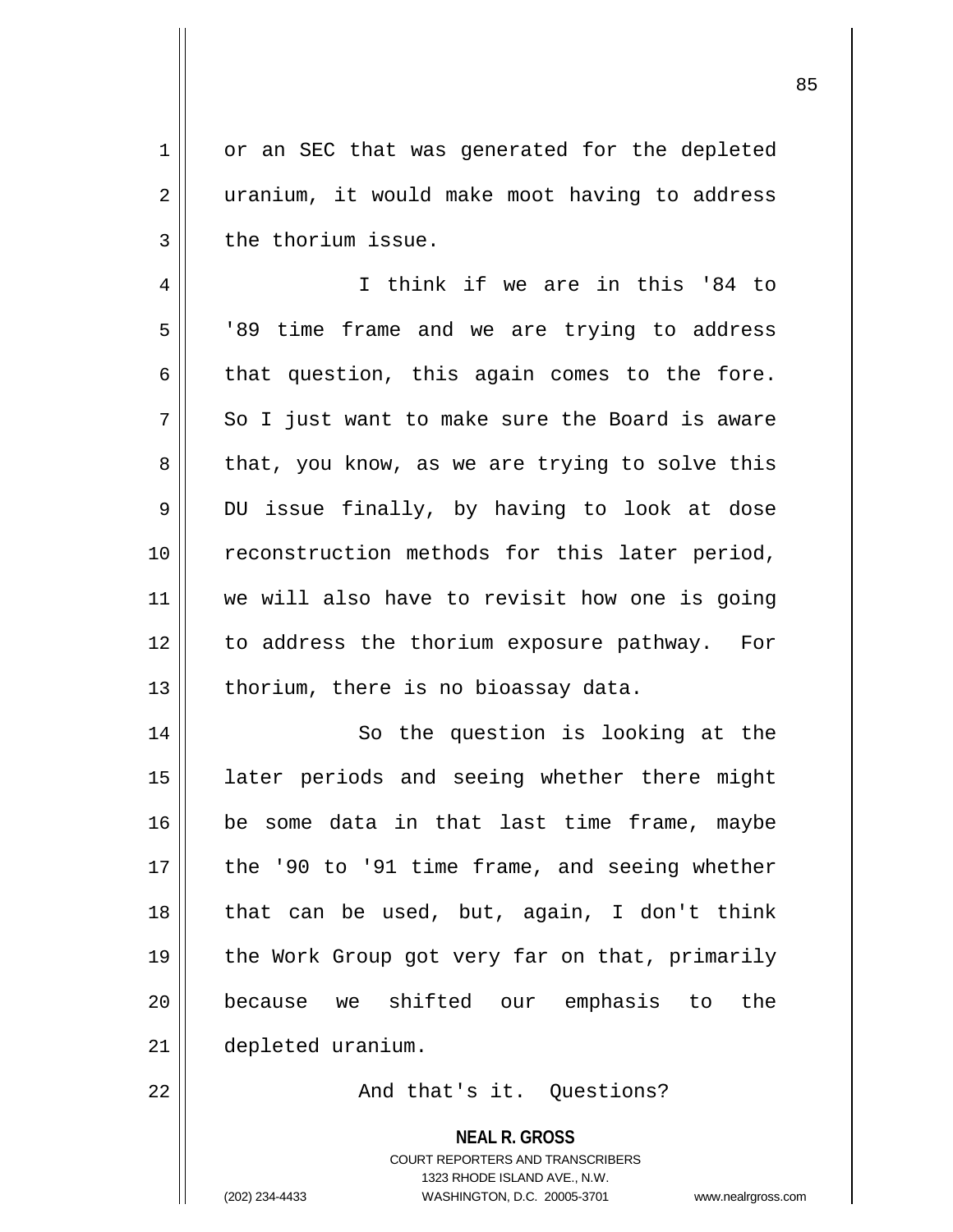or an SEC that was generated for the depleted uranium, it would make moot having to address the thorium issue.

I think if we are in this '84 to '89 time frame and we are trying to address that question, this again comes to the fore. So I just want to make sure the Board is aware that, you know, as we are trying to solve this DU issue finally, by having to look at dose reconstruction methods for this later period, we will also have to revisit how one is going to address the thorium exposure pathway. For thorium, there is no bioassay data.

So the question is looking at the later periods and seeing whether there might be some data in that last time frame, maybe the '90 to '91 time frame, and seeing whether that can be used, but, again, I don't think the Work Group got very far on that, primarily because we shifted our emphasis to the depleted uranium.

And that's it. Questions?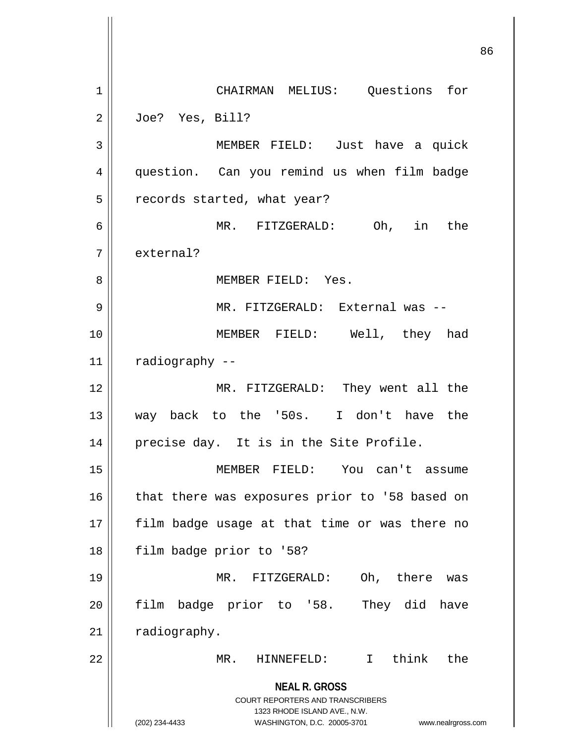CHAIRMAN MELIUS: Questions for Joe? Yes, Bill?

MEMBER FIELD: Just have a quick question. Can you remind us when film badge records started, what year?

MR. FITZGERALD: Oh, in the external?

MEMBER FIELD: Yes.

MR. FITZGERALD: External was --

MEMBER FIELD: Well, they had radiography --

MR. FITZGERALD: They went all the way back to the '50s. I don't have the precise day. It is in the Site Profile.

MEMBER FIELD: You can't assume that there was exposures prior to '58 based on film badge usage at that time or was there no film badge prior to '58?

MR. FITZGERALD: Oh, there was film badge prior to '58. They did have radiography.

MR. HINNEFELD: I think the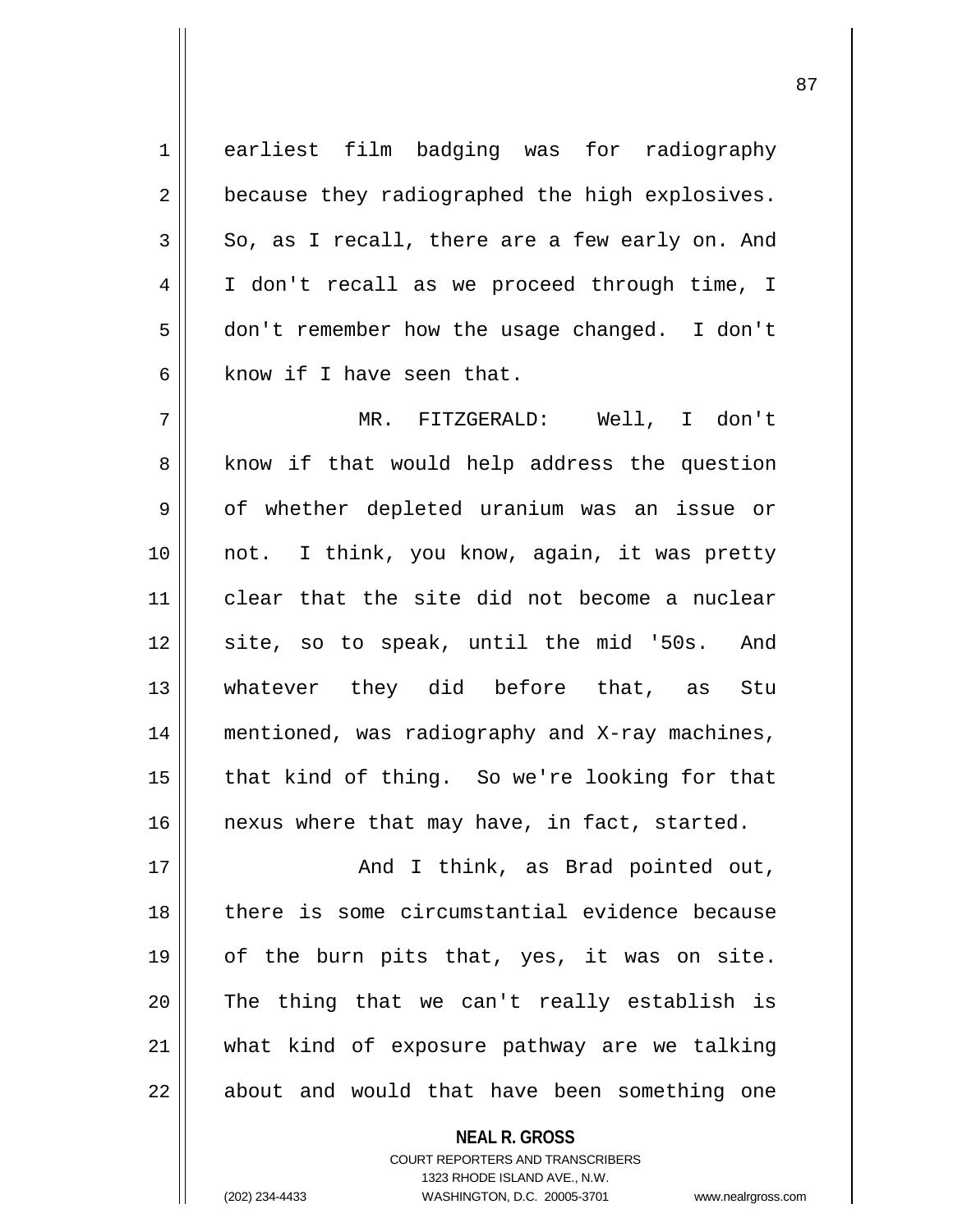earliest film badging was for radiography because they radiographed the high explosives. So, as I recall, there are a few early on. And I don't recall as we proceed through time, I don't remember how the usage changed. I don't know if I have seen that.

MR. FITZGERALD: Well, I don't know if that would help address the question of whether depleted uranium was an issue or not. I think, you know, again, it was pretty clear that the site did not become a nuclear site, so to speak, until the mid '50s. And whatever they did before that, as Stu mentioned, was radiography and X-ray machines, that kind of thing. So we're looking for that nexus where that may have, in fact, started.

And I think, as Brad pointed out, there is some circumstantial evidence because of the burn pits that, yes, it was on site. The thing that we can't really establish is what kind of exposure pathway are we talking about and would that have been something one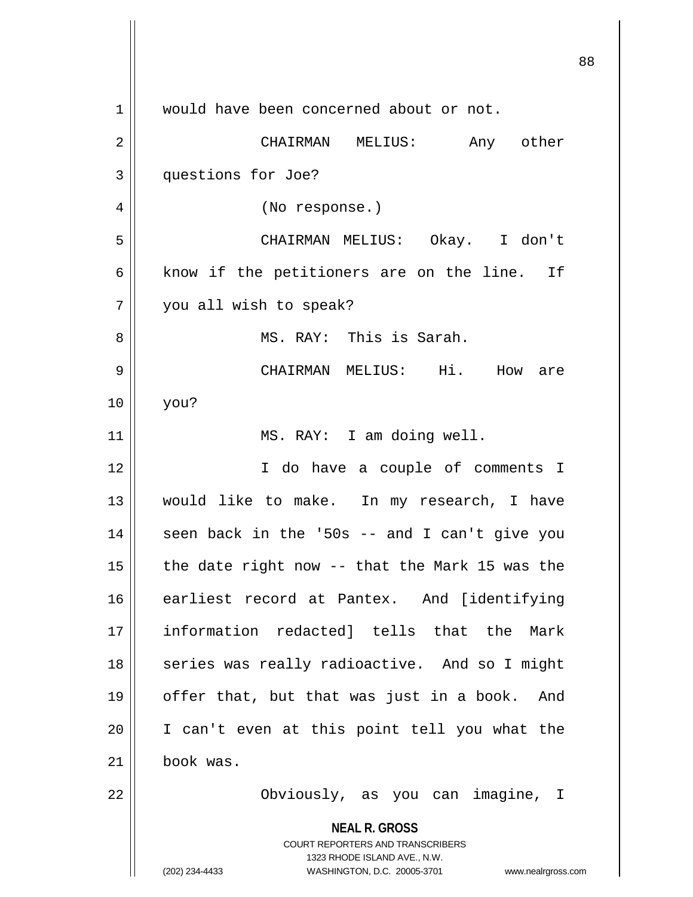would have been concerned about or not.

CHAIRMAN MELIUS: Any other questions for Joe?

(No response.)

CHAIRMAN MELIUS: Okay. I don't know if the petitioners are on the line. If you all wish to speak?

MS. RAY: This is Sarah.

CHAIRMAN MELIUS: Hi. How are you?

MS. RAY: I am doing well.

I do have a couple of comments I would like to make. In my research, I have seen back in the '50s -- and I can't give you the date right now -- that the Mark 15 was the earliest record at Pantex. And [identifying information redacted] tells that the Mark series was really radioactive. And so I might offer that, but that was just in a book. And I can't even at this point tell you what the book was.

Obviously, as you can imagine, I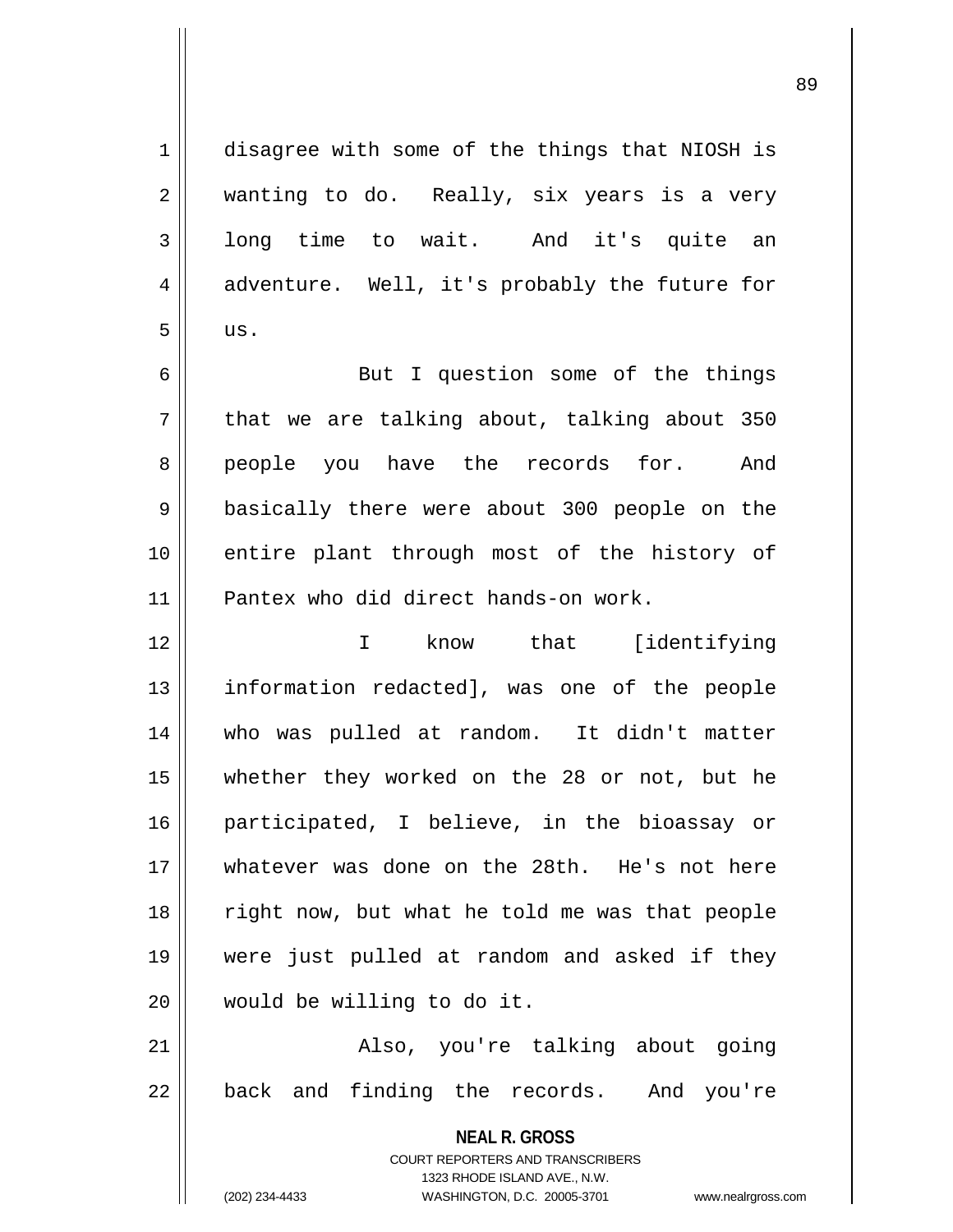disagree with some of the things that NIOSH is wanting to do. Really, six years is a very long time to wait. And it's quite an adventure. Well, it's probably the future for us.

But I question some of the things that we are talking about, talking about 350 people you have the records for. And basically there were about 300 people on the entire plant through most of the history of Pantex who did direct hands-on work.

I know that [identifying information redacted], was one of the people who was pulled at random. It didn't matter whether they worked on the 28 or not, but he participated, I believe, in the bioassay or whatever was done on the 28th. He's not here right now, but what he told me was that people were just pulled at random and asked if they would be willing to do it.

Also, you're talking about going back and finding the records. And you're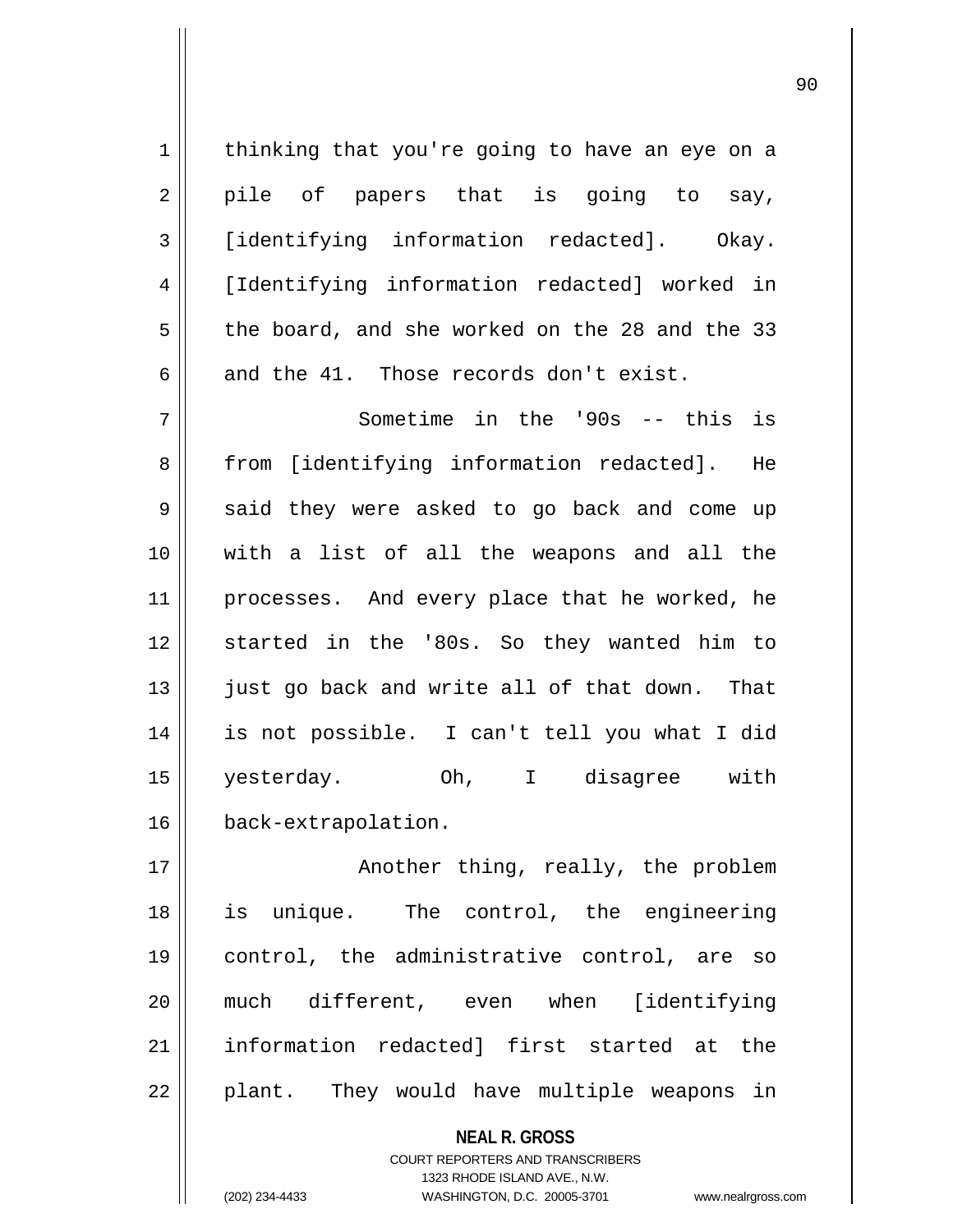thinking that you're going to have an eye on a pile of papers that is going to say, [identifying information redacted]. Okay. [Identifying information redacted] worked in the board, and she worked on the 28 and the 33 and the 41. Those records don't exist.

Sometime in the '90s -- this is from [identifying information redacted]. He said they were asked to go back and come up with a list of all the weapons and all the processes. And every place that he worked, he started in the '80s. So they wanted him to just go back and write all of that down. That is not possible. I can't tell you what I did yesterday. Oh, I disagree with back-extrapolation.

Another thing, really, the problem is unique. The control, the engineering control, the administrative control, are so much different, even when [identifying information redacted] first started at the plant. They would have multiple weapons in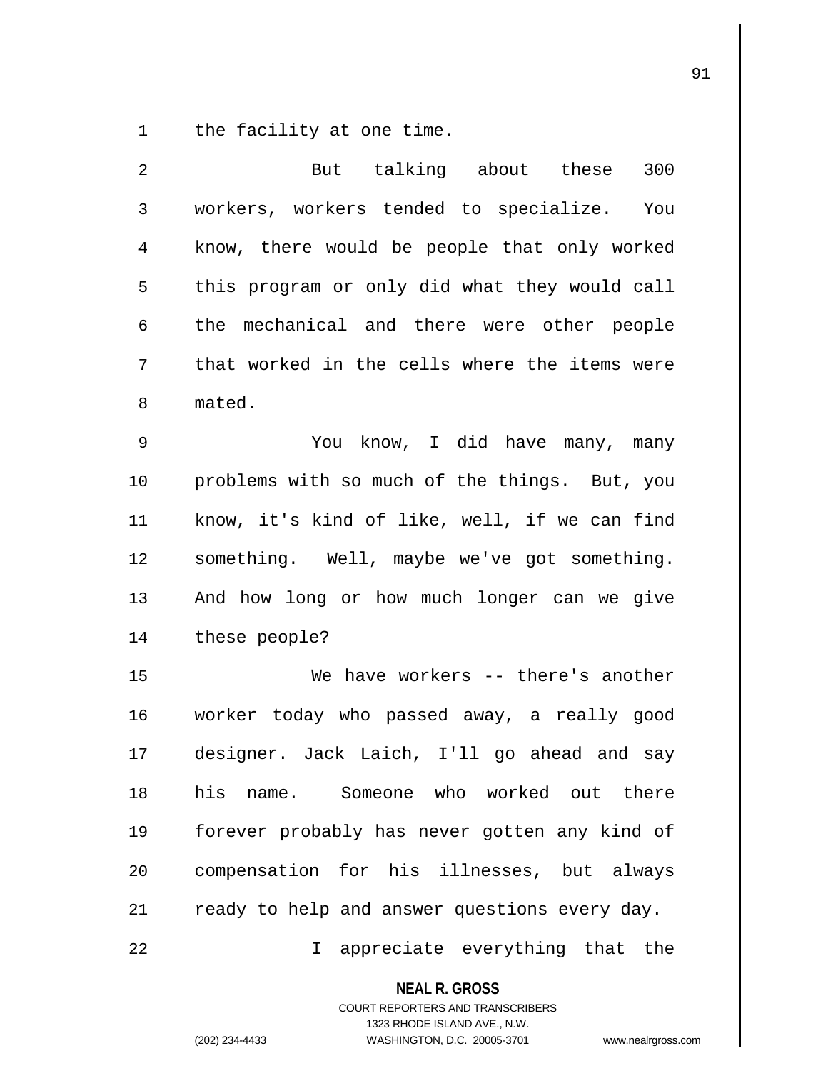the facility at one time.

But talking about these 300 workers, workers tended to specialize. You know, there would be people that only worked this program or only did what they would call the mechanical and there were other people that worked in the cells where the items were mated.

You know, I did have many, many problems with so much of the things. But, you know, it's kind of like, well, if we can find something. Well, maybe we've got something. And how long or how much longer can we give these people?

We have workers -- there's another worker today who passed away, a really good designer. Jack Laich, I'll go ahead and say his name. Someone who worked out there forever probably has never gotten any kind of compensation for his illnesses, but always ready to help and answer questions every day.

I appreciate everything that the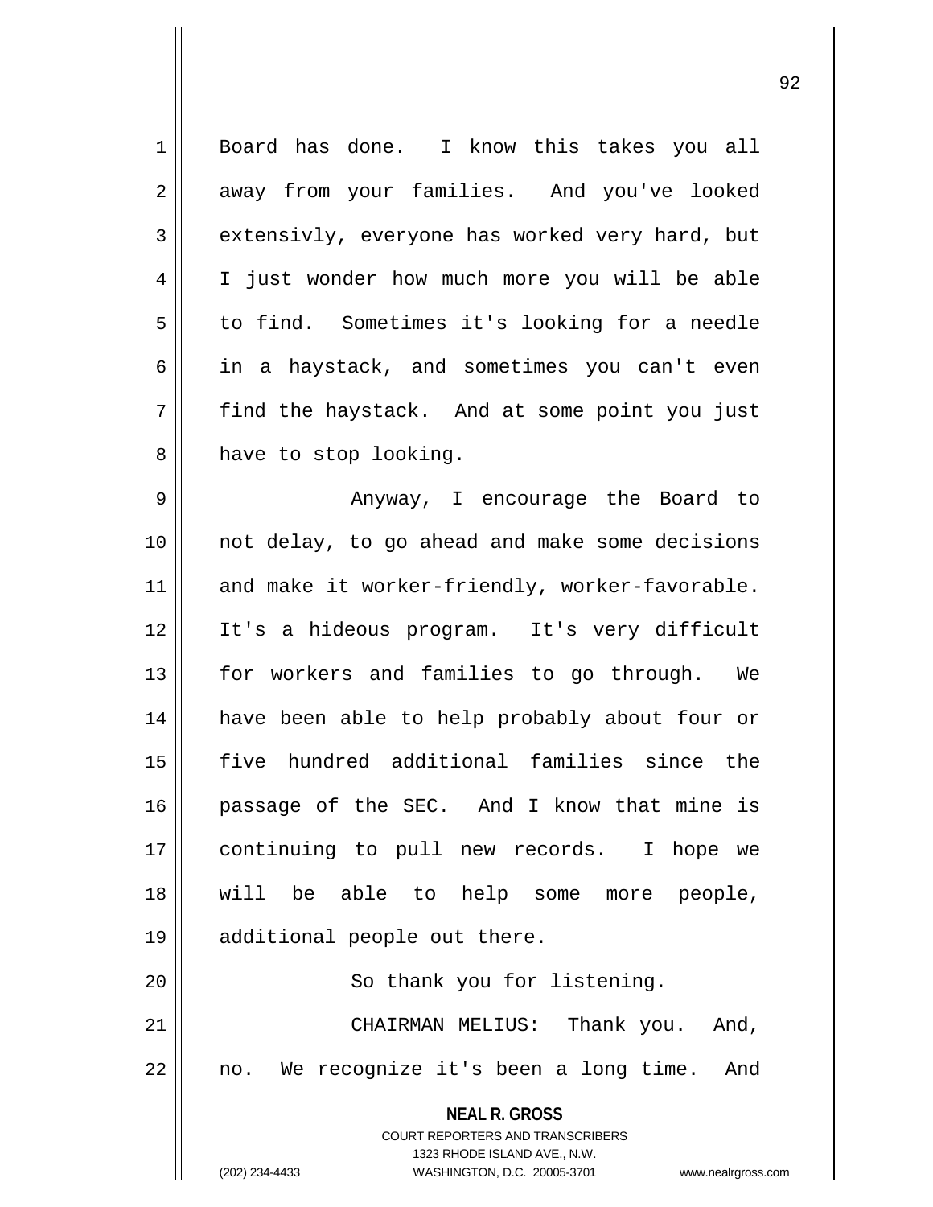Board has done. I know this takes you all away from your families. And you've looked extensivly, everyone has worked very hard, but I just wonder how much more you will be able to find. Sometimes it's looking for a needle in a haystack, and sometimes you can't even find the haystack. And at some point you just have to stop looking.

Anyway, I encourage the Board to not delay, to go ahead and make some decisions and make it worker-friendly, worker-favorable. It's a hideous program. It's very difficult for workers and families to go through. We have been able to help probably about four or five hundred additional families since the passage of the SEC. And I know that mine is continuing to pull new records. I hope we will be able to help some more people, additional people out there.

So thank you for listening.

CHAIRMAN MELIUS: Thank you. And, no. We recognize it's been a long time. And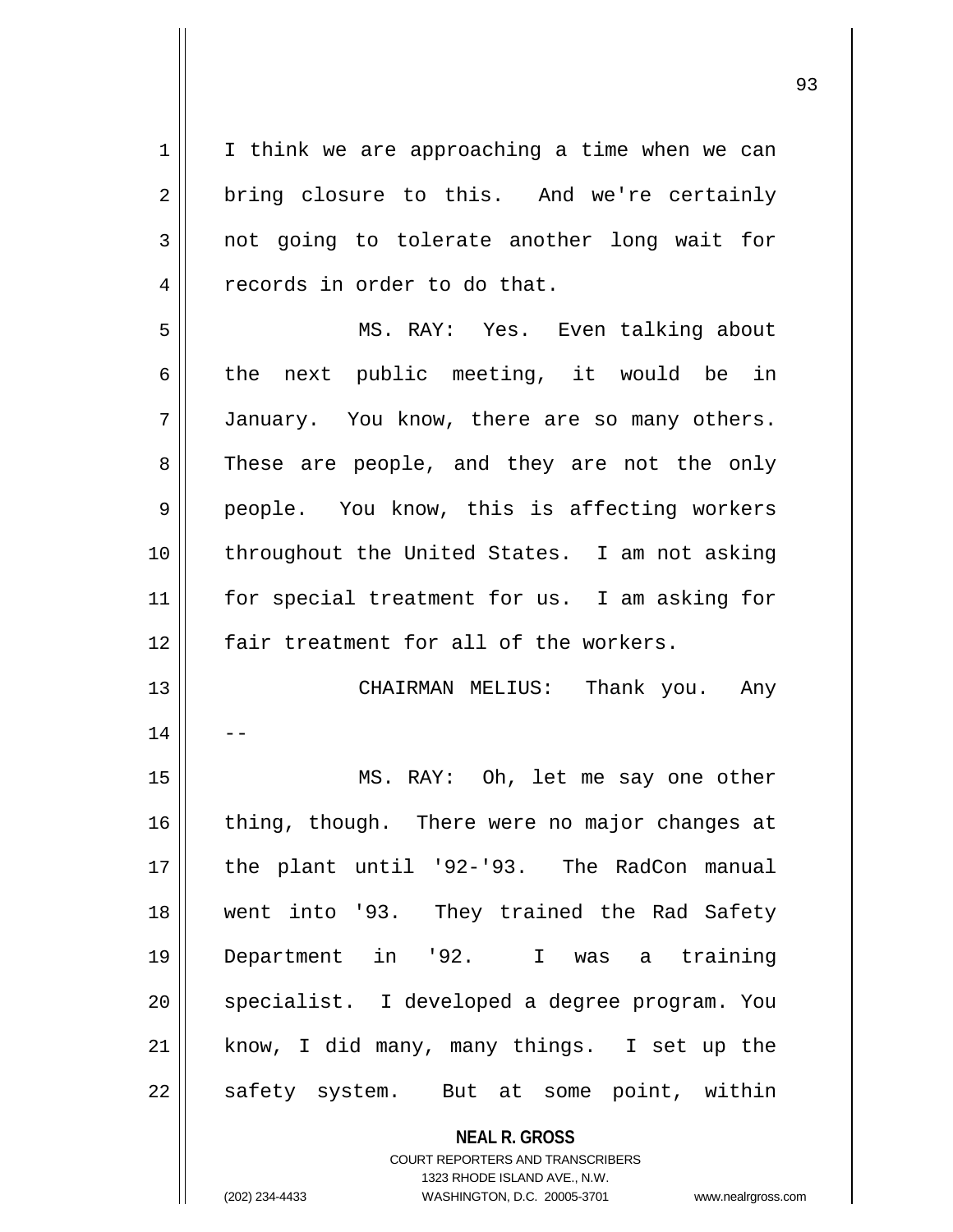I think we are approaching a time when we can bring closure to this. And we're certainly not going to tolerate another long wait for records in order to do that.

MS. RAY: Yes. Even talking about the next public meeting, it would be in January. You know, there are so many others. These are people, and they are not the only people. You know, this is affecting workers throughout the United States. I am not asking for special treatment for us. I am asking for fair treatment for all of the workers.

CHAIRMAN MELIUS: Thank you. Any --

MS. RAY: Oh, let me say one other thing, though. There were no major changes at the plant until '92-'93. The RadCon manual went into '93. They trained the Rad Safety Department in '92. I was a training specialist. I developed a degree program. You know, I did many, many things. I set up the safety system. But at some point, within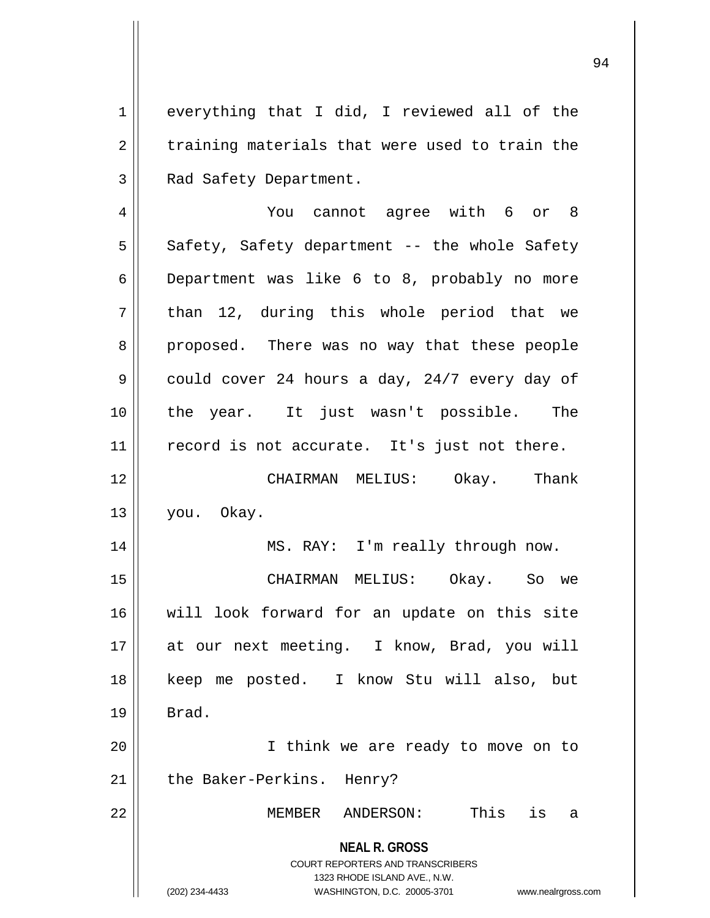everything that I did, I reviewed all of the training materials that were used to train the Rad Safety Department.

You cannot agree with 6 or 8 Safety, Safety department -- the whole Safety Department was like 6 to 8, probably no more than 12, during this whole period that we proposed. There was no way that these people could cover 24 hours a day, 24/7 every day of the year. It just wasn't possible. The record is not accurate. It's just not there.

CHAIRMAN MELIUS: Okay. Thank you. Okay.

MS. RAY: I'm really through now.

CHAIRMAN MELIUS: Okay. So we will look forward for an update on this site at our next meeting. I know, Brad, you will keep me posted. I know Stu will also, but Brad.

I think we are ready to move on to the Baker-Perkins. Henry?

MEMBER ANDERSON: This is a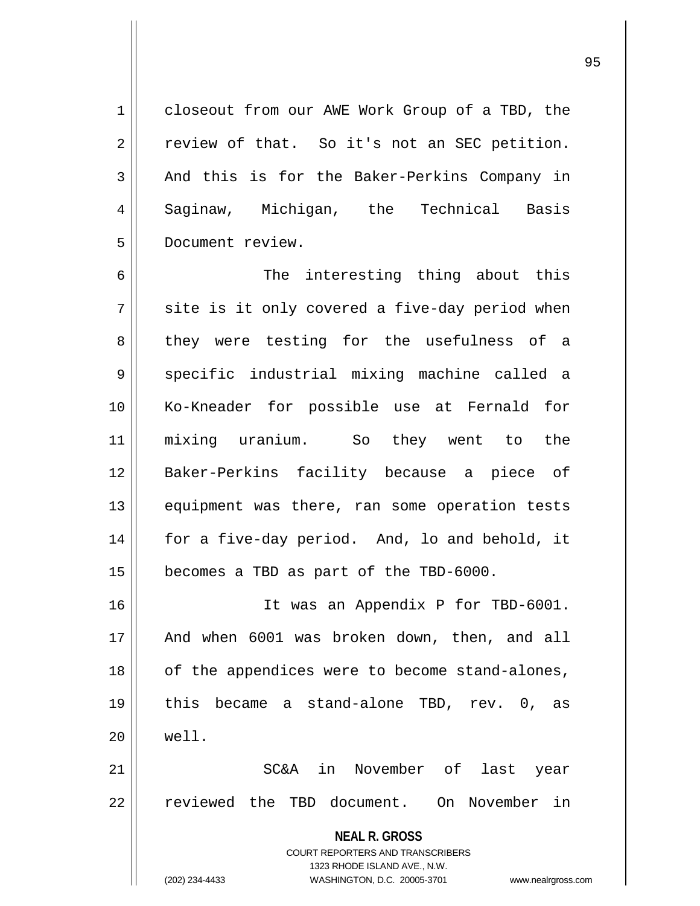closeout from our AWE Work Group of a TBD, the review of that. So it's not an SEC petition. And this is for the Baker-Perkins Company in Saginaw, Michigan, the Technical Basis Document review.

The interesting thing about this site is it only covered a five-day period when they were testing for the usefulness of a specific industrial mixing machine called a Ko-Kneader for possible use at Fernald for mixing uranium. So they went to the Baker-Perkins facility because a piece of equipment was there, ran some operation tests for a five-day period. And, lo and behold, it becomes a TBD as part of the TBD-6000.

It was an Appendix P for TBD-6001. And when 6001 was broken down, then, and all of the appendices were to become stand-alones, this became a stand-alone TBD, rev. 0, as well.

SC&A in November of last year reviewed the TBD document. On November in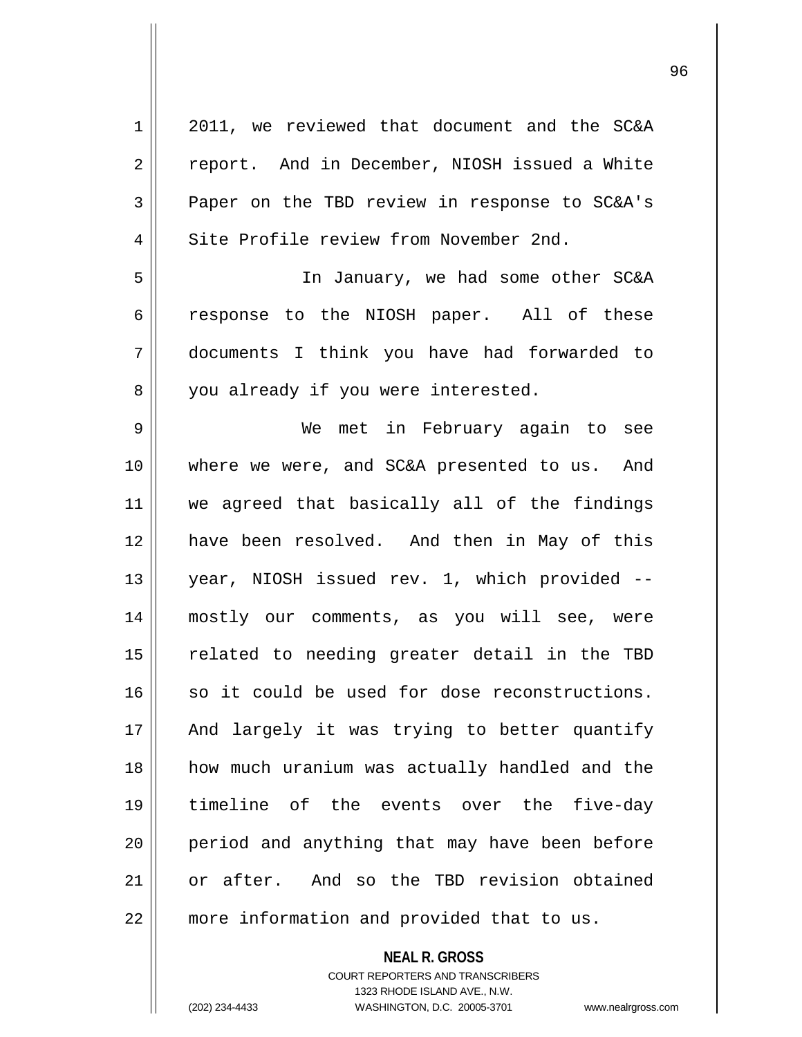2011, we reviewed that document and the SC&A report. And in December, NIOSH issued a White Paper on the TBD review in response to SC&A's Site Profile review from November 2nd.

In January, we had some other SC&A response to the NIOSH paper. All of these documents I think you have had forwarded to you already if you were interested.

We met in February again to see where we were, and SC&A presented to us. And we agreed that basically all of the findings have been resolved. And then in May of this year, NIOSH issued rev. 1, which provided -- mostly our comments, as you will see, were related to needing greater detail in the TBD so it could be used for dose reconstructions. And largely it was trying to better quantify how much uranium was actually handled and the timeline of the events over the five-day period and anything that may have been before or after. And so the TBD revision obtained more information and provided that to us.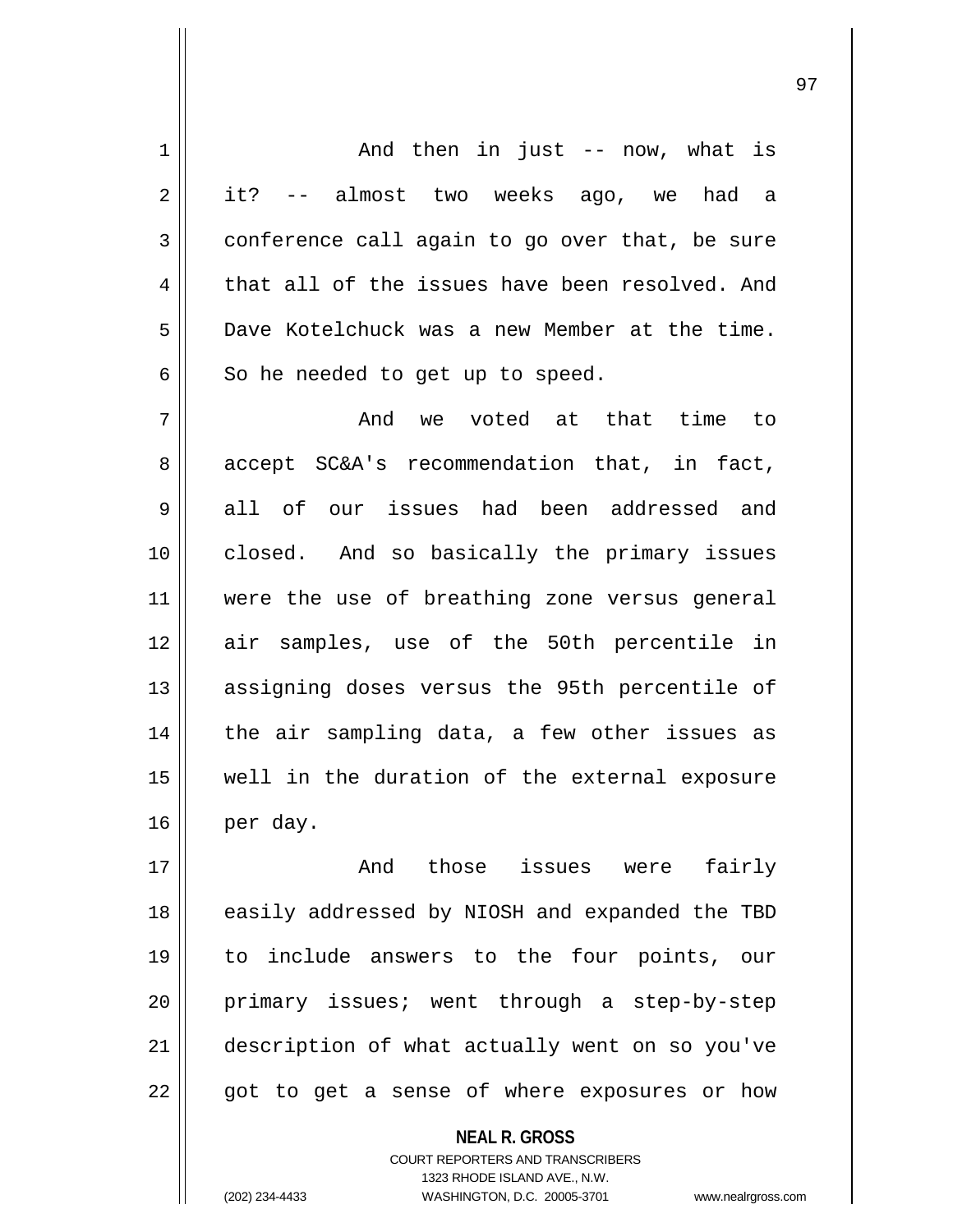And then in just -- now, what is it? -- almost two weeks ago, we had a conference call again to go over that, be sure that all of the issues have been resolved. And Dave Kotelchuck was a new Member at the time. So he needed to get up to speed.

And we voted at that time to accept SC&A's recommendation that, in fact, all of our issues had been addressed and closed. And so basically the primary issues were the use of breathing zone versus general air samples, use of the 50th percentile in assigning doses versus the 95th percentile of the air sampling data, a few other issues as well in the duration of the external exposure per day.

And those issues were fairly easily addressed by NIOSH and expanded the TBD to include answers to the four points, our primary issues; went through a step-by-step description of what actually went on so you've got to get a sense of where exposures or how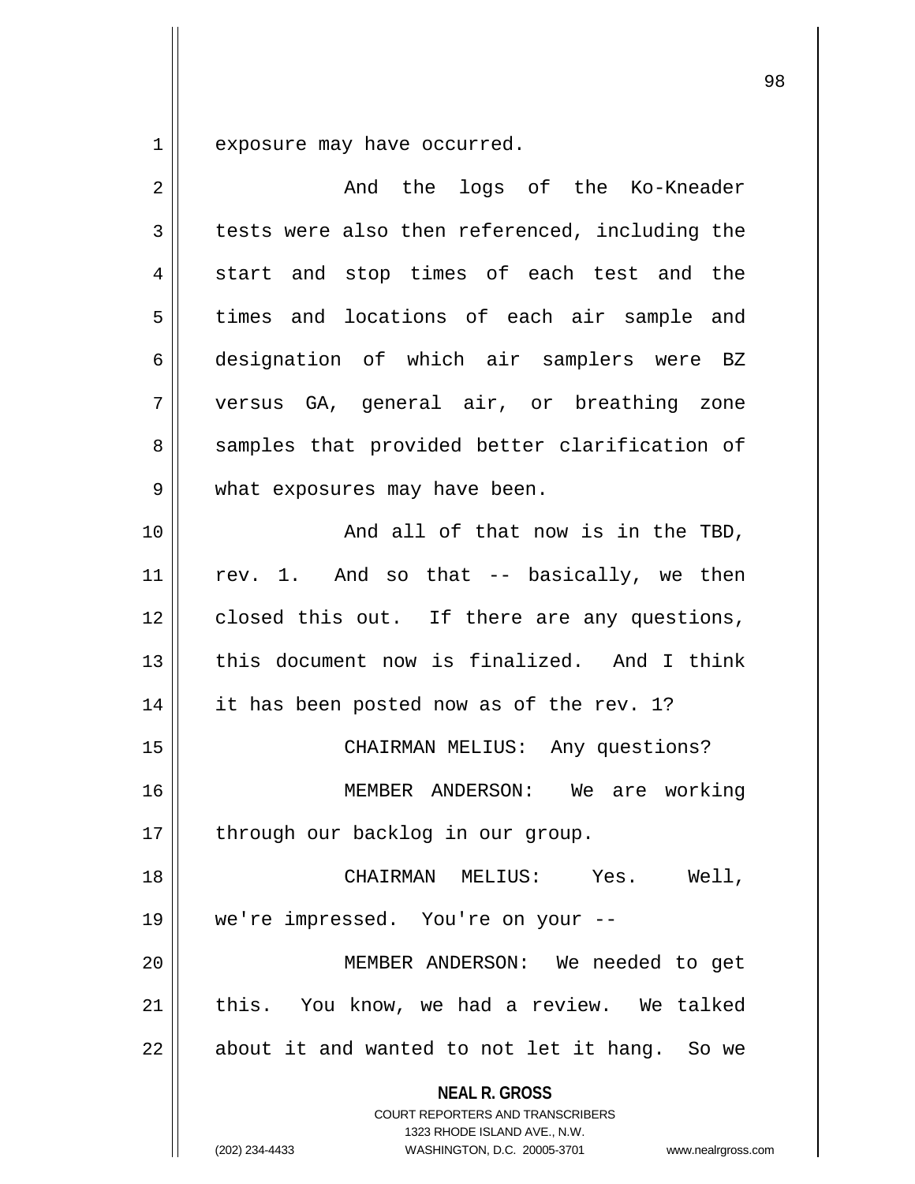exposure may have occurred.

And the logs of the Ko-Kneader tests were also then referenced, including the start and stop times of each test and the times and locations of each air sample and designation of which air samplers were BZ versus GA, general air, or breathing zone samples that provided better clarification of what exposures may have been.

And all of that now is in the TBD, rev. 1. And so that -- basically, we then closed this out. If there are any questions, this document now is finalized. And I think it has been posted now as of the rev. 1?

CHAIRMAN MELIUS: Any questions?

MEMBER ANDERSON: We are working through our backlog in our group.

CHAIRMAN MELIUS: Yes. Well, we're impressed. You're on your --

MEMBER ANDERSON: We needed to get this. You know, we had a review. We talked about it and wanted to not let it hang. So we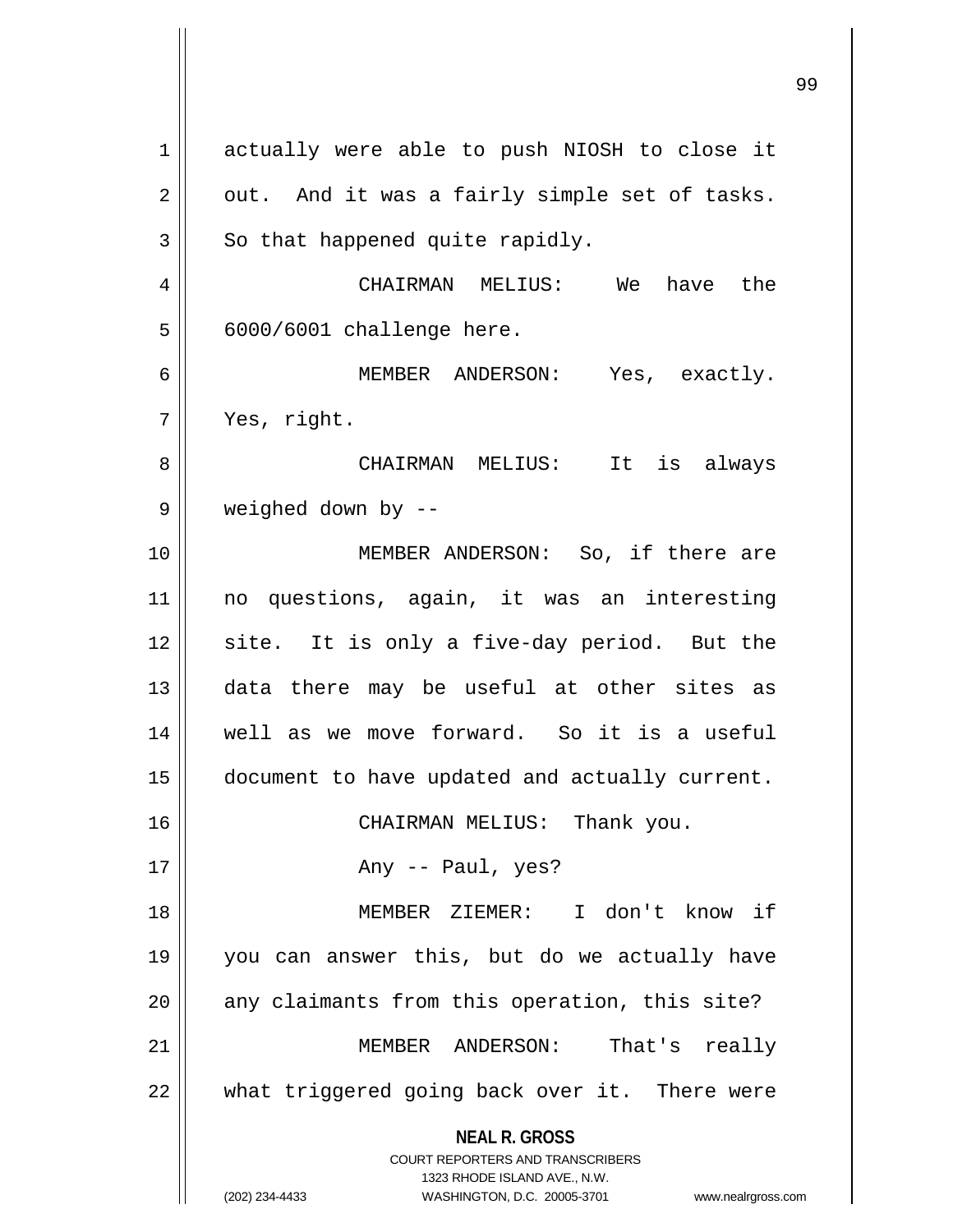actually were able to push NIOSH to close it out. And it was a fairly simple set of tasks. So that happened quite rapidly.

CHAIRMAN MELIUS: We have the 6000/6001 challenge here.

MEMBER ANDERSON: Yes, exactly. Yes, right.

CHAIRMAN MELIUS: It is always weighed down by --

MEMBER ANDERSON: So, if there are no questions, again, it was an interesting site. It is only a five-day period. But the data there may be useful at other sites as well as we move forward. So it is a useful document to have updated and actually current.

CHAIRMAN MELIUS: Thank you.

Any -- Paul, yes?

MEMBER ZIEMER: I don't know if you can answer this, but do we actually have any claimants from this operation, this site?

MEMBER ANDERSON: That's really what triggered going back over it. There were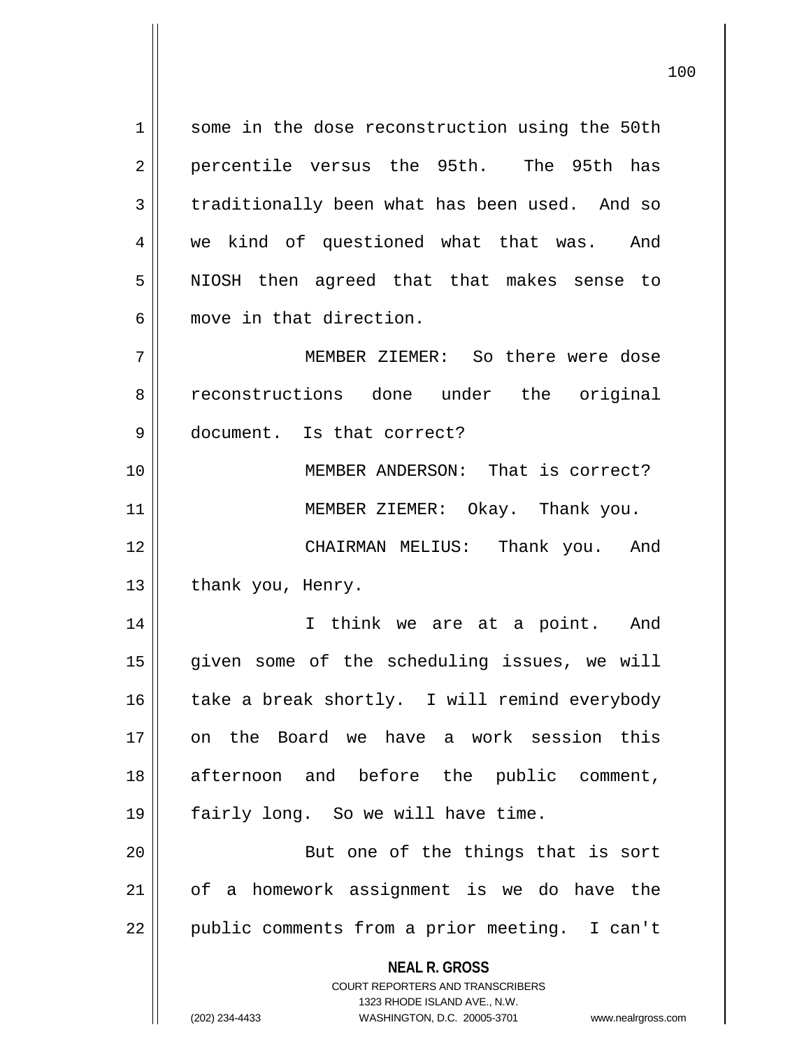some in the dose reconstruction using the 50th percentile versus the 95th. The 95th has traditionally been what has been used. And so we kind of questioned what that was. And NIOSH then agreed that that makes sense to move in that direction.

MEMBER ZIEMER: So there were dose reconstructions done under the original document. Is that correct?

MEMBER ANDERSON: That is correct?

MEMBER ZIEMER: Okay. Thank you.

CHAIRMAN MELIUS: Thank you. And thank you, Henry.

I think we are at a point. And given some of the scheduling issues, we will take a break shortly. I will remind everybody on the Board we have a work session this afternoon and before the public comment, fairly long. So we will have time.

But one of the things that is sort of a homework assignment is we do have the public comments from a prior meeting. I can't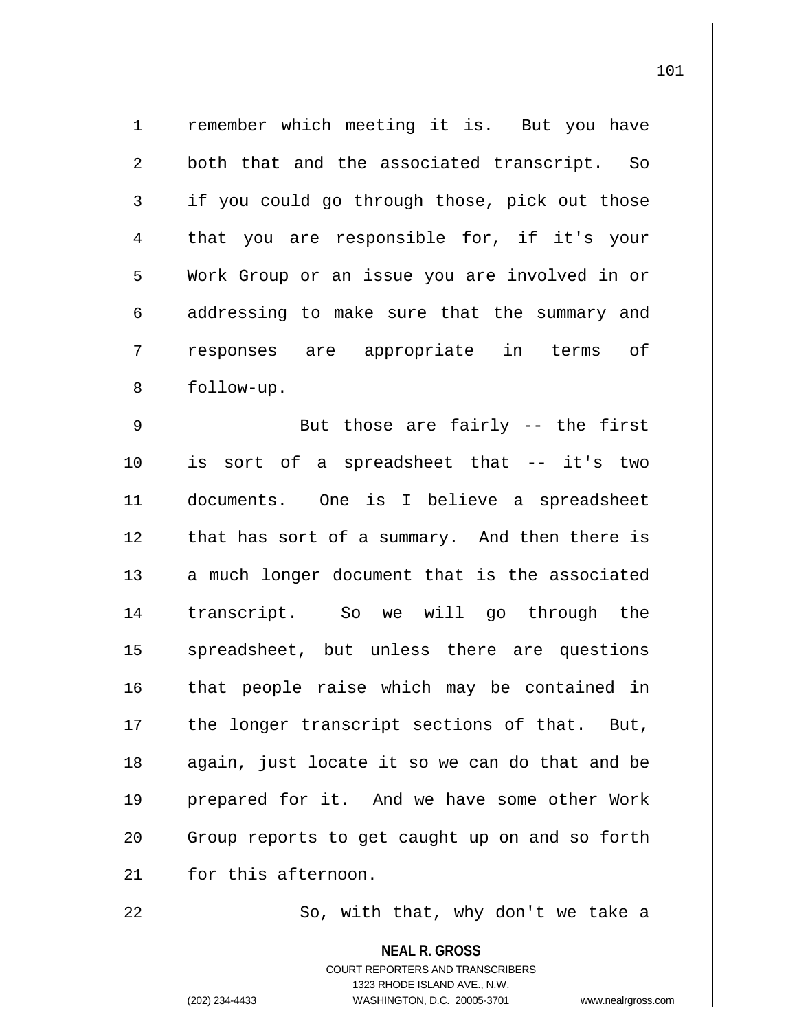remember which meeting it is. But you have both that and the associated transcript. So if you could go through those, pick out those that you are responsible for, if it's your Work Group or an issue you are involved in or addressing to make sure that the summary and responses are appropriate in terms of follow-up.

But those are fairly -- the first is sort of a spreadsheet that -- it's two documents. One is I believe a spreadsheet that has sort of a summary. And then there is a much longer document that is the associated transcript. So we will go through the spreadsheet, but unless there are questions that people raise which may be contained in the longer transcript sections of that. But, again, just locate it so we can do that and be prepared for it. And we have some other Work Group reports to get caught up on and so forth for this afternoon.

So, with that, why don't we take a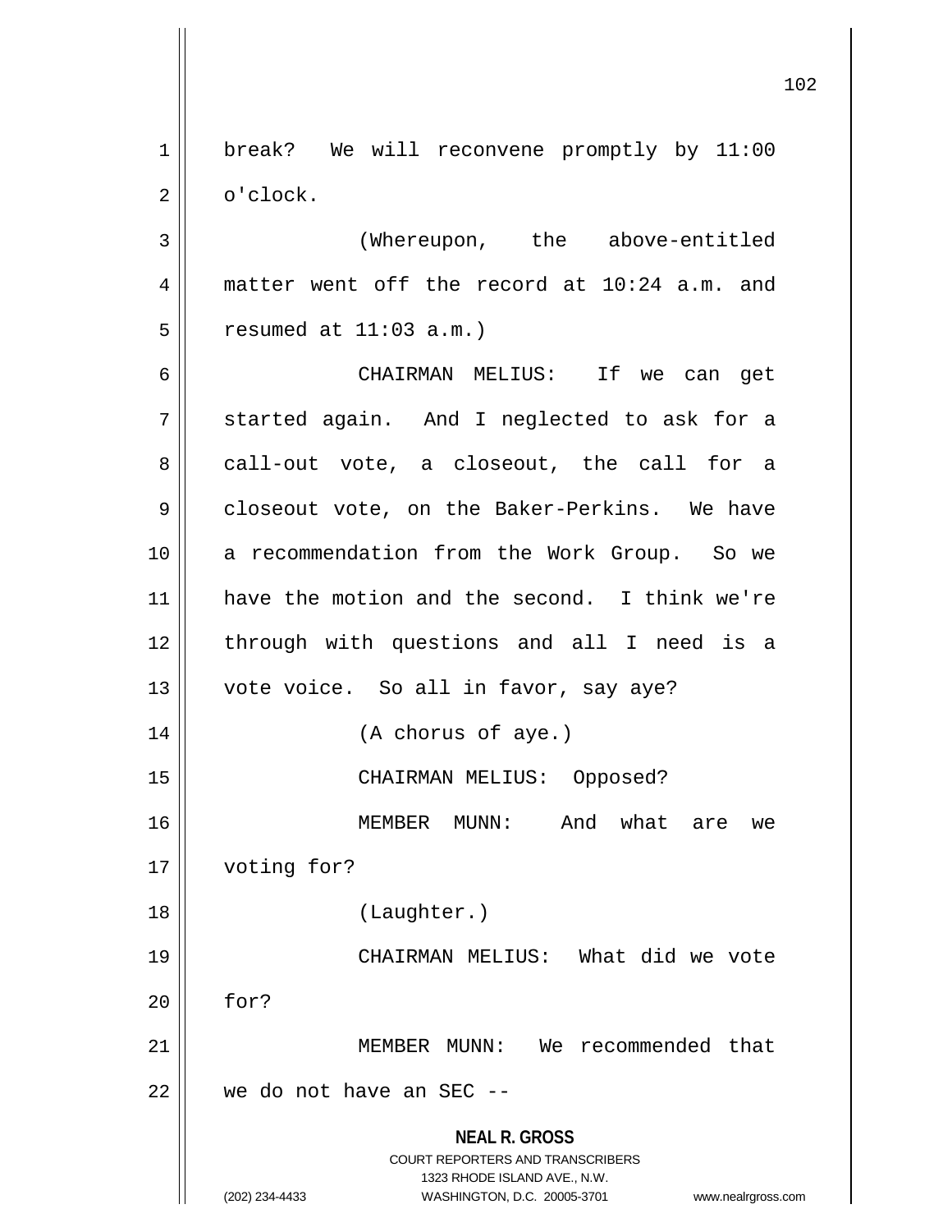break? We will reconvene promptly by 11:00 o'clock.

(Whereupon, the above-entitled matter went off the record at 10:24 a.m. and resumed at 11:03 a.m.)

CHAIRMAN MELIUS: If we can get started again. And I neglected to ask for a call-out vote, a closeout, the call for a closeout vote, on the Baker-Perkins. We have a recommendation from the Work Group. So we have the motion and the second. I think we're through with questions and all I need is a vote voice. So all in favor, say aye?

(A chorus of aye.)

CHAIRMAN MELIUS: Opposed?

MEMBER MUNN: And what are we voting for?

(Laughter.)

CHAIRMAN MELIUS: What did we vote for?

MEMBER MUNN: We recommended that we do not have an SEC --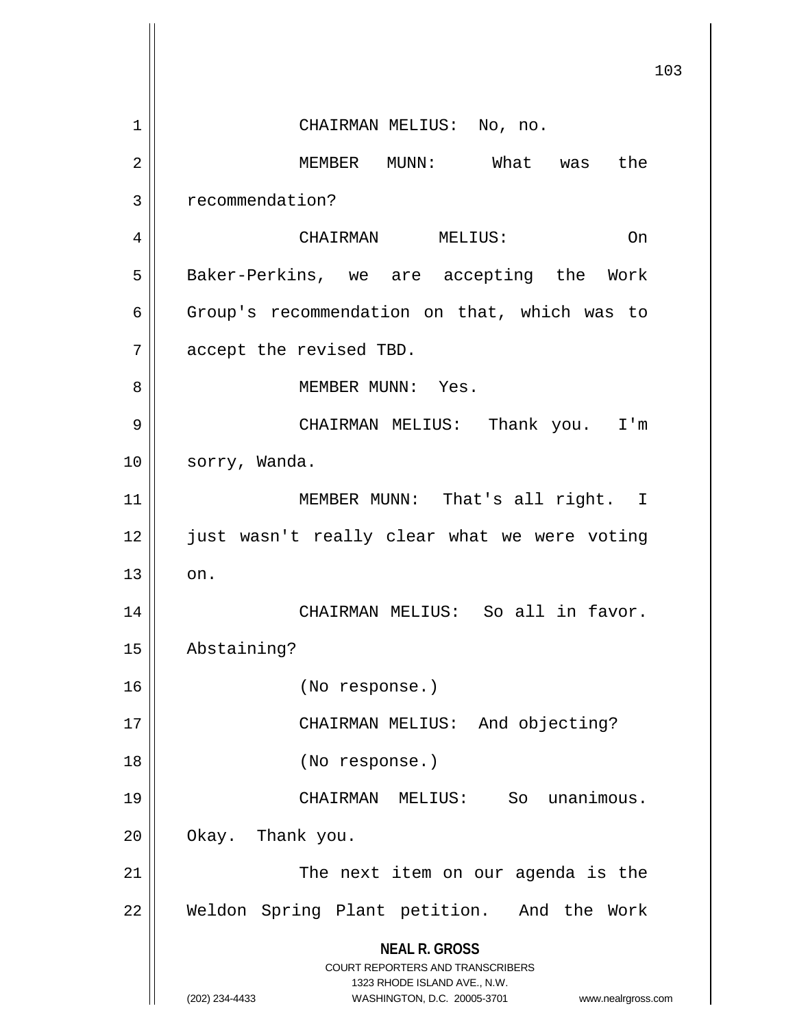CHAIRMAN MELIUS: No, no.

MEMBER MUNN: What was the recommendation?

CHAIRMAN MELIUS: On Baker-Perkins, we are accepting the Work Group's recommendation on that, which was to accept the revised TBD.

MEMBER MUNN: Yes.

CHAIRMAN MELIUS: Thank you. I'm sorry, Wanda.

MEMBER MUNN: That's all right. I just wasn't really clear what we were voting on.

CHAIRMAN MELIUS: So all in favor. Abstaining?

(No response.)

CHAIRMAN MELIUS: And objecting?

(No response.)

CHAIRMAN MELIUS: So unanimous. Okay. Thank you.

The next item on our agenda is the Weldon Spring Plant petition. And the Work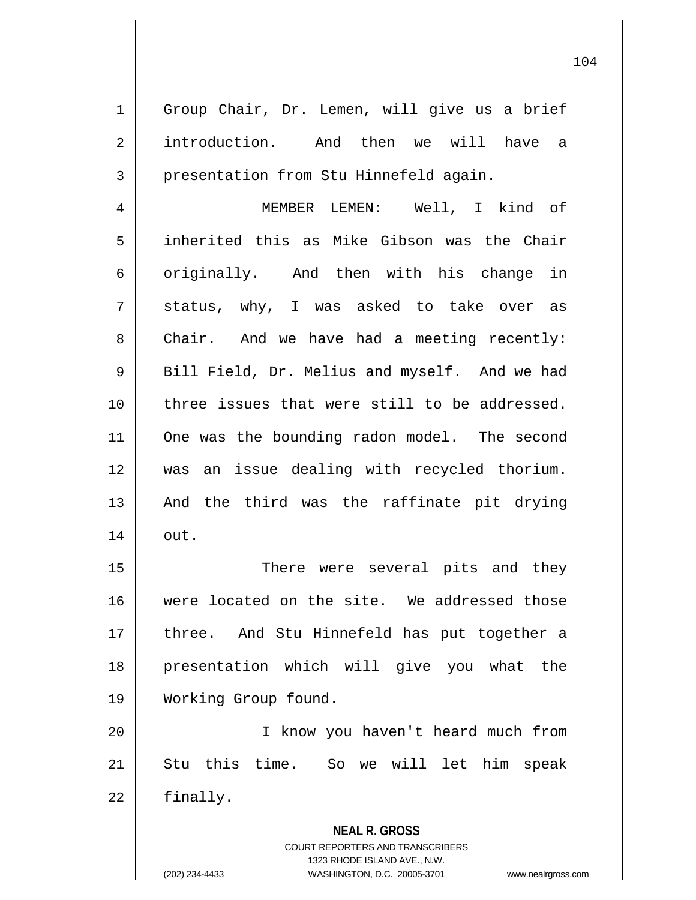Group Chair, Dr. Lemen, will give us a brief introduction. And then we will have a presentation from Stu Hinnefeld again.

MEMBER LEMEN: Well, I kind of inherited this as Mike Gibson was the Chair originally. And then with his change in status, why, I was asked to take over as Chair. And we have had a meeting recently: Bill Field, Dr. Melius and myself. And we had three issues that were still to be addressed. One was the bounding radon model. The second was an issue dealing with recycled thorium. And the third was the raffinate pit drying out.

There were several pits and they were located on the site. We addressed those three. And Stu Hinnefeld has put together a presentation which will give you what the Working Group found.

I know you haven't heard much from Stu this time. So we will let him speak finally.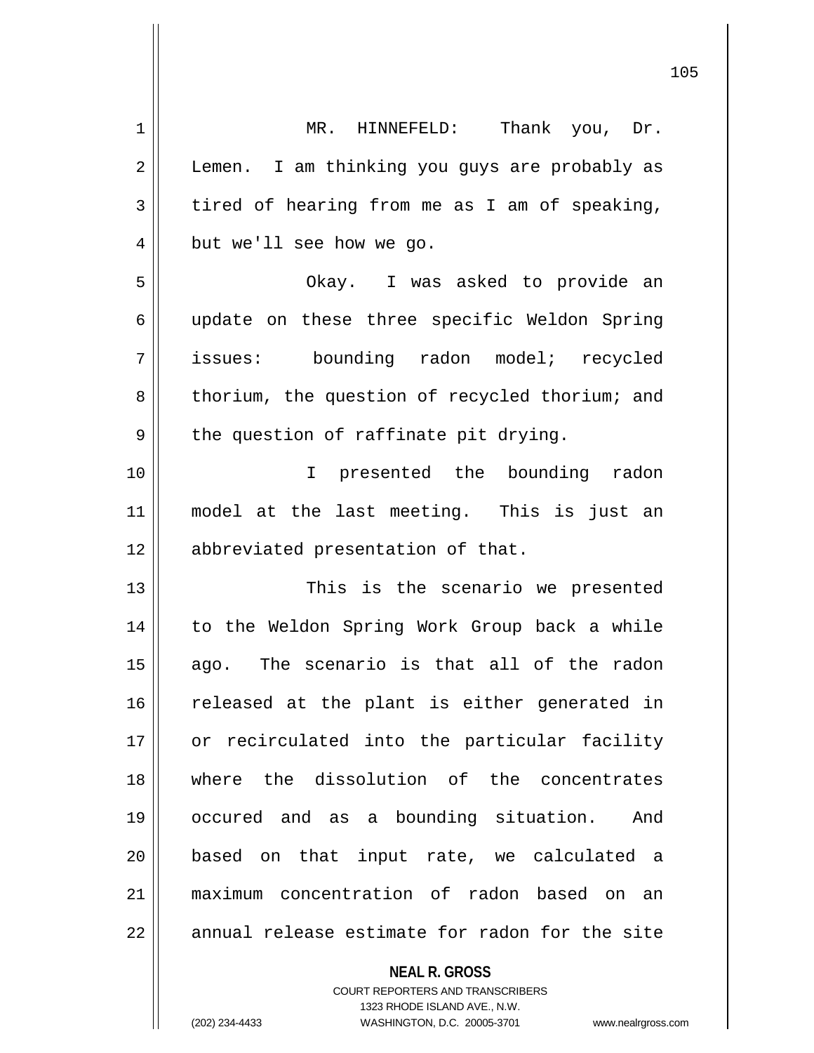MR. HINNEFELD: Thank you, Dr. Lemen. I am thinking you guys are probably as tired of hearing from me as I am of speaking, but we'll see how we go.

Okay. I was asked to provide an update on these three specific Weldon Spring issues: bounding radon model; recycled thorium, the question of recycled thorium; and the question of raffinate pit drying.

I presented the bounding radon model at the last meeting. This is just an abbreviated presentation of that.

This is the scenario we presented to the Weldon Spring Work Group back a while ago. The scenario is that all of the radon released at the plant is either generated in or recirculated into the particular facility where the dissolution of the concentrates occured and as a bounding situation. And based on that input rate, we calculated a maximum concentration of radon based on an annual release estimate for radon for the site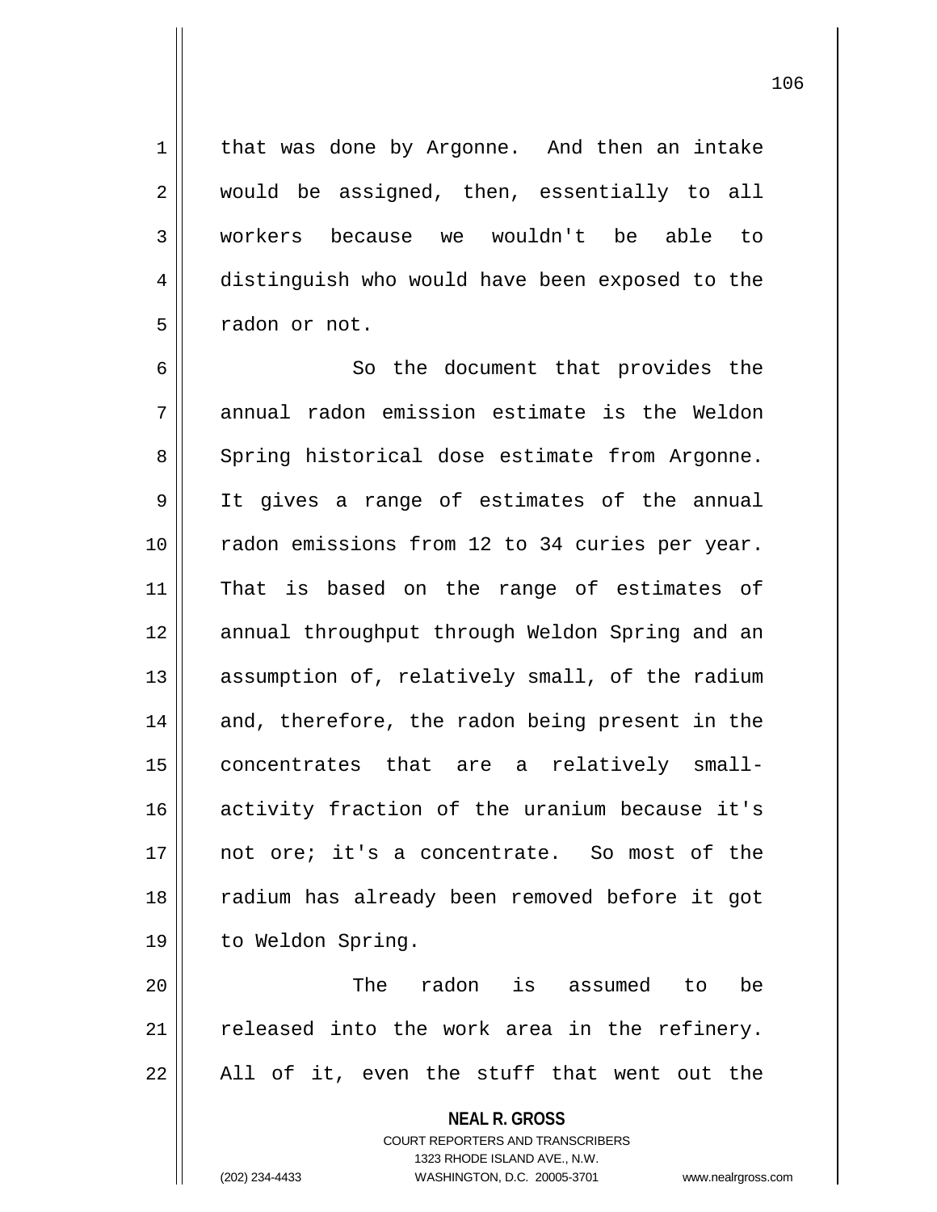that was done by Argonne. And then an intake would be assigned, then, essentially to all workers because we wouldn't be able to distinguish who would have been exposed to the radon or not.

So the document that provides the annual radon emission estimate is the Weldon Spring historical dose estimate from Argonne. It gives a range of estimates of the annual radon emissions from 12 to 34 curies per year. That is based on the range of estimates of annual throughput through Weldon Spring and an assumption of, relatively small, of the radium and, therefore, the radon being present in the concentrates that are a relatively small-activity fraction of the uranium because it's not ore; it's a concentrate. So most of the radium has already been removed before it got to Weldon Spring.

The radon is assumed to be released into the work area in the refinery. All of it, even the stuff that went out the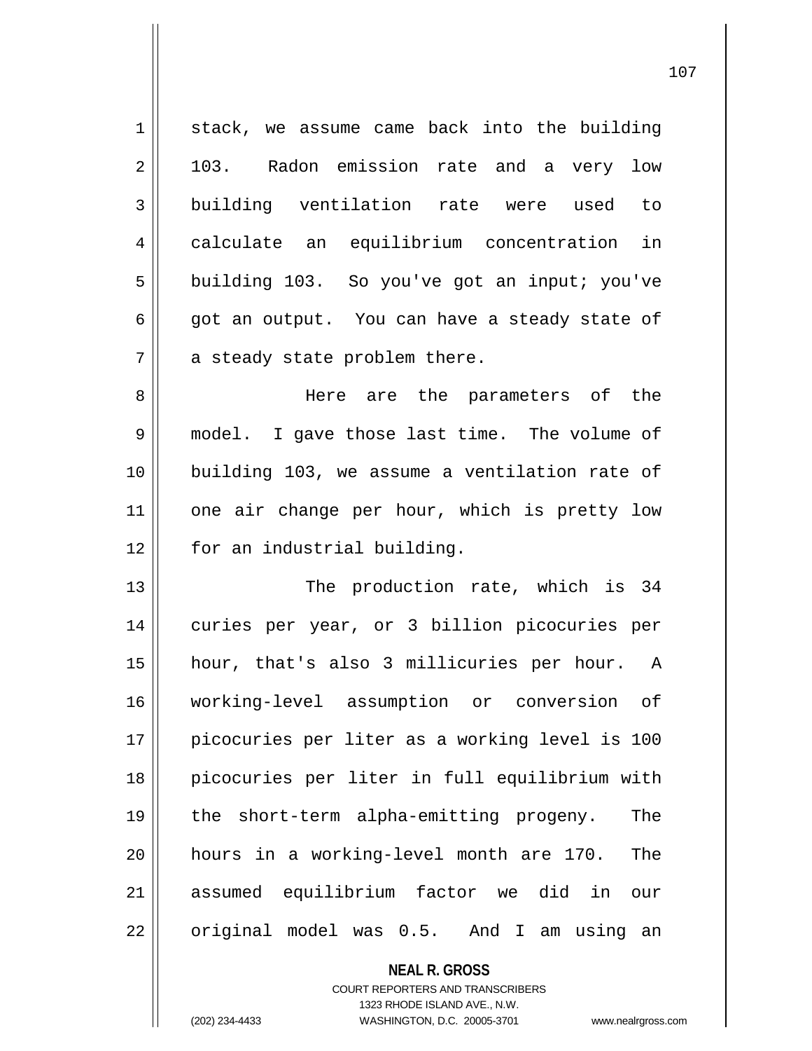stack, we assume came back into the building 103. Radon emission rate and a very low building ventilation rate were used to calculate an equilibrium concentration in building 103. So you've got an input; you've got an output. You can have a steady state of a steady state problem there.

Here are the parameters of the model. I gave those last time. The volume of building 103, we assume a ventilation rate of one air change per hour, which is pretty low for an industrial building.

The production rate, which is 34 curies per year, or 3 billion picocuries per hour, that's also 3 millicuries per hour. A working-level assumption or conversion of picocuries per liter as a working level is 100 picocuries per liter in full equilibrium with the short-term alpha-emitting progeny. The hours in a working-level month are 170. The assumed equilibrium factor we did in our original model was 0.5. And I am using an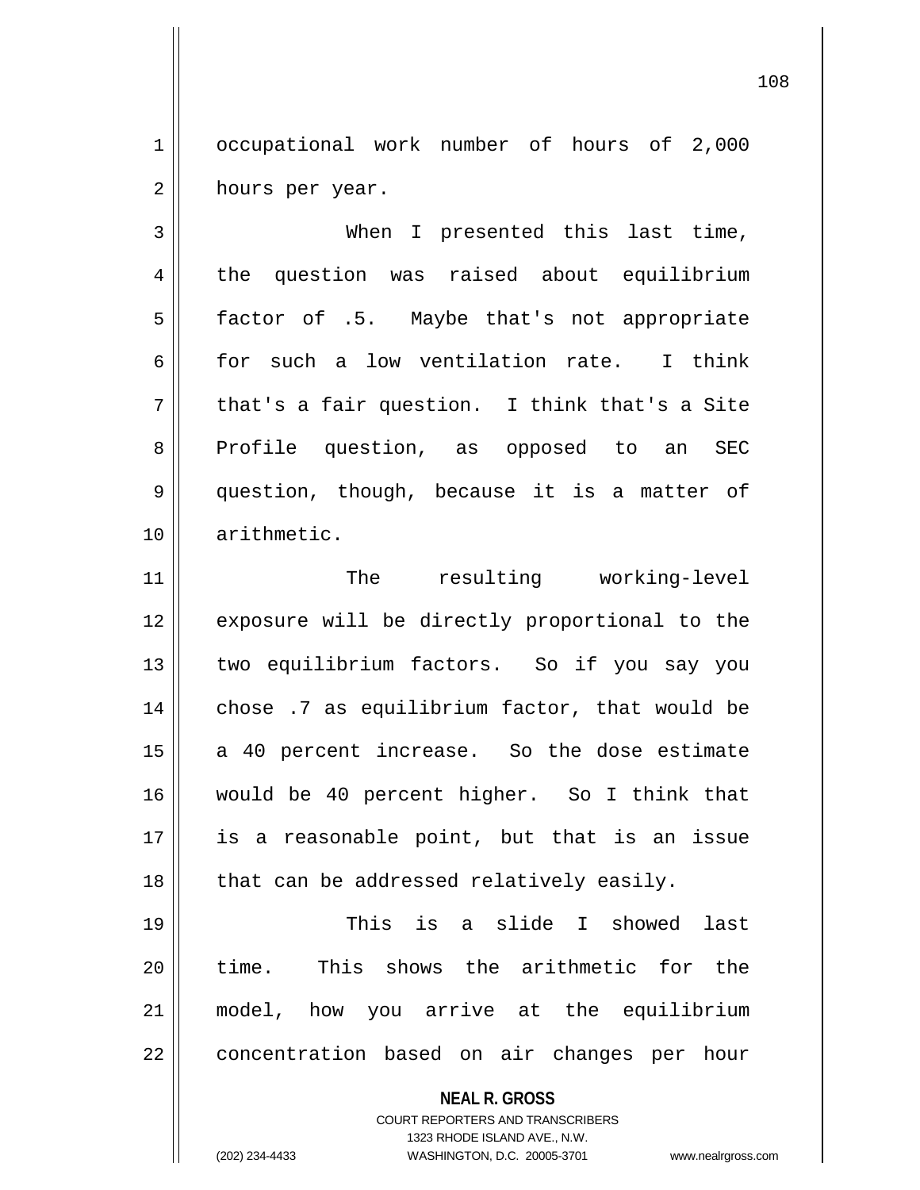occupational work number of hours of 2,000 hours per year.

When I presented this last time, the question was raised about equilibrium factor of .5. Maybe that's not appropriate for such a low ventilation rate. I think that's a fair question. I think that's a Site Profile question, as opposed to an SEC question, though, because it is a matter of arithmetic.

The resulting working-level exposure will be directly proportional to the two equilibrium factors. So if you say you chose .7 as equilibrium factor, that would be a 40 percent increase. So the dose estimate would be 40 percent higher. So I think that is a reasonable point, but that is an issue that can be addressed relatively easily.

This is a slide I showed last time. This shows the arithmetic for the model, how you arrive at the equilibrium concentration based on air changes per hour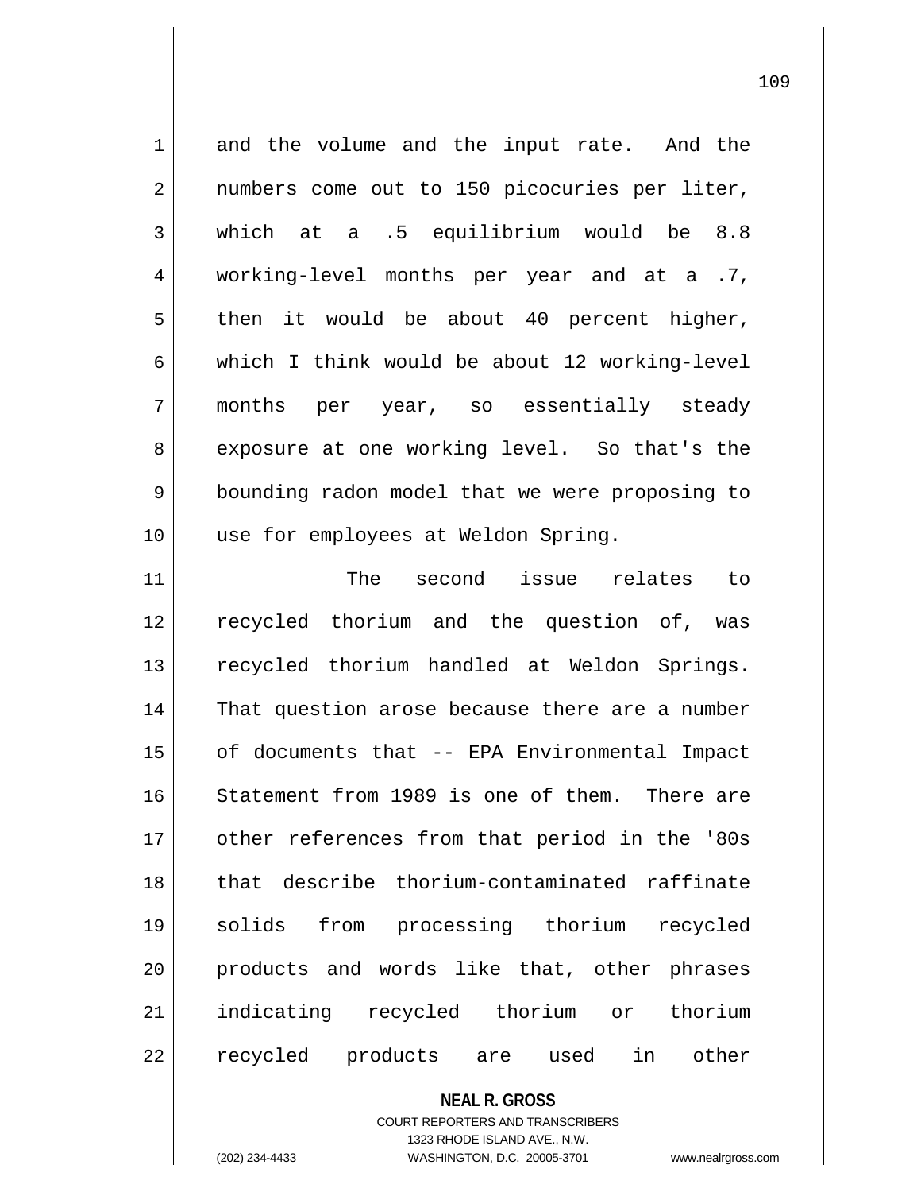and the volume and the input rate. And the numbers come out to 150 picocuries per liter, which at a .5 equilibrium would be 8.8 working-level months per year and at a .7, then it would be about 40 percent higher, which I think would be about 12 working-level months per year, so essentially steady exposure at one working level. So that's the bounding radon model that we were proposing to use for employees at Weldon Spring.

The second issue relates to recycled thorium and the question of, was recycled thorium handled at Weldon Springs. That question arose because there are a number of documents that -- EPA Environmental Impact Statement from 1989 is one of them. There are other references from that period in the '80s that describe thorium-contaminated raffinate solids from processing thorium recycled products and words like that, other phrases indicating recycled thorium or thorium recycled products are used in other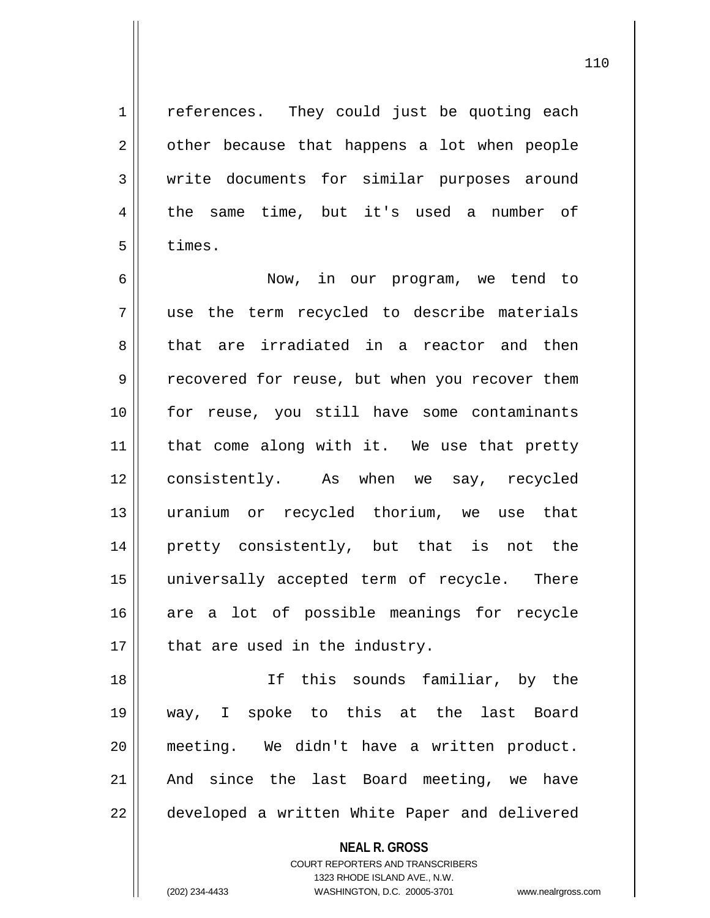references. They could just be quoting each other because that happens a lot when people write documents for similar purposes around the same time, but it's used a number of times.

Now, in our program, we tend to use the term recycled to describe materials that are irradiated in a reactor and then recovered for reuse, but when you recover them for reuse, you still have some contaminants that come along with it. We use that pretty consistently. As when we say, recycled uranium or recycled thorium, we use that pretty consistently, but that is not the universally accepted term of recycle. There are a lot of possible meanings for recycle that are used in the industry.

If this sounds familiar, by the way, I spoke to this at the last Board meeting. We didn't have a written product. And since the last Board meeting, we have developed a written White Paper and delivered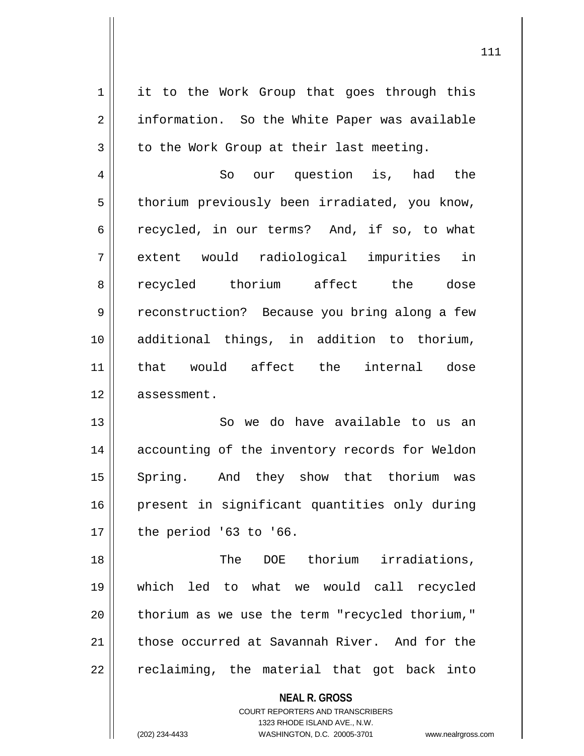it to the Work Group that goes through this information. So the White Paper was available to the Work Group at their last meeting.

So our question is, had the thorium previously been irradiated, you know, recycled, in our terms? And, if so, to what extent would radiological impurities in recycled thorium affect the dose reconstruction? Because you bring along a few additional things, in addition to thorium, that would affect the internal dose assessment.

So we do have available to us an accounting of the inventory records for Weldon Spring. And they show that thorium was present in significant quantities only during the period '63 to '66.

The DOE thorium irradiations, which led to what we would call recycled thorium as we use the term "recycled thorium," those occurred at Savannah River. And for the reclaiming, the material that got back into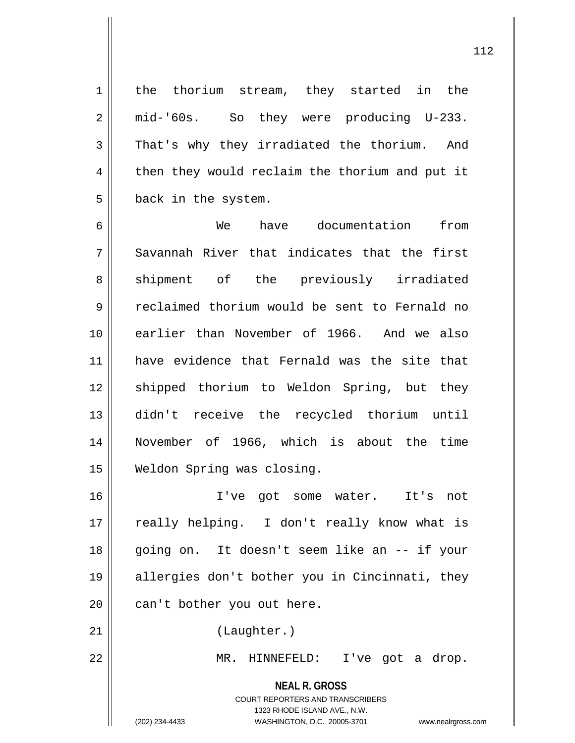the thorium stream, they started in the mid-'60s. So they were producing U-233. That's why they irradiated the thorium. And then they would reclaim the thorium and put it back in the system.

We have documentation from Savannah River that indicates that the first shipment of the previously irradiated reclaimed thorium would be sent to Fernald no earlier than November of 1966. And we also have evidence that Fernald was the site that shipped thorium to Weldon Spring, but they didn't receive the recycled thorium until November of 1966, which is about the time Weldon Spring was closing.

I've got some water. It's not really helping. I don't really know what is going on. It doesn't seem like an -- if your allergies don't bother you in Cincinnati, they can't bother you out here.

(Laughter.)

MR. HINNEFELD: I've got a drop.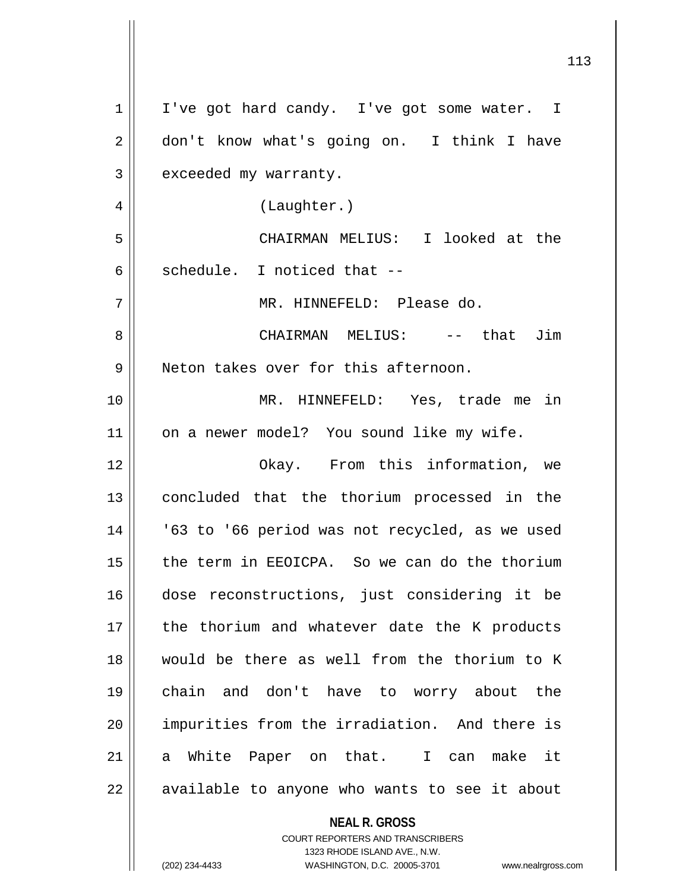I've got hard candy. I've got some water. I don't know what's going on. I think I have exceeded my warranty.

(Laughter.)

CHAIRMAN MELIUS: I looked at the schedule. I noticed that --

MR. HINNEFELD: Please do.

CHAIRMAN MELIUS: -- that Jim Neton takes over for this afternoon.

MR. HINNEFELD: Yes, trade me in on a newer model? You sound like my wife.

Okay. From this information, we concluded that the thorium processed in the '63 to '66 period was not recycled, as we used the term in EEOICPA. So we can do the thorium dose reconstructions, just considering it be the thorium and whatever date the K products would be there as well from the thorium to K chain and don't have to worry about the impurities from the irradiation. And there is a White Paper on that. I can make it available to anyone who wants to see it about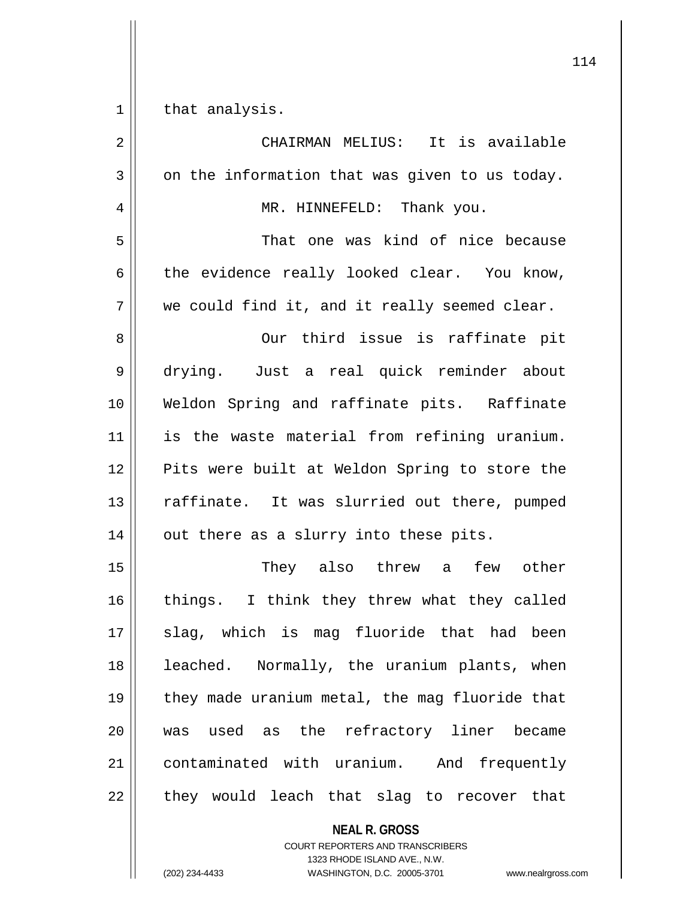that analysis.

CHAIRMAN MELIUS: It is available on the information that was given to us today.

MR. HINNEFELD: Thank you.

That one was kind of nice because the evidence really looked clear. You know, we could find it, and it really seemed clear.

Our third issue is raffinate pit drying. Just a real quick reminder about Weldon Spring and raffinate pits. Raffinate is the waste material from refining uranium. Pits were built at Weldon Spring to store the raffinate. It was slurried out there, pumped out there as a slurry into these pits.

They also threw a few other things. I think they threw what they called slag, which is mag fluoride that had been leached. Normally, the uranium plants, when they made uranium metal, the mag fluoride that was used as the refractory liner became contaminated with uranium. And frequently they would leach that slag to recover that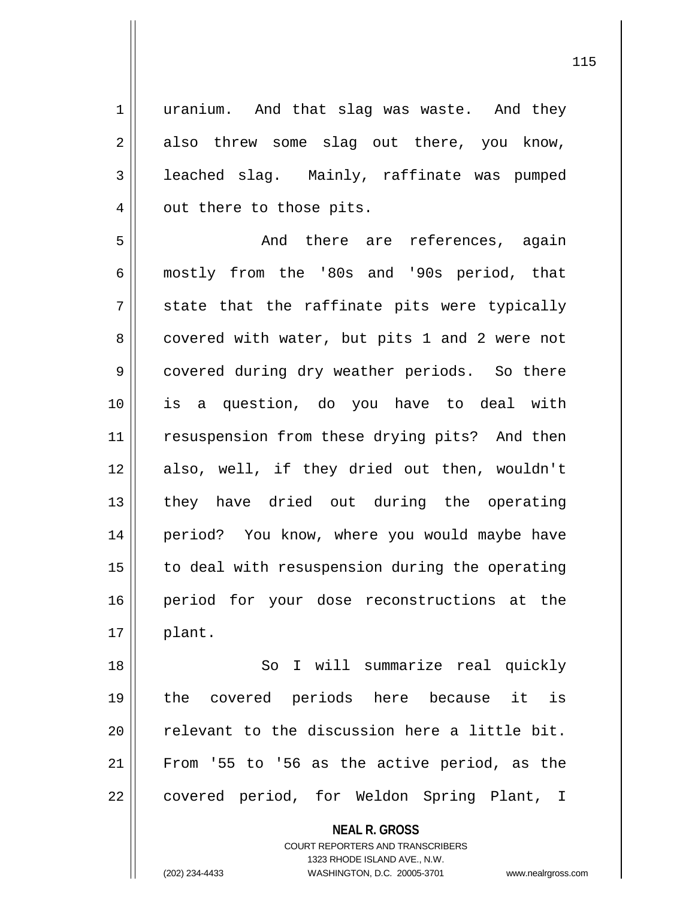uranium. And that slag was waste. And they also threw some slag out there, you know, leached slag. Mainly, raffinate was pumped out there to those pits.

And there are references, again mostly from the '80s and '90s period, that state that the raffinate pits were typically covered with water, but pits 1 and 2 were not covered during dry weather periods. So there is a question, do you have to deal with resuspension from these drying pits? And then also, well, if they dried out then, wouldn't they have dried out during the operating period? You know, where you would maybe have to deal with resuspension during the operating period for your dose reconstructions at the plant.

So I will summarize real quickly the covered periods here because it is relevant to the discussion here a little bit. From '55 to '56 as the active period, as the covered period, for Weldon Spring Plant, I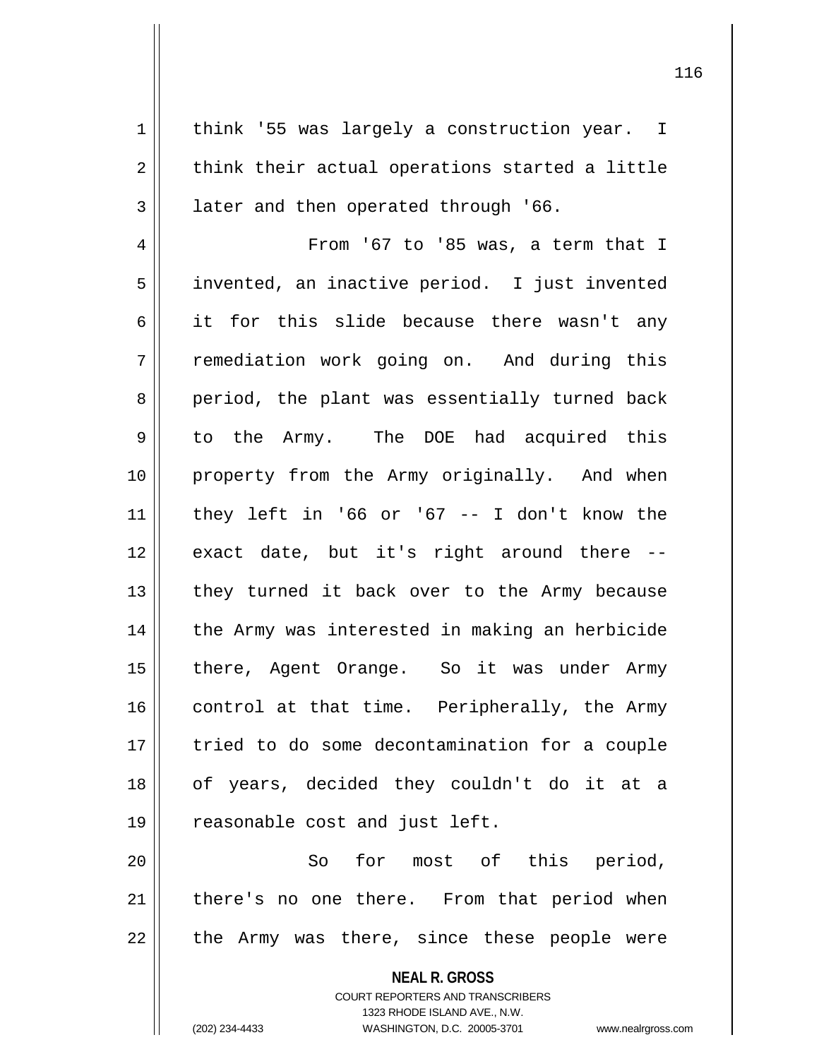think '55 was largely a construction year. I think their actual operations started a little later and then operated through '66.

From '67 to '85 was, a term that I invented, an inactive period. I just invented it for this slide because there wasn't any remediation work going on. And during this period, the plant was essentially turned back to the Army. The DOE had acquired this property from the Army originally. And when they left in '66 or '67 -- I don't know the exact date, but it's right around there -- they turned it back over to the Army because the Army was interested in making an herbicide there, Agent Orange. So it was under Army control at that time. Peripherally, the Army tried to do some decontamination for a couple of years, decided they couldn't do it at a reasonable cost and just left.

So for most of this period, there's no one there. From that period when the Army was there, since these people were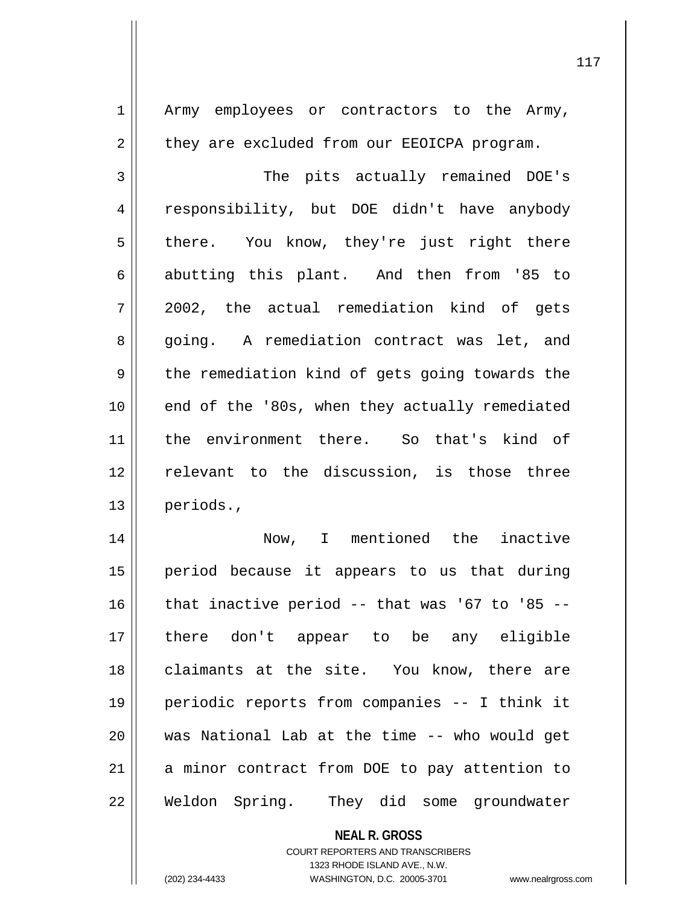Army employees or contractors to the Army, they are excluded from our EEOICPA program.

The pits actually remained DOE's responsibility, but DOE didn't have anybody there. You know, they're just right there abutting this plant. And then from '85 to 2002, the actual remediation kind of gets going. A remediation contract was let, and the remediation kind of gets going towards the end of the '80s, when they actually remediated the environment there. So that's kind of relevant to the discussion, is those three periods.,

Now, I mentioned the inactive period because it appears to us that during that inactive period -- that was '67 to '85 -- there don't appear to be any eligible claimants at the site. You know, there are periodic reports from companies -- I think it was National Lab at the time -- who would get a minor contract from DOE to pay attention to Weldon Spring. They did some groundwater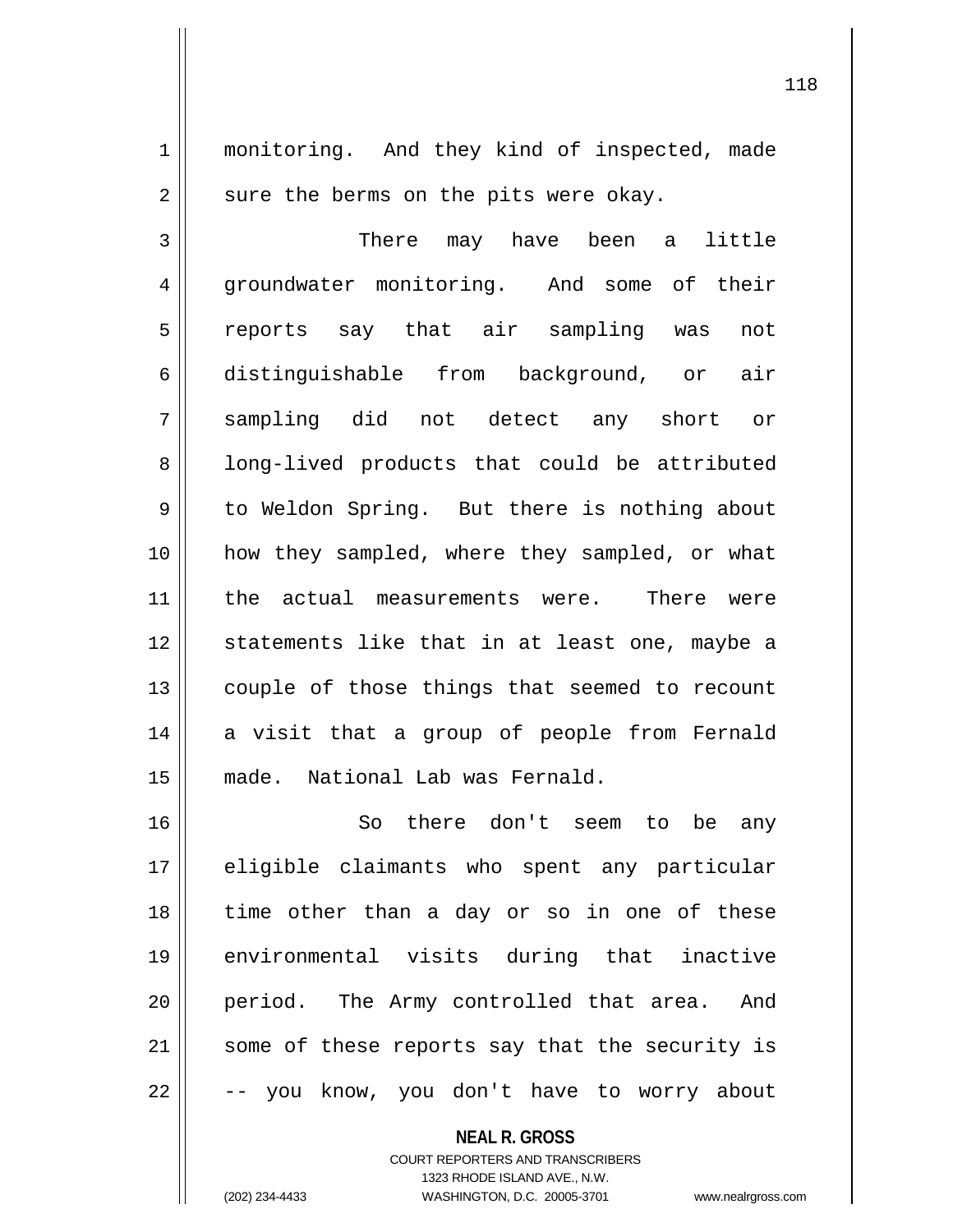monitoring. And they kind of inspected, made sure the berms on the pits were okay.

There may have been a little groundwater monitoring. And some of their reports say that air sampling was not distinguishable from background, or air sampling did not detect any short or long-lived products that could be attributed to Weldon Spring. But there is nothing about how they sampled, where they sampled, or what the actual measurements were. There were statements like that in at least one, maybe a couple of those things that seemed to recount a visit that a group of people from Fernald made. National Lab was Fernald.

So there don't seem to be any eligible claimants who spent any particular time other than a day or so in one of these environmental visits during that inactive period. The Army controlled that area. And some of these reports say that the security is -- you know, you don't have to worry about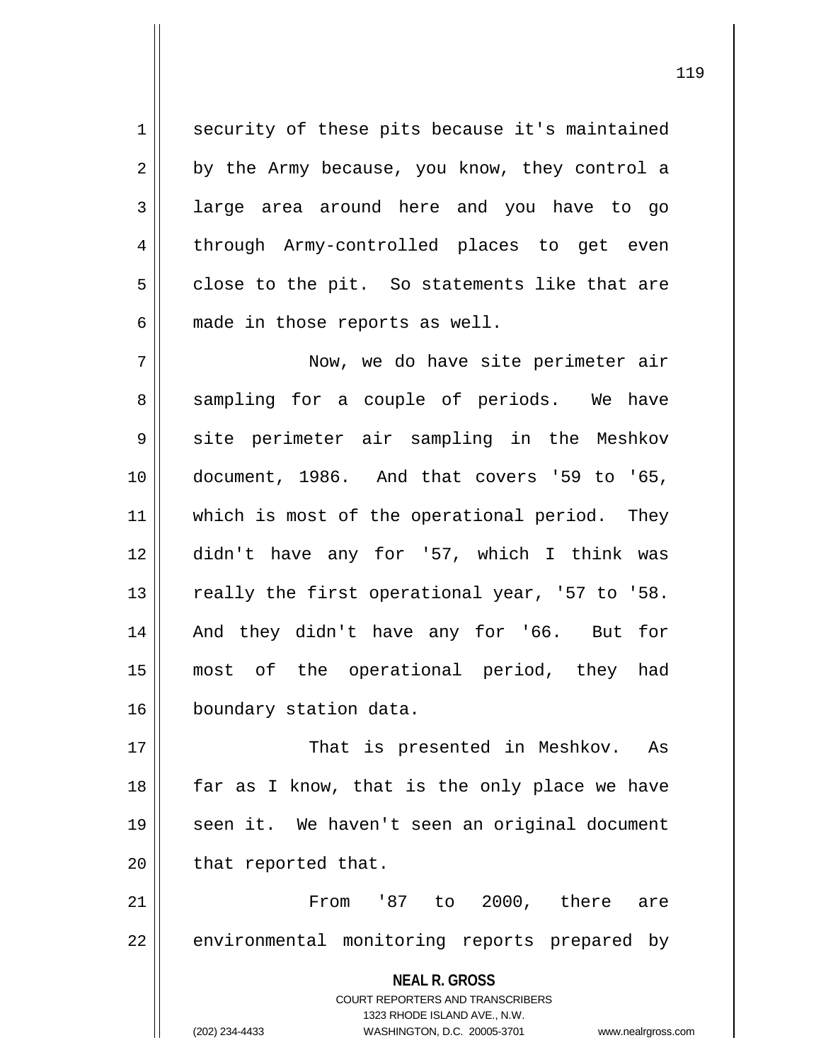security of these pits because it's maintained by the Army because, you know, they control a large area around here and you have to go through Army-controlled places to get even close to the pit. So statements like that are made in those reports as well.

Now, we do have site perimeter air sampling for a couple of periods. We have site perimeter air sampling in the Meshkov document, 1986. And that covers '59 to '65, which is most of the operational period. They didn't have any for '57, which I think was really the first operational year, '57 to '58. And they didn't have any for '66. But for most of the operational period, they had boundary station data.

That is presented in Meshkov. As far as I know, that is the only place we have seen it. We haven't seen an original document that reported that.

From '87 to 2000, there are environmental monitoring reports prepared by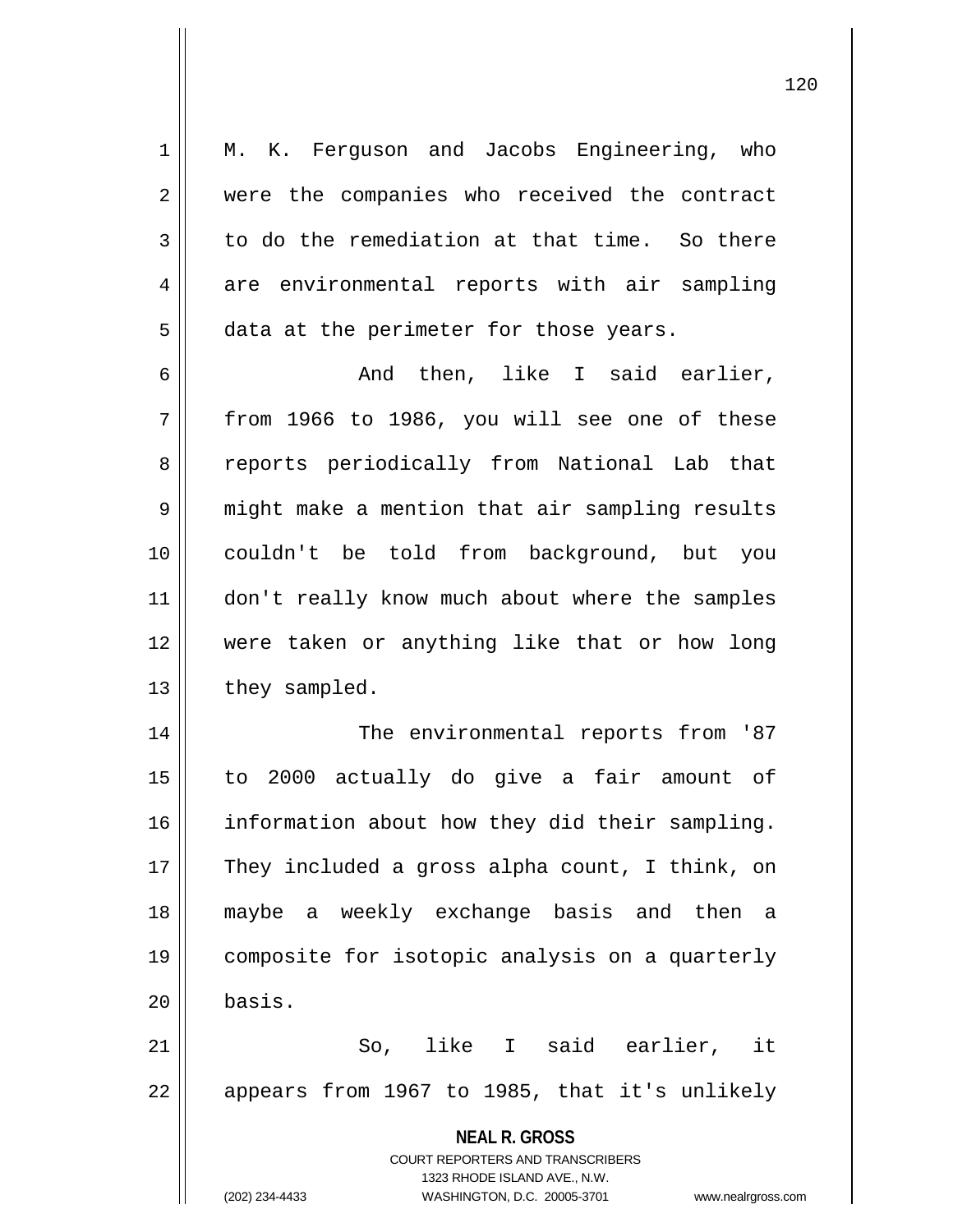M. K. Ferguson and Jacobs Engineering, who were the companies who received the contract to do the remediation at that time. So there are environmental reports with air sampling data at the perimeter for those years.

And then, like I said earlier, from 1966 to 1986, you will see one of these reports periodically from National Lab that might make a mention that air sampling results couldn't be told from background, but you don't really know much about where the samples were taken or anything like that or how long they sampled.

The environmental reports from '87 to 2000 actually do give a fair amount of information about how they did their sampling. They included a gross alpha count, I think, on maybe a weekly exchange basis and then a composite for isotopic analysis on a quarterly basis.

So, like I said earlier, it appears from 1967 to 1985, that it's unlikely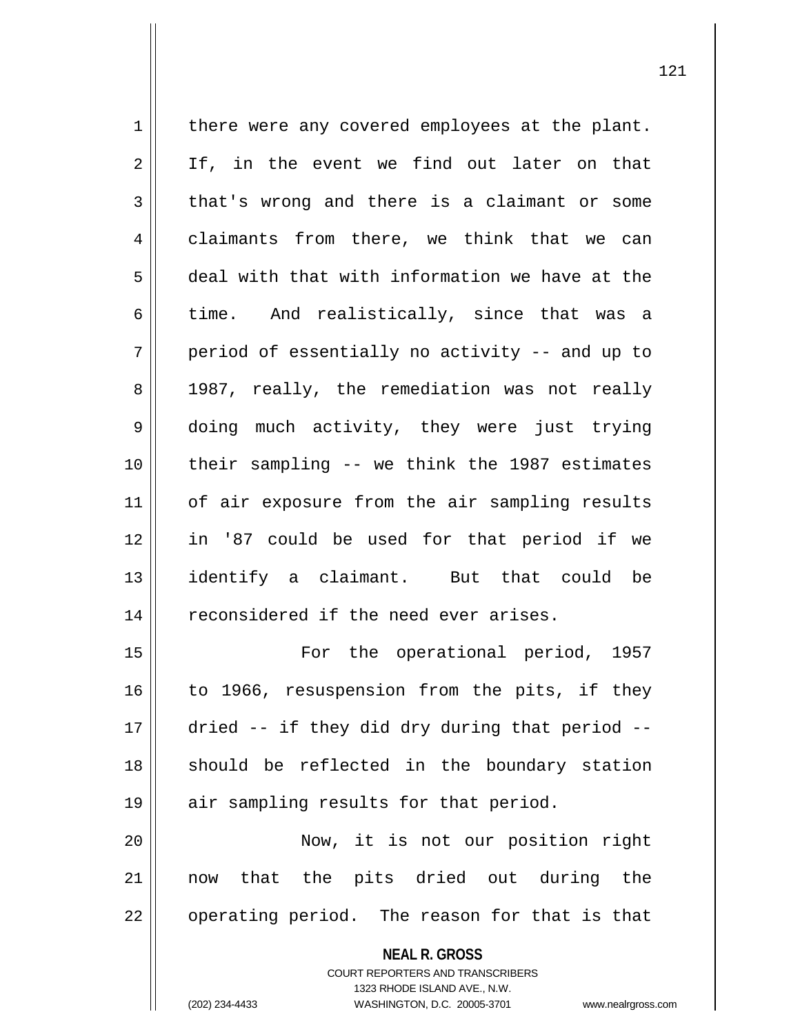there were any covered employees at the plant. If, in the event we find out later on that that's wrong and there is a claimant or some claimants from there, we think that we can deal with that with information we have at the time. And realistically, since that was a period of essentially no activity -- and up to 1987, really, the remediation was not really doing much activity, they were just trying their sampling -- we think the 1987 estimates of air exposure from the air sampling results in '87 could be used for that period if we identify a claimant. But that could be reconsidered if the need ever arises.

For the operational period, 1957 to 1966, resuspension from the pits, if they dried -- if they did dry during that period -- should be reflected in the boundary station air sampling results for that period.

Now, it is not our position right now that the pits dried out during the operating period. The reason for that is that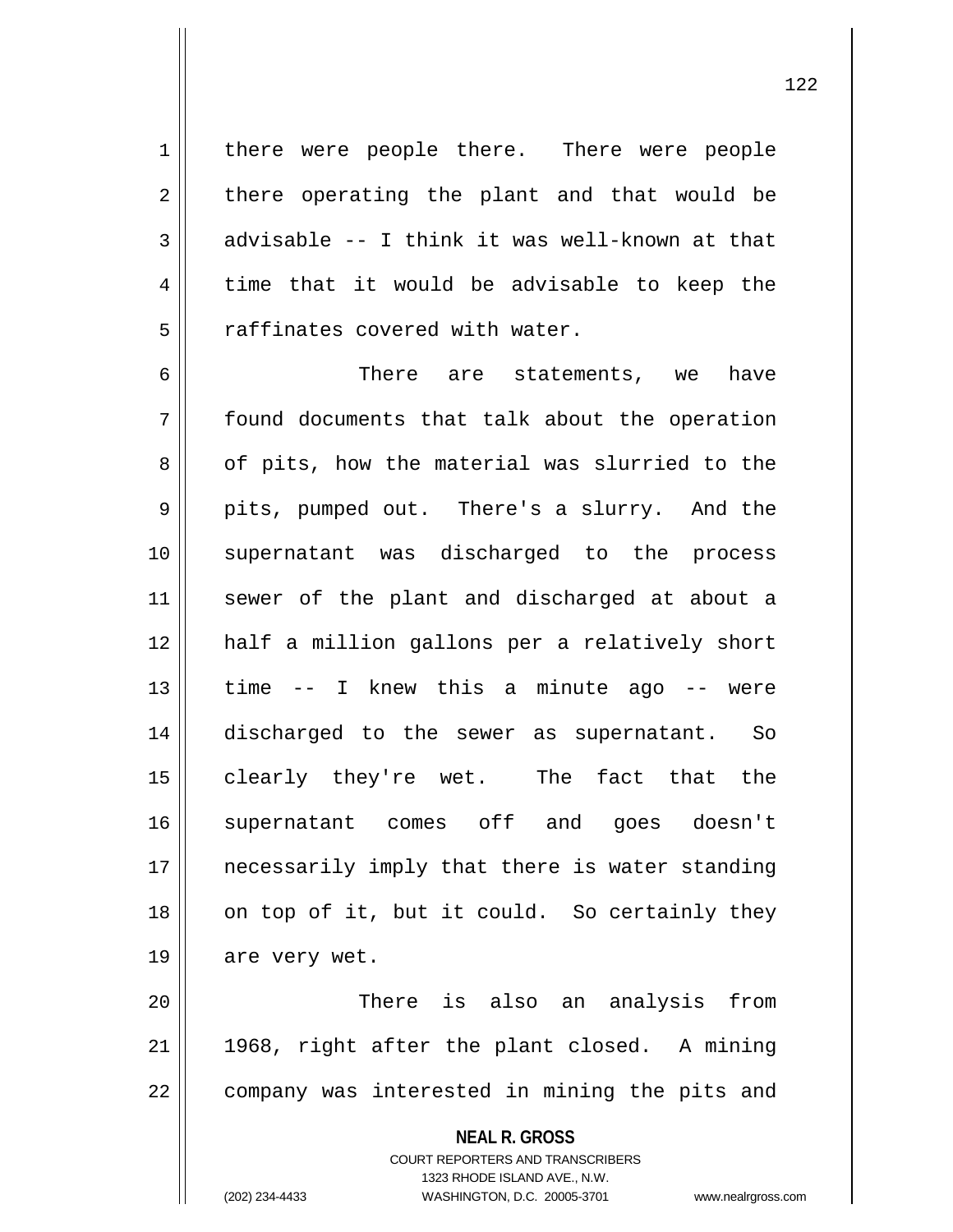there were people there. There were people there operating the plant and that would be advisable -- I think it was well-known at that time that it would be advisable to keep the raffinates covered with water.

There are statements, we have found documents that talk about the operation of pits, how the material was slurried to the pits, pumped out. There's a slurry. And the supernatant was discharged to the process sewer of the plant and discharged at about a half a million gallons per a relatively short time -- I knew this a minute ago -- were discharged to the sewer as supernatant. So clearly they're wet. The fact that the supernatant comes off and goes doesn't necessarily imply that there is water standing on top of it, but it could. So certainly they are very wet.

There is also an analysis from 1968, right after the plant closed. A mining company was interested in mining the pits and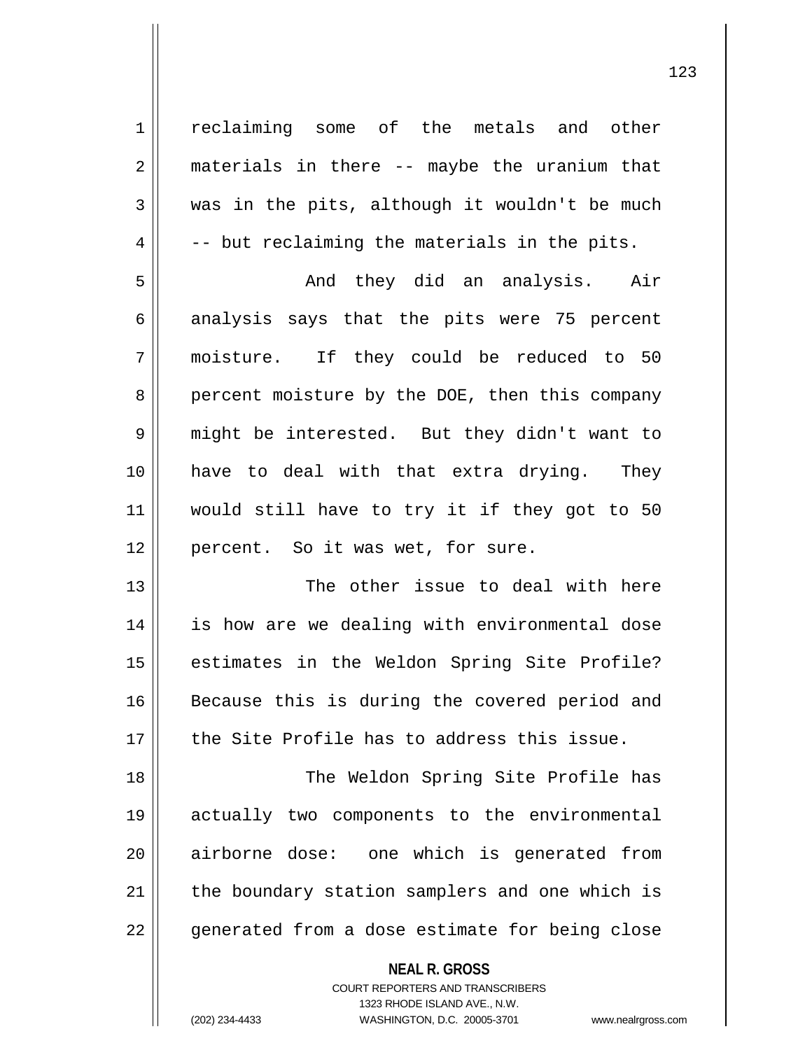reclaiming some of the metals and other materials in there -- maybe the uranium that was in the pits, although it wouldn't be much -- but reclaiming the materials in the pits.

And they did an analysis. Air analysis says that the pits were 75 percent moisture. If they could be reduced to 50 percent moisture by the DOE, then this company might be interested. But they didn't want to have to deal with that extra drying. They would still have to try it if they got to 50 percent. So it was wet, for sure.

The other issue to deal with here is how are we dealing with environmental dose estimates in the Weldon Spring Site Profile? Because this is during the covered period and the Site Profile has to address this issue.

The Weldon Spring Site Profile has actually two components to the environmental airborne dose: one which is generated from the boundary station samplers and one which is generated from a dose estimate for being close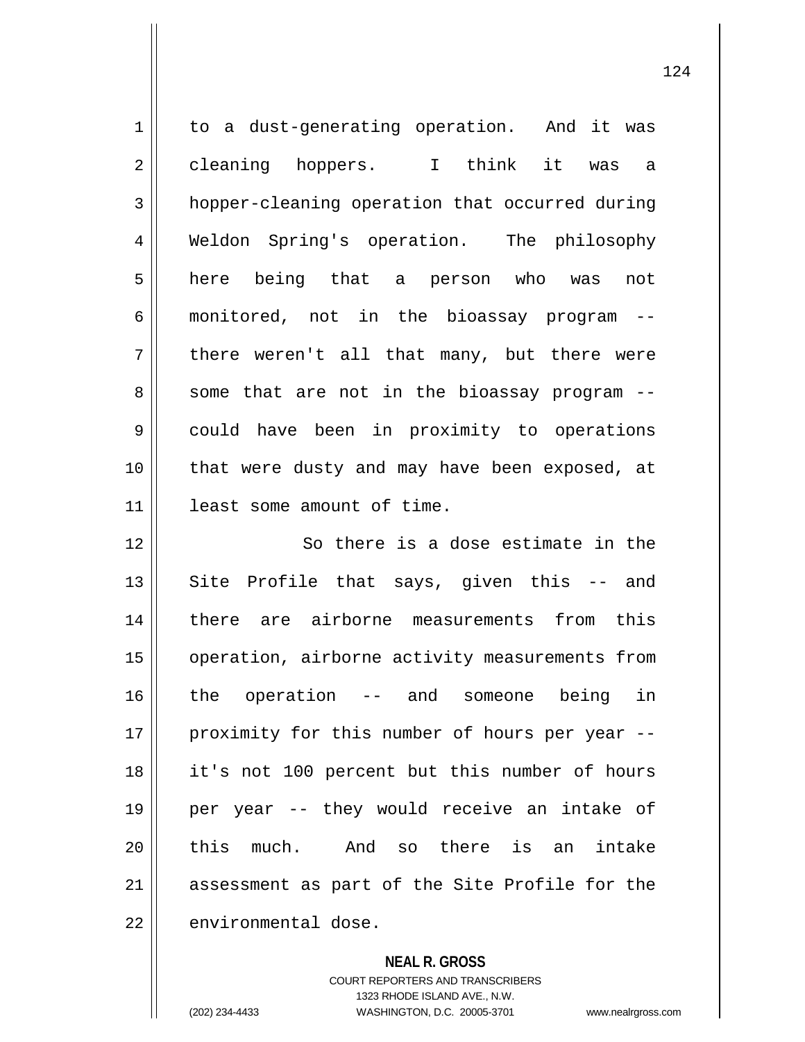to a dust-generating operation. And it was cleaning hoppers. I think it was a hopper-cleaning operation that occurred during Weldon Spring's operation. The philosophy here being that a person who was not monitored, not in the bioassay program -- there weren't all that many, but there were some that are not in the bioassay program -- could have been in proximity to operations that were dusty and may have been exposed, at least some amount of time.

So there is a dose estimate in the Site Profile that says, given this -- and there are airborne measurements from this operation, airborne activity measurements from the operation -- and someone being in proximity for this number of hours per year -- it's not 100 percent but this number of hours per year -- they would receive an intake of this much. And so there is an intake assessment as part of the Site Profile for the environmental dose.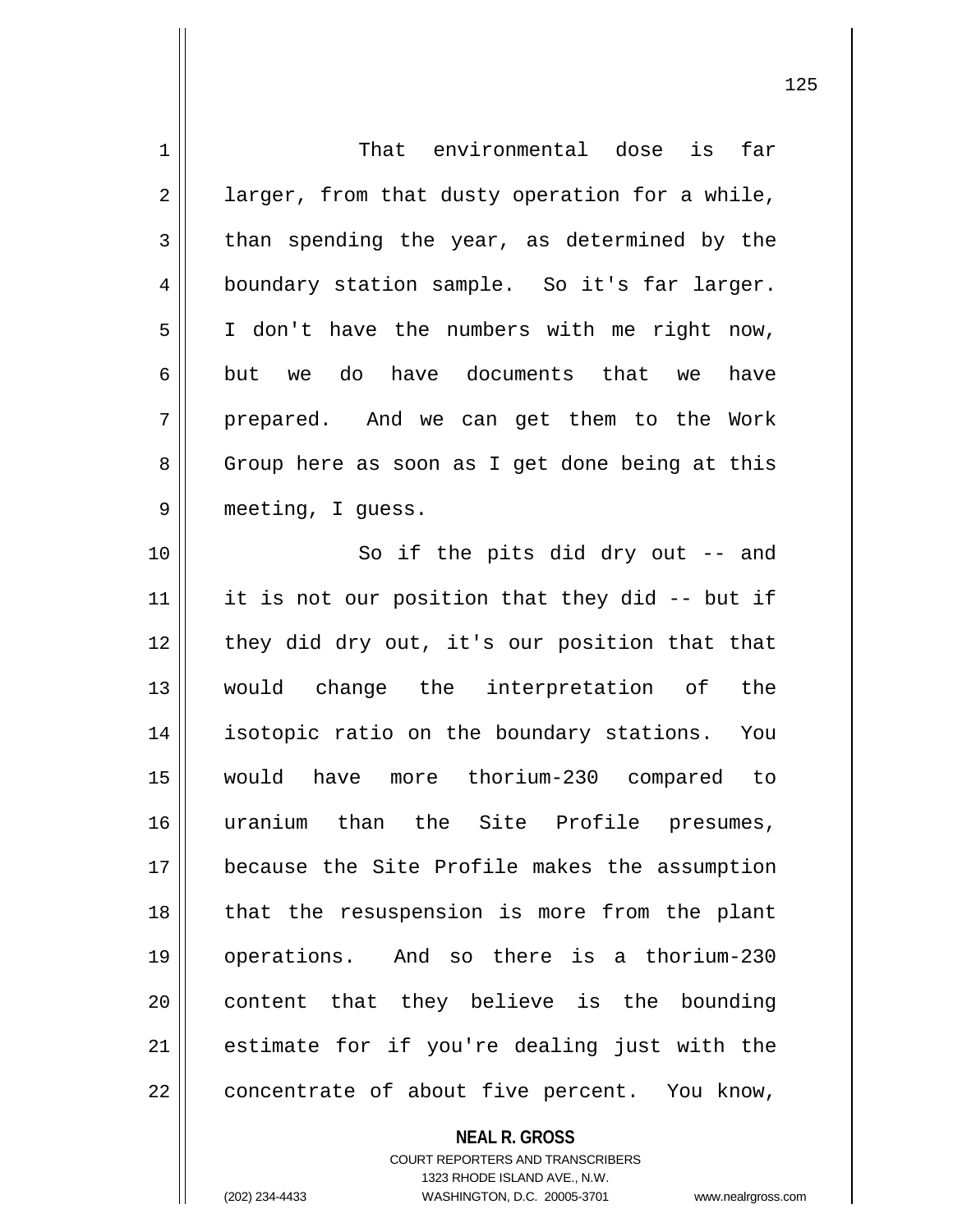That environmental dose is far larger, from that dusty operation for a while, than spending the year, as determined by the boundary station sample. So it's far larger. I don't have the numbers with me right now, but we do have documents that we have prepared. And we can get them to the Work Group here as soon as I get done being at this meeting, I guess.

So if the pits did dry out -- and it is not our position that they did -- but if they did dry out, it's our position that that would change the interpretation of the isotopic ratio on the boundary stations. You would have more thorium-230 compared to uranium than the Site Profile presumes, because the Site Profile makes the assumption that the resuspension is more from the plant operations. And so there is a thorium-230 content that they believe is the bounding estimate for if you're dealing just with the concentrate of about five percent. You know,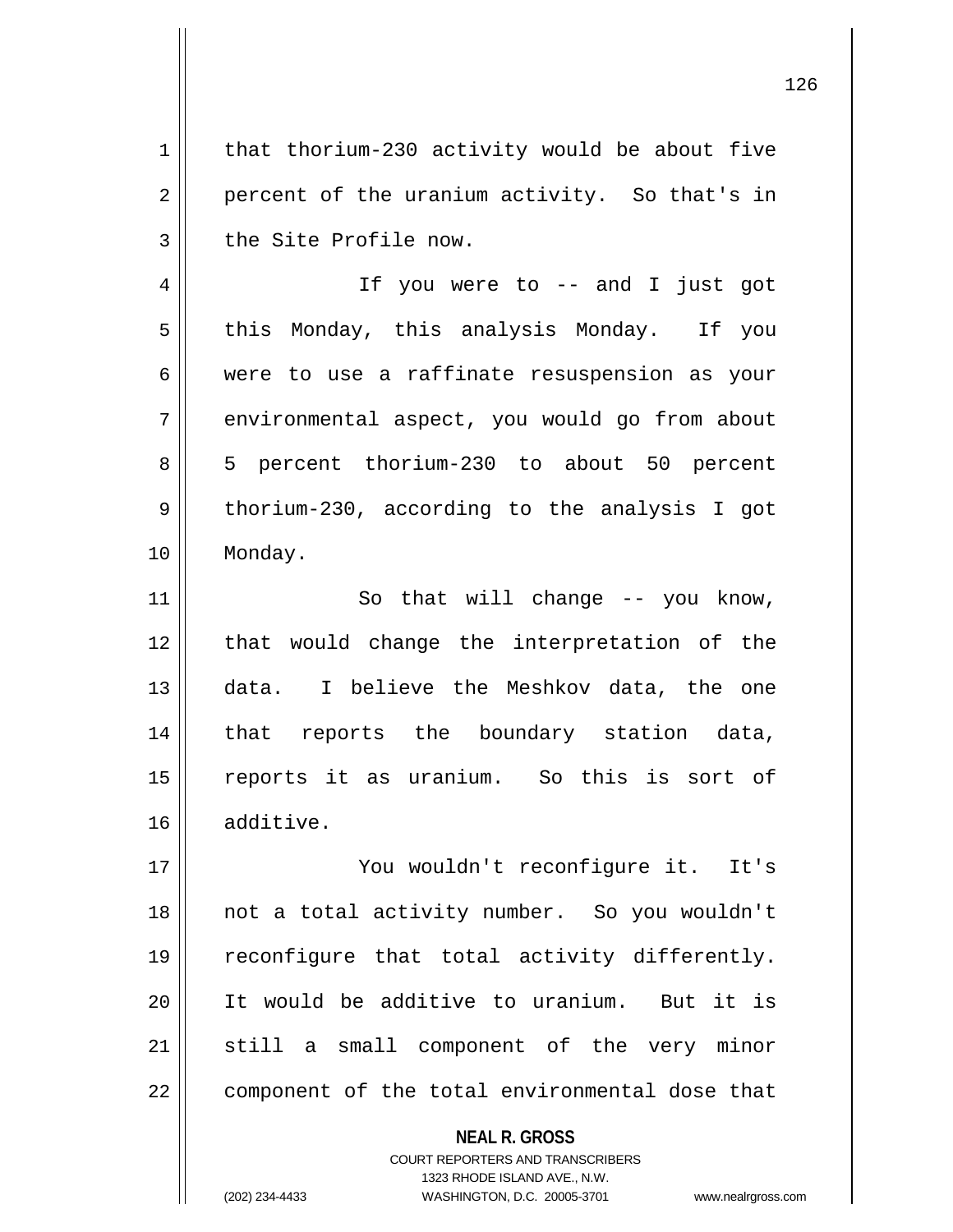that thorium-230 activity would be about five percent of the uranium activity. So that's in the Site Profile now.

If you were to -- and I just got this Monday, this analysis Monday. If you were to use a raffinate resuspension as your environmental aspect, you would go from about 5 percent thorium-230 to about 50 percent thorium-230, according to the analysis I got Monday.

So that will change -- you know, that would change the interpretation of the data. I believe the Meshkov data, the one that reports the boundary station data, reports it as uranium. So this is sort of additive.

You wouldn't reconfigure it. It's not a total activity number. So you wouldn't reconfigure that total activity differently. It would be additive to uranium. But it is still a small component of the very minor component of the total environmental dose that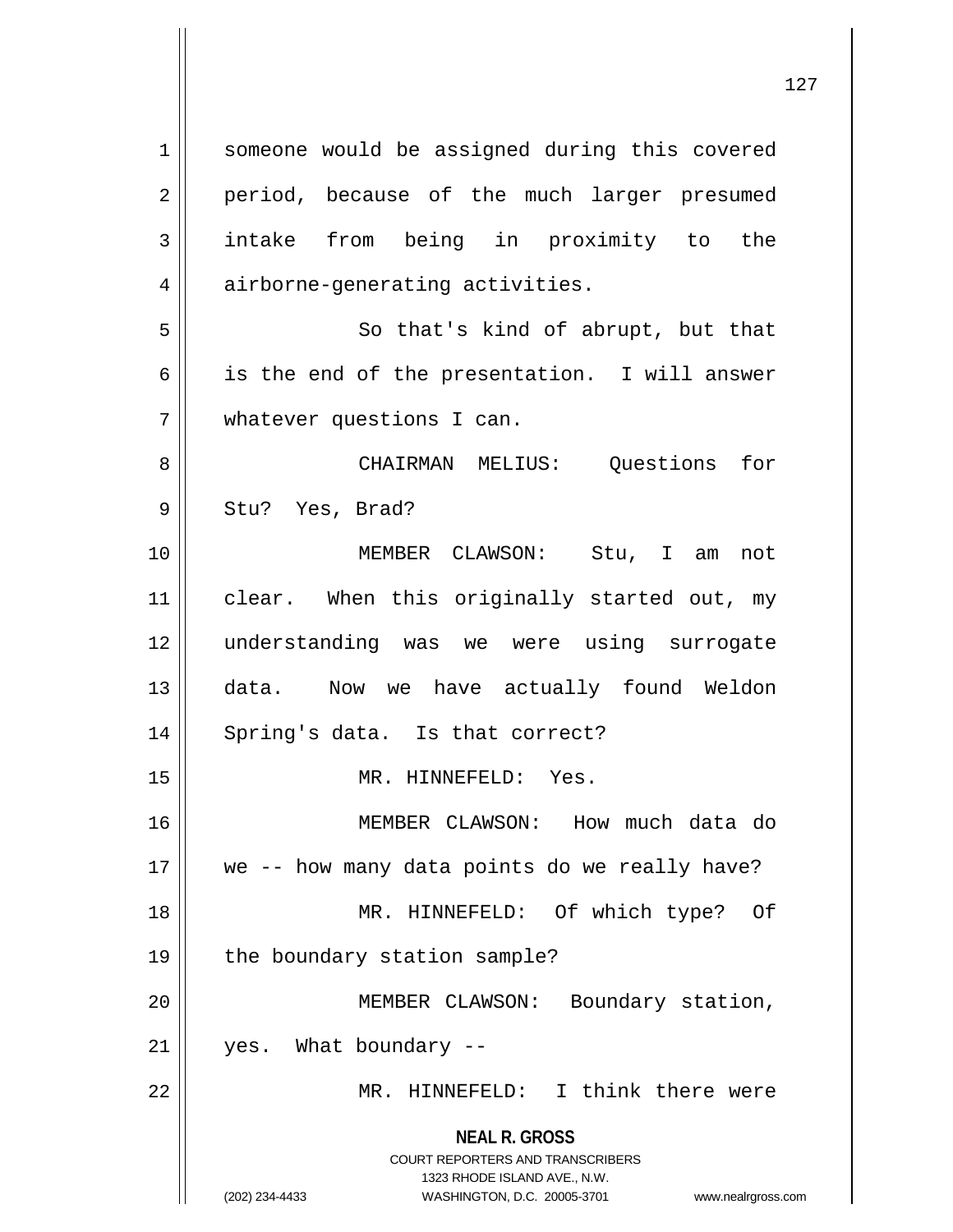someone would be assigned during this covered period, because of the much larger presumed intake from being in proximity to the airborne-generating activities.

So that's kind of abrupt, but that is the end of the presentation. I will answer whatever questions I can.

CHAIRMAN MELIUS: Questions for Stu? Yes, Brad?

MEMBER CLAWSON: Stu, I am not clear. When this originally started out, my understanding was we were using surrogate data. Now we have actually found Weldon Spring's data. Is that correct?

MR. HINNEFELD: Yes.

MEMBER CLAWSON: How much data do we -- how many data points do we really have?

MR. HINNEFELD: Of which type? Of the boundary station sample?

MEMBER CLAWSON: Boundary station, yes. What boundary --

MR. HINNEFELD: I think there were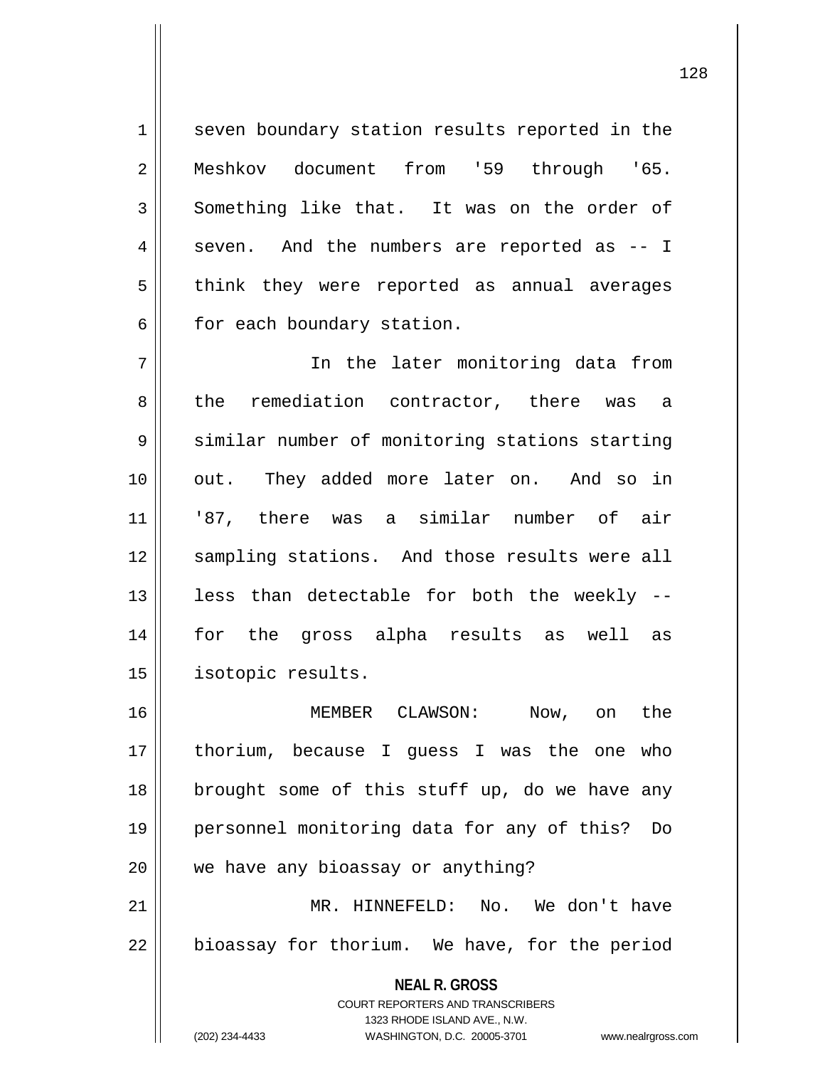seven boundary station results reported in the Meshkov document from '59 through '65. Something like that. It was on the order of seven. And the numbers are reported as -- I think they were reported as annual averages for each boundary station.

In the later monitoring data from the remediation contractor, there was a similar number of monitoring stations starting out. They added more later on. And so in '87, there was a similar number of air sampling stations. And those results were all less than detectable for both the weekly -- for the gross alpha results as well as isotopic results.

MEMBER CLAWSON: Now, on the thorium, because I guess I was the one who brought some of this stuff up, do we have any personnel monitoring data for any of this? Do we have any bioassay or anything?

MR. HINNEFELD: No. We don't have bioassay for thorium. We have, for the period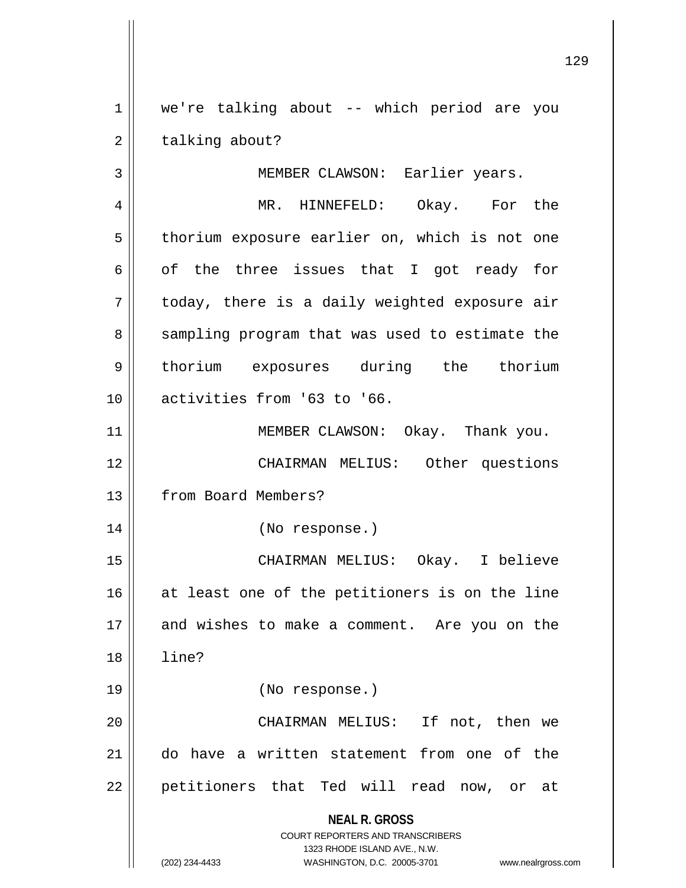we're talking about -- which period are you talking about?

MEMBER CLAWSON: Earlier years.

MR. HINNEFELD: Okay. For the thorium exposure earlier on, which is not one of the three issues that I got ready for today, there is a daily weighted exposure air sampling program that was used to estimate the thorium exposures during the thorium activities from '63 to '66.

MEMBER CLAWSON: Okay. Thank you.

CHAIRMAN MELIUS: Other questions from Board Members?

(No response.)

CHAIRMAN MELIUS: Okay. I believe at least one of the petitioners is on the line and wishes to make a comment. Are you on the line?

(No response.)

CHAIRMAN MELIUS: If not, then we do have a written statement from one of the petitioners that Ted will read now, or at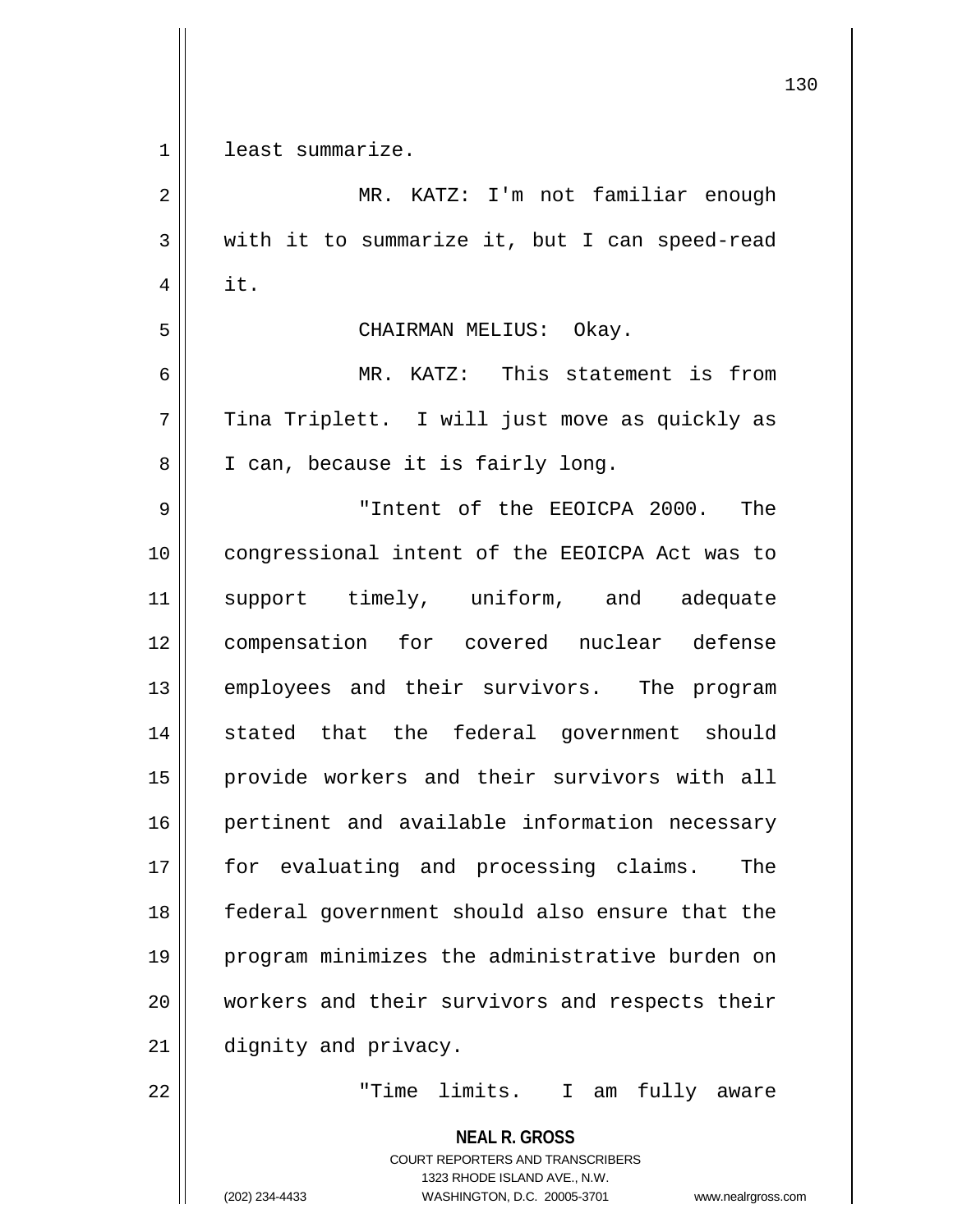least summarize.

MR. KATZ: I'm not familiar enough with it to summarize it, but I can speed-read it.

CHAIRMAN MELIUS: Okay.

MR. KATZ: This statement is from Tina Triplett. I will just move as quickly as I can, because it is fairly long.

"Intent of the EEOICPA 2000. The congressional intent of the EEOICPA Act was to support timely, uniform, and adequate compensation for covered nuclear defense employees and their survivors. The program stated that the federal government should provide workers and their survivors with all pertinent and available information necessary for evaluating and processing claims. The federal government should also ensure that the program minimizes the administrative burden on workers and their survivors and respects their dignity and privacy.

"Time limits. I am fully aware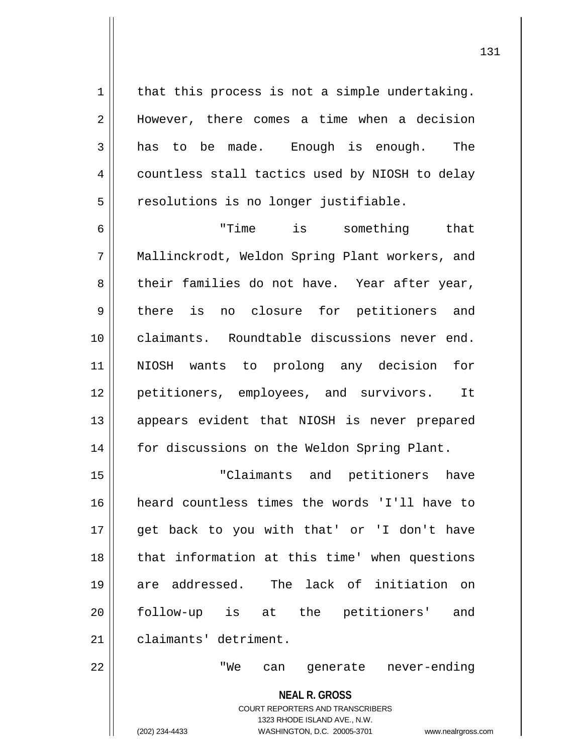that this process is not a simple undertaking. However, there comes a time when a decision has to be made. Enough is enough. The countless stall tactics used by NIOSH to delay resolutions is no longer justifiable.

"Time is something that Mallinckrodt, Weldon Spring Plant workers, and their families do not have. Year after year, there is no closure for petitioners and claimants. Roundtable discussions never end. NIOSH wants to prolong any decision for petitioners, employees, and survivors. It appears evident that NIOSH is never prepared for discussions on the Weldon Spring Plant.

"Claimants and petitioners have heard countless times the words 'I'll have to get back to you with that' or 'I don't have that information at this time' when questions are addressed. The lack of initiation on follow-up is at the petitioners' and claimants' detriment.

"We can generate never-ending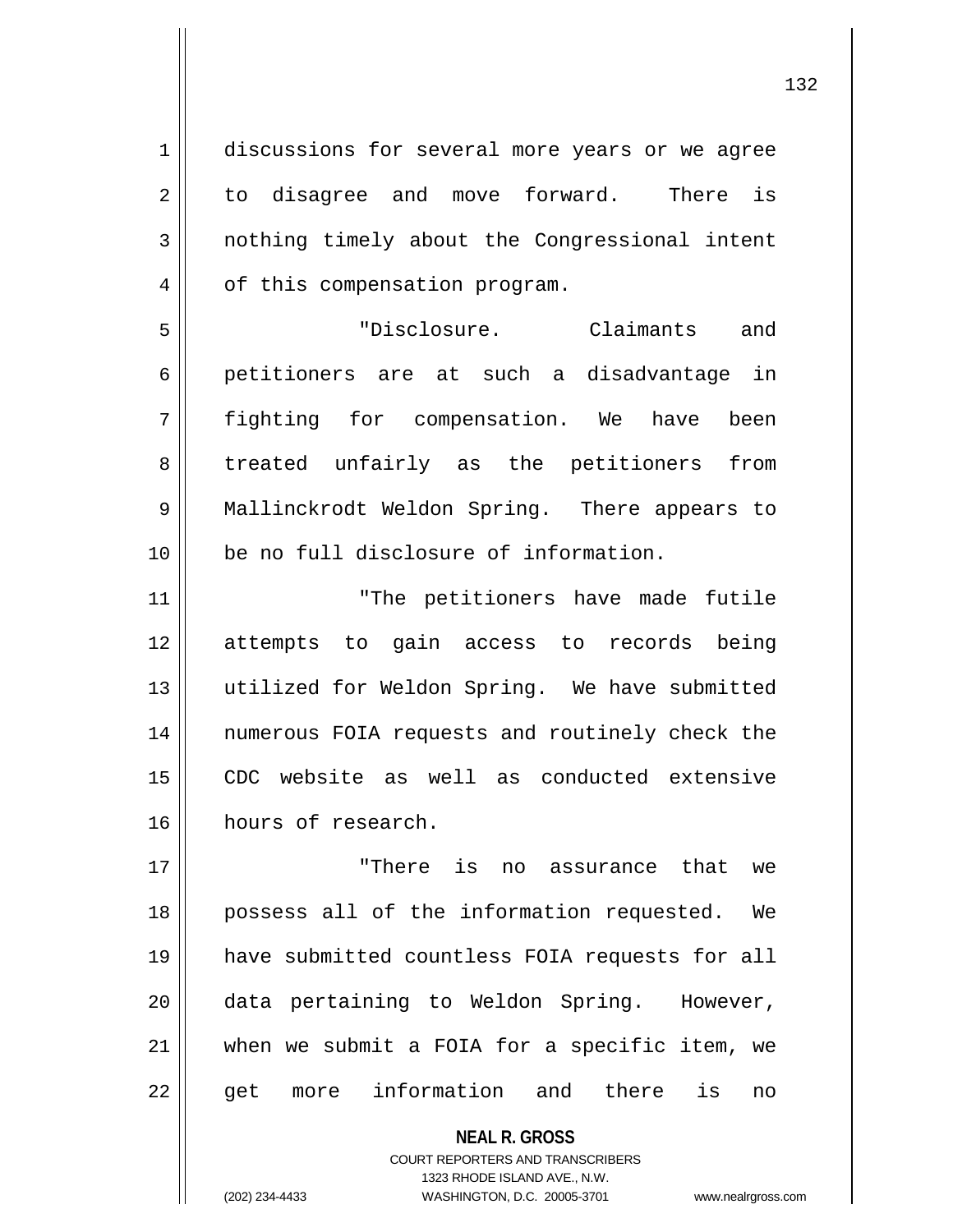discussions for several more years or we agree to disagree and move forward. There is nothing timely about the Congressional intent of this compensation program.

"Disclosure. Claimants and petitioners are at such a disadvantage in fighting for compensation. We have been treated unfairly as the petitioners from Mallinckrodt Weldon Spring. There appears to be no full disclosure of information.

"The petitioners have made futile attempts to gain access to records being utilized for Weldon Spring. We have submitted numerous FOIA requests and routinely check the CDC website as well as conducted extensive hours of research.

"There is no assurance that we possess all of the information requested. We have submitted countless FOIA requests for all data pertaining to Weldon Spring. However, when we submit a FOIA for a specific item, we get more information and there is no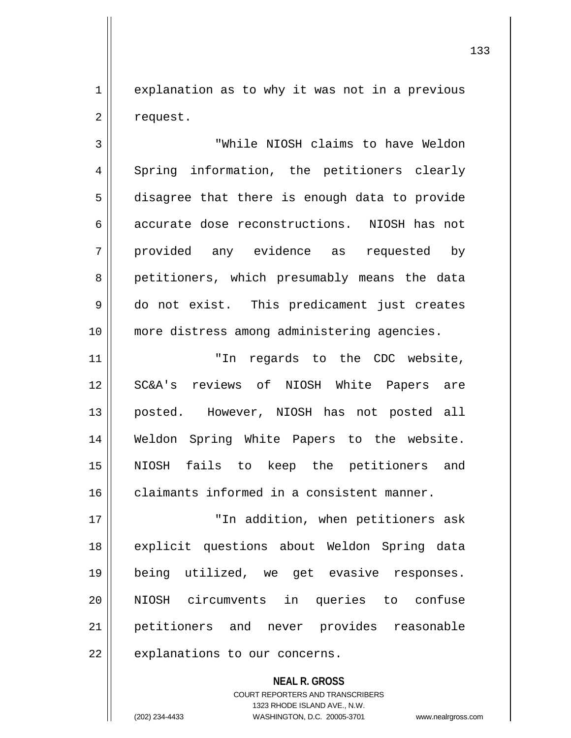explanation as to why it was not in a previous request.

"While NIOSH claims to have Weldon Spring information, the petitioners clearly disagree that there is enough data to provide accurate dose reconstructions. NIOSH has not provided any evidence as requested by petitioners, which presumably means the data do not exist. This predicament just creates more distress among administering agencies.

"In regards to the CDC website, SC&A's reviews of NIOSH White Papers are posted. However, NIOSH has not posted all Weldon Spring White Papers to the website. NIOSH fails to keep the petitioners and claimants informed in a consistent manner.

"In addition, when petitioners ask explicit questions about Weldon Spring data being utilized, we get evasive responses. NIOSH circumvents in queries to confuse petitioners and never provides reasonable explanations to our concerns.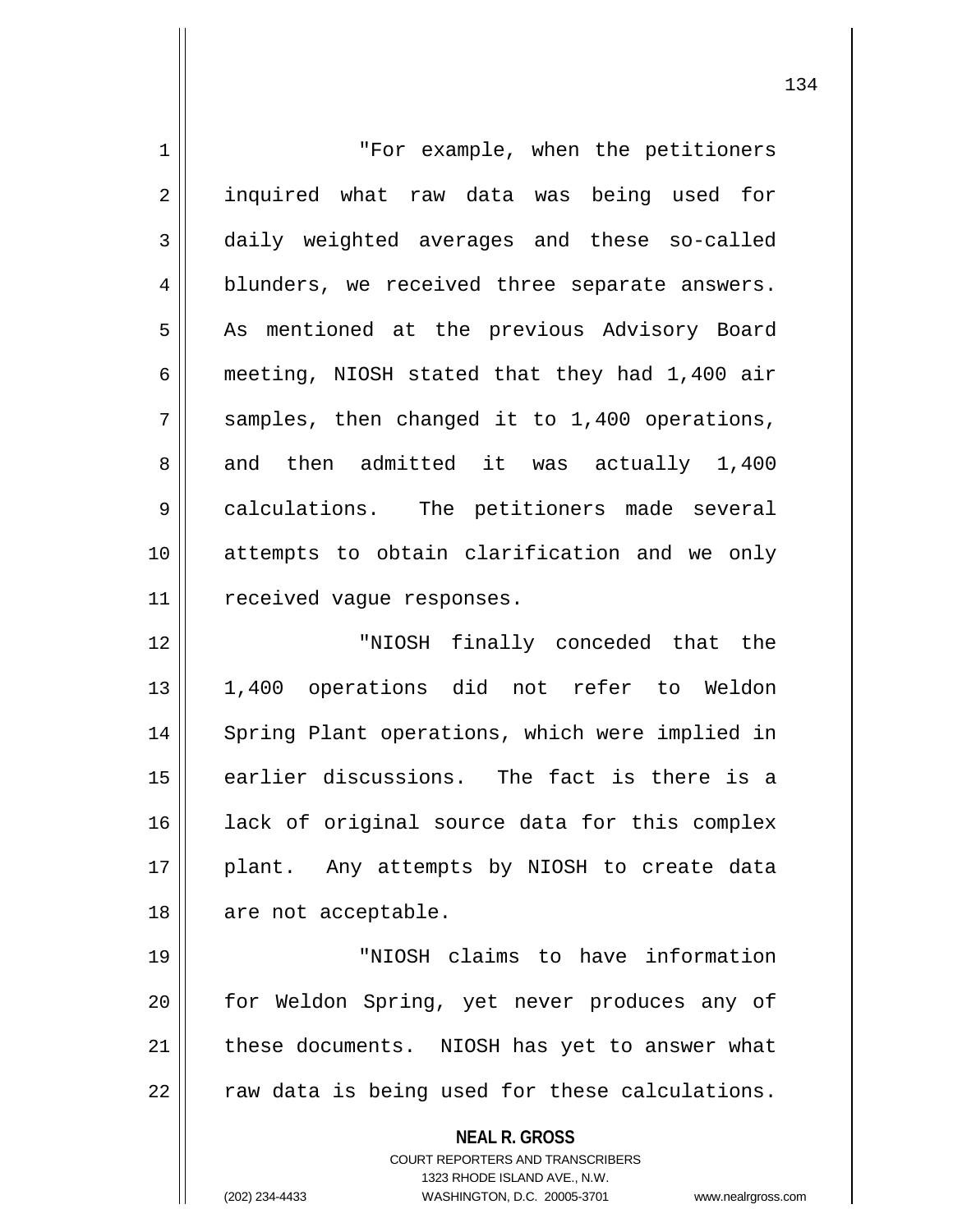"For example, when the petitioners inquired what raw data was being used for daily weighted averages and these so-called blunders, we received three separate answers. As mentioned at the previous Advisory Board meeting, NIOSH stated that they had 1,400 air samples, then changed it to 1,400 operations, and then admitted it was actually 1,400 calculations. The petitioners made several attempts to obtain clarification and we only received vague responses.

"NIOSH finally conceded that the 1,400 operations did not refer to Weldon Spring Plant operations, which were implied in earlier discussions. The fact is there is a lack of original source data for this complex plant. Any attempts by NIOSH to create data are not acceptable.

"NIOSH claims to have information for Weldon Spring, yet never produces any of these documents. NIOSH has yet to answer what raw data is being used for these calculations.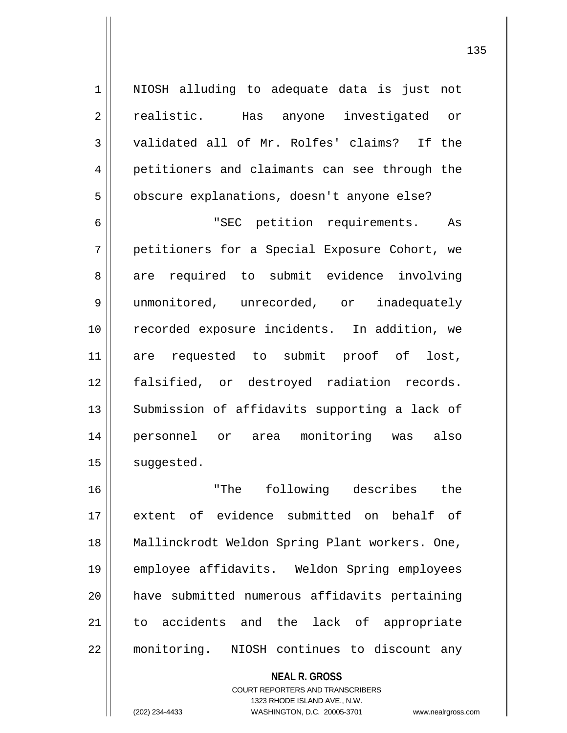NIOSH alluding to adequate data is just not realistic. Has anyone investigated or validated all of Mr. Rolfes' claims? If the petitioners and claimants can see through the obscure explanations, doesn't anyone else?

"SEC petition requirements. As petitioners for a Special Exposure Cohort, we are required to submit evidence involving unmonitored, unrecorded, or inadequately recorded exposure incidents. In addition, we are requested to submit proof of lost, falsified, or destroyed radiation records. Submission of affidavits supporting a lack of personnel or area monitoring was also suggested.

"The following describes the extent of evidence submitted on behalf of Mallinckrodt Weldon Spring Plant workers. One, employee affidavits. Weldon Spring employees have submitted numerous affidavits pertaining to accidents and the lack of appropriate monitoring. NIOSH continues to discount any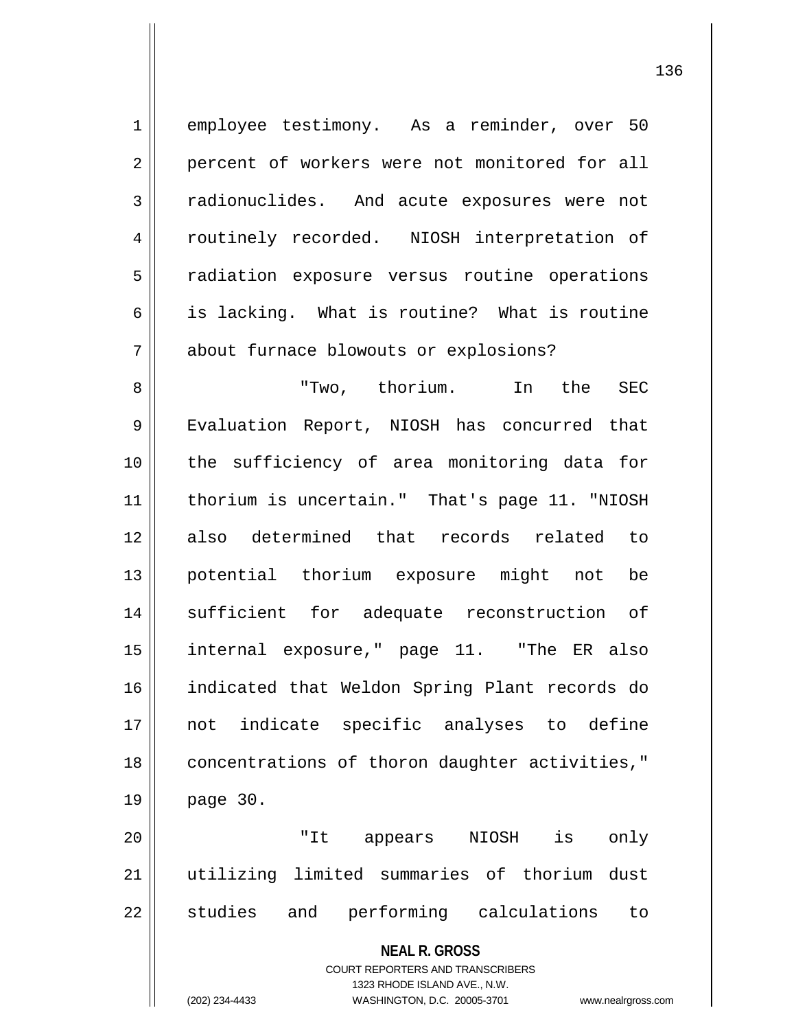employee testimony. As a reminder, over 50 percent of workers were not monitored for all radionuclides. And acute exposures were not routinely recorded. NIOSH interpretation of radiation exposure versus routine operations is lacking. What is routine? What is routine about furnace blowouts or explosions?

"Two, thorium. In the SEC Evaluation Report, NIOSH has concurred that the sufficiency of area monitoring data for thorium is uncertain." That's page 11. "NIOSH also determined that records related to potential thorium exposure might not be sufficient for adequate reconstruction of internal exposure," page 11. "The ER also indicated that Weldon Spring Plant records do not indicate specific analyses to define concentrations of thoron daughter activities," page 30.

"It appears NIOSH is only utilizing limited summaries of thorium dust studies and performing calculations to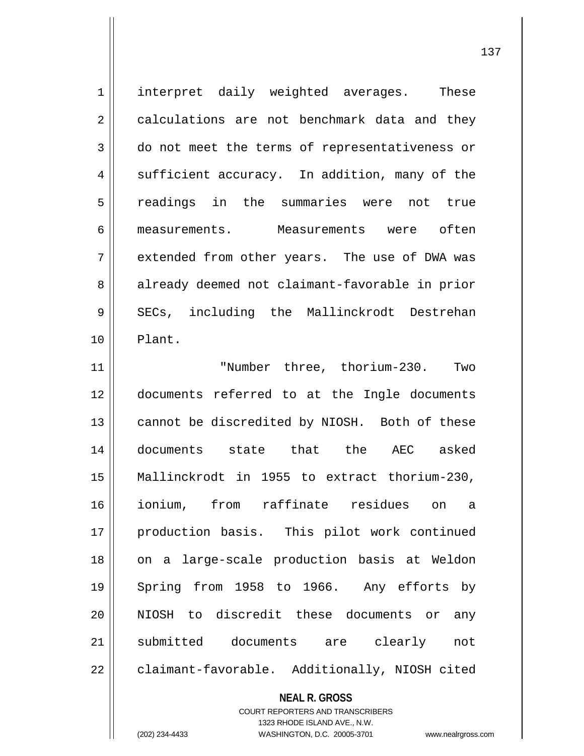interpret daily weighted averages. These calculations are not benchmark data and they do not meet the terms of representativeness or sufficient accuracy. In addition, many of the readings in the summaries were not true measurements. Measurements were often extended from other years. The use of DWA was already deemed not claimant-favorable in prior SECs, including the Mallinckrodt Destrehan Plant.

"Number three, thorium-230. Two documents referred to at the Ingle documents cannot be discredited by NIOSH. Both of these documents state that the AEC asked Mallinckrodt in 1955 to extract thorium-230, ionium, from raffinate residues on a production basis. This pilot work continued on a large-scale production basis at Weldon Spring from 1958 to 1966. Any efforts by NIOSH to discredit these documents or any submitted documents are clearly not claimant-favorable. Additionally, NIOSH cited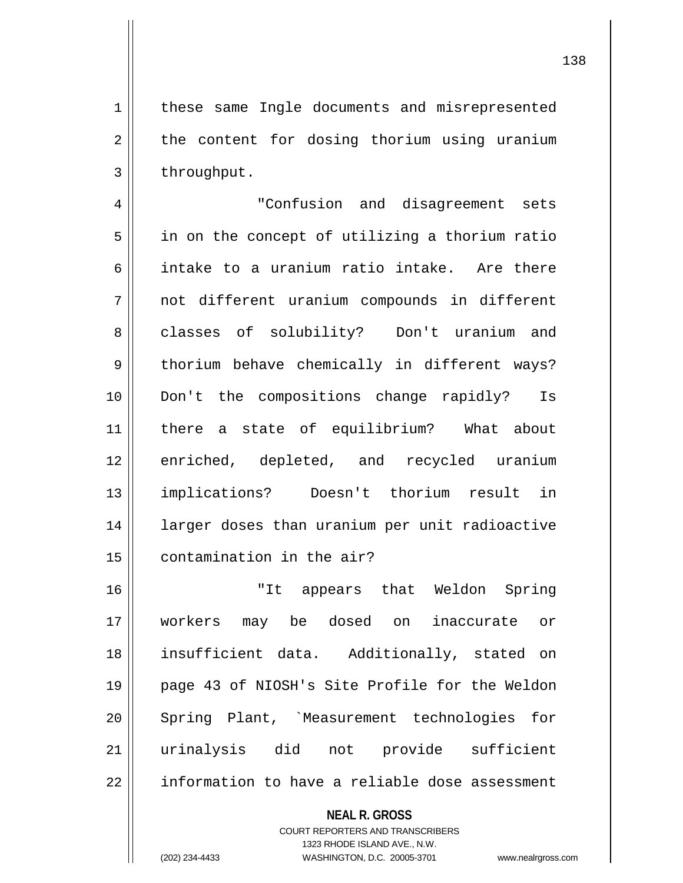these same Ingle documents and misrepresented the content for dosing thorium using uranium throughput.

"Confusion and disagreement sets in on the concept of utilizing a thorium ratio intake to a uranium ratio intake. Are there not different uranium compounds in different classes of solubility? Don't uranium and thorium behave chemically in different ways? Don't the compositions change rapidly? Is there a state of equilibrium? What about enriched, depleted, and recycled uranium implications? Doesn't thorium result in larger doses than uranium per unit radioactive contamination in the air?

"It appears that Weldon Spring workers may be dosed on inaccurate or insufficient data. Additionally, stated on page 43 of NIOSH's Site Profile for the Weldon Spring Plant, `Measurement technologies for urinalysis did not provide sufficient information to have a reliable dose assessment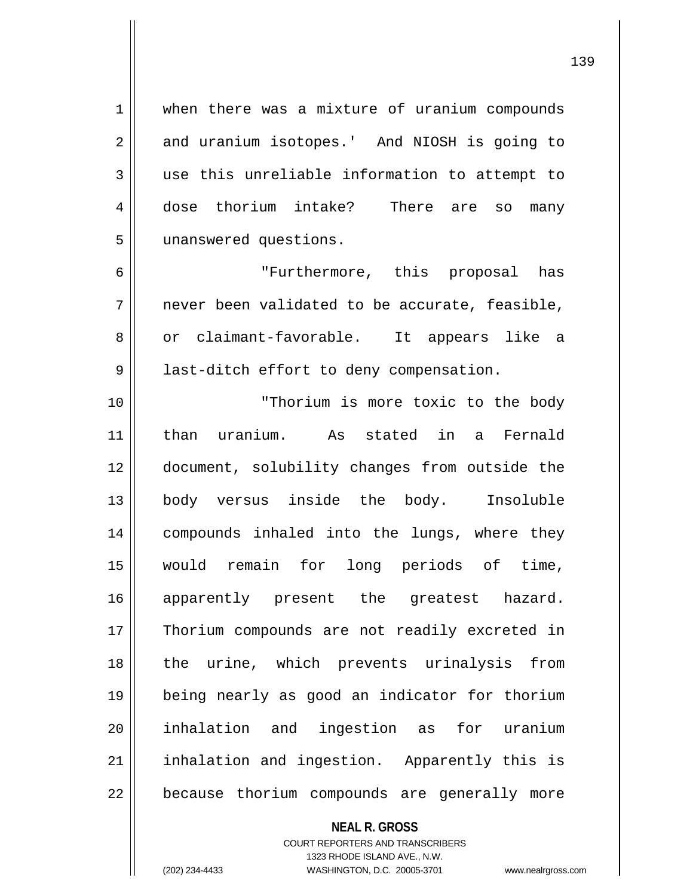when there was a mixture of uranium compounds and uranium isotopes.' And NIOSH is going to use this unreliable information to attempt to dose thorium intake? There are so many unanswered questions.

"Furthermore, this proposal has never been validated to be accurate, feasible, or claimant-favorable. It appears like a last-ditch effort to deny compensation.

"Thorium is more toxic to the body than uranium. As stated in a Fernald document, solubility changes from outside the body versus inside the body. Insoluble compounds inhaled into the lungs, where they would remain for long periods of time, apparently present the greatest hazard. Thorium compounds are not readily excreted in the urine, which prevents urinalysis from being nearly as good an indicator for thorium inhalation and ingestion as for uranium inhalation and ingestion. Apparently this is because thorium compounds are generally more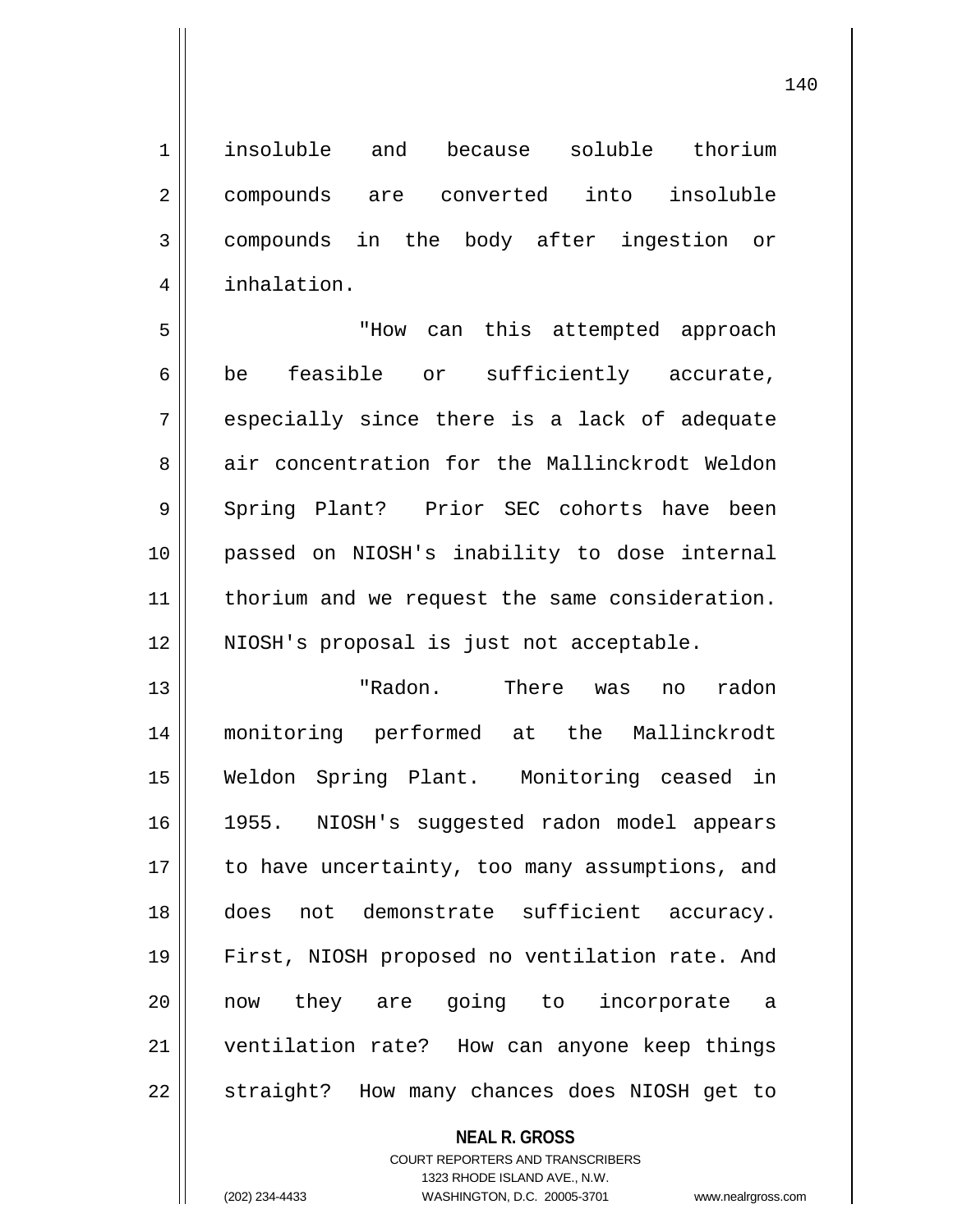insoluble and because soluble thorium compounds are converted into insoluble compounds in the body after ingestion or inhalation.

"How can this attempted approach be feasible or sufficiently accurate, especially since there is a lack of adequate air concentration for the Mallinckrodt Weldon Spring Plant? Prior SEC cohorts have been passed on NIOSH's inability to dose internal thorium and we request the same consideration. NIOSH's proposal is just not acceptable.

"Radon. There was no radon monitoring performed at the Mallinckrodt Weldon Spring Plant. Monitoring ceased in 1955. NIOSH's suggested radon model appears to have uncertainty, too many assumptions, and does not demonstrate sufficient accuracy. First, NIOSH proposed no ventilation rate. And now they are going to incorporate a ventilation rate? How can anyone keep things straight? How many chances does NIOSH get to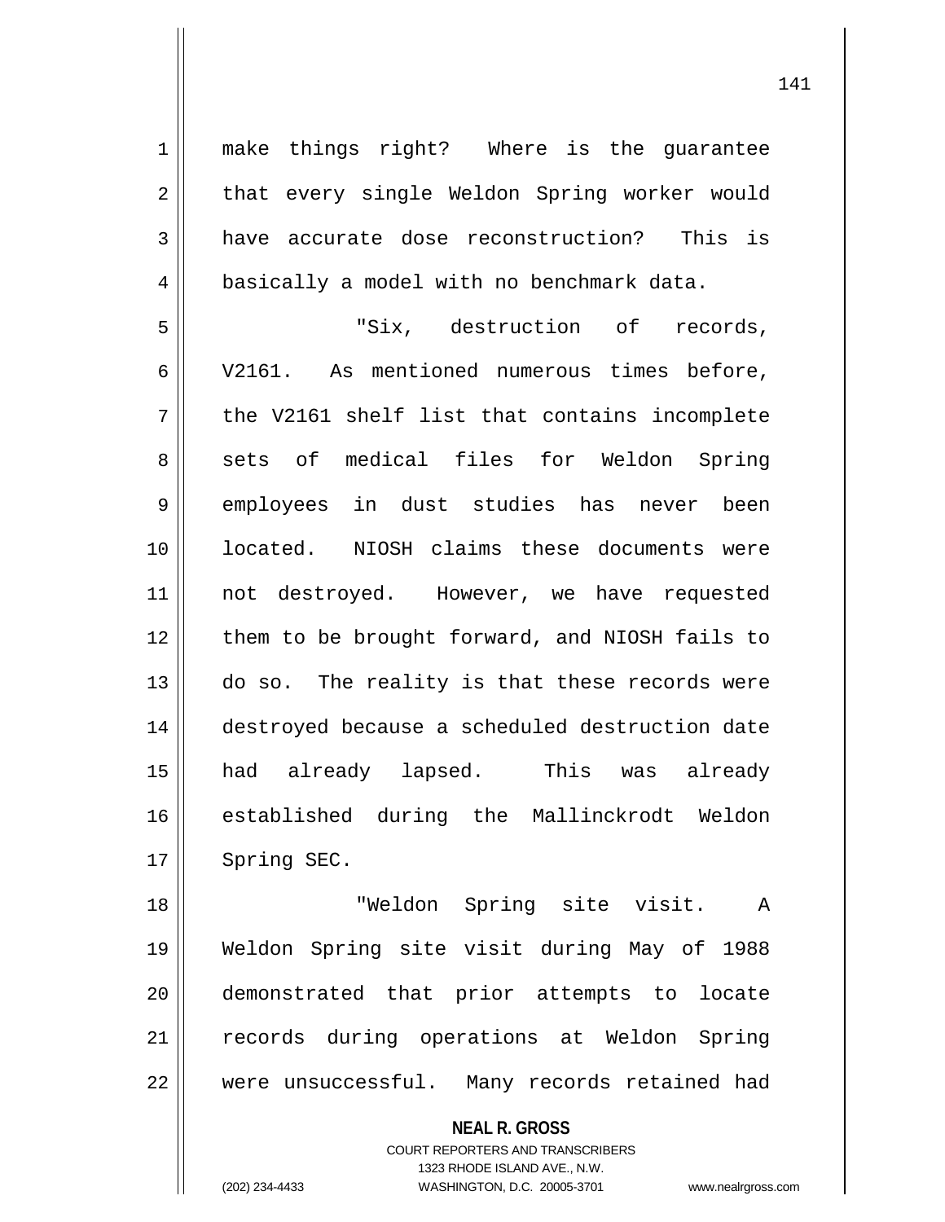make things right? Where is the guarantee that every single Weldon Spring worker would have accurate dose reconstruction? This is basically a model with no benchmark data.

"Six, destruction of records, V2161. As mentioned numerous times before, the V2161 shelf list that contains incomplete sets of medical files for Weldon Spring employees in dust studies has never been located. NIOSH claims these documents were not destroyed. However, we have requested them to be brought forward, and NIOSH fails to do so. The reality is that these records were destroyed because a scheduled destruction date had already lapsed. This was already established during the Mallinckrodt Weldon Spring SEC.

"Weldon Spring site visit. A Weldon Spring site visit during May of 1988 demonstrated that prior attempts to locate records during operations at Weldon Spring were unsuccessful. Many records retained had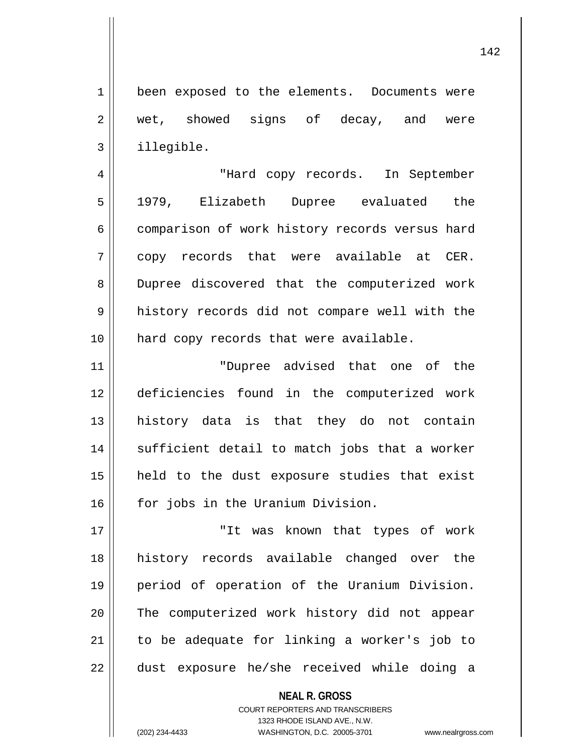been exposed to the elements. Documents were wet, showed signs of decay, and were illegible.

"Hard copy records. In September 1979, Elizabeth Dupree evaluated the comparison of work history records versus hard copy records that were available at CER. Dupree discovered that the computerized work history records did not compare well with the hard copy records that were available.

"Dupree advised that one of the deficiencies found in the computerized work history data is that they do not contain sufficient detail to match jobs that a worker held to the dust exposure studies that exist for jobs in the Uranium Division.

"It was known that types of work history records available changed over the period of operation of the Uranium Division. The computerized work history did not appear to be adequate for linking a worker's job to dust exposure he/she received while doing a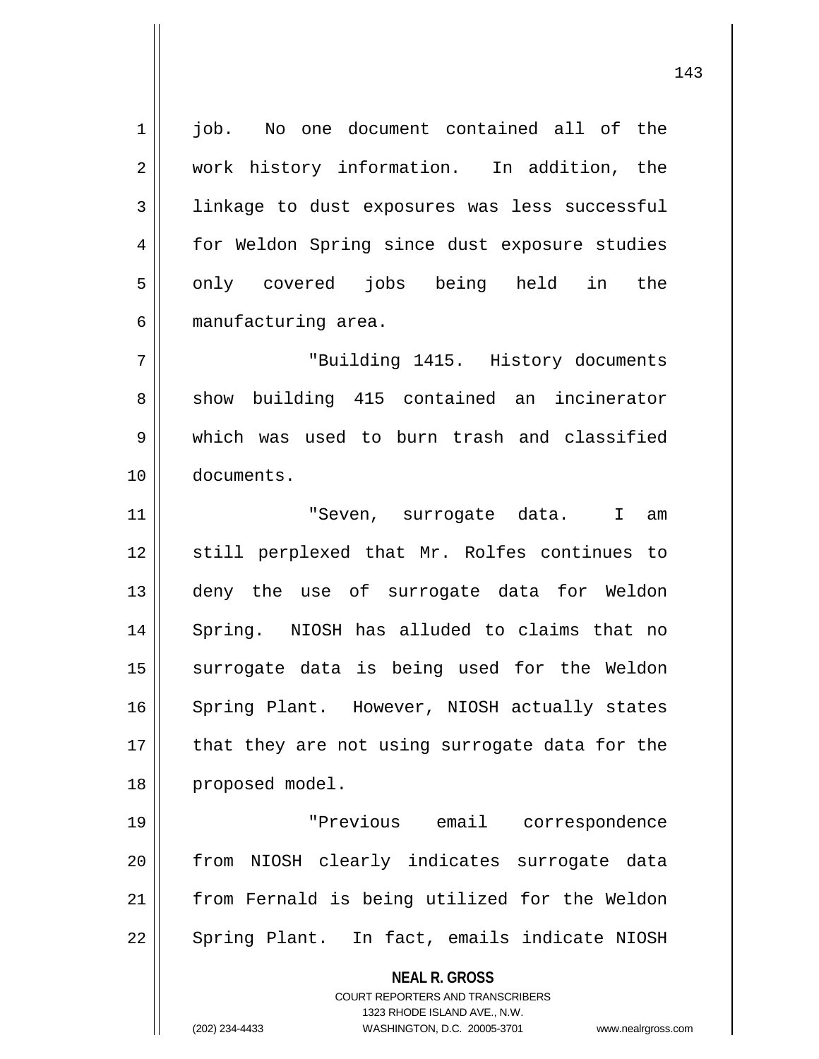job. No one document contained all of the work history information. In addition, the linkage to dust exposures was less successful for Weldon Spring since dust exposure studies only covered jobs being held in the manufacturing area.

"Building 1415. History documents show building 415 contained an incinerator which was used to burn trash and classified documents.

"Seven, surrogate data. I am still perplexed that Mr. Rolfes continues to deny the use of surrogate data for Weldon Spring. NIOSH has alluded to claims that no surrogate data is being used for the Weldon Spring Plant. However, NIOSH actually states that they are not using surrogate data for the proposed model.

"Previous email correspondence from NIOSH clearly indicates surrogate data from Fernald is being utilized for the Weldon Spring Plant. In fact, emails indicate NIOSH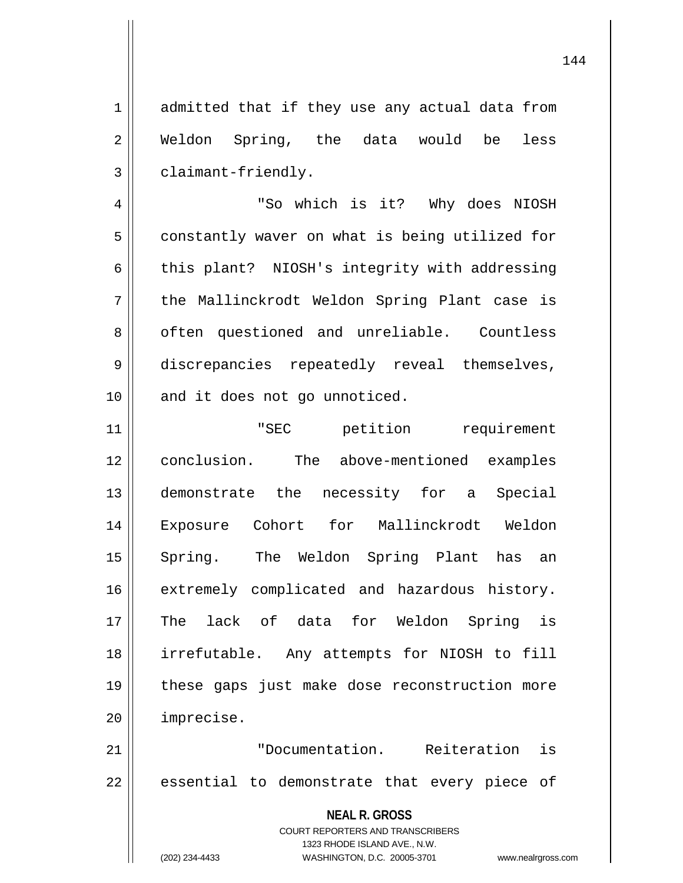admitted that if they use any actual data from Weldon Spring, the data would be less claimant-friendly.

"So which is it? Why does NIOSH constantly waver on what is being utilized for this plant? NIOSH's integrity with addressing the Mallinckrodt Weldon Spring Plant case is often questioned and unreliable. Countless discrepancies repeatedly reveal themselves, and it does not go unnoticed.

"SEC petition requirement conclusion. The above-mentioned examples demonstrate the necessity for a Special Exposure Cohort for Mallinckrodt Weldon Spring. The Weldon Spring Plant has an extremely complicated and hazardous history. The lack of data for Weldon Spring is irrefutable. Any attempts for NIOSH to fill these gaps just make dose reconstruction more imprecise.

"Documentation. Reiteration is essential to demonstrate that every piece of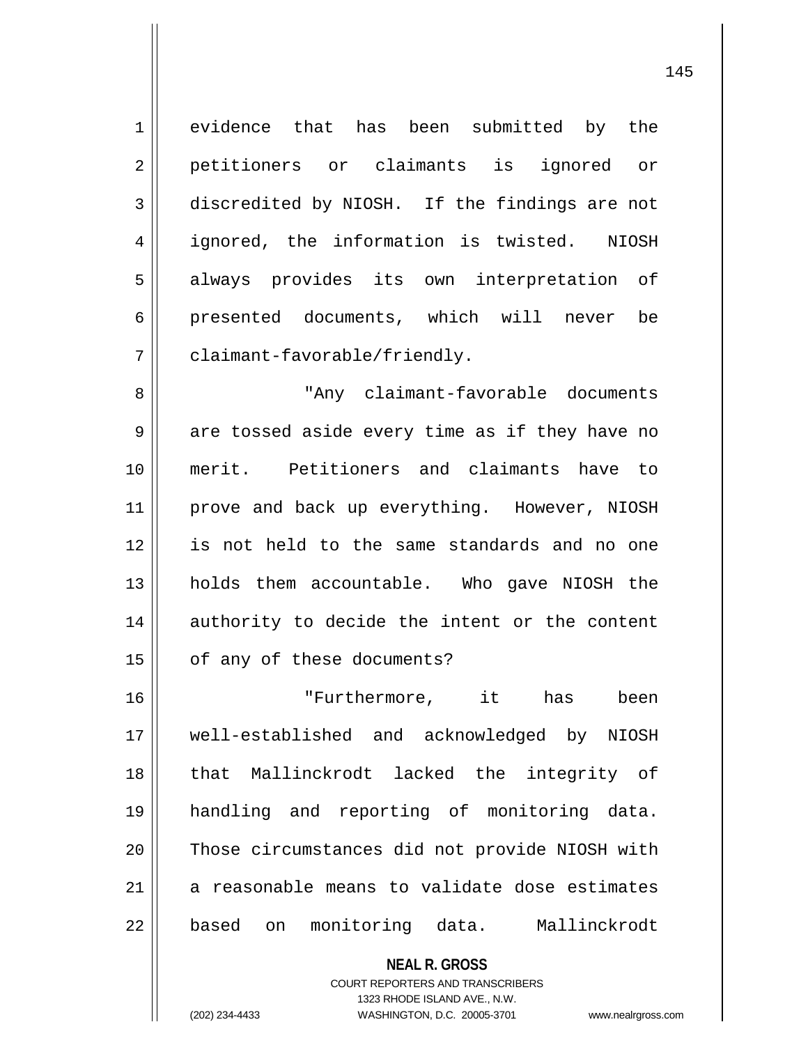evidence that has been submitted by the petitioners or claimants is ignored or discredited by NIOSH. If the findings are not ignored, the information is twisted. NIOSH always provides its own interpretation of presented documents, which will never be claimant-favorable/friendly.

"Any claimant-favorable documents are tossed aside every time as if they have no merit. Petitioners and claimants have to prove and back up everything. However, NIOSH is not held to the same standards and no one holds them accountable. Who gave NIOSH the authority to decide the intent or the content of any of these documents?

"Furthermore, it has been well-established and acknowledged by NIOSH that Mallinckrodt lacked the integrity of handling and reporting of monitoring data. Those circumstances did not provide NIOSH with a reasonable means to validate dose estimates based on monitoring data. Mallinckrodt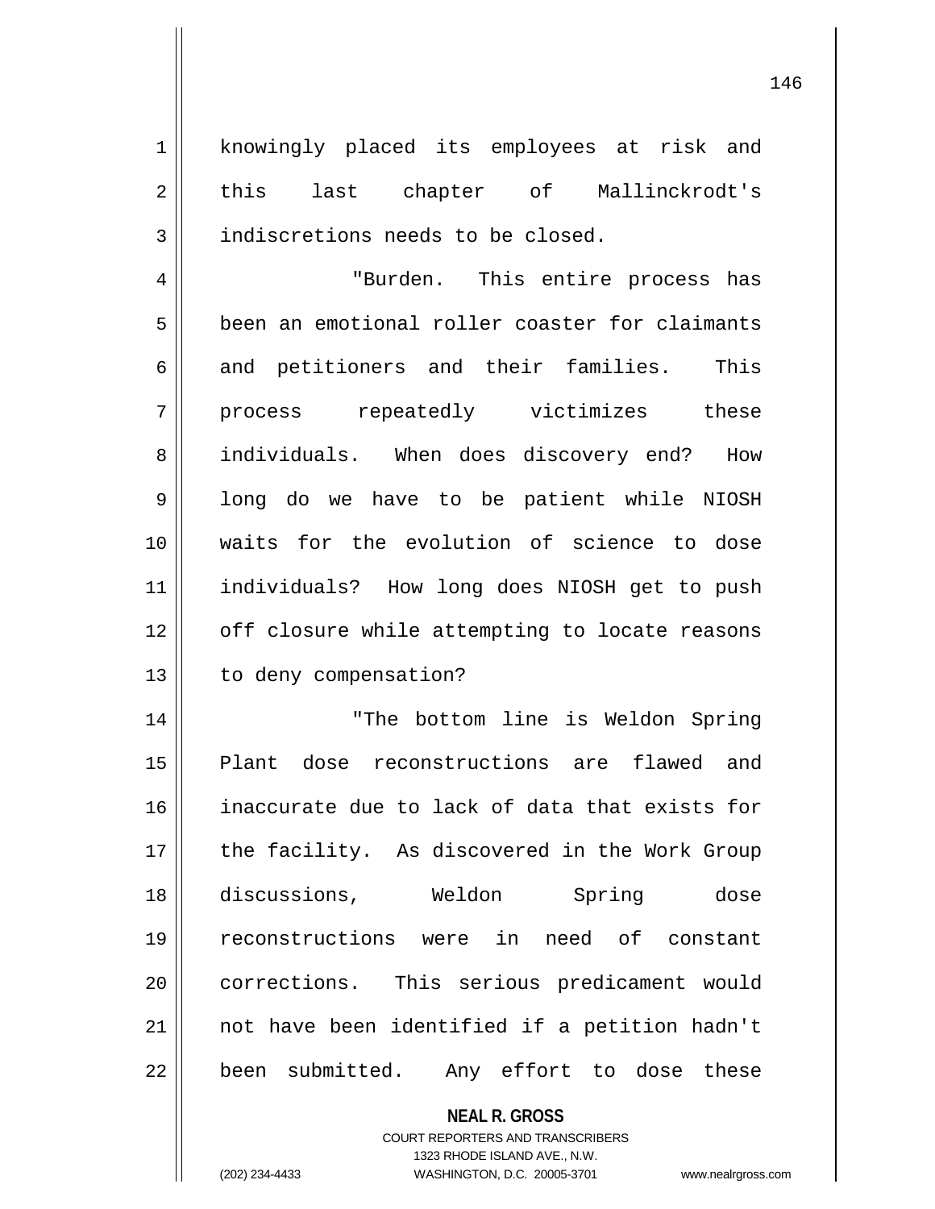knowingly placed its employees at risk and this last chapter of Mallinckrodt's indiscretions needs to be closed.

"Burden. This entire process has been an emotional roller coaster for claimants and petitioners and their families. This process repeatedly victimizes these individuals. When does discovery end? How long do we have to be patient while NIOSH waits for the evolution of science to dose individuals? How long does NIOSH get to push off closure while attempting to locate reasons to deny compensation?

"The bottom line is Weldon Spring Plant dose reconstructions are flawed and inaccurate due to lack of data that exists for the facility. As discovered in the Work Group discussions, Weldon Spring dose reconstructions were in need of constant corrections. This serious predicament would not have been identified if a petition hadn't been submitted. Any effort to dose these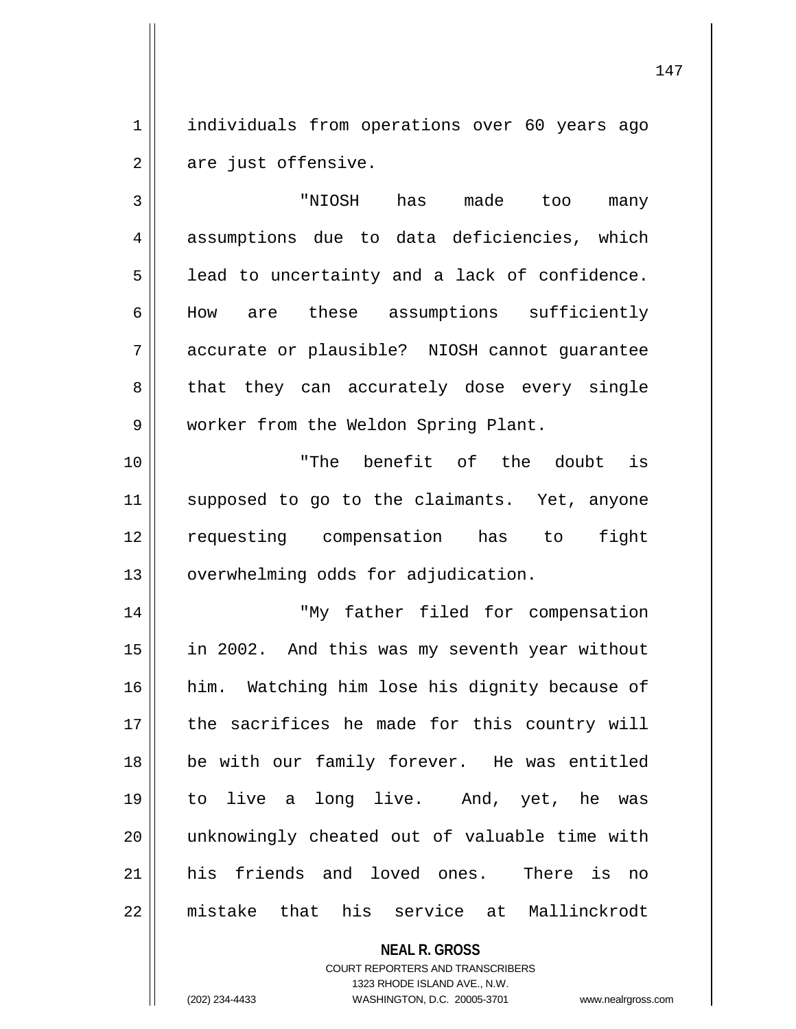individuals from operations over 60 years ago are just offensive.

"NIOSH has made too many assumptions due to data deficiencies, which lead to uncertainty and a lack of confidence. How are these assumptions sufficiently accurate or plausible? NIOSH cannot guarantee that they can accurately dose every single worker from the Weldon Spring Plant.

"The benefit of the doubt is supposed to go to the claimants. Yet, anyone requesting compensation has to fight overwhelming odds for adjudication.

"My father filed for compensation in 2002. And this was my seventh year without him. Watching him lose his dignity because of the sacrifices he made for this country will be with our family forever. He was entitled to live a long live. And, yet, he was unknowingly cheated out of valuable time with his friends and loved ones. There is no mistake that his service at Mallinckrodt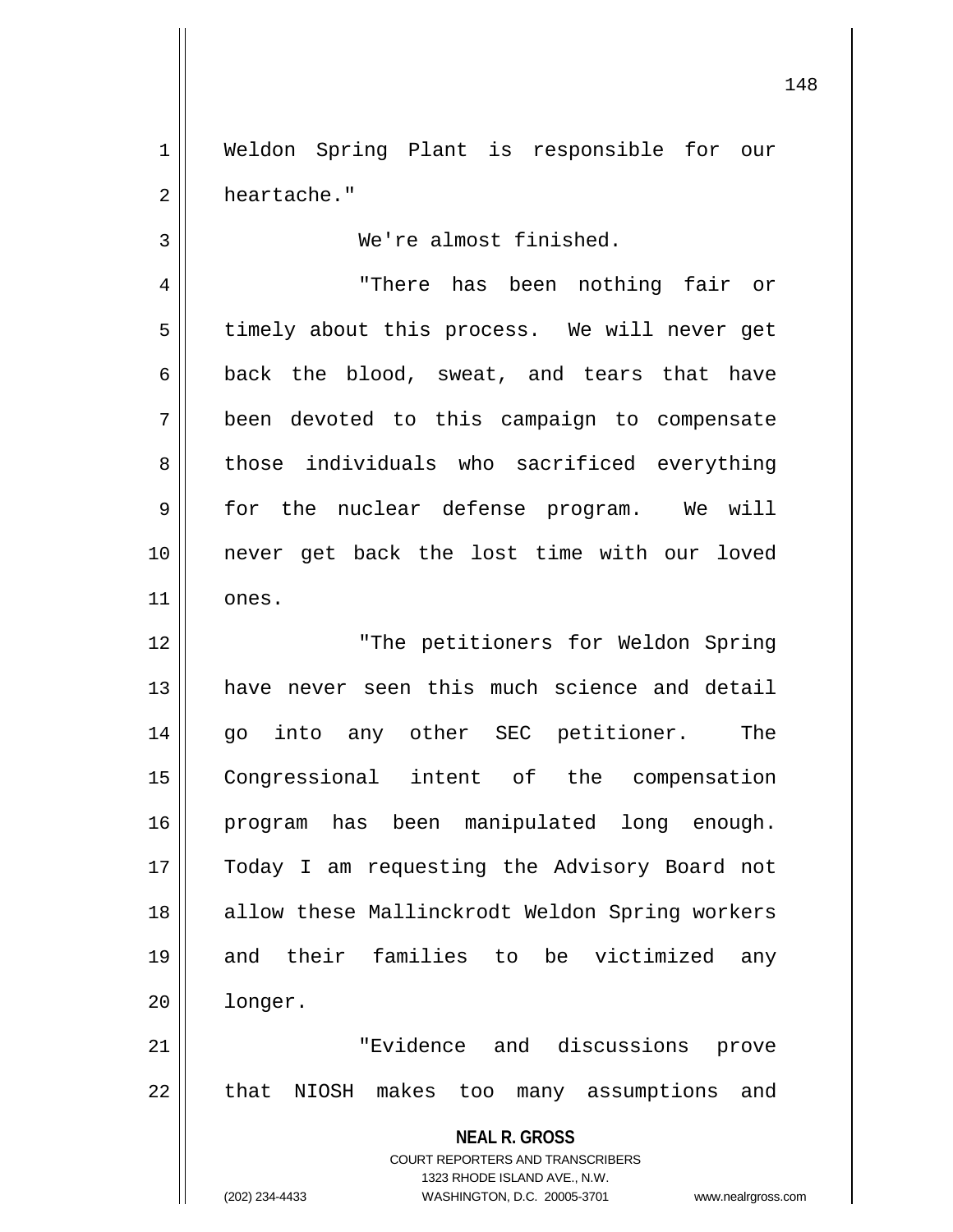Weldon Spring Plant is responsible for our heartache."

We're almost finished.

"There has been nothing fair or timely about this process. We will never get back the blood, sweat, and tears that have been devoted to this campaign to compensate those individuals who sacrificed everything for the nuclear defense program. We will never get back the lost time with our loved ones.

"The petitioners for Weldon Spring have never seen this much science and detail go into any other SEC petitioner. The Congressional intent of the compensation program has been manipulated long enough. Today I am requesting the Advisory Board not allow these Mallinckrodt Weldon Spring workers and their families to be victimized any longer.

"Evidence and discussions prove that NIOSH makes too many assumptions and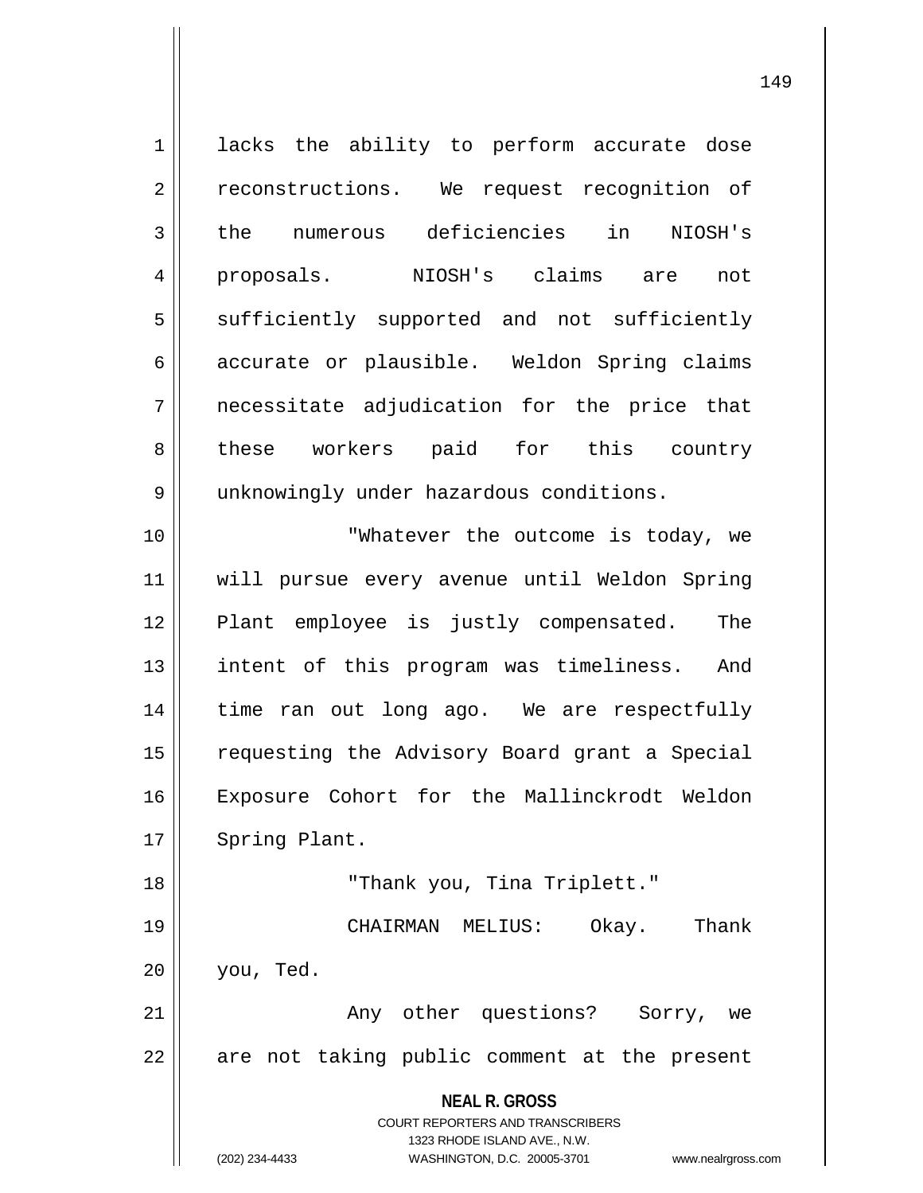lacks the ability to perform accurate dose reconstructions. We request recognition of the numerous deficiencies in NIOSH's proposals. NIOSH's claims are not sufficiently supported and not sufficiently accurate or plausible. Weldon Spring claims necessitate adjudication for the price that these workers paid for this country unknowingly under hazardous conditions.

"Whatever the outcome is today, we will pursue every avenue until Weldon Spring Plant employee is justly compensated. The intent of this program was timeliness. And time ran out long ago. We are respectfully requesting the Advisory Board grant a Special Exposure Cohort for the Mallinckrodt Weldon Spring Plant.

"Thank you, Tina Triplett."

CHAIRMAN MELIUS: Okay. Thank you, Ted.

Any other questions? Sorry, we are not taking public comment at the present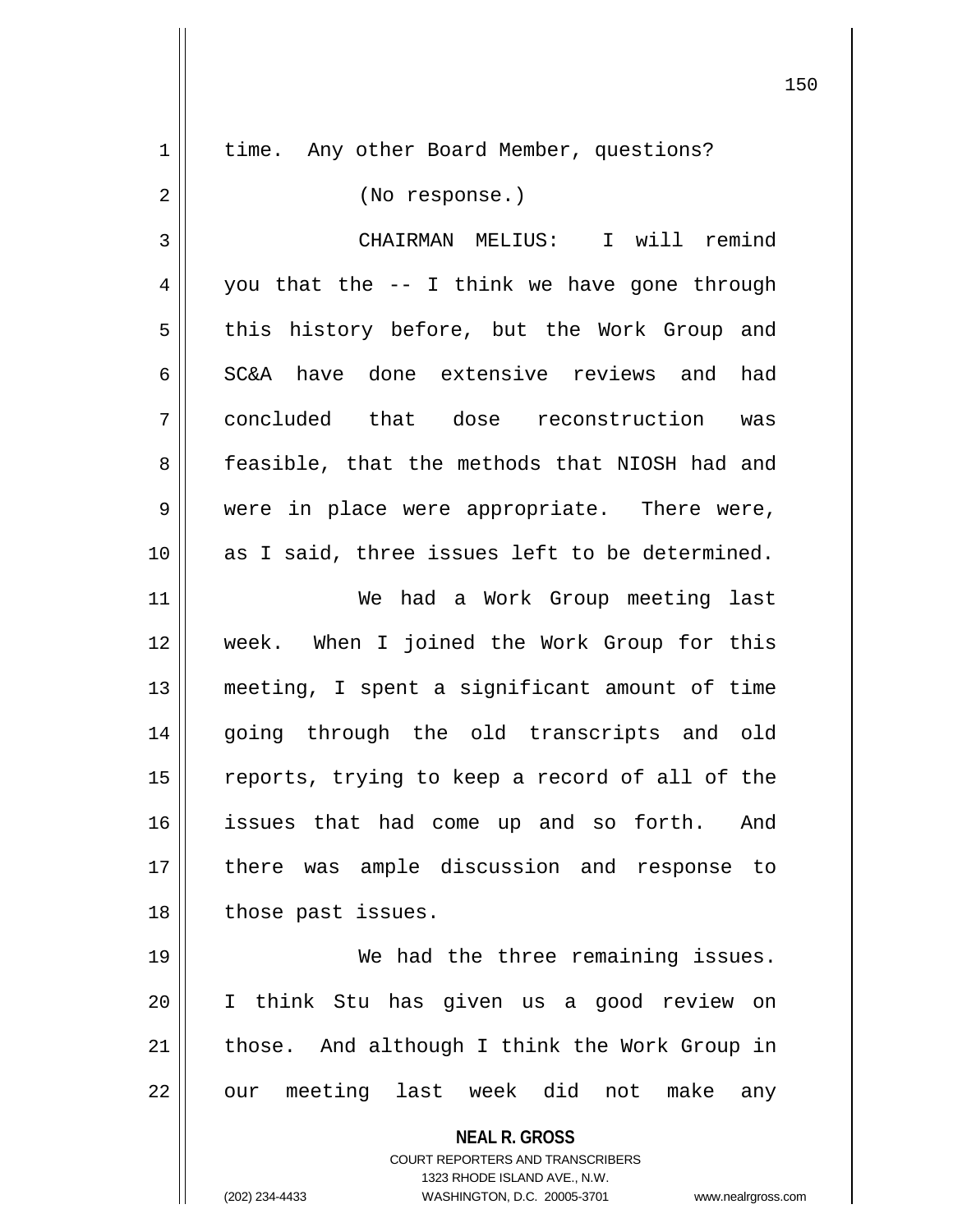time. Any other Board Member, questions?

(No response.)

CHAIRMAN MELIUS: I will remind you that the -- I think we have gone through this history before, but the Work Group and SC&A have done extensive reviews and had concluded that dose reconstruction was feasible, that the methods that NIOSH had and were in place were appropriate. There were, as I said, three issues left to be determined.

We had a Work Group meeting last week. When I joined the Work Group for this meeting, I spent a significant amount of time going through the old transcripts and old reports, trying to keep a record of all of the issues that had come up and so forth. And there was ample discussion and response to those past issues.

We had the three remaining issues. I think Stu has given us a good review on those. And although I think the Work Group in our meeting last week did not make any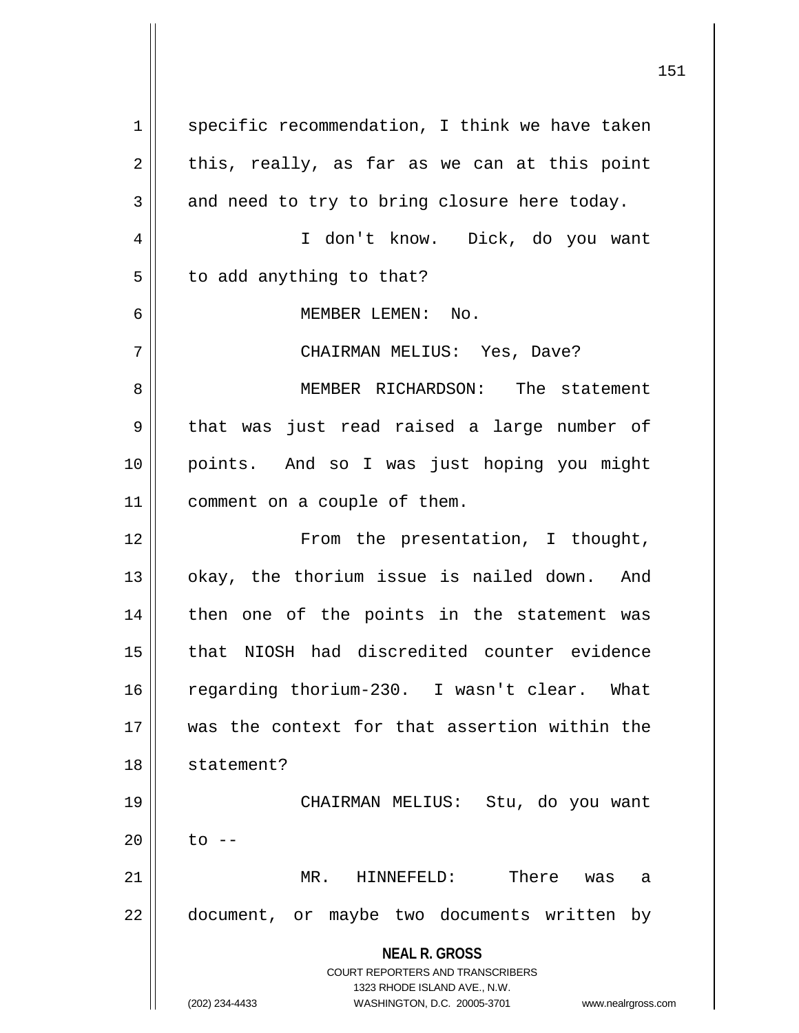specific recommendation, I think we have taken this, really, as far as we can at this point and need to try to bring closure here today.

I don't know. Dick, do you want to add anything to that?

MEMBER LEMEN: No.

CHAIRMAN MELIUS: Yes, Dave?

MEMBER RICHARDSON: The statement that was just read raised a large number of points. And so I was just hoping you might comment on a couple of them.

From the presentation, I thought, okay, the thorium issue is nailed down. And then one of the points in the statement was that NIOSH had discredited counter evidence regarding thorium-230. I wasn't clear. What was the context for that assertion within the statement?

CHAIRMAN MELIUS: Stu, do you want to --

MR. HINNEFELD: There was a document, or maybe two documents written by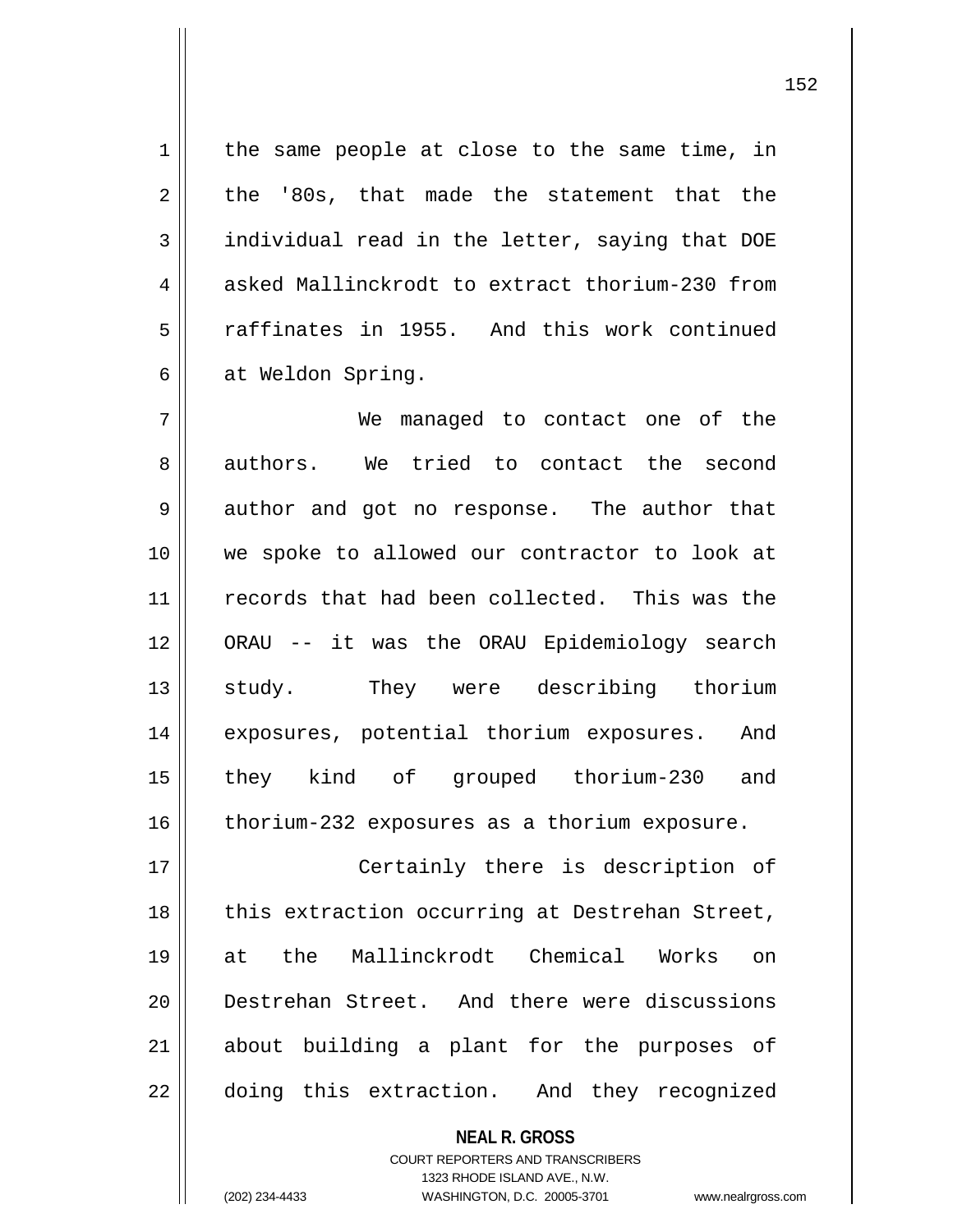the same people at close to the same time, in the '80s, that made the statement that the individual read in the letter, saying that DOE asked Mallinckrodt to extract thorium-230 from raffinates in 1955. And this work continued at Weldon Spring.

We managed to contact one of the authors. We tried to contact the second author and got no response. The author that we spoke to allowed our contractor to look at records that had been collected. This was the ORAU -- it was the ORAU Epidemiology search study. They were describing thorium exposures, potential thorium exposures. And they kind of grouped thorium-230 and thorium-232 exposures as a thorium exposure.

Certainly there is description of this extraction occurring at Destrehan Street, at the Mallinckrodt Chemical Works on Destrehan Street. And there were discussions about building a plant for the purposes of doing this extraction. And they recognized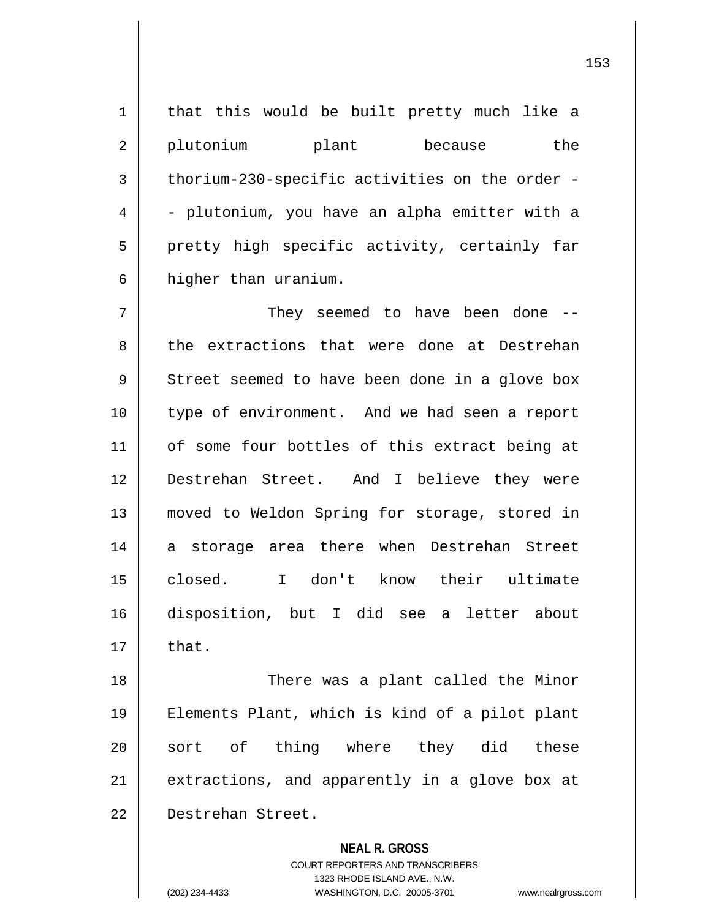that this would be built pretty much like a plutonium plant because the thorium-230-specific activities on the order -- plutonium, you have an alpha emitter with a pretty high specific activity, certainly far higher than uranium.

They seemed to have been done -- the extractions that were done at Destrehan Street seemed to have been done in a glove box type of environment. And we had seen a report of some four bottles of this extract being at Destrehan Street. And I believe they were moved to Weldon Spring for storage, stored in a storage area there when Destrehan Street closed. I don't know their ultimate disposition, but I did see a letter about that.

There was a plant called the Minor Elements Plant, which is kind of a pilot plant sort of thing where they did these extractions, and apparently in a glove box at Destrehan Street.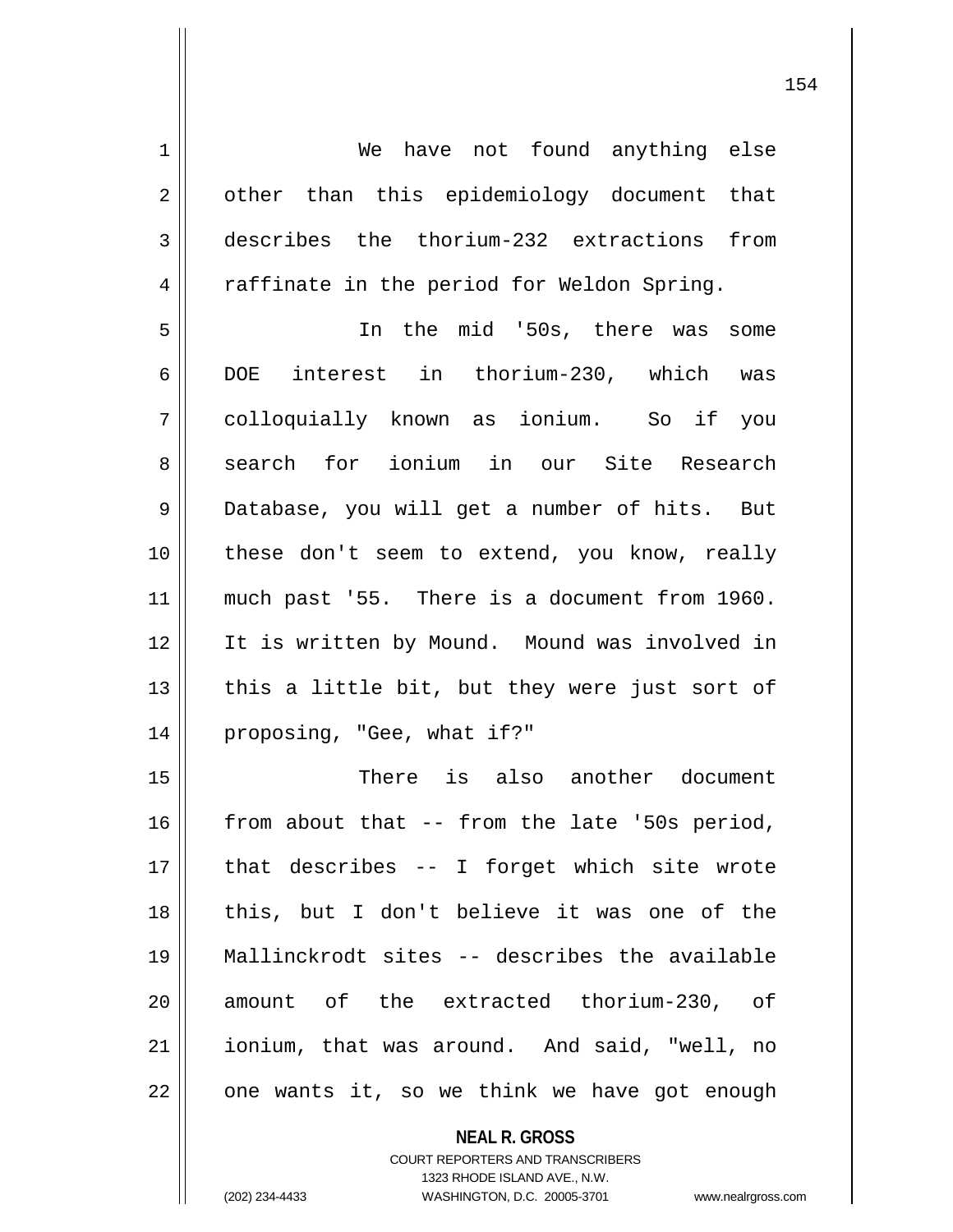We have not found anything else other than this epidemiology document that describes the thorium-232 extractions from raffinate in the period for Weldon Spring.

In the mid '50s, there was some DOE interest in thorium-230, which was colloquially known as ionium. So if you search for ionium in our Site Research Database, you will get a number of hits. But these don't seem to extend, you know, really much past '55. There is a document from 1960. It is written by Mound. Mound was involved in this a little bit, but they were just sort of proposing, "Gee, what if?"

There is also another document from about that -- from the late '50s period, that describes -- I forget which site wrote this, but I don't believe it was one of the Mallinckrodt sites -- describes the available amount of the extracted thorium-230, of ionium, that was around. And said, "well, no one wants it, so we think we have got enough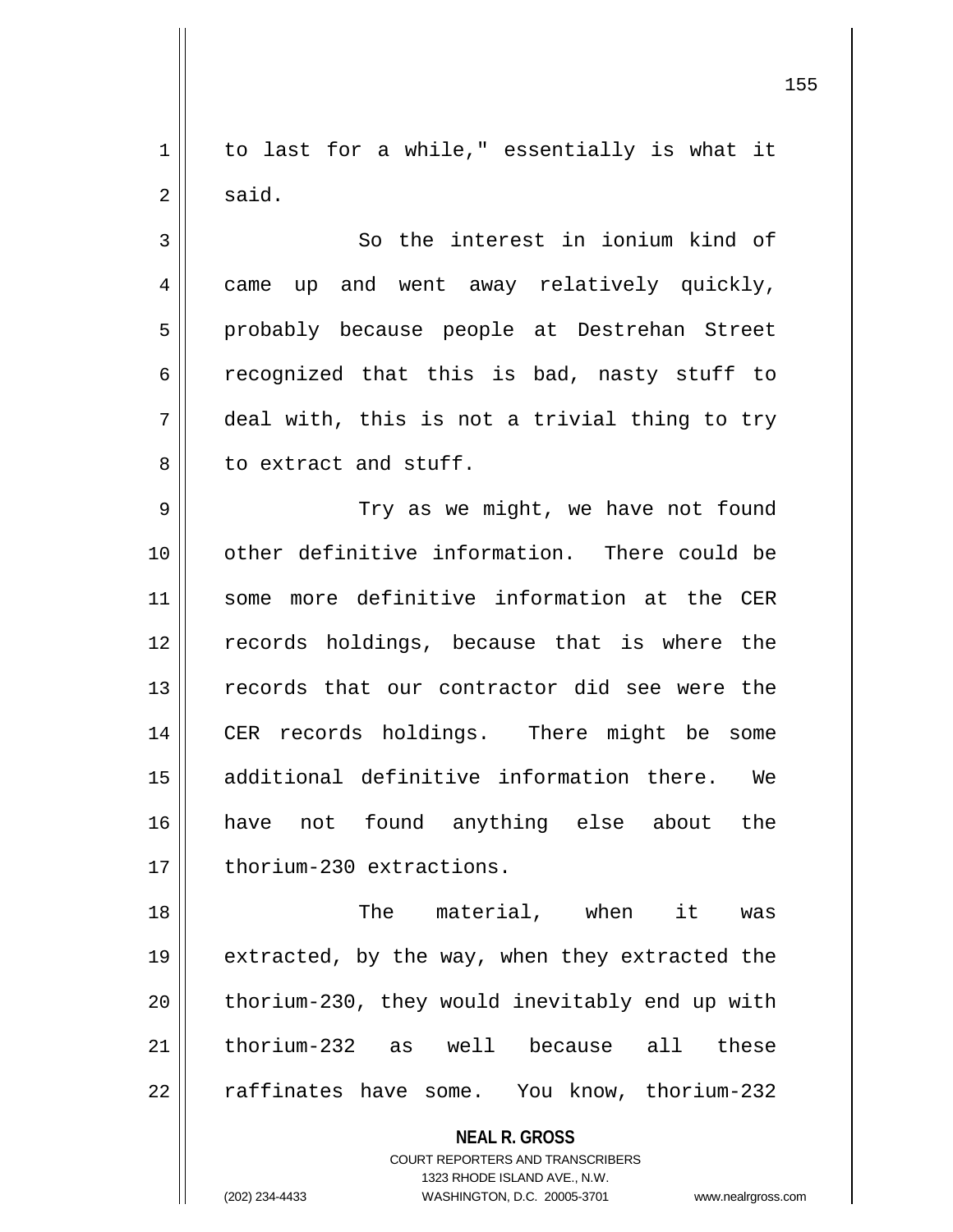to last for a while," essentially is what it said.

So the interest in ionium kind of came up and went away relatively quickly, probably because people at Destrehan Street recognized that this is bad, nasty stuff to deal with, this is not a trivial thing to try to extract and stuff.

Try as we might, we have not found other definitive information. There could be some more definitive information at the CER records holdings, because that is where the records that our contractor did see were the CER records holdings. There might be some additional definitive information there. We have not found anything else about the thorium-230 extractions.

The material, when it was extracted, by the way, when they extracted the thorium-230, they would inevitably end up with thorium-232 as well because all these raffinates have some. You know, thorium-232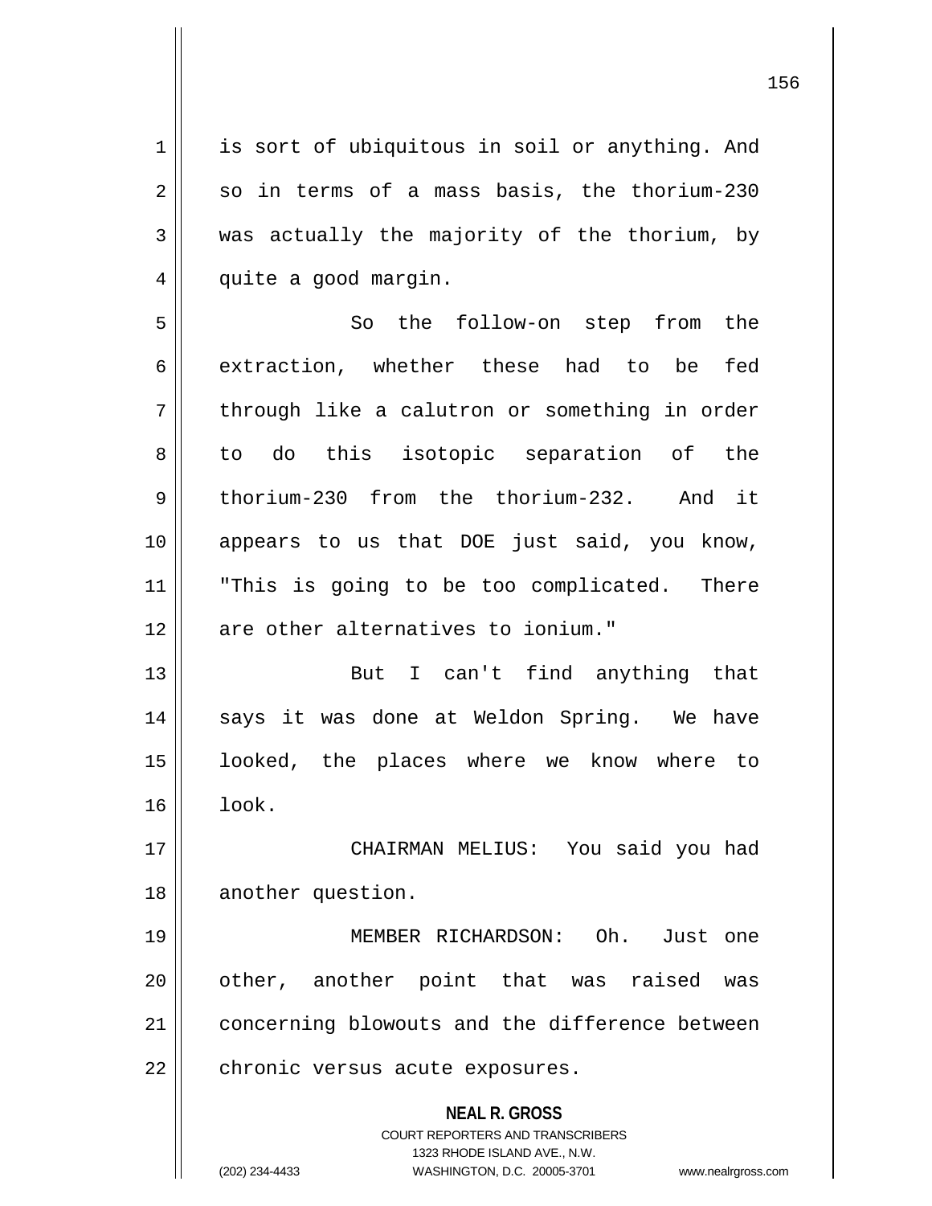is sort of ubiquitous in soil or anything. And so in terms of a mass basis, the thorium-230 was actually the majority of the thorium, by quite a good margin.

So the follow-on step from the extraction, whether these had to be fed through like a calutron or something in order to do this isotopic separation of the thorium-230 from the thorium-232. And it appears to us that DOE just said, you know, "This is going to be too complicated. There are other alternatives to ionium."

But I can't find anything that says it was done at Weldon Spring. We have looked, the places where we know where to look.

CHAIRMAN MELIUS: You said you had another question.

MEMBER RICHARDSON: Oh. Just one other, another point that was raised was concerning blowouts and the difference between chronic versus acute exposures.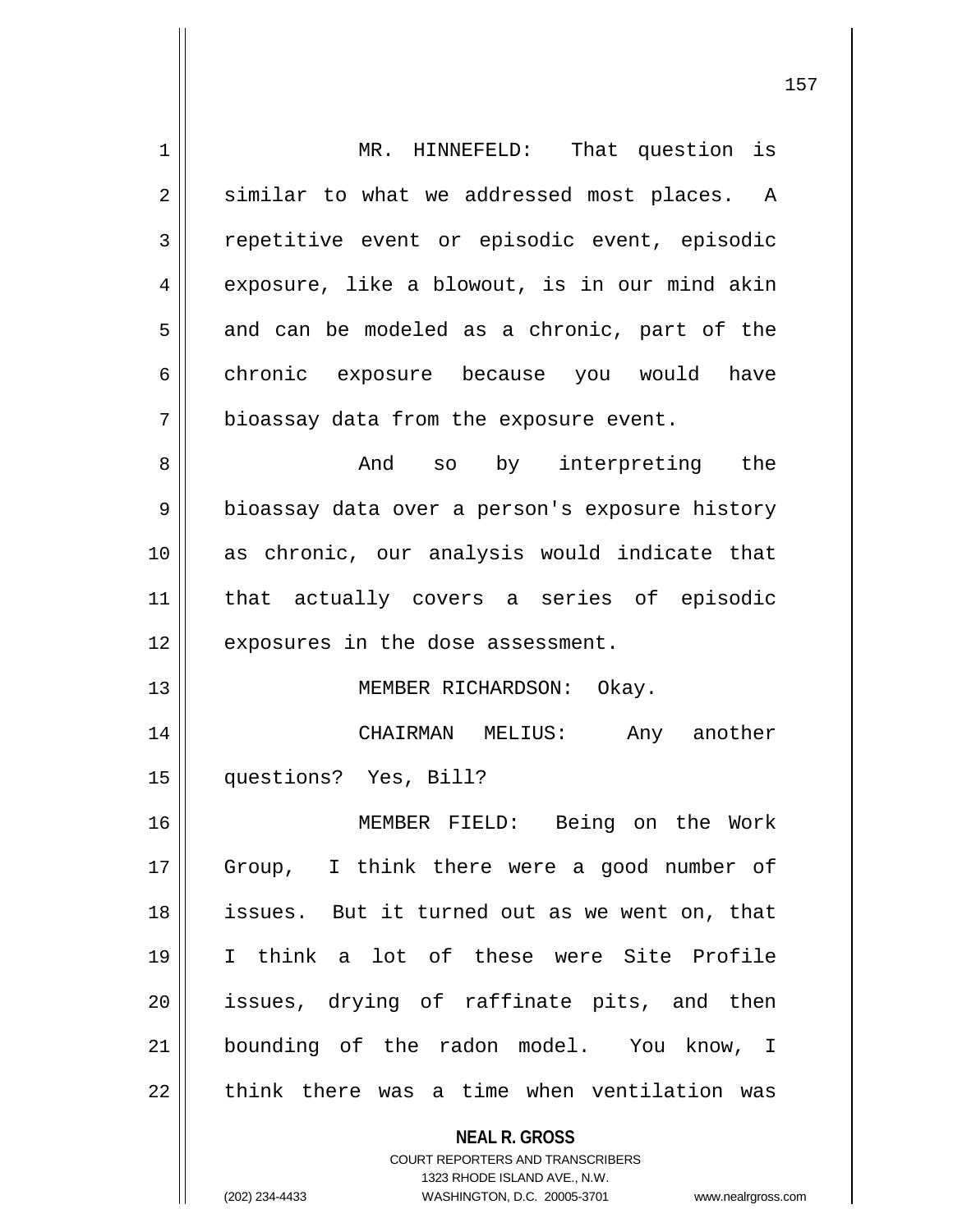MR. HINNEFELD: That question is similar to what we addressed most places. A repetitive event or episodic event, episodic exposure, like a blowout, is in our mind akin and can be modeled as a chronic, part of the chronic exposure because you would have bioassay data from the exposure event.

And so by interpreting the bioassay data over a person's exposure history as chronic, our analysis would indicate that that actually covers a series of episodic exposures in the dose assessment.

MEMBER RICHARDSON: Okay.

CHAIRMAN MELIUS: Any another questions? Yes, Bill?

MEMBER FIELD: Being on the Work Group, I think there were a good number of issues. But it turned out as we went on, that I think a lot of these were Site Profile issues, drying of raffinate pits, and then bounding of the radon model. You know, I think there was a time when ventilation was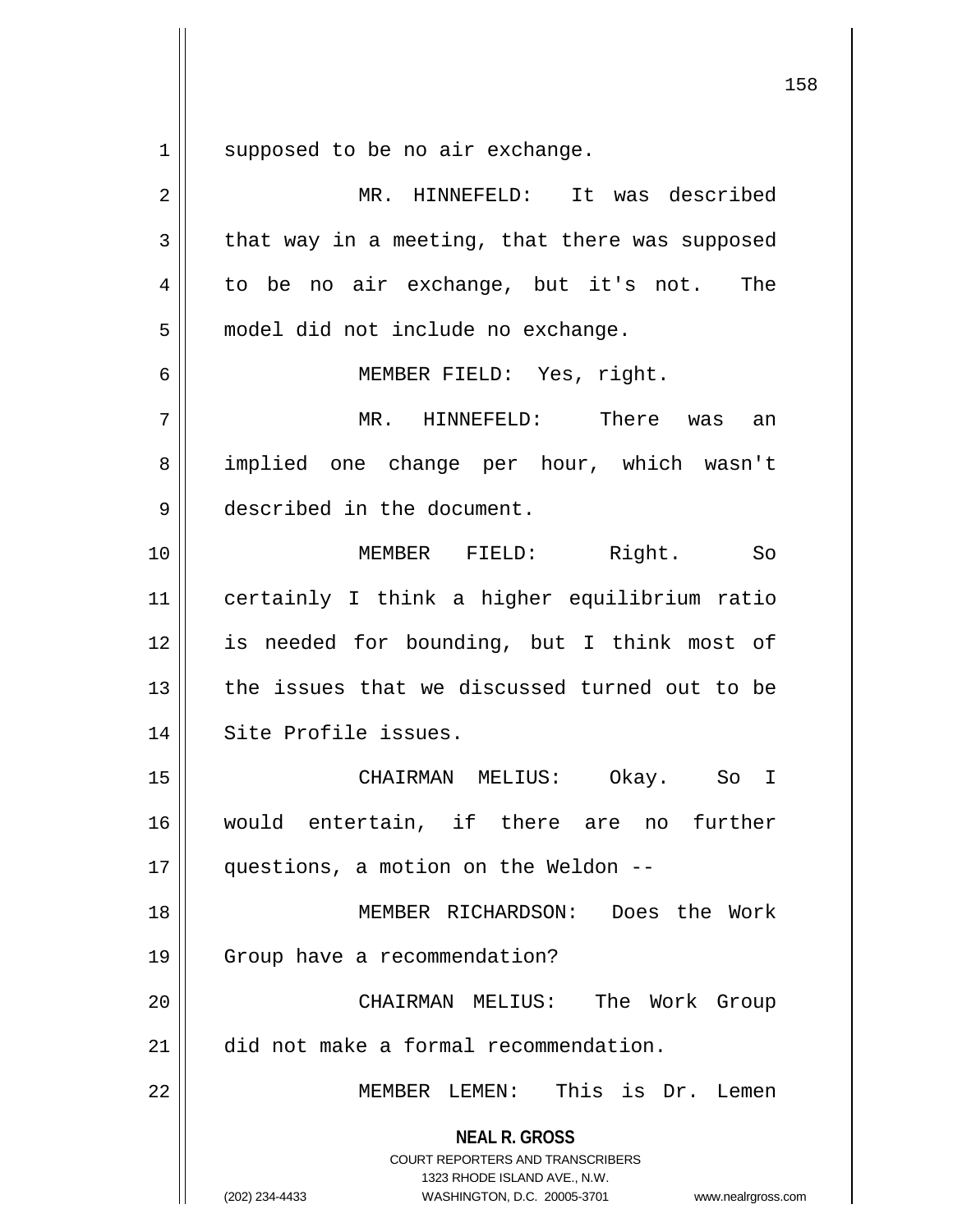supposed to be no air exchange.

MR. HINNEFELD: It was described that way in a meeting, that there was supposed to be no air exchange, but it's not. The model did not include no exchange.

MEMBER FIELD: Yes, right.

MR. HINNEFELD: There was an implied one change per hour, which wasn't described in the document.

MEMBER FIELD: Right. So certainly I think a higher equilibrium ratio is needed for bounding, but I think most of the issues that we discussed turned out to be Site Profile issues.

CHAIRMAN MELIUS: Okay. So I would entertain, if there are no further questions, a motion on the Weldon --

MEMBER RICHARDSON: Does the Work Group have a recommendation?

CHAIRMAN MELIUS: The Work Group did not make a formal recommendation.

MEMBER LEMEN: This is Dr. Lemen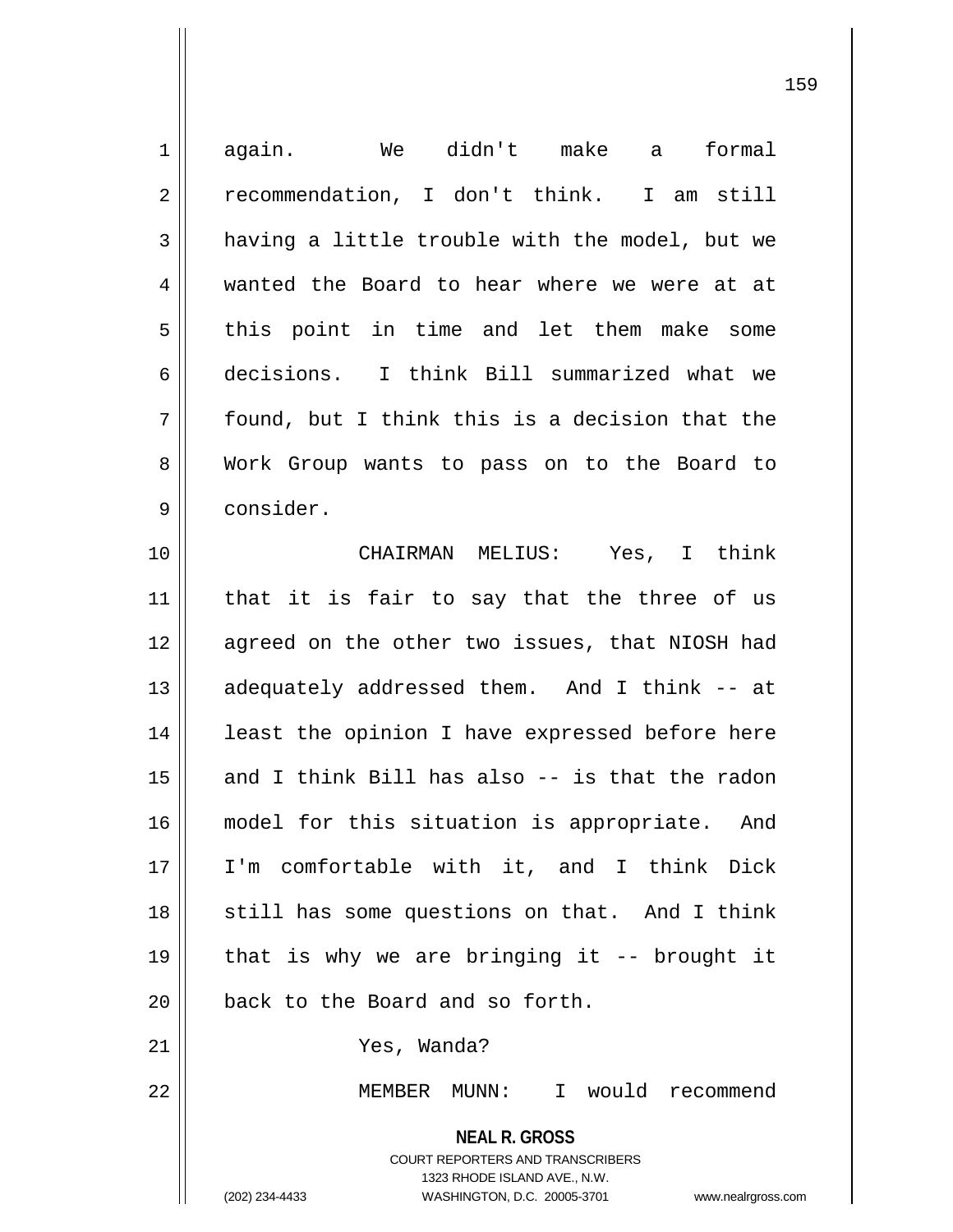again. We didn't make a formal recommendation, I don't think. I am still having a little trouble with the model, but we wanted the Board to hear where we were at at this point in time and let them make some decisions. I think Bill summarized what we found, but I think this is a decision that the Work Group wants to pass on to the Board to consider.

CHAIRMAN MELIUS: Yes, I think that it is fair to say that the three of us agreed on the other two issues, that NIOSH had adequately addressed them. And I think -- at least the opinion I have expressed before here and I think Bill has also -- is that the radon model for this situation is appropriate. And I'm comfortable with it, and I think Dick still has some questions on that. And I think that is why we are bringing it -- brought it back to the Board and so forth.

Yes, Wanda?

MEMBER MUNN: I would recommend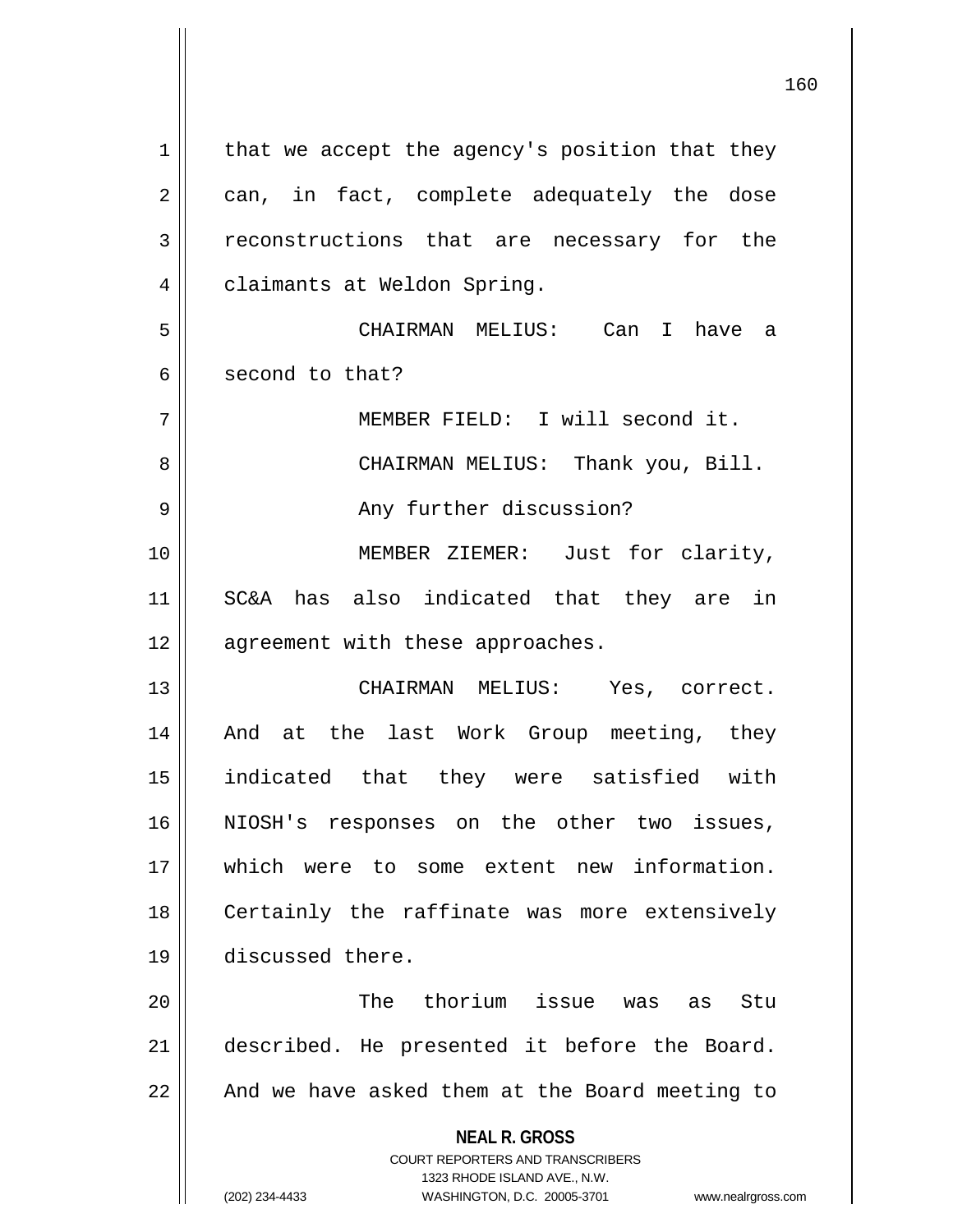that we accept the agency's position that they can, in fact, complete adequately the dose reconstructions that are necessary for the claimants at Weldon Spring.

CHAIRMAN MELIUS: Can I have a second to that?

MEMBER FIELD: I will second it.

CHAIRMAN MELIUS: Thank you, Bill.

Any further discussion?

MEMBER ZIEMER: Just for clarity, SC&A has also indicated that they are in agreement with these approaches.

CHAIRMAN MELIUS: Yes, correct. And at the last Work Group meeting, they indicated that they were satisfied with NIOSH's responses on the other two issues, which were to some extent new information. Certainly the raffinate was more extensively discussed there.

The thorium issue was as Stu described. He presented it before the Board. And we have asked them at the Board meeting to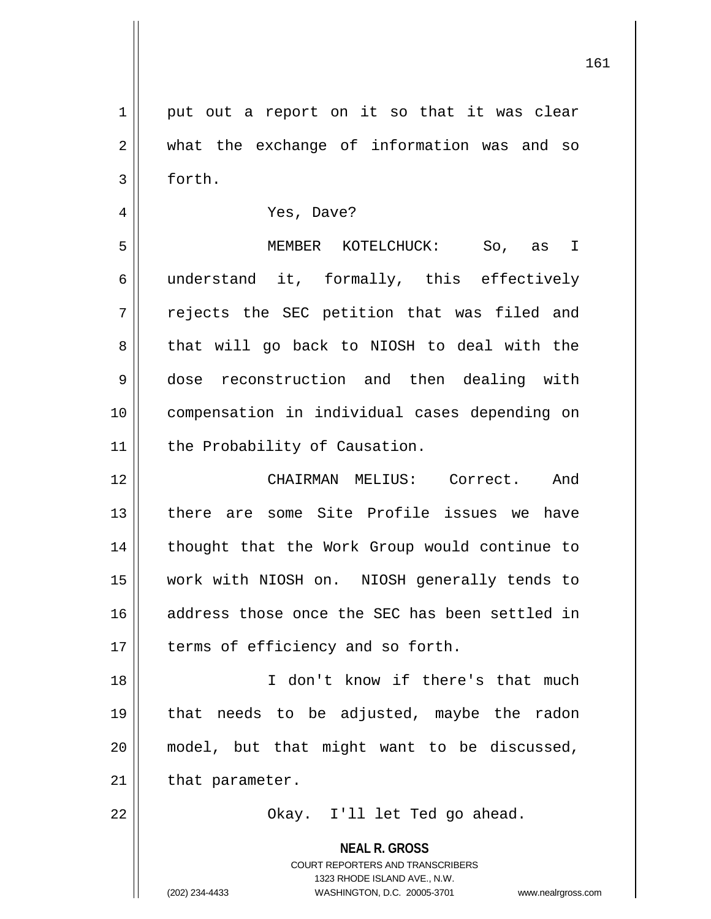put out a report on it so that it was clear what the exchange of information was and so forth.

Yes, Dave?

MEMBER KOTELCHUCK: So, as I understand it, formally, this effectively rejects the SEC petition that was filed and that will go back to NIOSH to deal with the dose reconstruction and then dealing with compensation in individual cases depending on the Probability of Causation.

CHAIRMAN MELIUS: Correct. And there are some Site Profile issues we have thought that the Work Group would continue to work with NIOSH on. NIOSH generally tends to address those once the SEC has been settled in terms of efficiency and so forth.

I don't know if there's that much that needs to be adjusted, maybe the radon model, but that might want to be discussed, that parameter.

Okay. I'll let Ted go ahead.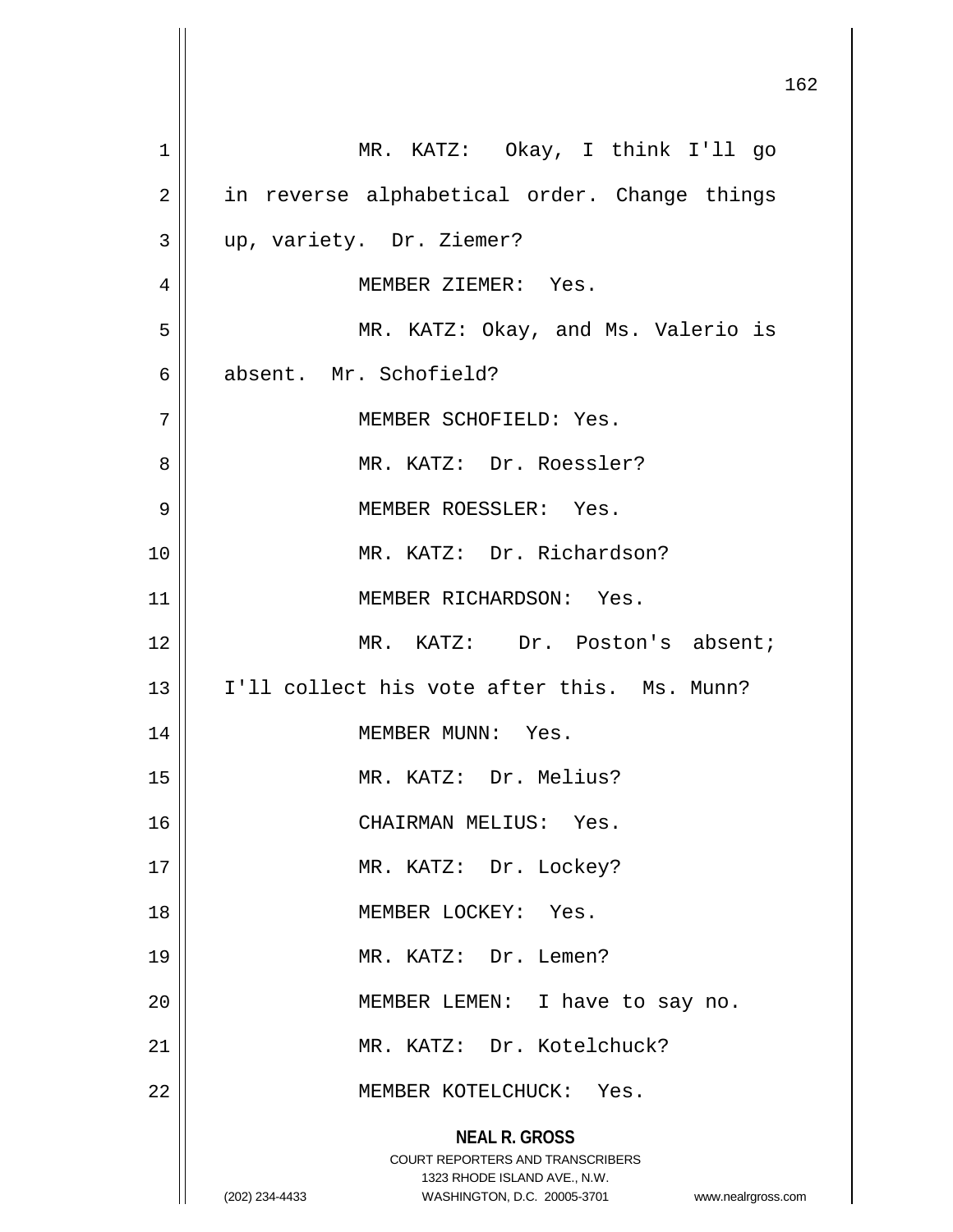MR. KATZ: Okay, I think I'll go in reverse alphabetical order. Change things up, variety. Dr. Ziemer?

MEMBER ZIEMER: Yes.

MR. KATZ: Okay, and Ms. Valerio is absent. Mr. Schofield?

MEMBER SCHOFIELD: Yes.

MR. KATZ: Dr. Roessler?

MEMBER ROESSLER: Yes.

MR. KATZ: Dr. Richardson?

MEMBER RICHARDSON: Yes.

MR. KATZ: Dr. Poston's absent; I'll collect his vote after this. Ms. Munn?

MEMBER MUNN: Yes.

MR. KATZ: Dr. Melius?

CHAIRMAN MELIUS: Yes.

MR. KATZ: Dr. Lockey?

MEMBER LOCKEY: Yes.

MR. KATZ: Dr. Lemen?

MEMBER LEMEN: I have to say no.

MR. KATZ: Dr. Kotelchuck?

MEMBER KOTELCHUCK: Yes.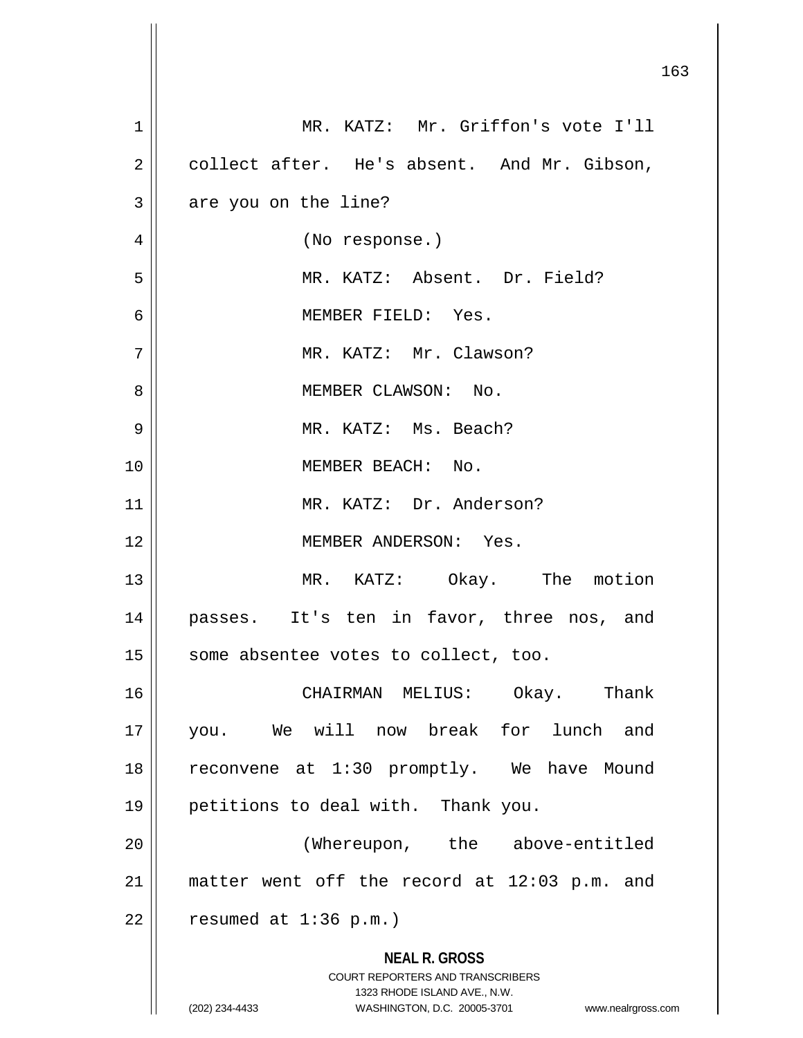MR. KATZ: Mr. Griffon's vote I'll collect after. He's absent. And Mr. Gibson, are you on the line?

(No response.)

MR. KATZ: Absent. Dr. Field?

MEMBER FIELD: Yes.

MR. KATZ: Mr. Clawson?

MEMBER CLAWSON: No.

MR. KATZ: Ms. Beach?

MEMBER BEACH: No.

MR. KATZ: Dr. Anderson?

MEMBER ANDERSON: Yes.

MR. KATZ: Okay. The motion passes. It's ten in favor, three nos, and some absentee votes to collect, too.

CHAIRMAN MELIUS: Okay. Thank you. We will now break for lunch and reconvene at 1:30 promptly. We have Mound petitions to deal with. Thank you.

(Whereupon, the above-entitled matter went off the record at 12:03 p.m. and resumed at 1:36 p.m.)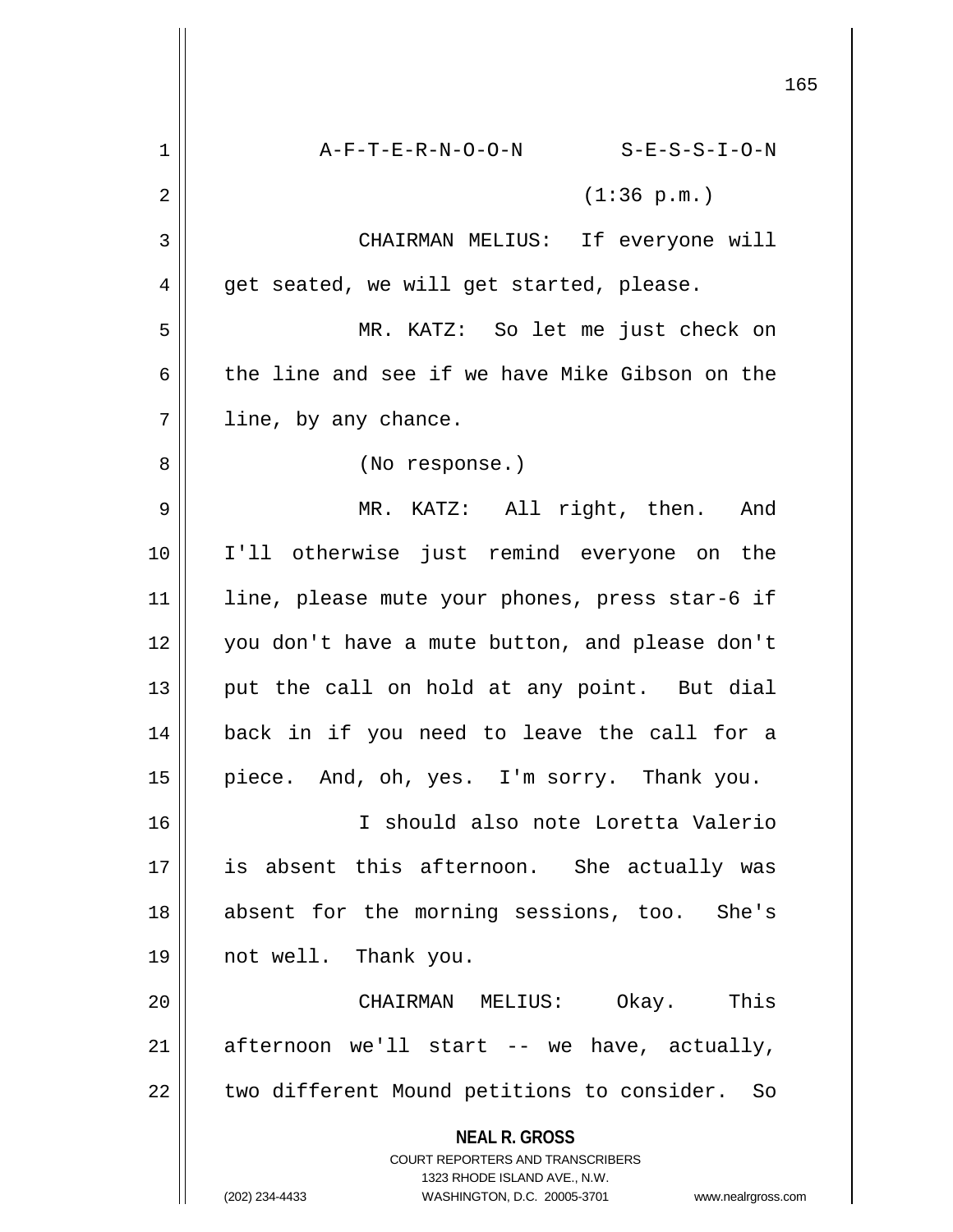A-F-T-E-R-N-O-O-N S-E-S-S-I-O-N

(1:36 p.m.)

CHAIRMAN MELIUS: If everyone will get seated, we will get started, please.

MR. KATZ: So let me just check on the line and see if we have Mike Gibson on the line, by any chance.

(No response.)

MR. KATZ: All right, then. And I'll otherwise just remind everyone on the line, please mute your phones, press star-6 if you don't have a mute button, and please don't put the call on hold at any point. But dial back in if you need to leave the call for a piece. And, oh, yes. I'm sorry. Thank you.

I should also note Loretta Valerio is absent this afternoon. She actually was absent for the morning sessions, too. She's not well. Thank you.

CHAIRMAN MELIUS: Okay. This afternoon we'll start -- we have, actually, two different Mound petitions to consider. So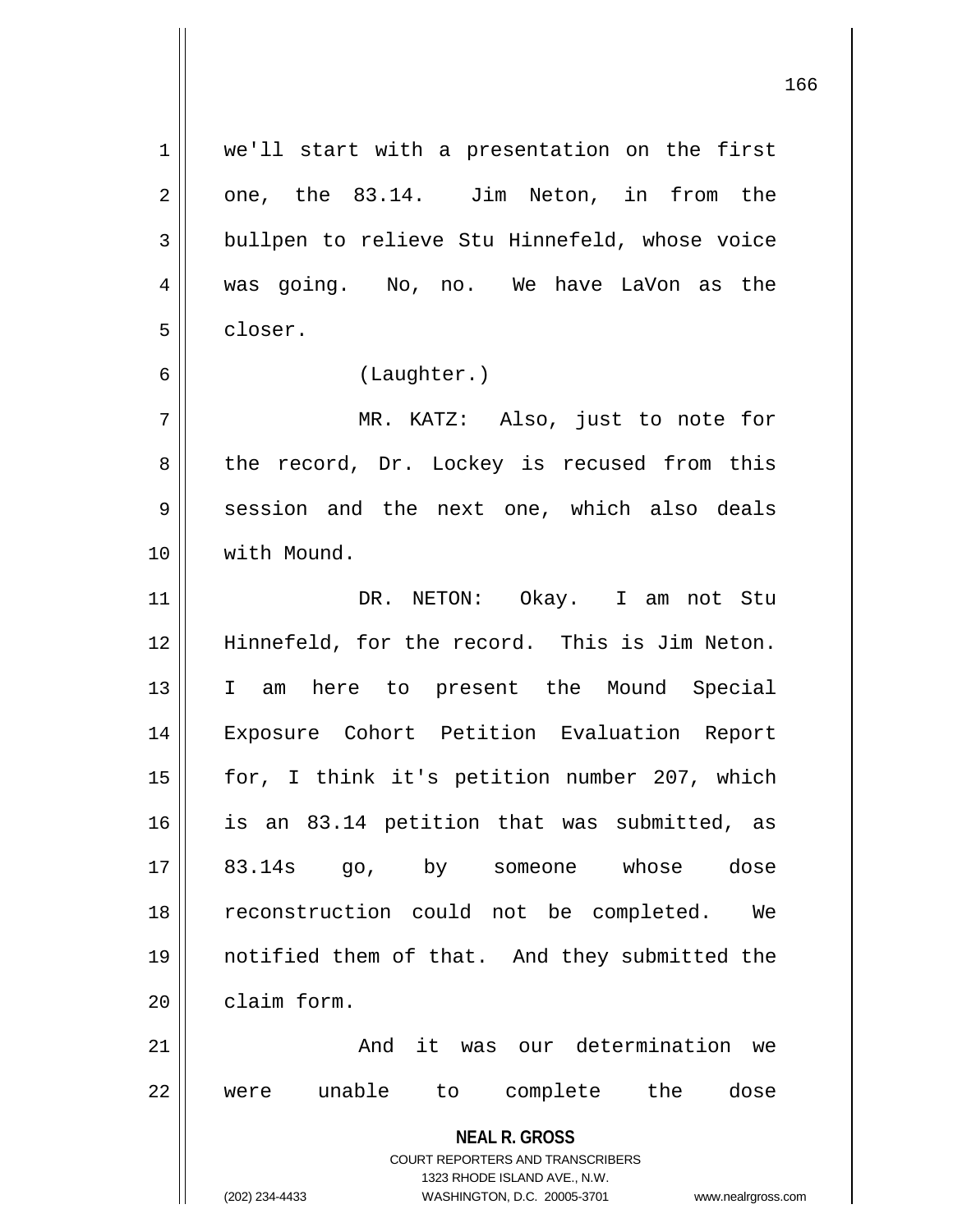we'll start with a presentation on the first one, the 83.14. Jim Neton, in from the bullpen to relieve Stu Hinnefeld, whose voice was going. No, no. We have LaVon as the closer.

(Laughter.)

MR. KATZ: Also, just to note for the record, Dr. Lockey is recused from this session and the next one, which also deals with Mound.

DR. NETON: Okay. I am not Stu Hinnefeld, for the record. This is Jim Neton. I am here to present the Mound Special Exposure Cohort Petition Evaluation Report for, I think it's petition number 207, which is an 83.14 petition that was submitted, as 83.14s go, by someone whose dose reconstruction could not be completed. We notified them of that. And they submitted the claim form.

And it was our determination we were unable to complete the dose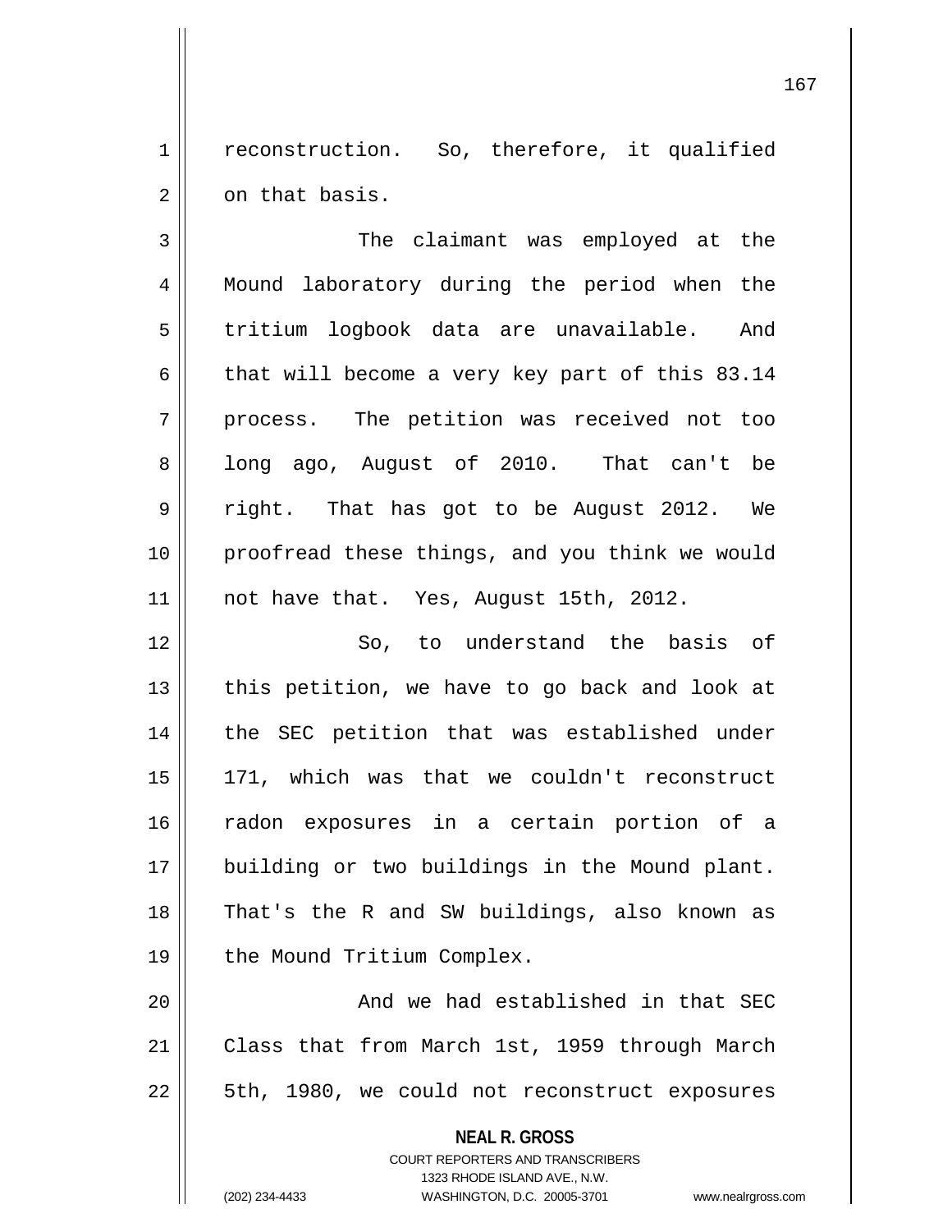reconstruction. So, therefore, it qualified on that basis.

The claimant was employed at the Mound laboratory during the period when the tritium logbook data are unavailable. And that will become a very key part of this 83.14 process. The petition was received not too long ago, August of 2010. That can't be right. That has got to be August 2012. We proofread these things, and you think we would not have that. Yes, August 15th, 2012.

So, to understand the basis of this petition, we have to go back and look at the SEC petition that was established under 171, which was that we couldn't reconstruct radon exposures in a certain portion of a building or two buildings in the Mound plant. That's the R and SW buildings, also known as the Mound Tritium Complex.

And we had established in that SEC Class that from March 1st, 1959 through March 5th, 1980, we could not reconstruct exposures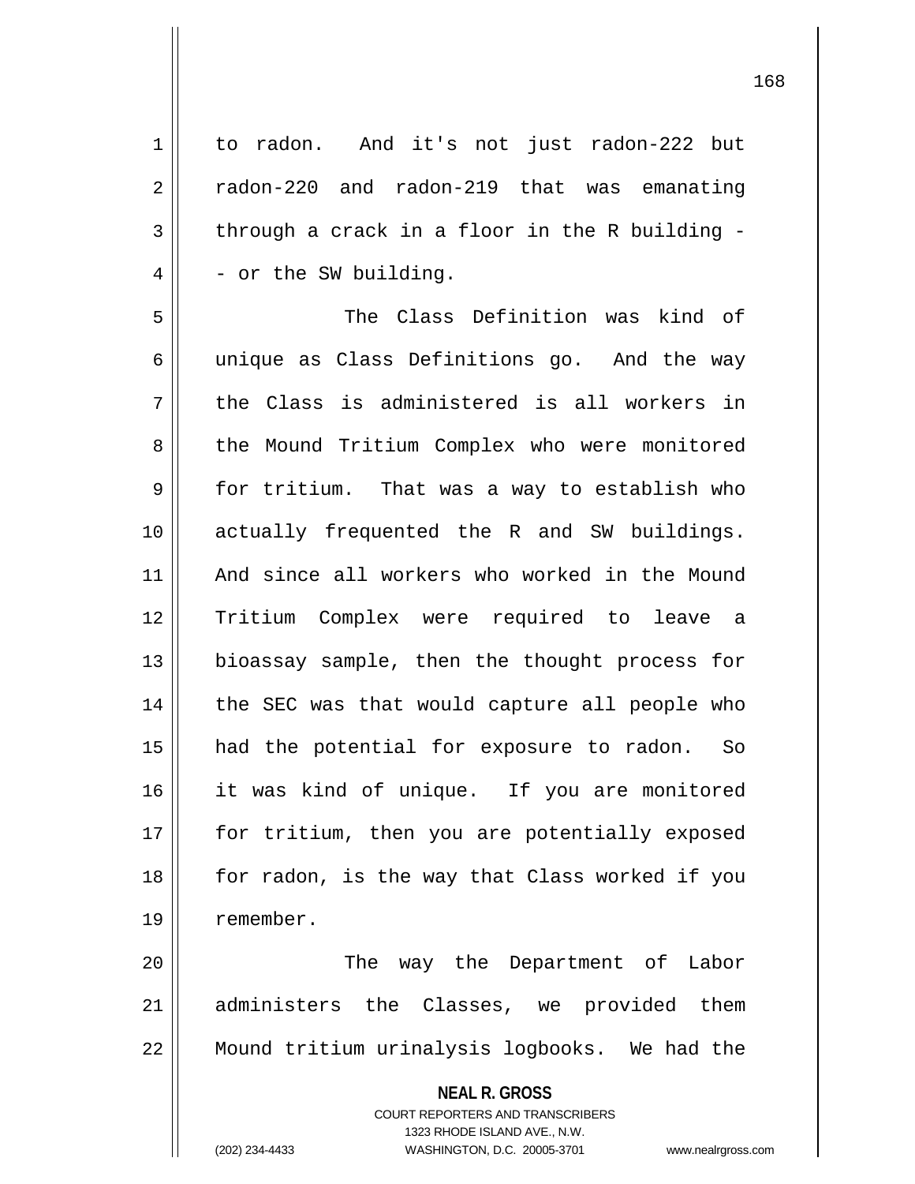to radon. And it's not just radon-222 but radon-220 and radon-219 that was emanating through a crack in a floor in the R building -- or the SW building.

The Class Definition was kind of unique as Class Definitions go. And the way the Class is administered is all workers in the Mound Tritium Complex who were monitored for tritium. That was a way to establish who actually frequented the R and SW buildings. And since all workers who worked in the Mound Tritium Complex were required to leave a bioassay sample, then the thought process for the SEC was that would capture all people who had the potential for exposure to radon. So it was kind of unique. If you are monitored for tritium, then you are potentially exposed for radon, is the way that Class worked if you remember.

The way the Department of Labor administers the Classes, we provided them Mound tritium urinalysis logbooks. We had the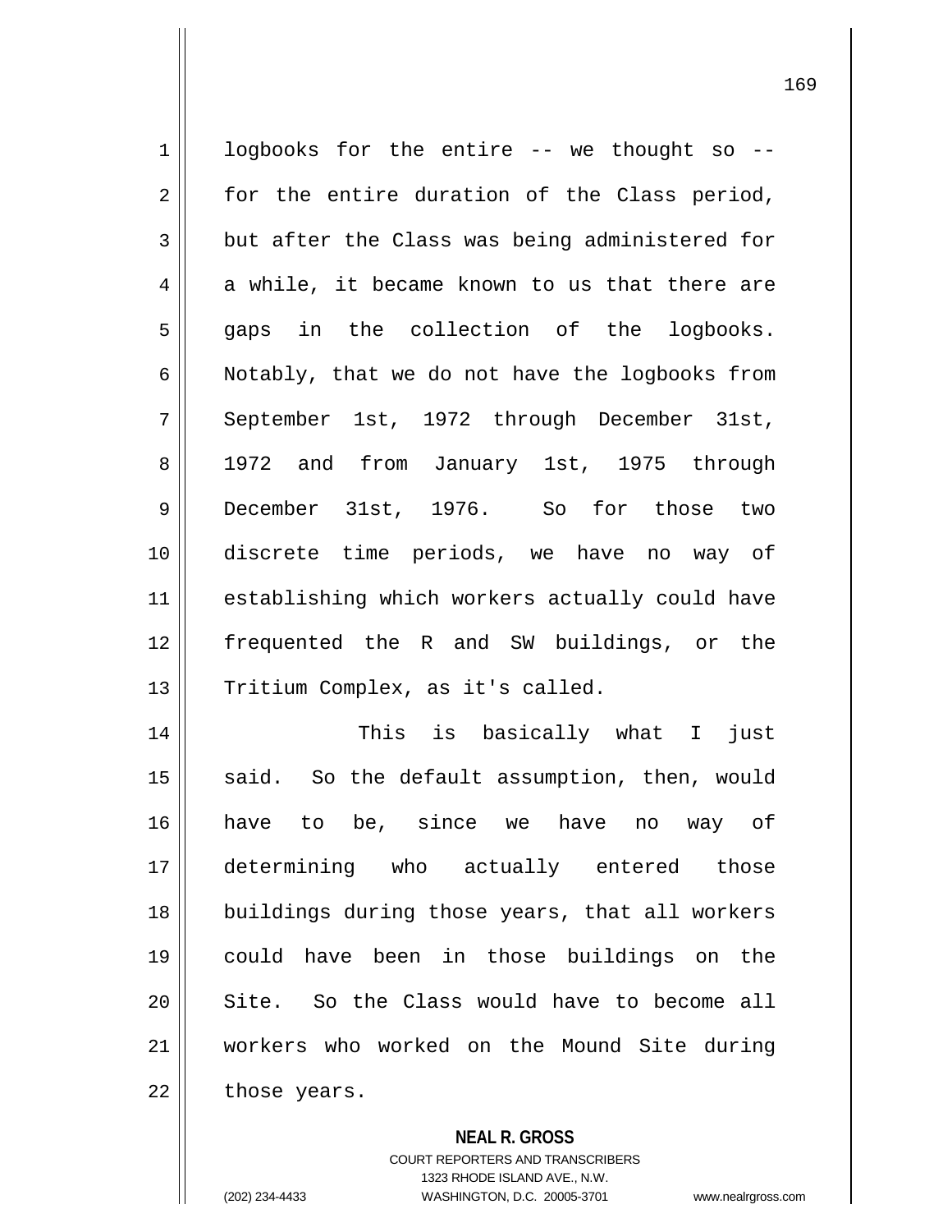logbooks for the entire -- we thought so -- for the entire duration of the Class period, but after the Class was being administered for a while, it became known to us that there are gaps in the collection of the logbooks. Notably, that we do not have the logbooks from September 1st, 1972 through December 31st, 1972 and from January 1st, 1975 through December 31st, 1976. So for those two discrete time periods, we have no way of establishing which workers actually could have frequented the R and SW buildings, or the Tritium Complex, as it's called.

This is basically what I just said. So the default assumption, then, would have to be, since we have no way of determining who actually entered those buildings during those years, that all workers could have been in those buildings on the Site. So the Class would have to become all workers who worked on the Mound Site during those years.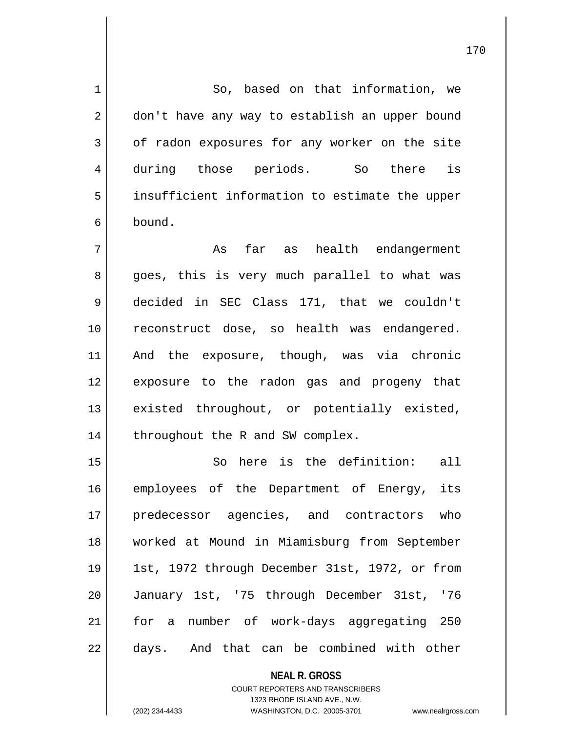So, based on that information, we don't have any way to establish an upper bound of radon exposures for any worker on the site during those periods. So there is insufficient information to estimate the upper bound.

As far as health endangerment goes, this is very much parallel to what was decided in SEC Class 171, that we couldn't reconstruct dose, so health was endangered. And the exposure, though, was via chronic exposure to the radon gas and progeny that existed throughout, or potentially existed, throughout the R and SW complex.

So here is the definition: all employees of the Department of Energy, its predecessor agencies, and contractors who worked at Mound in Miamisburg from September 1st, 1972 through December 31st, 1972, or from January 1st, '75 through December 31st, '76 for a number of work-days aggregating 250 days. And that can be combined with other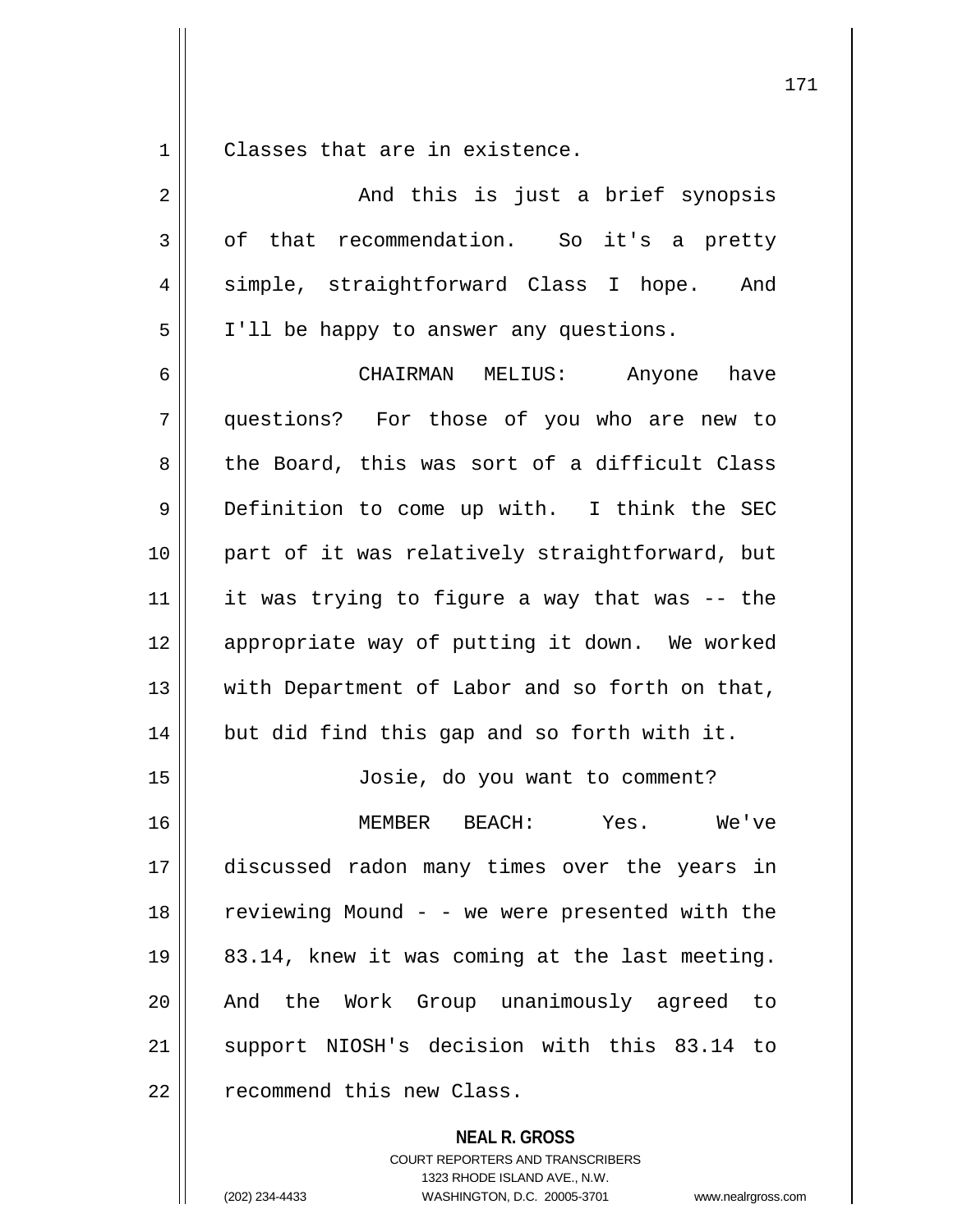Classes that are in existence.

And this is just a brief synopsis of that recommendation. So it's a pretty simple, straightforward Class I hope. And I'll be happy to answer any questions.

CHAIRMAN MELIUS: Anyone have questions? For those of you who are new to the Board, this was sort of a difficult Class Definition to come up with. I think the SEC part of it was relatively straightforward, but it was trying to figure a way that was -- the appropriate way of putting it down. We worked with Department of Labor and so forth on that, but did find this gap and so forth with it.

Josie, do you want to comment?

MEMBER BEACH: Yes. We've discussed radon many times over the years in reviewing Mound - - we were presented with the 83.14, knew it was coming at the last meeting. And the Work Group unanimously agreed to support NIOSH's decision with this 83.14 to recommend this new Class.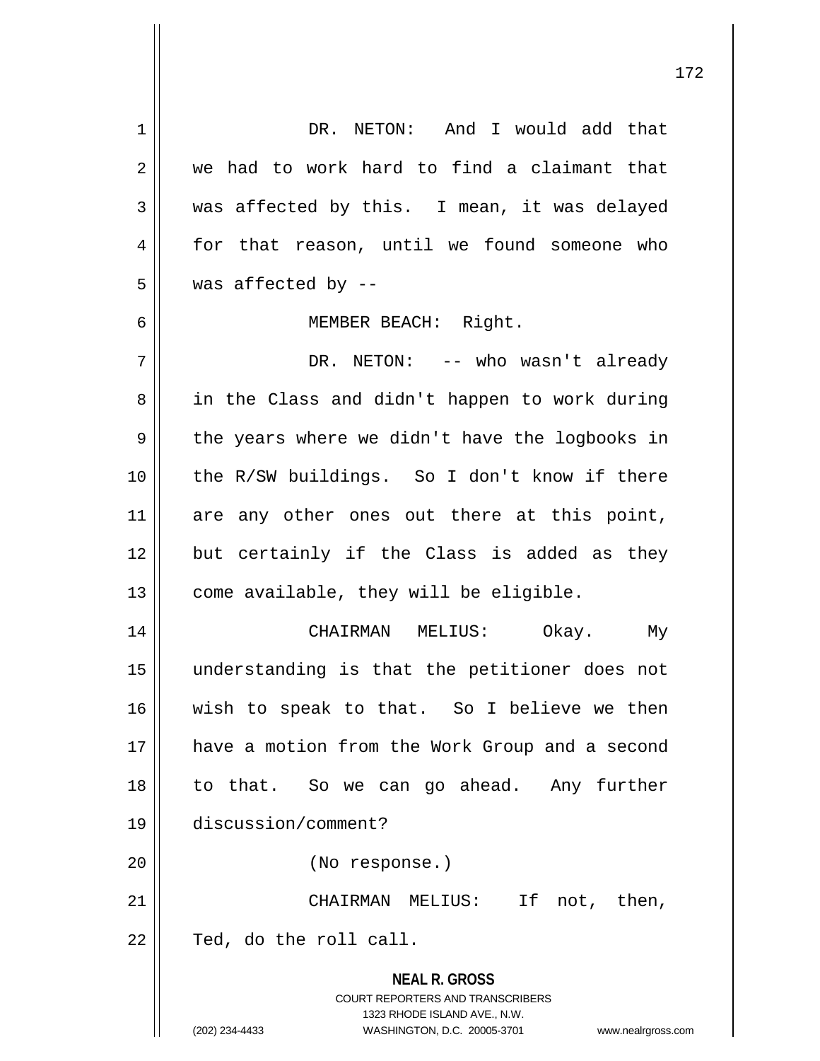DR. NETON: And I would add that we had to work hard to find a claimant that was affected by this. I mean, it was delayed for that reason, until we found someone who was affected by --

MEMBER BEACH: Right.

DR. NETON: -- who wasn't already in the Class and didn't happen to work during the years where we didn't have the logbooks in the R/SW buildings. So I don't know if there are any other ones out there at this point, but certainly if the Class is added as they come available, they will be eligible.

CHAIRMAN MELIUS: Okay. My understanding is that the petitioner does not wish to speak to that. So I believe we then have a motion from the Work Group and a second to that. So we can go ahead. Any further discussion/comment?

(No response.)

CHAIRMAN MELIUS: If not, then, Ted, do the roll call.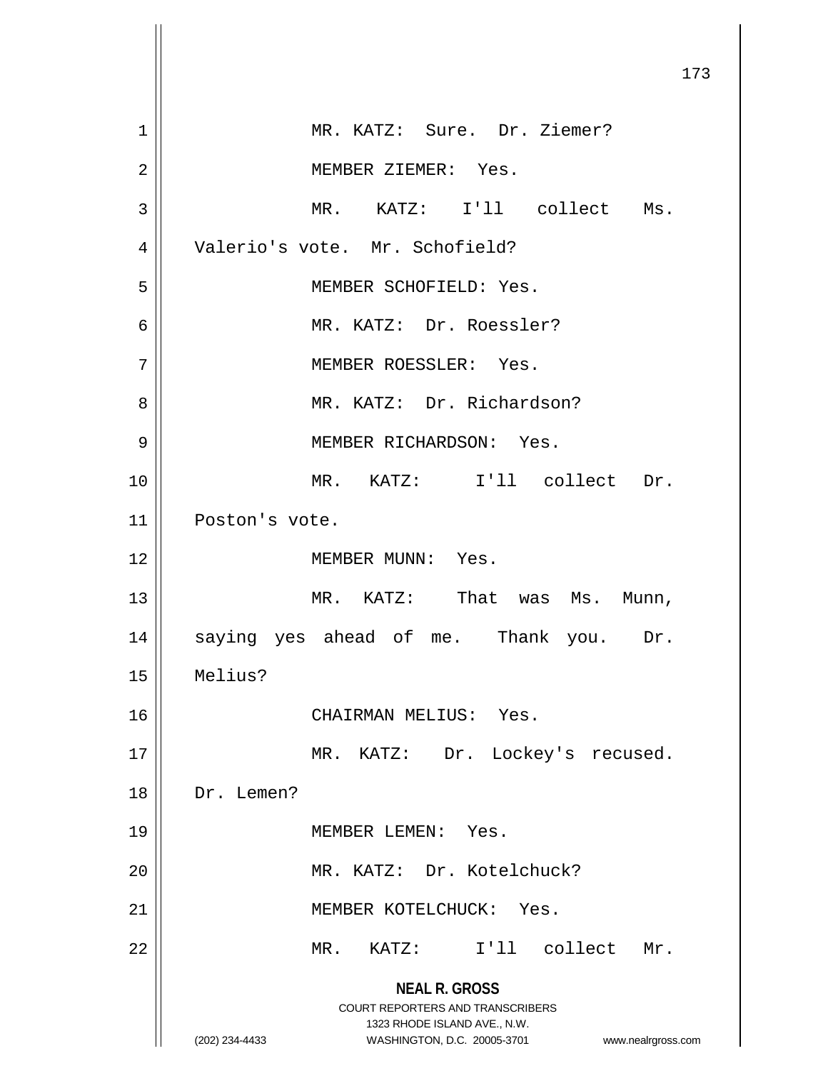MR. KATZ: Sure. Dr. Ziemer?

MEMBER ZIEMER: Yes.

MR. KATZ: I'll collect Ms. Valerio's vote. Mr. Schofield?

MEMBER SCHOFIELD: Yes.

MR. KATZ: Dr. Roessler?

MEMBER ROESSLER: Yes.

MR. KATZ: Dr. Richardson?

MEMBER RICHARDSON: Yes.

MR. KATZ: I'll collect Dr. Poston's vote.

MEMBER MUNN: Yes.

MR. KATZ: That was Ms. Munn, saying yes ahead of me. Thank you. Dr. Melius?

CHAIRMAN MELIUS: Yes.

MR. KATZ: Dr. Lockey's recused. Dr. Lemen?

MEMBER LEMEN: Yes.

MR. KATZ: Dr. Kotelchuck?

MEMBER KOTELCHUCK: Yes.

MR. KATZ: I'll collect Mr.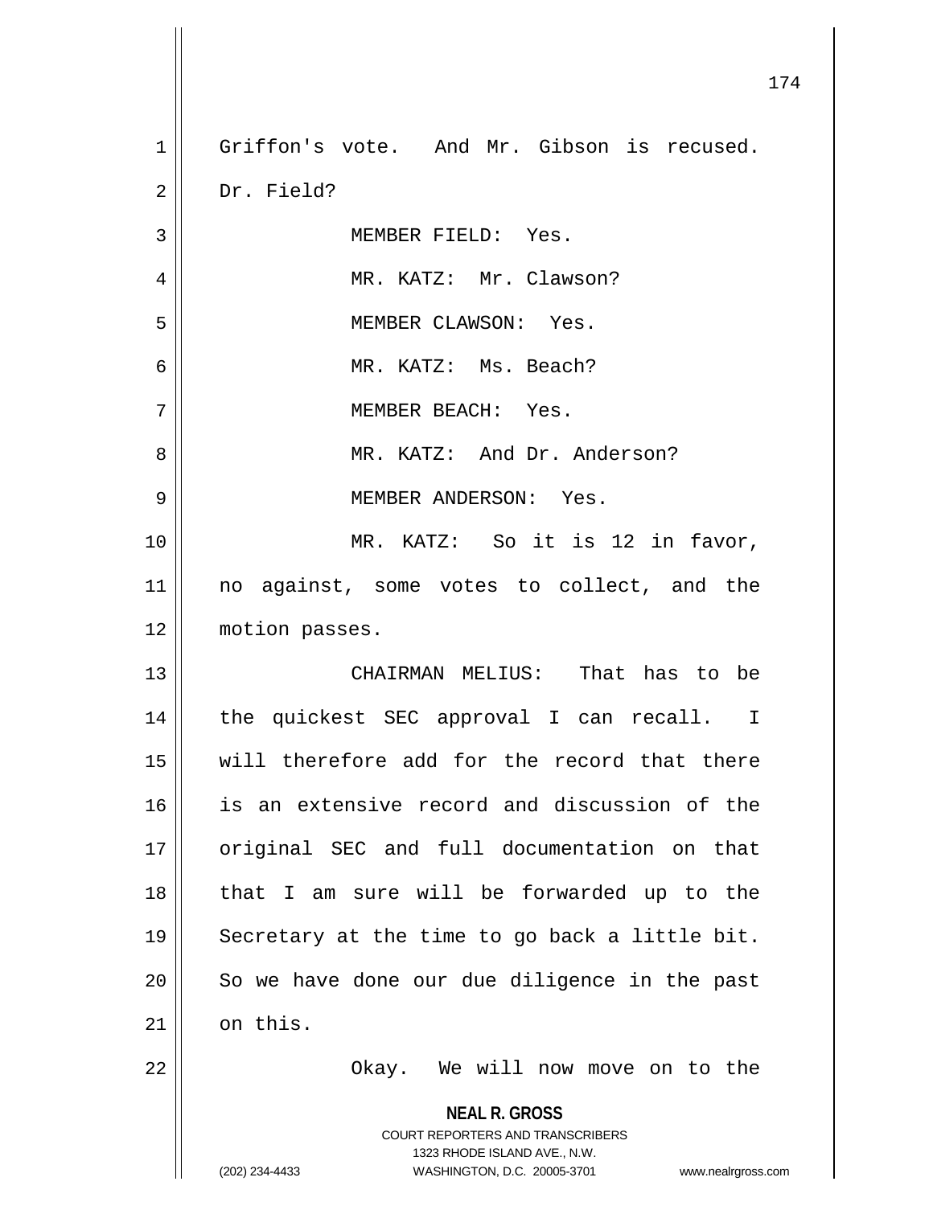Griffon's vote. And Mr. Gibson is recused. Dr. Field?

MEMBER FIELD: Yes.

MR. KATZ: Mr. Clawson?

MEMBER CLAWSON: Yes.

MR. KATZ: Ms. Beach?

MEMBER BEACH: Yes.

MR. KATZ: And Dr. Anderson?

MEMBER ANDERSON: Yes.

MR. KATZ: So it is 12 in favor, no against, some votes to collect, and the motion passes.

CHAIRMAN MELIUS: That has to be the quickest SEC approval I can recall. I will therefore add for the record that there is an extensive record and discussion of the original SEC and full documentation on that that I am sure will be forwarded up to the Secretary at the time to go back a little bit. So we have done our due diligence in the past on this.

Okay. We will now move on to the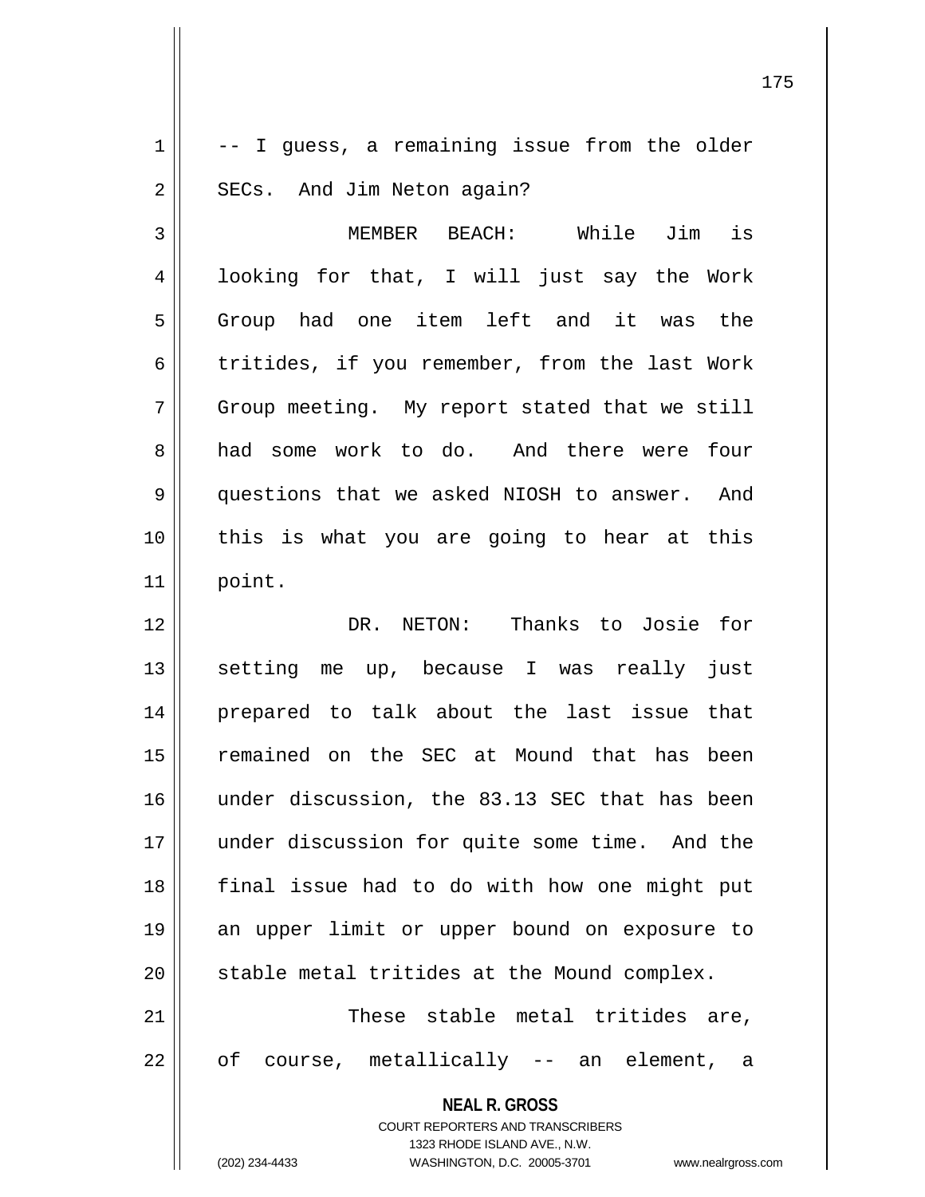-- I guess, a remaining issue from the older SECs. And Jim Neton again?

MEMBER BEACH: While Jim is looking for that, I will just say the Work Group had one item left and it was the tritides, if you remember, from the last Work Group meeting. My report stated that we still had some work to do. And there were four questions that we asked NIOSH to answer. And this is what you are going to hear at this point.

DR. NETON: Thanks to Josie for setting me up, because I was really just prepared to talk about the last issue that remained on the SEC at Mound that has been under discussion, the 83.13 SEC that has been under discussion for quite some time. And the final issue had to do with how one might put an upper limit or upper bound on exposure to stable metal tritides at the Mound complex.

These stable metal tritides are, of course, metallically -- an element, a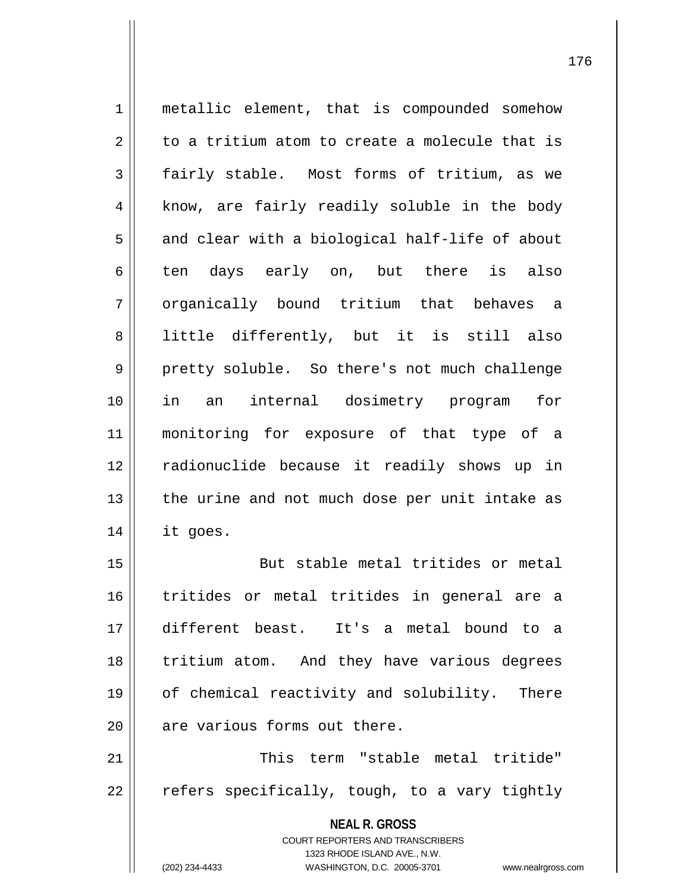metallic element, that is compounded somehow to a tritium atom to create a molecule that is fairly stable. Most forms of tritium, as we know, are fairly readily soluble in the body and clear with a biological half-life of about ten days early on, but there is also organically bound tritium that behaves a little differently, but it is still also pretty soluble. So there's not much challenge in an internal dosimetry program for monitoring for exposure of that type of a radionuclide because it readily shows up in the urine and not much dose per unit intake as it goes.

But stable metal tritides or metal tritides or metal tritides in general are a different beast. It's a metal bound to a tritium atom. And they have various degrees of chemical reactivity and solubility. There are various forms out there.

This term "stable metal tritide" refers specifically, tough, to a vary tightly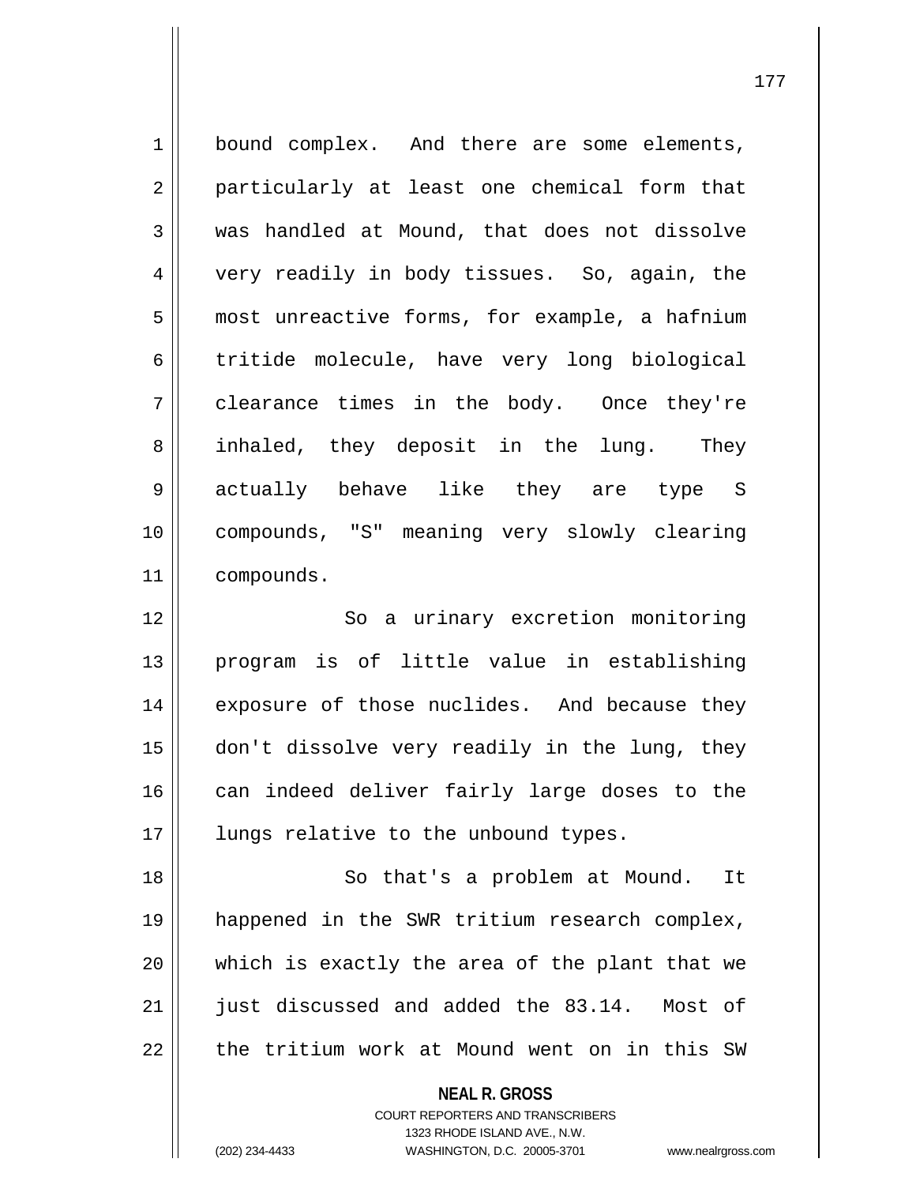bound complex. And there are some elements, particularly at least one chemical form that was handled at Mound, that does not dissolve very readily in body tissues. So, again, the most unreactive forms, for example, a hafnium tritide molecule, have very long biological clearance times in the body. Once they're inhaled, they deposit in the lung. They actually behave like they are type S compounds, "S" meaning very slowly clearing compounds.

So a urinary excretion monitoring program is of little value in establishing exposure of those nuclides. And because they don't dissolve very readily in the lung, they can indeed deliver fairly large doses to the lungs relative to the unbound types.

So that's a problem at Mound. It happened in the SWR tritium research complex, which is exactly the area of the plant that we just discussed and added the 83.14. Most of the tritium work at Mound went on in this SW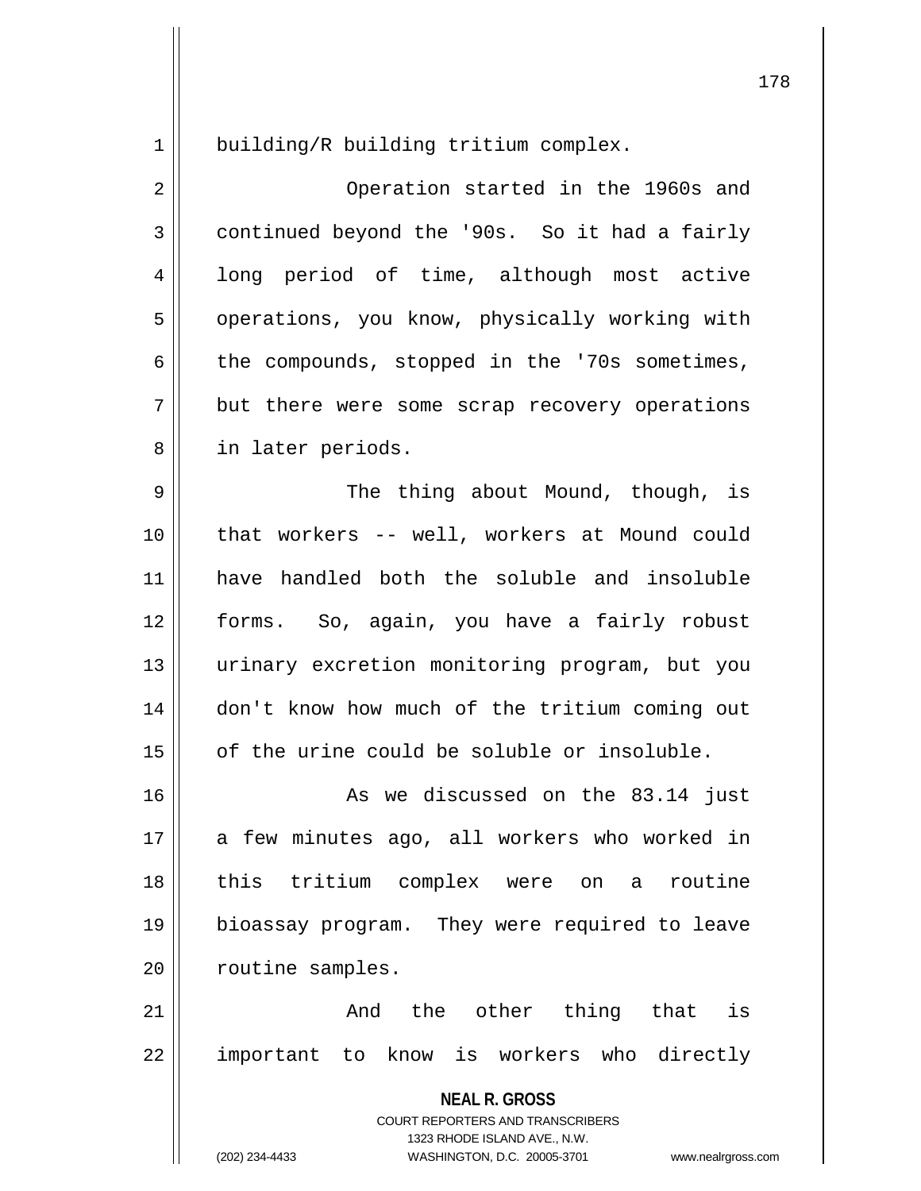building/R building tritium complex.

Operation started in the 1960s and continued beyond the '90s. So it had a fairly long period of time, although most active operations, you know, physically working with the compounds, stopped in the '70s sometimes, but there were some scrap recovery operations in later periods.

The thing about Mound, though, is that workers -- well, workers at Mound could have handled both the soluble and insoluble forms. So, again, you have a fairly robust urinary excretion monitoring program, but you don't know how much of the tritium coming out of the urine could be soluble or insoluble.

As we discussed on the 83.14 just a few minutes ago, all workers who worked in this tritium complex were on a routine bioassay program. They were required to leave routine samples.

And the other thing that is important to know is workers who directly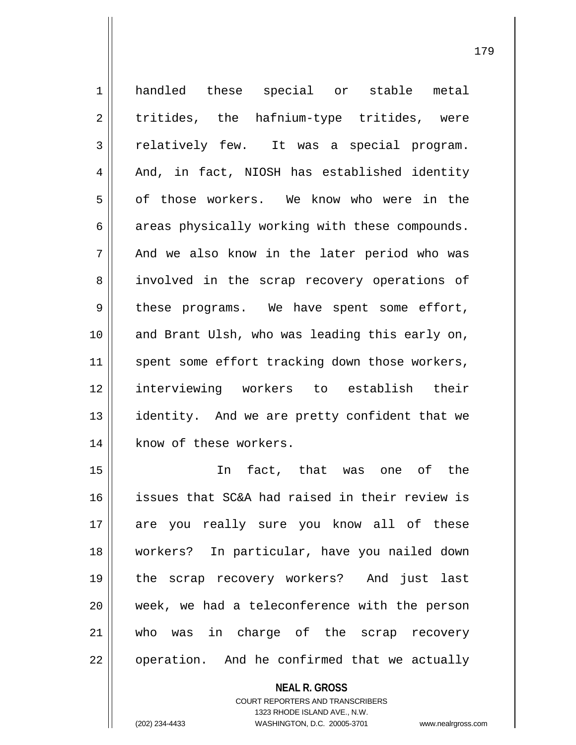handled these special or stable metal tritides, the hafnium-type tritides, were relatively few. It was a special program. And, in fact, NIOSH has established identity of those workers. We know who were in the areas physically working with these compounds. And we also know in the later period who was involved in the scrap recovery operations of these programs. We have spent some effort, and Brant Ulsh, who was leading this early on, spent some effort tracking down those workers, interviewing workers to establish their identity. And we are pretty confident that we know of these workers.

In fact, that was one of the issues that SC&A had raised in their review is are you really sure you know all of these workers? In particular, have you nailed down the scrap recovery workers? And just last week, we had a teleconference with the person who was in charge of the scrap recovery operation. And he confirmed that we actually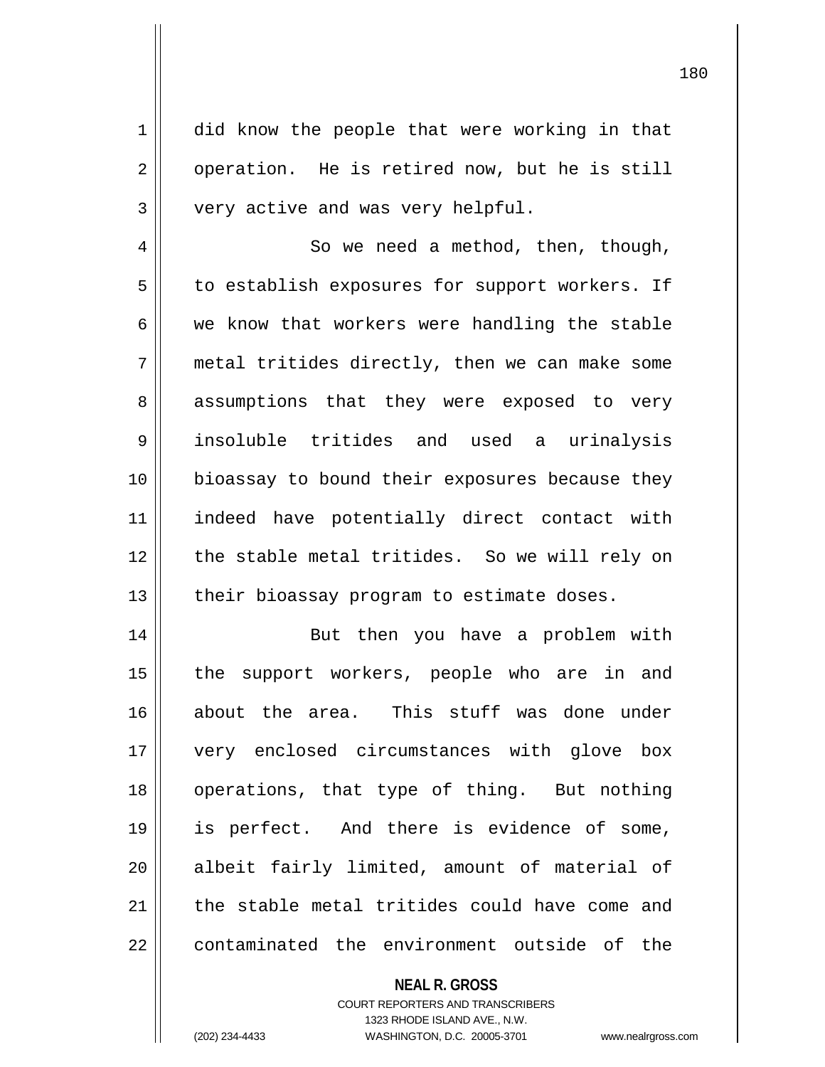did know the people that were working in that operation. He is retired now, but he is still very active and was very helpful.

So we need a method, then, though, to establish exposures for support workers. If we know that workers were handling the stable metal tritides directly, then we can make some assumptions that they were exposed to very insoluble tritides and used a urinalysis bioassay to bound their exposures because they indeed have potentially direct contact with the stable metal tritides. So we will rely on their bioassay program to estimate doses.

But then you have a problem with the support workers, people who are in and about the area. This stuff was done under very enclosed circumstances with glove box operations, that type of thing. But nothing is perfect. And there is evidence of some, albeit fairly limited, amount of material of the stable metal tritides could have come and contaminated the environment outside of the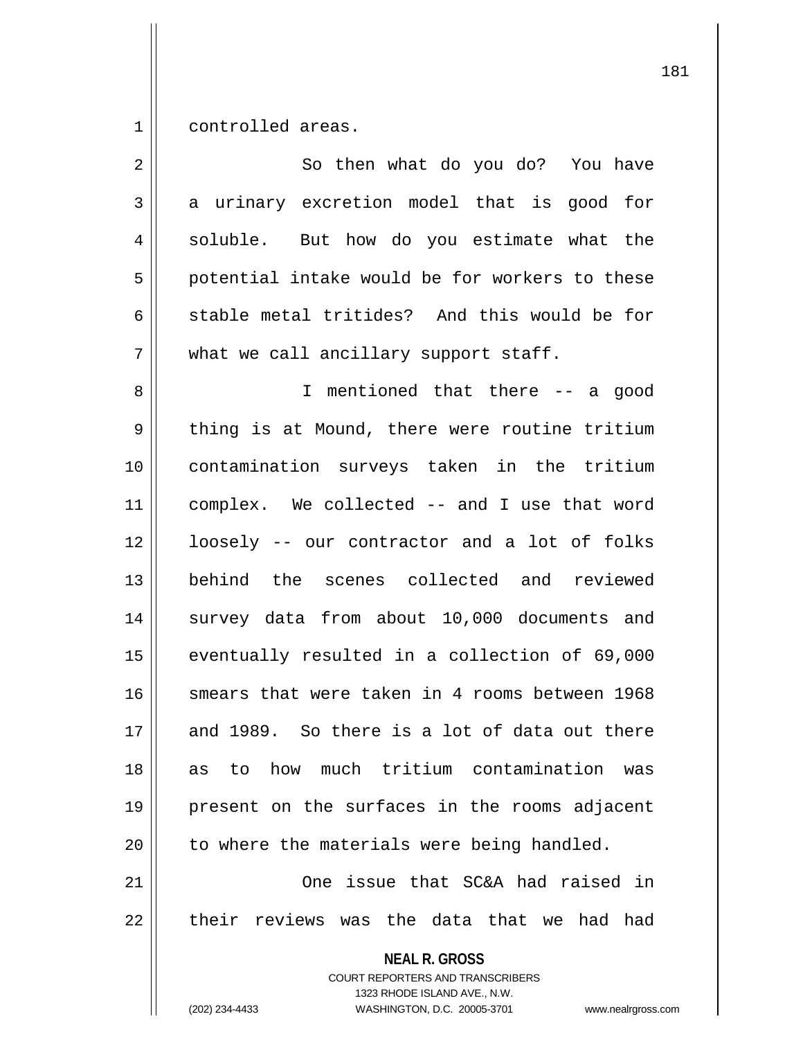controlled areas.

So then what do you do? You have a urinary excretion model that is good for soluble. But how do you estimate what the potential intake would be for workers to these stable metal tritides? And this would be for what we call ancillary support staff.

I mentioned that there -- a good thing is at Mound, there were routine tritium contamination surveys taken in the tritium complex. We collected -- and I use that word loosely -- our contractor and a lot of folks behind the scenes collected and reviewed survey data from about 10,000 documents and eventually resulted in a collection of 69,000 smears that were taken in 4 rooms between 1968 and 1989. So there is a lot of data out there as to how much tritium contamination was present on the surfaces in the rooms adjacent to where the materials were being handled.

One issue that SC&A had raised in their reviews was the data that we had had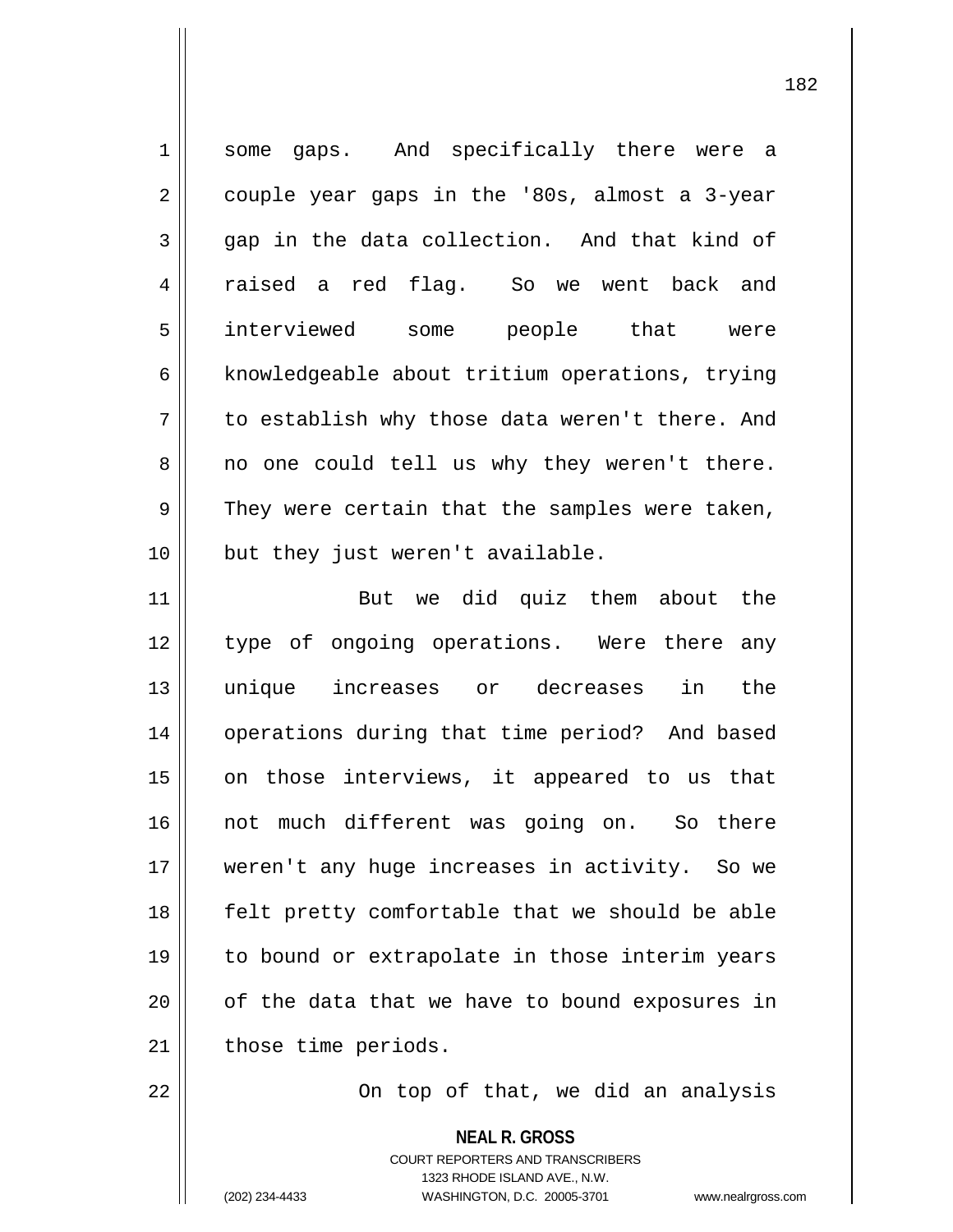some gaps. And specifically there were a couple year gaps in the '80s, almost a 3-year gap in the data collection. And that kind of raised a red flag. So we went back and interviewed some people that were knowledgeable about tritium operations, trying to establish why those data weren't there. And no one could tell us why they weren't there. They were certain that the samples were taken, but they just weren't available.

But we did quiz them about the type of ongoing operations. Were there any unique increases or decreases in the operations during that time period? And based on those interviews, it appeared to us that not much different was going on. So there weren't any huge increases in activity. So we felt pretty comfortable that we should be able to bound or extrapolate in those interim years of the data that we have to bound exposures in those time periods.

On top of that, we did an analysis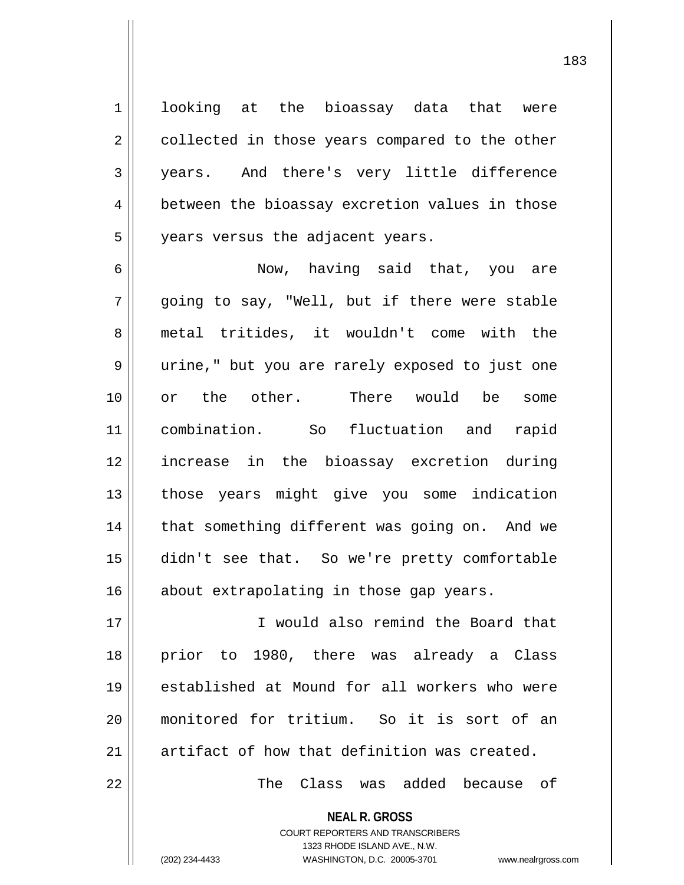looking at the bioassay data that were collected in those years compared to the other years. And there's very little difference between the bioassay excretion values in those years versus the adjacent years.

Now, having said that, you are going to say, "Well, but if there were stable metal tritides, it wouldn't come with the urine," but you are rarely exposed to just one or the other. There would be some combination. So fluctuation and rapid increase in the bioassay excretion during those years might give you some indication that something different was going on. And we didn't see that. So we're pretty comfortable about extrapolating in those gap years.

I would also remind the Board that prior to 1980, there was already a Class established at Mound for all workers who were monitored for tritium. So it is sort of an artifact of how that definition was created.

The Class was added because of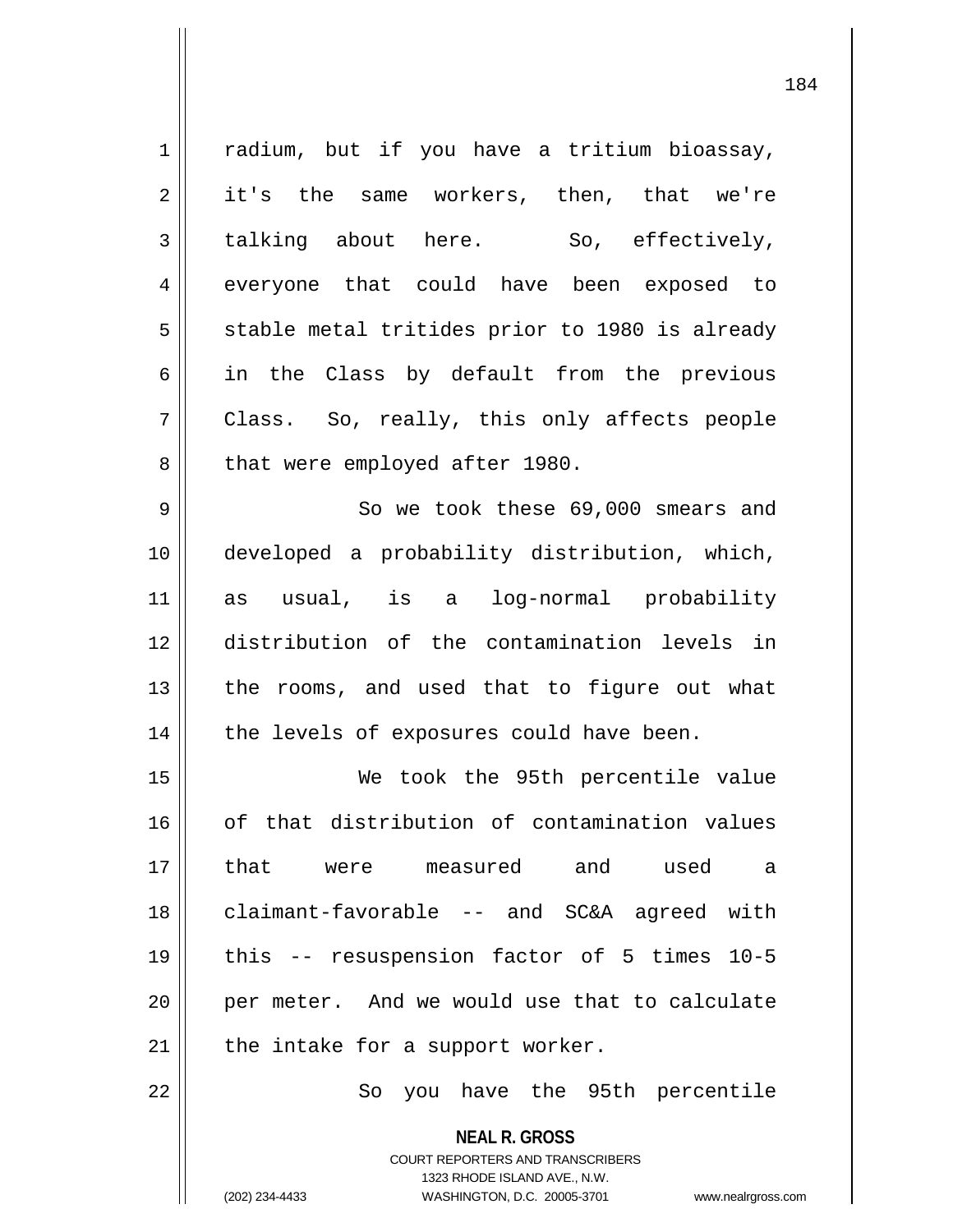radium, but if you have a tritium bioassay, it's the same workers, then, that we're talking about here. So, effectively, everyone that could have been exposed to stable metal tritides prior to 1980 is already in the Class by default from the previous Class. So, really, this only affects people that were employed after 1980.

So we took these 69,000 smears and developed a probability distribution, which, as usual, is a log-normal probability distribution of the contamination levels in the rooms, and used that to figure out what the levels of exposures could have been.

We took the 95th percentile value of that distribution of contamination values that were measured and used a claimant-favorable -- and SC&A agreed with this -- resuspension factor of 5 times 10-5 per meter. And we would use that to calculate the intake for a support worker.

So you have the 95th percentile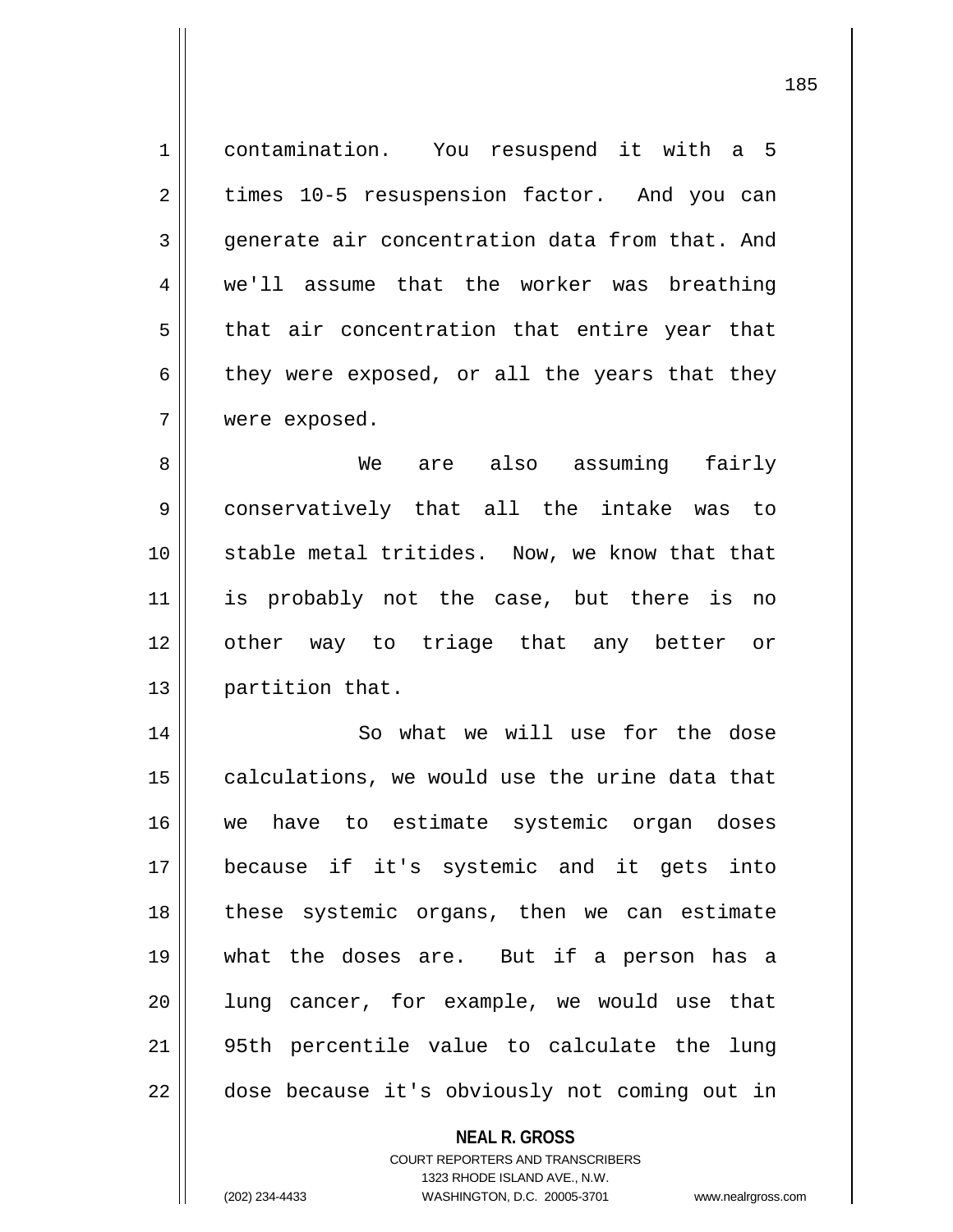contamination. You resuspend it with a 5 times 10-5 resuspension factor. And you can generate air concentration data from that. And we'll assume that the worker was breathing that air concentration that entire year that they were exposed, or all the years that they were exposed.

We are also assuming fairly conservatively that all the intake was to stable metal tritides. Now, we know that that is probably not the case, but there is no other way to triage that any better or partition that.

So what we will use for the dose calculations, we would use the urine data that we have to estimate systemic organ doses because if it's systemic and it gets into these systemic organs, then we can estimate what the doses are. But if a person has a lung cancer, for example, we would use that 95th percentile value to calculate the lung dose because it's obviously not coming out in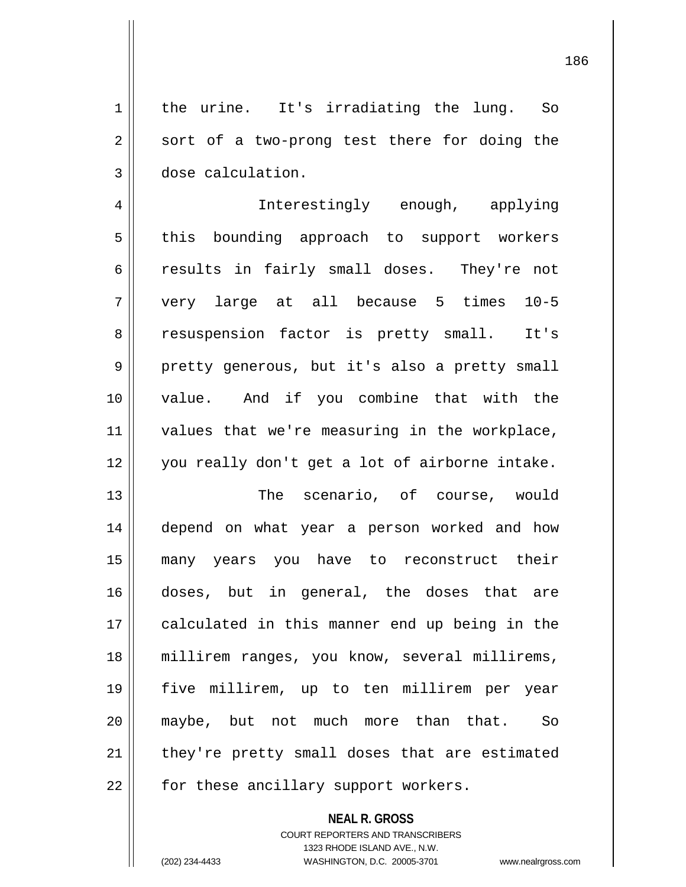the urine. It's irradiating the lung. So sort of a two-prong test there for doing the dose calculation.

Interestingly enough, applying this bounding approach to support workers results in fairly small doses. They're not very large at all because 5 times 10-5 resuspension factor is pretty small. It's pretty generous, but it's also a pretty small value. And if you combine that with the values that we're measuring in the workplace, you really don't get a lot of airborne intake.

The scenario, of course, would depend on what year a person worked and how many years you have to reconstruct their doses, but in general, the doses that are calculated in this manner end up being in the millirem ranges, you know, several millirems, five millirem, up to ten millirem per year maybe, but not much more than that. So they're pretty small doses that are estimated for these ancillary support workers.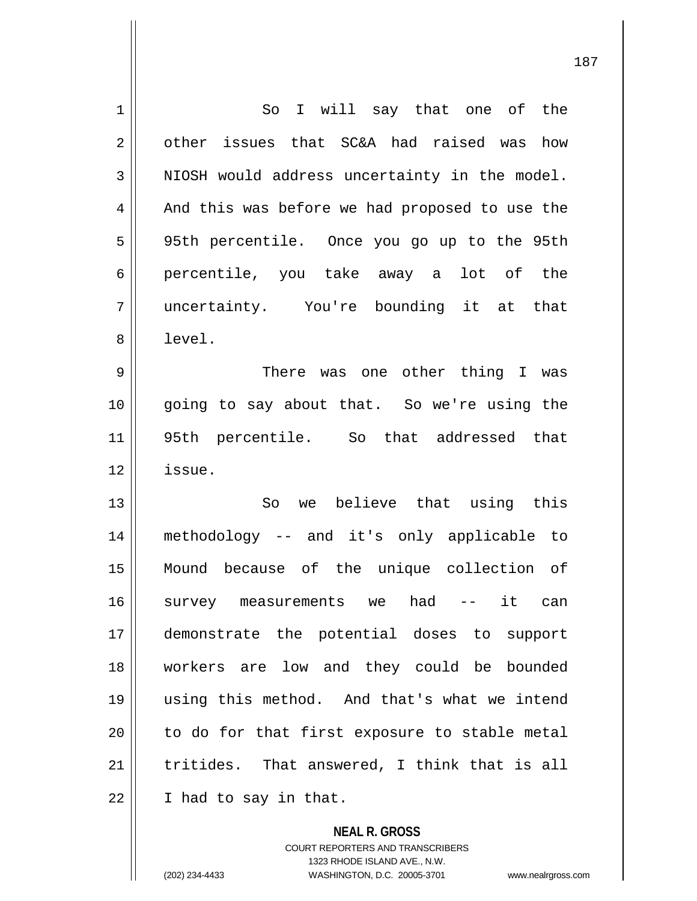So I will say that one of the other issues that SC&A had raised was how NIOSH would address uncertainty in the model. And this was before we had proposed to use the 95th percentile. Once you go up to the 95th percentile, you take away a lot of the uncertainty. You're bounding it at that level.

There was one other thing I was going to say about that. So we're using the 95th percentile. So that addressed that issue.

So we believe that using this methodology -- and it's only applicable to Mound because of the unique collection of survey measurements we had -- it can demonstrate the potential doses to support workers are low and they could be bounded using this method. And that's what we intend to do for that first exposure to stable metal tritides. That answered, I think that is all I had to say in that.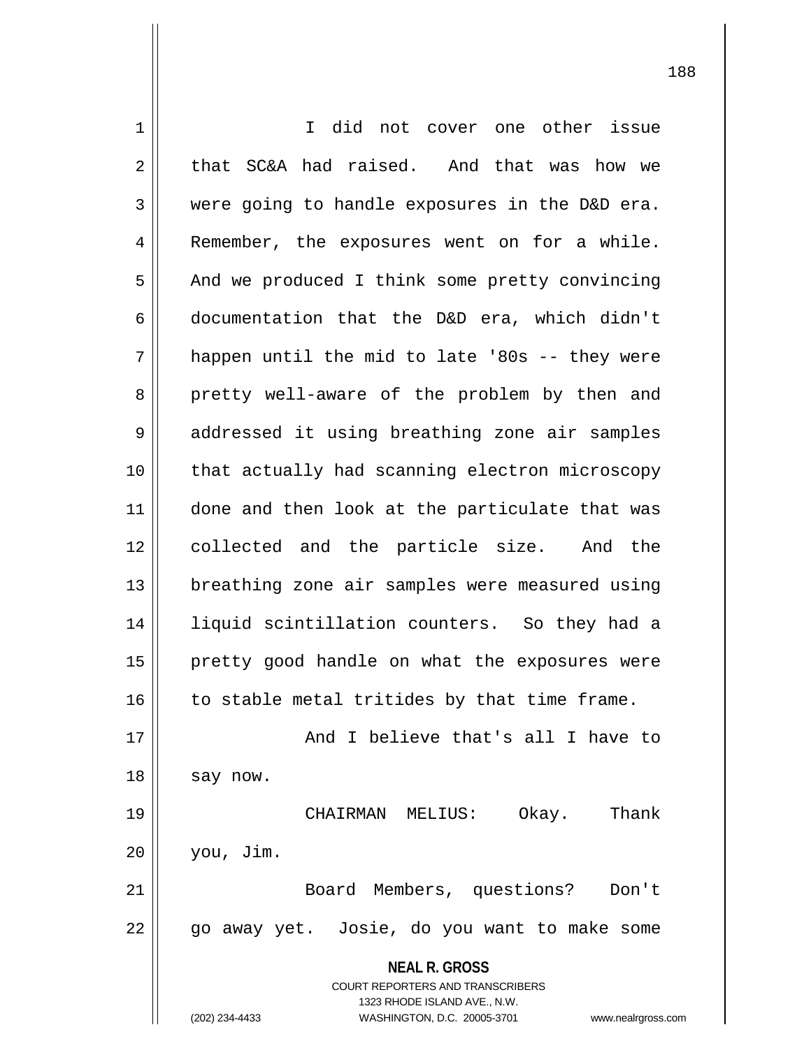I did not cover one other issue that SC&A had raised. And that was how we were going to handle exposures in the D&D era. Remember, the exposures went on for a while. And we produced I think some pretty convincing documentation that the D&D era, which didn't happen until the mid to late '80s -- they were pretty well-aware of the problem by then and addressed it using breathing zone air samples that actually had scanning electron microscopy done and then look at the particulate that was collected and the particle size. And the breathing zone air samples were measured using liquid scintillation counters. So they had a pretty good handle on what the exposures were to stable metal tritides by that time frame.

And I believe that's all I have to say now.

CHAIRMAN MELIUS: Okay. Thank you, Jim.

Board Members, questions? Don't go away yet. Josie, do you want to make some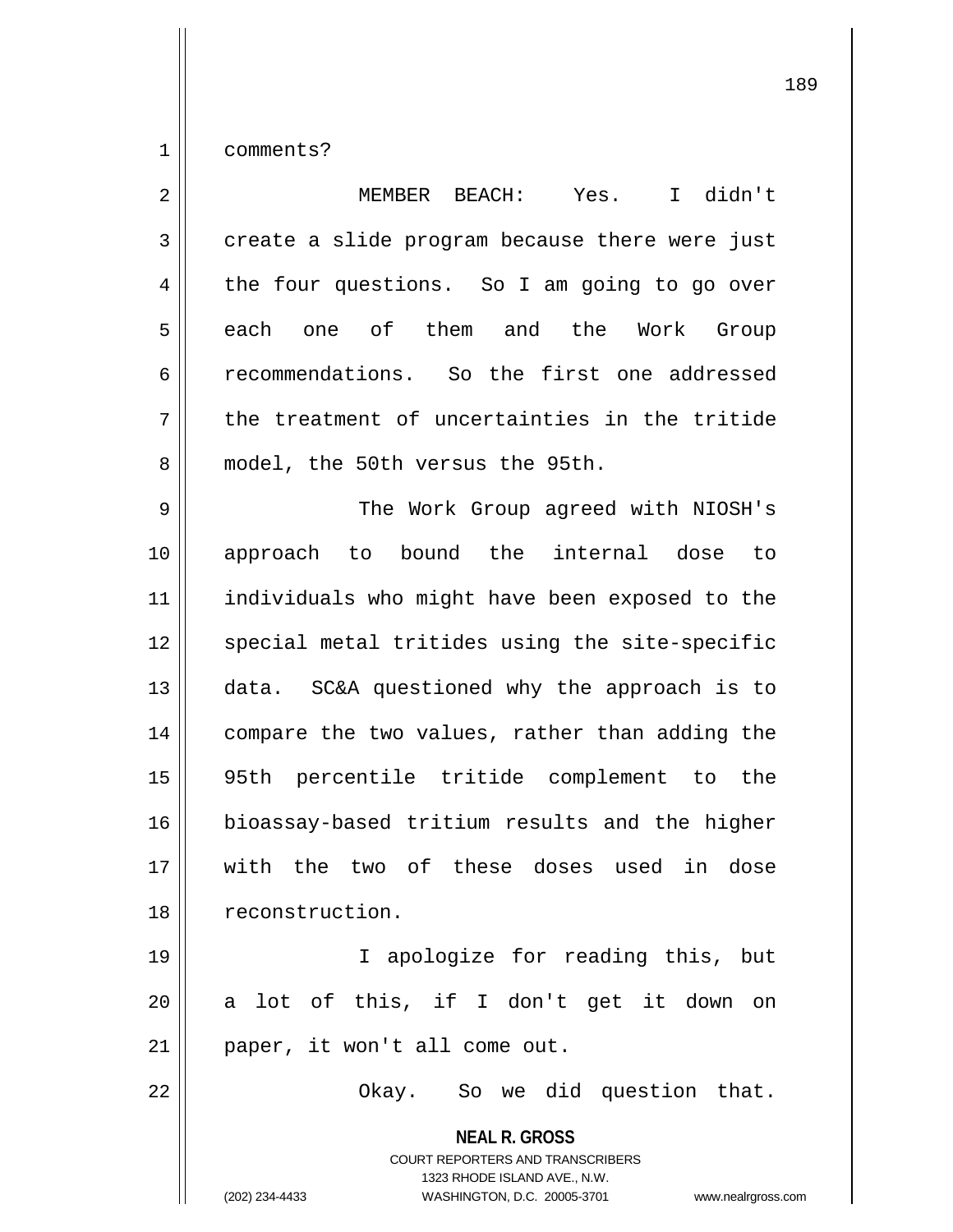comments?

MEMBER BEACH: Yes. I didn't create a slide program because there were just the four questions. So I am going to go over each one of them and the Work Group recommendations. So the first one addressed the treatment of uncertainties in the tritide model, the 50th versus the 95th.

The Work Group agreed with NIOSH's approach to bound the internal dose to individuals who might have been exposed to the special metal tritides using the site-specific data. SC&A questioned why the approach is to compare the two values, rather than adding the 95th percentile tritide complement to the bioassay-based tritium results and the higher with the two of these doses used in dose reconstruction.

I apologize for reading this, but a lot of this, if I don't get it down on paper, it won't all come out.

Okay. So we did question that.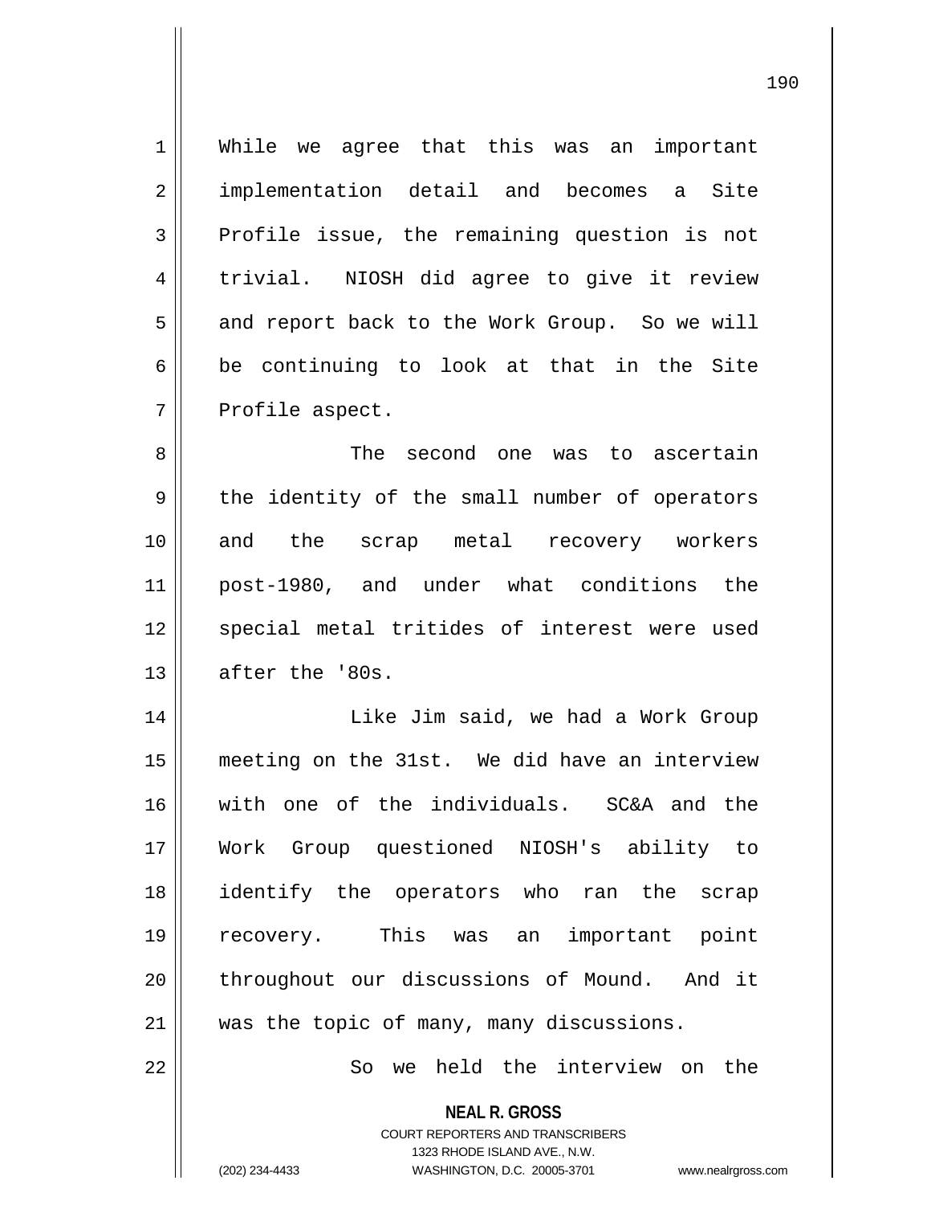While we agree that this was an important implementation detail and becomes a Site Profile issue, the remaining question is not trivial. NIOSH did agree to give it review and report back to the Work Group. So we will be continuing to look at that in the Site Profile aspect.

The second one was to ascertain the identity of the small number of operators and the scrap metal recovery workers post-1980, and under what conditions the special metal tritides of interest were used after the '80s.

Like Jim said, we had a Work Group meeting on the 31st. We did have an interview with one of the individuals. SC&A and the Work Group questioned NIOSH's ability to identify the operators who ran the scrap recovery. This was an important point throughout our discussions of Mound. And it was the topic of many, many discussions.

So we held the interview on the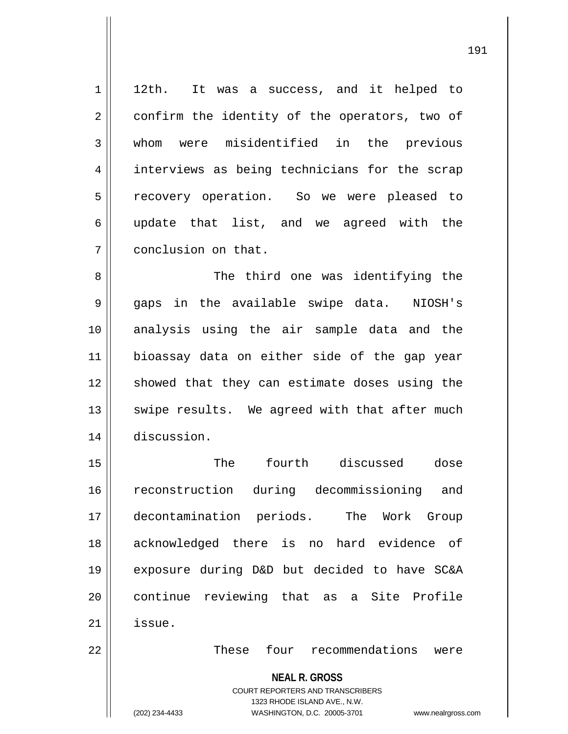12th. It was a success, and it helped to confirm the identity of the operators, two of whom were misidentified in the previous interviews as being technicians for the scrap recovery operation. So we were pleased to update that list, and we agreed with the conclusion on that.

The third one was identifying the gaps in the available swipe data. NIOSH's analysis using the air sample data and the bioassay data on either side of the gap year showed that they can estimate doses using the swipe results. We agreed with that after much discussion.

The fourth discussed dose reconstruction during decommissioning and decontamination periods. The Work Group acknowledged there is no hard evidence of exposure during D&D but decided to have SC&A continue reviewing that as a Site Profile issue.

These four recommendations were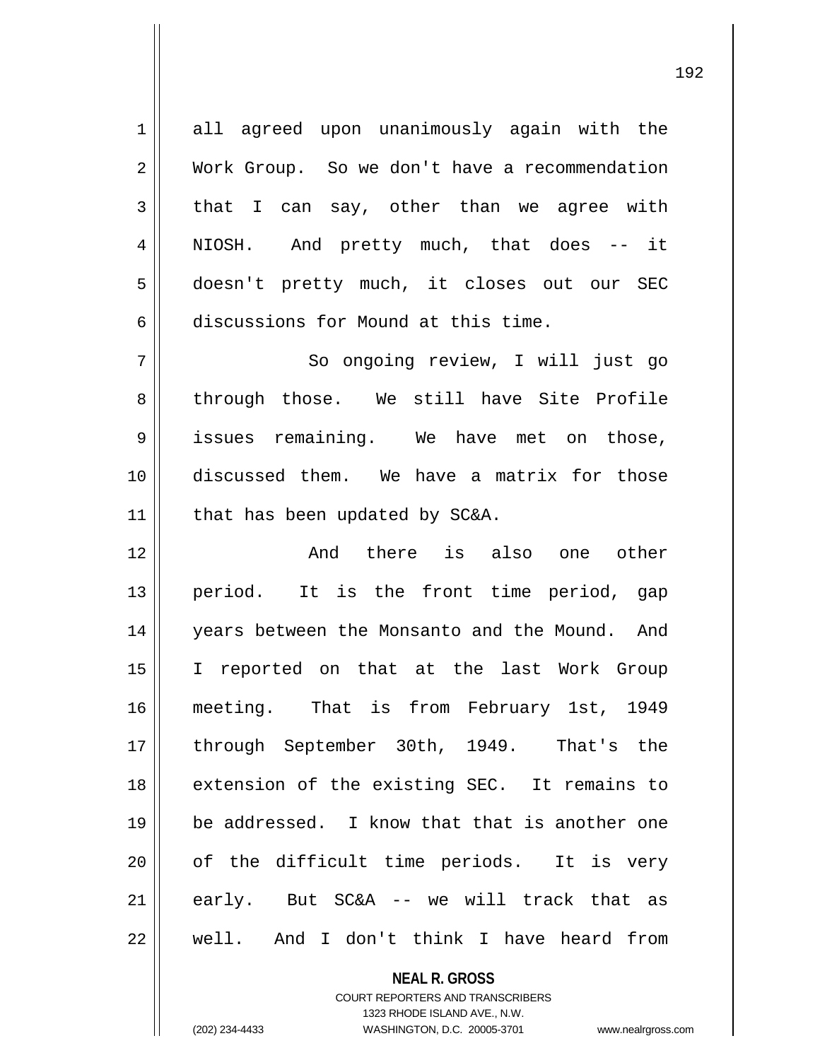all agreed upon unanimously again with the Work Group. So we don't have a recommendation that I can say, other than we agree with NIOSH. And pretty much, that does -- it doesn't pretty much, it closes out our SEC discussions for Mound at this time.

So ongoing review, I will just go through those. We still have Site Profile issues remaining. We have met on those, discussed them. We have a matrix for those that has been updated by SC&A.

And there is also one other period. It is the front time period, gap years between the Monsanto and the Mound. And I reported on that at the last Work Group meeting. That is from February 1st, 1949 through September 30th, 1949. That's the extension of the existing SEC. It remains to be addressed. I know that that is another one of the difficult time periods. It is very early. But SC&A -- we will track that as well. And I don't think I have heard from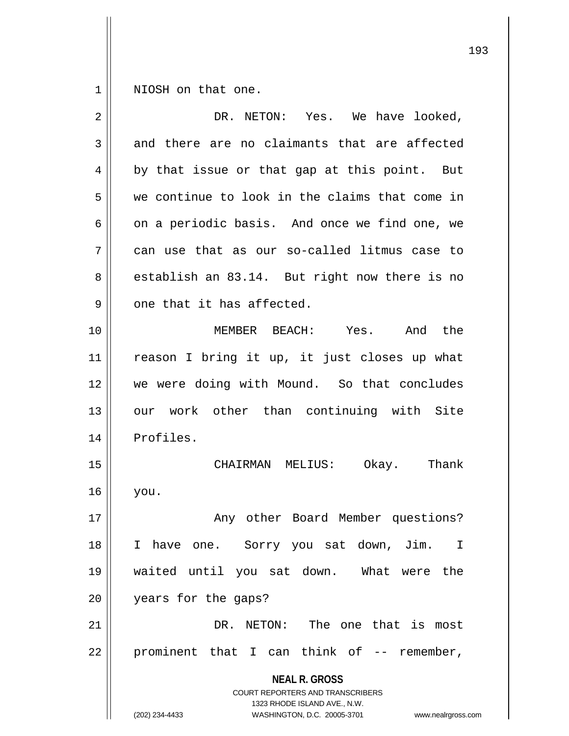NIOSH on that one.

DR. NETON: Yes. We have looked, and there are no claimants that are affected by that issue or that gap at this point. But we continue to look in the claims that come in on a periodic basis. And once we find one, we can use that as our so-called litmus case to establish an 83.14. But right now there is no one that it has affected.

MEMBER BEACH: Yes. And the reason I bring it up, it just closes up what we were doing with Mound. So that concludes our work other than continuing with Site Profiles.

CHAIRMAN MELIUS: Okay. Thank you.

Any other Board Member questions? I have one. Sorry you sat down, Jim. I waited until you sat down. What were the years for the gaps?

DR. NETON: The one that is most prominent that I can think of -- remember,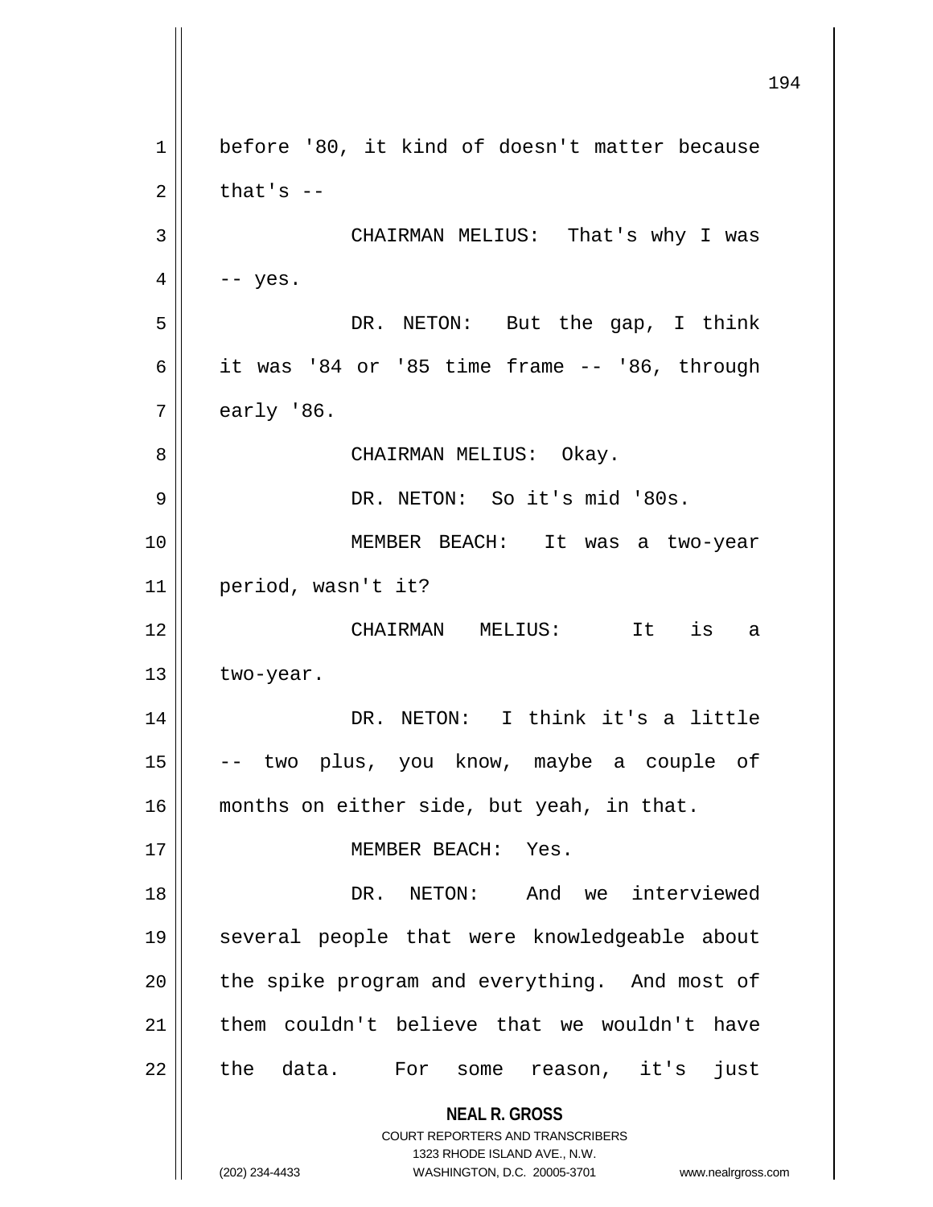before '80, it kind of doesn't matter because that's --

CHAIRMAN MELIUS: That's why I was -- yes.

DR. NETON: But the gap, I think it was '84 or '85 time frame -- '86, through early '86.

CHAIRMAN MELIUS: Okay.

DR. NETON: So it's mid '80s.

MEMBER BEACH: It was a two-year period, wasn't it?

CHAIRMAN MELIUS: It is a two-year.

DR. NETON: I think it's a little -- two plus, you know, maybe a couple of months on either side, but yeah, in that.

MEMBER BEACH: Yes.

DR. NETON: And we interviewed several people that were knowledgeable about the spike program and everything. And most of them couldn't believe that we wouldn't have the data. For some reason, it's just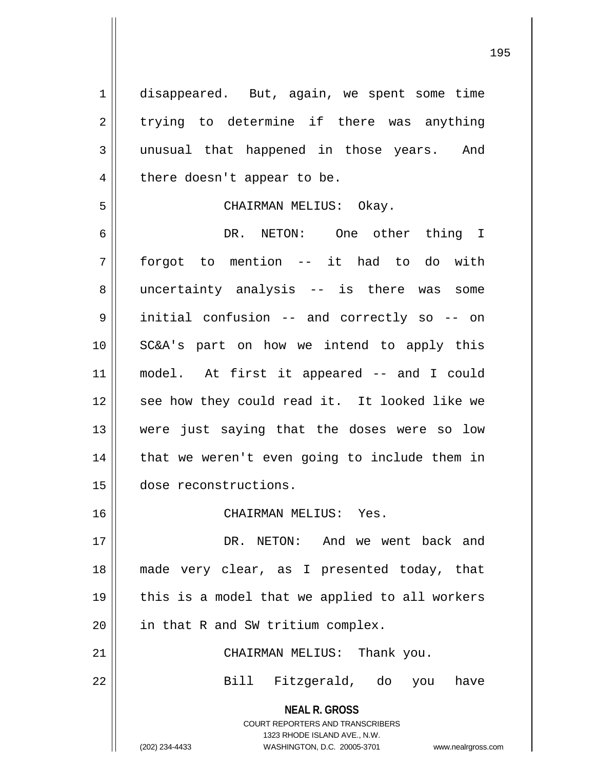disappeared. But, again, we spent some time trying to determine if there was anything unusual that happened in those years. And there doesn't appear to be.

CHAIRMAN MELIUS: Okay.

DR. NETON: One other thing I forgot to mention -- it had to do with uncertainty analysis -- is there was some initial confusion -- and correctly so -- on SC&A's part on how we intend to apply this model. At first it appeared -- and I could see how they could read it. It looked like we were just saying that the doses were so low that we weren't even going to include them in dose reconstructions.

CHAIRMAN MELIUS: Yes.

DR. NETON: And we went back and made very clear, as I presented today, that this is a model that we applied to all workers in that R and SW tritium complex.

CHAIRMAN MELIUS: Thank you.

Bill Fitzgerald, do you have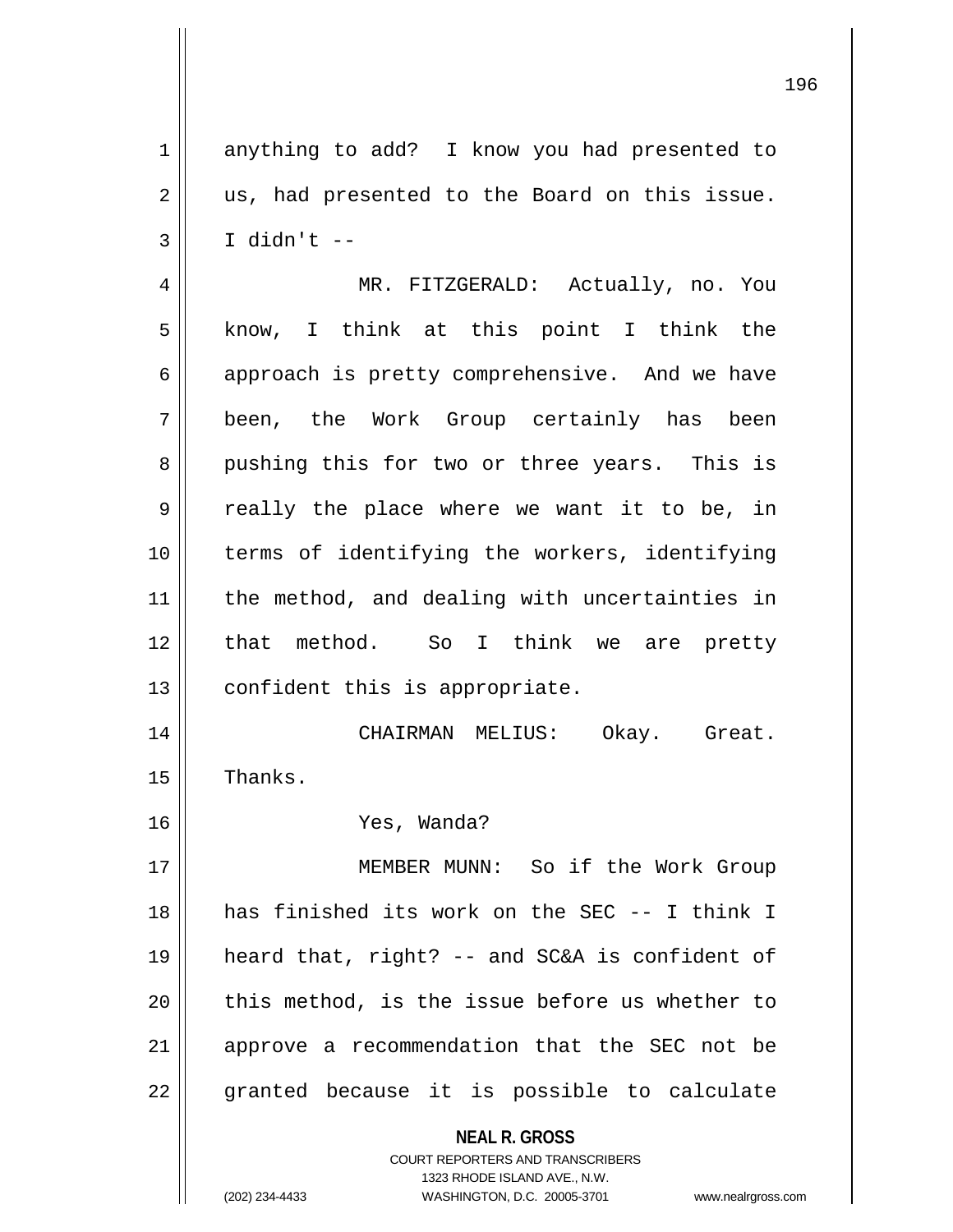anything to add? I know you had presented to us, had presented to the Board on this issue. I didn't --

MR. FITZGERALD: Actually, no. You know, I think at this point I think the approach is pretty comprehensive. And we have been, the Work Group certainly has been pushing this for two or three years. This is really the place where we want it to be, in terms of identifying the workers, identifying the method, and dealing with uncertainties in that method. So I think we are pretty confident this is appropriate.

CHAIRMAN MELIUS: Okay. Great. Thanks.

Yes, Wanda?

MEMBER MUNN: So if the Work Group has finished its work on the SEC -- I think I heard that, right? -- and SC&A is confident of this method, is the issue before us whether to approve a recommendation that the SEC not be granted because it is possible to calculate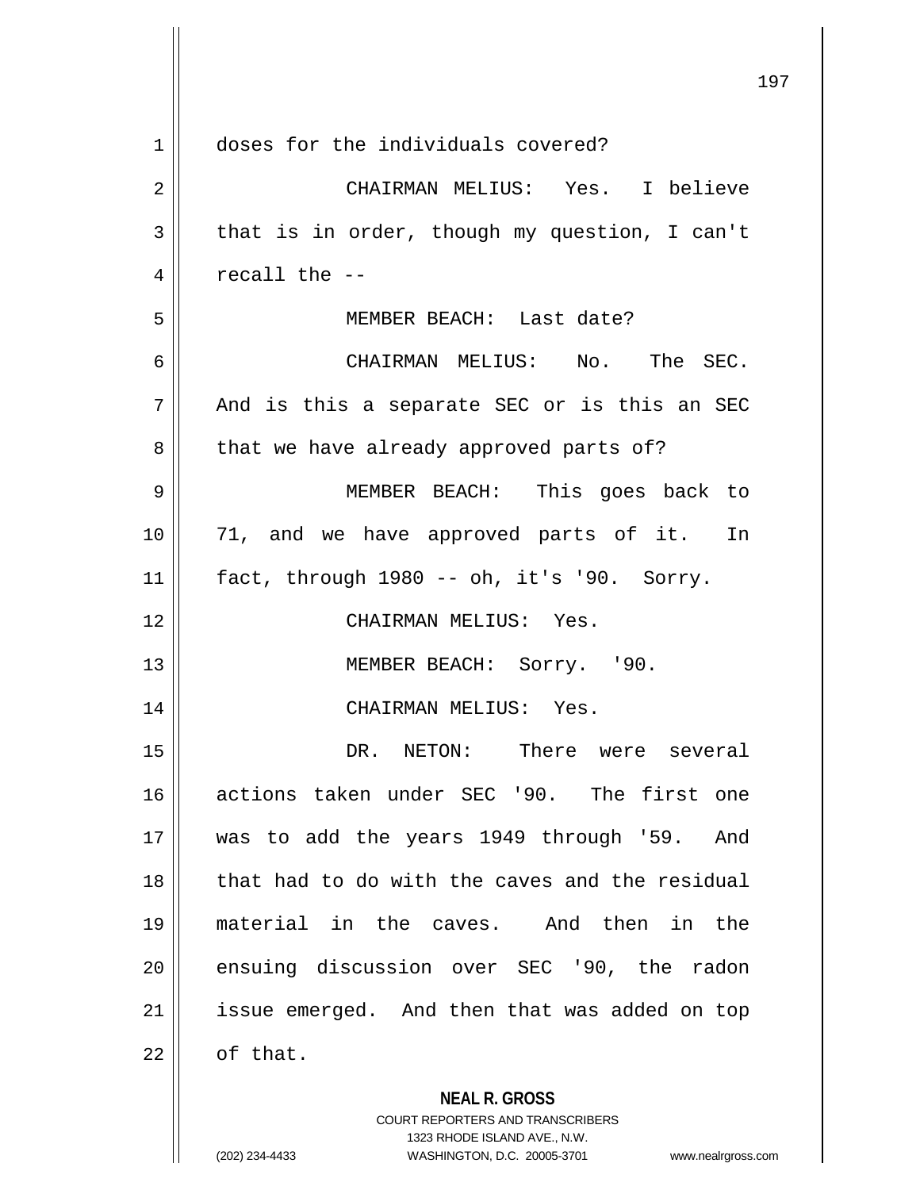doses for the individuals covered?

CHAIRMAN MELIUS: Yes. I believe that is in order, though my question, I can't recall the --

MEMBER BEACH: Last date?

CHAIRMAN MELIUS: No. The SEC. And is this a separate SEC or is this an SEC that we have already approved parts of?

MEMBER BEACH: This goes back to 71, and we have approved parts of it. In fact, through 1980 -- oh, it's '90. Sorry.

CHAIRMAN MELIUS: Yes.

MEMBER BEACH: Sorry. '90.

CHAIRMAN MELIUS: Yes.

DR. NETON: There were several actions taken under SEC '90. The first one was to add the years 1949 through '59. And that had to do with the caves and the residual material in the caves. And then in the ensuing discussion over SEC '90, the radon issue emerged. And then that was added on top of that.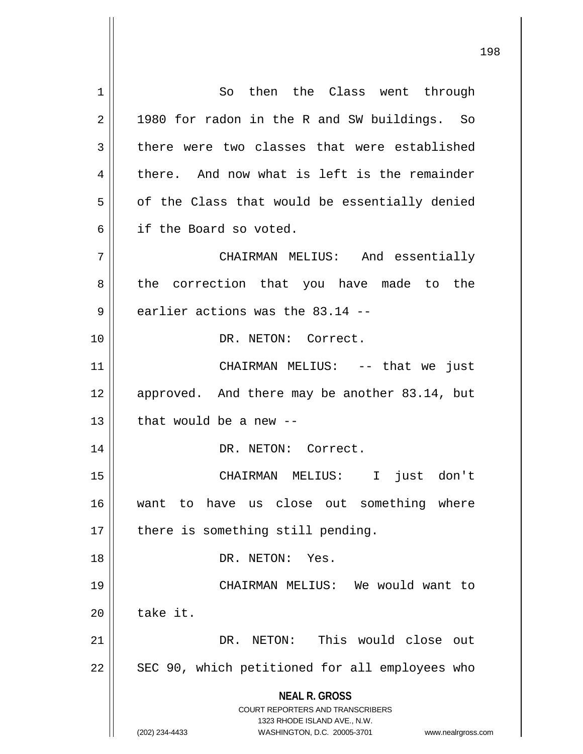So then the Class went through 1980 for radon in the R and SW buildings. So there were two classes that were established there. And now what is left is the remainder of the Class that would be essentially denied if the Board so voted.

CHAIRMAN MELIUS: And essentially the correction that you have made to the earlier actions was the 83.14 --

DR. NETON: Correct.

CHAIRMAN MELIUS: -- that we just approved. And there may be another 83.14, but that would be a new --

DR. NETON: Correct.

CHAIRMAN MELIUS: I just don't want to have us close out something where there is something still pending.

DR. NETON: Yes.

CHAIRMAN MELIUS: We would want to take it.

DR. NETON: This would close out SEC 90, which petitioned for all employees who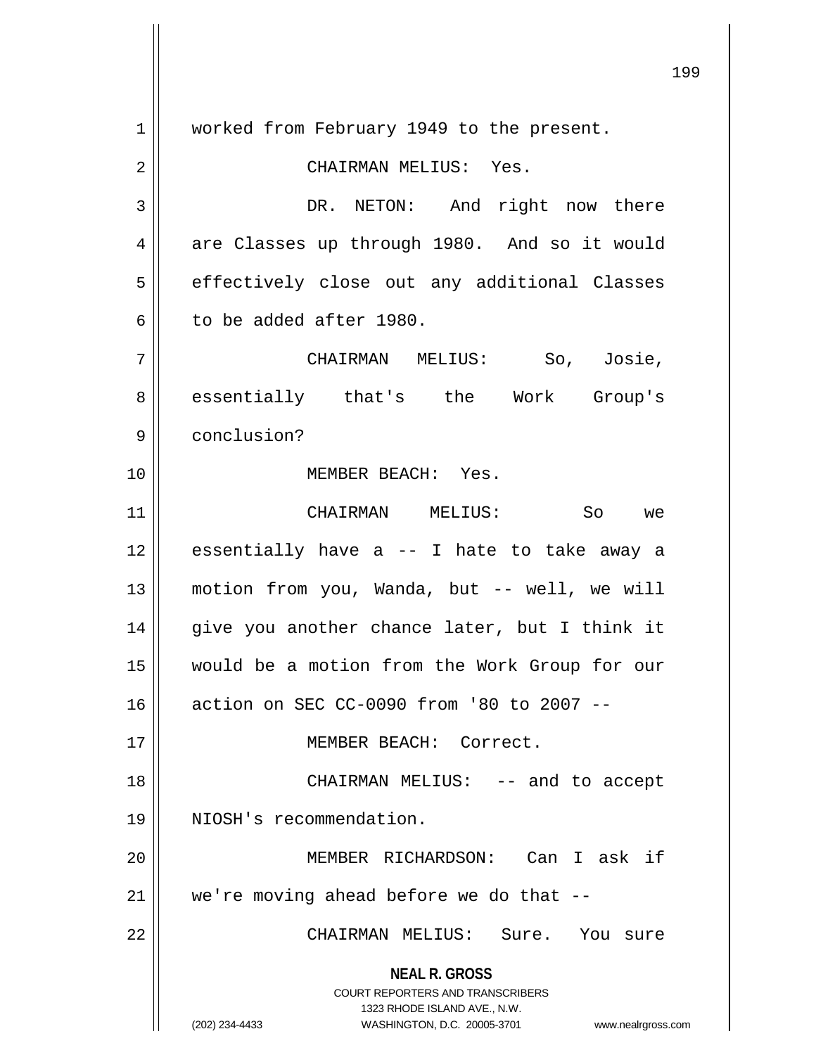worked from February 1949 to the present.

CHAIRMAN MELIUS: Yes.

DR. NETON: And right now there are Classes up through 1980. And so it would effectively close out any additional Classes to be added after 1980.

CHAIRMAN MELIUS: So, Josie, essentially that's the Work Group's conclusion?

MEMBER BEACH: Yes.

CHAIRMAN MELIUS: So we essentially have a -- I hate to take away a motion from you, Wanda, but -- well, we will give you another chance later, but I think it would be a motion from the Work Group for our action on SEC CC-0090 from '80 to 2007 --

MEMBER BEACH: Correct.

CHAIRMAN MELIUS: -- and to accept NIOSH's recommendation.

MEMBER RICHARDSON: Can I ask if we're moving ahead before we do that --

CHAIRMAN MELIUS: Sure. You sure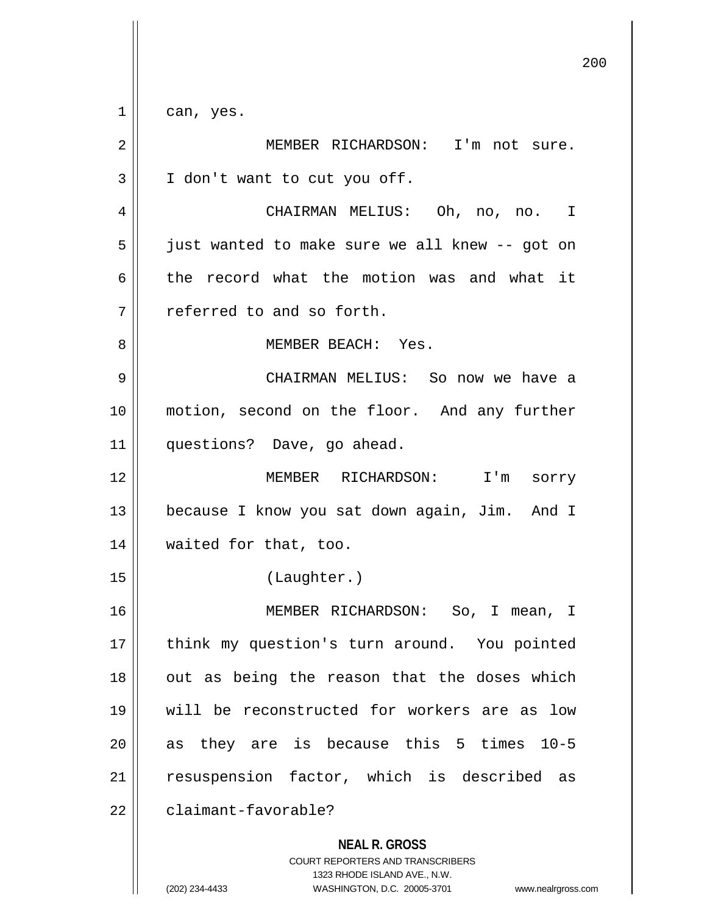can, yes.

MEMBER RICHARDSON: I'm not sure. I don't want to cut you off.

CHAIRMAN MELIUS: Oh, no, no. I just wanted to make sure we all knew -- got on the record what the motion was and what it referred to and so forth.

MEMBER BEACH: Yes.

CHAIRMAN MELIUS: So now we have a motion, second on the floor. And any further questions? Dave, go ahead.

MEMBER RICHARDSON: I'm sorry because I know you sat down again, Jim. And I waited for that, too.

(Laughter.)

MEMBER RICHARDSON: So, I mean, I think my question's turn around. You pointed out as being the reason that the doses which will be reconstructed for workers are as low as they are is because this 5 times 10-5 resuspension factor, which is described as claimant-favorable?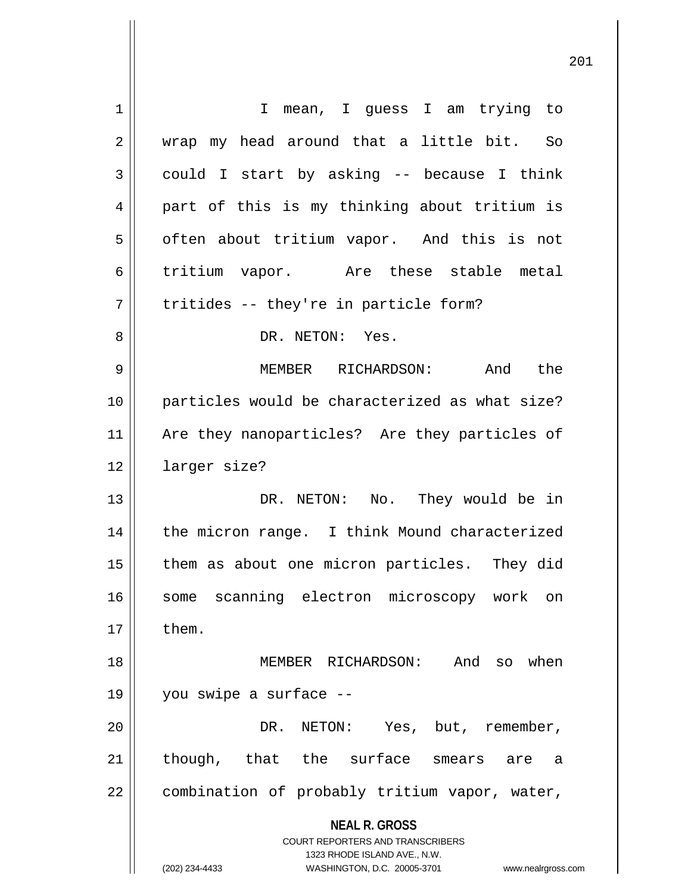I mean, I guess I am trying to wrap my head around that a little bit. So could I start by asking -- because I think part of this is my thinking about tritium is often about tritium vapor. And this is not tritium vapor. Are these stable metal tritides -- they're in particle form?

DR. NETON: Yes.

MEMBER RICHARDSON: And the particles would be characterized as what size? Are they nanoparticles? Are they particles of larger size?

DR. NETON: No. They would be in the micron range. I think Mound characterized them as about one micron particles. They did some scanning electron microscopy work on them.

MEMBER RICHARDSON: And so when you swipe a surface --

DR. NETON: Yes, but, remember, though, that the surface smears are a combination of probably tritium vapor, water,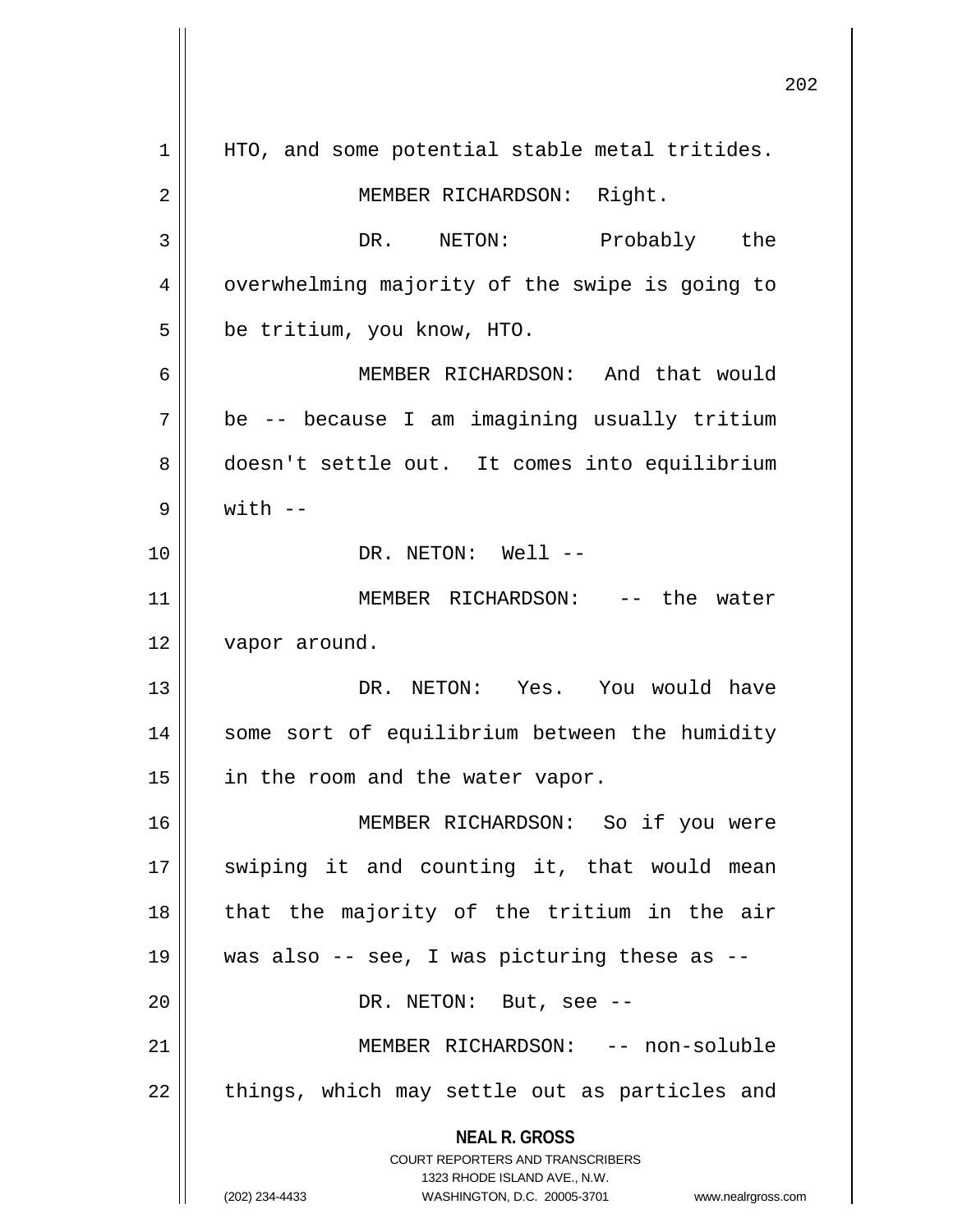HTO, and some potential stable metal tritides.

MEMBER RICHARDSON: Right.

DR. NETON: Probably the overwhelming majority of the swipe is going to be tritium, you know, HTO.

MEMBER RICHARDSON: And that would be -- because I am imagining usually tritium doesn't settle out. It comes into equilibrium with --

DR. NETON: Well --

MEMBER RICHARDSON: -- the water vapor around.

DR. NETON: Yes. You would have some sort of equilibrium between the humidity in the room and the water vapor.

MEMBER RICHARDSON: So if you were swiping it and counting it, that would mean that the majority of the tritium in the air was also -- see, I was picturing these as --

DR. NETON: But, see --

MEMBER RICHARDSON: -- non-soluble things, which may settle out as particles and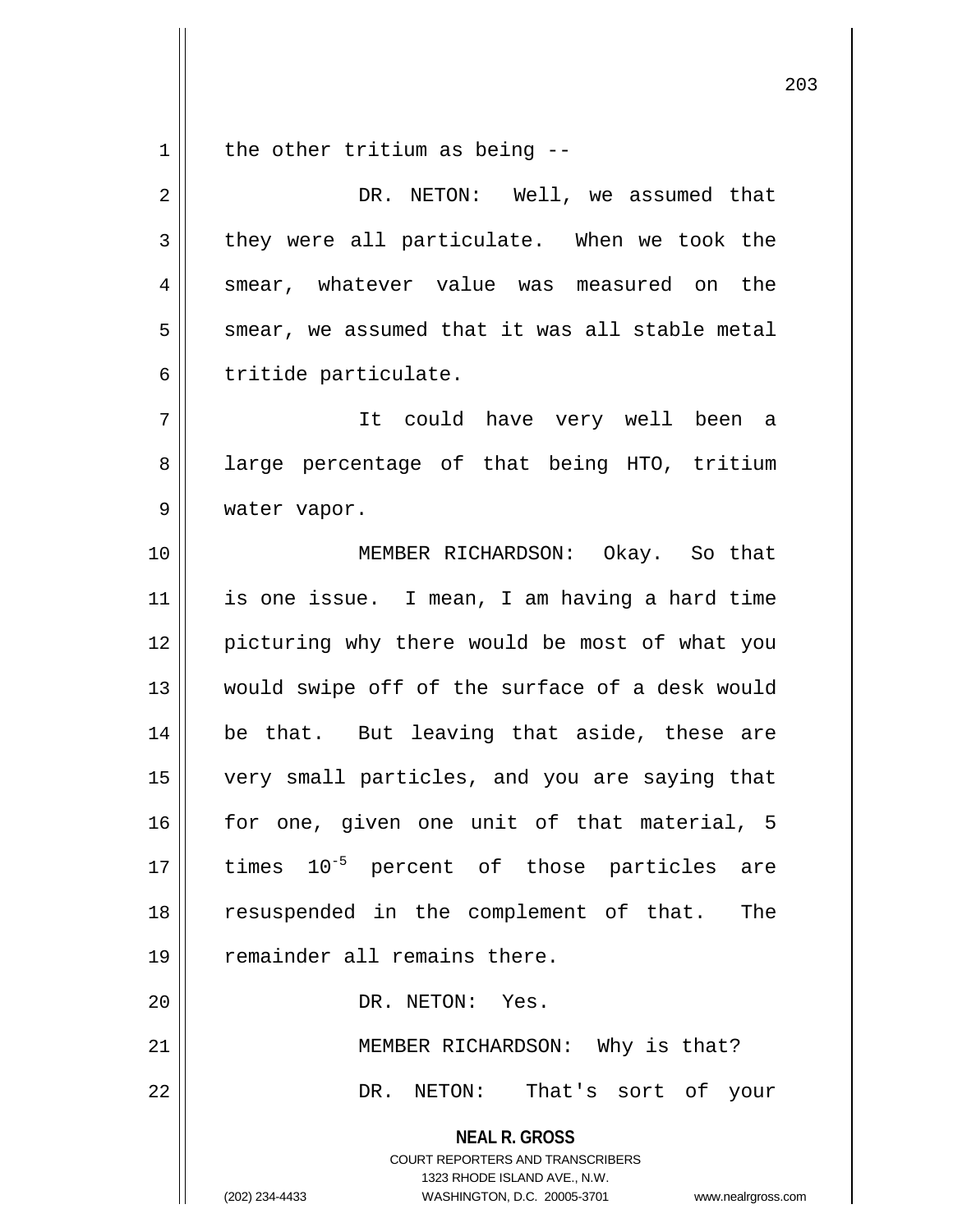the other tritium as being --

DR. NETON: Well, we assumed that they were all particulate. When we took the smear, whatever value was measured on the smear, we assumed that it was all stable metal tritide particulate.

It could have very well been a large percentage of that being HTO, tritium water vapor.

MEMBER RICHARDSON: Okay. So that is one issue. I mean, I am having a hard time picturing why there would be most of what you would swipe off of the surface of a desk would be that. But leaving that aside, these are very small particles, and you are saying that for one, given one unit of that material, 5 times $10^{-5}$ percent of those particles are resuspended in the complement of that. The remainder all remains there.

DR. NETON: Yes.

MEMBER RICHARDSON: Why is that?

DR. NETON: That's sort of your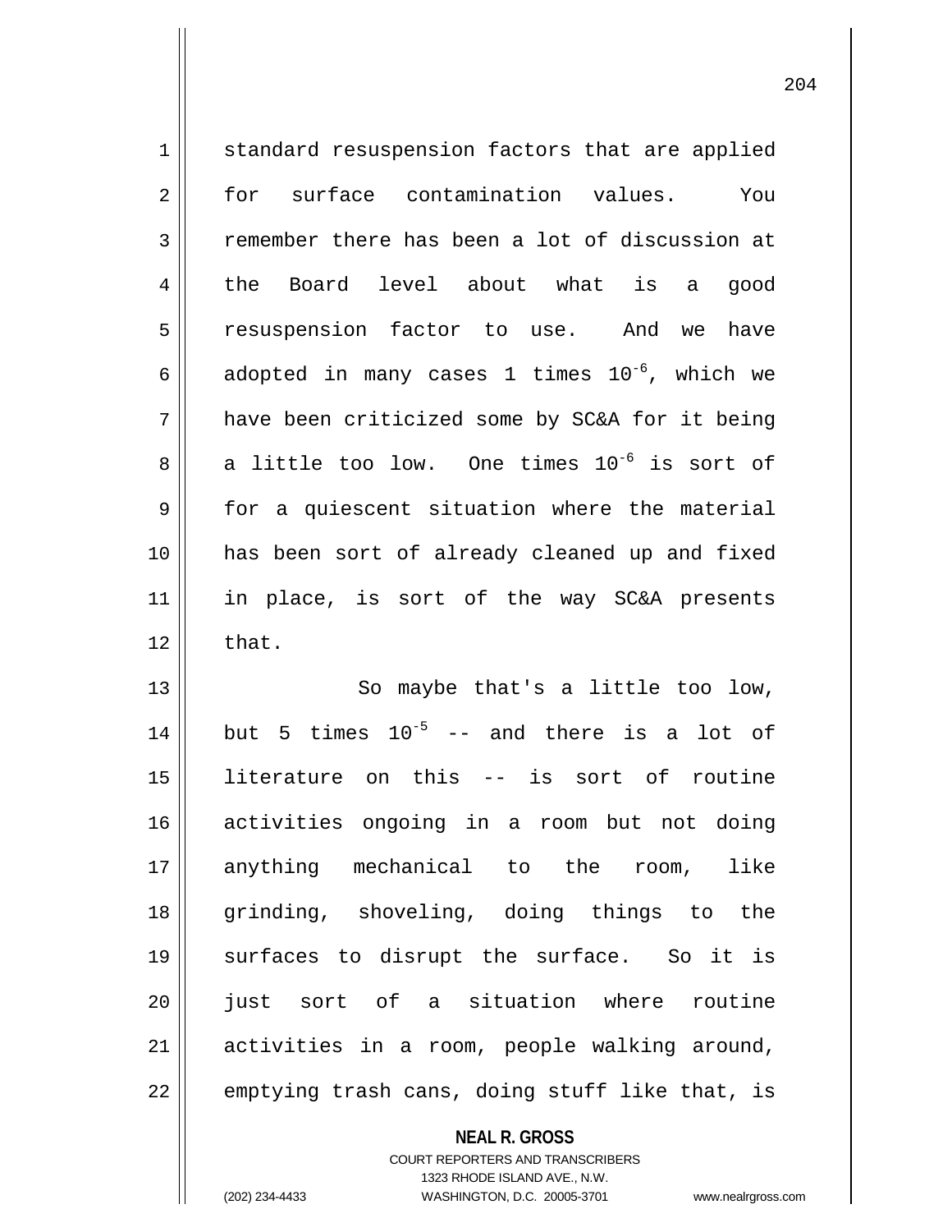standard resuspension factors that are applied for surface contamination values. You remember there has been a lot of discussion at the Board level about what is a good resuspension factor to use. And we have adopted in many cases 1 times $10^{-6}$, which we have been criticized some by SC&A for it being a little too low. One times $10^{-6}$ is sort of for a quiescent situation where the material has been sort of already cleaned up and fixed in place, is sort of the way SC&A presents that.

So maybe that's a little too low, but 5 times $10^{-5}$ -- and there is a lot of literature on this -- is sort of routine activities ongoing in a room but not doing anything mechanical to the room, like grinding, shoveling, doing things to the surfaces to disrupt the surface. So it is just sort of a situation where routine activities in a room, people walking around, emptying trash cans, doing stuff like that, is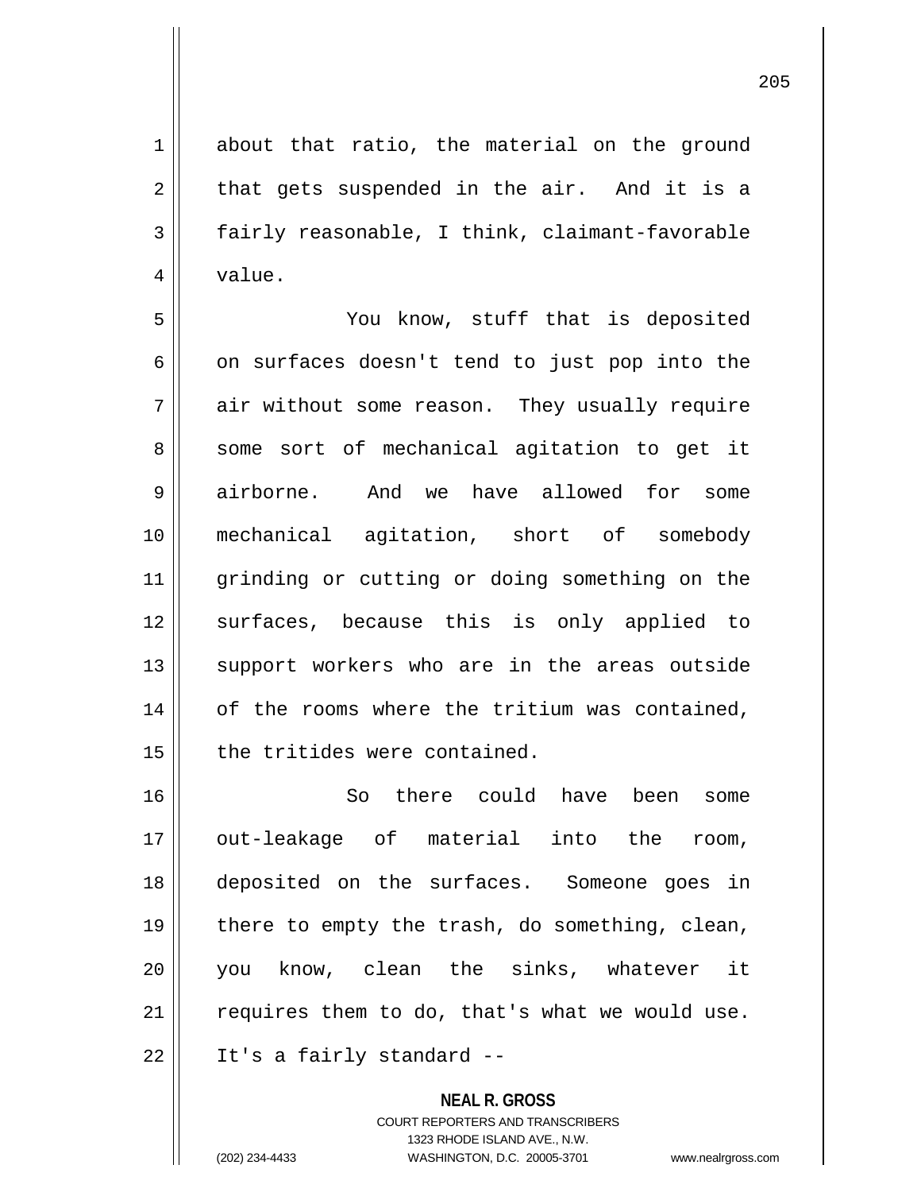about that ratio, the material on the ground that gets suspended in the air. And it is a fairly reasonable, I think, claimant-favorable value.

You know, stuff that is deposited on surfaces doesn't tend to just pop into the air without some reason. They usually require some sort of mechanical agitation to get it airborne. And we have allowed for some mechanical agitation, short of somebody grinding or cutting or doing something on the surfaces, because this is only applied to support workers who are in the areas outside of the rooms where the tritium was contained, the tritides were contained.

So there could have been some out-leakage of material into the room, deposited on the surfaces. Someone goes in there to empty the trash, do something, clean, you know, clean the sinks, whatever it requires them to do, that's what we would use. It's a fairly standard --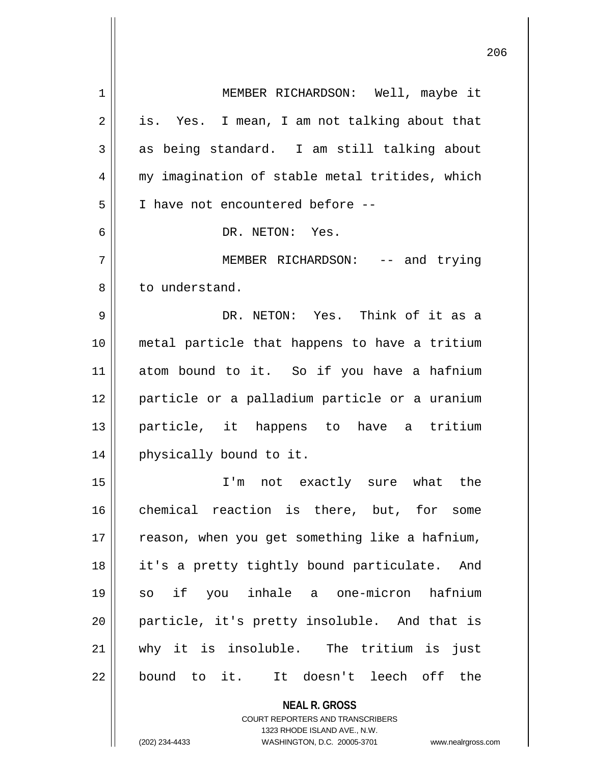MEMBER RICHARDSON: Well, maybe it is. Yes. I mean, I am not talking about that as being standard. I am still talking about my imagination of stable metal tritides, which I have not encountered before --

DR. NETON: Yes.

MEMBER RICHARDSON: -- and trying to understand.

DR. NETON: Yes. Think of it as a metal particle that happens to have a tritium atom bound to it. So if you have a hafnium particle or a palladium particle or a uranium particle, it happens to have a tritium physically bound to it.

I'm not exactly sure what the chemical reaction is there, but, for some reason, when you get something like a hafnium, it's a pretty tightly bound particulate. And so if you inhale a one-micron hafnium particle, it's pretty insoluble. And that is why it is insoluble. The tritium is just bound to it. It doesn't leech off the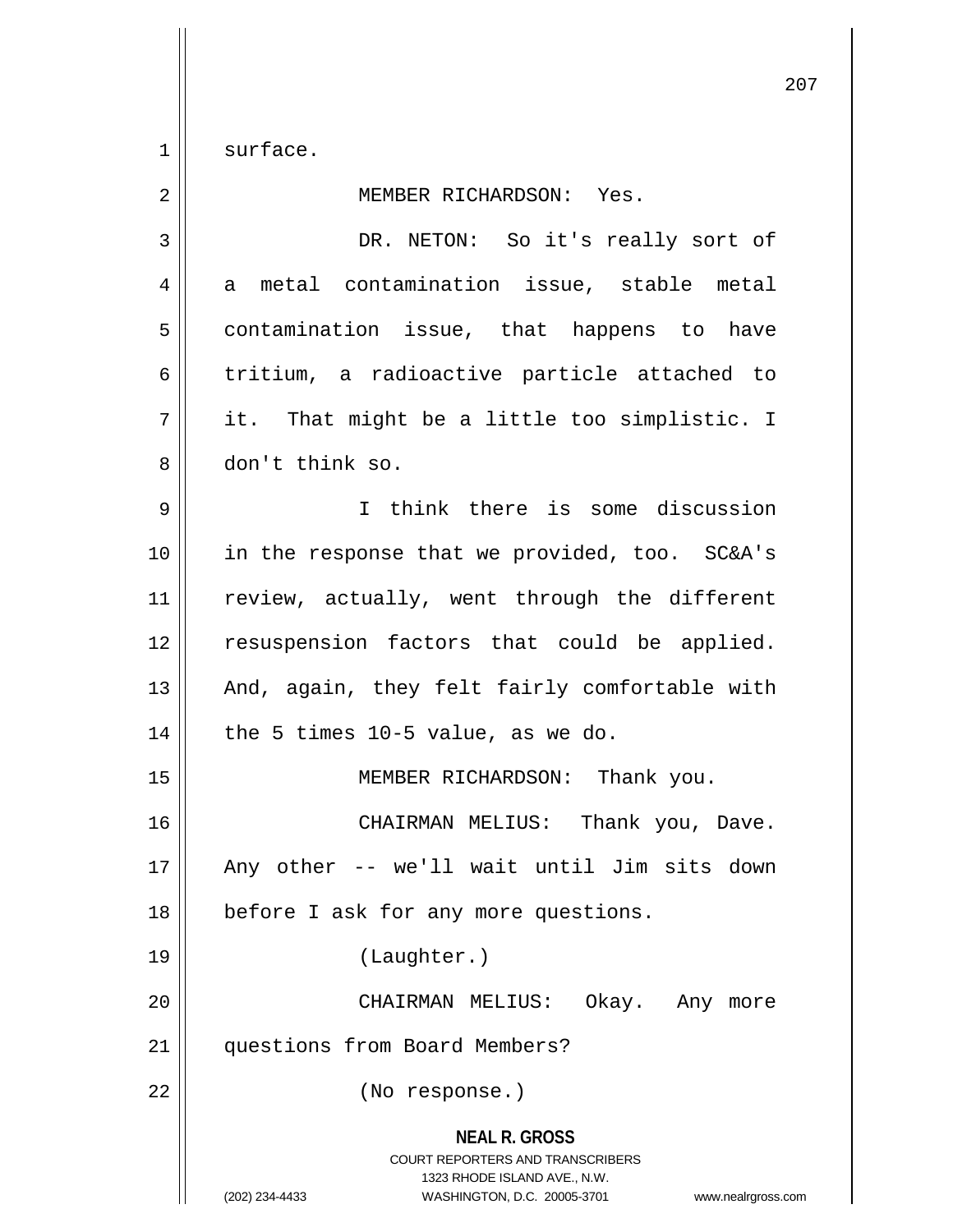surface.

MEMBER RICHARDSON: Yes.

DR. NETON: So it's really sort of a metal contamination issue, stable metal contamination issue, that happens to have tritium, a radioactive particle attached to it. That might be a little too simplistic. I don't think so.

I think there is some discussion in the response that we provided, too. SC&A's review, actually, went through the different resuspension factors that could be applied. And, again, they felt fairly comfortable with the 5 times 10-5 value, as we do.

MEMBER RICHARDSON: Thank you.

CHAIRMAN MELIUS: Thank you, Dave. Any other -- we'll wait until Jim sits down before I ask for any more questions.

(Laughter.)

CHAIRMAN MELIUS: Okay. Any more questions from Board Members?

(No response.)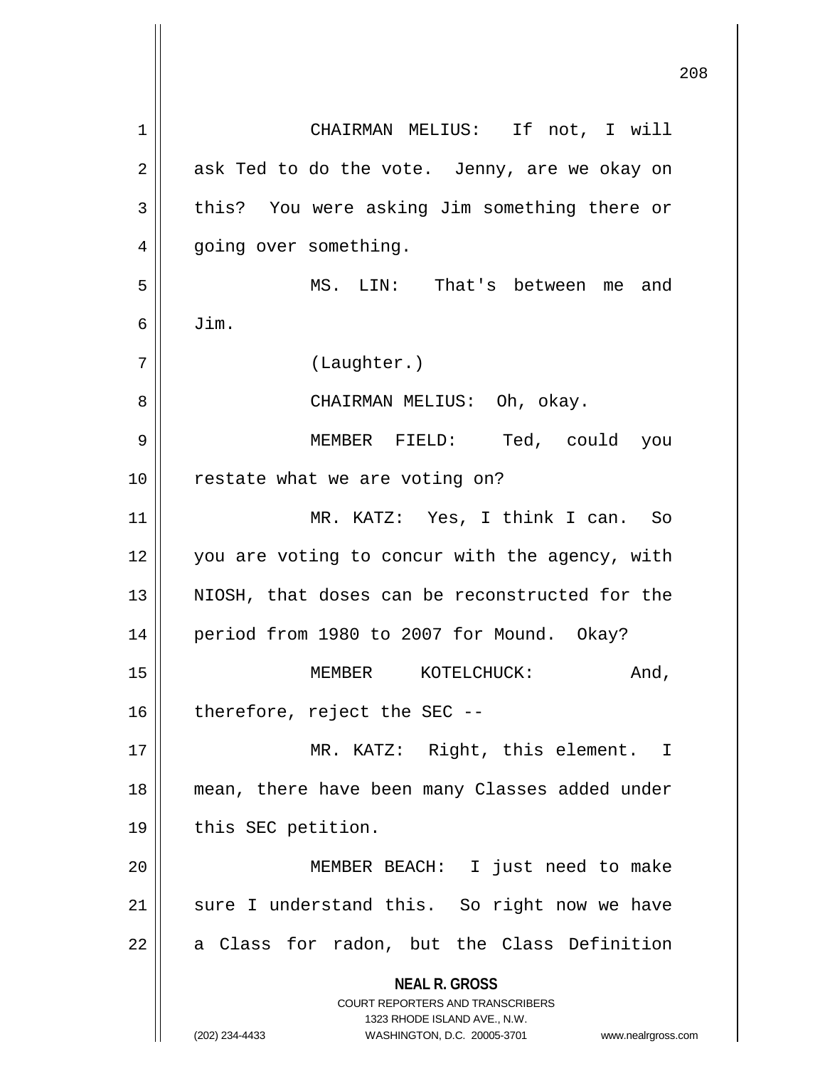CHAIRMAN MELIUS: If not, I will ask Ted to do the vote. Jenny, are we okay on this? You were asking Jim something there or going over something.

MS. LIN: That's between me and Jim.

(Laughter.)

CHAIRMAN MELIUS: Oh, okay.

MEMBER FIELD: Ted, could you restate what we are voting on?

MR. KATZ: Yes, I think I can. So you are voting to concur with the agency, with NIOSH, that doses can be reconstructed for the period from 1980 to 2007 for Mound. Okay?

MEMBER KOTELCHUCK: And, therefore, reject the SEC --

MR. KATZ: Right, this element. I mean, there have been many Classes added under this SEC petition.

MEMBER BEACH: I just need to make sure I understand this. So right now we have a Class for radon, but the Class Definition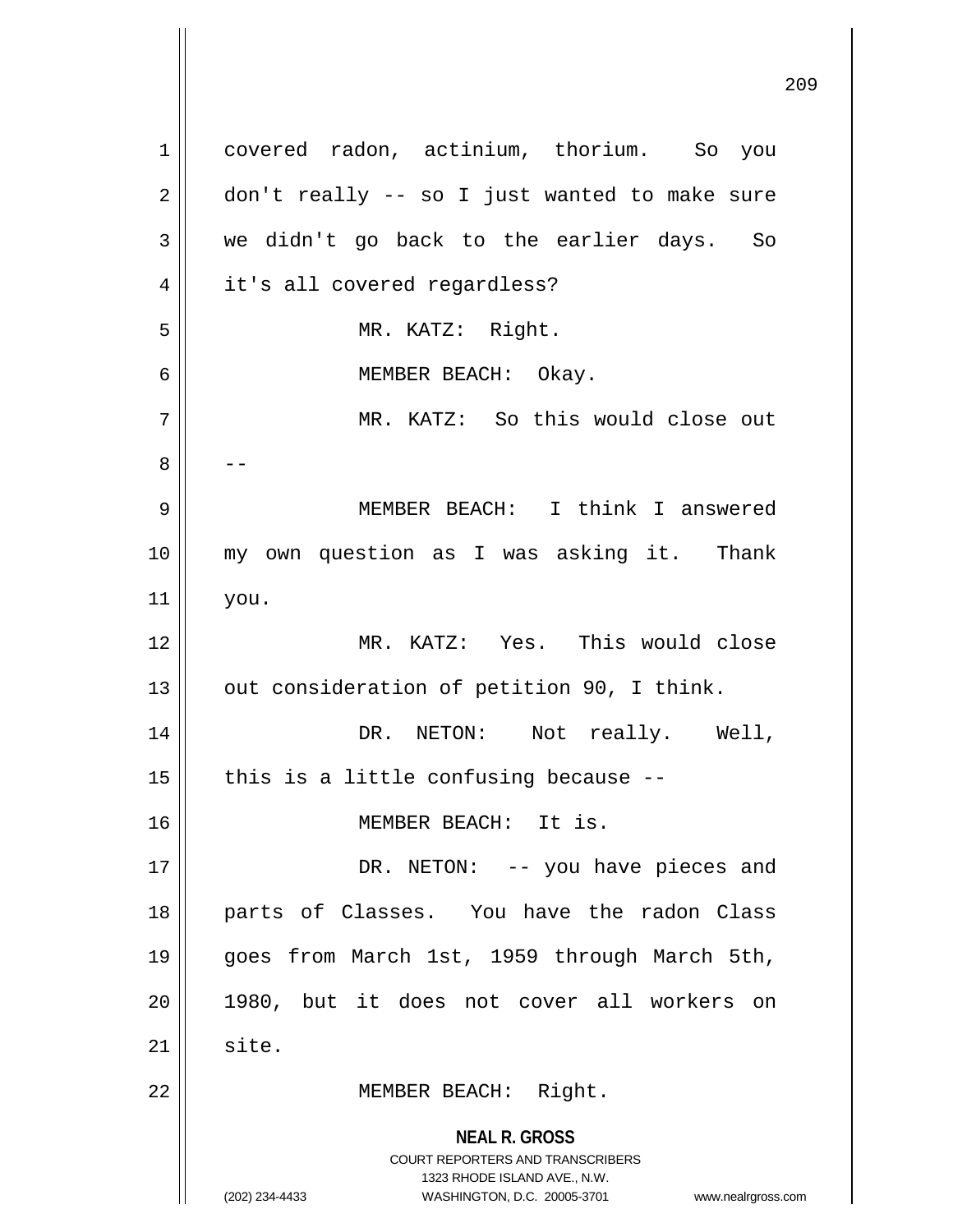covered radon, actinium, thorium. So you don't really -- so I just wanted to make sure we didn't go back to the earlier days. So it's all covered regardless?

MR. KATZ: Right.

MEMBER BEACH: Okay.

MR. KATZ: So this would close out --

MEMBER BEACH: I think I answered my own question as I was asking it. Thank you.

MR. KATZ: Yes. This would close out consideration of petition 90, I think.

DR. NETON: Not really. Well, this is a little confusing because --

MEMBER BEACH: It is.

DR. NETON: -- you have pieces and parts of Classes. You have the radon Class goes from March 1st, 1959 through March 5th, 1980, but it does not cover all workers on site.

MEMBER BEACH: Right.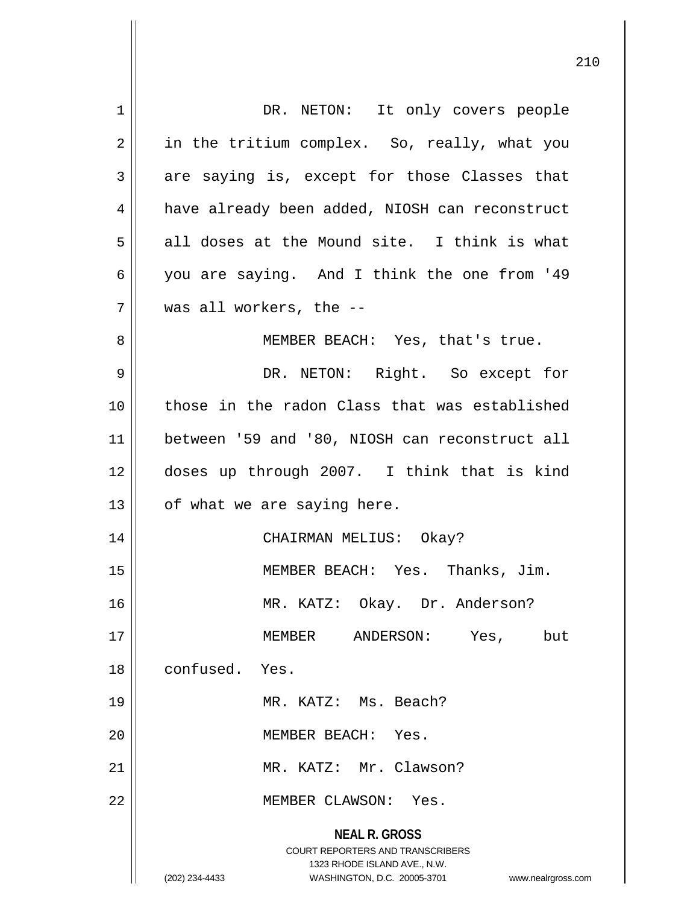DR. NETON: It only covers people in the tritium complex. So, really, what you are saying is, except for those Classes that have already been added, NIOSH can reconstruct all doses at the Mound site. I think is what you are saying. And I think the one from '49 was all workers, the --

MEMBER BEACH: Yes, that's true.

DR. NETON: Right. So except for those in the radon Class that was established between '59 and '80, NIOSH can reconstruct all doses up through 2007. I think that is kind of what we are saying here.

CHAIRMAN MELIUS: Okay?

MEMBER BEACH: Yes. Thanks, Jim.

MR. KATZ: Okay. Dr. Anderson?

MEMBER ANDERSON: Yes, but confused. Yes.

MR. KATZ: Ms. Beach?

MEMBER BEACH: Yes.

MR. KATZ: Mr. Clawson?

MEMBER CLAWSON: Yes.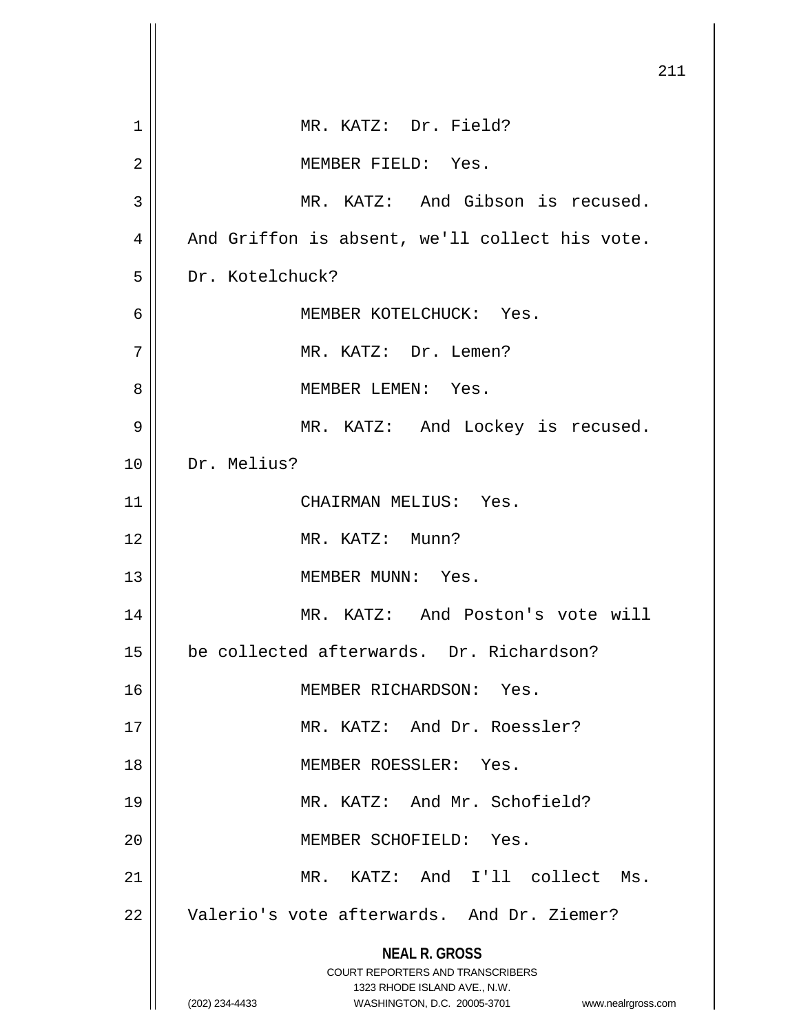MR. KATZ: Dr. Field?

MEMBER FIELD: Yes.

MR. KATZ: And Gibson is recused. And Griffon is absent, we'll collect his vote. Dr. Kotelchuck?

MEMBER KOTELCHUCK: Yes.

MR. KATZ: Dr. Lemen?

MEMBER LEMEN: Yes.

MR. KATZ: And Lockey is recused. Dr. Melius?

CHAIRMAN MELIUS: Yes.

MR. KATZ: Munn?

MEMBER MUNN: Yes.

MR. KATZ: And Poston's vote will be collected afterwards. Dr. Richardson?

MEMBER RICHARDSON: Yes.

MR. KATZ: And Dr. Roessler?

MEMBER ROESSLER: Yes.

MR. KATZ: And Mr. Schofield?

MEMBER SCHOFIELD: Yes.

MR. KATZ: And I'll collect Ms. Valerio's vote afterwards. And Dr. Ziemer?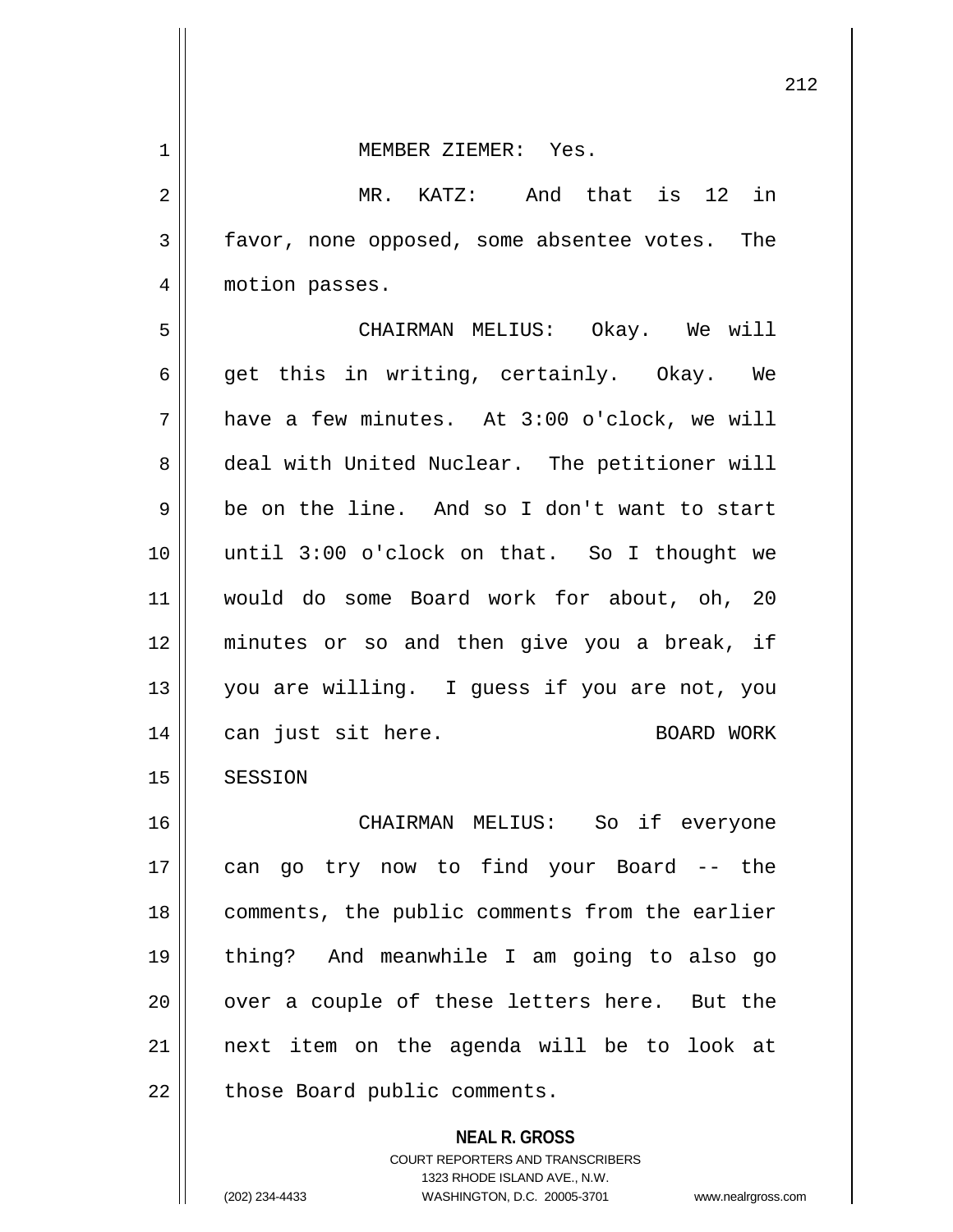MEMBER ZIEMER: Yes.

MR. KATZ: And that is 12 in favor, none opposed, some absentee votes. The motion passes.

CHAIRMAN MELIUS: Okay. We will get this in writing, certainly. Okay. We have a few minutes. At 3:00 o'clock, we will deal with United Nuclear. The petitioner will be on the line. And so I don't want to start until 3:00 o'clock on that. So I thought we would do some Board work for about, oh, 20 minutes or so and then give you a break, if you are willing. I guess if you are not, you can just sit here.

BOARD WORK SESSION

CHAIRMAN MELIUS: So if everyone can go try now to find your Board -- the comments, the public comments from the earlier thing? And meanwhile I am going to also go over a couple of these letters here. But the next item on the agenda will be to look at those Board public comments.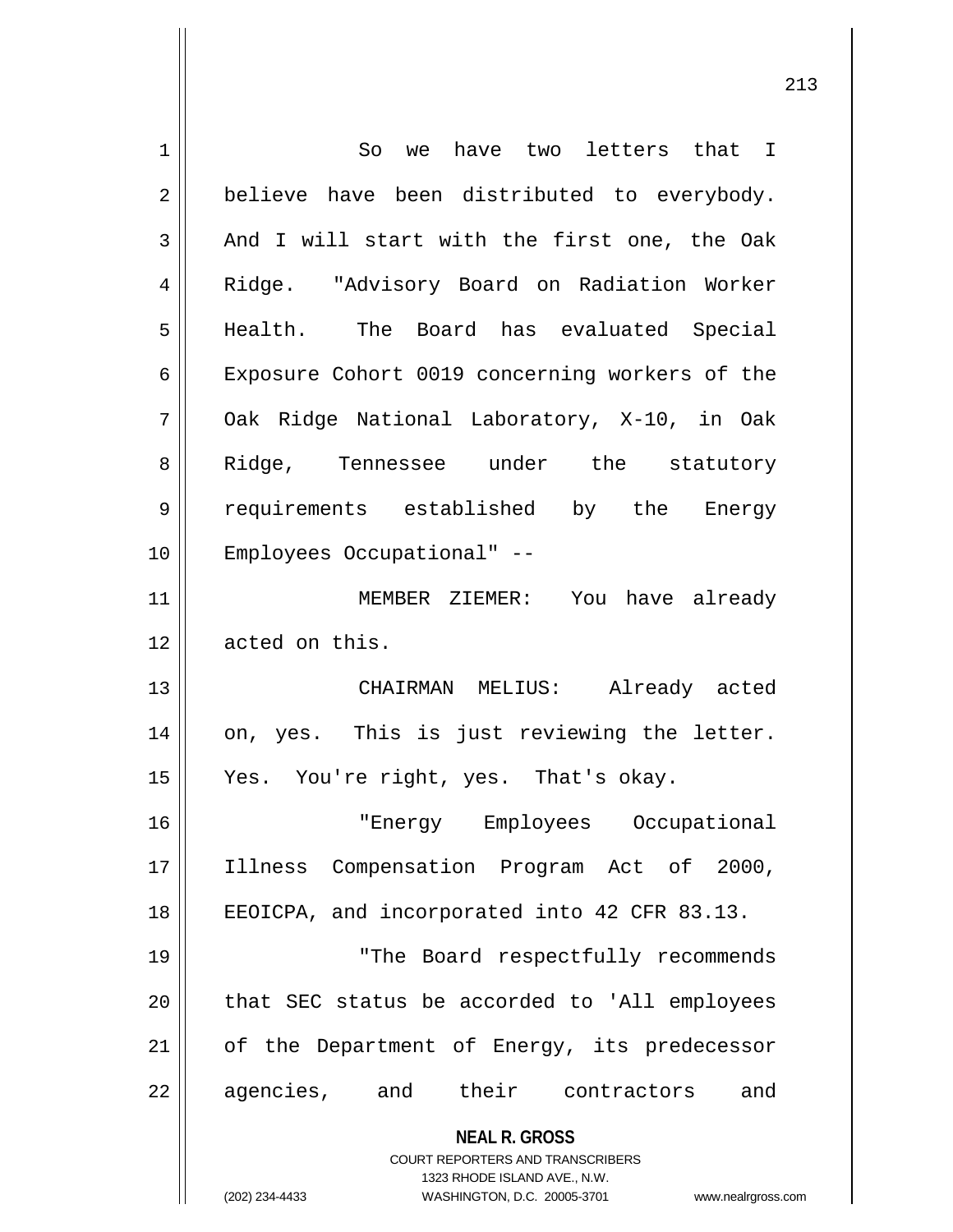So we have two letters that I believe have been distributed to everybody. And I will start with the first one, the Oak Ridge. "Advisory Board on Radiation Worker Health. The Board has evaluated Special Exposure Cohort 0019 concerning workers of the Oak Ridge National Laboratory, X-10, in Oak Ridge, Tennessee under the statutory requirements established by the Energy Employees Occupational" --

MEMBER ZIEMER: You have already acted on this.

CHAIRMAN MELIUS: Already acted on, yes. This is just reviewing the letter. Yes. You're right, yes. That's okay.

"Energy Employees Occupational Illness Compensation Program Act of 2000, EEOICPA, and incorporated into 42 CFR 83.13.

"The Board respectfully recommends that SEC status be accorded to 'All employees of the Department of Energy, its predecessor agencies, and their contractors and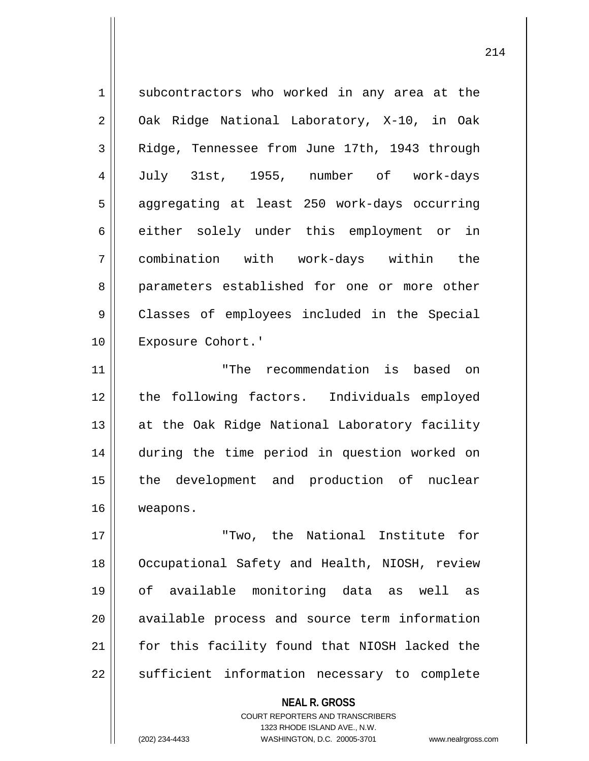subcontractors who worked in any area at the Oak Ridge National Laboratory, X-10, in Oak Ridge, Tennessee from June 17th, 1943 through July 31st, 1955, number of work-days aggregating at least 250 work-days occurring either solely under this employment or in combination with work-days within the parameters established for one or more other Classes of employees included in the Special Exposure Cohort.'

"The recommendation is based on the following factors. Individuals employed at the Oak Ridge National Laboratory facility during the time period in question worked on the development and production of nuclear weapons.

"Two, the National Institute for Occupational Safety and Health, NIOSH, review of available monitoring data as well as available process and source term information for this facility found that NIOSH lacked the sufficient information necessary to complete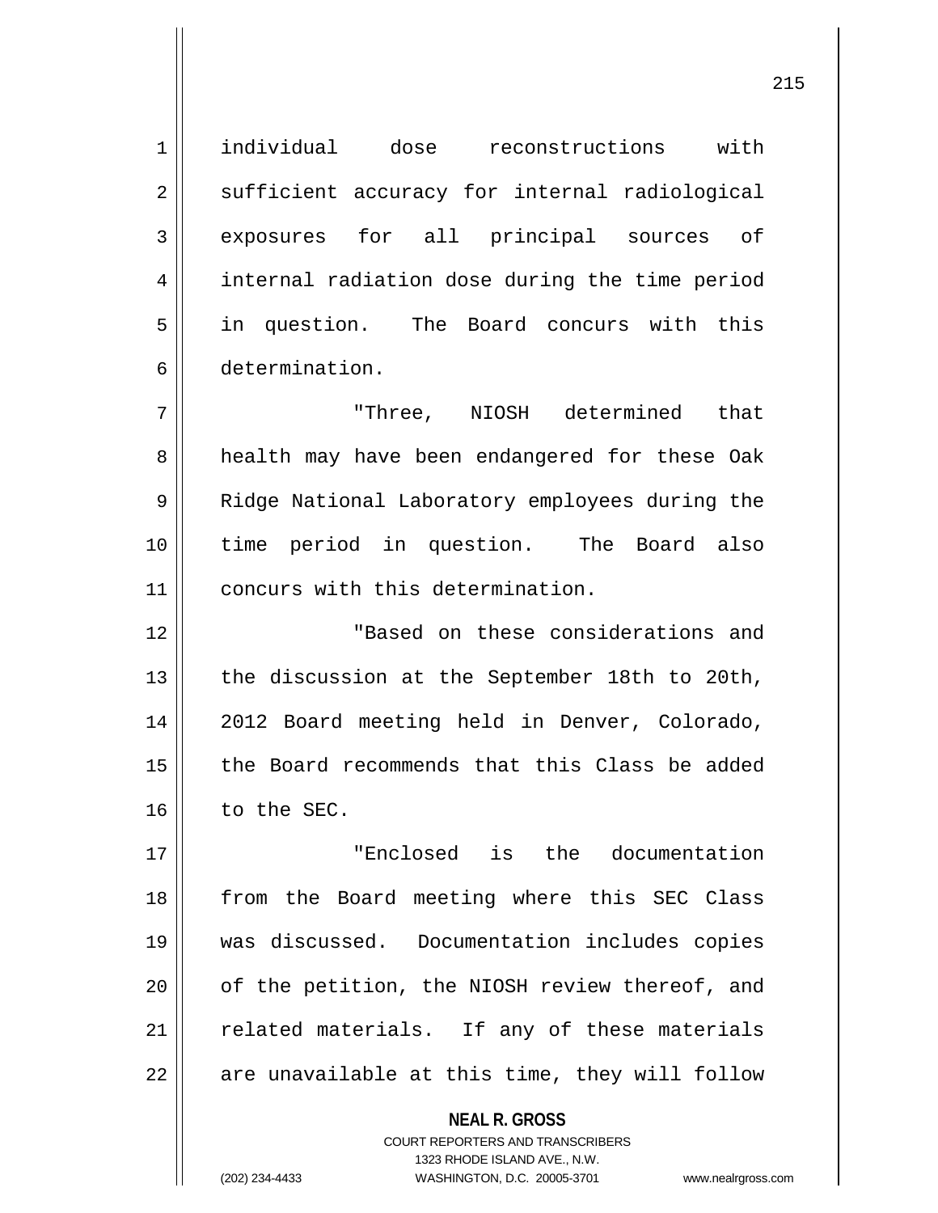individual dose reconstructions with sufficient accuracy for internal radiological exposures for all principal sources of internal radiation dose during the time period in question. The Board concurs with this determination.

"Three, NIOSH determined that health may have been endangered for these Oak Ridge National Laboratory employees during the time period in question. The Board also concurs with this determination.

"Based on these considerations and the discussion at the September 18th to 20th, 2012 Board meeting held in Denver, Colorado, the Board recommends that this Class be added to the SEC.

"Enclosed is the documentation from the Board meeting where this SEC Class was discussed. Documentation includes copies of the petition, the NIOSH review thereof, and related materials. If any of these materials are unavailable at this time, they will follow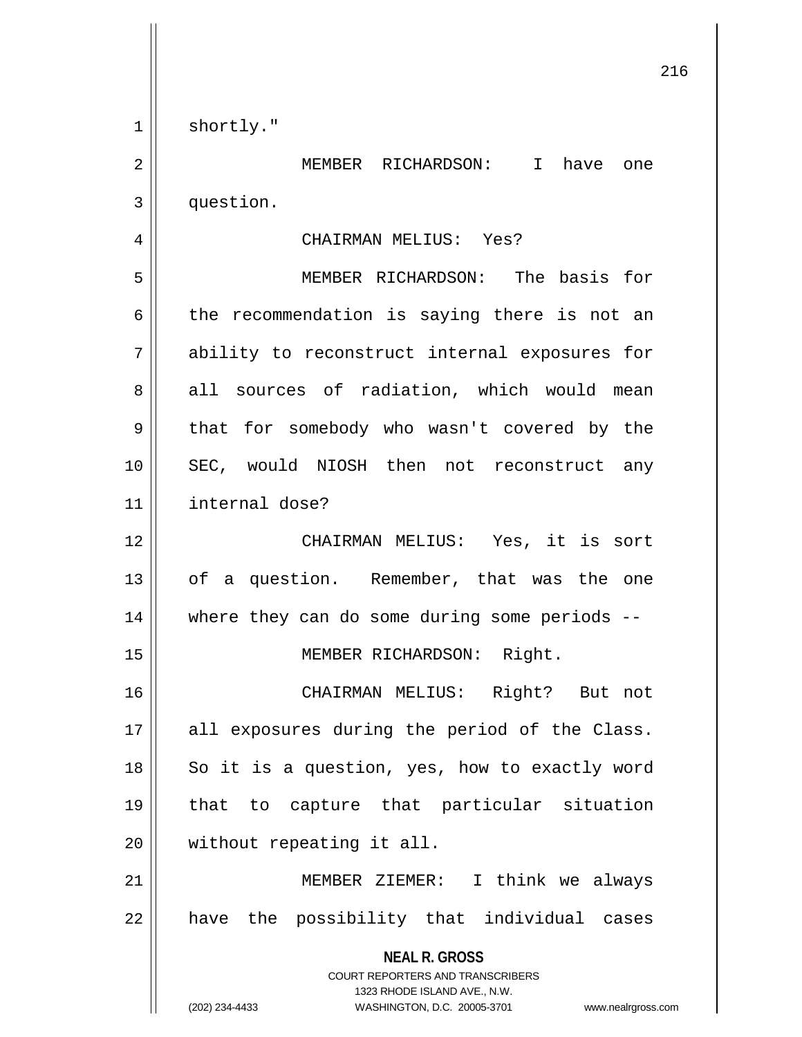shortly."

MEMBER RICHARDSON: I have one question.

CHAIRMAN MELIUS: Yes?

MEMBER RICHARDSON: The basis for the recommendation is saying there is not an ability to reconstruct internal exposures for all sources of radiation, which would mean that for somebody who wasn't covered by the SEC, would NIOSH then not reconstruct any internal dose?

CHAIRMAN MELIUS: Yes, it is sort of a question. Remember, that was the one where they can do some during some periods --

MEMBER RICHARDSON: Right.

CHAIRMAN MELIUS: Right? But not all exposures during the period of the Class. So it is a question, yes, how to exactly word that to capture that particular situation without repeating it all.

MEMBER ZIEMER: I think we always have the possibility that individual cases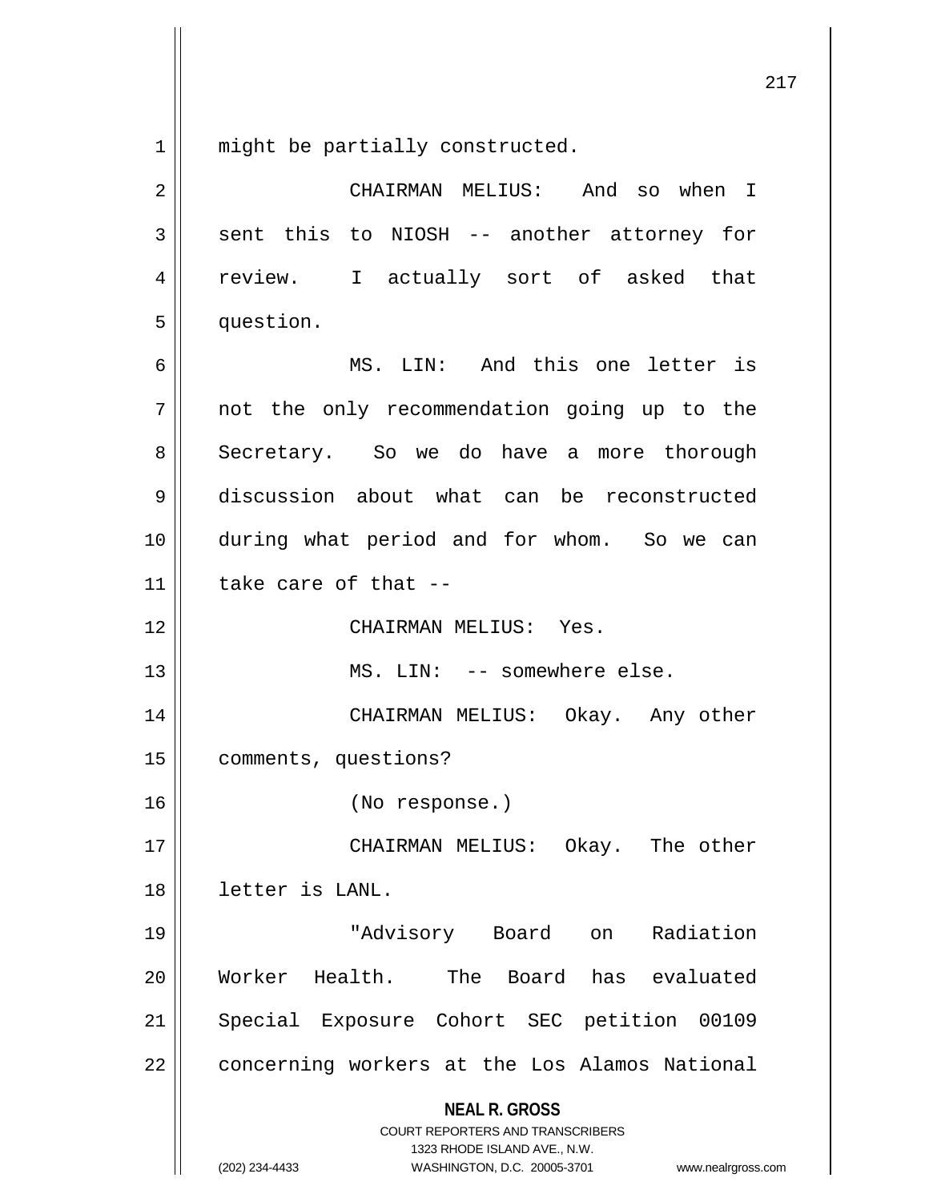might be partially constructed.

CHAIRMAN MELIUS: And so when I sent this to NIOSH -- another attorney for review. I actually sort of asked that question.

MS. LIN: And this one letter is not the only recommendation going up to the Secretary. So we do have a more thorough discussion about what can be reconstructed during what period and for whom. So we can take care of that --

CHAIRMAN MELIUS: Yes.

MS. LIN: -- somewhere else.

CHAIRMAN MELIUS: Okay. Any other comments, questions?

(No response.)

CHAIRMAN MELIUS: Okay. The other letter is LANL.

"Advisory Board on Radiation Worker Health. The Board has evaluated Special Exposure Cohort SEC petition 00109 concerning workers at the Los Alamos National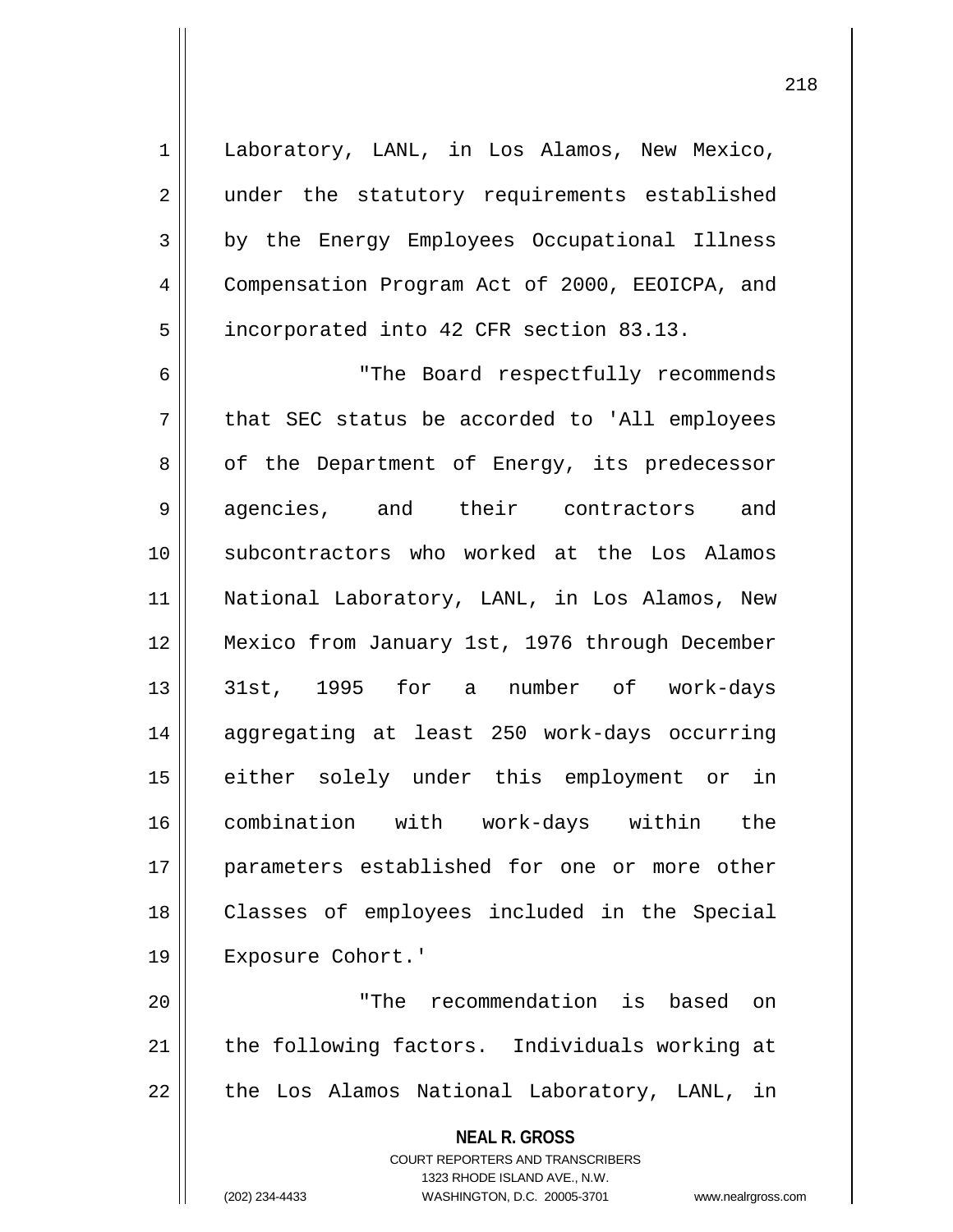Laboratory, LANL, in Los Alamos, New Mexico, under the statutory requirements established by the Energy Employees Occupational Illness Compensation Program Act of 2000, EEOICPA, and incorporated into 42 CFR section 83.13.

"The Board respectfully recommends that SEC status be accorded to 'All employees of the Department of Energy, its predecessor agencies, and their contractors and subcontractors who worked at the Los Alamos National Laboratory, LANL, in Los Alamos, New Mexico from January 1st, 1976 through December 31st, 1995 for a number of work-days aggregating at least 250 work-days occurring either solely under this employment or in combination with work-days within the parameters established for one or more other Classes of employees included in the Special Exposure Cohort.'

"The recommendation is based on the following factors. Individuals working at the Los Alamos National Laboratory, LANL, in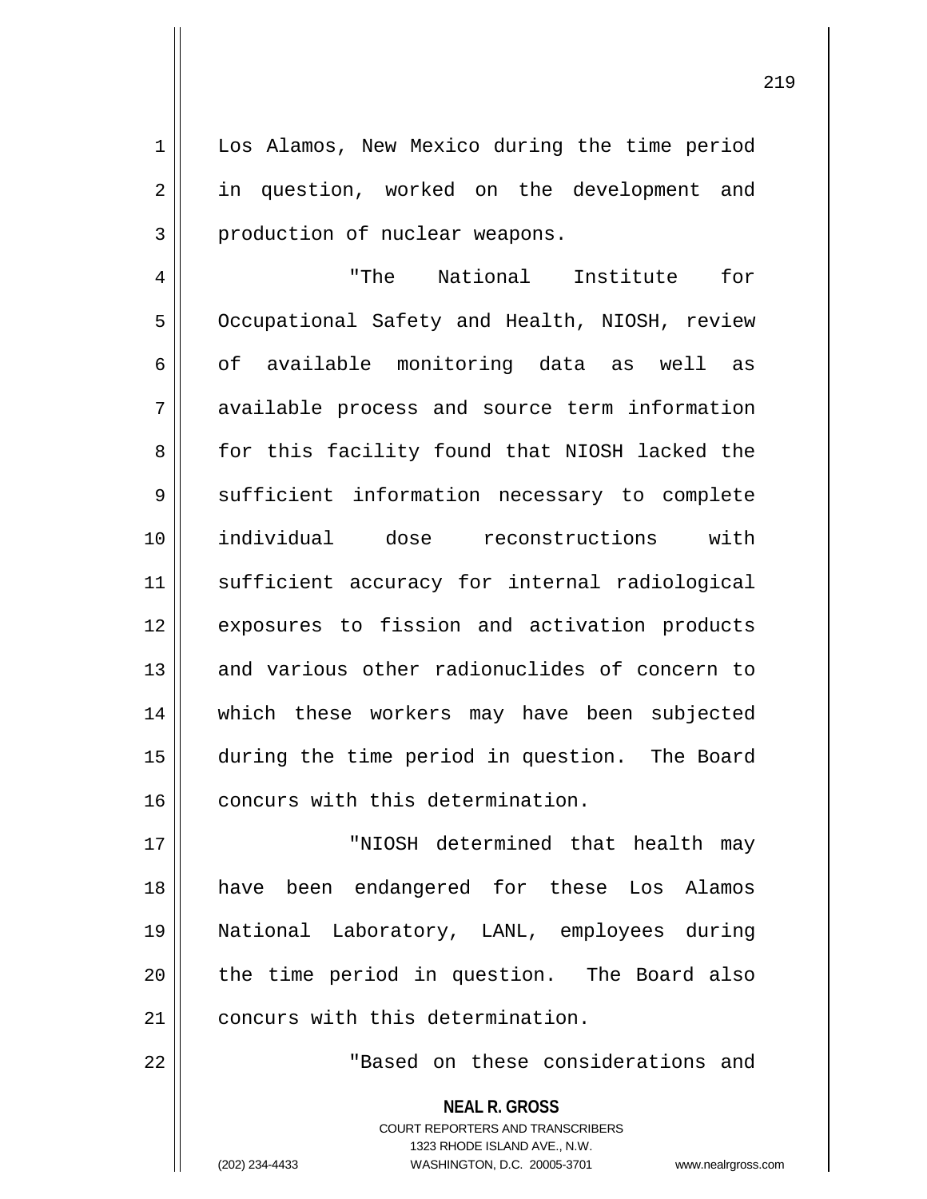Los Alamos, New Mexico during the time period in question, worked on the development and production of nuclear weapons.

"The National Institute for Occupational Safety and Health, NIOSH, review of available monitoring data as well as available process and source term information for this facility found that NIOSH lacked the sufficient information necessary to complete individual dose reconstructions with sufficient accuracy for internal radiological exposures to fission and activation products and various other radionuclides of concern to which these workers may have been subjected during the time period in question. The Board concurs with this determination.

"NIOSH determined that health may have been endangered for these Los Alamos National Laboratory, LANL, employees during the time period in question. The Board also concurs with this determination.

"Based on these considerations and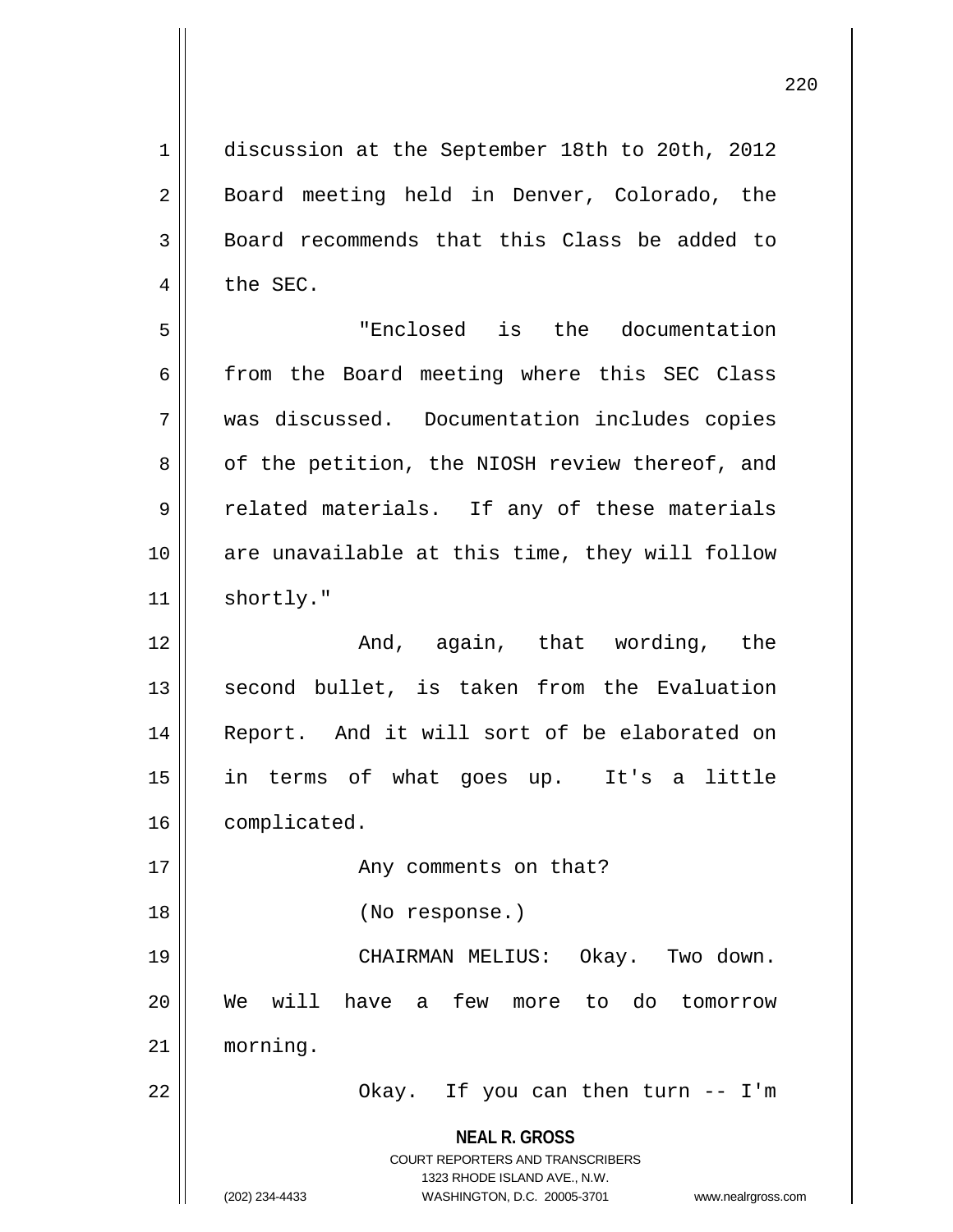discussion at the September 18th to 20th, 2012 Board meeting held in Denver, Colorado, the Board recommends that this Class be added to the SEC.

"Enclosed is the documentation from the Board meeting where this SEC Class was discussed. Documentation includes copies of the petition, the NIOSH review thereof, and related materials. If any of these materials are unavailable at this time, they will follow shortly."

And, again, that wording, the second bullet, is taken from the Evaluation Report. And it will sort of be elaborated on in terms of what goes up. It's a little complicated.

Any comments on that?

(No response.)

CHAIRMAN MELIUS: Okay. Two down. We will have a few more to do tomorrow morning.

Okay. If you can then turn -- I'm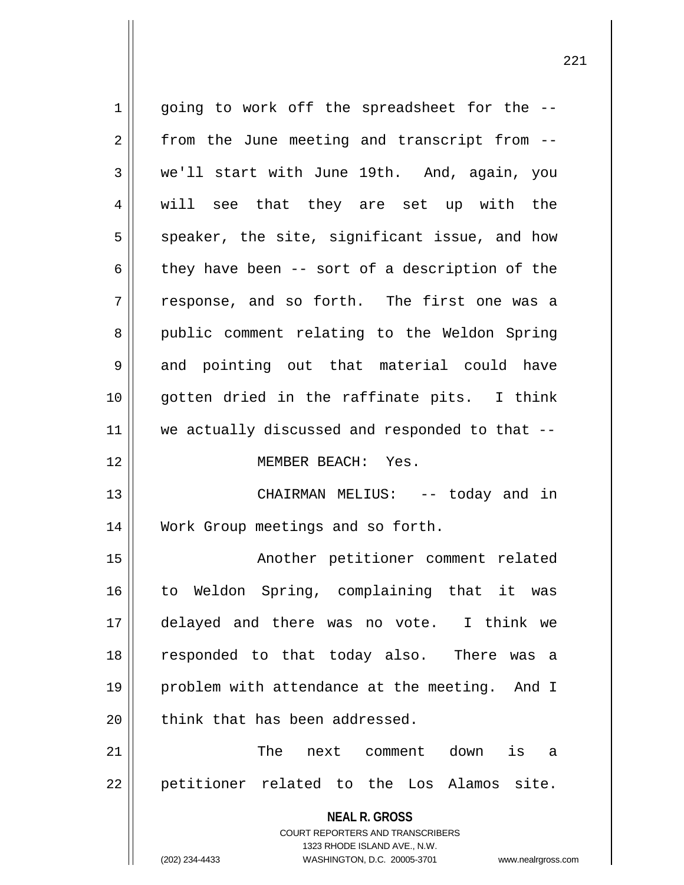going to work off the spreadsheet for the -- from the June meeting and transcript from -- we'll start with June 19th. And, again, you will see that they are set up with the speaker, the site, significant issue, and how they have been -- sort of a description of the response, and so forth. The first one was a public comment relating to the Weldon Spring and pointing out that material could have gotten dried in the raffinate pits. I think we actually discussed and responded to that --

MEMBER BEACH: Yes.

CHAIRMAN MELIUS: -- today and in Work Group meetings and so forth.

Another petitioner comment related to Weldon Spring, complaining that it was delayed and there was no vote. I think we responded to that today also. There was a problem with attendance at the meeting. And I think that has been addressed.

The next comment down is a petitioner related to the Los Alamos site.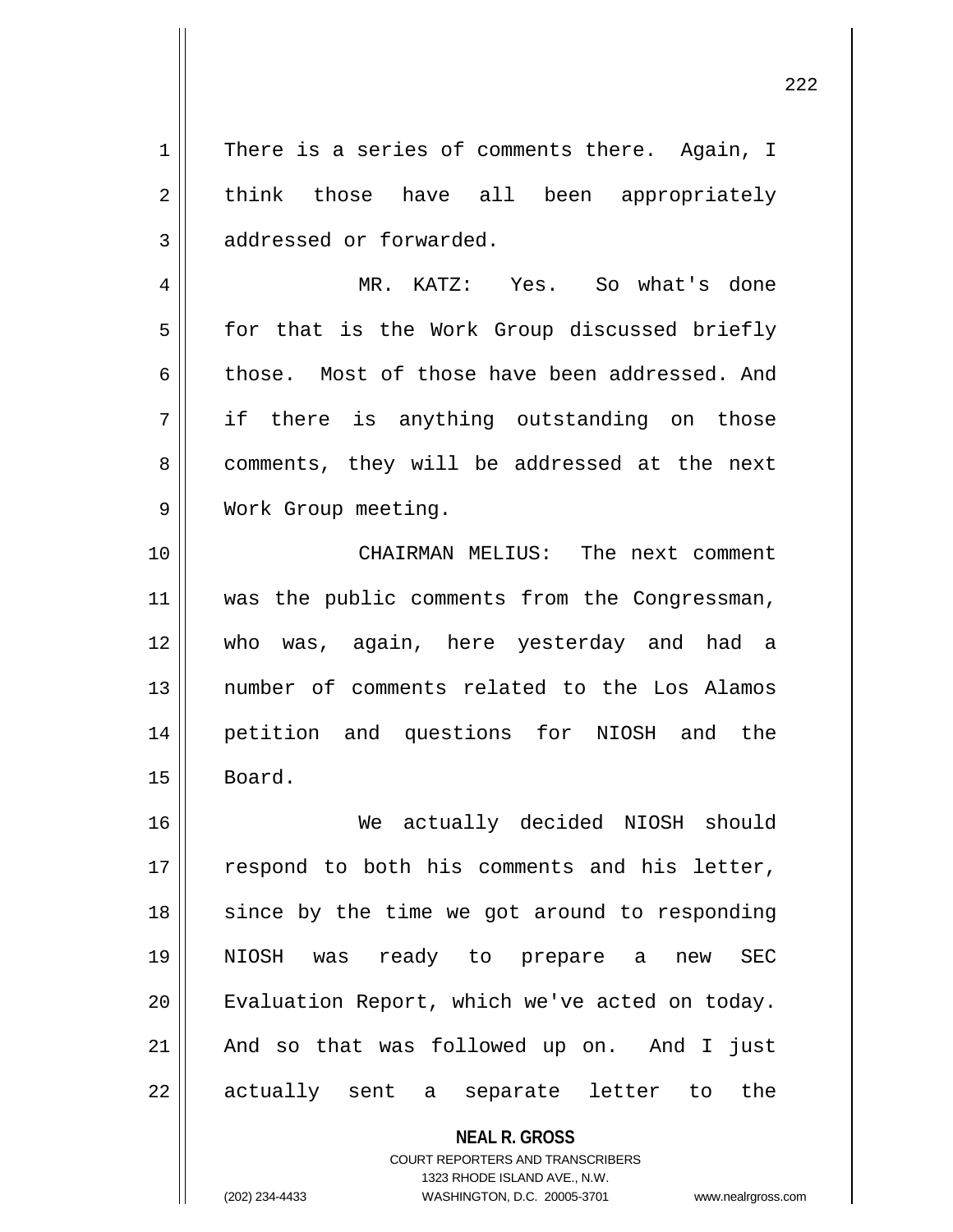There is a series of comments there. Again, I think those have all been appropriately addressed or forwarded.

MR. KATZ: Yes. So what's done for that is the Work Group discussed briefly those. Most of those have been addressed. And if there is anything outstanding on those comments, they will be addressed at the next Work Group meeting.

CHAIRMAN MELIUS: The next comment was the public comments from the Congressman, who was, again, here yesterday and had a number of comments related to the Los Alamos petition and questions for NIOSH and the Board.

We actually decided NIOSH should respond to both his comments and his letter, since by the time we got around to responding NIOSH was ready to prepare a new SEC Evaluation Report, which we've acted on today. And so that was followed up on. And I just actually sent a separate letter to the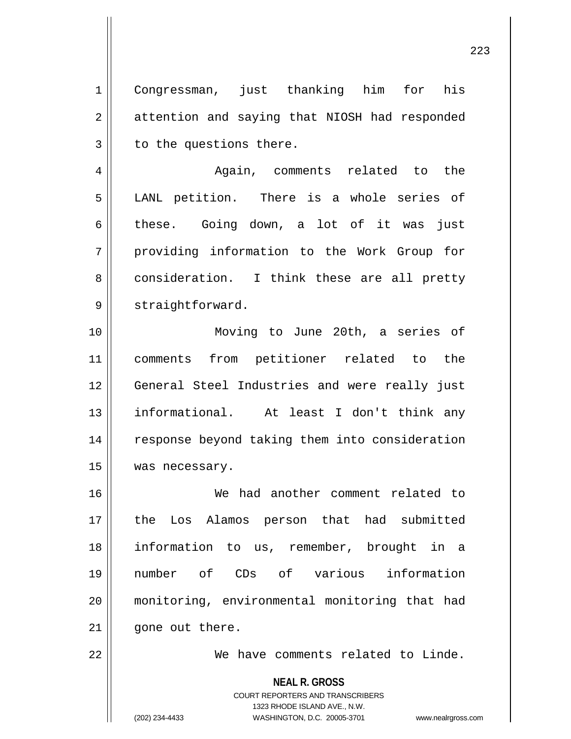Congressman, just thanking him for his attention and saying that NIOSH had responded to the questions there.

Again, comments related to the LANL petition. There is a whole series of these. Going down, a lot of it was just providing information to the Work Group for consideration. I think these are all pretty straightforward.

Moving to June 20th, a series of comments from petitioner related to the General Steel Industries and were really just informational. At least I don't think any response beyond taking them into consideration was necessary.

We had another comment related to the Los Alamos person that had submitted information to us, remember, brought in a number of CDs of various information monitoring, environmental monitoring that had gone out there.

We have comments related to Linde.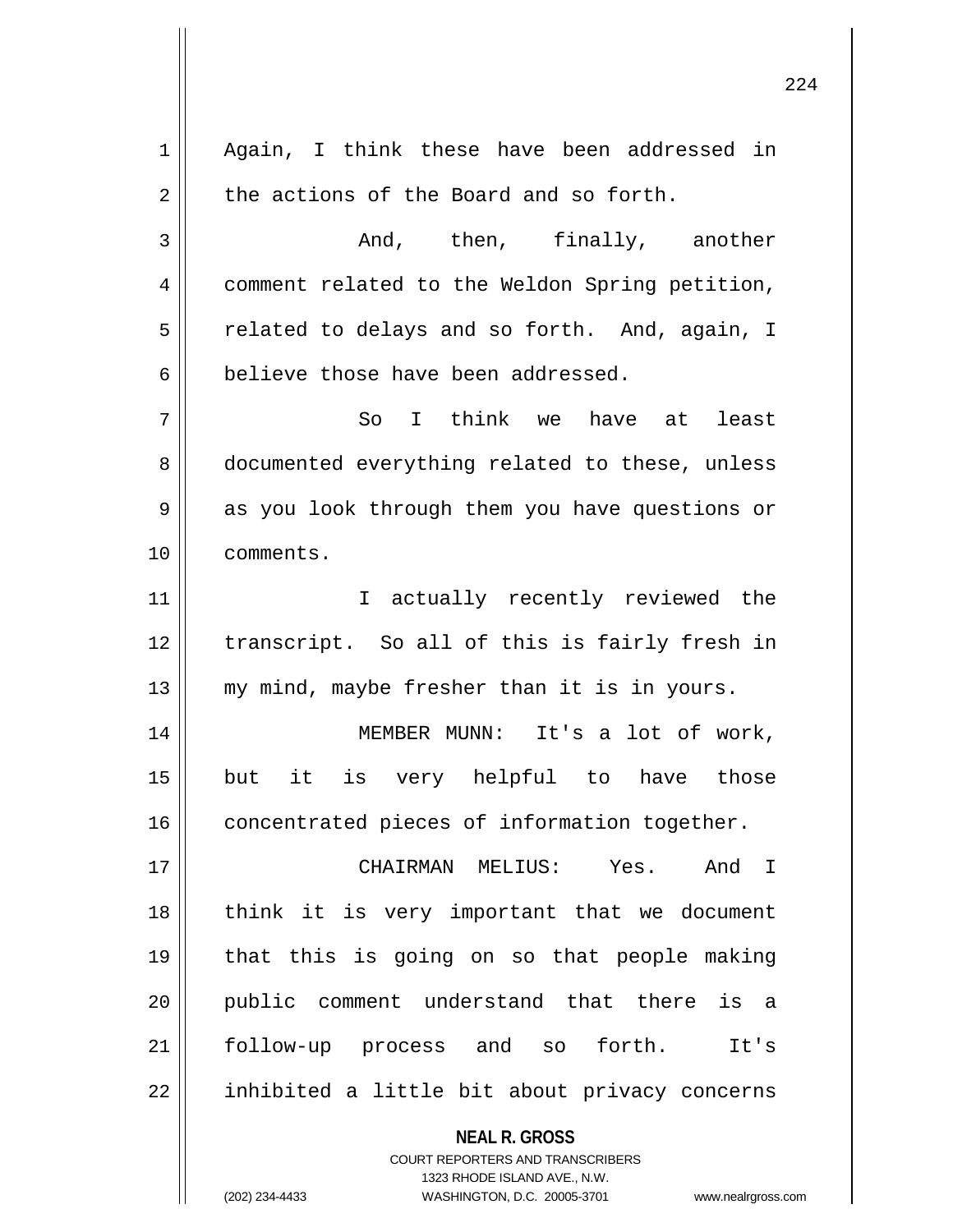Again, I think these have been addressed in the actions of the Board and so forth.

And, then, finally, another comment related to the Weldon Spring petition, related to delays and so forth. And, again, I believe those have been addressed.

So I think we have at least documented everything related to these, unless as you look through them you have questions or comments.

I actually recently reviewed the transcript. So all of this is fairly fresh in my mind, maybe fresher than it is in yours.

MEMBER MUNN: It's a lot of work, but it is very helpful to have those concentrated pieces of information together.

CHAIRMAN MELIUS: Yes. And I think it is very important that we document that this is going on so that people making public comment understand that there is a follow-up process and so forth. It's inhibited a little bit about privacy concerns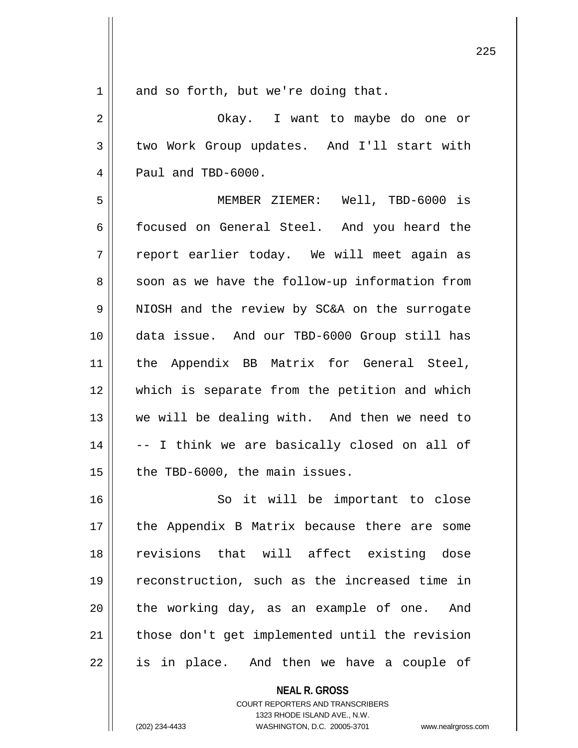and so forth, but we're doing that.

Okay. I want to maybe do one or two Work Group updates. And I'll start with Paul and TBD-6000.

MEMBER ZIEMER: Well, TBD-6000 is focused on General Steel. And you heard the report earlier today. We will meet again as soon as we have the follow-up information from NIOSH and the review by SC&A on the surrogate data issue. And our TBD-6000 Group still has the Appendix BB Matrix for General Steel, which is separate from the petition and which we will be dealing with. And then we need to -- I think we are basically closed on all of the TBD-6000, the main issues.

So it will be important to close the Appendix B Matrix because there are some revisions that will affect existing dose reconstruction, such as the increased time in the working day, as an example of one. And those don't get implemented until the revision is in place. And then we have a couple of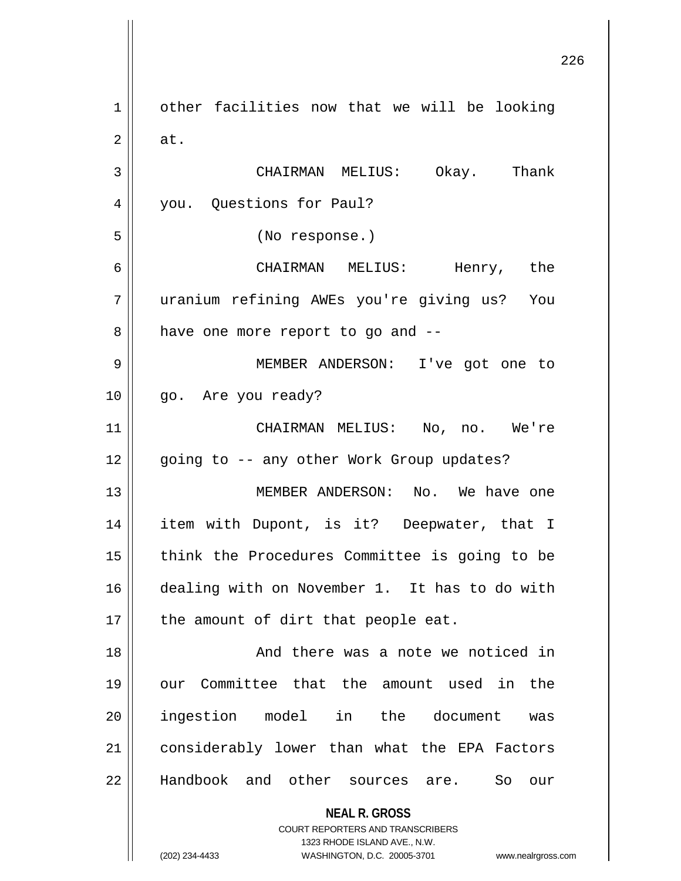other facilities now that we will be looking at.

CHAIRMAN MELIUS: Okay. Thank you. Questions for Paul?

(No response.)

CHAIRMAN MELIUS: Henry, the uranium refining AWEs you're giving us? You have one more report to go and --

MEMBER ANDERSON: I've got one to go. Are you ready?

CHAIRMAN MELIUS: No, no. We're going to -- any other Work Group updates?

MEMBER ANDERSON: No. We have one item with Dupont, is it? Deepwater, that I think the Procedures Committee is going to be dealing with on November 1. It has to do with the amount of dirt that people eat.

And there was a note we noticed in our Committee that the amount used in the ingestion model in the document was considerably lower than what the EPA Factors Handbook and other sources are. So our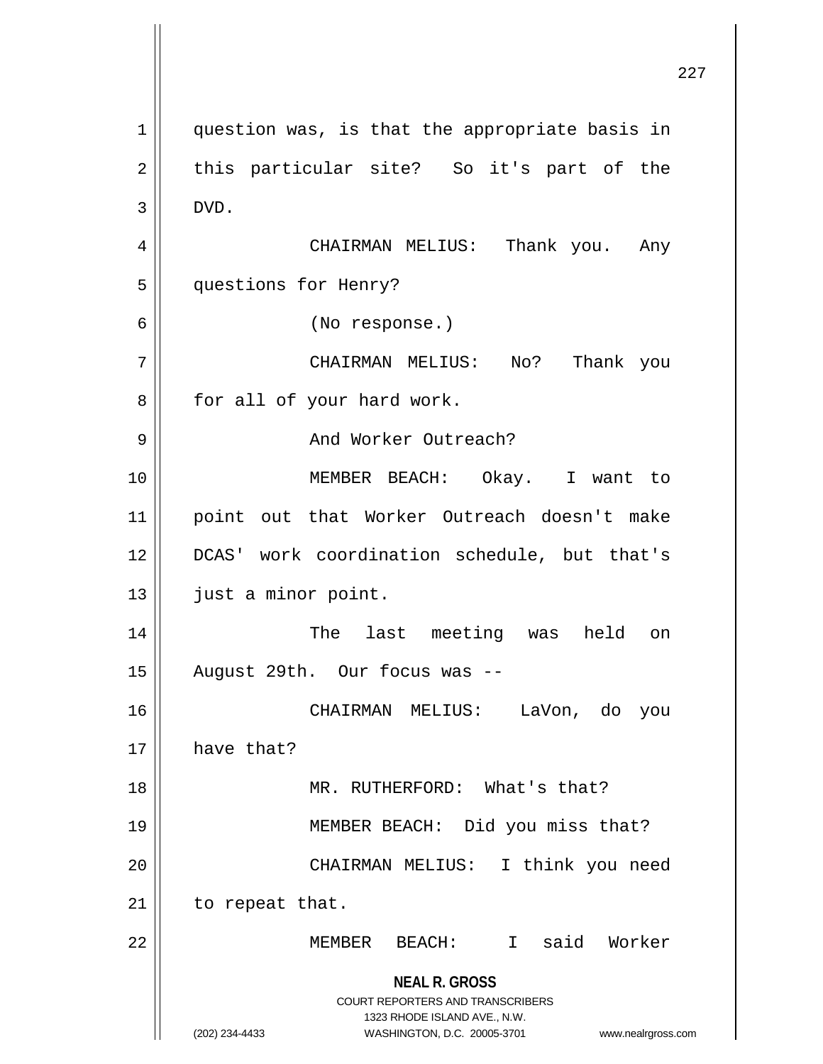question was, is that the appropriate basis in this particular site? So it's part of the DVD.

CHAIRMAN MELIUS: Thank you. Any questions for Henry?

(No response.)

CHAIRMAN MELIUS: No? Thank you for all of your hard work.

And Worker Outreach?

MEMBER BEACH: Okay. I want to point out that Worker Outreach doesn't make DCAS' work coordination schedule, but that's just a minor point.

The last meeting was held on August 29th. Our focus was --

CHAIRMAN MELIUS: LaVon, do you have that?

MR. RUTHERFORD: What's that?

MEMBER BEACH: Did you miss that?

CHAIRMAN MELIUS: I think you need to repeat that.

MEMBER BEACH: I said Worker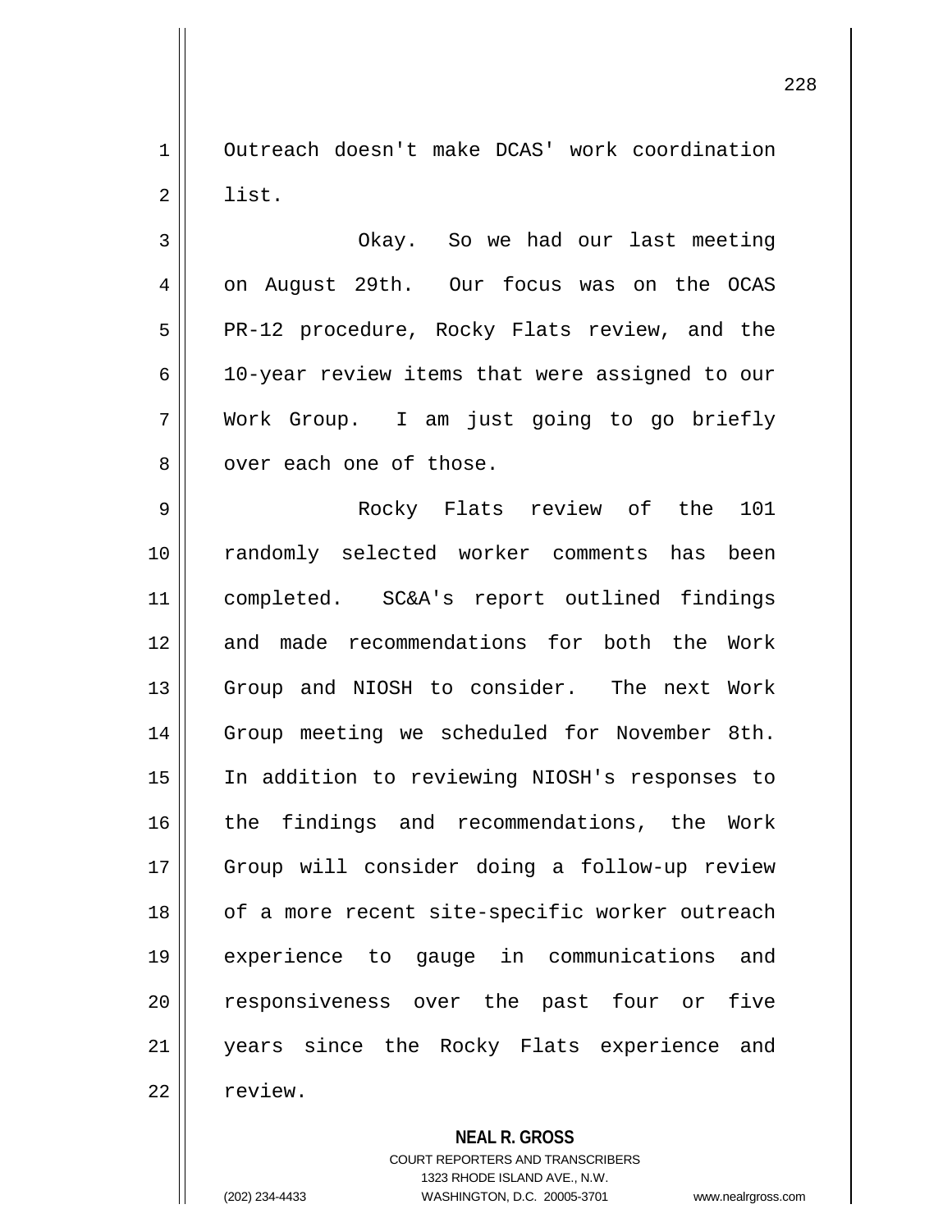Outreach doesn't make DCAS' work coordination list.

Okay. So we had our last meeting on August 29th. Our focus was on the OCAS PR-12 procedure, Rocky Flats review, and the 10-year review items that were assigned to our Work Group. I am just going to go briefly over each one of those.

Rocky Flats review of the 101 randomly selected worker comments has been completed. SC&A's report outlined findings and made recommendations for both the Work Group and NIOSH to consider. The next Work Group meeting we scheduled for November 8th. In addition to reviewing NIOSH's responses to the findings and recommendations, the Work Group will consider doing a follow-up review of a more recent site-specific worker outreach experience to gauge in communications and responsiveness over the past four or five years since the Rocky Flats experience and review.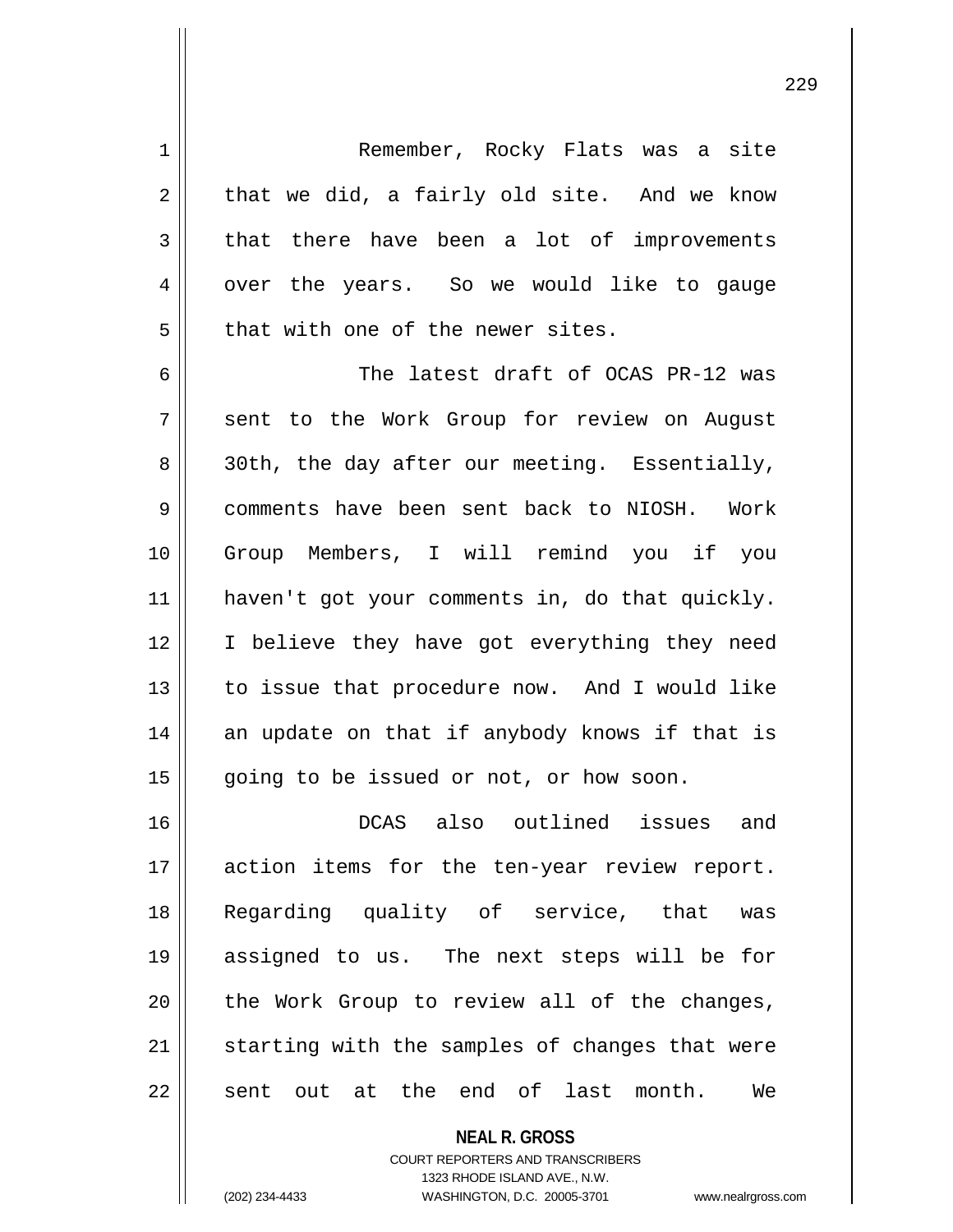Remember, Rocky Flats was a site that we did, a fairly old site. And we know that there have been a lot of improvements over the years. So we would like to gauge that with one of the newer sites.

The latest draft of OCAS PR-12 was sent to the Work Group for review on August 30th, the day after our meeting. Essentially, comments have been sent back to NIOSH. Work Group Members, I will remind you if you haven't got your comments in, do that quickly. I believe they have got everything they need to issue that procedure now. And I would like an update on that if anybody knows if that is going to be issued or not, or how soon.

DCAS also outlined issues and action items for the ten-year review report. Regarding quality of service, that was assigned to us. The next steps will be for the Work Group to review all of the changes, starting with the samples of changes that were sent out at the end of last month. We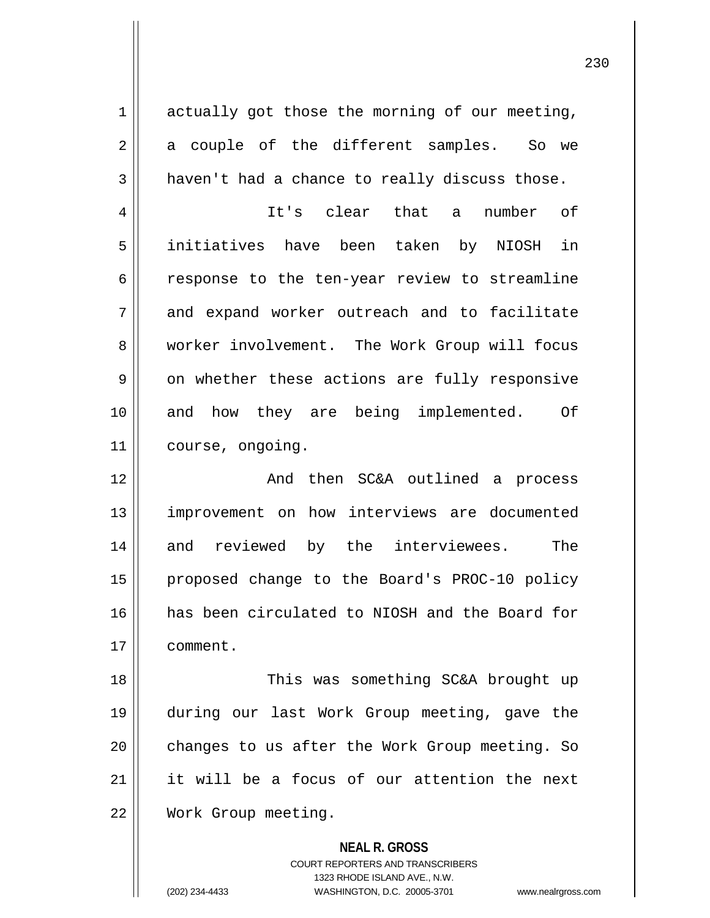actually got those the morning of our meeting, a couple of the different samples. So we haven't had a chance to really discuss those.

It's clear that a number of initiatives have been taken by NIOSH in response to the ten-year review to streamline and expand worker outreach and to facilitate worker involvement. The Work Group will focus on whether these actions are fully responsive and how they are being implemented. Of course, ongoing.

And then SC&A outlined a process improvement on how interviews are documented and reviewed by the interviewees. The proposed change to the Board's PROC-10 policy has been circulated to NIOSH and the Board for comment.

This was something SC&A brought up during our last Work Group meeting, gave the changes to us after the Work Group meeting. So it will be a focus of our attention the next Work Group meeting.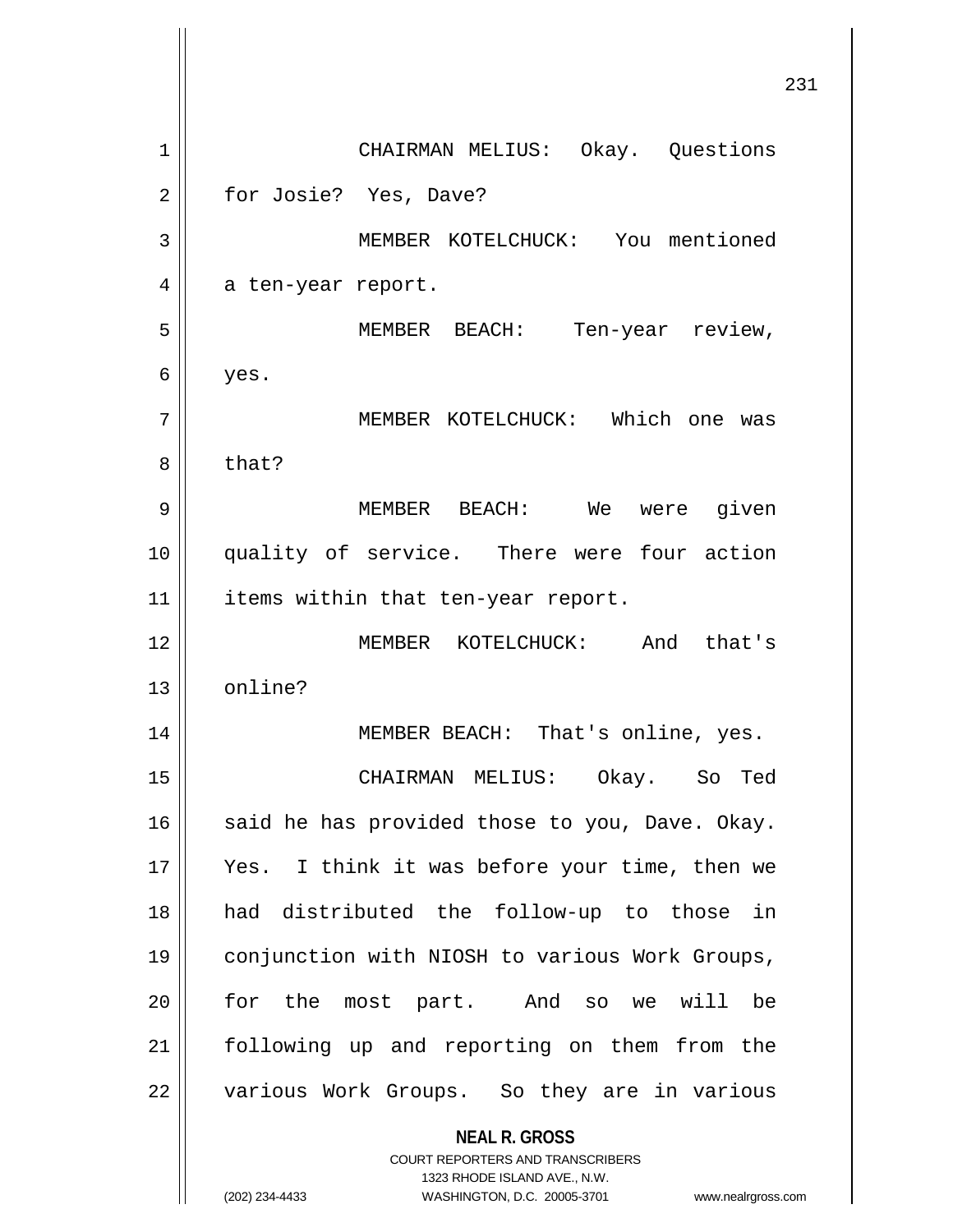CHAIRMAN MELIUS: Okay. Questions for Josie? Yes, Dave?

MEMBER KOTELCHUCK: You mentioned a ten-year report.

MEMBER BEACH: Ten-year review, yes.

MEMBER KOTELCHUCK: Which one was that?

MEMBER BEACH: We were given quality of service. There were four action items within that ten-year report.

MEMBER KOTELCHUCK: And that's online?

MEMBER BEACH: That's online, yes.

CHAIRMAN MELIUS: Okay. So Ted said he has provided those to you, Dave. Okay. Yes. I think it was before your time, then we had distributed the follow-up to those in conjunction with NIOSH to various Work Groups, for the most part. And so we will be following up and reporting on them from the various Work Groups. So they are in various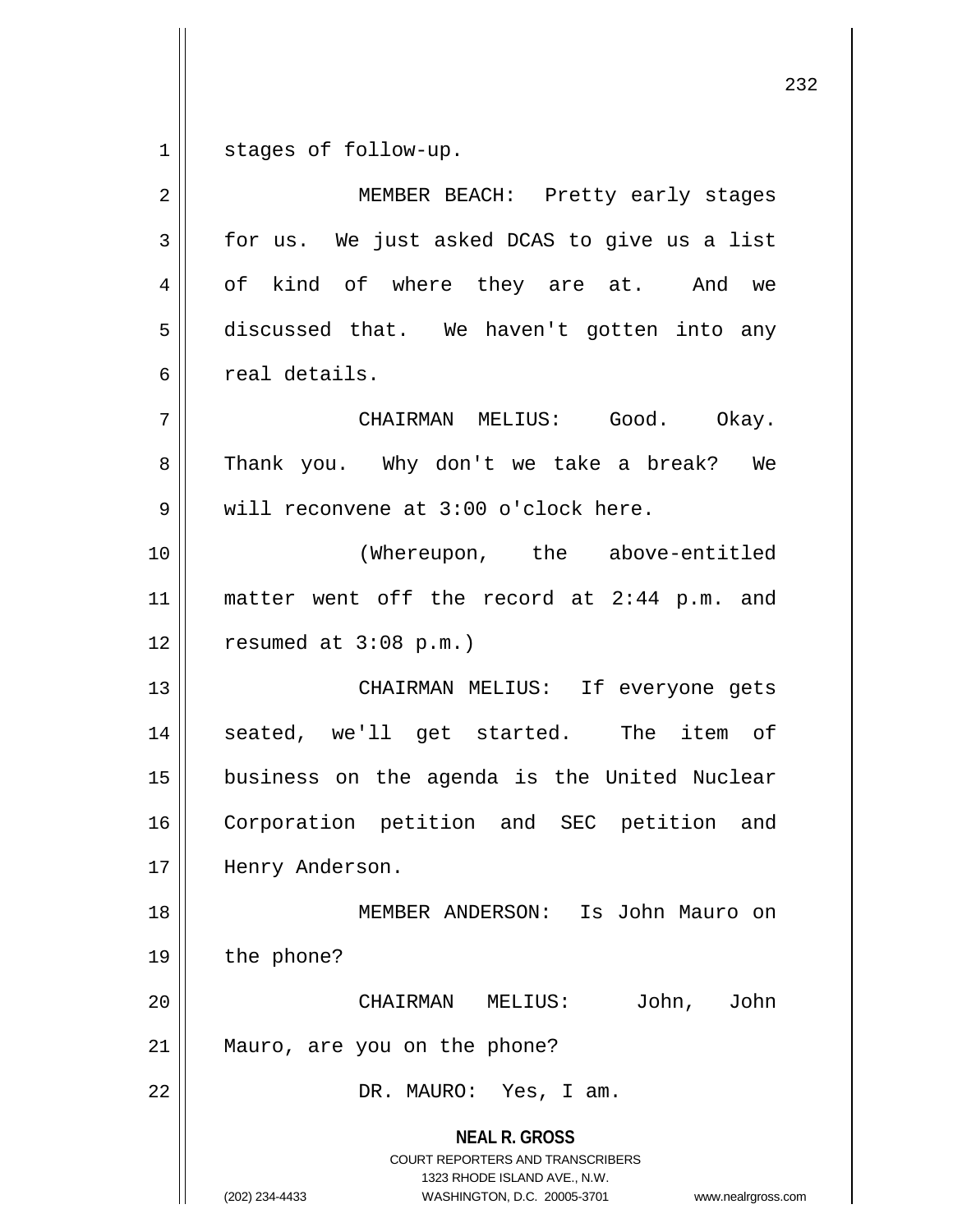stages of follow-up.

MEMBER BEACH: Pretty early stages for us. We just asked DCAS to give us a list of kind of where they are at. And we discussed that. We haven't gotten into any real details.

CHAIRMAN MELIUS: Good. Okay. Thank you. Why don't we take a break? We will reconvene at 3:00 o'clock here.

(Whereupon, the above-entitled matter went off the record at 2:44 p.m. and resumed at 3:08 p.m.)

CHAIRMAN MELIUS: If everyone gets seated, we'll get started. The item of business on the agenda is the United Nuclear Corporation petition and SEC petition and Henry Anderson.

MEMBER ANDERSON: Is John Mauro on the phone?

CHAIRMAN MELIUS: John, John Mauro, are you on the phone?

DR. MAURO: Yes, I am.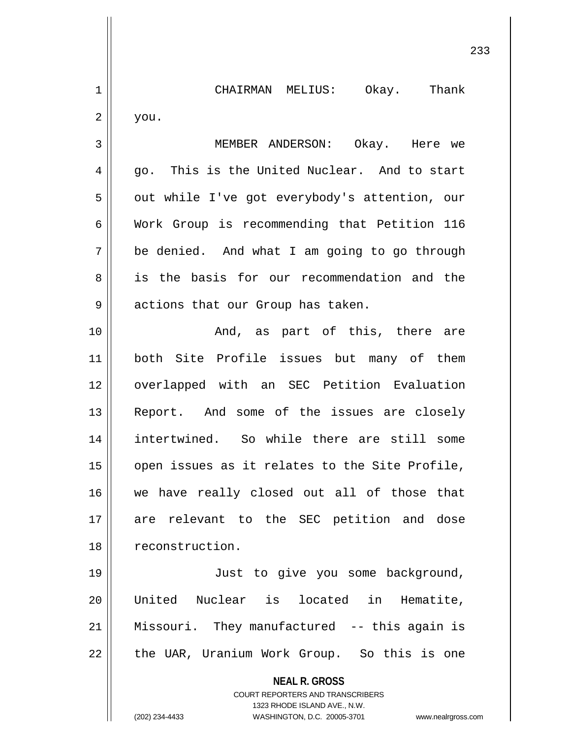CHAIRMAN MELIUS: Okay. Thank you.

MEMBER ANDERSON: Okay. Here we go. This is the United Nuclear. And to start out while I've got everybody's attention, our Work Group is recommending that Petition 116 be denied. And what I am going to go through is the basis for our recommendation and the actions that our Group has taken.

And, as part of this, there are both Site Profile issues but many of them overlapped with an SEC Petition Evaluation Report. And some of the issues are closely intertwined. So while there are still some open issues as it relates to the Site Profile, we have really closed out all of those that are relevant to the SEC petition and dose reconstruction.

Just to give you some background, United Nuclear is located in Hematite, Missouri. They manufactured -- this again is the UAR, Uranium Work Group. So this is one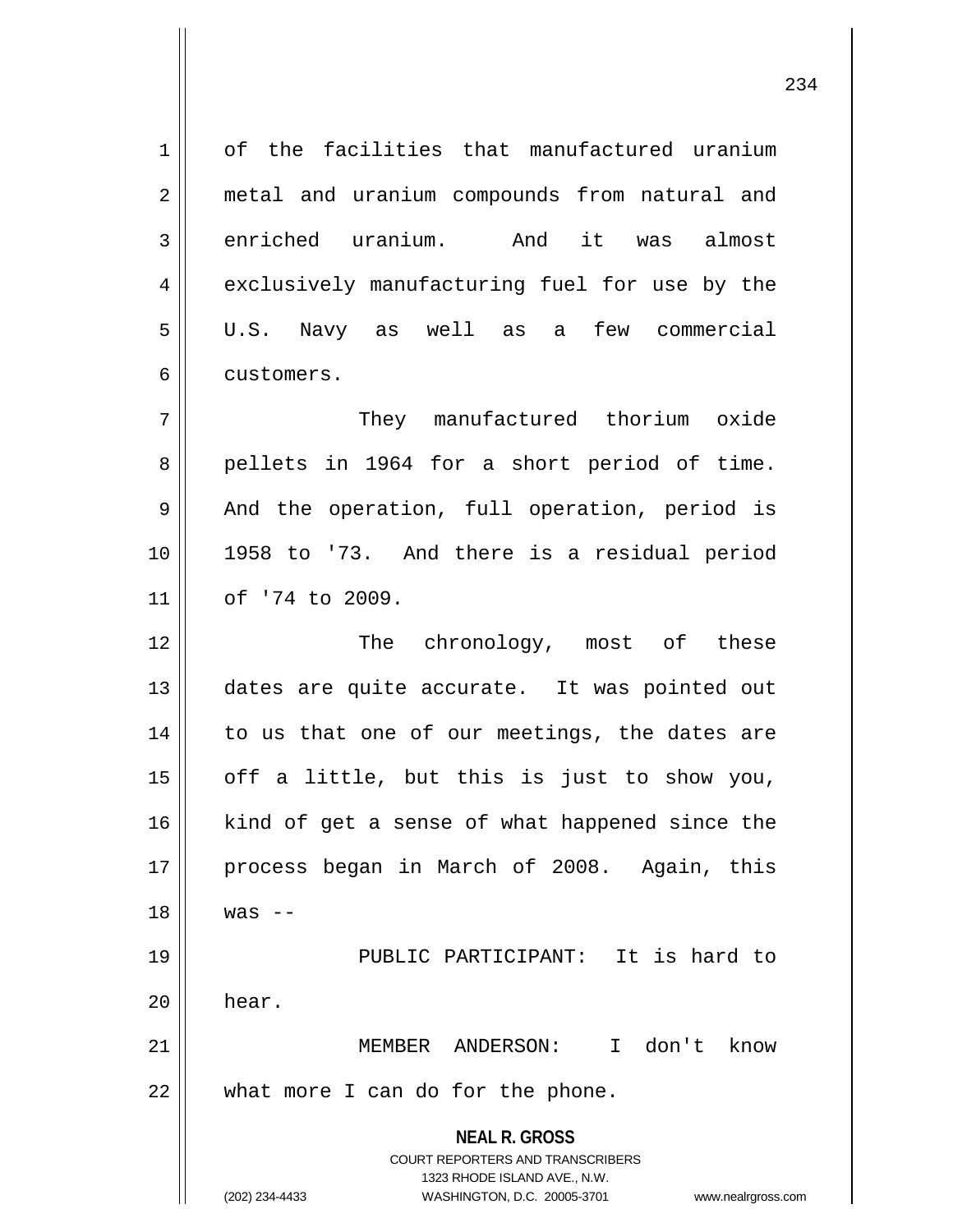of the facilities that manufactured uranium metal and uranium compounds from natural and enriched uranium. And it was almost exclusively manufacturing fuel for use by the U.S. Navy as well as a few commercial customers.

They manufactured thorium oxide pellets in 1964 for a short period of time. And the operation, full operation, period is 1958 to '73. And there is a residual period of '74 to 2009.

The chronology, most of these dates are quite accurate. It was pointed out to us that one of our meetings, the dates are off a little, but this is just to show you, kind of get a sense of what happened since the process began in March of 2008. Again, this was --

PUBLIC PARTICIPANT: It is hard to hear.

MEMBER ANDERSON: I don't know what more I can do for the phone.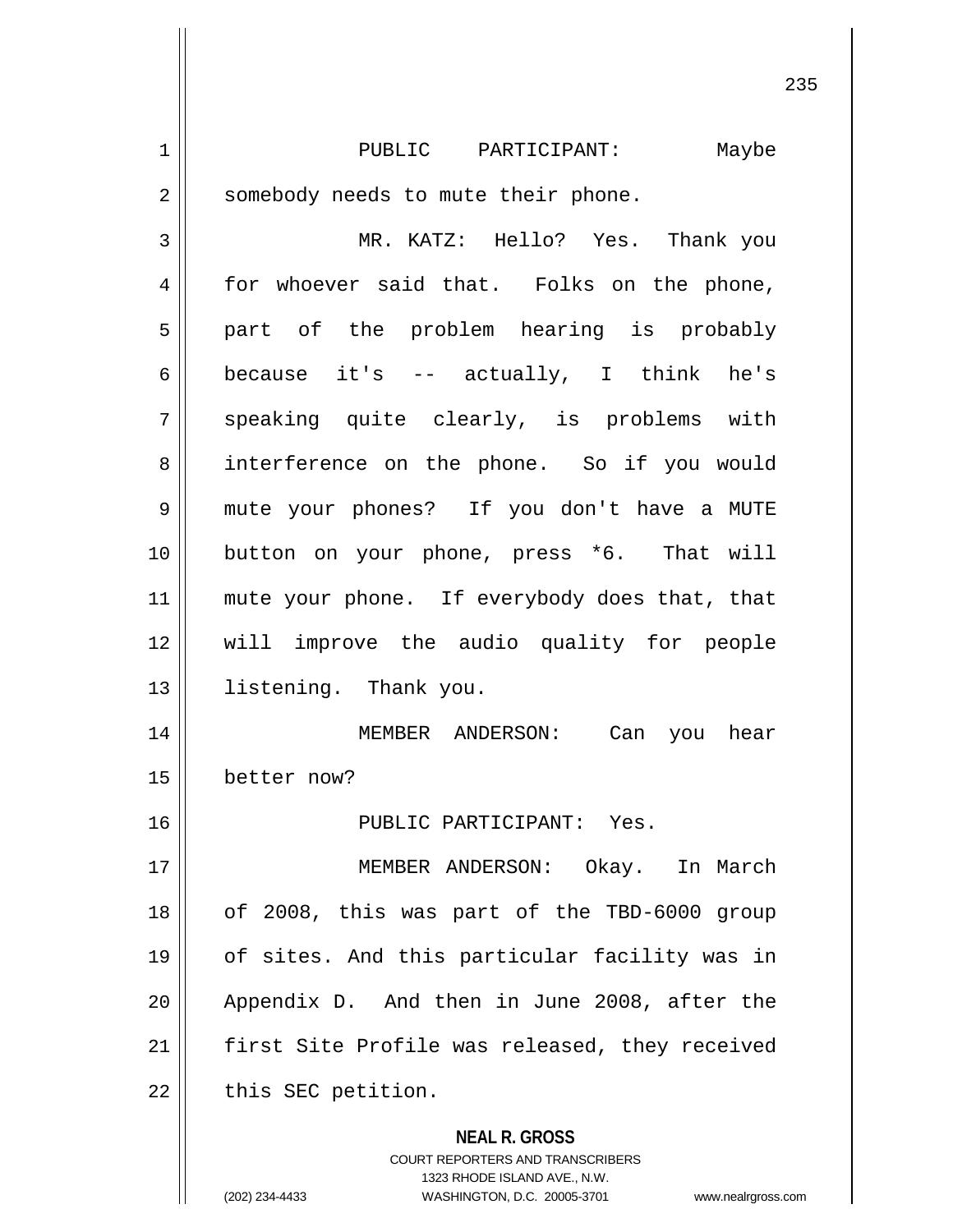PUBLIC PARTICIPANT: Maybe somebody needs to mute their phone.

MR. KATZ: Hello? Yes. Thank you for whoever said that. Folks on the phone, part of the problem hearing is probably because it's -- actually, I think he's speaking quite clearly, is problems with interference on the phone. So if you would mute your phones? If you don't have a MUTE button on your phone, press *6. That will mute your phone. If everybody does that, that will improve the audio quality for people listening. Thank you.

MEMBER ANDERSON: Can you hear better now?

PUBLIC PARTICIPANT: Yes.

MEMBER ANDERSON: Okay. In March of 2008, this was part of the TBD-6000 group of sites. And this particular facility was in Appendix D. And then in June 2008, after the first Site Profile was released, they received this SEC petition.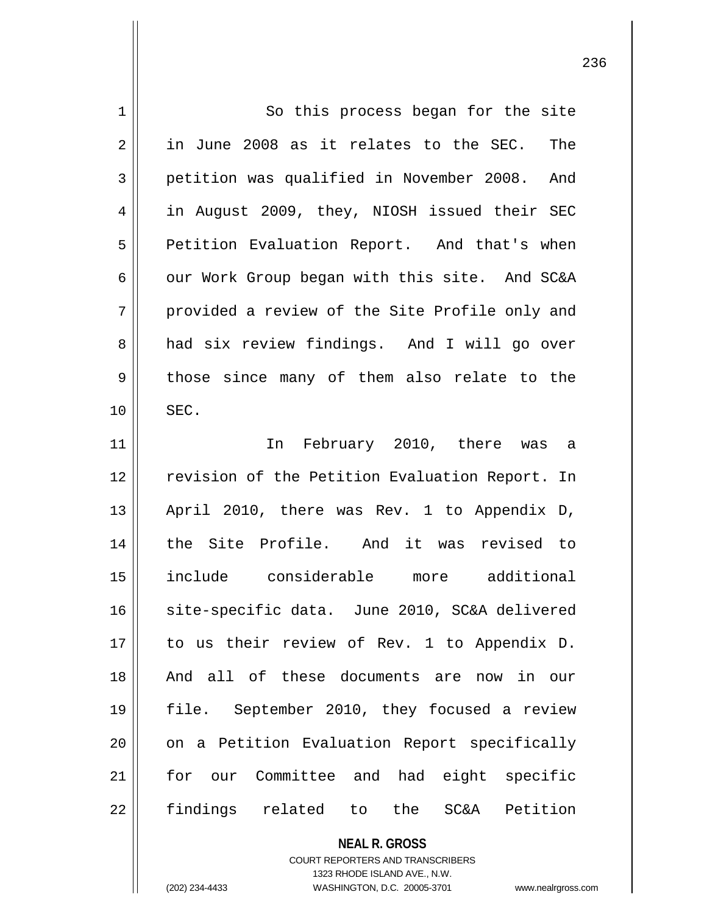So this process began for the site in June 2008 as it relates to the SEC. The petition was qualified in November 2008. And in August 2009, they, NIOSH issued their SEC Petition Evaluation Report. And that's when our Work Group began with this site. And SC&A provided a review of the Site Profile only and had six review findings. And I will go over those since many of them also relate to the SEC.

In February 2010, there was a revision of the Petition Evaluation Report. In April 2010, there was Rev. 1 to Appendix D, the Site Profile. And it was revised to include considerable more additional site-specific data. June 2010, SC&A delivered to us their review of Rev. 1 to Appendix D. And all of these documents are now in our file. September 2010, they focused a review on a Petition Evaluation Report specifically for our Committee and had eight specific findings related to the SC&A Petition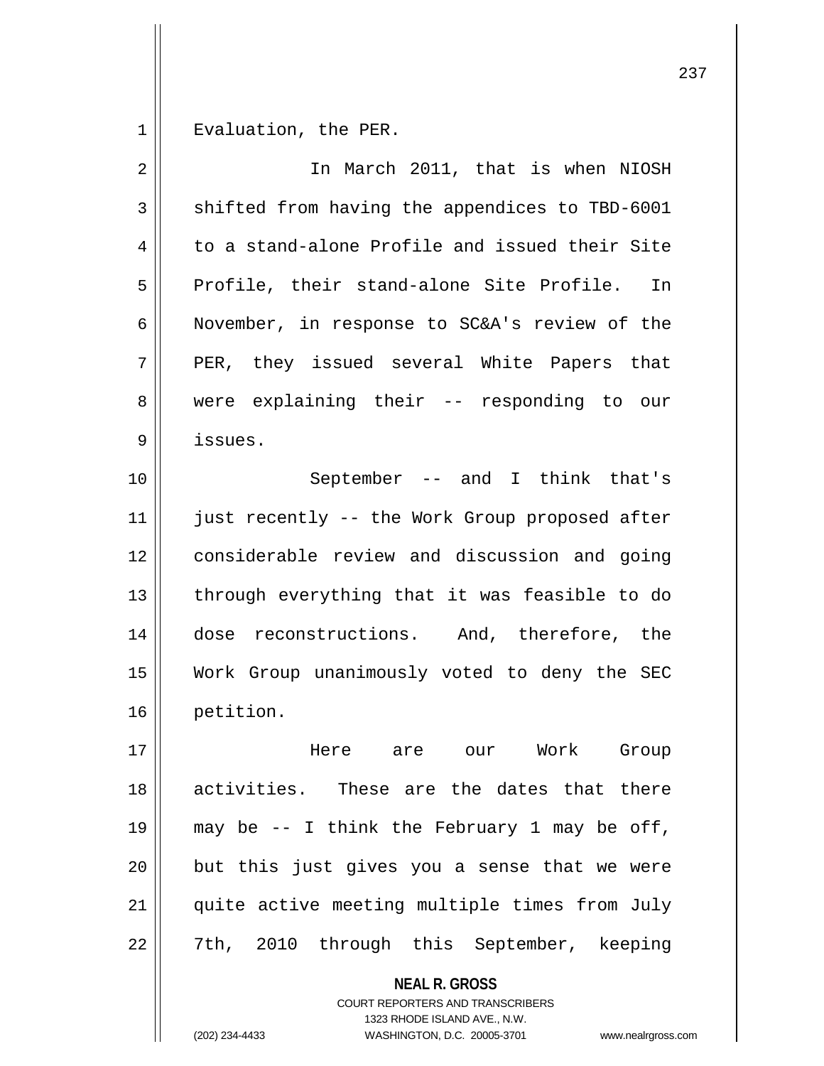Evaluation, the PER.

In March 2011, that is when NIOSH shifted from having the appendices to TBD-6001 to a stand-alone Profile and issued their Site Profile, their stand-alone Site Profile. In November, in response to SC&A's review of the PER, they issued several White Papers that were explaining their -- responding to our issues.

September -- and I think that's just recently -- the Work Group proposed after considerable review and discussion and going through everything that it was feasible to do dose reconstructions. And, therefore, the Work Group unanimously voted to deny the SEC petition.

Here are our Work Group activities. These are the dates that there may be -- I think the February 1 may be off, but this just gives you a sense that we were quite active meeting multiple times from July 7th, 2010 through this September, keeping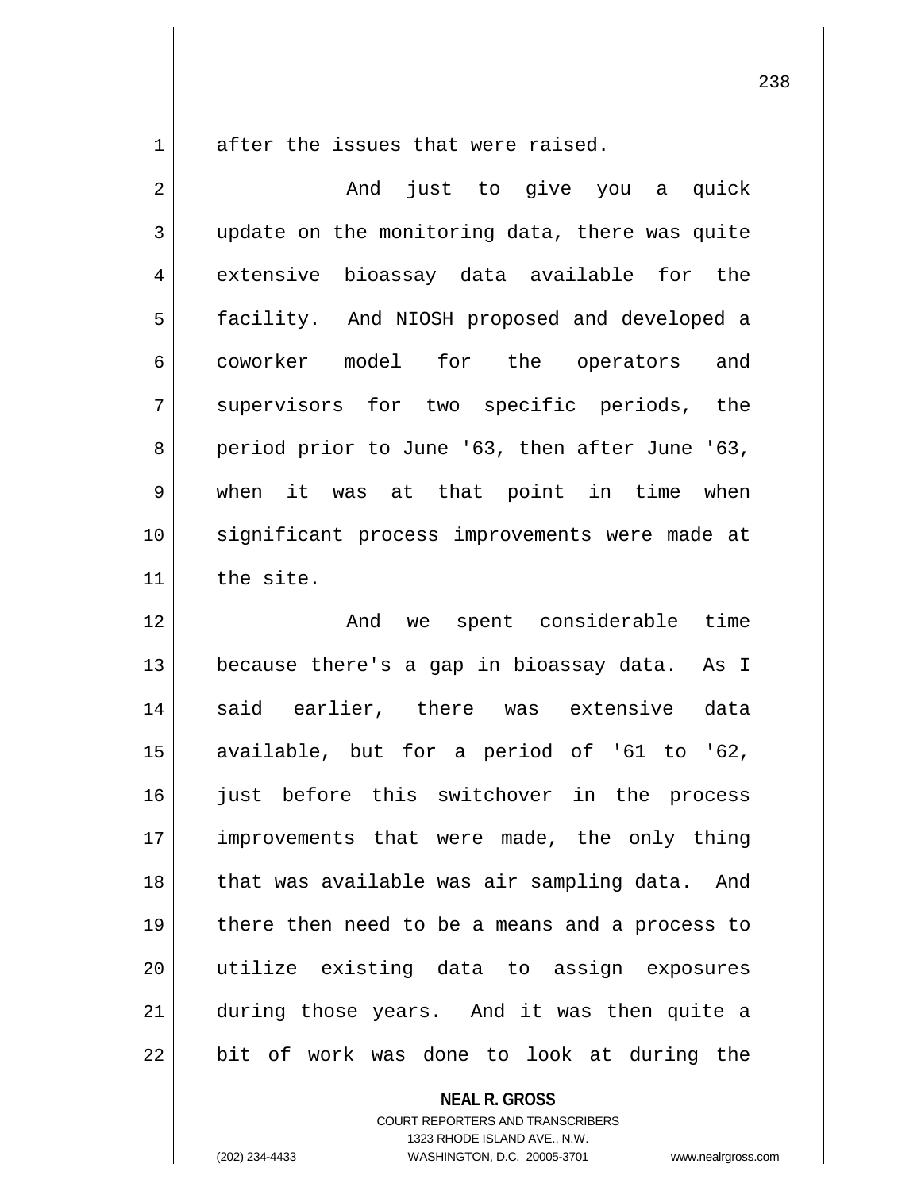after the issues that were raised.

And just to give you a quick update on the monitoring data, there was quite extensive bioassay data available for the facility. And NIOSH proposed and developed a coworker model for the operators and supervisors for two specific periods, the period prior to June '63, then after June '63, when it was at that point in time when significant process improvements were made at the site.

And we spent considerable time because there's a gap in bioassay data. As I said earlier, there was extensive data available, but for a period of '61 to '62, just before this switchover in the process improvements that were made, the only thing that was available was air sampling data. And there then need to be a means and a process to utilize existing data to assign exposures during those years. And it was then quite a bit of work was done to look at during the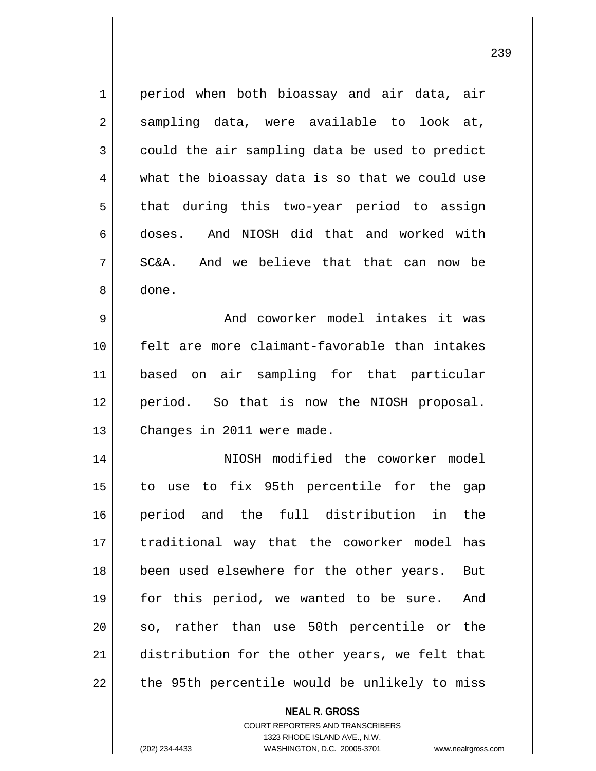period when both bioassay and air data, air sampling data, were available to look at, could the air sampling data be used to predict what the bioassay data is so that we could use that during this two-year period to assign doses. And NIOSH did that and worked with SC&A. And we believe that that can now be done.

And coworker model intakes it was felt are more claimant-favorable than intakes based on air sampling for that particular period. So that is now the NIOSH proposal. Changes in 2011 were made.

NIOSH modified the coworker model to use to fix 95th percentile for the gap period and the full distribution in the traditional way that the coworker model has been used elsewhere for the other years. But for this period, we wanted to be sure. And so, rather than use 50th percentile or the distribution for the other years, we felt that the 95th percentile would be unlikely to miss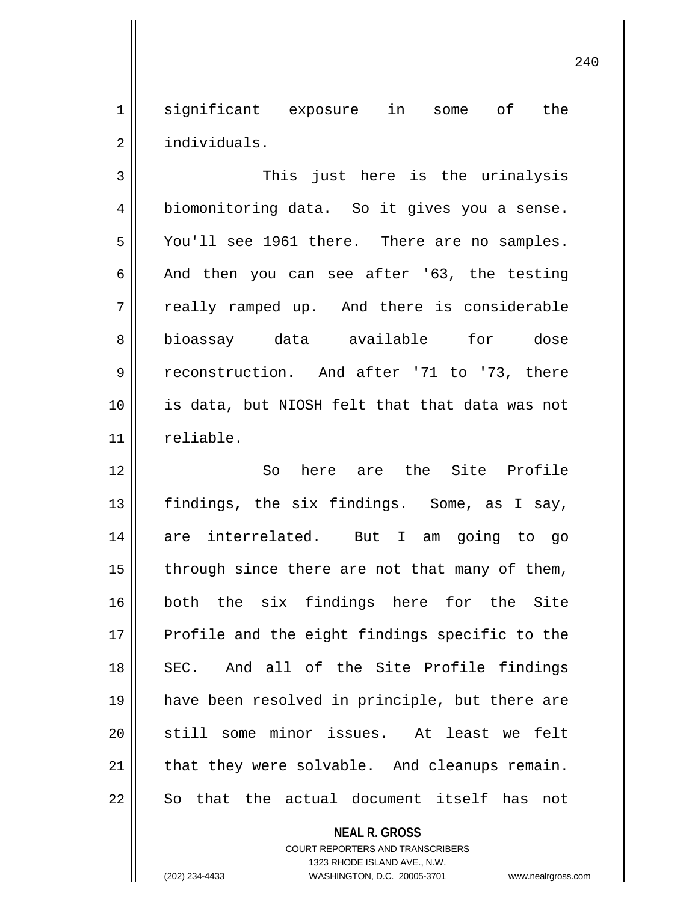significant exposure in some of the individuals.

This just here is the urinalysis biomonitoring data. So it gives you a sense. You'll see 1961 there. There are no samples. And then you can see after '63, the testing really ramped up. And there is considerable bioassay data available for dose reconstruction. And after '71 to '73, there is data, but NIOSH felt that that data was not reliable.

So here are the Site Profile findings, the six findings. Some, as I say, are interrelated. But I am going to go through since there are not that many of them, both the six findings here for the Site Profile and the eight findings specific to the SEC. And all of the Site Profile findings have been resolved in principle, but there are still some minor issues. At least we felt that they were solvable. And cleanups remain. So that the actual document itself has not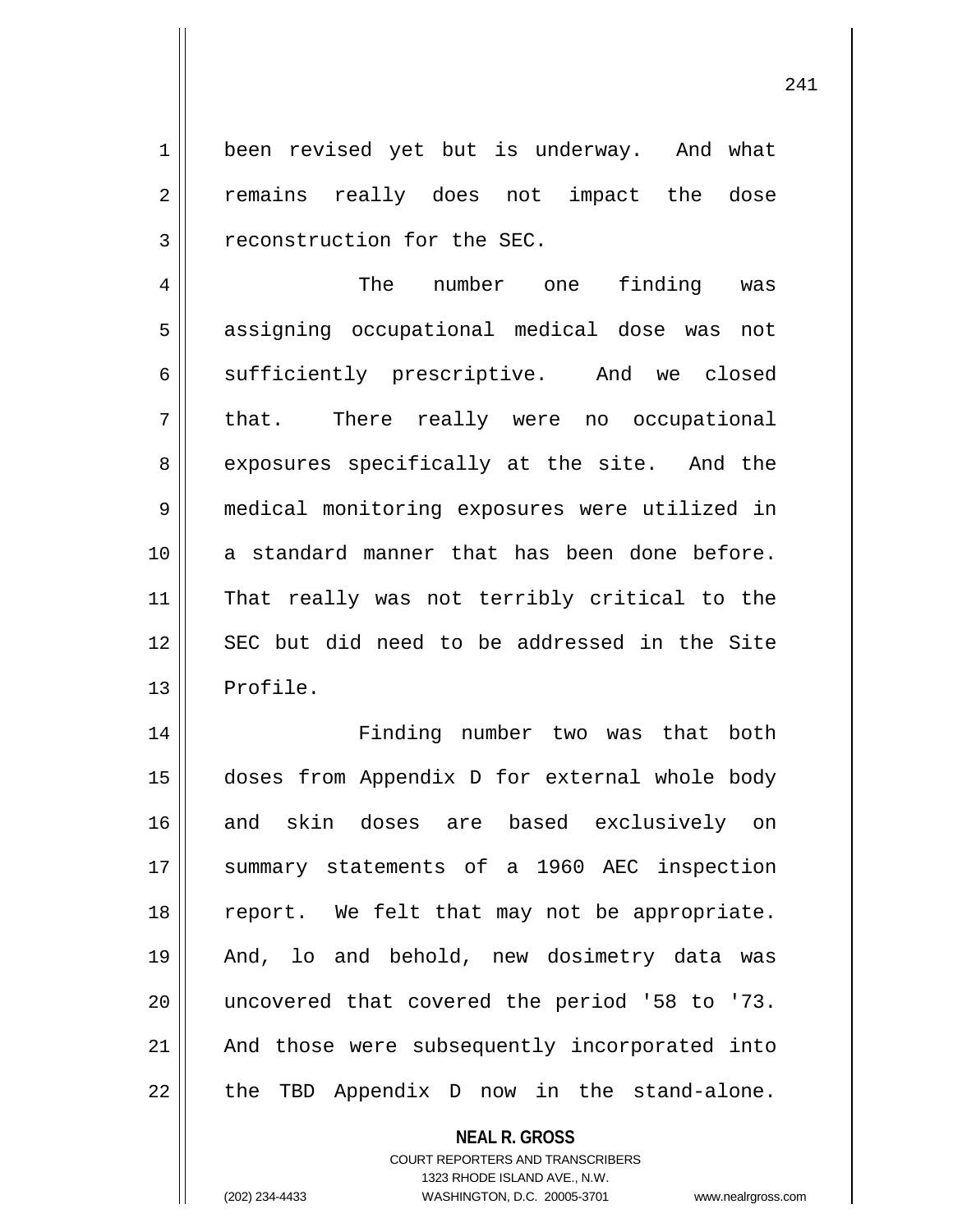been revised yet but is underway. And what remains really does not impact the dose reconstruction for the SEC.

The number one finding was assigning occupational medical dose was not sufficiently prescriptive. And we closed that. There really were no occupational exposures specifically at the site. And the medical monitoring exposures were utilized in a standard manner that has been done before. That really was not terribly critical to the SEC but did need to be addressed in the Site Profile.

Finding number two was that both doses from Appendix D for external whole body and skin doses are based exclusively on summary statements of a 1960 AEC inspection report. We felt that may not be appropriate. And, lo and behold, new dosimetry data was uncovered that covered the period '58 to '73. And those were subsequently incorporated into the TBD Appendix D now in the stand-alone.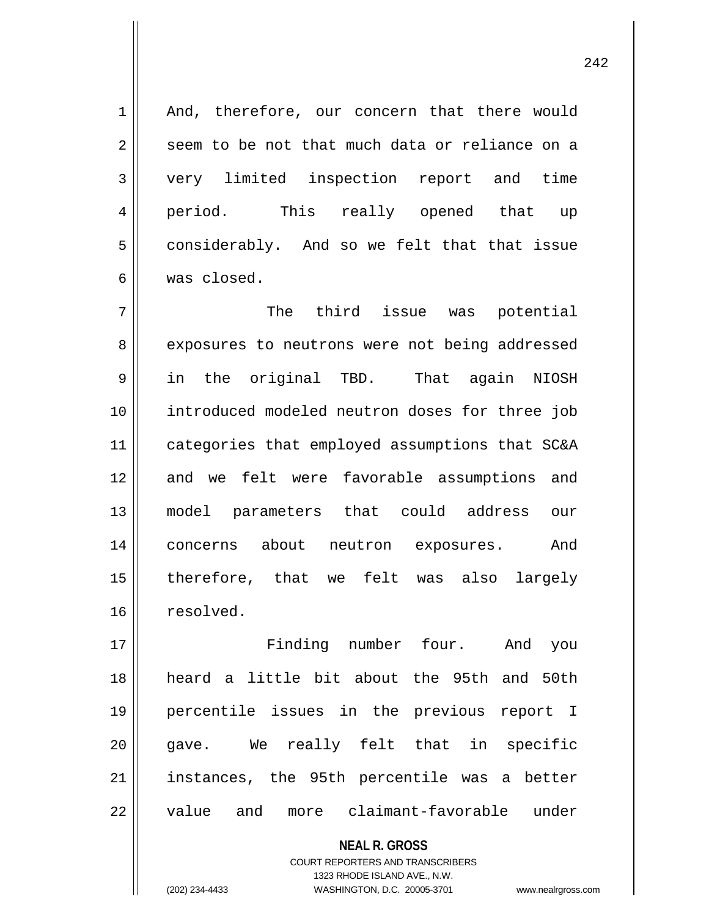And, therefore, our concern that there would seem to be not that much data or reliance on a very limited inspection report and time period. This really opened that up considerably. And so we felt that that issue was closed.

The third issue was potential exposures to neutrons were not being addressed in the original TBD. That again NIOSH introduced modeled neutron doses for three job categories that employed assumptions that SC&A and we felt were favorable assumptions and model parameters that could address our concerns about neutron exposures. And therefore, that we felt was also largely resolved.

Finding number four. And you heard a little bit about the 95th and 50th percentile issues in the previous report I gave. We really felt that in specific instances, the 95th percentile was a better value and more claimant-favorable under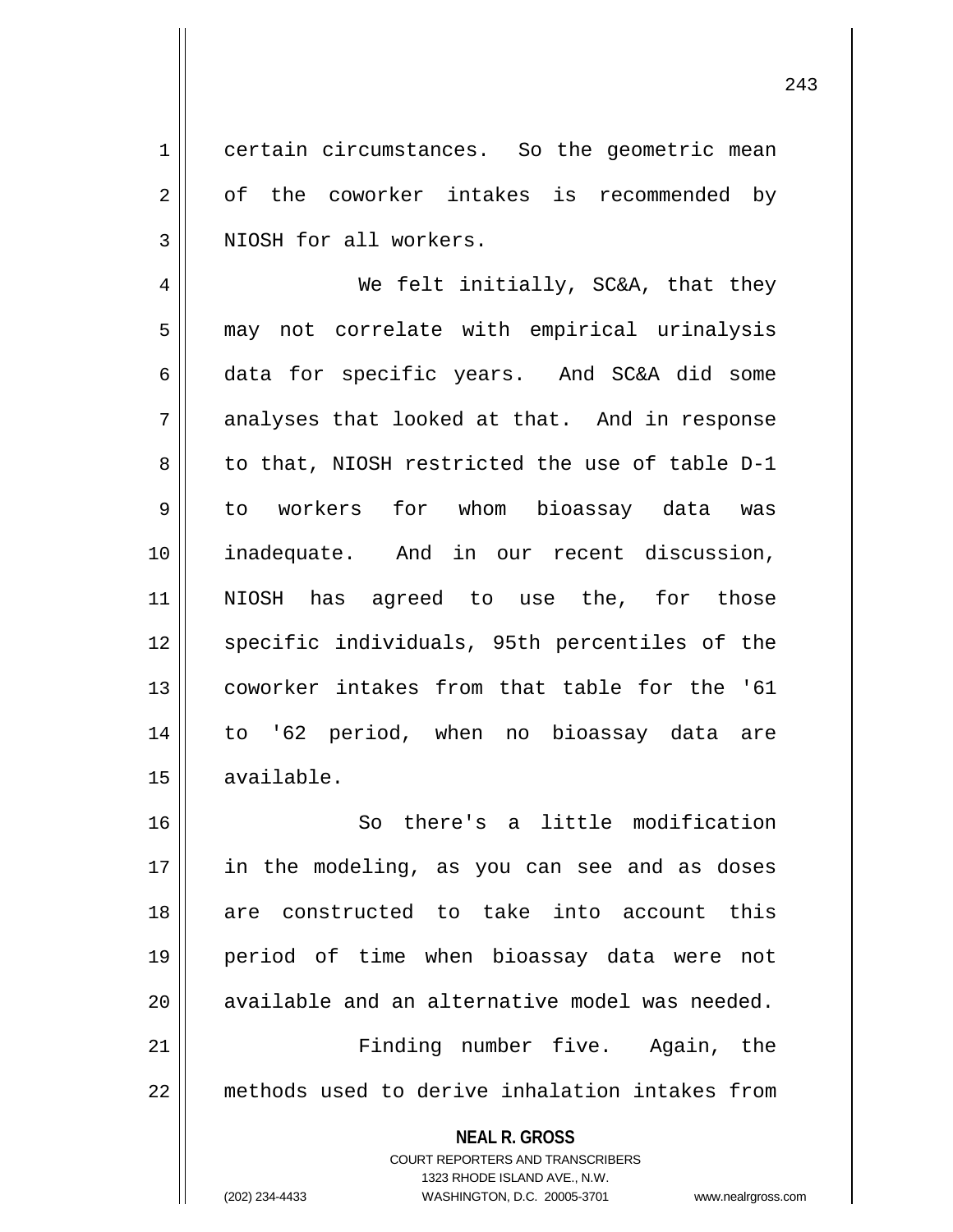certain circumstances. So the geometric mean of the coworker intakes is recommended by NIOSH for all workers.

We felt initially, SC&A, that they may not correlate with empirical urinalysis data for specific years. And SC&A did some analyses that looked at that. And in response to that, NIOSH restricted the use of table D-1 to workers for whom bioassay data was inadequate. And in our recent discussion, NIOSH has agreed to use the, for those specific individuals, 95th percentiles of the coworker intakes from that table for the '61 to '62 period, when no bioassay data are available.

So there's a little modification in the modeling, as you can see and as doses are constructed to take into account this period of time when bioassay data were not available and an alternative model was needed.

Finding number five. Again, the methods used to derive inhalation intakes from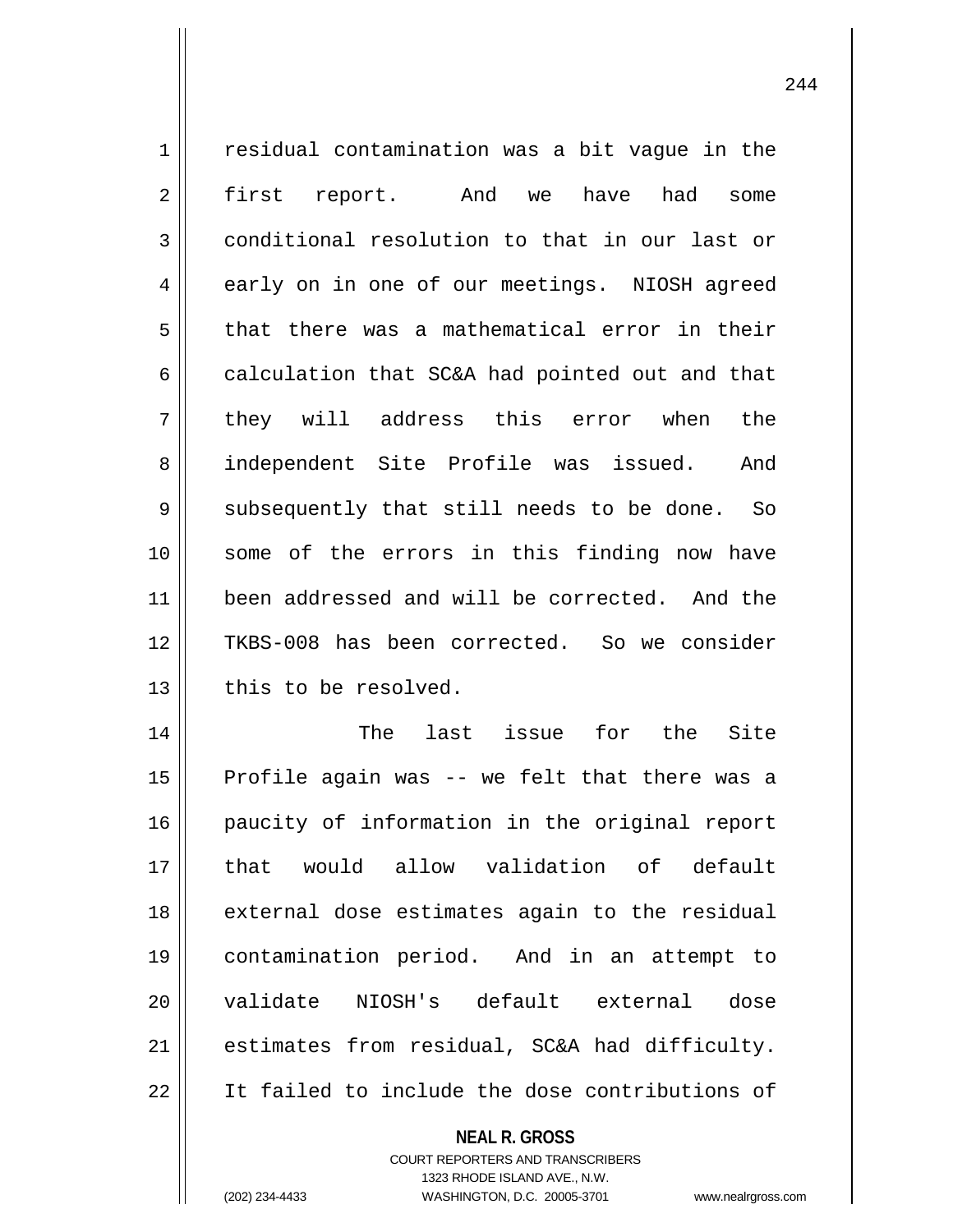residual contamination was a bit vague in the first report. And we have had some conditional resolution to that in our last or early on in one of our meetings. NIOSH agreed that there was a mathematical error in their calculation that SC&A had pointed out and that they will address this error when the independent Site Profile was issued. And subsequently that still needs to be done. So some of the errors in this finding now have been addressed and will be corrected. And the TKBS-008 has been corrected. So we consider this to be resolved.

The last issue for the Site Profile again was -- we felt that there was a paucity of information in the original report that would allow validation of default external dose estimates again to the residual contamination period. And in an attempt to validate NIOSH's default external dose estimates from residual, SC&A had difficulty. It failed to include the dose contributions of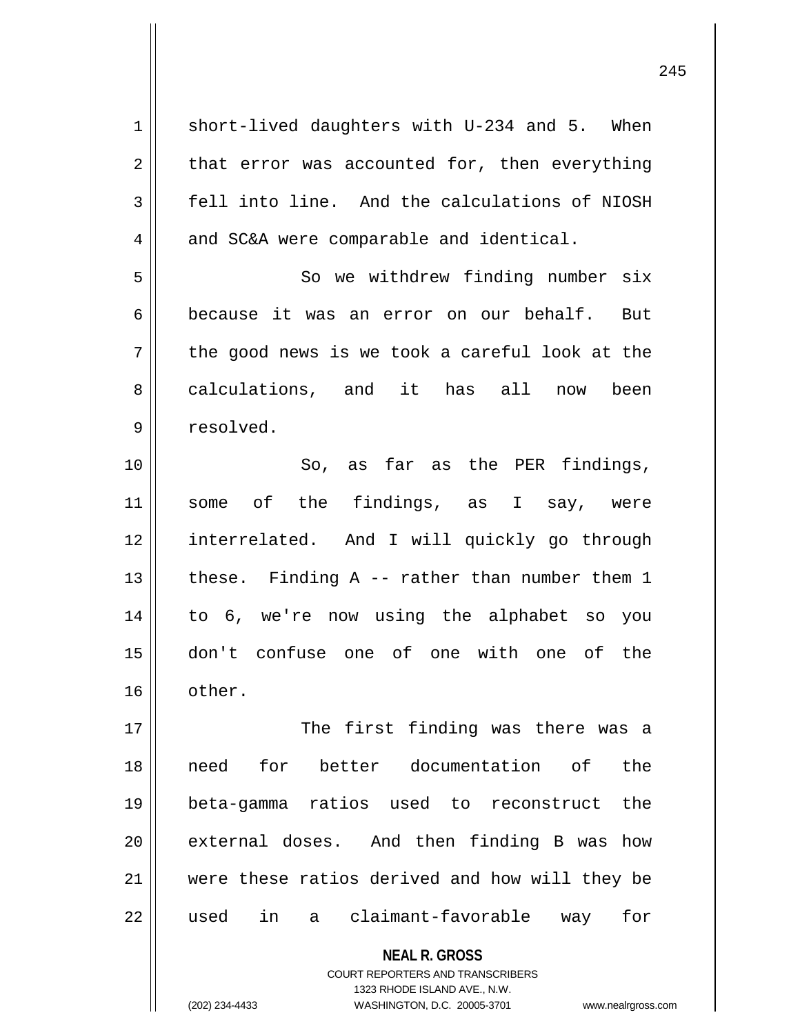short-lived daughters with U-234 and 5. When that error was accounted for, then everything fell into line. And the calculations of NIOSH and SC&A were comparable and identical.

So we withdrew finding number six because it was an error on our behalf. But the good news is we took a careful look at the calculations, and it has all now been resolved.

So, as far as the PER findings, some of the findings, as I say, were interrelated. And I will quickly go through these. Finding A -- rather than number them 1 to 6, we're now using the alphabet so you don't confuse one of one with one of the other.

The first finding was there was a need for better documentation of the beta-gamma ratios used to reconstruct the external doses. And then finding B was how were these ratios derived and how will they be used in a claimant-favorable way for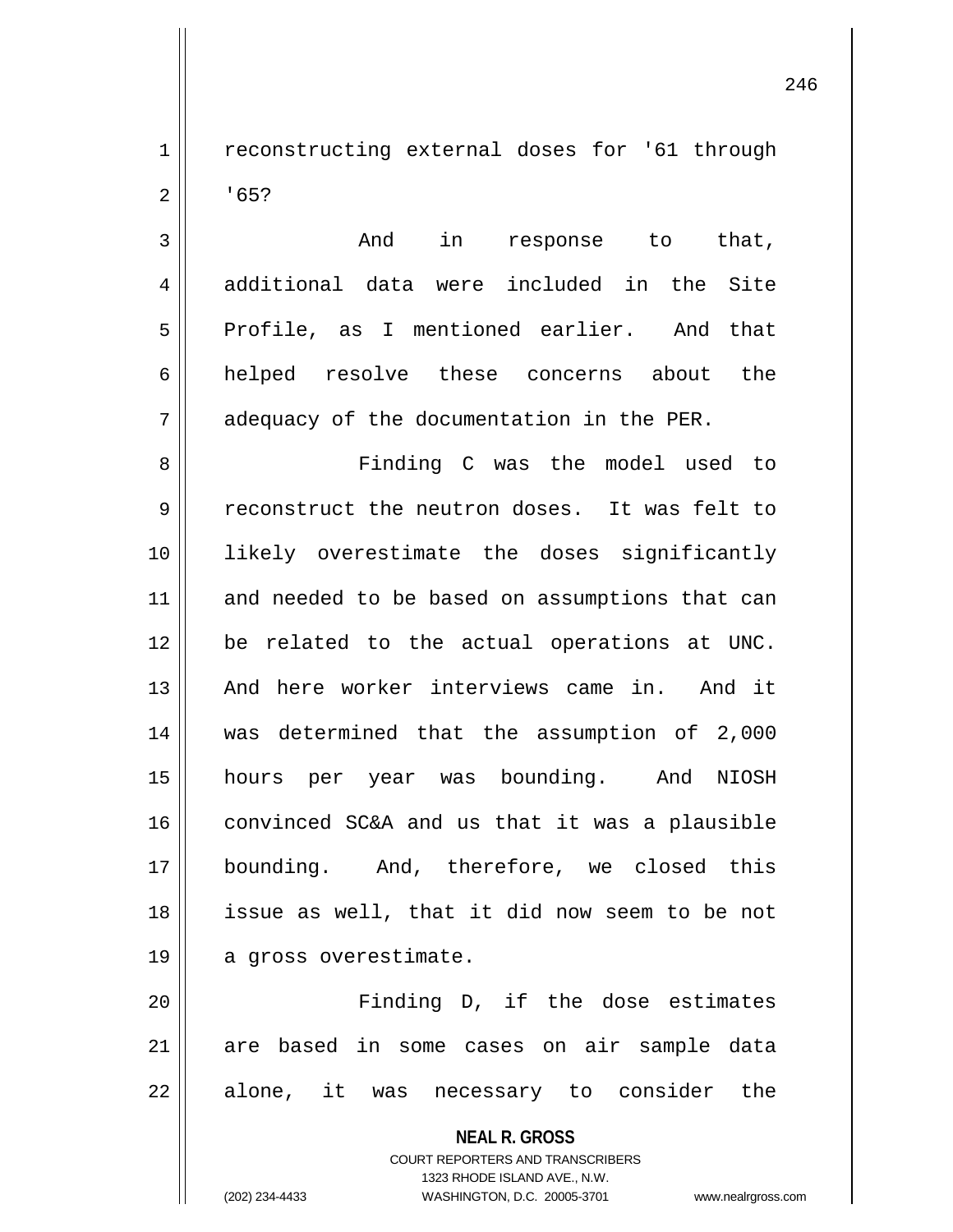reconstructing external doses for '61 through '65?

And in response to that, additional data were included in the Site Profile, as I mentioned earlier. And that helped resolve these concerns about the adequacy of the documentation in the PER.

Finding C was the model used to reconstruct the neutron doses. It was felt to likely overestimate the doses significantly and needed to be based on assumptions that can be related to the actual operations at UNC. And here worker interviews came in. And it was determined that the assumption of 2,000 hours per year was bounding. And NIOSH convinced SC&A and us that it was a plausible bounding. And, therefore, we closed this issue as well, that it did now seem to be not a gross overestimate.

Finding D, if the dose estimates are based in some cases on air sample data alone, it was necessary to consider the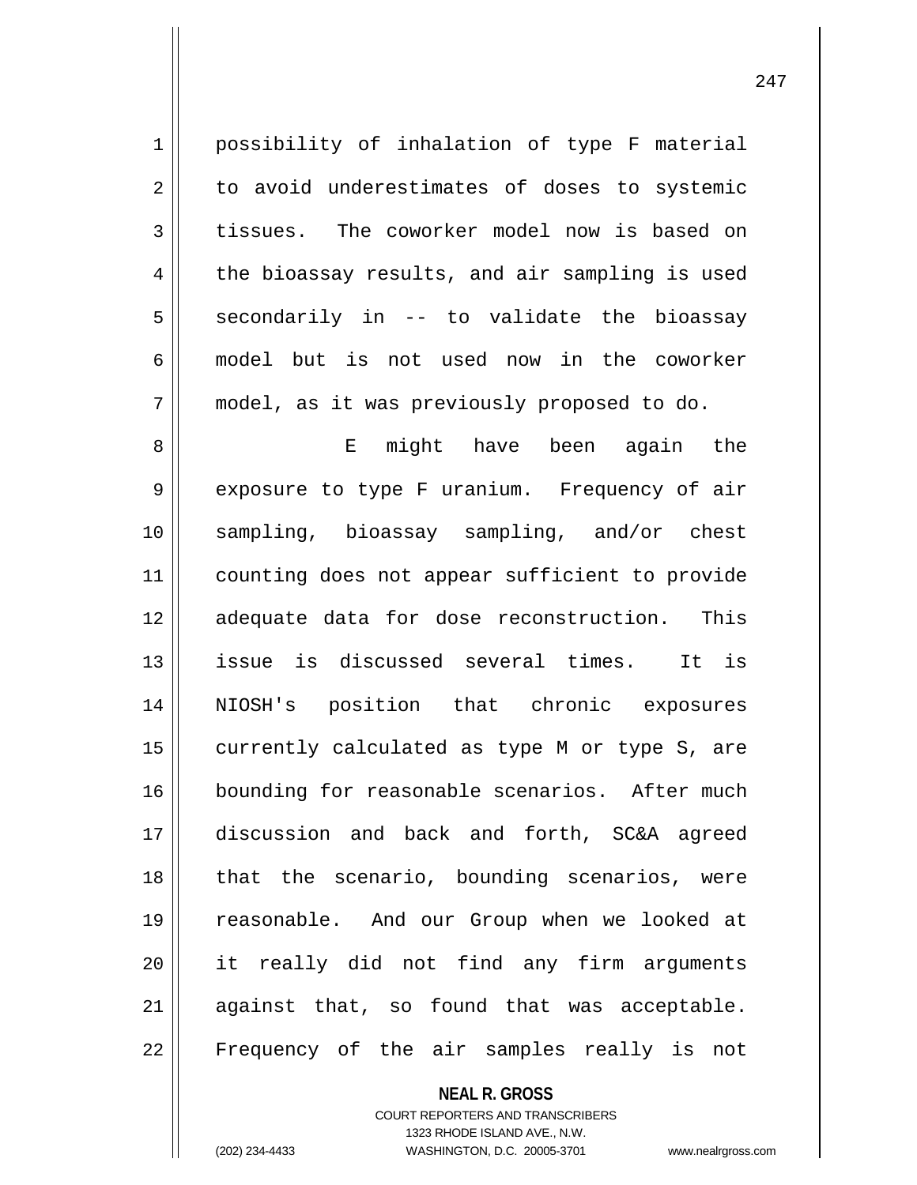possibility of inhalation of type F material to avoid underestimates of doses to systemic tissues. The coworker model now is based on the bioassay results, and air sampling is used secondarily in -- to validate the bioassay model but is not used now in the coworker model, as it was previously proposed to do.

E might have been again the exposure to type F uranium. Frequency of air sampling, bioassay sampling, and/or chest counting does not appear sufficient to provide adequate data for dose reconstruction. This issue is discussed several times. It is NIOSH's position that chronic exposures currently calculated as type M or type S, are bounding for reasonable scenarios. After much discussion and back and forth, SC&A agreed that the scenario, bounding scenarios, were reasonable. And our Group when we looked at it really did not find any firm arguments against that, so found that was acceptable. Frequency of the air samples really is not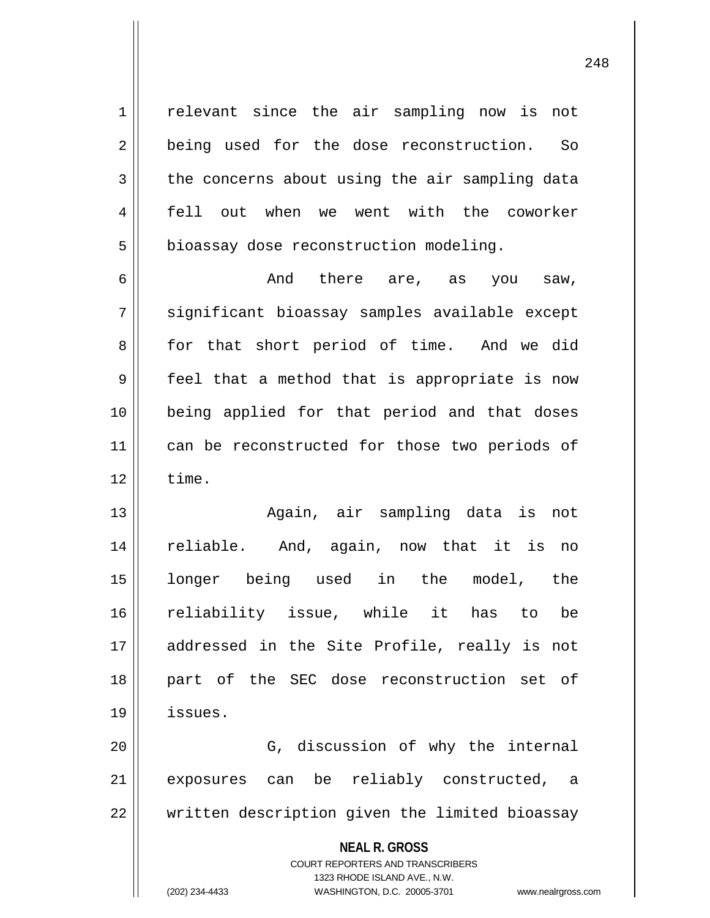relevant since the air sampling now is not being used for the dose reconstruction. So the concerns about using the air sampling data fell out when we went with the coworker bioassay dose reconstruction modeling.

And there are, as you saw, significant bioassay samples available except for that short period of time. And we did feel that a method that is appropriate is now being applied for that period and that doses can be reconstructed for those two periods of time.

Again, air sampling data is not reliable. And, again, now that it is no longer being used in the model, the reliability issue, while it has to be addressed in the Site Profile, really is not part of the SEC dose reconstruction set of issues.

G, discussion of why the internal exposures can be reliably constructed, a written description given the limited bioassay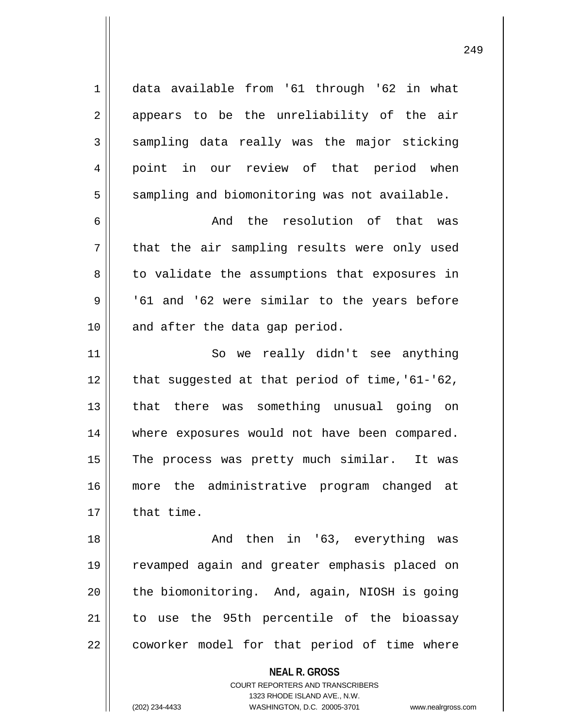data available from '61 through '62 in what appears to be the unreliability of the air sampling data really was the major sticking point in our review of that period when sampling and biomonitoring was not available.

And the resolution of that was that the air sampling results were only used to validate the assumptions that exposures in '61 and '62 were similar to the years before and after the data gap period.

So we really didn't see anything that suggested at that period of time,'61-'62, that there was something unusual going on where exposures would not have been compared. The process was pretty much similar. It was more the administrative program changed at that time.

And then in '63, everything was revamped again and greater emphasis placed on the biomonitoring. And, again, NIOSH is going to use the 95th percentile of the bioassay coworker model for that period of time where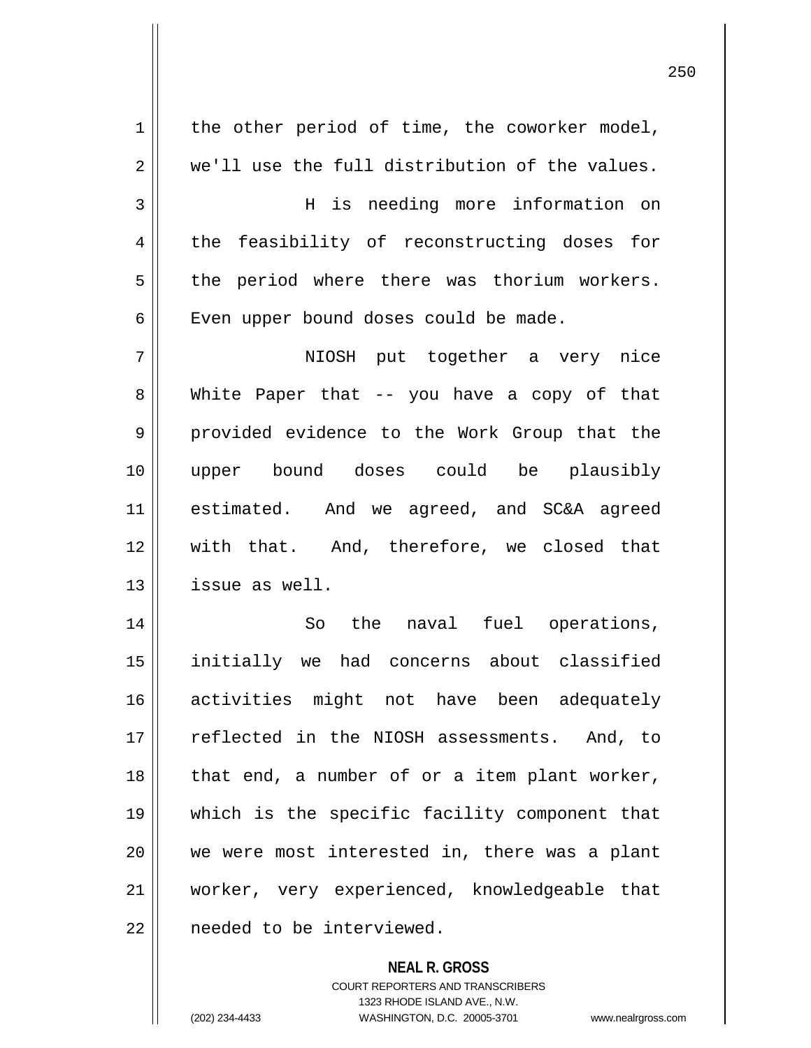the other period of time, the coworker model, we'll use the full distribution of the values.

H is needing more information on the feasibility of reconstructing doses for the period where there was thorium workers. Even upper bound doses could be made.

NIOSH put together a very nice White Paper that -- you have a copy of that provided evidence to the Work Group that the upper bound doses could be plausibly estimated. And we agreed, and SC&A agreed with that. And, therefore, we closed that issue as well.

So the naval fuel operations, initially we had concerns about classified activities might not have been adequately reflected in the NIOSH assessments. And, to that end, a number of or a item plant worker, which is the specific facility component that we were most interested in, there was a plant worker, very experienced, knowledgeable that needed to be interviewed.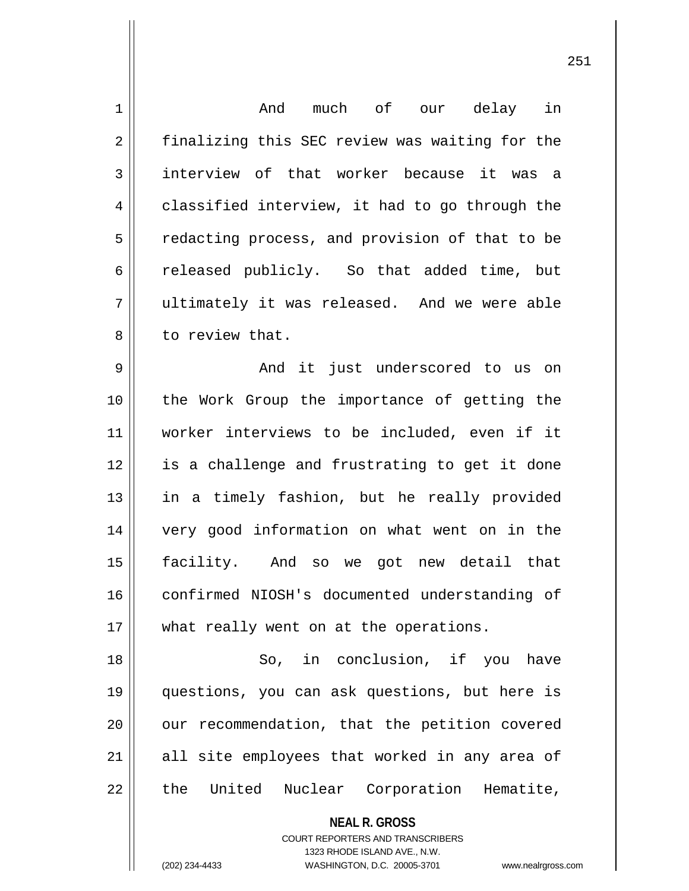And much of our delay in finalizing this SEC review was waiting for the interview of that worker because it was a classified interview, it had to go through the redacting process, and provision of that to be released publicly. So that added time, but ultimately it was released. And we were able to review that.

And it just underscored to us on the Work Group the importance of getting the worker interviews to be included, even if it is a challenge and frustrating to get it done in a timely fashion, but he really provided very good information on what went on in the facility. And so we got new detail that confirmed NIOSH's documented understanding of what really went on at the operations.

So, in conclusion, if you have questions, you can ask questions, but here is our recommendation, that the petition covered all site employees that worked in any area of the United Nuclear Corporation Hematite,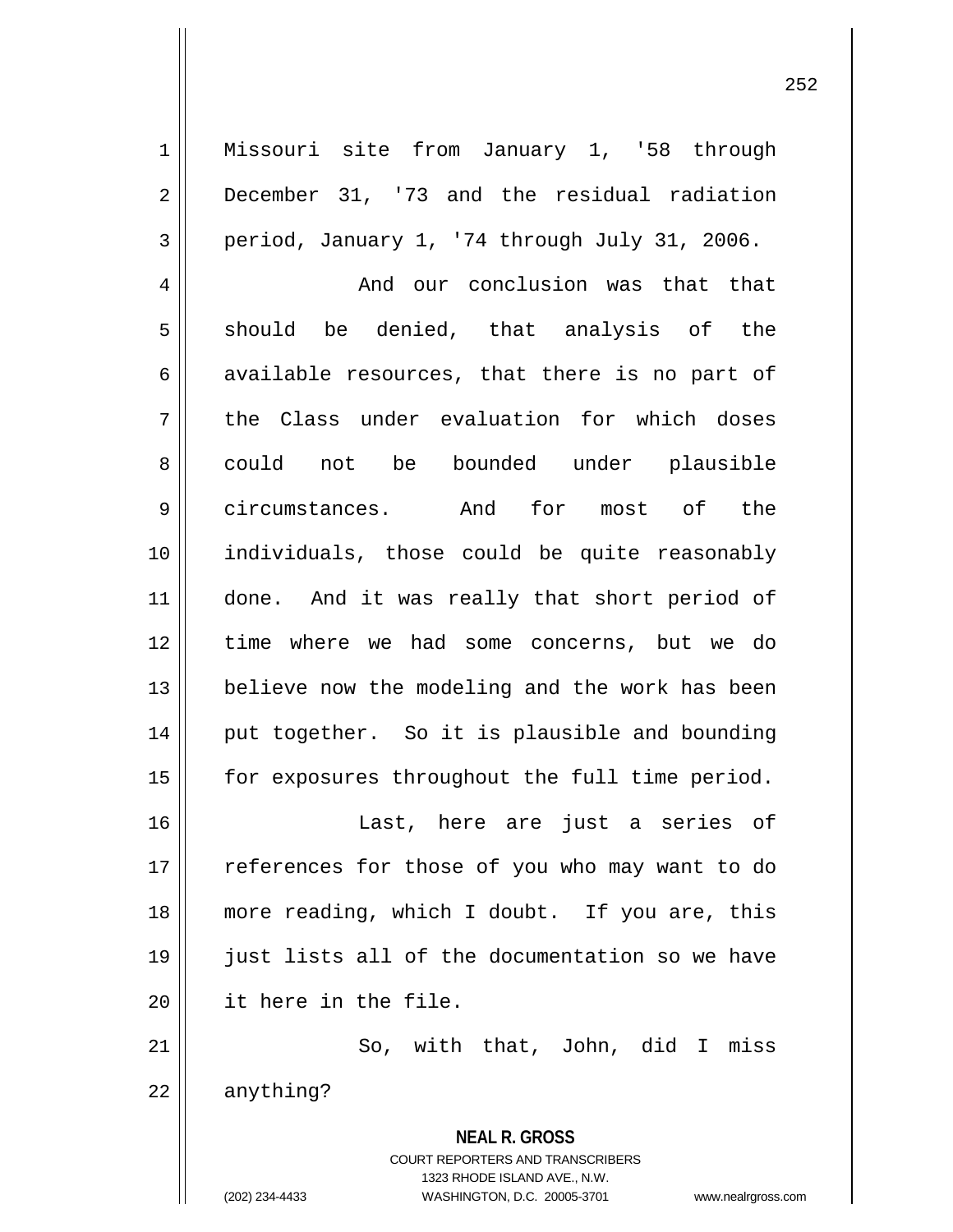Missouri site from January 1, '58 through December 31, '73 and the residual radiation period, January 1, '74 through July 31, 2006.

And our conclusion was that that should be denied, that analysis of the available resources, that there is no part of the Class under evaluation for which doses could not be bounded under plausible circumstances. And for most of the individuals, those could be quite reasonably done. And it was really that short period of time where we had some concerns, but we do believe now the modeling and the work has been put together. So it is plausible and bounding for exposures throughout the full time period.

Last, here are just a series of references for those of you who may want to do more reading, which I doubt. If you are, this just lists all of the documentation so we have it here in the file.

So, with that, John, did I miss anything?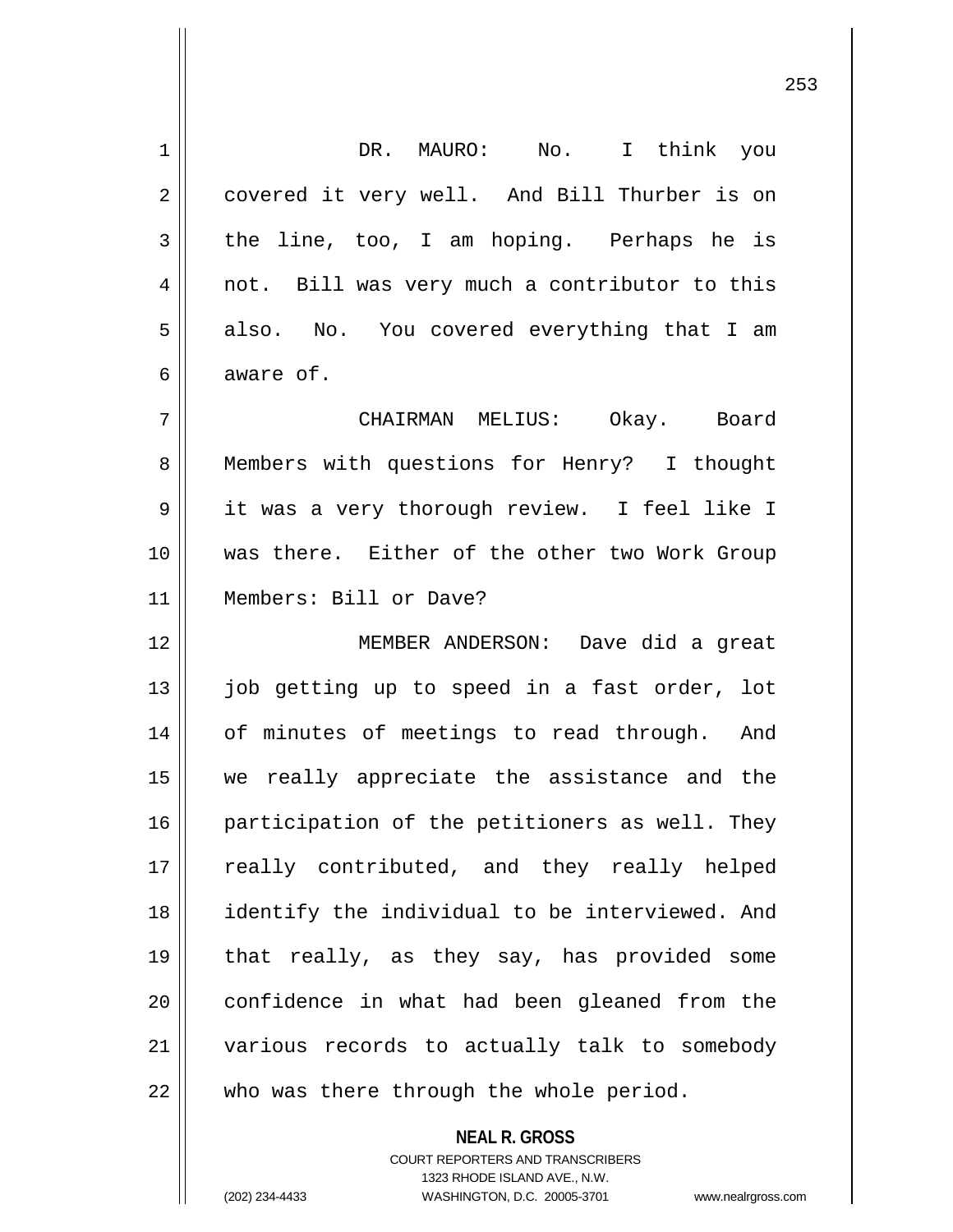DR. MAURO: No. I think you covered it very well. And Bill Thurber is on the line, too, I am hoping. Perhaps he is not. Bill was very much a contributor to this also. No. You covered everything that I am aware of.

CHAIRMAN MELIUS: Okay. Board Members with questions for Henry? I thought it was a very thorough review. I feel like I was there. Either of the other two Work Group Members: Bill or Dave?

MEMBER ANDERSON: Dave did a great job getting up to speed in a fast order, lot of minutes of meetings to read through. And we really appreciate the assistance and the participation of the petitioners as well. They really contributed, and they really helped identify the individual to be interviewed. And that really, as they say, has provided some confidence in what had been gleaned from the various records to actually talk to somebody who was there through the whole period.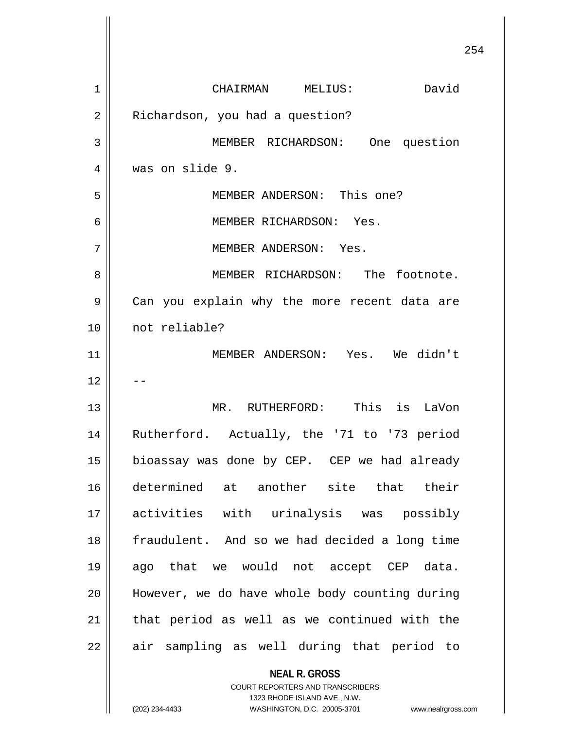CHAIRMAN MELIUS: David Richardson, you had a question?

MEMBER RICHARDSON: One question was on slide 9.

MEMBER ANDERSON: This one?

MEMBER RICHARDSON: Yes.

MEMBER ANDERSON: Yes.

MEMBER RICHARDSON: The footnote. Can you explain why the more recent data are not reliable?

MEMBER ANDERSON: Yes. We didn't --

MR. RUTHERFORD: This is LaVon Rutherford. Actually, the '71 to '73 period bioassay was done by CEP. CEP we had already determined at another site that their activities with urinalysis was possibly fraudulent. And so we had decided a long time ago that we would not accept CEP data. However, we do have whole body counting during that period as well as we continued with the air sampling as well during that period to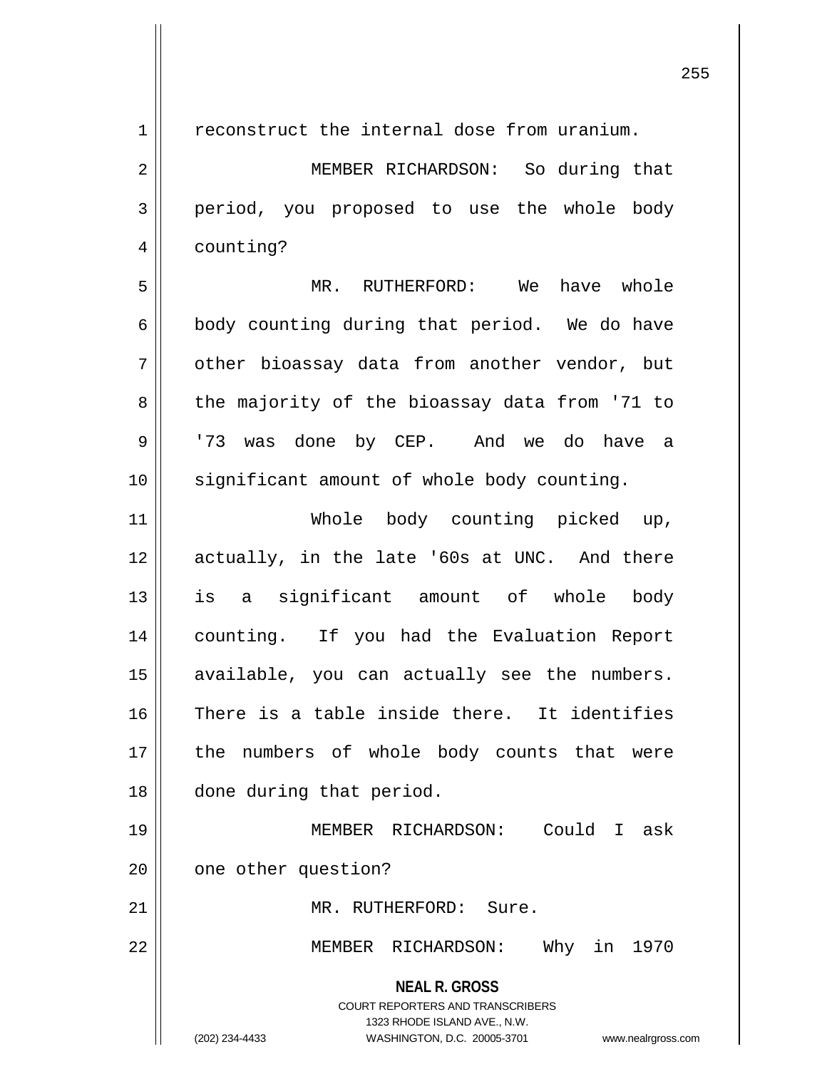reconstruct the internal dose from uranium.

MEMBER RICHARDSON: So during that period, you proposed to use the whole body counting?

MR. RUTHERFORD: We have whole body counting during that period. We do have other bioassay data from another vendor, but the majority of the bioassay data from '71 to '73 was done by CEP. And we do have a significant amount of whole body counting.

Whole body counting picked up, actually, in the late '60s at UNC. And there is a significant amount of whole body counting. If you had the Evaluation Report available, you can actually see the numbers. There is a table inside there. It identifies the numbers of whole body counts that were done during that period.

MEMBER RICHARDSON: Could I ask one other question?

MR. RUTHERFORD: Sure.

MEMBER RICHARDSON: Why in 1970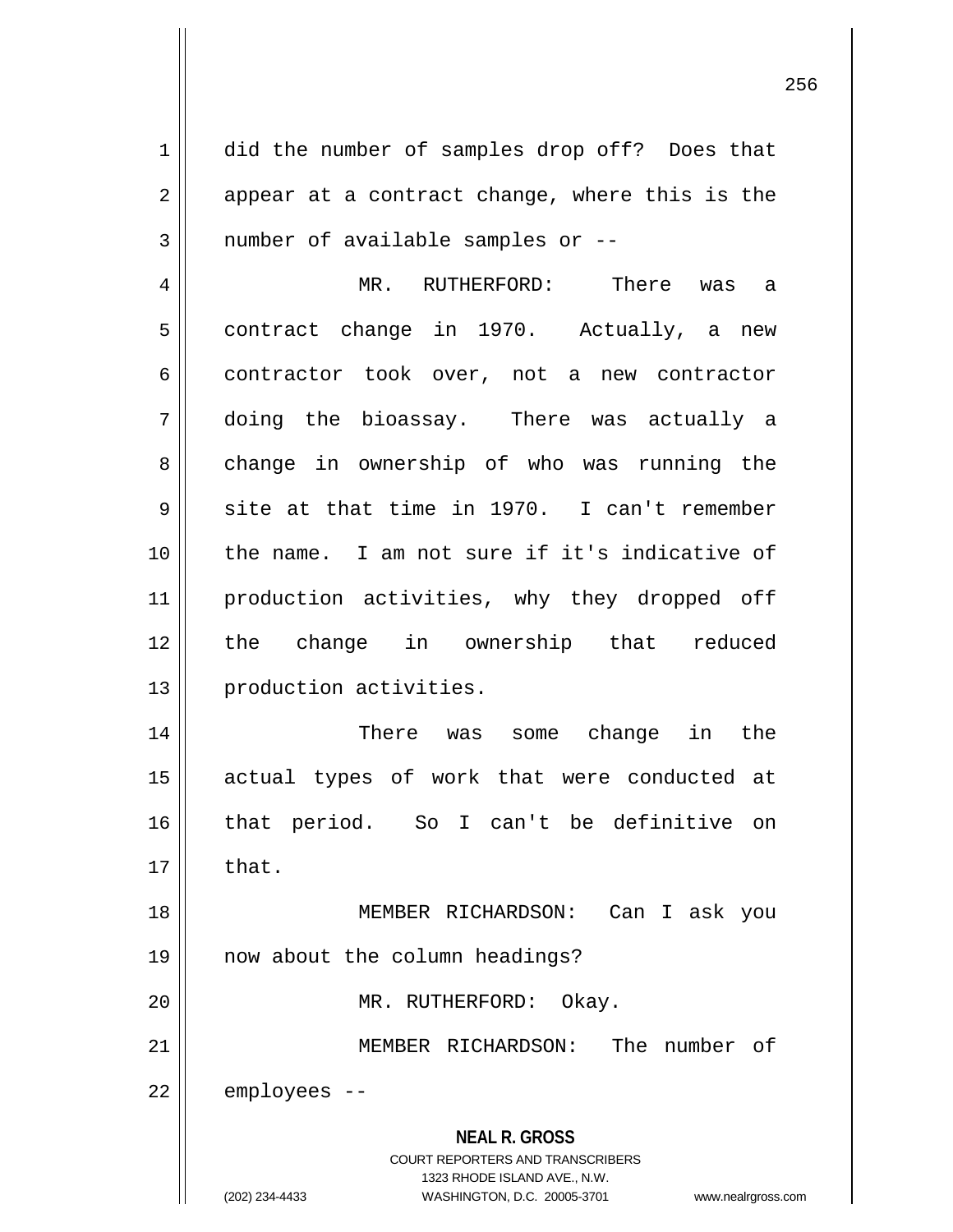did the number of samples drop off? Does that appear at a contract change, where this is the number of available samples or --

MR. RUTHERFORD: There was a contract change in 1970. Actually, a new contractor took over, not a new contractor doing the bioassay. There was actually a change in ownership of who was running the site at that time in 1970. I can't remember the name. I am not sure if it's indicative of production activities, why they dropped off the change in ownership that reduced production activities.

There was some change in the actual types of work that were conducted at that period. So I can't be definitive on that.

MEMBER RICHARDSON: Can I ask you now about the column headings?

MR. RUTHERFORD: Okay.

MEMBER RICHARDSON: The number of employees --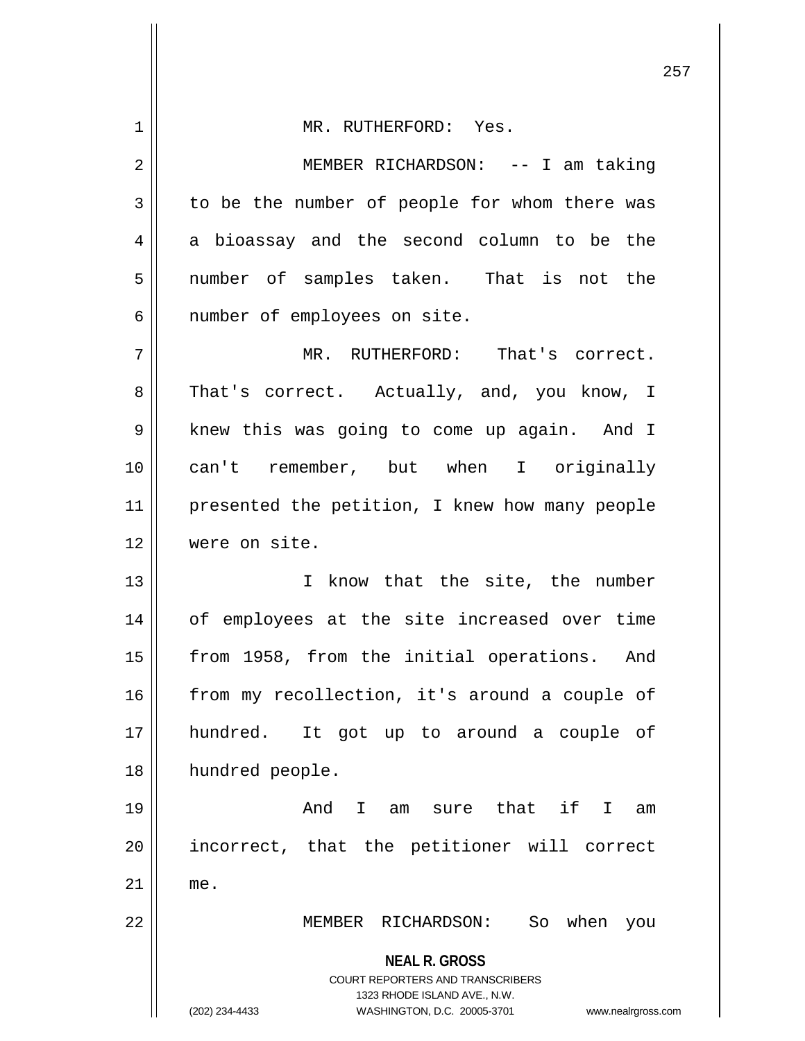MR. RUTHERFORD: Yes.

MEMBER RICHARDSON: -- I am taking to be the number of people for whom there was a bioassay and the second column to be the number of samples taken. That is not the number of employees on site.

MR. RUTHERFORD: That's correct. That's correct. Actually, and, you know, I knew this was going to come up again. And I can't remember, but when I originally presented the petition, I knew how many people were on site.

I know that the site, the number of employees at the site increased over time from 1958, from the initial operations. And from my recollection, it's around a couple of hundred. It got up to around a couple of hundred people.

And I am sure that if I am incorrect, that the petitioner will correct me.

MEMBER RICHARDSON: So when you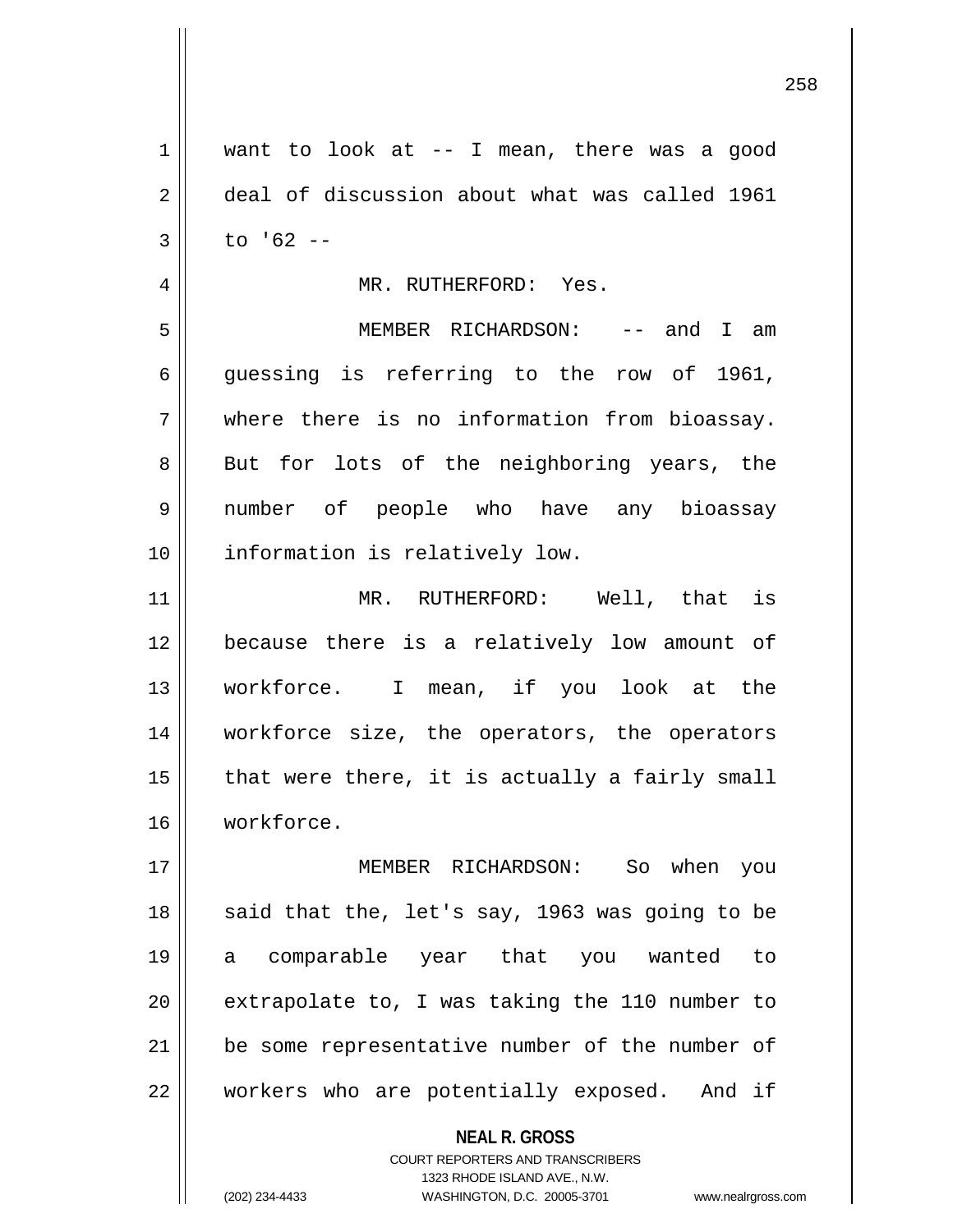want to look at -- I mean, there was a good deal of discussion about what was called 1961 to '62 --

MR. RUTHERFORD: Yes.

MEMBER RICHARDSON: -- and I am guessing is referring to the row of 1961, where there is no information from bioassay. But for lots of the neighboring years, the number of people who have any bioassay information is relatively low.

MR. RUTHERFORD: Well, that is because there is a relatively low amount of workforce. I mean, if you look at the workforce size, the operators, the operators that were there, it is actually a fairly small workforce.

MEMBER RICHARDSON: So when you said that the, let's say, 1963 was going to be a comparable year that you wanted to extrapolate to, I was taking the 110 number to be some representative number of the number of workers who are potentially exposed. And if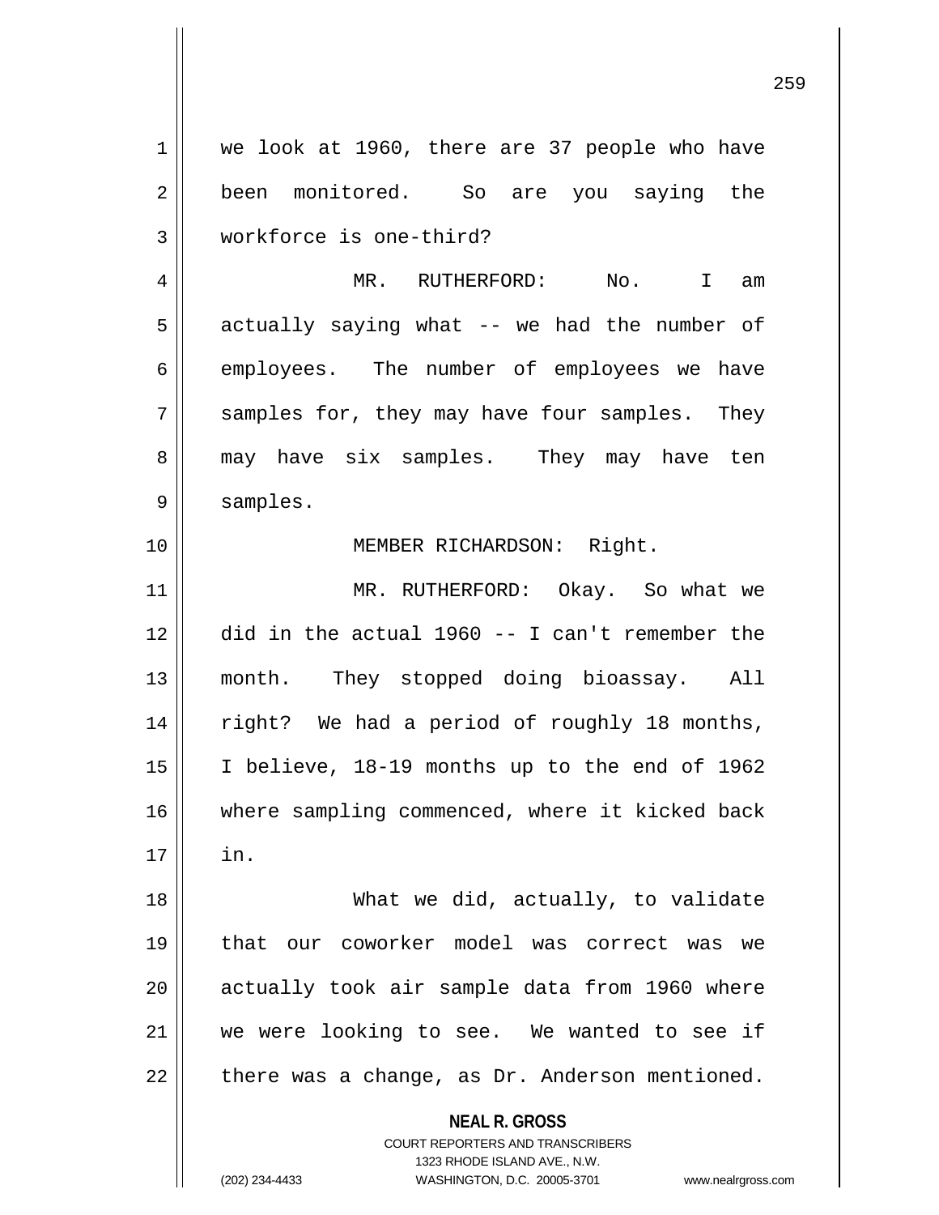we look at 1960, there are 37 people who have been monitored. So are you saying the workforce is one-third?

MR. RUTHERFORD: No. I am actually saying what -- we had the number of employees. The number of employees we have samples for, they may have four samples. They may have six samples. They may have ten samples.

MEMBER RICHARDSON: Right.

MR. RUTHERFORD: Okay. So what we did in the actual 1960 -- I can't remember the month. They stopped doing bioassay. All right? We had a period of roughly 18 months, I believe, 18-19 months up to the end of 1962 where sampling commenced, where it kicked back in.

What we did, actually, to validate that our coworker model was correct was we actually took air sample data from 1960 where we were looking to see. We wanted to see if there was a change, as Dr. Anderson mentioned.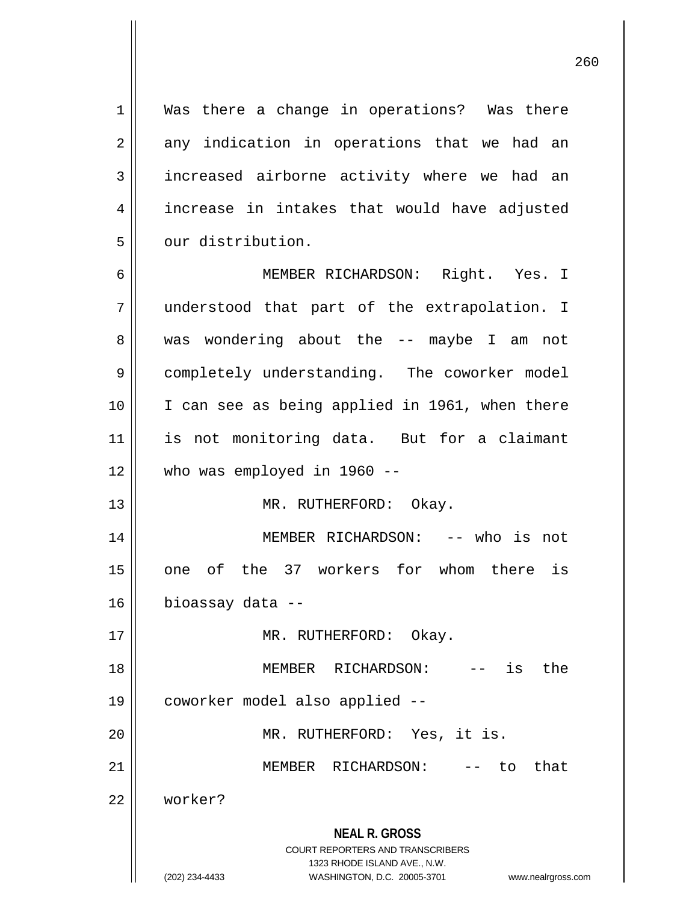Was there a change in operations? Was there any indication in operations that we had an increased airborne activity where we had an increase in intakes that would have adjusted our distribution.

MEMBER RICHARDSON: Right. Yes. I understood that part of the extrapolation. I was wondering about the -- maybe I am not completely understanding. The coworker model I can see as being applied in 1961, when there is not monitoring data. But for a claimant who was employed in 1960 --

MR. RUTHERFORD: Okay.

MEMBER RICHARDSON: -- who is not one of the 37 workers for whom there is bioassay data --

MR. RUTHERFORD: Okay.

MEMBER RICHARDSON: -- is the coworker model also applied --

MR. RUTHERFORD: Yes, it is.

MEMBER RICHARDSON: -- to that worker?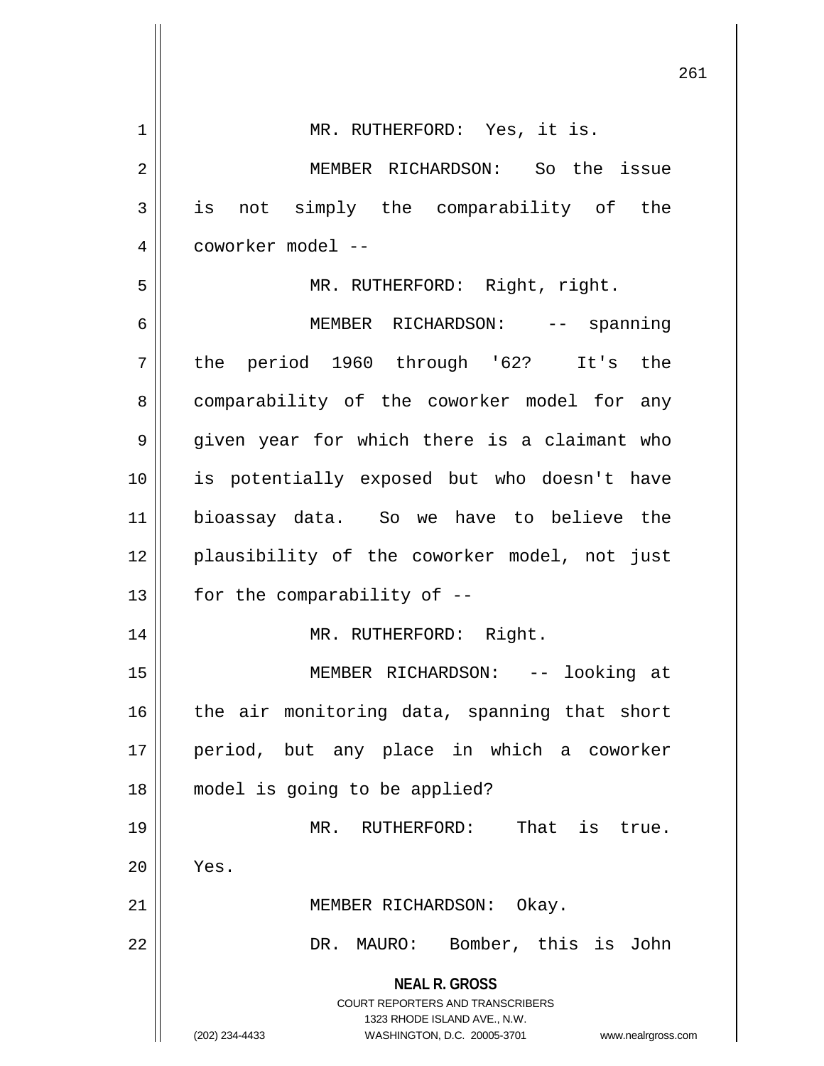MR. RUTHERFORD: Yes, it is.

MEMBER RICHARDSON: So the issue is not simply the comparability of the coworker model --

MR. RUTHERFORD: Right, right.

MEMBER RICHARDSON: -- spanning the period 1960 through '62? It's the comparability of the coworker model for any given year for which there is a claimant who is potentially exposed but who doesn't have bioassay data. So we have to believe the plausibility of the coworker model, not just for the comparability of --

MR. RUTHERFORD: Right.

MEMBER RICHARDSON: -- looking at the air monitoring data, spanning that short period, but any place in which a coworker model is going to be applied?

MR. RUTHERFORD: That is true. Yes.

MEMBER RICHARDSON: Okay.

DR. MAURO: Bomber, this is John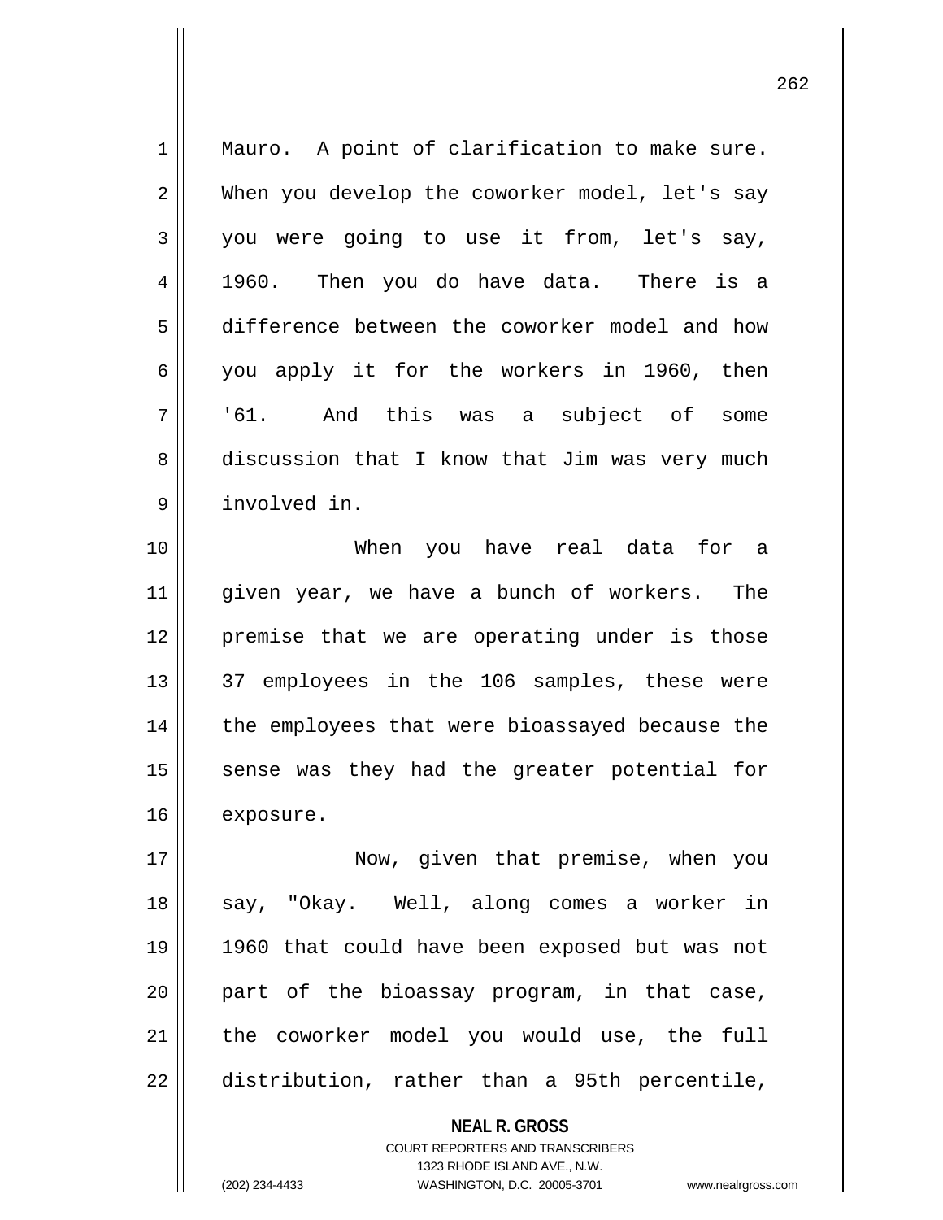Mauro. A point of clarification to make sure. When you develop the coworker model, let's say you were going to use it from, let's say, 1960. Then you do have data. There is a difference between the coworker model and how you apply it for the workers in 1960, then '61. And this was a subject of some discussion that I know that Jim was very much involved in.

When you have real data for a given year, we have a bunch of workers. The premise that we are operating under is those 37 employees in the 106 samples, these were the employees that were bioassayed because the sense was they had the greater potential for exposure.

Now, given that premise, when you say, "Okay. Well, along comes a worker in 1960 that could have been exposed but was not part of the bioassay program, in that case, the coworker model you would use, the full distribution, rather than a 95th percentile,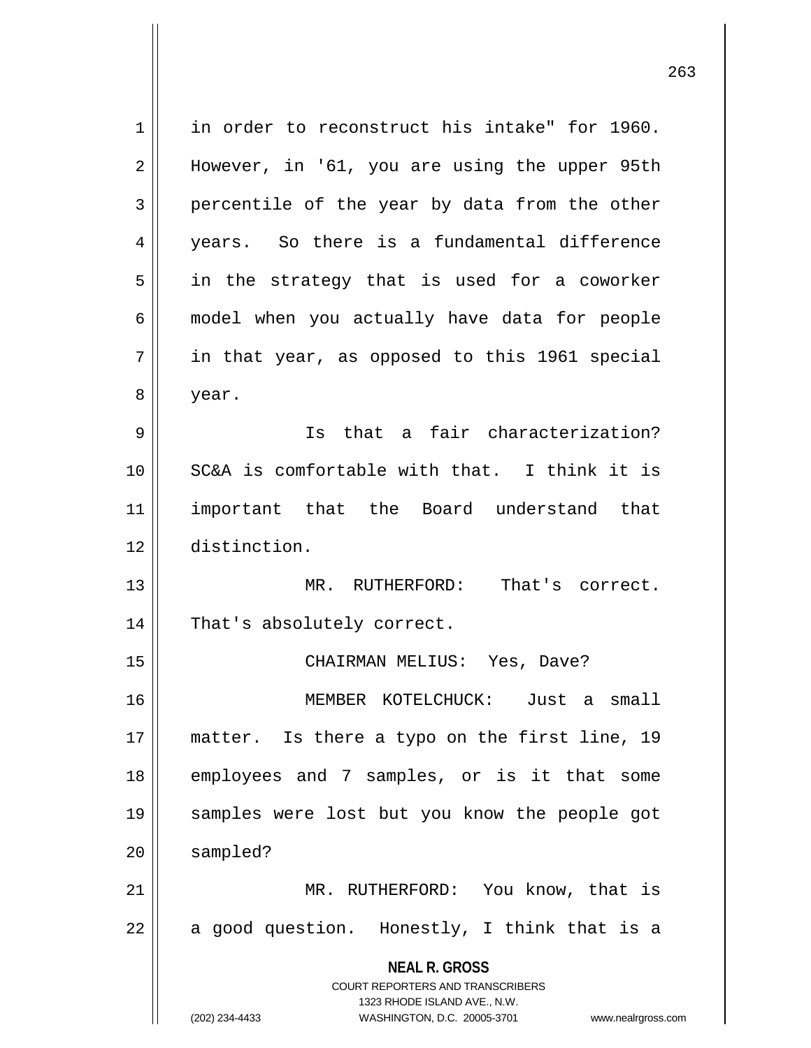in order to reconstruct his intake" for 1960. However, in '61, you are using the upper 95th percentile of the year by data from the other years. So there is a fundamental difference in the strategy that is used for a coworker model when you actually have data for people in that year, as opposed to this 1961 special year.

Is that a fair characterization? SC&A is comfortable with that. I think it is important that the Board understand that distinction.

MR. RUTHERFORD: That's correct. That's absolutely correct.

CHAIRMAN MELIUS: Yes, Dave?

MEMBER KOTELCHUCK: Just a small matter. Is there a typo on the first line, 19 employees and 7 samples, or is it that some samples were lost but you know the people got sampled?

MR. RUTHERFORD: You know, that is a good question. Honestly, I think that is a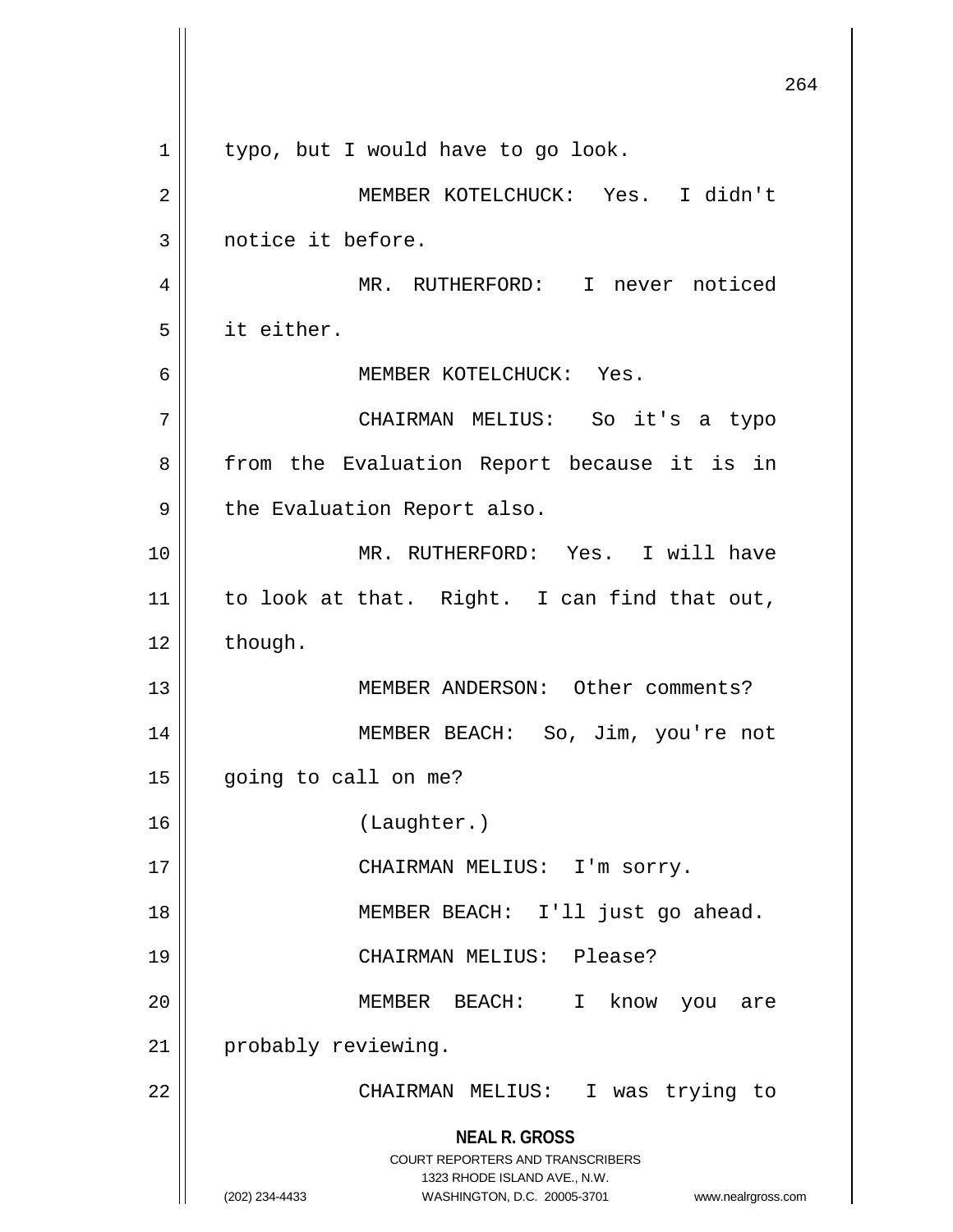typo, but I would have to go look.

MEMBER KOTELCHUCK: Yes. I didn't notice it before.

MR. RUTHERFORD: I never noticed it either.

MEMBER KOTELCHUCK: Yes.

CHAIRMAN MELIUS: So it's a typo from the Evaluation Report because it is in the Evaluation Report also.

MR. RUTHERFORD: Yes. I will have to look at that. Right. I can find that out, though.

MEMBER ANDERSON: Other comments?

MEMBER BEACH: So, Jim, you're not going to call on me?

(Laughter.)

CHAIRMAN MELIUS: I'm sorry.

MEMBER BEACH: I'll just go ahead.

CHAIRMAN MELIUS: Please?

MEMBER BEACH: I know you are probably reviewing.

CHAIRMAN MELIUS: I was trying to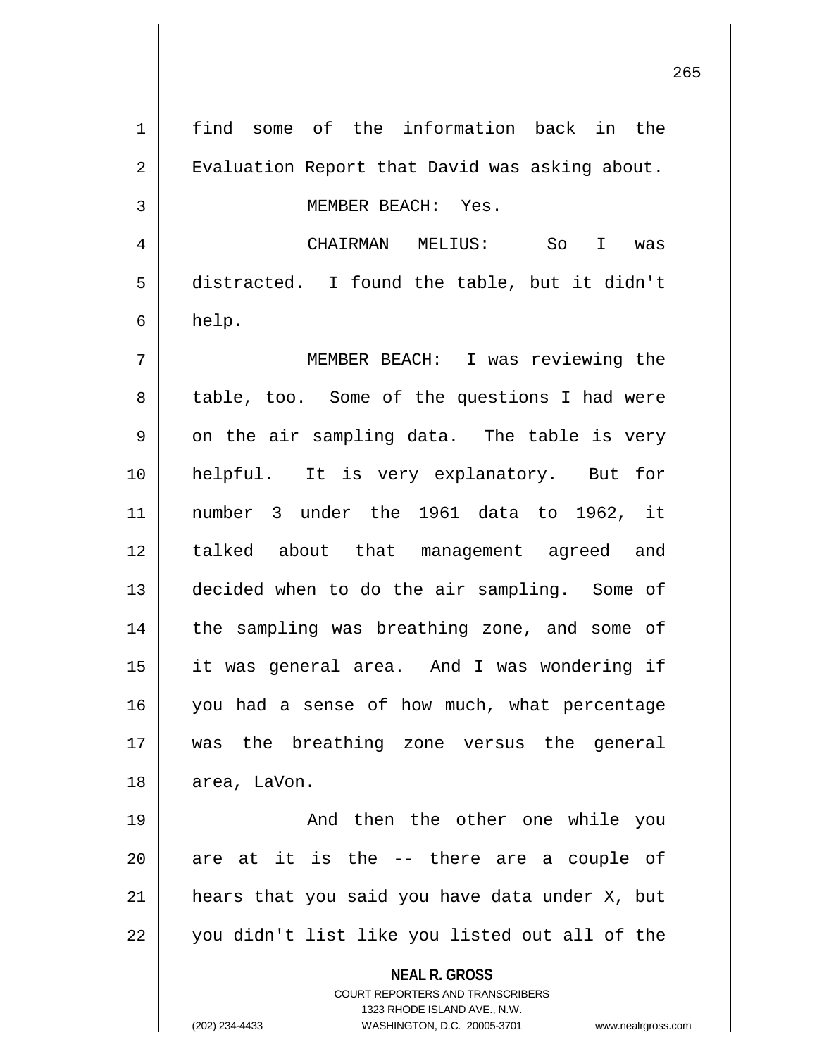find some of the information back in the Evaluation Report that David was asking about.

MEMBER BEACH: Yes.

CHAIRMAN MELIUS: So I was distracted. I found the table, but it didn't help.

MEMBER BEACH: I was reviewing the table, too. Some of the questions I had were on the air sampling data. The table is very helpful. It is very explanatory. But for number 3 under the 1961 data to 1962, it talked about that management agreed and decided when to do the air sampling. Some of the sampling was breathing zone, and some of it was general area. And I was wondering if you had a sense of how much, what percentage was the breathing zone versus the general area, LaVon.

And then the other one while you are at it is the -- there are a couple of hears that you said you have data under X, but you didn't list like you listed out all of the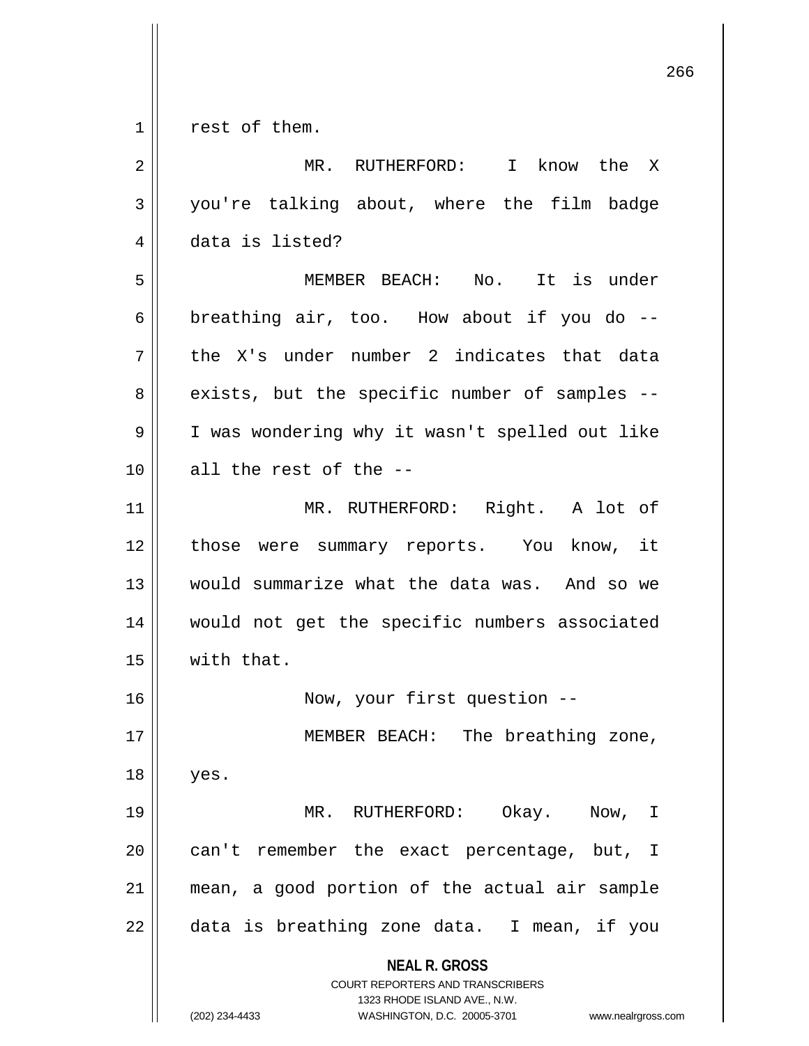rest of them.

MR. RUTHERFORD: I know the X you're talking about, where the film badge data is listed?

MEMBER BEACH: No. It is under breathing air, too. How about if you do -- the X's under number 2 indicates that data exists, but the specific number of samples -- I was wondering why it wasn't spelled out like all the rest of the --

MR. RUTHERFORD: Right. A lot of those were summary reports. You know, it would summarize what the data was. And so we would not get the specific numbers associated with that.

Now, your first question --

MEMBER BEACH: The breathing zone, yes.

MR. RUTHERFORD: Okay. Now, I can't remember the exact percentage, but, I mean, a good portion of the actual air sample data is breathing zone data. I mean, if you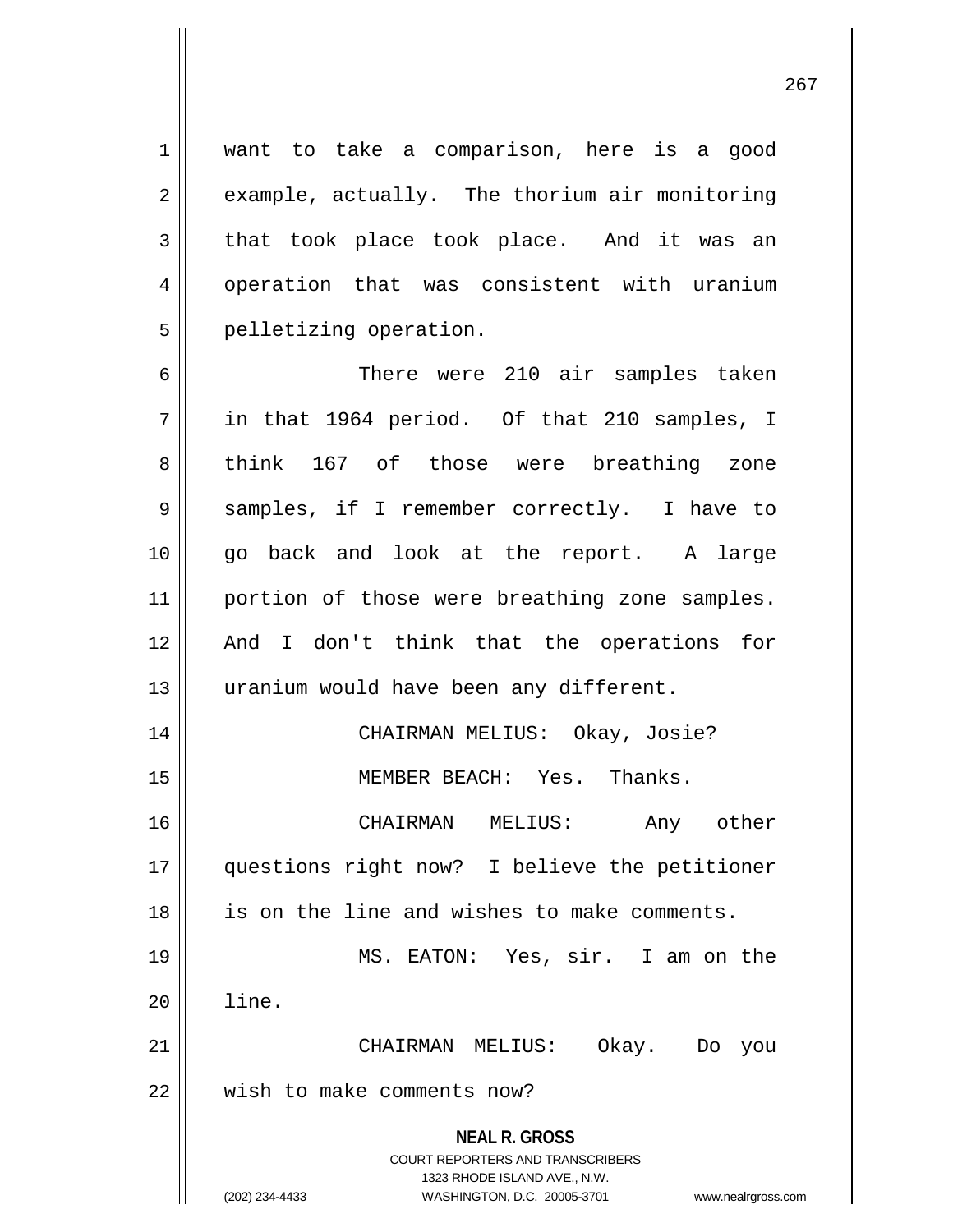want to take a comparison, here is a good example, actually. The thorium air monitoring that took place took place. And it was an operation that was consistent with uranium pelletizing operation.

There were 210 air samples taken in that 1964 period. Of that 210 samples, I think 167 of those were breathing zone samples, if I remember correctly. I have to go back and look at the report. A large portion of those were breathing zone samples. And I don't think that the operations for uranium would have been any different.

CHAIRMAN MELIUS: Okay, Josie?

MEMBER BEACH: Yes. Thanks.

CHAIRMAN MELIUS: Any other questions right now? I believe the petitioner is on the line and wishes to make comments.

MS. EATON: Yes, sir. I am on the line.

CHAIRMAN MELIUS: Okay. Do you wish to make comments now?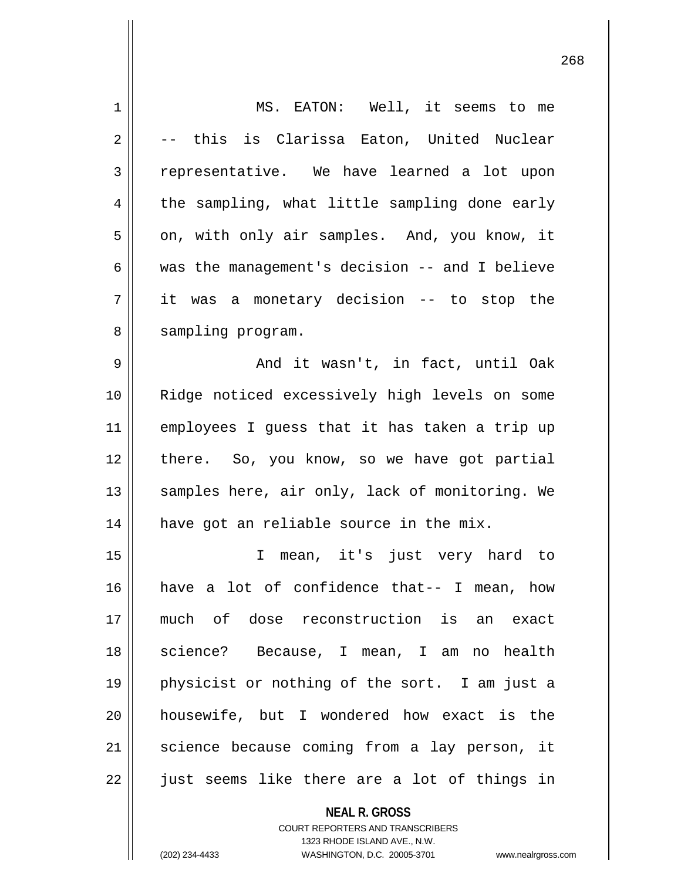MS. EATON: Well, it seems to me -- this is Clarissa Eaton, United Nuclear representative. We have learned a lot upon the sampling, what little sampling done early on, with only air samples. And, you know, it was the management's decision -- and I believe it was a monetary decision -- to stop the sampling program.

And it wasn't, in fact, until Oak Ridge noticed excessively high levels on some employees I guess that it has taken a trip up there. So, you know, so we have got partial samples here, air only, lack of monitoring. We have got an reliable source in the mix.

I mean, it's just very hard to have a lot of confidence that-- I mean, how much of dose reconstruction is an exact science? Because, I mean, I am no health physicist or nothing of the sort. I am just a housewife, but I wondered how exact is the science because coming from a lay person, it just seems like there are a lot of things in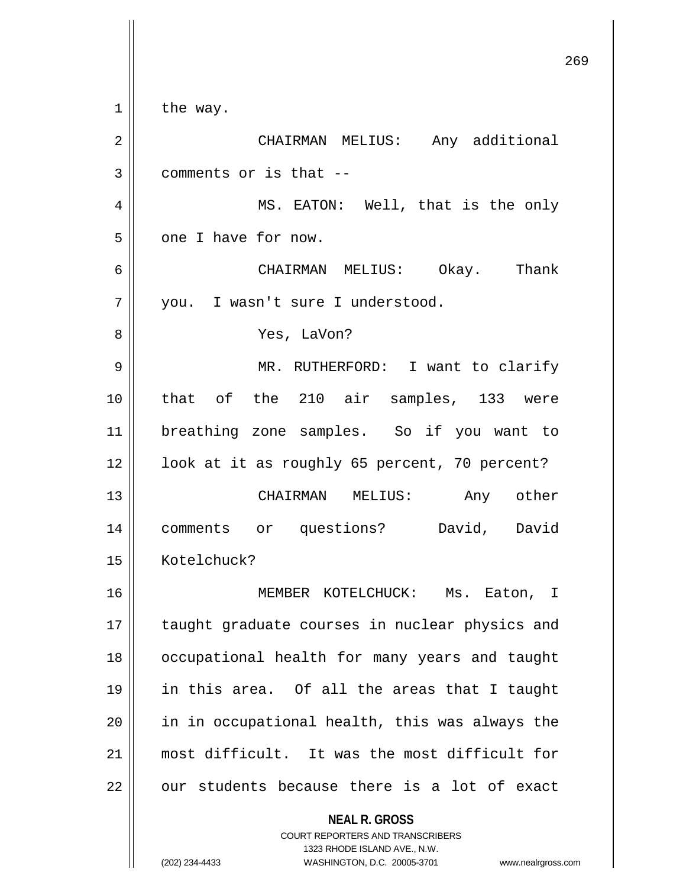the way.

CHAIRMAN MELIUS: Any additional comments or is that --

MS. EATON: Well, that is the only one I have for now.

CHAIRMAN MELIUS: Okay. Thank you. I wasn't sure I understood.

Yes, LaVon?

MR. RUTHERFORD: I want to clarify that of the 210 air samples, 133 were breathing zone samples. So if you want to look at it as roughly 65 percent, 70 percent?

CHAIRMAN MELIUS: Any other comments or questions? David, David Kotelchuck?

MEMBER KOTELCHUCK: Ms. Eaton, I taught graduate courses in nuclear physics and occupational health for many years and taught in this area. Of all the areas that I taught in in occupational health, this was always the most difficult. It was the most difficult for our students because there is a lot of exact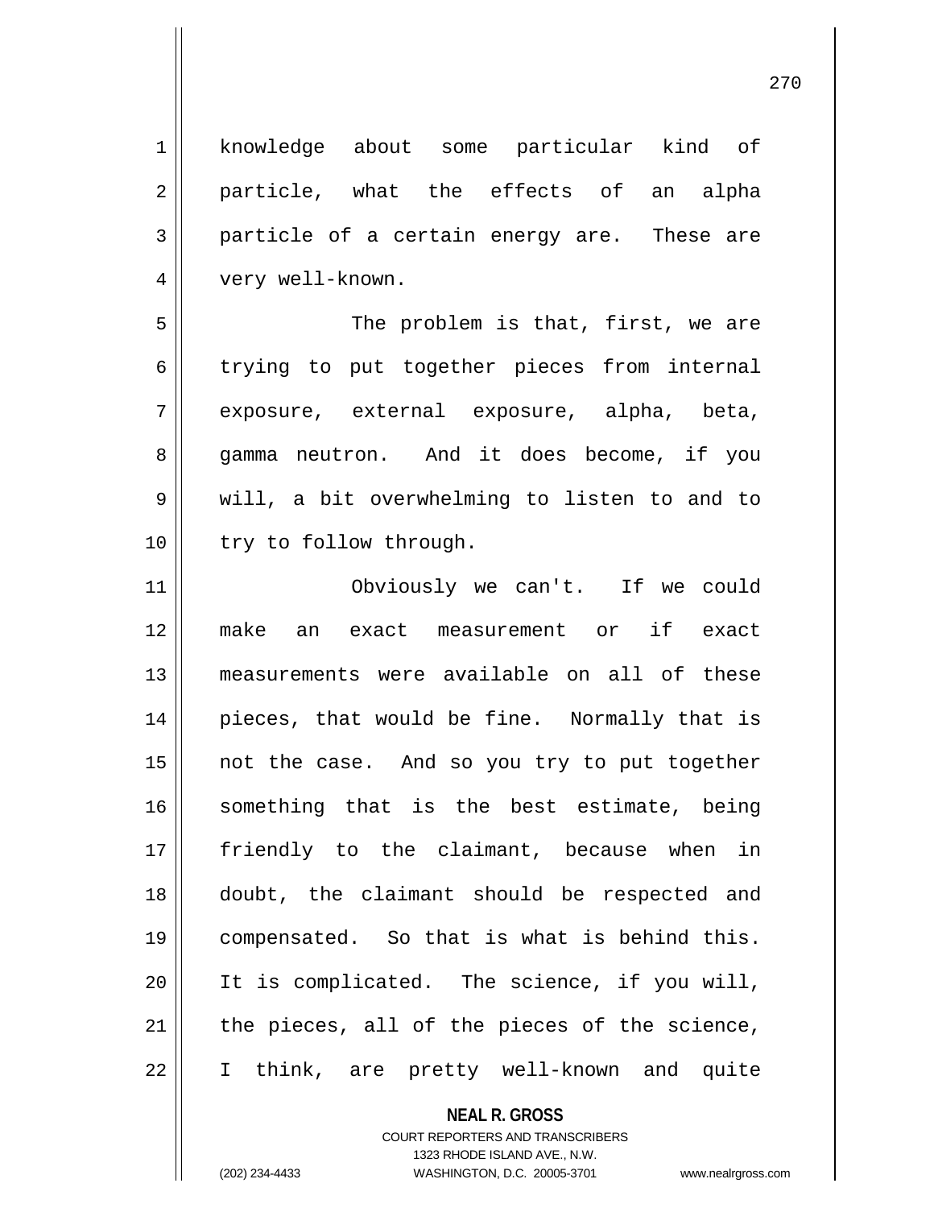knowledge about some particular kind of particle, what the effects of an alpha particle of a certain energy are. These are very well-known.

The problem is that, first, we are trying to put together pieces from internal exposure, external exposure, alpha, beta, gamma neutron. And it does become, if you will, a bit overwhelming to listen to and to try to follow through.

Obviously we can't. If we could make an exact measurement or if exact measurements were available on all of these pieces, that would be fine. Normally that is not the case. And so you try to put together something that is the best estimate, being friendly to the claimant, because when in doubt, the claimant should be respected and compensated. So that is what is behind this. It is complicated. The science, if you will, the pieces, all of the pieces of the science, I think, are pretty well-known and quite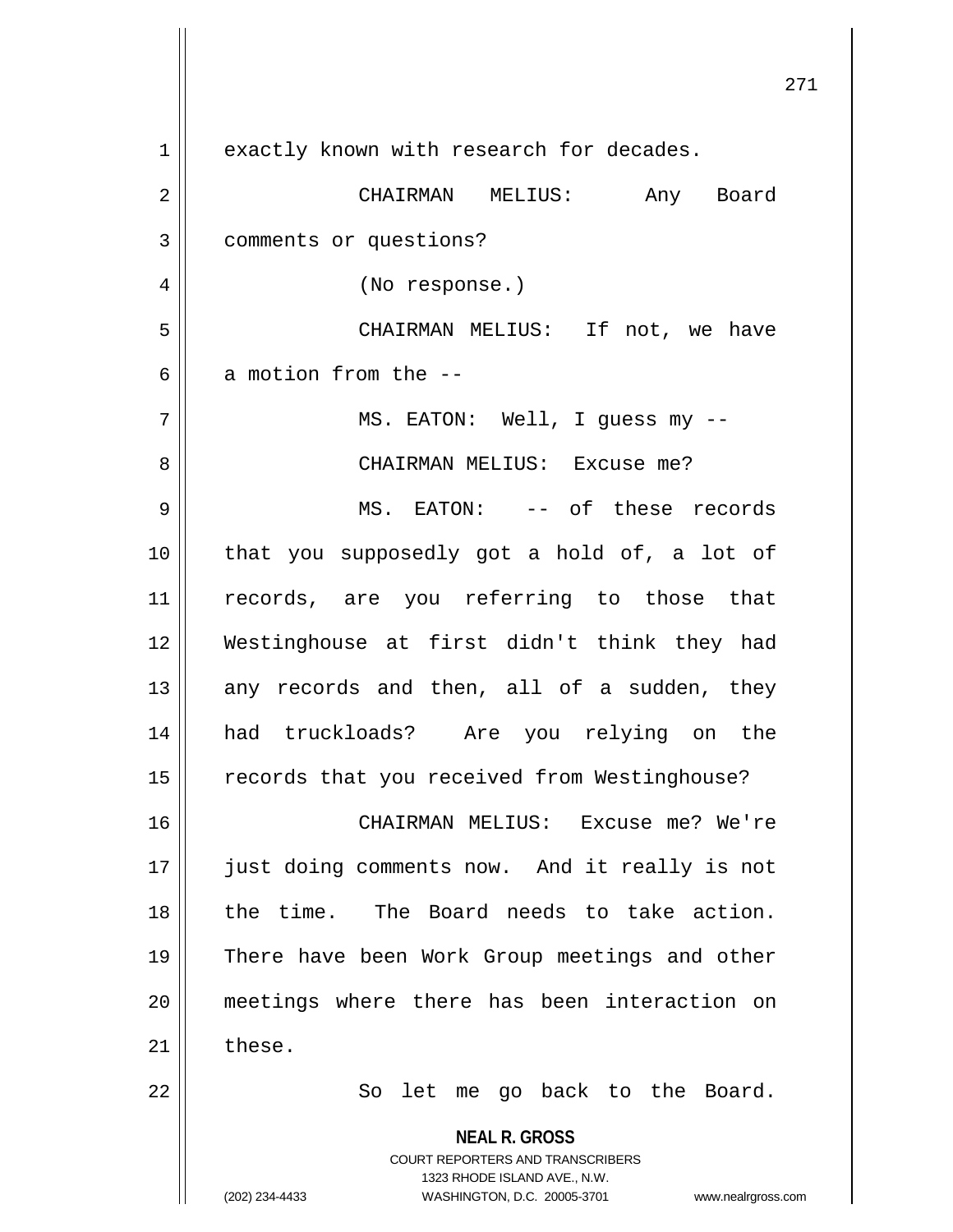exactly known with research for decades.

CHAIRMAN MELIUS: Any Board comments or questions?

(No response.)

CHAIRMAN MELIUS: If not, we have a motion from the --

MS. EATON: Well, I guess my --

CHAIRMAN MELIUS: Excuse me?

MS. EATON: -- of these records that you supposedly got a hold of, a lot of records, are you referring to those that Westinghouse at first didn't think they had any records and then, all of a sudden, they had truckloads? Are you relying on the records that you received from Westinghouse?

CHAIRMAN MELIUS: Excuse me? We're just doing comments now. And it really is not the time. The Board needs to take action. There have been Work Group meetings and other meetings where there has been interaction on these.

So let me go back to the Board.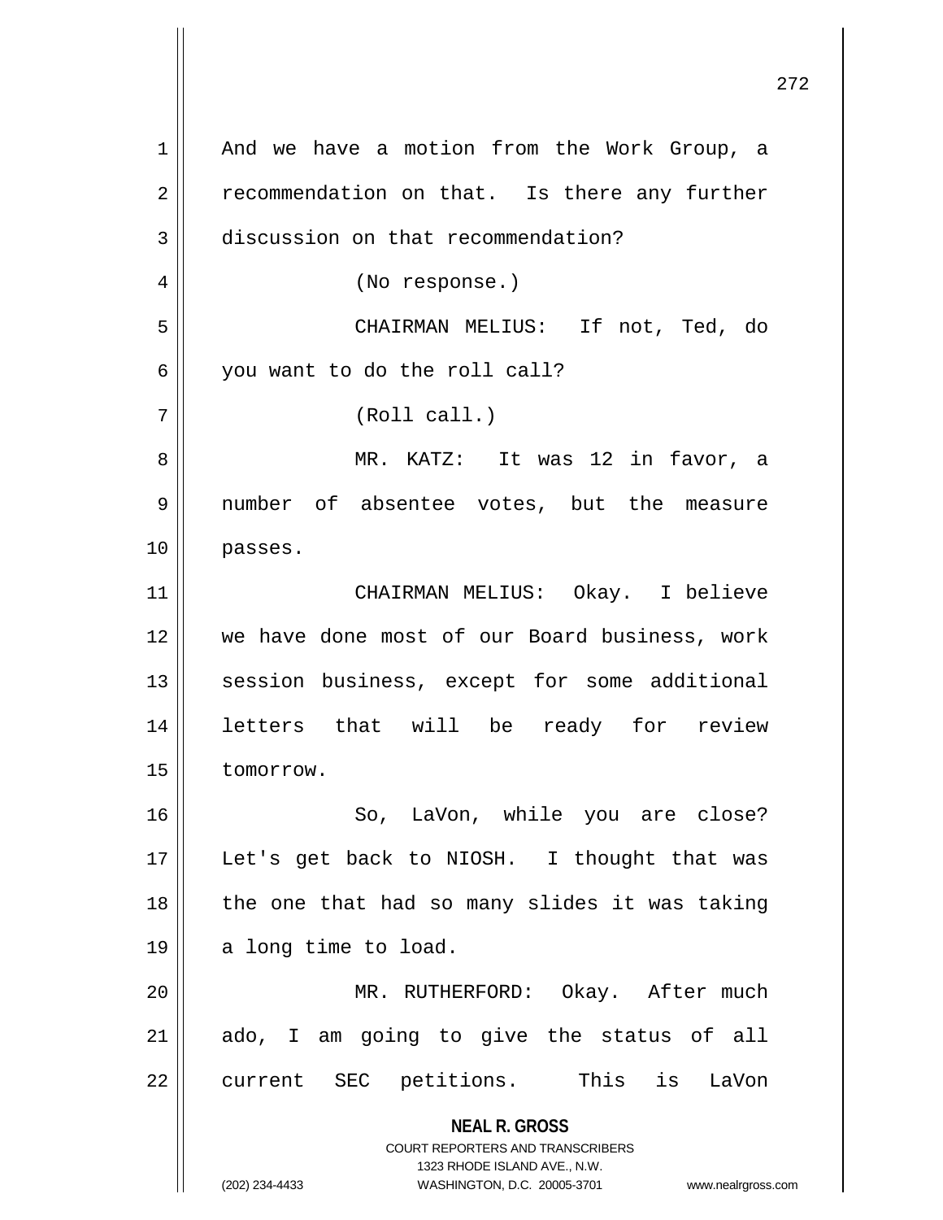And we have a motion from the Work Group, a recommendation on that. Is there any further discussion on that recommendation?

(No response.)

CHAIRMAN MELIUS: If not, Ted, do you want to do the roll call?

(Roll call.)

MR. KATZ: It was 12 in favor, a number of absentee votes, but the measure passes.

CHAIRMAN MELIUS: Okay. I believe we have done most of our Board business, work session business, except for some additional letters that will be ready for review tomorrow.

So, LaVon, while you are close? Let's get back to NIOSH. I thought that was the one that had so many slides it was taking a long time to load.

MR. RUTHERFORD: Okay. After much ado, I am going to give the status of all current SEC petitions. This is LaVon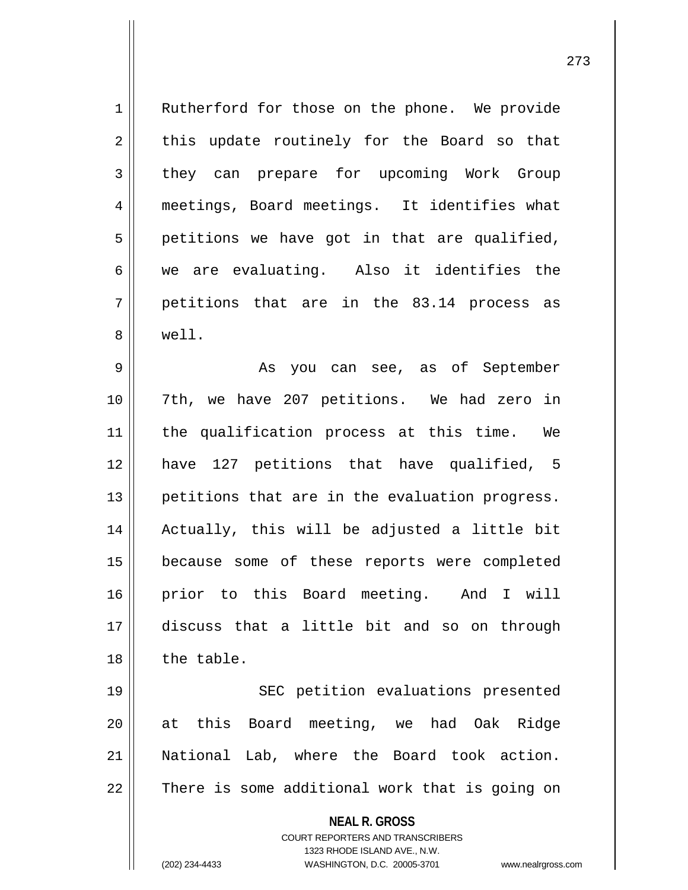Rutherford for those on the phone. We provide this update routinely for the Board so that they can prepare for upcoming Work Group meetings, Board meetings. It identifies what petitions we have got in that are qualified, we are evaluating. Also it identifies the petitions that are in the 83.14 process as well.

As you can see, as of September 7th, we have 207 petitions. We had zero in the qualification process at this time. We have 127 petitions that have qualified, 5 petitions that are in the evaluation progress. Actually, this will be adjusted a little bit because some of these reports were completed prior to this Board meeting. And I will discuss that a little bit and so on through the table.

SEC petition evaluations presented at this Board meeting, we had Oak Ridge National Lab, where the Board took action. There is some additional work that is going on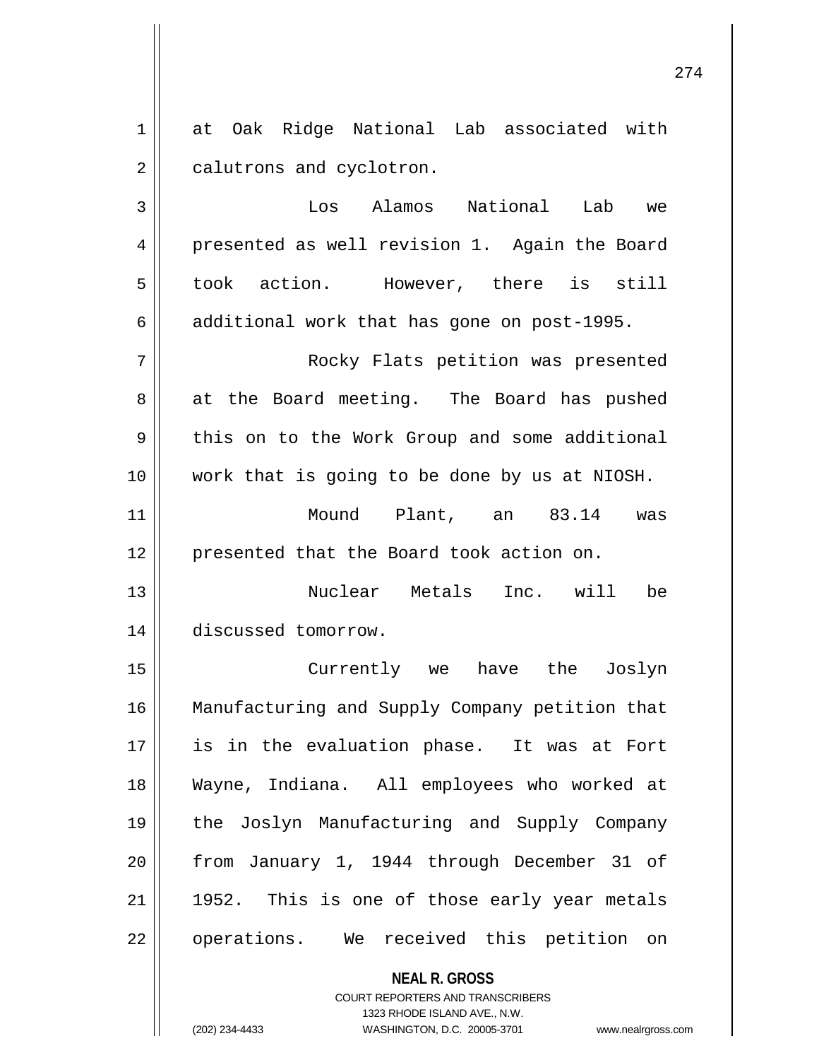at Oak Ridge National Lab associated with calutrons and cyclotron.

Los Alamos National Lab we presented as well revision 1. Again the Board took action. However, there is still additional work that has gone on post-1995.

Rocky Flats petition was presented at the Board meeting. The Board has pushed this on to the Work Group and some additional work that is going to be done by us at NIOSH.

Mound Plant, an 83.14 was presented that the Board took action on.

Nuclear Metals Inc. will be discussed tomorrow.

Currently we have the Joslyn Manufacturing and Supply Company petition that is in the evaluation phase. It was at Fort Wayne, Indiana. All employees who worked at the Joslyn Manufacturing and Supply Company from January 1, 1944 through December 31 of 1952. This is one of those early year metals operations. We received this petition on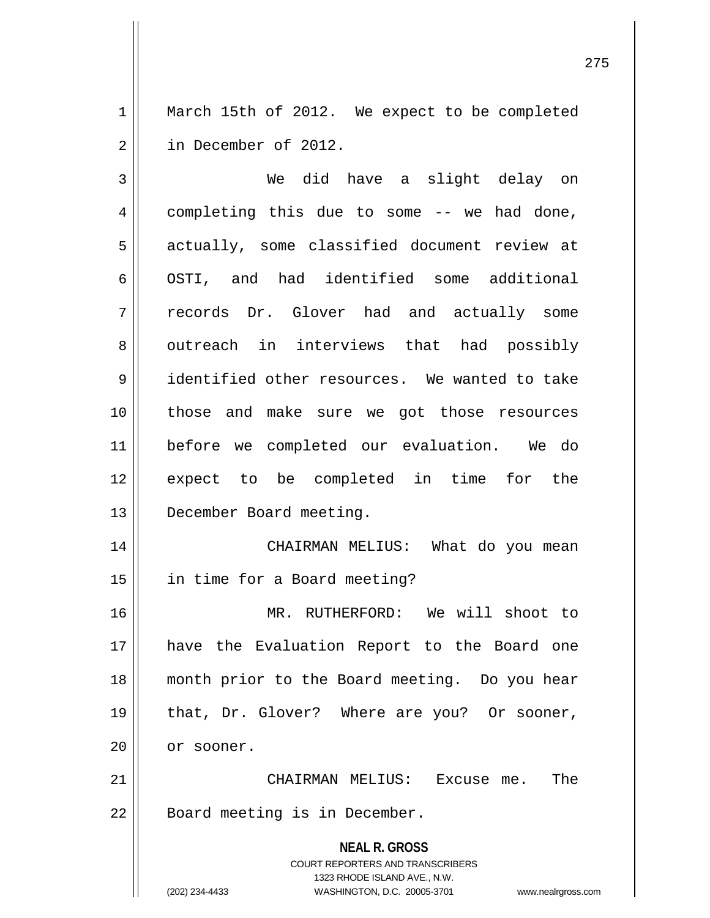March 15th of 2012. We expect to be completed in December of 2012.

We did have a slight delay on completing this due to some -- we had done, actually, some classified document review at OSTI, and had identified some additional records Dr. Glover had and actually some outreach in interviews that had possibly identified other resources. We wanted to take those and make sure we got those resources before we completed our evaluation. We do expect to be completed in time for the December Board meeting.

CHAIRMAN MELIUS: What do you mean in time for a Board meeting?

MR. RUTHERFORD: We will shoot to have the Evaluation Report to the Board one month prior to the Board meeting. Do you hear that, Dr. Glover? Where are you? Or sooner, or sooner.

CHAIRMAN MELIUS: Excuse me. The Board meeting is in December.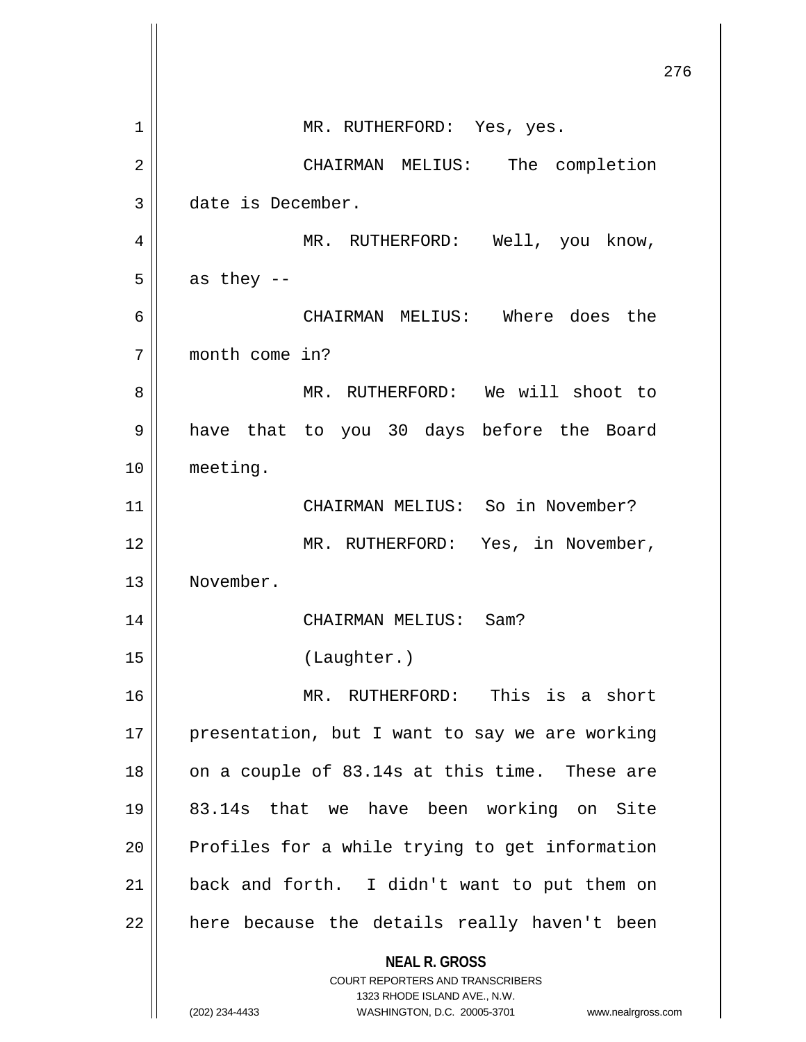MR. RUTHERFORD: Yes, yes.

CHAIRMAN MELIUS: The completion date is December.

MR. RUTHERFORD: Well, you know, as they --

CHAIRMAN MELIUS: Where does the month come in?

MR. RUTHERFORD: We will shoot to have that to you 30 days before the Board meeting.

CHAIRMAN MELIUS: So in November?

MR. RUTHERFORD: Yes, in November, November.

CHAIRMAN MELIUS: Sam?

(Laughter.)

MR. RUTHERFORD: This is a short presentation, but I want to say we are working on a couple of 83.14s at this time. These are 83.14s that we have been working on Site Profiles for a while trying to get information back and forth. I didn't want to put them on here because the details really haven't been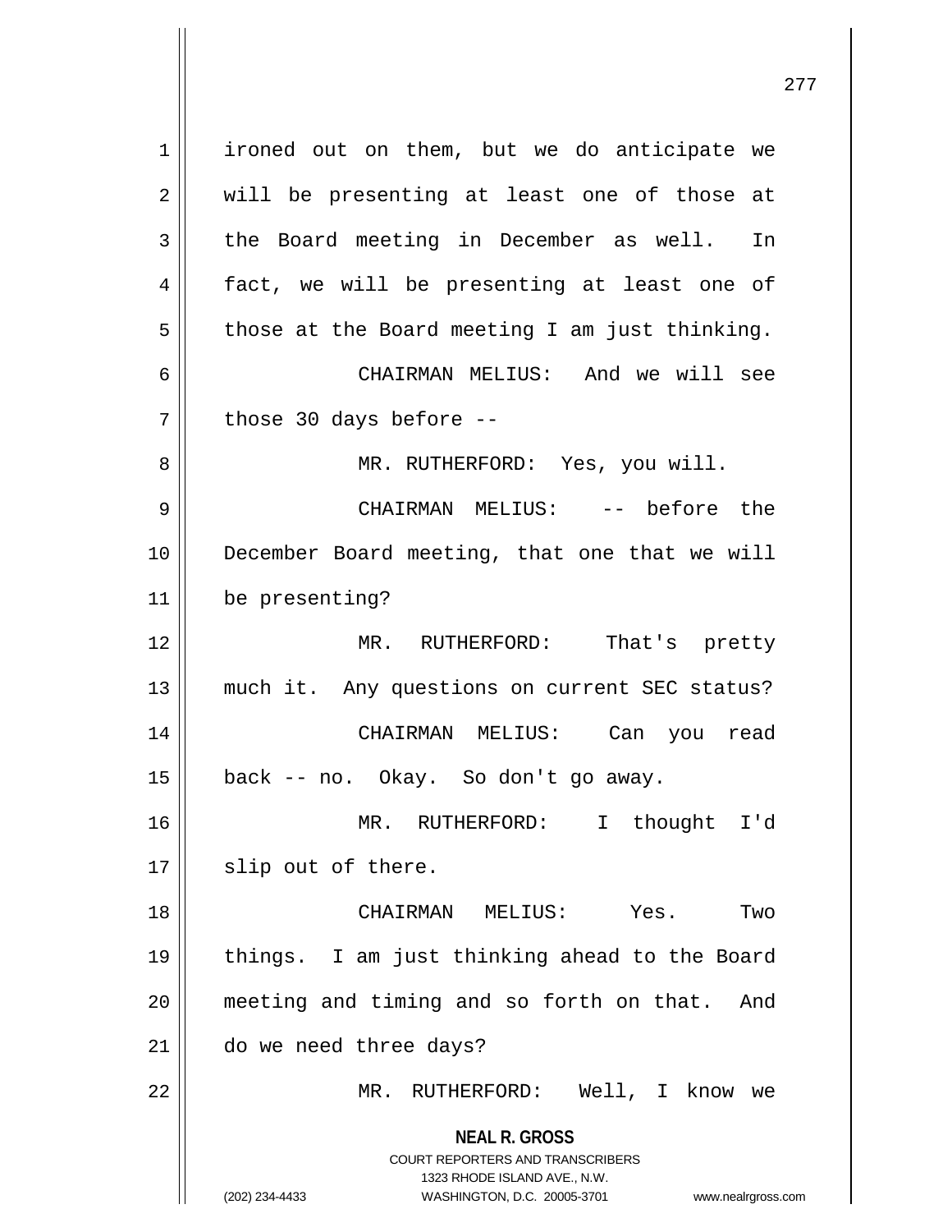ironed out on them, but we do anticipate we will be presenting at least one of those at the Board meeting in December as well. In fact, we will be presenting at least one of those at the Board meeting I am just thinking.

CHAIRMAN MELIUS: And we will see those 30 days before --

MR. RUTHERFORD: Yes, you will.

CHAIRMAN MELIUS: -- before the December Board meeting, that one that we will be presenting?

MR. RUTHERFORD: That's pretty much it. Any questions on current SEC status?

CHAIRMAN MELIUS: Can you read back -- no. Okay. So don't go away.

MR. RUTHERFORD: I thought I'd slip out of there.

CHAIRMAN MELIUS: Yes. Two things. I am just thinking ahead to the Board meeting and timing and so forth on that. And do we need three days?

MR. RUTHERFORD: Well, I know we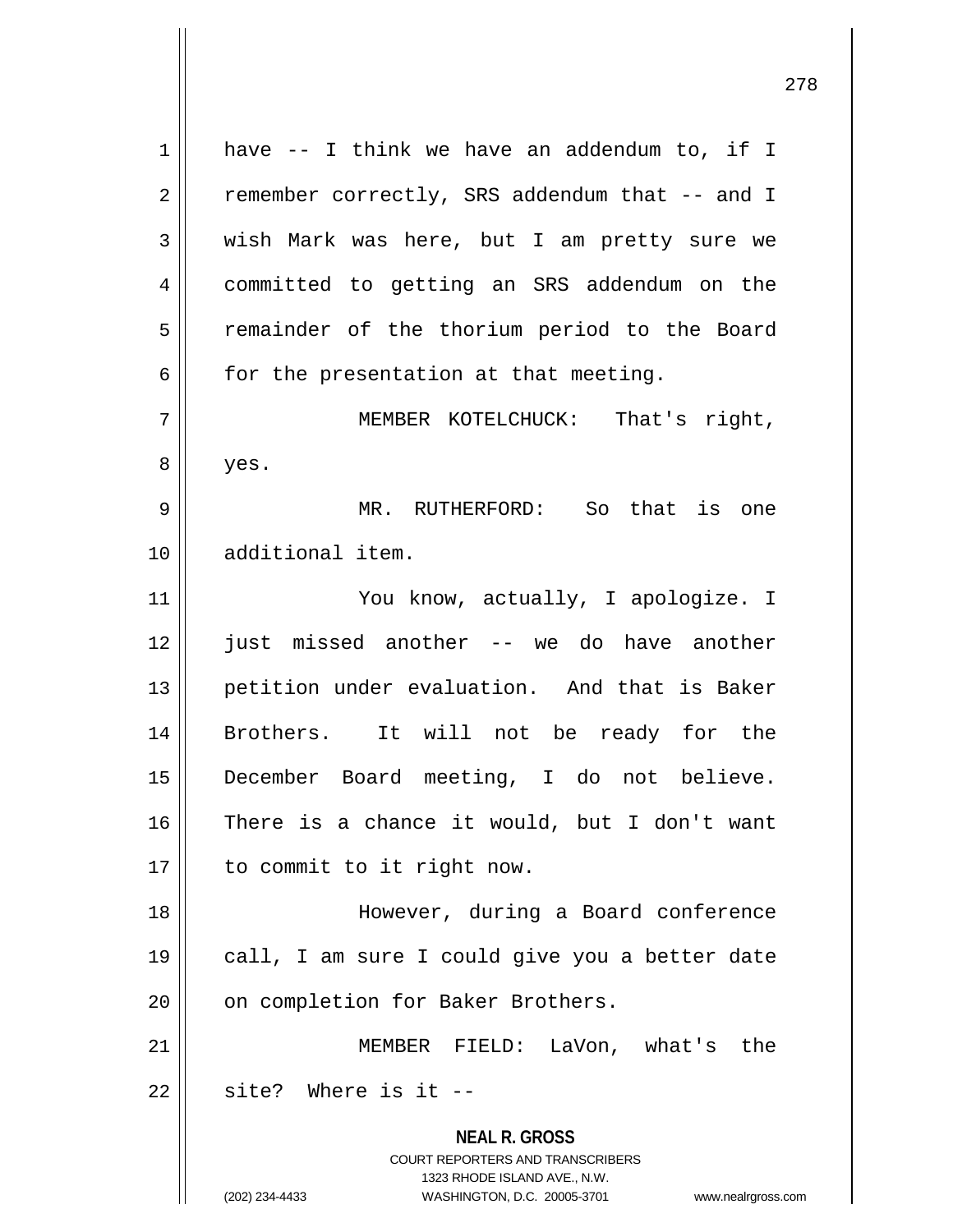have -- I think we have an addendum to, if I remember correctly, SRS addendum that -- and I wish Mark was here, but I am pretty sure we committed to getting an SRS addendum on the remainder of the thorium period to the Board for the presentation at that meeting.

MEMBER KOTELCHUCK: That's right, yes.

MR. RUTHERFORD: So that is one additional item.

You know, actually, I apologize. I just missed another -- we do have another petition under evaluation. And that is Baker Brothers. It will not be ready for the December Board meeting, I do not believe. There is a chance it would, but I don't want to commit to it right now.

However, during a Board conference call, I am sure I could give you a better date on completion for Baker Brothers.

MEMBER FIELD: LaVon, what's the site? Where is it --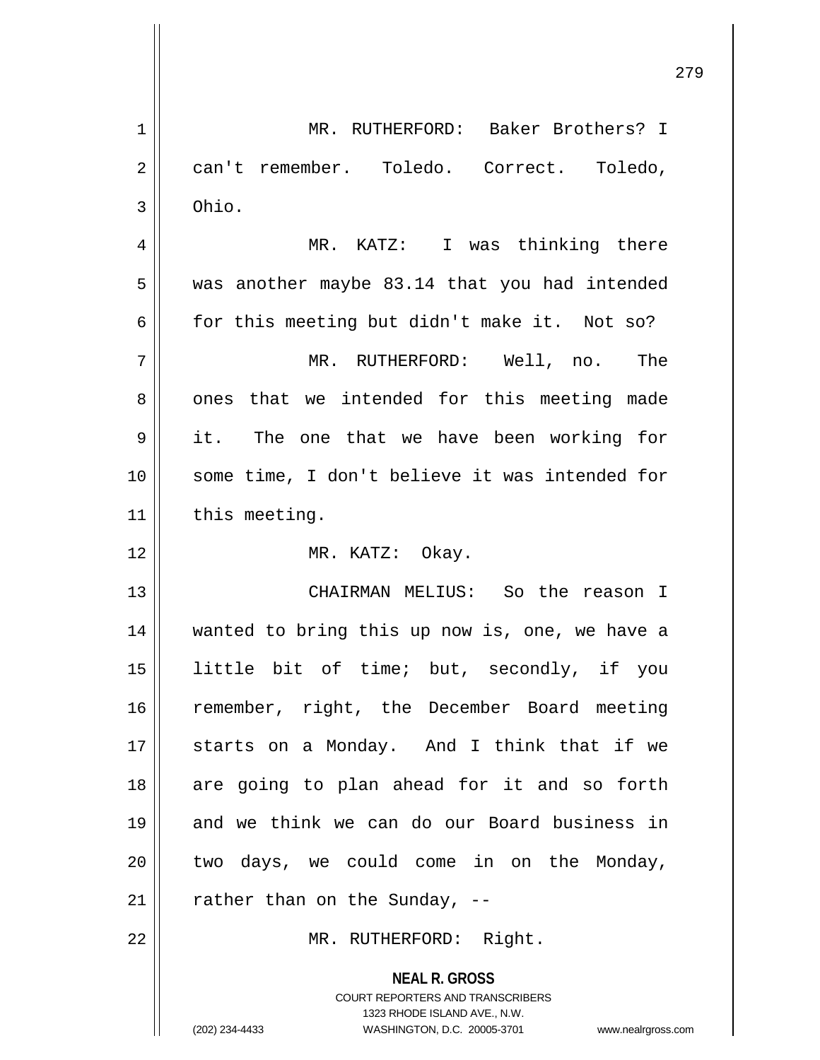MR. RUTHERFORD: Baker Brothers? I can't remember. Toledo. Correct. Toledo, Ohio.

MR. KATZ: I was thinking there was another maybe 83.14 that you had intended for this meeting but didn't make it. Not so?

MR. RUTHERFORD: Well, no. The ones that we intended for this meeting made it. The one that we have been working for some time, I don't believe it was intended for this meeting.

MR. KATZ: Okay.

CHAIRMAN MELIUS: So the reason I wanted to bring this up now is, one, we have a little bit of time; but, secondly, if you remember, right, the December Board meeting starts on a Monday. And I think that if we are going to plan ahead for it and so forth and we think we can do our Board business in two days, we could come in on the Monday, rather than on the Sunday, --

MR. RUTHERFORD: Right.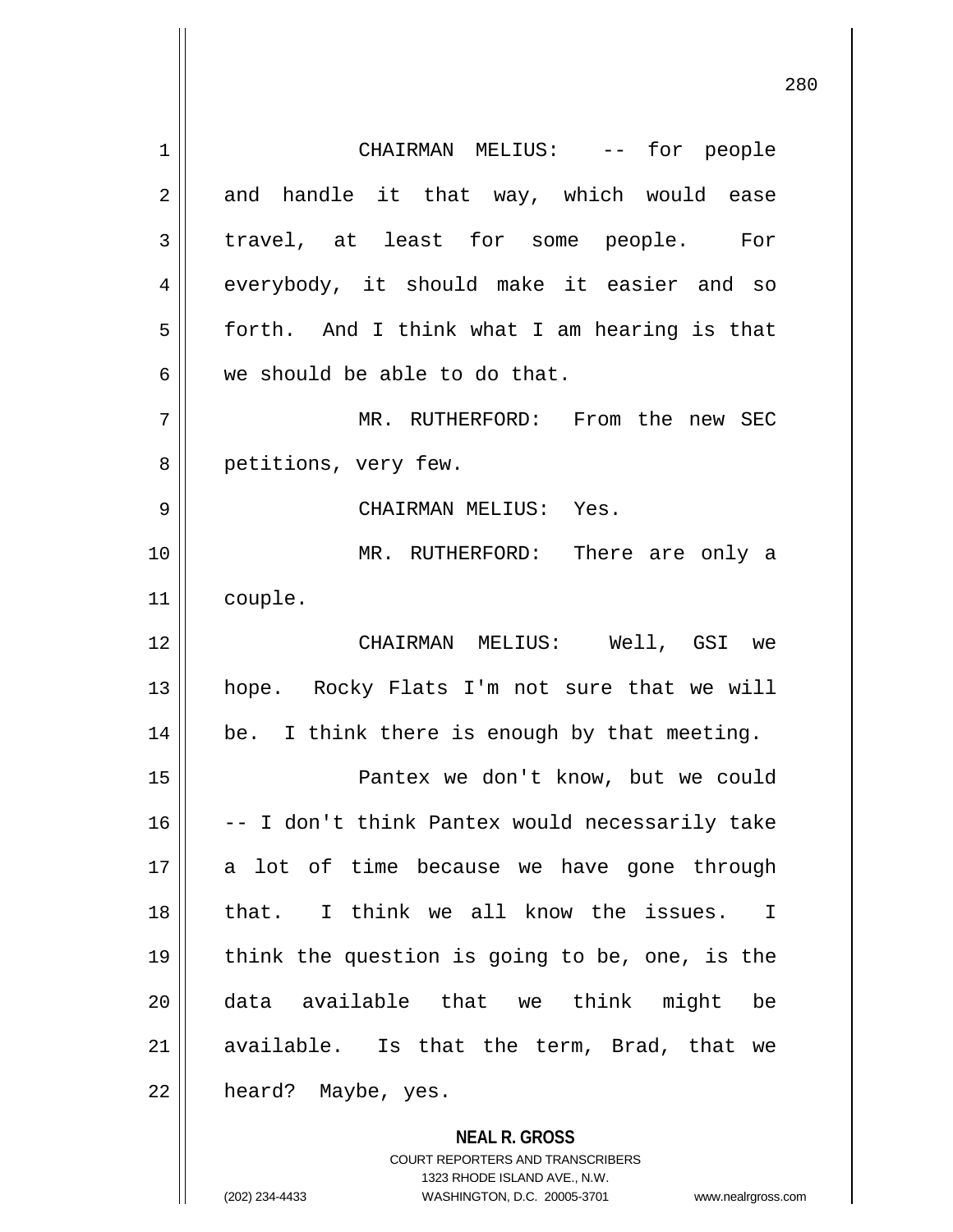CHAIRMAN MELIUS: -- for people and handle it that way, which would ease travel, at least for some people. For everybody, it should make it easier and so forth. And I think what I am hearing is that we should be able to do that.

MR. RUTHERFORD: From the new SEC petitions, very few.

CHAIRMAN MELIUS: Yes.

MR. RUTHERFORD: There are only a couple.

CHAIRMAN MELIUS: Well, GSI we hope. Rocky Flats I'm not sure that we will be. I think there is enough by that meeting.

Pantex we don't know, but we could -- I don't think Pantex would necessarily take a lot of time because we have gone through that. I think we all know the issues. I think the question is going to be, one, is the data available that we think might be available. Is that the term, Brad, that we heard? Maybe, yes.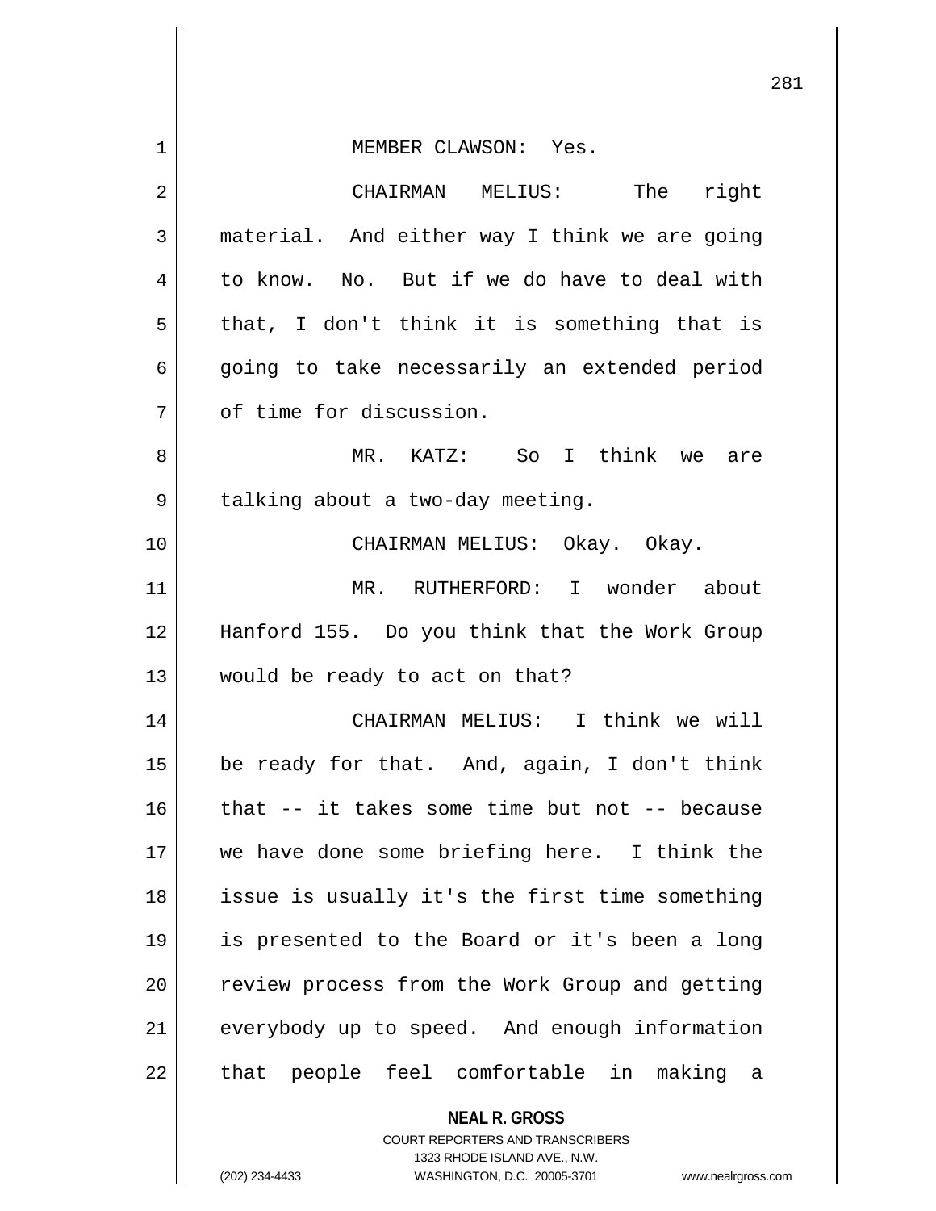MEMBER CLAWSON: Yes.

CHAIRMAN MELIUS: The right material. And either way I think we are going to know. No. But if we do have to deal with that, I don't think it is something that is going to take necessarily an extended period of time for discussion.

MR. KATZ: So I think we are talking about a two-day meeting.

CHAIRMAN MELIUS: Okay. Okay.

MR. RUTHERFORD: I wonder about Hanford 155. Do you think that the Work Group would be ready to act on that?

CHAIRMAN MELIUS: I think we will be ready for that. And, again, I don't think that -- it takes some time but not -- because we have done some briefing here. I think the issue is usually it's the first time something is presented to the Board or it's been a long review process from the Work Group and getting everybody up to speed. And enough information that people feel comfortable in making a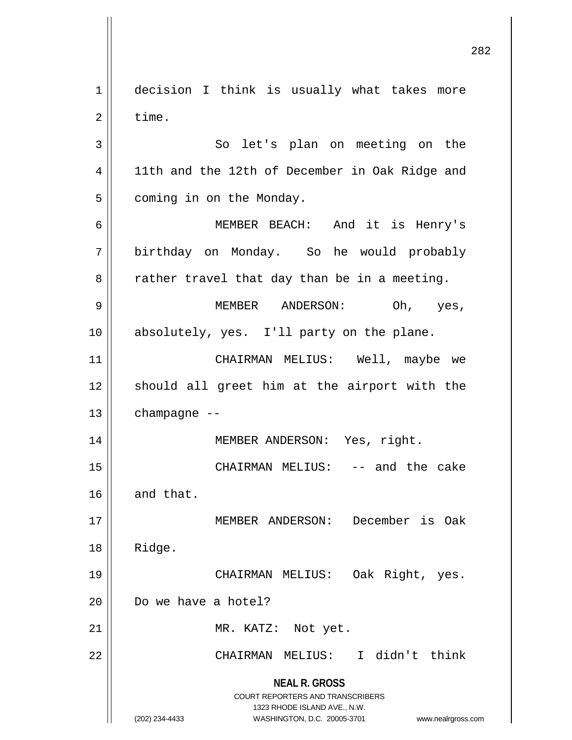decision I think is usually what takes more time.

So let's plan on meeting on the 11th and the 12th of December in Oak Ridge and coming in on the Monday.

MEMBER BEACH: And it is Henry's birthday on Monday. So he would probably rather travel that day than be in a meeting.

MEMBER ANDERSON: Oh, yes, absolutely, yes. I'll party on the plane.

CHAIRMAN MELIUS: Well, maybe we should all greet him at the airport with the champagne --

MEMBER ANDERSON: Yes, right.

CHAIRMAN MELIUS: -- and the cake and that.

MEMBER ANDERSON: December is Oak Ridge.

CHAIRMAN MELIUS: Oak Right, yes. Do we have a hotel?

MR. KATZ: Not yet.

CHAIRMAN MELIUS: I didn't think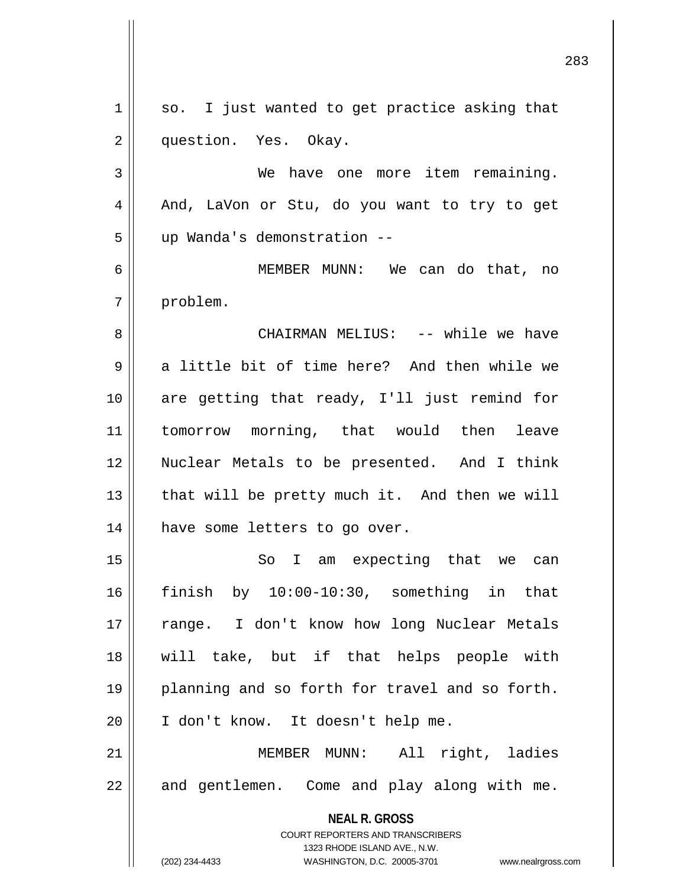so. I just wanted to get practice asking that question. Yes. Okay.

We have one more item remaining. And, LaVon or Stu, do you want to try to get up Wanda's demonstration --

MEMBER MUNN: We can do that, no problem.

CHAIRMAN MELIUS: -- while we have a little bit of time here? And then while we are getting that ready, I'll just remind for tomorrow morning, that would then leave Nuclear Metals to be presented. And I think that will be pretty much it. And then we will have some letters to go over.

So I am expecting that we can finish by 10:00-10:30, something in that range. I don't know how long Nuclear Metals will take, but if that helps people with planning and so forth for travel and so forth. I don't know. It doesn't help me.

MEMBER MUNN: All right, ladies and gentlemen. Come and play along with me.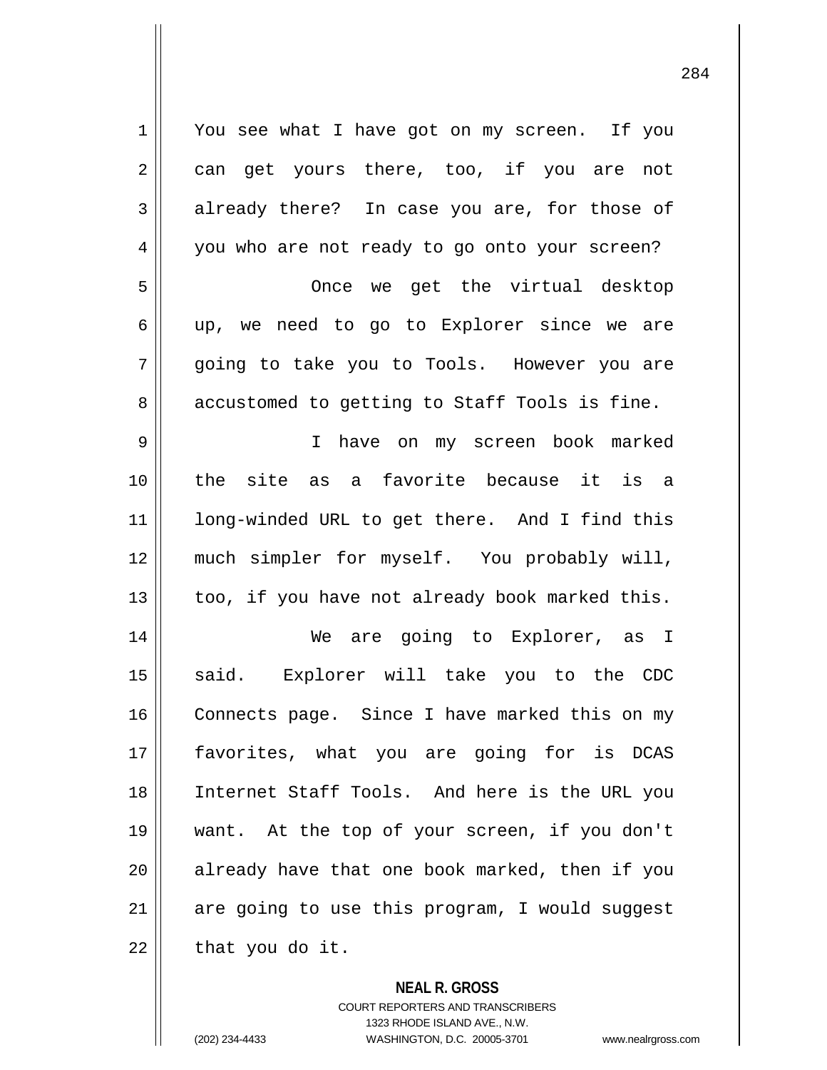You see what I have got on my screen. If you can get yours there, too, if you are not already there? In case you are, for those of you who are not ready to go onto your screen?

Once we get the virtual desktop up, we need to go to Explorer since we are going to take you to Tools. However you are accustomed to getting to Staff Tools is fine.

I have on my screen book marked the site as a favorite because it is a long-winded URL to get there. And I find this much simpler for myself. You probably will, too, if you have not already book marked this.

We are going to Explorer, as I said. Explorer will take you to the CDC Connects page. Since I have marked this on my favorites, what you are going for is DCAS Internet Staff Tools. And here is the URL you want. At the top of your screen, if you don't already have that one book marked, then if you are going to use this program, I would suggest that you do it.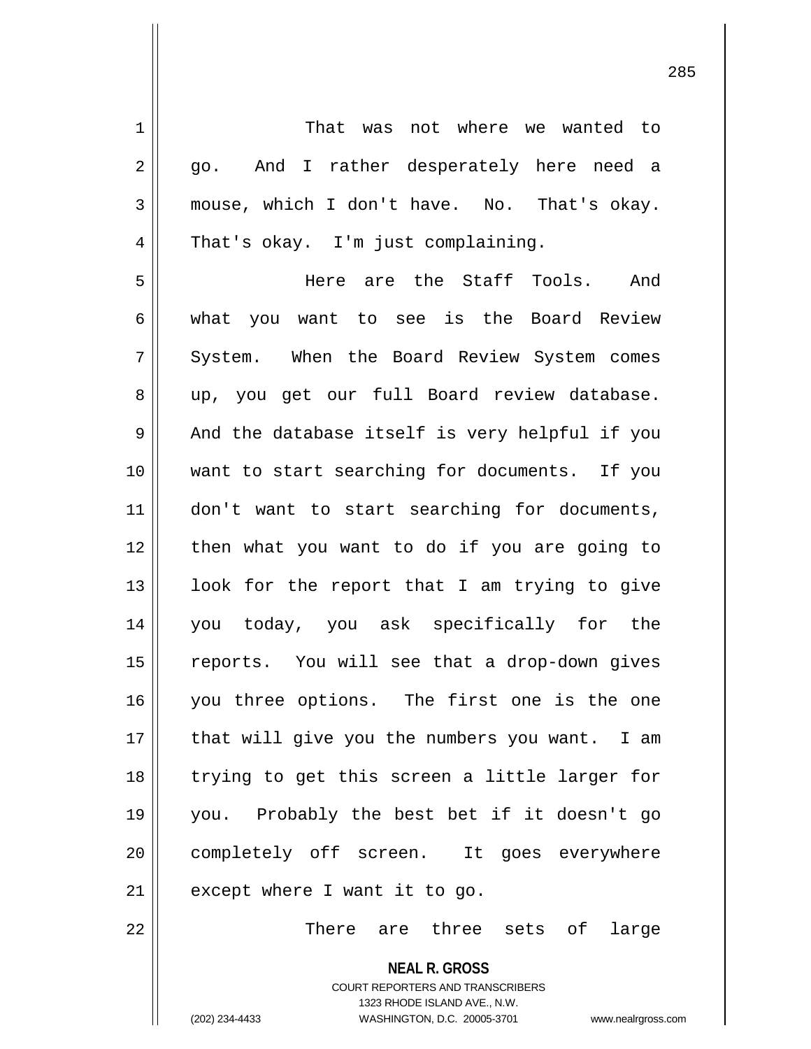That was not where we wanted to go. And I rather desperately here need a mouse, which I don't have. No. That's okay. That's okay. I'm just complaining.

Here are the Staff Tools. And what you want to see is the Board Review System. When the Board Review System comes up, you get our full Board review database. And the database itself is very helpful if you want to start searching for documents. If you don't want to start searching for documents, then what you want to do if you are going to look for the report that I am trying to give you today, you ask specifically for the reports. You will see that a drop-down gives you three options. The first one is the one that will give you the numbers you want. I am trying to get this screen a little larger for you. Probably the best bet if it doesn't go completely off screen. It goes everywhere except where I want it to go.

There are three sets of large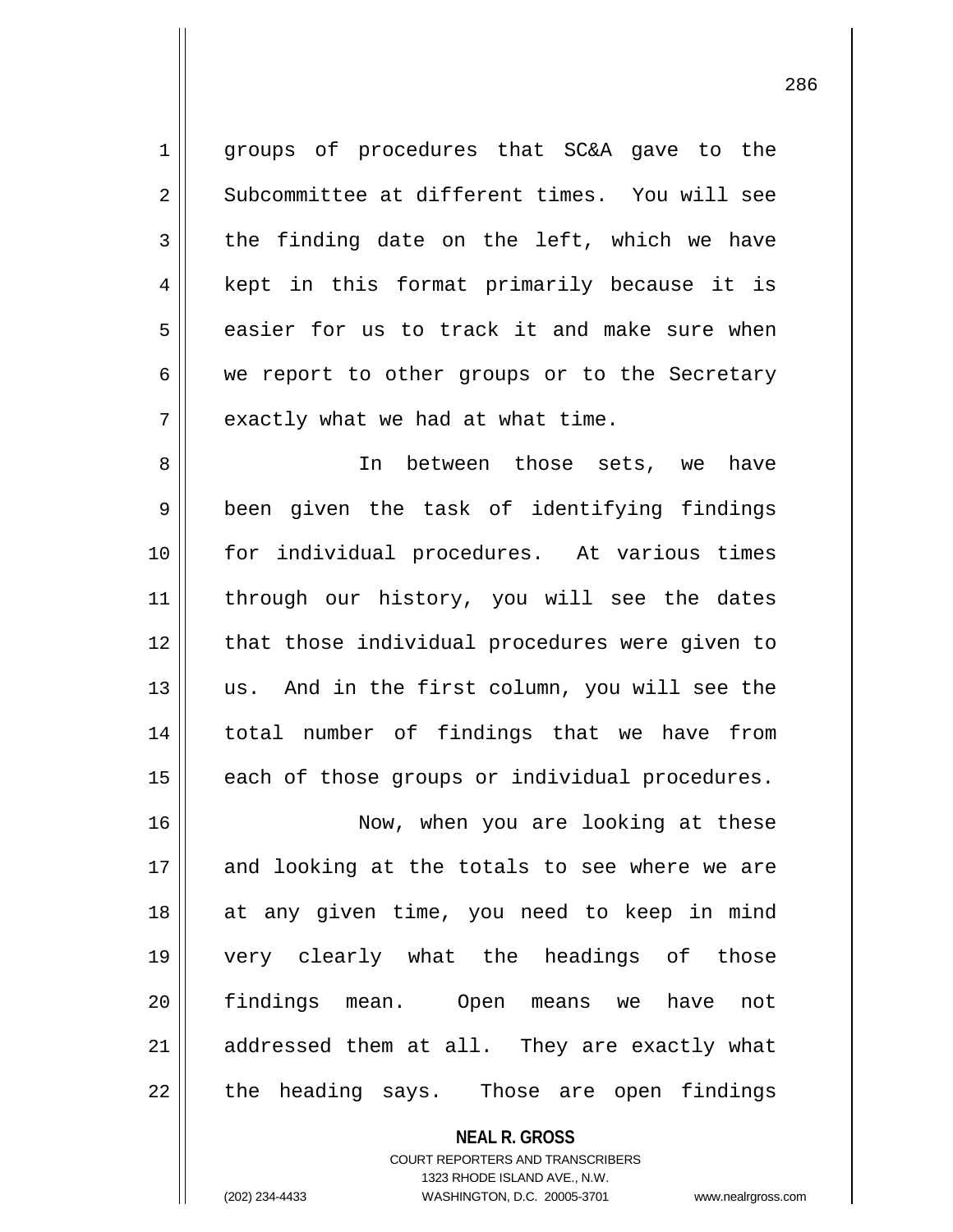groups of procedures that SC&A gave to the Subcommittee at different times. You will see the finding date on the left, which we have kept in this format primarily because it is easier for us to track it and make sure when we report to other groups or to the Secretary exactly what we had at what time.

In between those sets, we have been given the task of identifying findings for individual procedures. At various times through our history, you will see the dates that those individual procedures were given to us. And in the first column, you will see the total number of findings that we have from each of those groups or individual procedures.

Now, when you are looking at these and looking at the totals to see where we are at any given time, you need to keep in mind very clearly what the headings of those findings mean. Open means we have not addressed them at all. They are exactly what the heading says. Those are open findings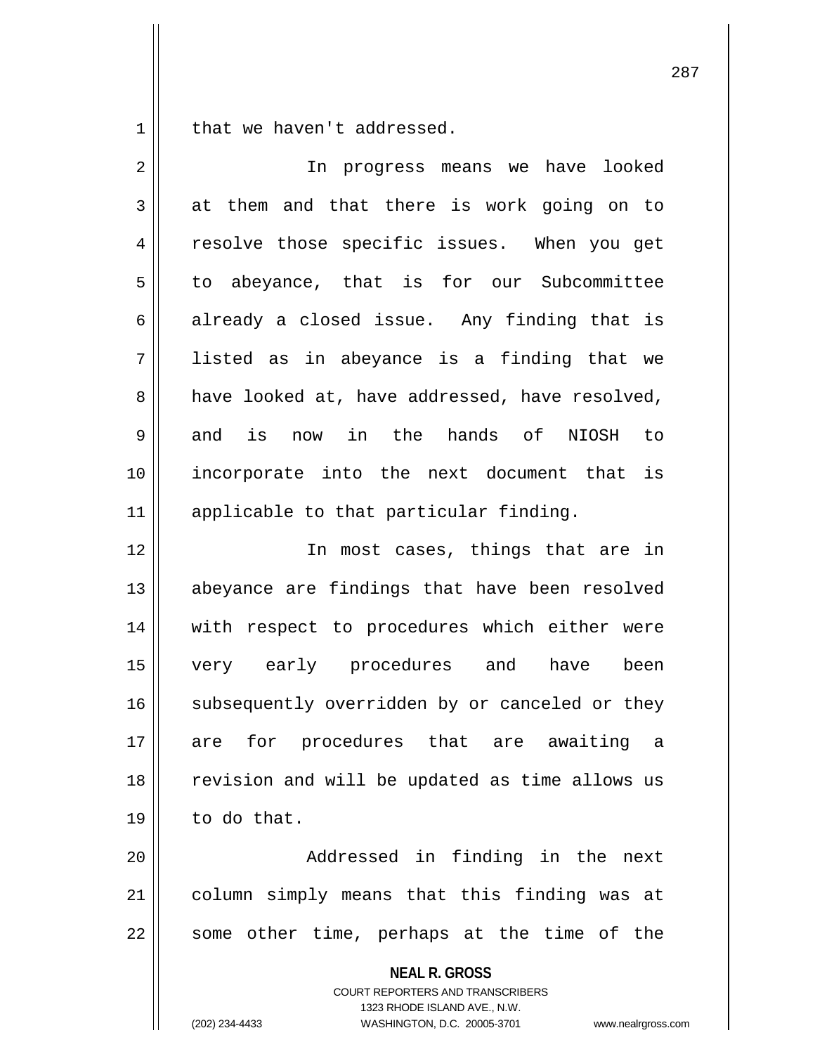that we haven't addressed.

In progress means we have looked at them and that there is work going on to resolve those specific issues. When you get to abeyance, that is for our Subcommittee already a closed issue. Any finding that is listed as in abeyance is a finding that we have looked at, have addressed, have resolved, and is now in the hands of NIOSH to incorporate into the next document that is applicable to that particular finding.

In most cases, things that are in abeyance are findings that have been resolved with respect to procedures which either were very early procedures and have been subsequently overridden by or canceled or they are for procedures that are awaiting a revision and will be updated as time allows us to do that.

Addressed in finding in the next column simply means that this finding was at some other time, perhaps at the time of the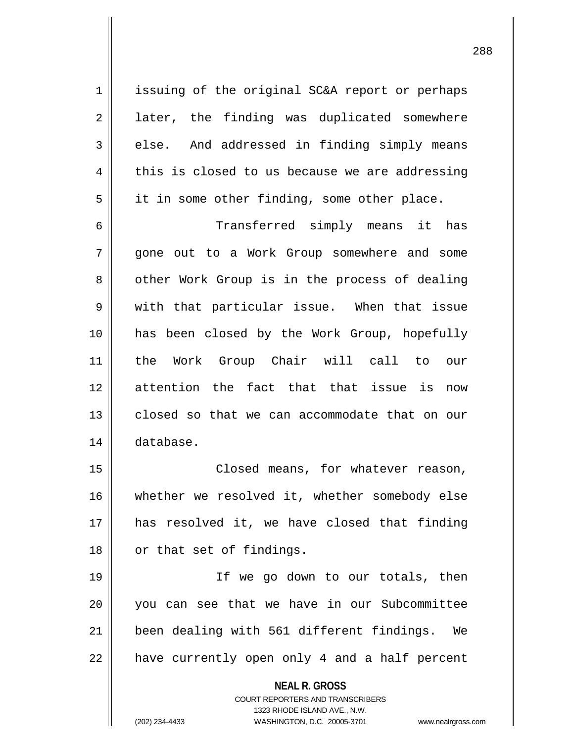issuing of the original SC&A report or perhaps later, the finding was duplicated somewhere else. And addressed in finding simply means this is closed to us because we are addressing it in some other finding, some other place.

Transferred simply means it has gone out to a Work Group somewhere and some other Work Group is in the process of dealing with that particular issue. When that issue has been closed by the Work Group, hopefully the Work Group Chair will call to our attention the fact that that issue is now closed so that we can accommodate that on our database.

Closed means, for whatever reason, whether we resolved it, whether somebody else has resolved it, we have closed that finding or that set of findings.

If we go down to our totals, then you can see that we have in our Subcommittee been dealing with 561 different findings. We have currently open only 4 and a half percent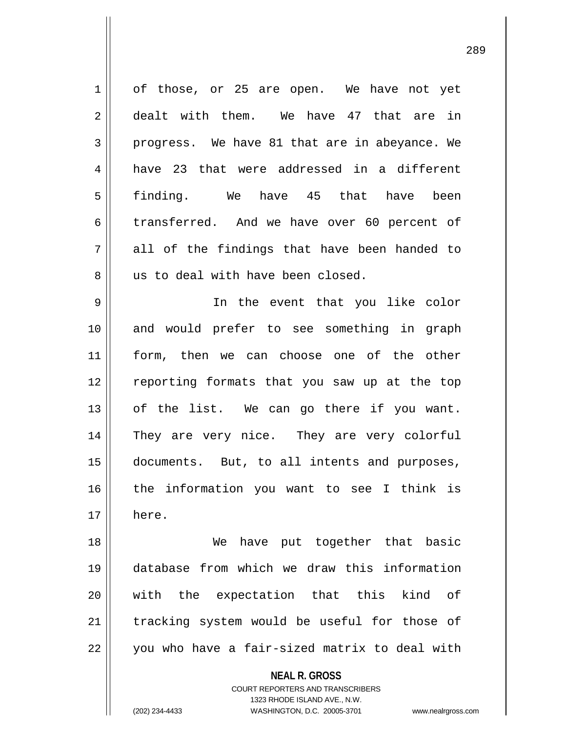of those, or 25 are open. We have not yet dealt with them. We have 47 that are in progress. We have 81 that are in abeyance. We have 23 that were addressed in a different finding. We have 45 that have been transferred. And we have over 60 percent of all of the findings that have been handed to us to deal with have been closed.

In the event that you like color and would prefer to see something in graph form, then we can choose one of the other reporting formats that you saw up at the top of the list. We can go there if you want. They are very nice. They are very colorful documents. But, to all intents and purposes, the information you want to see I think is here.

We have put together that basic database from which we draw this information with the expectation that this kind of tracking system would be useful for those of you who have a fair-sized matrix to deal with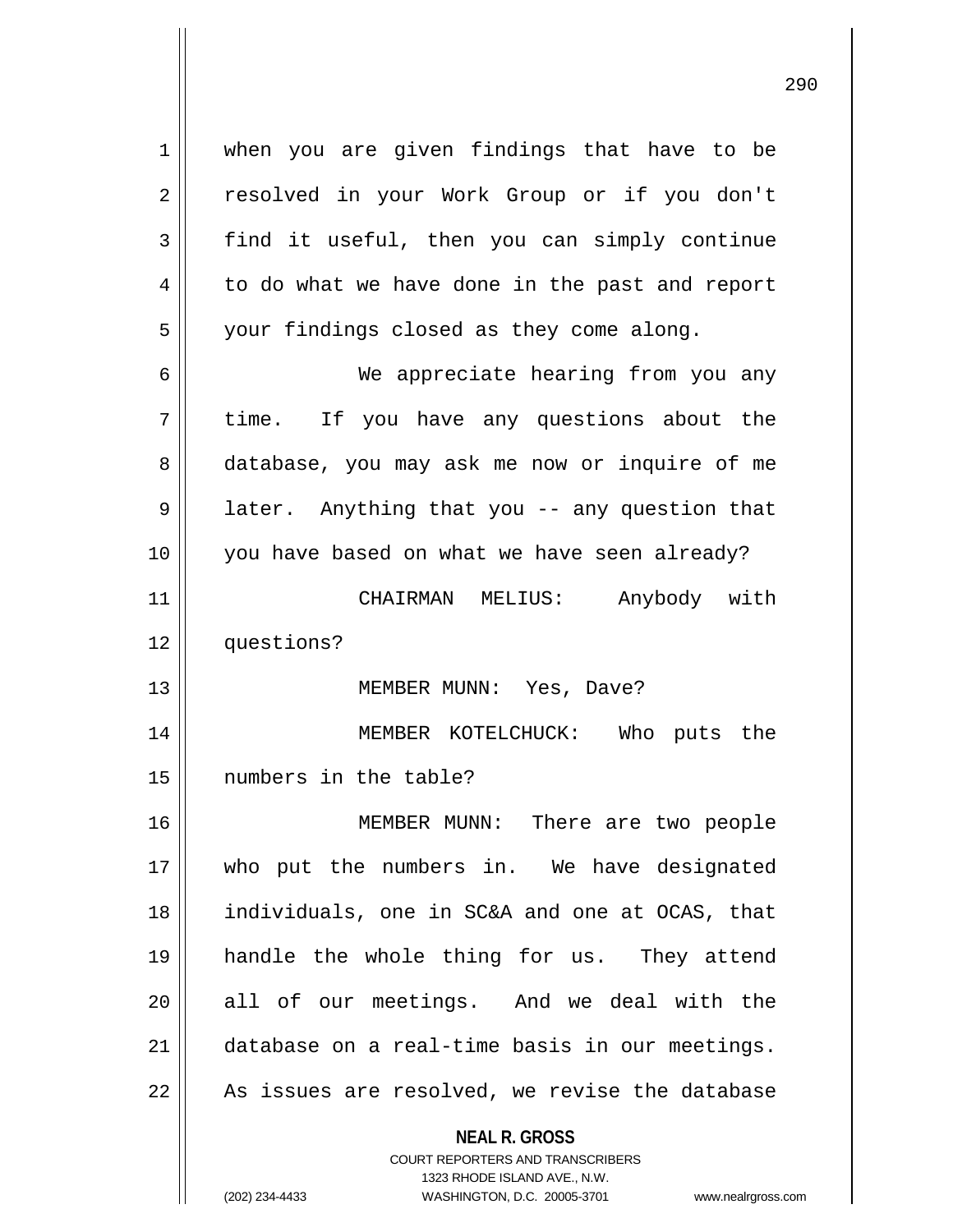when you are given findings that have to be resolved in your Work Group or if you don't find it useful, then you can simply continue to do what we have done in the past and report your findings closed as they come along.

We appreciate hearing from you any time. If you have any questions about the database, you may ask me now or inquire of me later. Anything that you -- any question that you have based on what we have seen already?

CHAIRMAN MELIUS: Anybody with questions?

MEMBER MUNN: Yes, Dave?

MEMBER KOTELCHUCK: Who puts the numbers in the table?

MEMBER MUNN: There are two people who put the numbers in. We have designated individuals, one in SC&A and one at OCAS, that handle the whole thing for us. They attend all of our meetings. And we deal with the database on a real-time basis in our meetings. As issues are resolved, we revise the database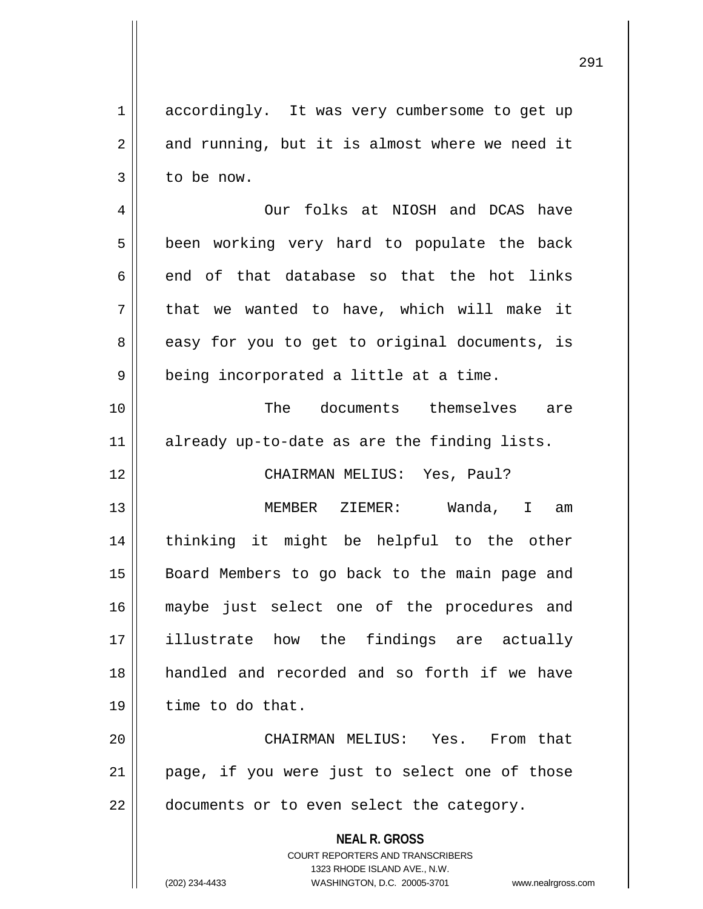accordingly. It was very cumbersome to get up and running, but it is almost where we need it to be now.

Our folks at NIOSH and DCAS have been working very hard to populate the back end of that database so that the hot links that we wanted to have, which will make it easy for you to get to original documents, is being incorporated a little at a time.

The documents themselves are already up-to-date as are the finding lists.

CHAIRMAN MELIUS: Yes, Paul?

MEMBER ZIEMER: Wanda, I am thinking it might be helpful to the other Board Members to go back to the main page and maybe just select one of the procedures and illustrate how the findings are actually handled and recorded and so forth if we have time to do that.

CHAIRMAN MELIUS: Yes. From that page, if you were just to select one of those documents or to even select the category.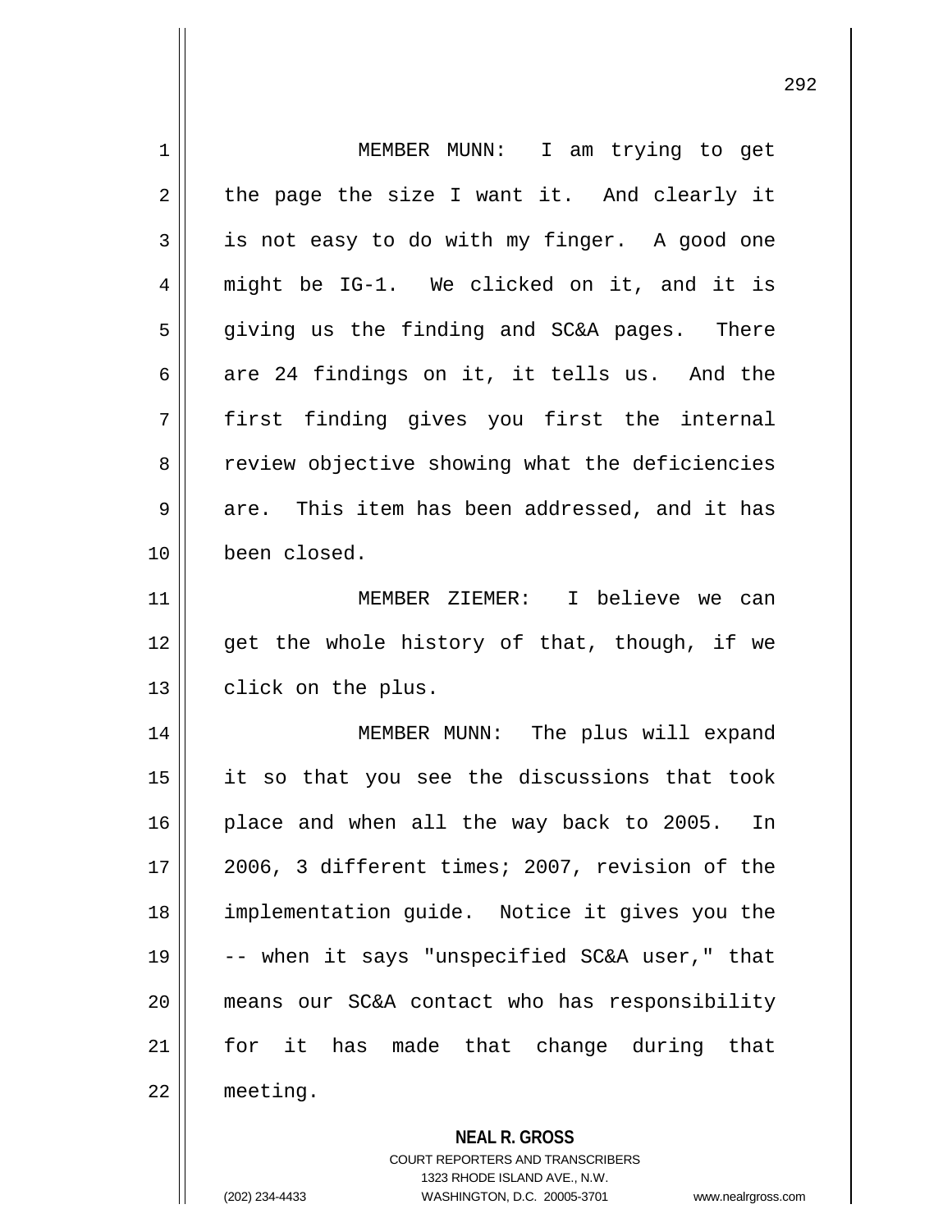MEMBER MUNN: I am trying to get the page the size I want it. And clearly it is not easy to do with my finger. A good one might be IG-1. We clicked on it, and it is giving us the finding and SC&A pages. There are 24 findings on it, it tells us. And the first finding gives you first the internal review objective showing what the deficiencies are. This item has been addressed, and it has been closed.

MEMBER ZIEMER: I believe we can get the whole history of that, though, if we click on the plus.

MEMBER MUNN: The plus will expand it so that you see the discussions that took place and when all the way back to 2005. In 2006, 3 different times; 2007, revision of the implementation guide. Notice it gives you the -- when it says "unspecified SC&A user," that means our SC&A contact who has responsibility for it has made that change during that meeting.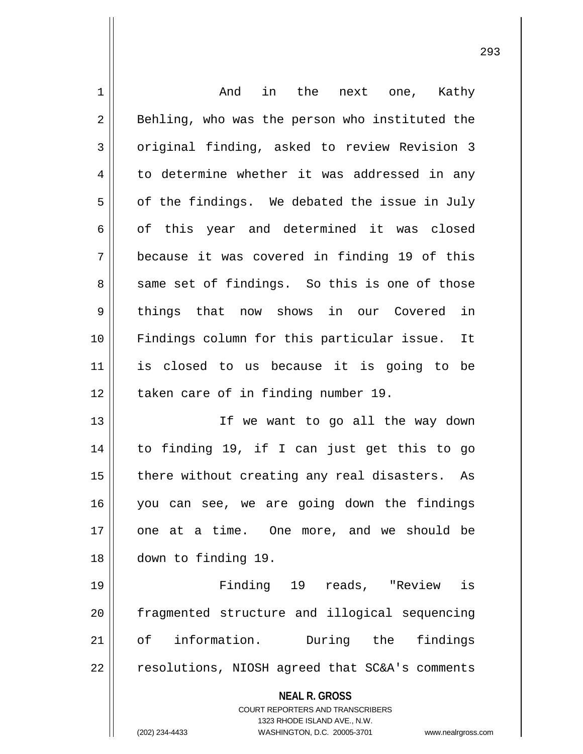And in the next one, Kathy Behling, who was the person who instituted the original finding, asked to review Revision 3 to determine whether it was addressed in any of the findings. We debated the issue in July of this year and determined it was closed because it was covered in finding 19 of this same set of findings. So this is one of those things that now shows in our Covered in Findings column for this particular issue. It is closed to us because it is going to be taken care of in finding number 19.

If we want to go all the way down to finding 19, if I can just get this to go there without creating any real disasters. As you can see, we are going down the findings one at a time. One more, and we should be down to finding 19.

Finding 19 reads, "Review is fragmented structure and illogical sequencing of information. During the findings resolutions, NIOSH agreed that SC&A's comments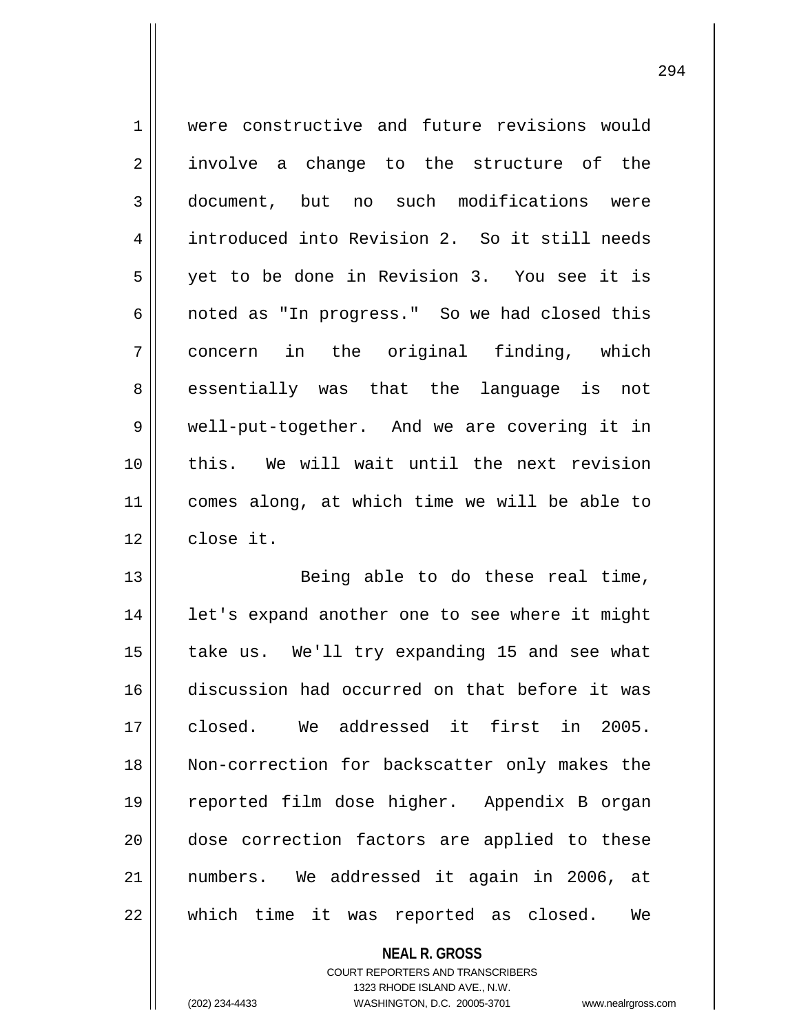were constructive and future revisions would involve a change to the structure of the document, but no such modifications were introduced into Revision 2. So it still needs yet to be done in Revision 3. You see it is noted as "In progress." So we had closed this concern in the original finding, which essentially was that the language is not well-put-together. And we are covering it in this. We will wait until the next revision comes along, at which time we will be able to close it.

Being able to do these real time, let's expand another one to see where it might take us. We'll try expanding 15 and see what discussion had occurred on that before it was closed. We addressed it first in 2005. Non-correction for backscatter only makes the reported film dose higher. Appendix B organ dose correction factors are applied to these numbers. We addressed it again in 2006, at which time it was reported as closed. We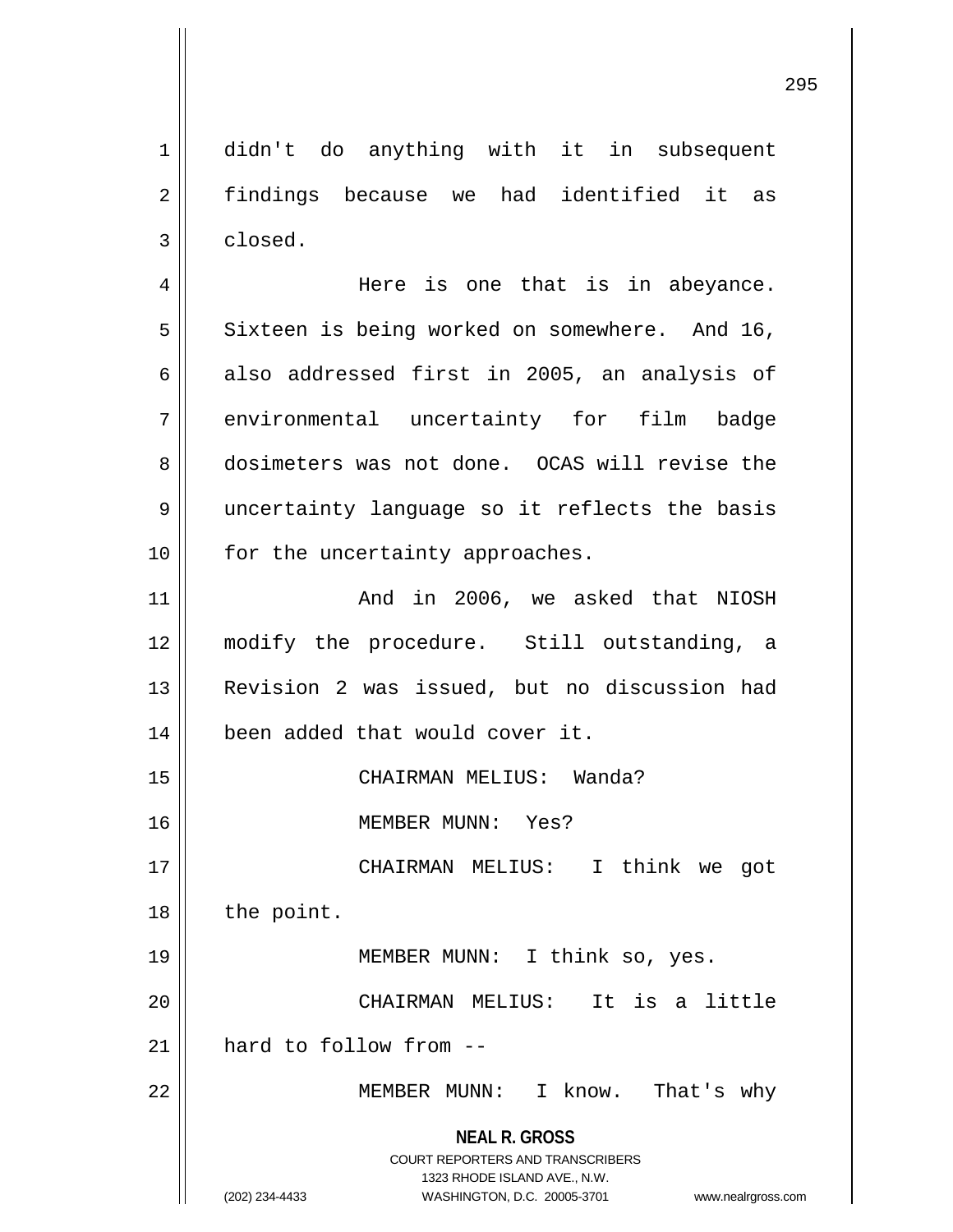didn't do anything with it in subsequent findings because we had identified it as closed.

Here is one that is in abeyance. Sixteen is being worked on somewhere. And 16, also addressed first in 2005, an analysis of environmental uncertainty for film badge dosimeters was not done. OCAS will revise the uncertainty language so it reflects the basis for the uncertainty approaches.

And in 2006, we asked that NIOSH modify the procedure. Still outstanding, a Revision 2 was issued, but no discussion had been added that would cover it.

CHAIRMAN MELIUS: Wanda?

MEMBER MUNN: Yes?

CHAIRMAN MELIUS: I think we got the point.

MEMBER MUNN: I think so, yes.

CHAIRMAN MELIUS: It is a little hard to follow from --

MEMBER MUNN: I know. That's why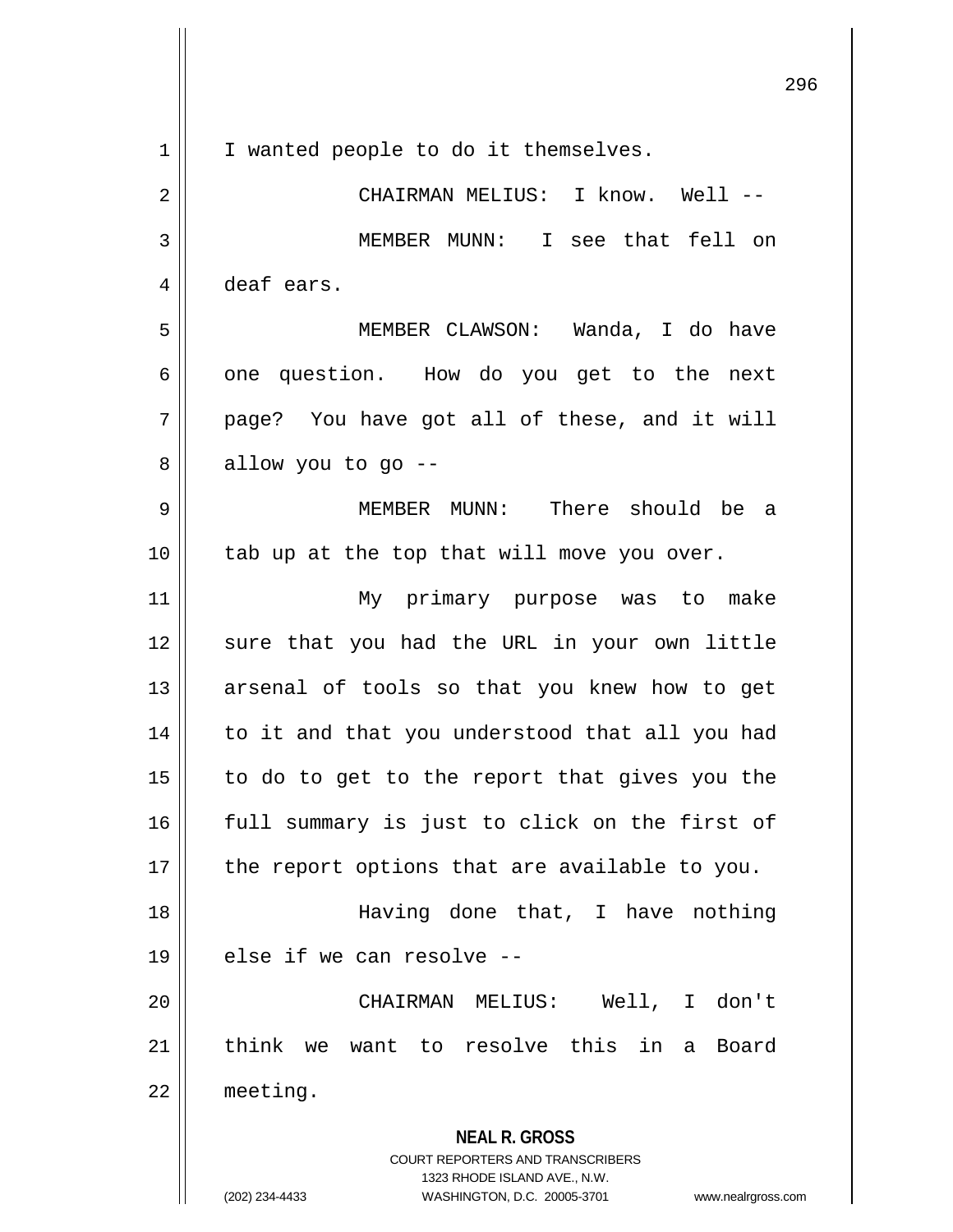I wanted people to do it themselves.

CHAIRMAN MELIUS: I know. Well --

MEMBER MUNN: I see that fell on deaf ears.

MEMBER CLAWSON: Wanda, I do have one question. How do you get to the next page? You have got all of these, and it will allow you to go --

MEMBER MUNN: There should be a tab up at the top that will move you over.

My primary purpose was to make sure that you had the URL in your own little arsenal of tools so that you knew how to get to it and that you understood that all you had to do to get to the report that gives you the full summary is just to click on the first of the report options that are available to you.

Having done that, I have nothing else if we can resolve --

CHAIRMAN MELIUS: Well, I don't think we want to resolve this in a Board meeting.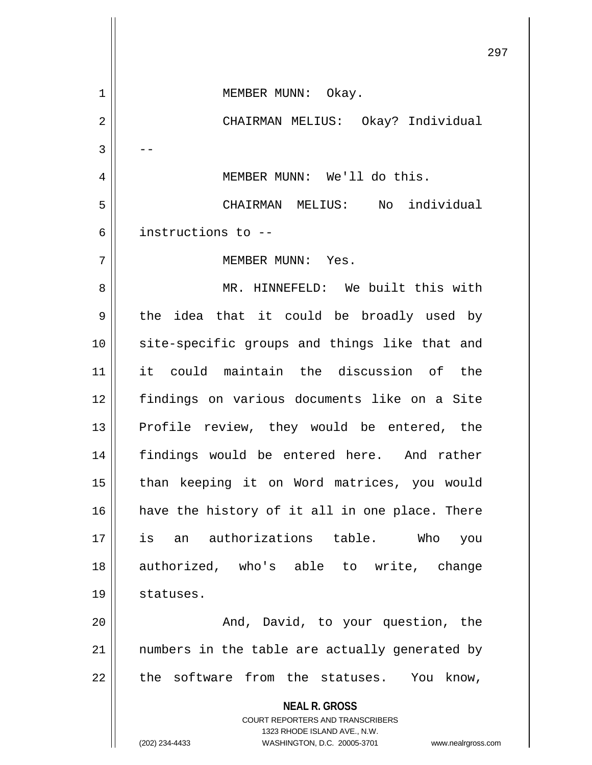MEMBER MUNN: Okay.

CHAIRMAN MELIUS: Okay? Individual --

MEMBER MUNN: We'll do this.

CHAIRMAN MELIUS: No individual instructions to --

MEMBER MUNN: Yes.

MR. HINNEFELD: We built this with the idea that it could be broadly used by site-specific groups and things like that and it could maintain the discussion of the findings on various documents like on a Site Profile review, they would be entered, the findings would be entered here. And rather than keeping it on Word matrices, you would have the history of it all in one place. There is an authorizations table. Who you authorized, who's able to write, change statuses.

And, David, to your question, the numbers in the table are actually generated by the software from the statuses. You know,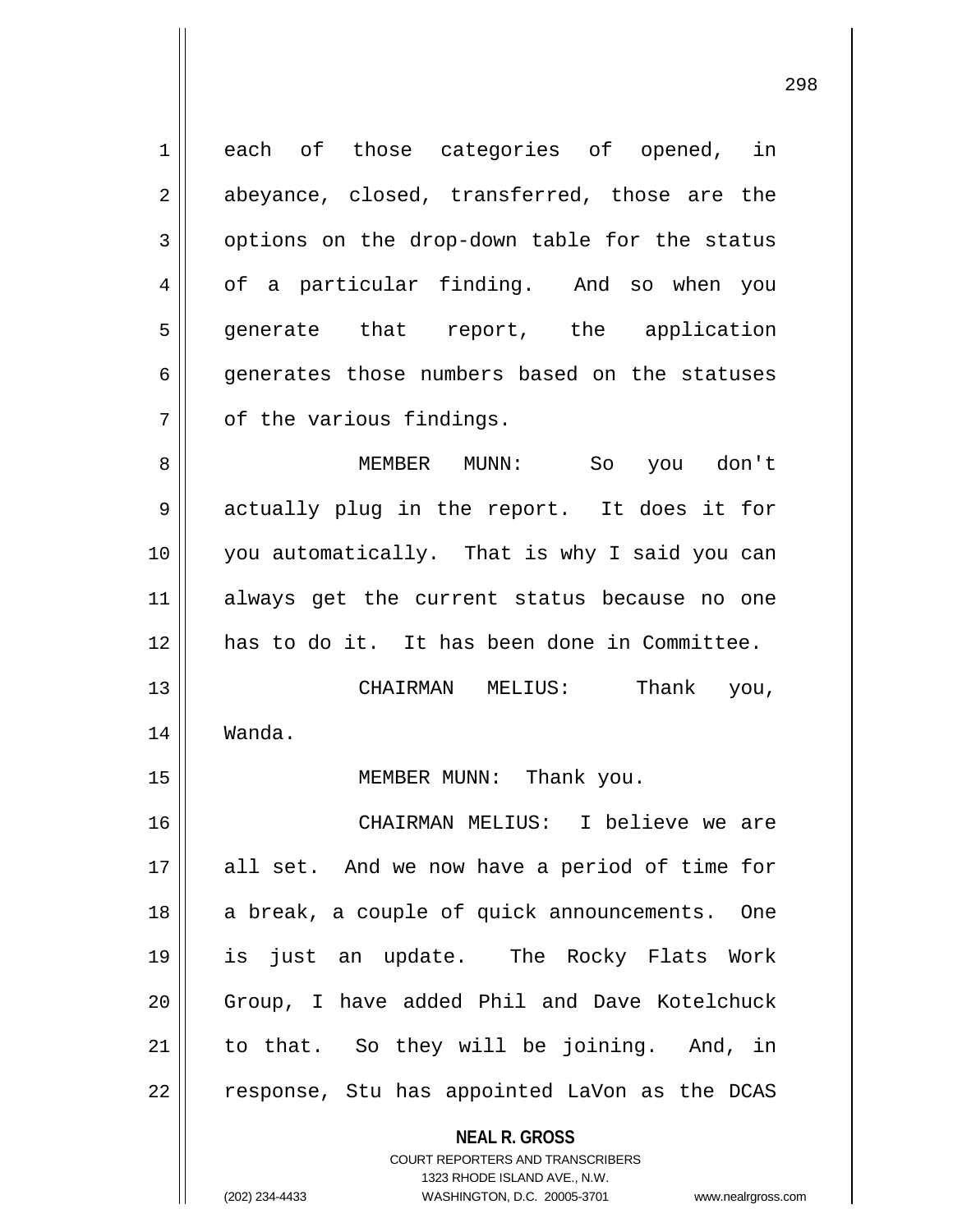each of those categories of opened, in abeyance, closed, transferred, those are the options on the drop-down table for the status of a particular finding. And so when you generate that report, the application generates those numbers based on the statuses of the various findings.

MEMBER MUNN: So you don't actually plug in the report. It does it for you automatically. That is why I said you can always get the current status because no one has to do it. It has been done in Committee.

CHAIRMAN MELIUS: Thank you, Wanda.

MEMBER MUNN: Thank you.

CHAIRMAN MELIUS: I believe we are all set. And we now have a period of time for a break, a couple of quick announcements. One is just an update. The Rocky Flats Work Group, I have added Phil and Dave Kotelchuck to that. So they will be joining. And, in response, Stu has appointed LaVon as the DCAS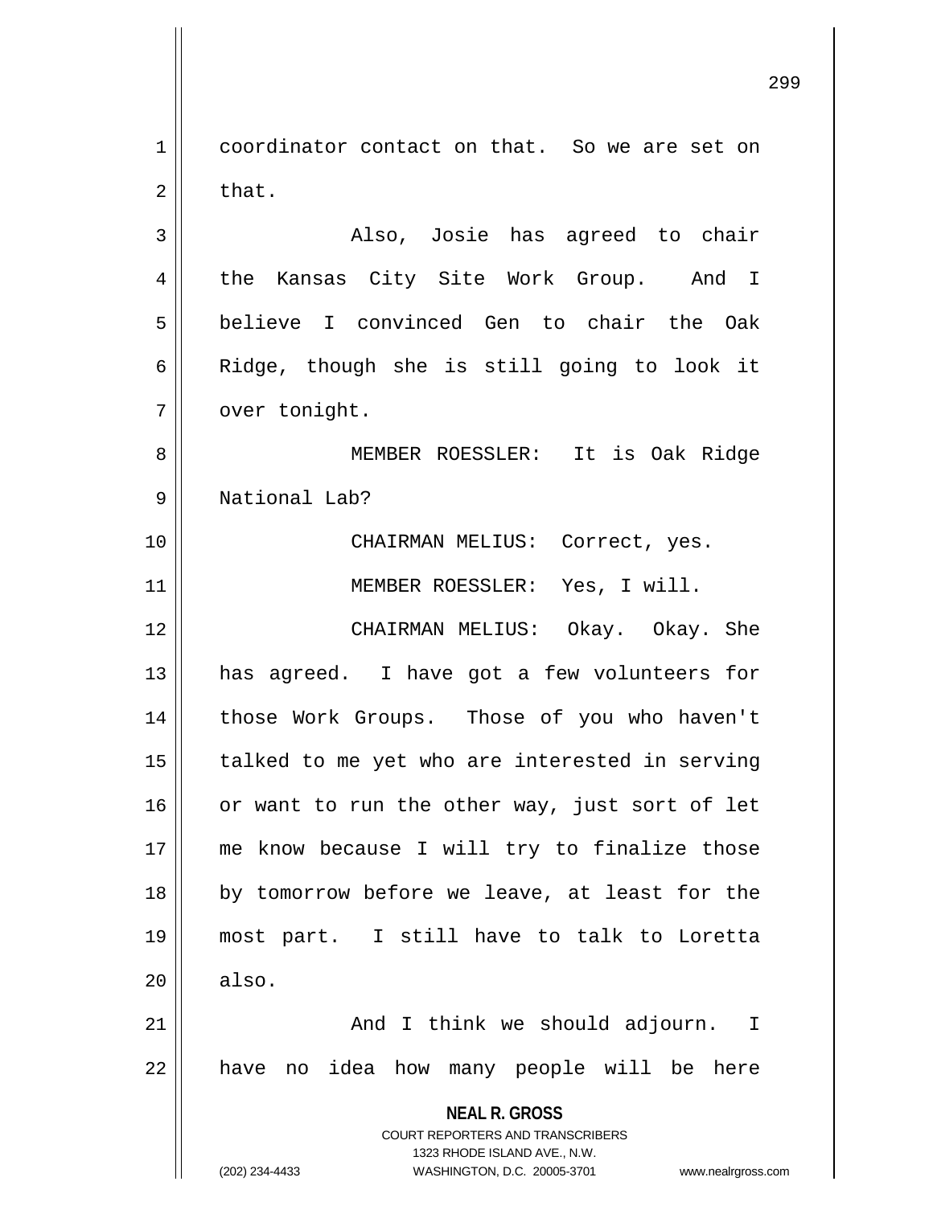coordinator contact on that. So we are set on that.

Also, Josie has agreed to chair the Kansas City Site Work Group. And I believe I convinced Gen to chair the Oak Ridge, though she is still going to look it over tonight.

MEMBER ROESSLER: It is Oak Ridge National Lab?

CHAIRMAN MELIUS: Correct, yes.

MEMBER ROESSLER: Yes, I will.

CHAIRMAN MELIUS: Okay. Okay. She has agreed. I have got a few volunteers for those Work Groups. Those of you who haven't talked to me yet who are interested in serving or want to run the other way, just sort of let me know because I will try to finalize those by tomorrow before we leave, at least for the most part. I still have to talk to Loretta also.

And I think we should adjourn. I have no idea how many people will be here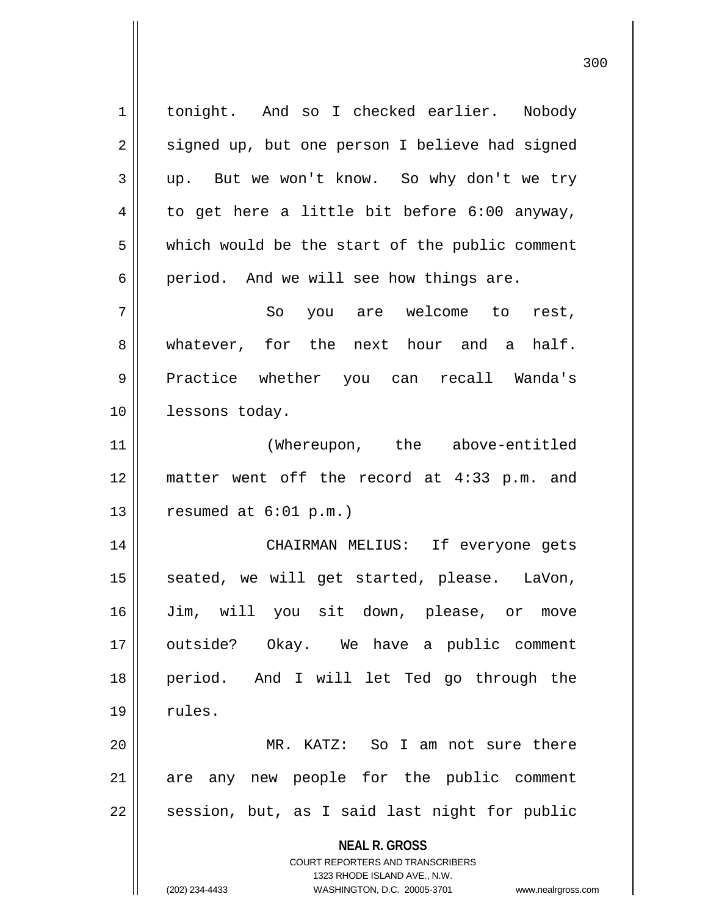tonight. And so I checked earlier. Nobody signed up, but one person I believe had signed up. But we won't know. So why don't we try to get here a little bit before 6:00 anyway, which would be the start of the public comment period. And we will see how things are.

So you are welcome to rest, whatever, for the next hour and a half. Practice whether you can recall Wanda's lessons today.

(Whereupon, the above-entitled matter went off the record at 4:33 p.m. and resumed at 6:01 p.m.)

CHAIRMAN MELIUS: If everyone gets seated, we will get started, please. LaVon, Jim, will you sit down, please, or move outside? Okay. We have a public comment period. And I will let Ted go through the rules.

MR. KATZ: So I am not sure there are any new people for the public comment session, but, as I said last night for public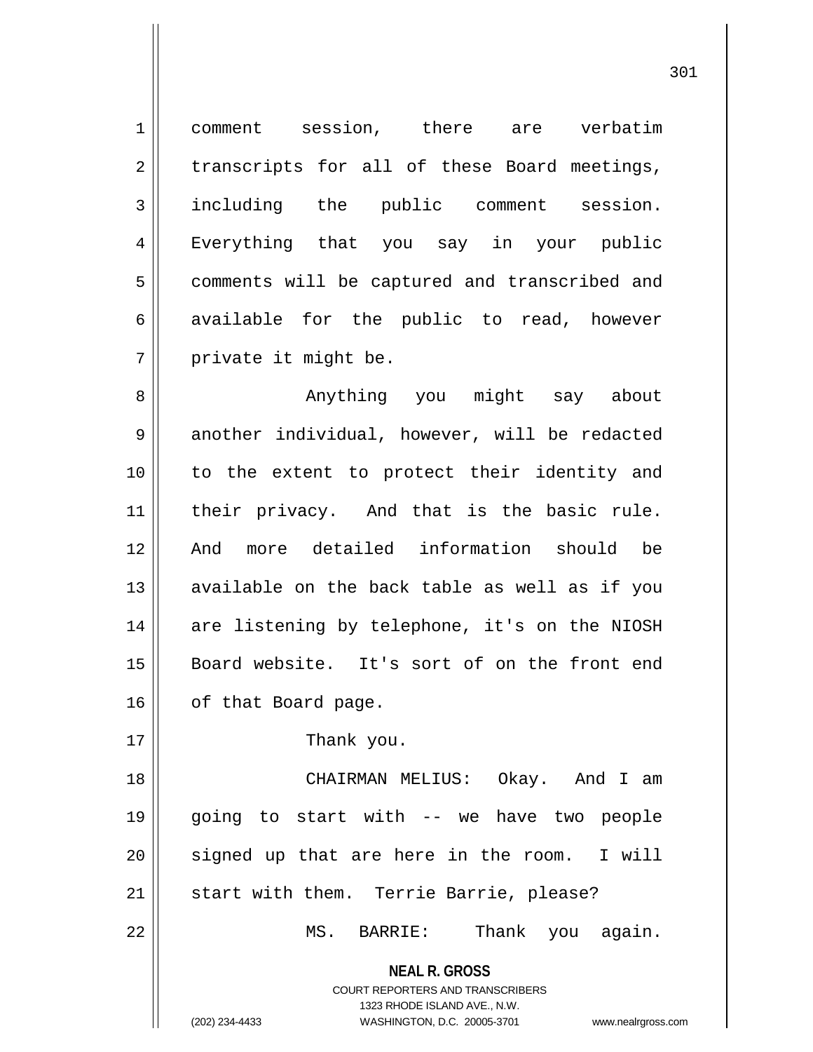comment session, there are verbatim transcripts for all of these Board meetings, including the public comment session. Everything that you say in your public comments will be captured and transcribed and available for the public to read, however private it might be.

Anything you might say about another individual, however, will be redacted to the extent to protect their identity and their privacy. And that is the basic rule. And more detailed information should be available on the back table as well as if you are listening by telephone, it's on the NIOSH Board website. It's sort of on the front end of that Board page.

Thank you.

CHAIRMAN MELIUS: Okay. And I am going to start with -- we have two people signed up that are here in the room. I will start with them. Terrie Barrie, please?

MS. BARRIE: Thank you again.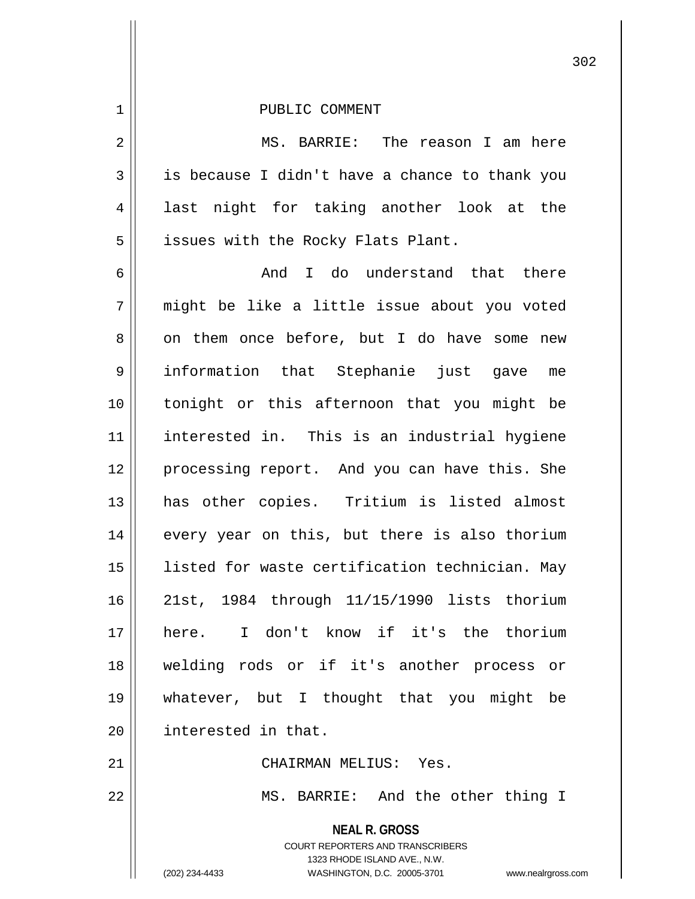PUBLIC COMMENT

MS. BARRIE: The reason I am here is because I didn't have a chance to thank you last night for taking another look at the issues with the Rocky Flats Plant.

And I do understand that there might be like a little issue about you voted on them once before, but I do have some new information that Stephanie just gave me tonight or this afternoon that you might be interested in. This is an industrial hygiene processing report. And you can have this. She has other copies. Tritium is listed almost every year on this, but there is also thorium listed for waste certification technician. May 21st, 1984 through 11/15/1990 lists thorium here. I don't know if it's the thorium welding rods or if it's another process or whatever, but I thought that you might be interested in that.

CHAIRMAN MELIUS: Yes.

MS. BARRIE: And the other thing I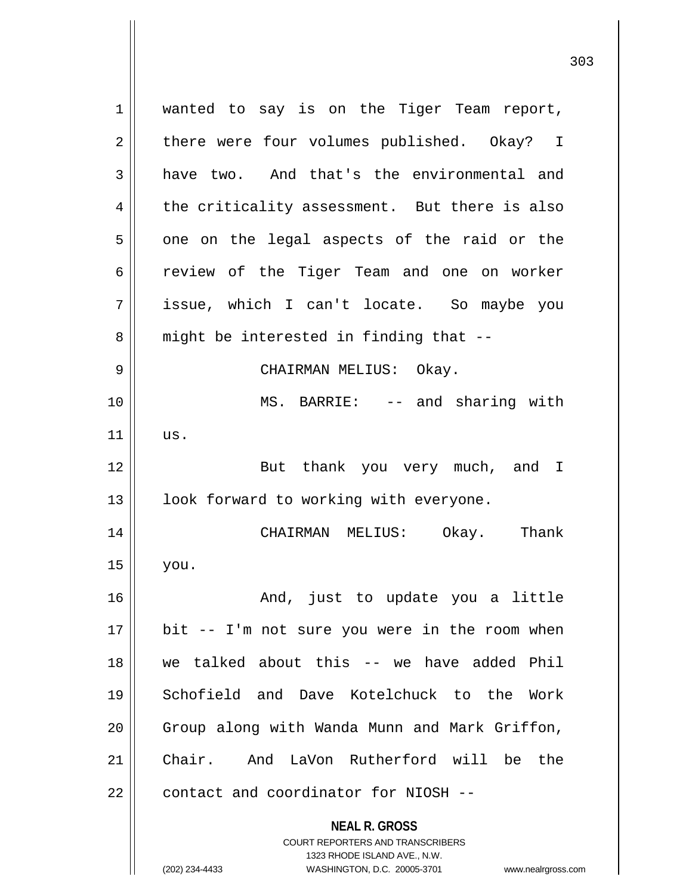wanted to say is on the Tiger Team report, there were four volumes published. Okay? I have two. And that's the environmental and the criticality assessment. But there is also one on the legal aspects of the raid or the review of the Tiger Team and one on worker issue, which I can't locate. So maybe you might be interested in finding that --

CHAIRMAN MELIUS: Okay.

MS. BARRIE: -- and sharing with us.

But thank you very much, and I look forward to working with everyone.

CHAIRMAN MELIUS: Okay. Thank you.

And, just to update you a little bit -- I'm not sure you were in the room when we talked about this -- we have added Phil Schofield and Dave Kotelchuck to the Work Group along with Wanda Munn and Mark Griffon, Chair. And LaVon Rutherford will be the contact and coordinator for NIOSH --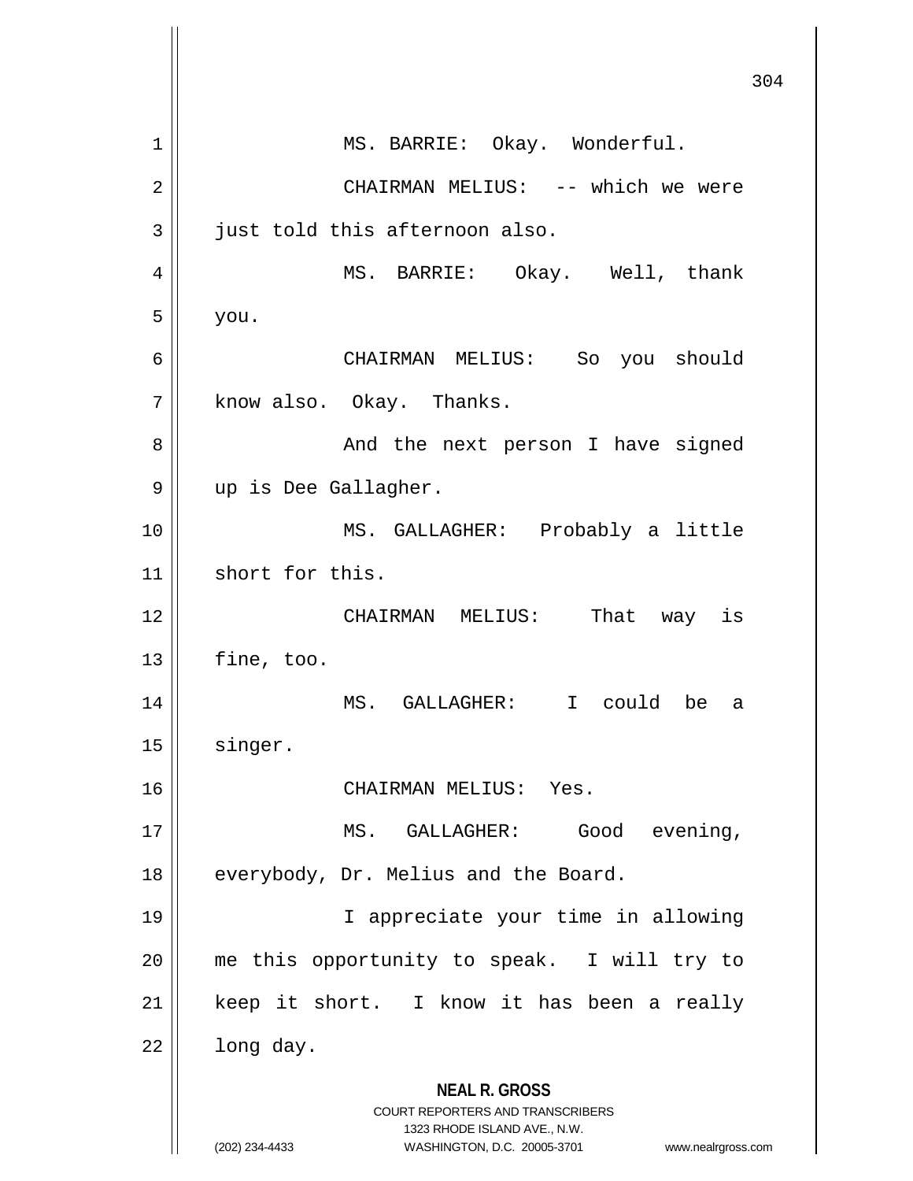MS. BARRIE: Okay. Wonderful.

CHAIRMAN MELIUS: -- which we were just told this afternoon also.

MS. BARRIE: Okay. Well, thank you.

CHAIRMAN MELIUS: So you should know also. Okay. Thanks.

And the next person I have signed up is Dee Gallagher.

MS. GALLAGHER: Probably a little short for this.

CHAIRMAN MELIUS: That way is fine, too.

MS. GALLAGHER: I could be a singer.

CHAIRMAN MELIUS: Yes.

MS. GALLAGHER: Good evening, everybody, Dr. Melius and the Board.

I appreciate your time in allowing me this opportunity to speak. I will try to keep it short. I know it has been a really long day.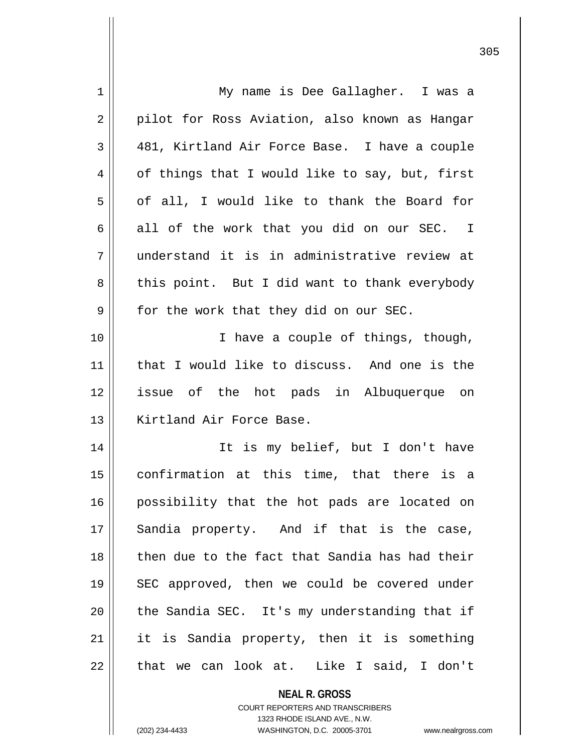My name is Dee Gallagher. I was a pilot for Ross Aviation, also known as Hangar 481, Kirtland Air Force Base. I have a couple of things that I would like to say, but, first of all, I would like to thank the Board for all of the work that you did on our SEC. I understand it is in administrative review at this point. But I did want to thank everybody for the work that they did on our SEC.

I have a couple of things, though, that I would like to discuss. And one is the issue of the hot pads in Albuquerque on Kirtland Air Force Base.

It is my belief, but I don't have confirmation at this time, that there is a possibility that the hot pads are located on Sandia property. And if that is the case, then due to the fact that Sandia has had their SEC approved, then we could be covered under the Sandia SEC. It's my understanding that if it is Sandia property, then it is something that we can look at. Like I said, I don't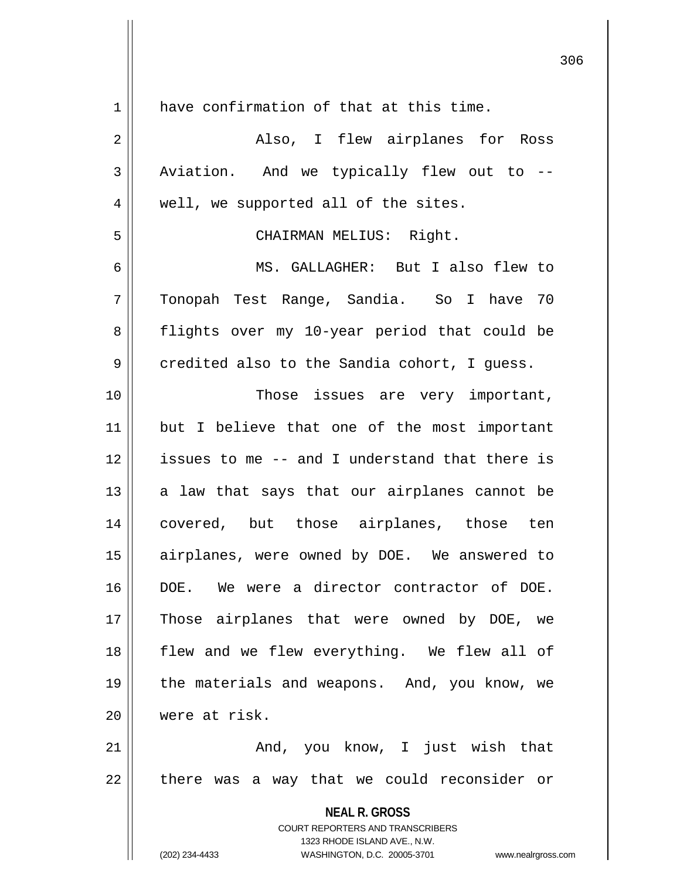have confirmation of that at this time.

Also, I flew airplanes for Ross Aviation. And we typically flew out to -- well, we supported all of the sites.

CHAIRMAN MELIUS: Right.

MS. GALLAGHER: But I also flew to Tonopah Test Range, Sandia. So I have 70 flights over my 10-year period that could be credited also to the Sandia cohort, I guess.

Those issues are very important, but I believe that one of the most important issues to me -- and I understand that there is a law that says that our airplanes cannot be covered, but those airplanes, those ten airplanes, were owned by DOE. We answered to DOE. We were a director contractor of DOE. Those airplanes that were owned by DOE, we flew and we flew everything. We flew all of the materials and weapons. And, you know, we were at risk.

And, you know, I just wish that there was a way that we could reconsider or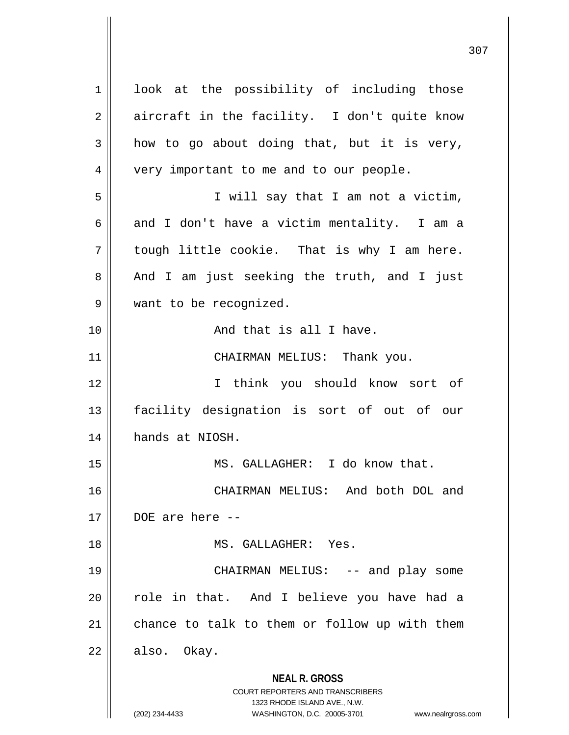look at the possibility of including those aircraft in the facility. I don't quite know how to go about doing that, but it is very, very important to me and to our people.

I will say that I am not a victim, and I don't have a victim mentality. I am a tough little cookie. That is why I am here. And I am just seeking the truth, and I just want to be recognized.

And that is all I have.

CHAIRMAN MELIUS: Thank you.

I think you should know sort of facility designation is sort of out of our hands at NIOSH.

MS. GALLAGHER: I do know that.

CHAIRMAN MELIUS: And both DOL and DOE are here --

MS. GALLAGHER: Yes.

CHAIRMAN MELIUS: -- and play some role in that. And I believe you have had a chance to talk to them or follow up with them also. Okay.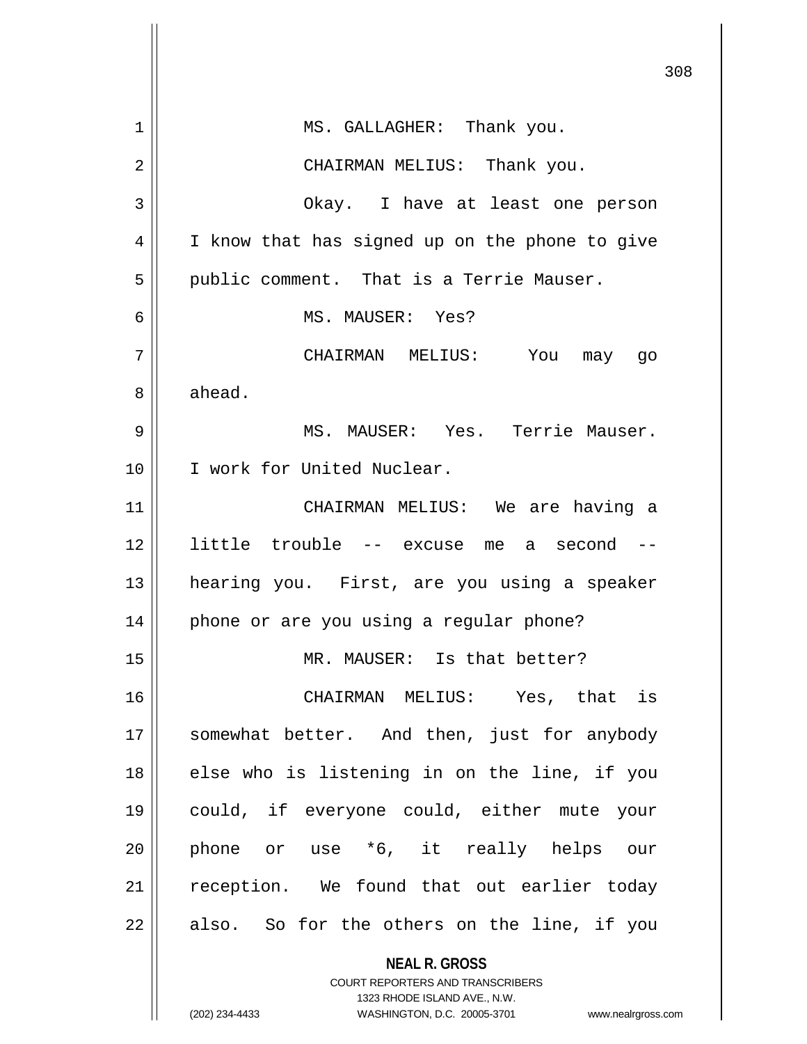MS. GALLAGHER: Thank you.

CHAIRMAN MELIUS: Thank you.

Okay. I have at least one person I know that has signed up on the phone to give public comment. That is a Terrie Mauser.

MS. MAUSER: Yes?

CHAIRMAN MELIUS: You may go ahead.

MS. MAUSER: Yes. Terrie Mauser. I work for United Nuclear.

CHAIRMAN MELIUS: We are having a little trouble -- excuse me a second -- hearing you. First, are you using a speaker phone or are you using a regular phone?

MR. MAUSER: Is that better?

CHAIRMAN MELIUS: Yes, that is somewhat better. And then, just for anybody else who is listening in on the line, if you could, if everyone could, either mute your phone or use *6, it really helps our reception. We found that out earlier today also. So for the others on the line, if you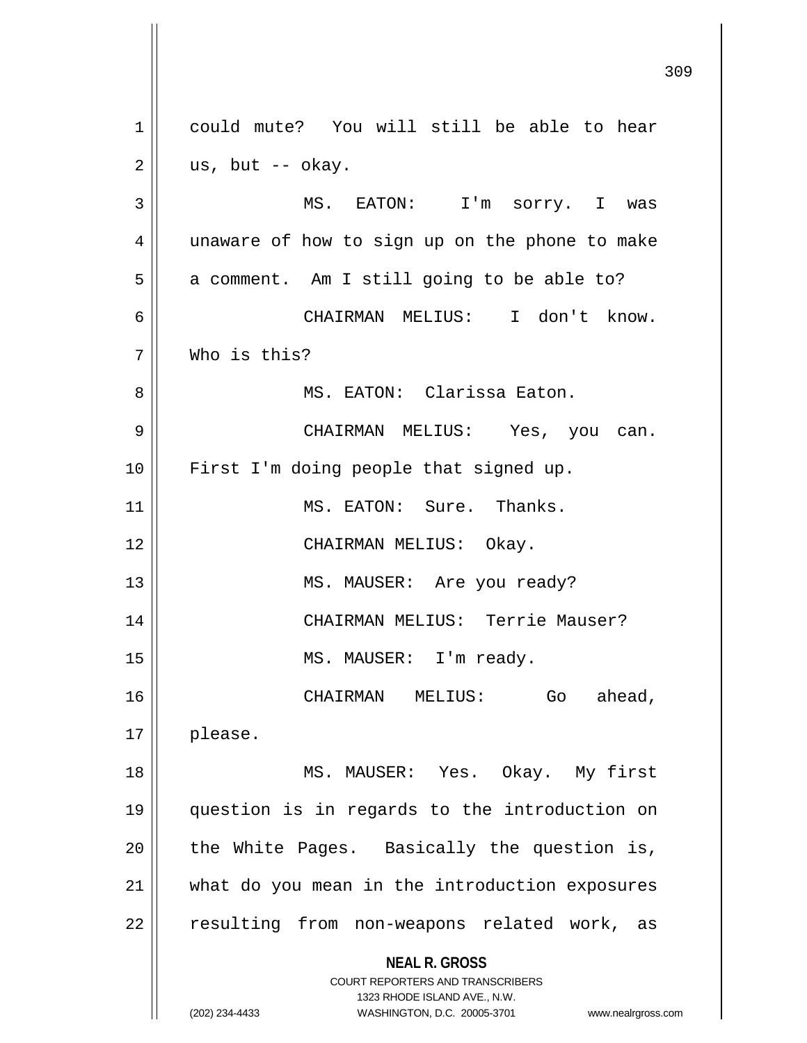could mute? You will still be able to hear us, but -- okay.

MS. EATON: I'm sorry. I was unaware of how to sign up on the phone to make a comment. Am I still going to be able to?

CHAIRMAN MELIUS: I don't know. Who is this?

MS. EATON: Clarissa Eaton.

CHAIRMAN MELIUS: Yes, you can. First I'm doing people that signed up.

MS. EATON: Sure. Thanks.

CHAIRMAN MELIUS: Okay.

MS. MAUSER: Are you ready?

CHAIRMAN MELIUS: Terrie Mauser?

MS. MAUSER: I'm ready.

CHAIRMAN MELIUS: Go ahead, please.

MS. MAUSER: Yes. Okay. My first question is in regards to the introduction on the White Pages. Basically the question is, what do you mean in the introduction exposures resulting from non-weapons related work, as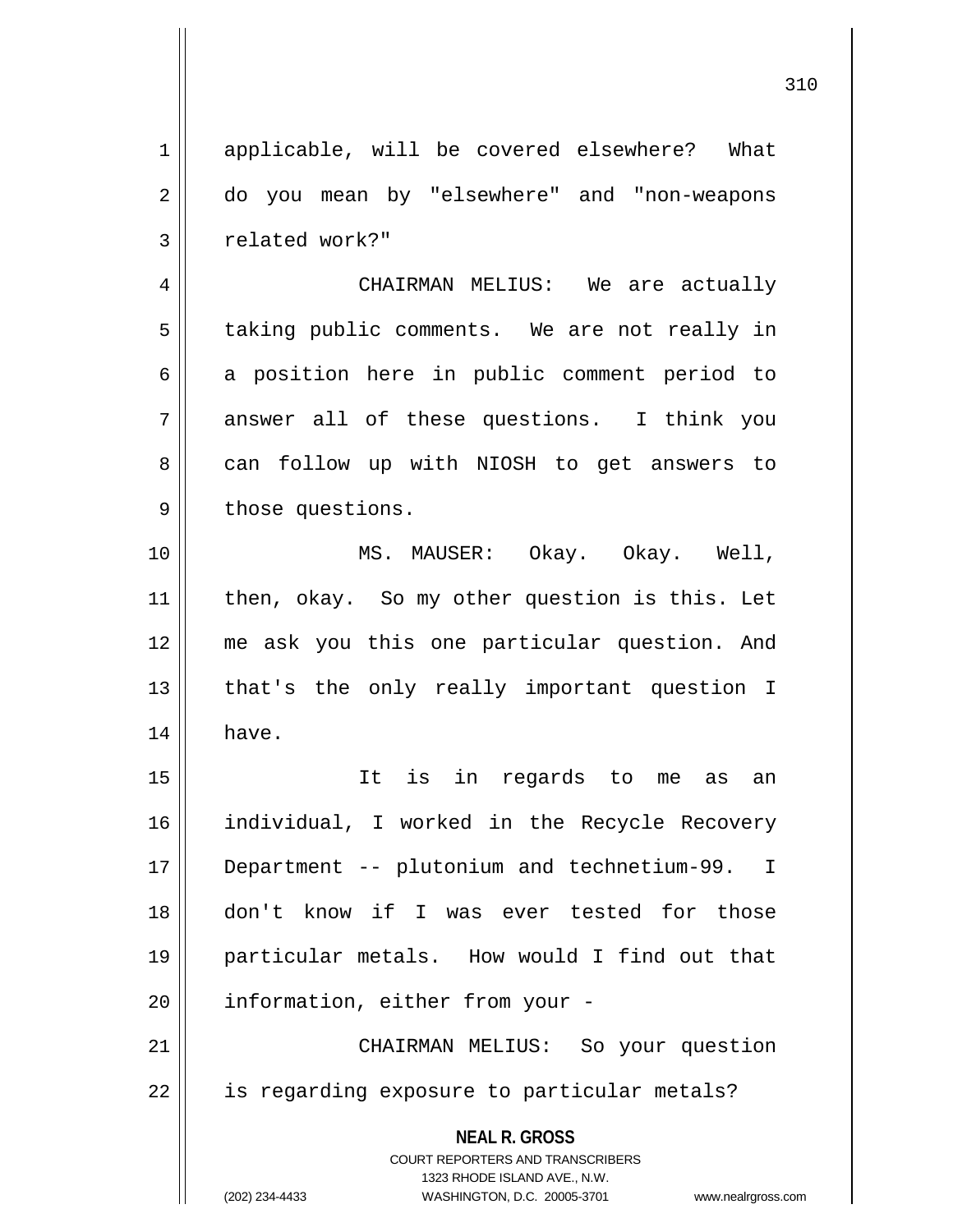applicable, will be covered elsewhere? What do you mean by "elsewhere" and "non-weapons related work?"

CHAIRMAN MELIUS: We are actually taking public comments. We are not really in a position here in public comment period to answer all of these questions. I think you can follow up with NIOSH to get answers to those questions.

MS. MAUSER: Okay. Okay. Well, then, okay. So my other question is this. Let me ask you this one particular question. And that's the only really important question I have.

It is in regards to me as an individual, I worked in the Recycle Recovery Department -- plutonium and technetium-99. I don't know if I was ever tested for those particular metals. How would I find out that information, either from your -

CHAIRMAN MELIUS: So your question is regarding exposure to particular metals?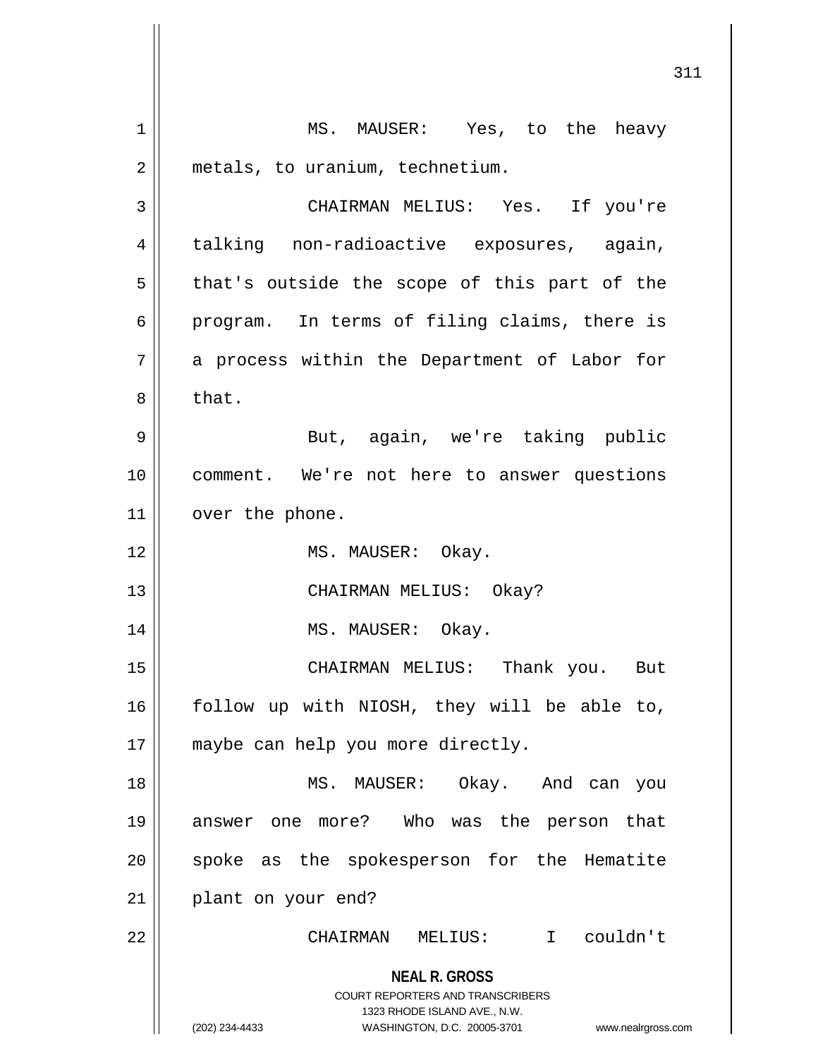MS. MAUSER: Yes, to the heavy metals, to uranium, technetium.

CHAIRMAN MELIUS: Yes. If you're talking non-radioactive exposures, again, that's outside the scope of this part of the program. In terms of filing claims, there is a process within the Department of Labor for that.

But, again, we're taking public comment. We're not here to answer questions over the phone.

MS. MAUSER: Okay.

CHAIRMAN MELIUS: Okay?

MS. MAUSER: Okay.

CHAIRMAN MELIUS: Thank you. But follow up with NIOSH, they will be able to, maybe can help you more directly.

MS. MAUSER: Okay. And can you answer one more? Who was the person that spoke as the spokesperson for the Hematite plant on your end?

CHAIRMAN MELIUS: I couldn't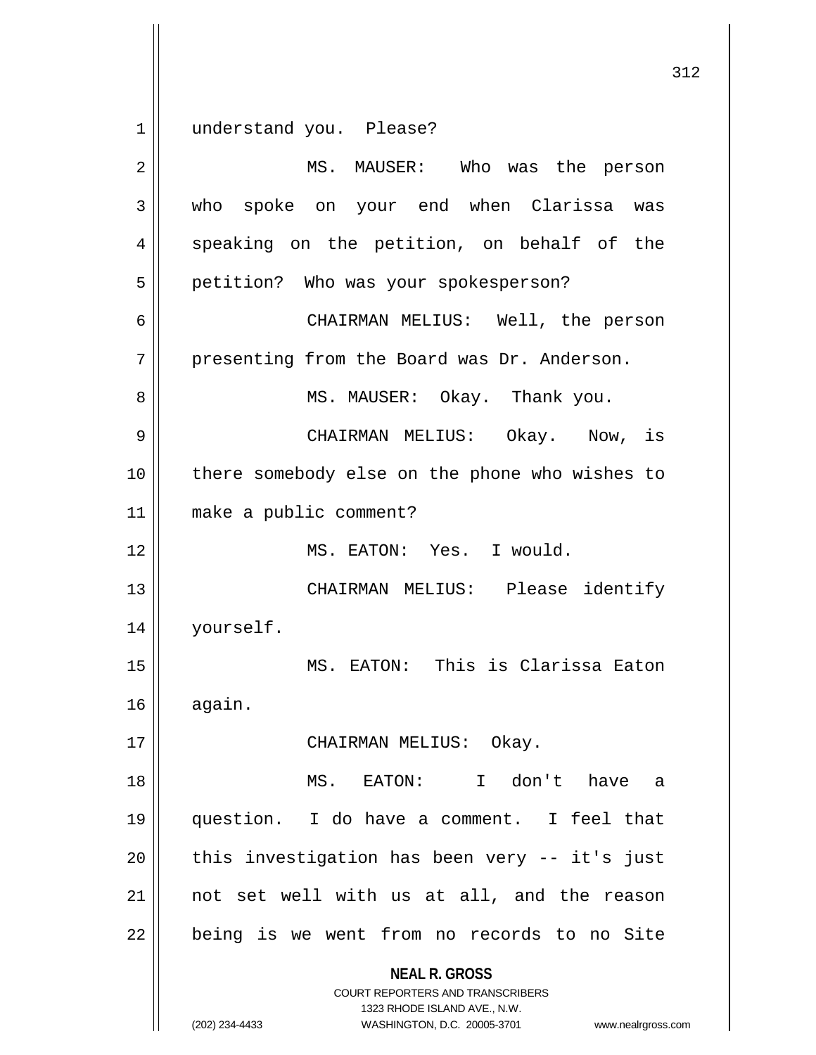understand you. Please?

MS. MAUSER: Who was the person who spoke on your end when Clarissa was speaking on the petition, on behalf of the petition? Who was your spokesperson?

CHAIRMAN MELIUS: Well, the person presenting from the Board was Dr. Anderson.

MS. MAUSER: Okay. Thank you.

CHAIRMAN MELIUS: Okay. Now, is there somebody else on the phone who wishes to make a public comment?

MS. EATON: Yes. I would.

CHAIRMAN MELIUS: Please identify yourself.

MS. EATON: This is Clarissa Eaton again.

CHAIRMAN MELIUS: Okay.

MS. EATON: I don't have a question. I do have a comment. I feel that this investigation has been very -- it's just not set well with us at all, and the reason being is we went from no records to no Site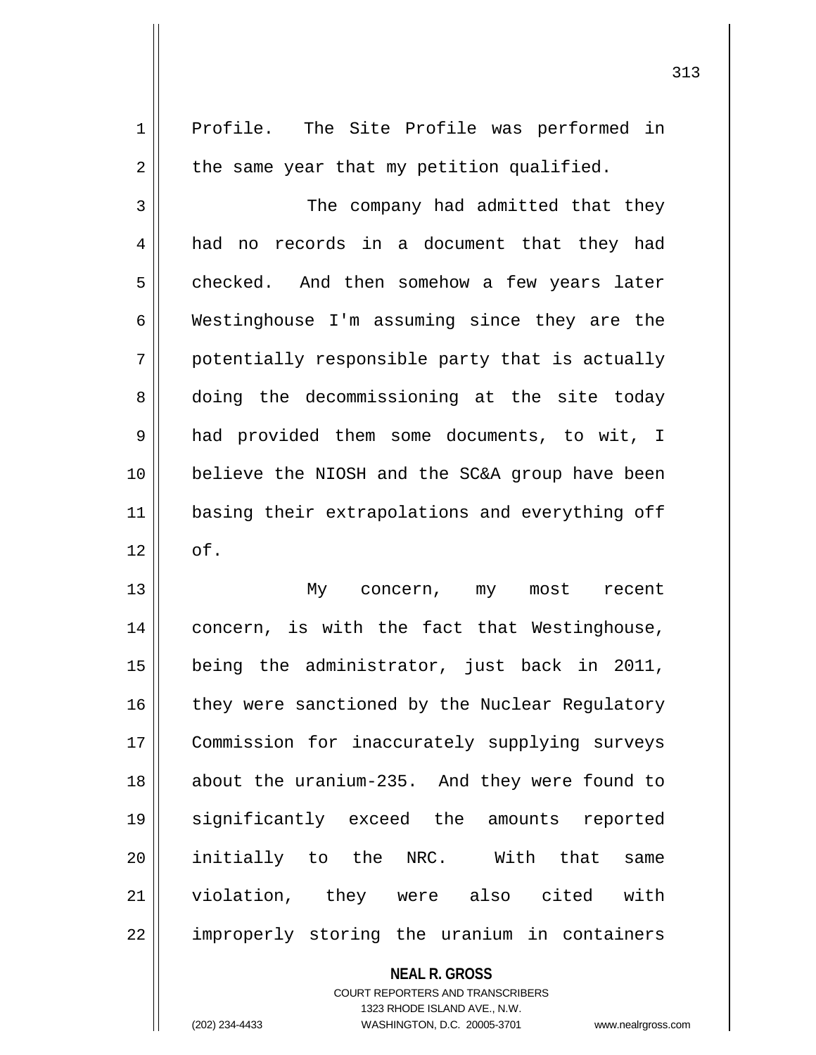Profile. The Site Profile was performed in the same year that my petition qualified.

The company had admitted that they had no records in a document that they had checked. And then somehow a few years later Westinghouse I'm assuming since they are the potentially responsible party that is actually doing the decommissioning at the site today had provided them some documents, to wit, I believe the NIOSH and the SC&A group have been basing their extrapolations and everything off of.

My concern, my most recent concern, is with the fact that Westinghouse, being the administrator, just back in 2011, they were sanctioned by the Nuclear Regulatory Commission for inaccurately supplying surveys about the uranium-235. And they were found to significantly exceed the amounts reported initially to the NRC. With that same violation, they were also cited with improperly storing the uranium in containers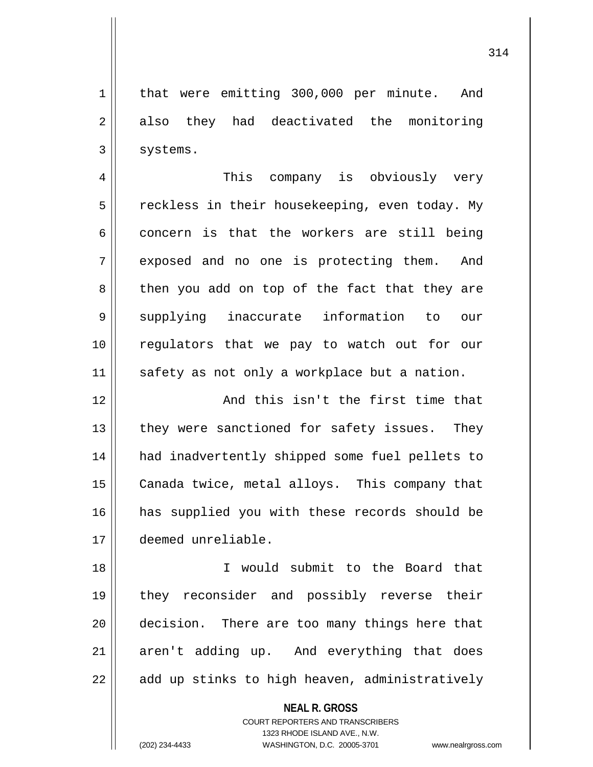that were emitting 300,000 per minute. And also they had deactivated the monitoring systems.

This company is obviously very reckless in their housekeeping, even today. My concern is that the workers are still being exposed and no one is protecting them. And then you add on top of the fact that they are supplying inaccurate information to our regulators that we pay to watch out for our safety as not only a workplace but a nation.

And this isn't the first time that they were sanctioned for safety issues. They had inadvertently shipped some fuel pellets to Canada twice, metal alloys. This company that has supplied you with these records should be deemed unreliable.

I would submit to the Board that they reconsider and possibly reverse their decision. There are too many things here that aren't adding up. And everything that does add up stinks to high heaven, administratively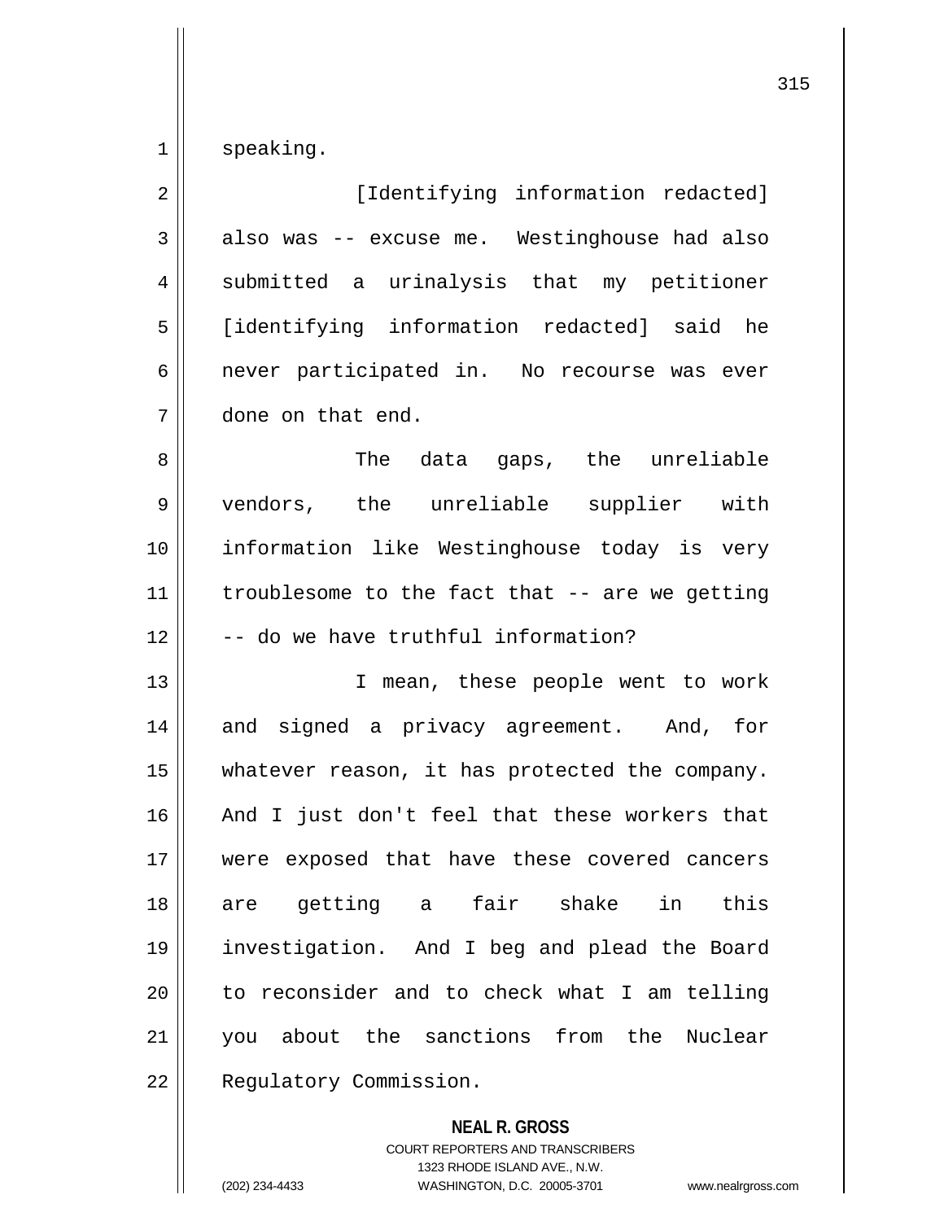speaking.

[Identifying information redacted] also was -- excuse me. Westinghouse had also submitted a urinalysis that my petitioner [identifying information redacted] said he never participated in. No recourse was ever done on that end.

The data gaps, the unreliable vendors, the unreliable supplier with information like Westinghouse today is very troublesome to the fact that -- are we getting -- do we have truthful information?

I mean, these people went to work and signed a privacy agreement. And, for whatever reason, it has protected the company. And I just don't feel that these workers that were exposed that have these covered cancers are getting a fair shake in this investigation. And I beg and plead the Board to reconsider and to check what I am telling you about the sanctions from the Nuclear Regulatory Commission.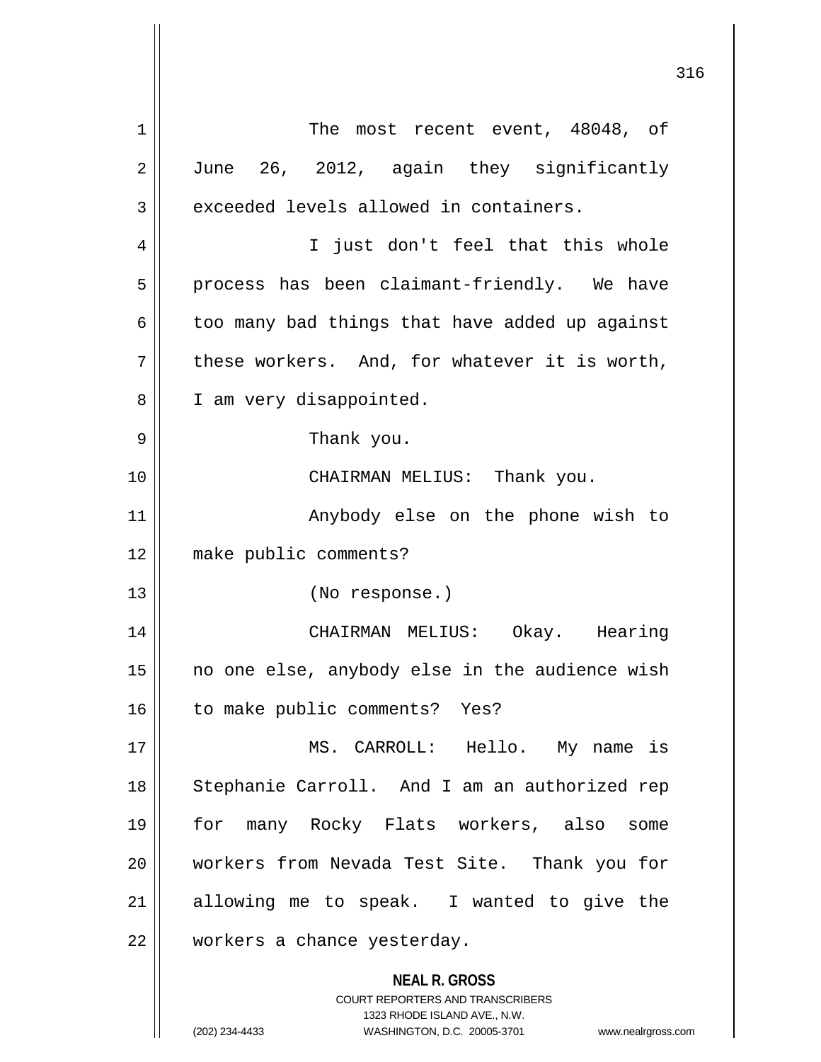The most recent event, 48048, of June 26, 2012, again they significantly exceeded levels allowed in containers.

I just don't feel that this whole process has been claimant-friendly. We have too many bad things that have added up against these workers. And, for whatever it is worth, I am very disappointed.

Thank you.

CHAIRMAN MELIUS: Thank you.

Anybody else on the phone wish to make public comments?

(No response.)

CHAIRMAN MELIUS: Okay. Hearing no one else, anybody else in the audience wish to make public comments? Yes?

MS. CARROLL: Hello. My name is Stephanie Carroll. And I am an authorized rep for many Rocky Flats workers, also some workers from Nevada Test Site. Thank you for allowing me to speak. I wanted to give the workers a chance yesterday.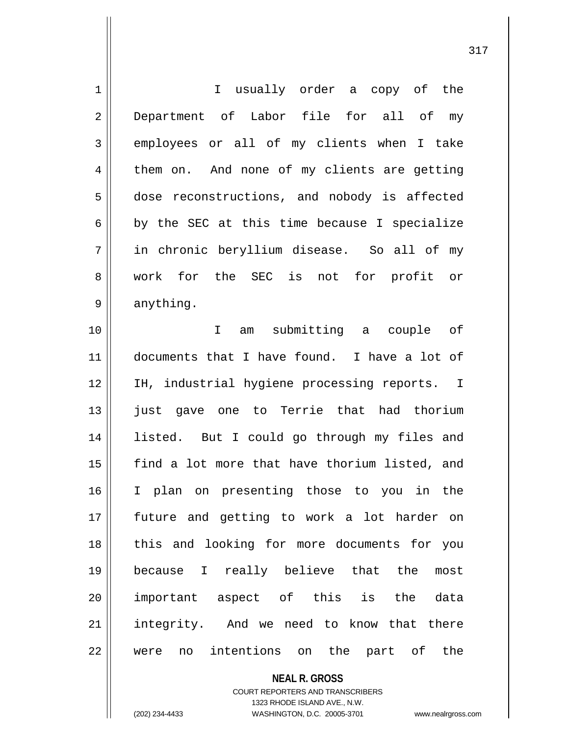I usually order a copy of the Department of Labor file for all of my employees or all of my clients when I take them on. And none of my clients are getting dose reconstructions, and nobody is affected by the SEC at this time because I specialize in chronic beryllium disease. So all of my work for the SEC is not for profit or anything.

I am submitting a couple of documents that I have found. I have a lot of IH, industrial hygiene processing reports. I just gave one to Terrie that had thorium listed. But I could go through my files and find a lot more that have thorium listed, and I plan on presenting those to you in the future and getting to work a lot harder on this and looking for more documents for you because I really believe that the most important aspect of this is the data integrity. And we need to know that there were no intentions on the part of the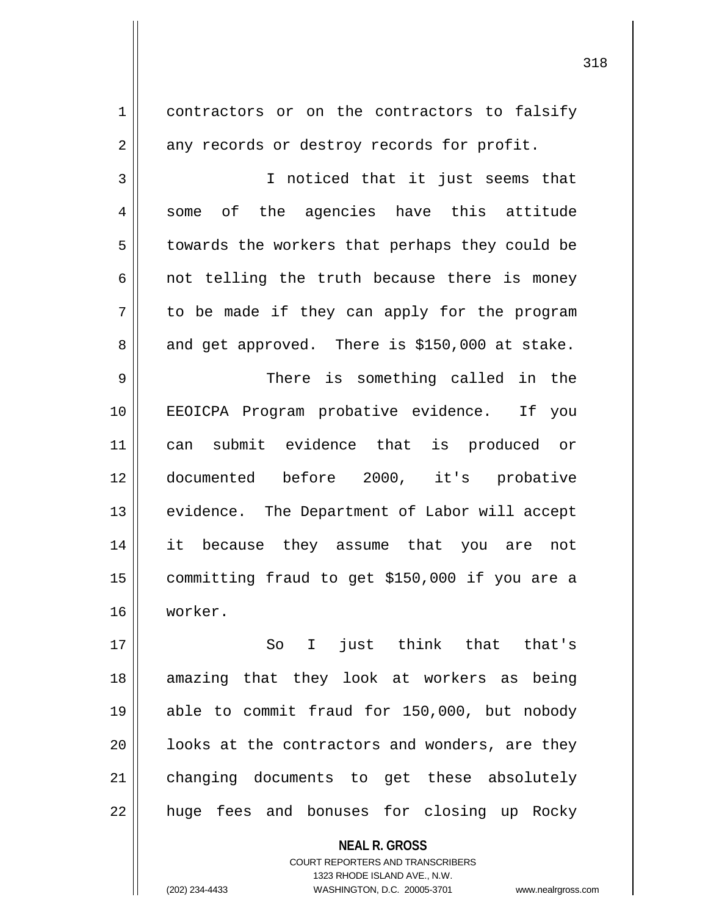contractors or on the contractors to falsify any records or destroy records for profit.

I noticed that it just seems that some of the agencies have this attitude towards the workers that perhaps they could be not telling the truth because there is money to be made if they can apply for the program and get approved. There is $150,000 at stake.

There is something called in the EEOICPA Program probative evidence. If you can submit evidence that is produced or documented before 2000, it's probative evidence. The Department of Labor will accept it because they assume that you are not committing fraud to get $150,000 if you are a worker.

So I just think that that's amazing that they look at workers as being able to commit fraud for 150,000, but nobody looks at the contractors and wonders, are they changing documents to get these absolutely huge fees and bonuses for closing up Rocky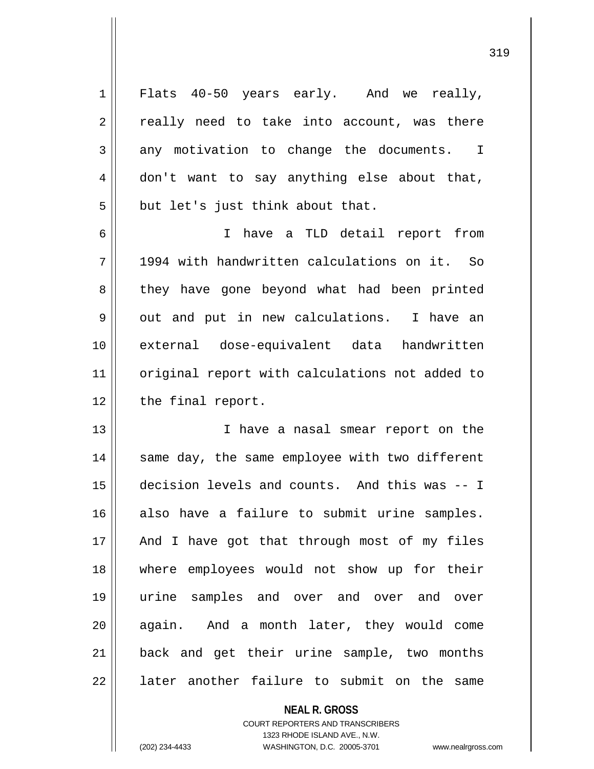Flats 40-50 years early. And we really, really need to take into account, was there any motivation to change the documents. I don't want to say anything else about that, but let's just think about that.

I have a TLD detail report from 1994 with handwritten calculations on it. So they have gone beyond what had been printed out and put in new calculations. I have an external dose-equivalent data handwritten original report with calculations not added to the final report.

I have a nasal smear report on the same day, the same employee with two different decision levels and counts. And this was -- I also have a failure to submit urine samples. And I have got that through most of my files where employees would not show up for their urine samples and over and over and over again. And a month later, they would come back and get their urine sample, two months later another failure to submit on the same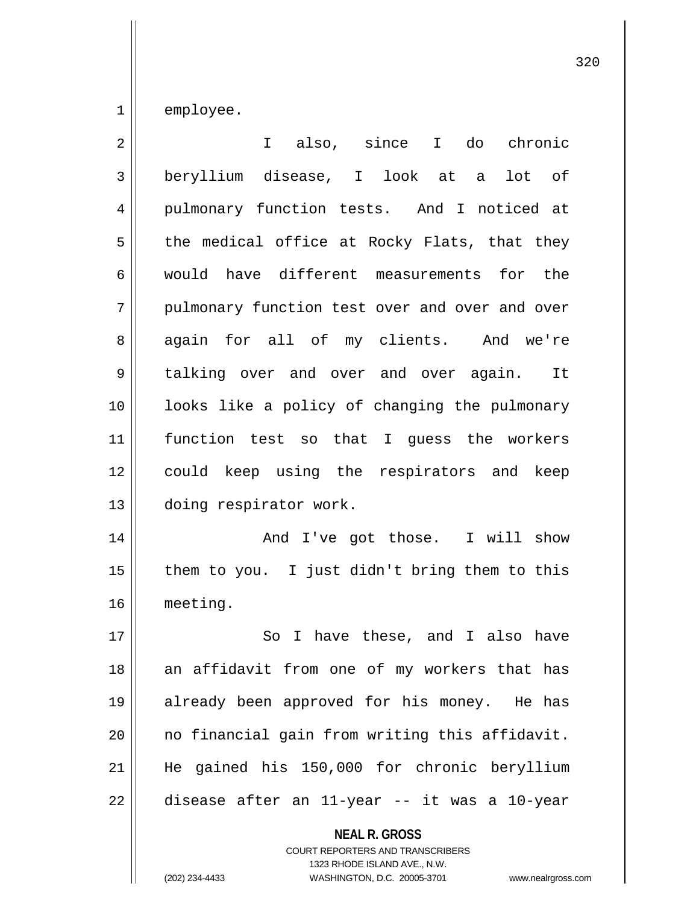employee.

I also, since I do chronic beryllium disease, I look at a lot of pulmonary function tests. And I noticed at the medical office at Rocky Flats, that they would have different measurements for the pulmonary function test over and over and over again for all of my clients. And we're talking over and over and over again. It looks like a policy of changing the pulmonary function test so that I guess the workers could keep using the respirators and keep doing respirator work.

And I've got those. I will show them to you. I just didn't bring them to this meeting.

So I have these, and I also have an affidavit from one of my workers that has already been approved for his money. He has no financial gain from writing this affidavit. He gained his 150,000 for chronic beryllium disease after an 11-year -- it was a 10-year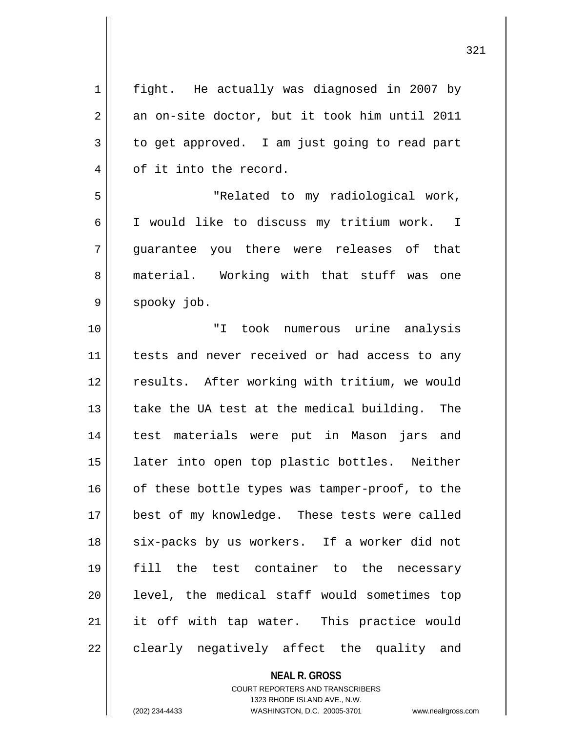fight. He actually was diagnosed in 2007 by an on-site doctor, but it took him until 2011 to get approved. I am just going to read part of it into the record.

"Related to my radiological work, I would like to discuss my tritium work. I guarantee you there were releases of that material. Working with that stuff was one spooky job.

"I took numerous urine analysis tests and never received or had access to any results. After working with tritium, we would take the UA test at the medical building. The test materials were put in Mason jars and later into open top plastic bottles. Neither of these bottle types was tamper-proof, to the best of my knowledge. These tests were called six-packs by us workers. If a worker did not fill the test container to the necessary level, the medical staff would sometimes top it off with tap water. This practice would clearly negatively affect the quality and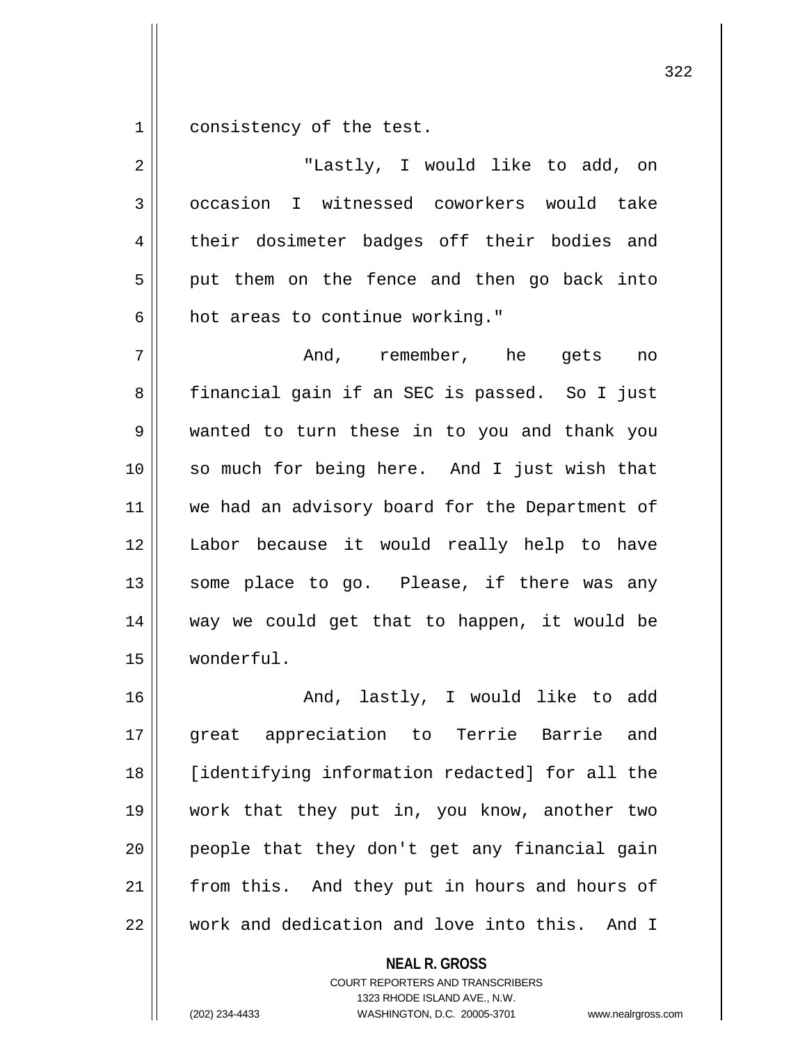consistency of the test.

"Lastly, I would like to add, on occasion I witnessed coworkers would take their dosimeter badges off their bodies and put them on the fence and then go back into hot areas to continue working."

And, remember, he gets no financial gain if an SEC is passed. So I just wanted to turn these in to you and thank you so much for being here. And I just wish that we had an advisory board for the Department of Labor because it would really help to have some place to go. Please, if there was any way we could get that to happen, it would be wonderful.

And, lastly, I would like to add great appreciation to Terrie Barrie and [identifying information redacted] for all the work that they put in, you know, another two people that they don't get any financial gain from this. And they put in hours and hours of work and dedication and love into this. And I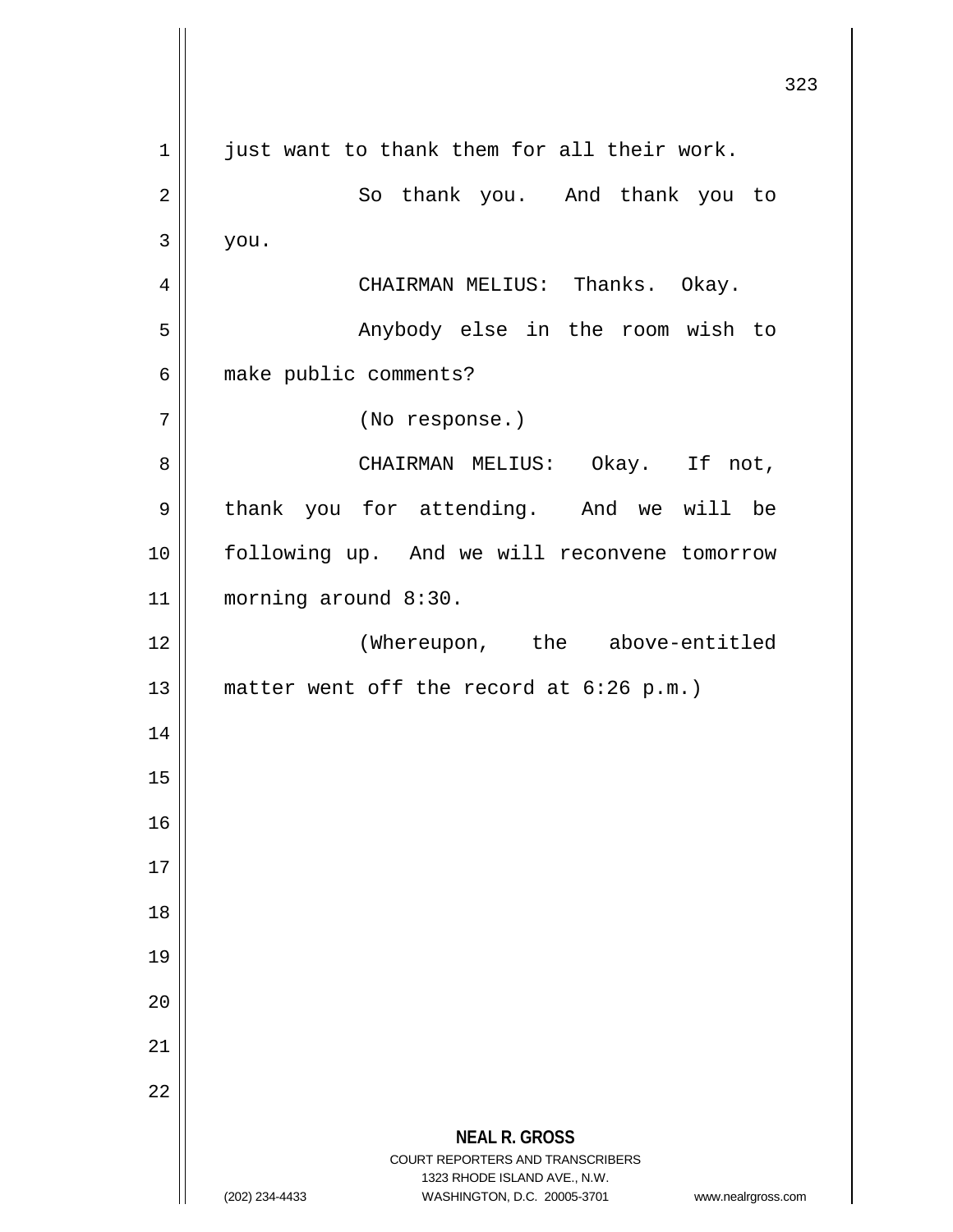just want to thank them for all their work.

So thank you. And thank you to you.

CHAIRMAN MELIUS: Thanks. Okay.

Anybody else in the room wish to make public comments?

(No response.)

CHAIRMAN MELIUS: Okay. If not, thank you for attending. And we will be following up. And we will reconvene tomorrow morning around 8:30.

(Whereupon, the above-entitled matter went off the record at 6:26 p.m.)